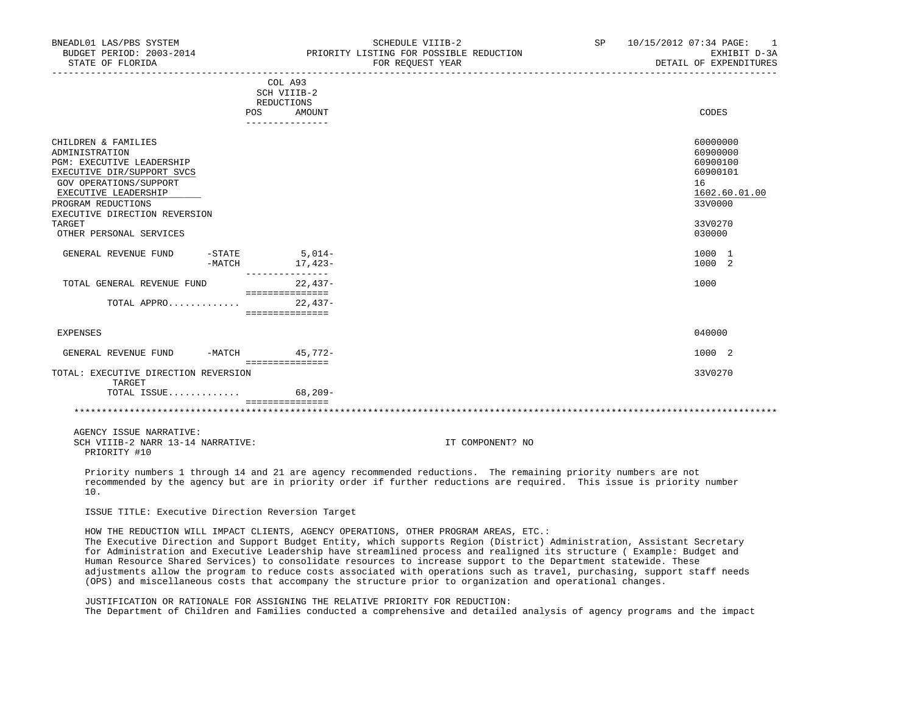BNEADL01 LAS/PBS SYSTEM | SCHEDULE VIIIB-2 | SP 10/15/2012 07:34
BUDGET PERIOD: 2003-2014 | PRIORITY LISTING FOR POSSIBLE REDUCTION | EXHIBIT D-3A
STATE OF FLORIDA | FOR REQUEST YEAR | DETAIL OF EXPENDITURES

| | COL A93 SCH VIIIB-2 REDUCTIONS POS | AMOUNT | CODES |
|---|---|---|---|
| CHILDREN & FAMILIES | | | 60000000 |
| ADMINISTRATION | | | 60900000 |
| PGM: EXECUTIVE LEADERSHIP | | | 60900100 |
| EXECUTIVE DIR/SUPPORT SVCS | | | 60900101 |
| GOV OPERATIONS/SUPPORT | | | 16 |
| EXECUTIVE LEADERSHIP | | | 1602.60.01.00 |
| PROGRAM REDUCTIONS | | | 33V0000 |
| EXECUTIVE DIRECTION REVERSION TARGET | | | 33V0270 |
| OTHER PERSONAL SERVICES | | | 030000 |
| GENERAL REVENUE FUND -STATE | | 5,014- | 1000 1 |
| -MATCH | | 17,423- | 1000 2 |
| TOTAL GENERAL REVENUE FUND | | 22,437- | 1000 |
| TOTAL APPRO............ | | 22,437- | |
| EXPENSES | | | 040000 |
| GENERAL REVENUE FUND -MATCH | | 45,772- | 1000 2 |
| TOTAL: EXECUTIVE DIRECTION REVERSION TARGET | | | 33V0270 |
| TOTAL ISSUE............ | | 68,209- | |

AGENCY ISSUE NARRATIVE:
SCH VIIIB-2 NARR 13-14 NARRATIVE: IT COMPONENT? NO
PRIORITY #10

Priority numbers 1 through 14 and 21 are agency recommended reductions. The remaining priority numbers are not recommended by the agency but are in priority order if further reductions are required. This issue is priority number 10.

ISSUE TITLE: Executive Direction Reversion Target

HOW THE REDUCTION WILL IMPACT CLIENTS, AGENCY OPERATIONS, OTHER PROGRAM AREAS, ETC.:
The Executive Direction and Support Budget Entity, which supports Region (District) Administration, Assistant Secretary for Administration and Executive Leadership have streamlined process and realigned its structure ( Example: Budget and Human Resource Shared Services) to consolidate resources to increase support to the Department statewide. These adjustments allow the program to reduce costs associated with operations such as travel, purchasing, support staff needs (OPS) and miscellaneous costs that accompany the structure prior to organization and operational changes.

JUSTIFICATION OR RATIONALE FOR ASSIGNING THE RELATIVE PRIORITY FOR REDUCTION:
The Department of Children and Families conducted a comprehensive and detailed analysis of agency programs and the impact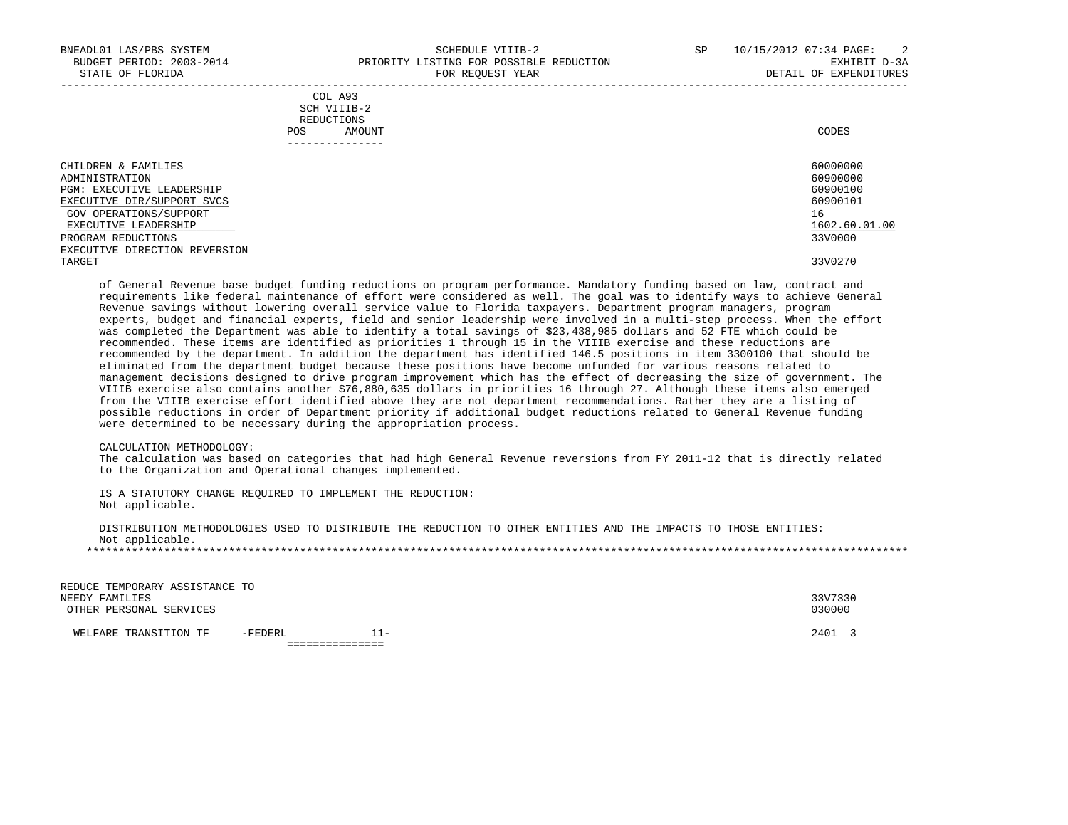| | COL A93 SCH VIIIB-2 REDUCTIONS POS AMOUNT | CODES |
|---|---|---|
| CHILDREN & FAMILIES | | 60000000 |
| ADMINISTRATION | | 60900000 |
| PGM: EXECUTIVE LEADERSHIP | | 60900100 |
| EXECUTIVE DIR/SUPPORT SVCS | | 60900101 |
| GOV OPERATIONS/SUPPORT | | 16 |
| EXECUTIVE LEADERSHIP | | 1602.60.01.00 |
| PROGRAM REDUCTIONS | | 33V0000 |
| EXECUTIVE DIRECTION REVERSION TARGET | | 33V0270 |

of General Revenue base budget funding reductions on program performance. Mandatory funding based on law, contract and requirements like federal maintenance of effort were considered as well. The goal was to identify ways to achieve General Revenue savings without lowering overall service value to Florida taxpayers. Department program managers, program experts, budget and financial experts, field and senior leadership were involved in a multi-step process. When the effort was completed the Department was able to identify a total savings of $23,438,985 dollars and 52 FTE which could be recommended. These items are identified as priorities 1 through 15 in the VIIIB exercise and these reductions are recommended by the department. In addition the department has identified 146.5 positions in item 3300100 that should be eliminated from the department budget because these positions have become unfunded for various reasons related to management decisions designed to drive program improvement which has the effect of decreasing the size of government. The VIIIB exercise also contains another $76,880,635 dollars in priorities 16 through 27. Although these items also emerged from the VIIIB exercise effort identified above they are not department recommendations. Rather they are a listing of possible reductions in order of Department priority if additional budget reductions related to General Revenue funding were determined to be necessary during the appropriation process.

CALCULATION METHODOLOGY:
The calculation was based on categories that had high General Revenue reversions from FY 2011-12 that is directly related to the Organization and Operational changes implemented.

IS A STATUTORY CHANGE REQUIRED TO IMPLEMENT THE REDUCTION:
Not applicable.

DISTRIBUTION METHODOLOGIES USED TO DISTRIBUTE THE REDUCTION TO OTHER ENTITIES AND THE IMPACTS TO THOSE ENTITIES:
Not applicable.

*********************************************************************************************************************************

| | POS AMOUNT | CODES |
|---|---|---|
| REDUCE TEMPORARY ASSISTANCE TO NEEDY FAMILIES | | 33V7330 |
| OTHER PERSONAL SERVICES | | 030000 |
| WELFARE TRANSITION TF -FEDERL | 11- | 2401 3 |
| | =============== | |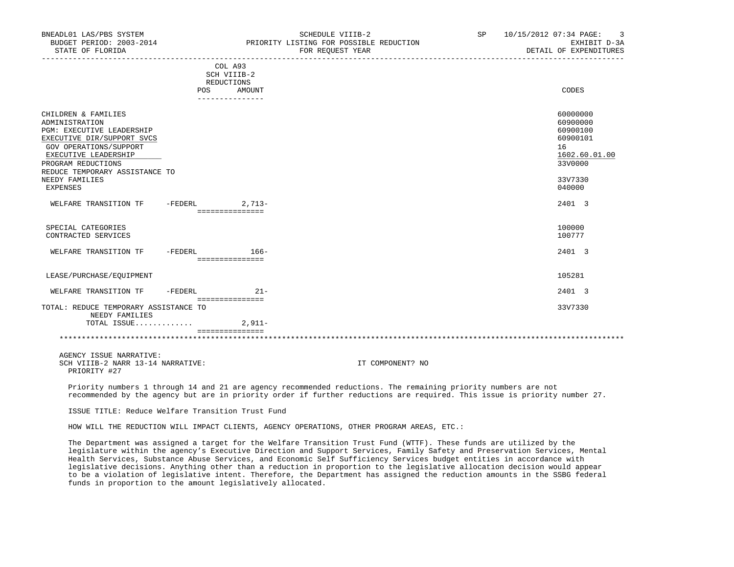| | COL A93 SCH VIIIB-2 REDUCTIONS POS AMOUNT | CODES |
|---|---|---|
| CHILDREN & FAMILIES | | 60000000 |
| ADMINISTRATION | | 60900000 |
| PGM: EXECUTIVE LEADERSHIP | | 60900100 |
| EXECUTIVE DIR/SUPPORT SVCS | | 60900101 |
| GOV OPERATIONS/SUPPORT | | 16 |
| EXECUTIVE LEADERSHIP | | 1602.60.01.00 |
| PROGRAM REDUCTIONS | | 33V0000 |
| REDUCE TEMPORARY ASSISTANCE TO NEEDY FAMILIES | | 33V7330 |
| EXPENSES | | 040000 |
| WELFARE TRANSITION TF -FEDERL | 2,713- | 2401 3 |
| SPECIAL CATEGORIES | | 100000 |
| CONTRACTED SERVICES | | 100777 |
| WELFARE TRANSITION TF -FEDERL | 166- | 2401 3 |
| LEASE/PURCHASE/EQUIPMENT | | 105281 |
| WELFARE TRANSITION TF -FEDERL | 21- | 2401 3 |
| TOTAL: REDUCE TEMPORARY ASSISTANCE TO NEEDY FAMILIES | | 33V7330 |
| TOTAL ISSUE............. | 2,911- | |

AGENCY ISSUE NARRATIVE:
SCH VIIIB-2 NARR 13-14 NARRATIVE: IT COMPONENT? NO
PRIORITY #27

Priority numbers 1 through 14 and 21 are agency recommended reductions. The remaining priority numbers are not recommended by the agency but are in priority order if further reductions are required. This issue is priority number 27.

ISSUE TITLE: Reduce Welfare Transition Trust Fund

HOW WILL THE REDUCTION WILL IMPACT CLIENTS, AGENCY OPERATIONS, OTHER PROGRAM AREAS, ETC.:

The Department was assigned a target for the Welfare Transition Trust Fund (WTTF). These funds are utilized by the legislature within the agency's Executive Direction and Support Services, Family Safety and Preservation Services, Mental Health Services, Substance Abuse Services, and Economic Self Sufficiency Services budget entities in accordance with legislative decisions. Anything other than a reduction in proportion to the legislative allocation decision would appear to be a violation of legislative intent. Therefore, the Department has assigned the reduction amounts in the SSBG federal funds in proportion to the amount legislatively allocated.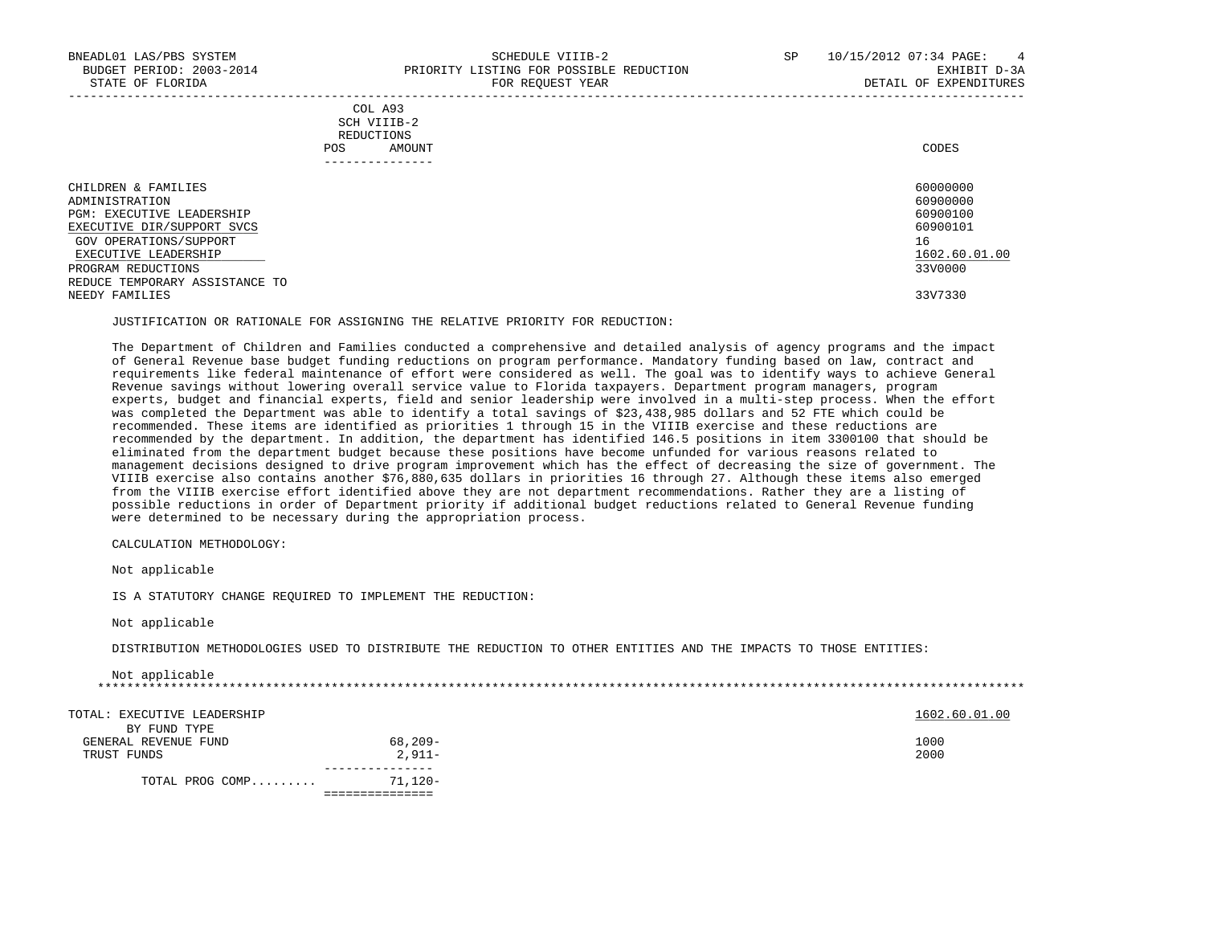BNEADL01 LAS/PBS SYSTEM | SCHEDULE VIIIB-2 | SP 10/15/2012 07:34 PAGE: 4
BUDGET PERIOD: 2003-2014 | PRIORITY LISTING FOR POSSIBLE REDUCTION | EXHIBIT D-3A
STATE OF FLORIDA | FOR REQUEST YEAR | DETAIL OF EXPENDITURES

| | COL A93 SCH VIIIB-2 REDUCTIONS POS | AMOUNT | CODES |
|---|---|---|---|
| CHILDREN & FAMILIES | | | 60000000 |
| ADMINISTRATION | | | 60900000 |
| PGM: EXECUTIVE LEADERSHIP | | | 60900100 |
| EXECUTIVE DIR/SUPPORT SVCS | | | 60900101 |
| GOV OPERATIONS/SUPPORT | | | 16 |
| EXECUTIVE LEADERSHIP | | | 1602.60.01.00 |
| PROGRAM REDUCTIONS | | | 33V0000 |
| REDUCE TEMPORARY ASSISTANCE TO NEEDY FAMILIES | | | 33V7330 |

JUSTIFICATION OR RATIONALE FOR ASSIGNING THE RELATIVE PRIORITY FOR REDUCTION:

The Department of Children and Families conducted a comprehensive and detailed analysis of agency programs and the impact of General Revenue base budget funding reductions on program performance. Mandatory funding based on law, contract and requirements like federal maintenance of effort were considered as well. The goal was to identify ways to achieve General Revenue savings without lowering overall service value to Florida taxpayers. Department program managers, program experts, budget and financial experts, field and senior leadership were involved in a multi-step process. When the effort was completed the Department was able to identify a total savings of $23,438,985 dollars and 52 FTE which could be recommended. These items are identified as priorities 1 through 15 in the VIIIB exercise and these reductions are recommended by the department. In addition, the department has identified 146.5 positions in item 3300100 that should be eliminated from the department budget because these positions have become unfunded for various reasons related to management decisions designed to drive program improvement which has the effect of decreasing the size of government. The VIIIB exercise also contains another $76,880,635 dollars in priorities 16 through 27. Although these items also emerged from the VIIIB exercise effort identified above they are not department recommendations. Rather they are a listing of possible reductions in order of Department priority if additional budget reductions related to General Revenue funding were determined to be necessary during the appropriation process.

CALCULATION METHODOLOGY:

Not applicable

IS A STATUTORY CHANGE REQUIRED TO IMPLEMENT THE REDUCTION:

Not applicable

DISTRIBUTION METHODOLOGIES USED TO DISTRIBUTE THE REDUCTION TO OTHER ENTITIES AND THE IMPACTS TO THOSE ENTITIES:

Not applicable

********************************************************************************************************************************

| TOTAL: EXECUTIVE LEADERSHIP | | | 1602.60.01.00 |
|---|---|---|---|
| BY FUND TYPE | | | |
| GENERAL REVENUE FUND | | 68,209- | 1000 |
| TRUST FUNDS | | 2,911- | 2000 |
| TOTAL PROG COMP......... | | 71,120- | |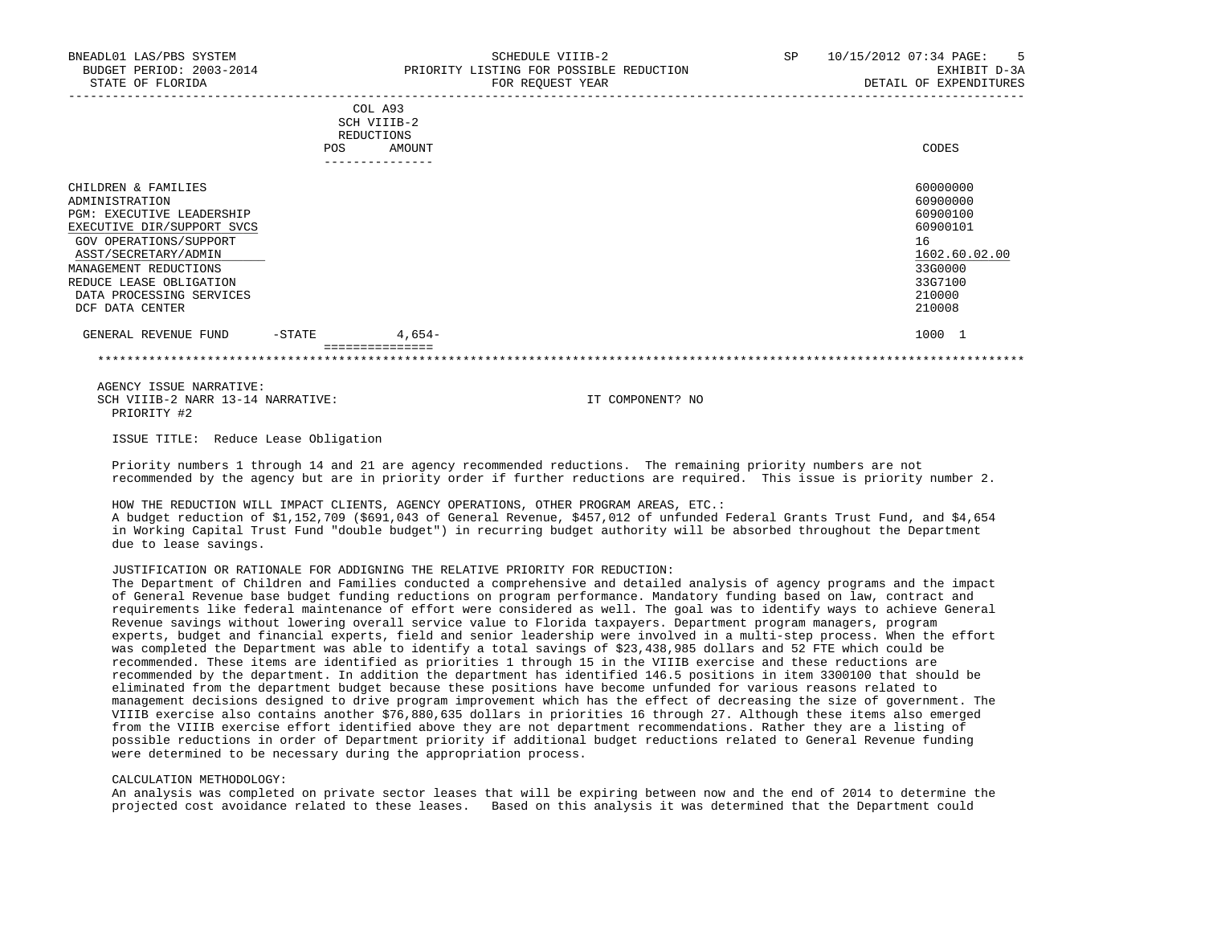BNEADL01 LAS/PBS SYSTEM | SCHEDULE VIIIB-2 | SP 10/15/2012 07:34

BUDGET PERIOD: 2003-2014 | PRIORITY LISTING FOR POSSIBLE REDUCTION | EXHIBIT D-3A

STATE OF FLORIDA | FOR REQUEST YEAR | DETAIL OF EXPENDITURES

| | COL A93 SCH VIIIB-2 REDUCTIONS POS | AMOUNT | CODES |
|---|---|---|---|
| CHILDREN & FAMILIES | | | 60000000 |
| ADMINISTRATION | | | 60900000 |
| PGM: EXECUTIVE LEADERSHIP | | | 60900100 |
| EXECUTIVE DIR/SUPPORT SVCS | | | 60900101 |
| GOV OPERATIONS/SUPPORT | | | 16 |
| ASST/SECRETARY/ADMIN | | | 1602.60.02.00 |
| MANAGEMENT REDUCTIONS | | | 33G0000 |
| REDUCE LEASE OBLIGATION | | | 33G7100 |
| DATA PROCESSING SERVICES | | | 210000 |
| DCF DATA CENTER | | | 210008 |
| GENERAL REVENUE FUND -STATE | | 4,654- | 1000 1 |

AGENCY ISSUE NARRATIVE:
SCH VIIIB-2 NARR 13-14 NARRATIVE: IT COMPONENT? NO
PRIORITY #2

ISSUE TITLE: Reduce Lease Obligation

Priority numbers 1 through 14 and 21 are agency recommended reductions. The remaining priority numbers are not recommended by the agency but are in priority order if further reductions are required. This issue is priority number 2.

HOW THE REDUCTION WILL IMPACT CLIENTS, AGENCY OPERATIONS, OTHER PROGRAM AREAS, ETC.:
A budget reduction of $1,152,709 ($691,043 of General Revenue, $457,012 of unfunded Federal Grants Trust Fund, and $4,654 in Working Capital Trust Fund "double budget") in recurring budget authority will be absorbed throughout the Department due to lease savings.

JUSTIFICATION OR RATIONALE FOR ADDIGNING THE RELATIVE PRIORITY FOR REDUCTION:
The Department of Children and Families conducted a comprehensive and detailed analysis of agency programs and the impact of General Revenue base budget funding reductions on program performance. Mandatory funding based on law, contract and requirements like federal maintenance of effort were considered as well. The goal was to identify ways to achieve General Revenue savings without lowering overall service value to Florida taxpayers. Department program managers, program experts, budget and financial experts, field and senior leadership were involved in a multi-step process. When the effort was completed the Department was able to identify a total savings of $23,438,985 dollars and 52 FTE which could be recommended. These items are identified as priorities 1 through 15 in the VIIIB exercise and these reductions are recommended by the department. In addition the department has identified 146.5 positions in item 3300100 that should be eliminated from the department budget because these positions have become unfunded for various reasons related to management decisions designed to drive program improvement which has the effect of decreasing the size of government. The VIIIB exercise also contains another $76,880,635 dollars in priorities 16 through 27. Although these items also emerged from the VIIIB exercise effort identified above they are not department recommendations. Rather they are a listing of possible reductions in order of Department priority if additional budget reductions related to General Revenue funding were determined to be necessary during the appropriation process.

CALCULATION METHODOLOGY:
An analysis was completed on private sector leases that will be expiring between now and the end of 2014 to determine the projected cost avoidance related to these leases. Based on this analysis it was determined that the Department could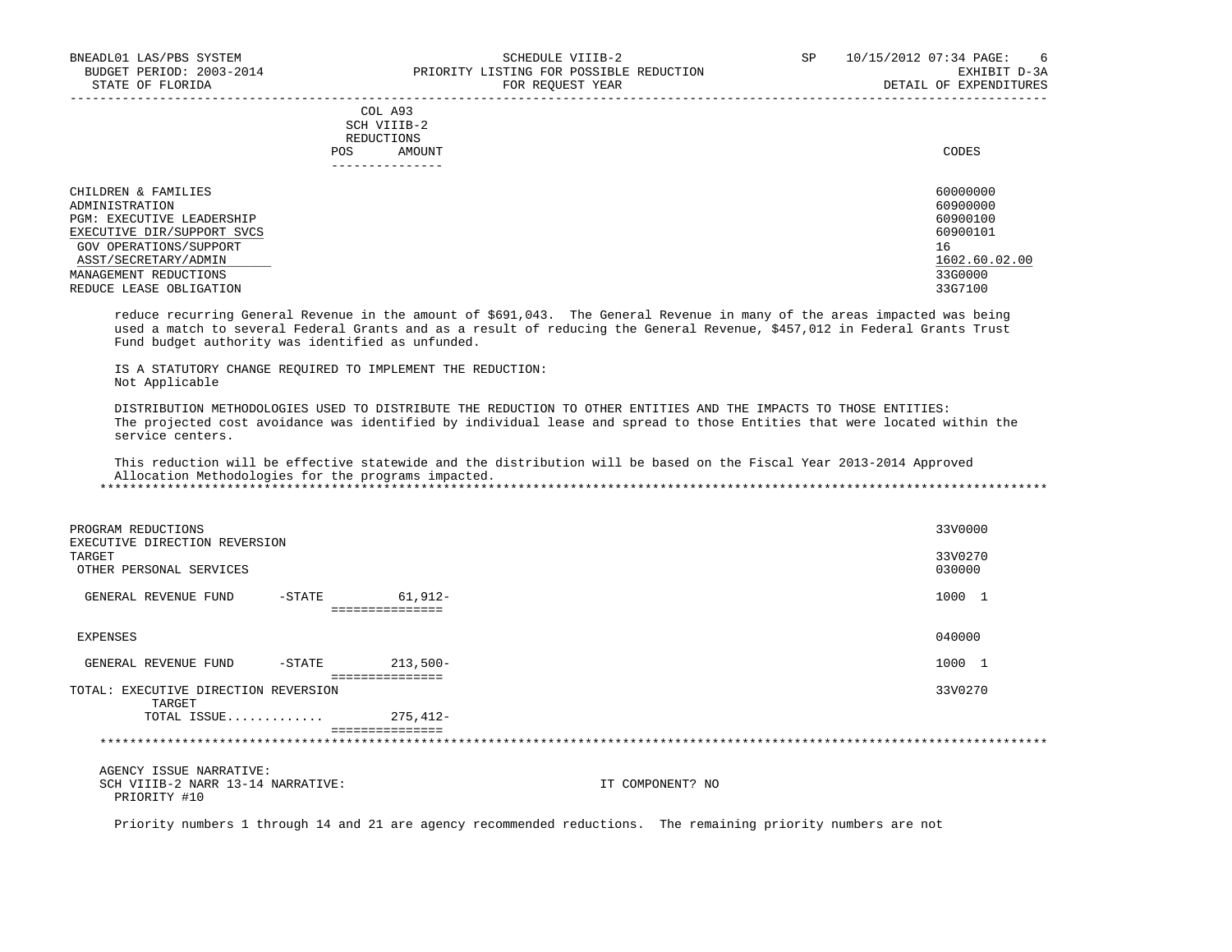| | COL A93 SCH VIIIB-2 REDUCTIONS POS AMOUNT | CODES |
|---|---|---|
| CHILDREN & FAMILIES | | 60000000 |
| ADMINISTRATION | | 60900000 |
| PGM: EXECUTIVE LEADERSHIP | | 60900100 |
| EXECUTIVE DIR/SUPPORT SVCS | | 60900101 |
| GOV OPERATIONS/SUPPORT | | 16 |
| ASST/SECRETARY/ADMIN | | 1602.60.02.00 |
| MANAGEMENT REDUCTIONS | | 33G0000 |
| REDUCE LEASE OBLIGATION | | 33G7100 |

reduce recurring General Revenue in the amount of $691,043. The General Revenue in many of the areas impacted was being used a match to several Federal Grants and as a result of reducing the General Revenue, $457,012 in Federal Grants Trust Fund budget authority was identified as unfunded.

IS A STATUTORY CHANGE REQUIRED TO IMPLEMENT THE REDUCTION:
Not Applicable

DISTRIBUTION METHODOLOGIES USED TO DISTRIBUTE THE REDUCTION TO OTHER ENTITIES AND THE IMPACTS TO THOSE ENTITIES:
The projected cost avoidance was identified by individual lease and spread to those Entities that were located within the service centers.

This reduction will be effective statewide and the distribution will be based on the Fiscal Year 2013-2014 Approved Allocation Methodologies for the programs impacted.

*******************************************************************************************************************

| | | AMOUNT | CODES |
|---|---|---|---|
| PROGRAM REDUCTIONS | | | 33V0000 |
| EXECUTIVE DIRECTION REVERSION TARGET | | | 33V0270 |
| OTHER PERSONAL SERVICES | | | 030000 |
| GENERAL REVENUE FUND | -STATE | 61,912- | 1000 1 |
| EXPENSES | | | 040000 |
| GENERAL REVENUE FUND | -STATE | 213,500- | 1000 1 |
| TOTAL: EXECUTIVE DIRECTION REVERSION TARGET | | | 33V0270 |
| TOTAL ISSUE............. | | 275,412- | |

*******************************************************************************************************************

AGENCY ISSUE NARRATIVE:
SCH VIIIB-2 NARR 13-14 NARRATIVE: IT COMPONENT? NO
PRIORITY #10

Priority numbers 1 through 14 and 21 are agency recommended reductions. The remaining priority numbers are not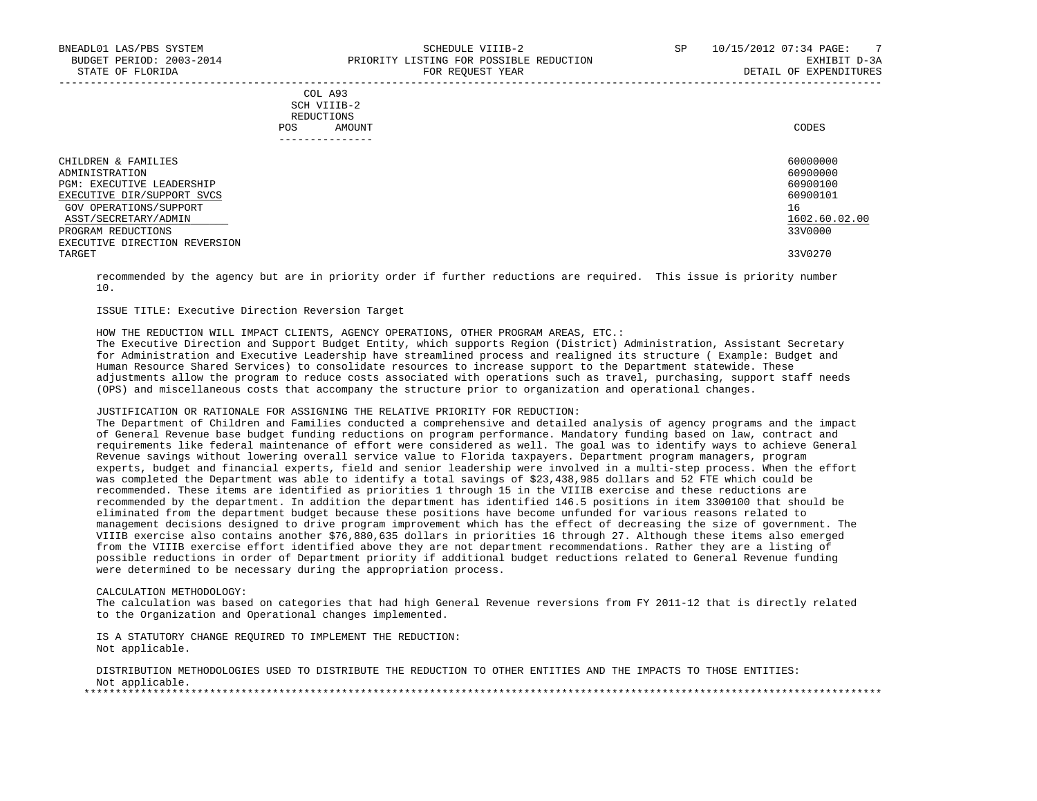| | COL A93 SCH VIIIB-2 REDUCTIONS | | |
|---|---|---|---|
| | POS | AMOUNT | CODES |
| CHILDREN & FAMILIES | | | 60000000 |
| ADMINISTRATION | | | 60900000 |
| PGM: EXECUTIVE LEADERSHIP | | | 60900100 |
| EXECUTIVE DIR/SUPPORT SVCS | | | 60900101 |
| GOV OPERATIONS/SUPPORT | | | 16 |
| ASST/SECRETARY/ADMIN | | | 1602.60.02.00 |
| PROGRAM REDUCTIONS | | | 33V0000 |
| EXECUTIVE DIRECTION REVERSION TARGET | | | 33V0270 |

recommended by the agency but are in priority order if further reductions are required. This issue is priority number 10.

ISSUE TITLE: Executive Direction Reversion Target

HOW THE REDUCTION WILL IMPACT CLIENTS, AGENCY OPERATIONS, OTHER PROGRAM AREAS, ETC.:
The Executive Direction and Support Budget Entity, which supports Region (District) Administration, Assistant Secretary for Administration and Executive Leadership have streamlined process and realigned its structure ( Example: Budget and Human Resource Shared Services) to consolidate resources to increase support to the Department statewide. These adjustments allow the program to reduce costs associated with operations such as travel, purchasing, support staff needs (OPS) and miscellaneous costs that accompany the structure prior to organization and operational changes.

JUSTIFICATION OR RATIONALE FOR ASSIGNING THE RELATIVE PRIORITY FOR REDUCTION:
The Department of Children and Families conducted a comprehensive and detailed analysis of agency programs and the impact of General Revenue base budget funding reductions on program performance. Mandatory funding based on law, contract and requirements like federal maintenance of effort were considered as well. The goal was to identify ways to achieve General Revenue savings without lowering overall service value to Florida taxpayers. Department program managers, program experts, budget and financial experts, field and senior leadership were involved in a multi-step process. When the effort was completed the Department was able to identify a total savings of $23,438,985 dollars and 52 FTE which could be recommended. These items are identified as priorities 1 through 15 in the VIIIB exercise and these reductions are recommended by the department. In addition the department has identified 146.5 positions in item 3300100 that should be eliminated from the department budget because these positions have become unfunded for various reasons related to management decisions designed to drive program improvement which has the effect of decreasing the size of government. The VIIIB exercise also contains another $76,880,635 dollars in priorities 16 through 27. Although these items also emerged from the VIIIB exercise effort identified above they are not department recommendations. Rather they are a listing of possible reductions in order of Department priority if additional budget reductions related to General Revenue funding were determined to be necessary during the appropriation process.

CALCULATION METHODOLOGY:
The calculation was based on categories that had high General Revenue reversions from FY 2011-12 that is directly related to the Organization and Operational changes implemented.

IS A STATUTORY CHANGE REQUIRED TO IMPLEMENT THE REDUCTION:
Not applicable.

DISTRIBUTION METHODOLOGIES USED TO DISTRIBUTE THE REDUCTION TO OTHER ENTITIES AND THE IMPACTS TO THOSE ENTITIES:
Not applicable.

*******************************************************************************************************************************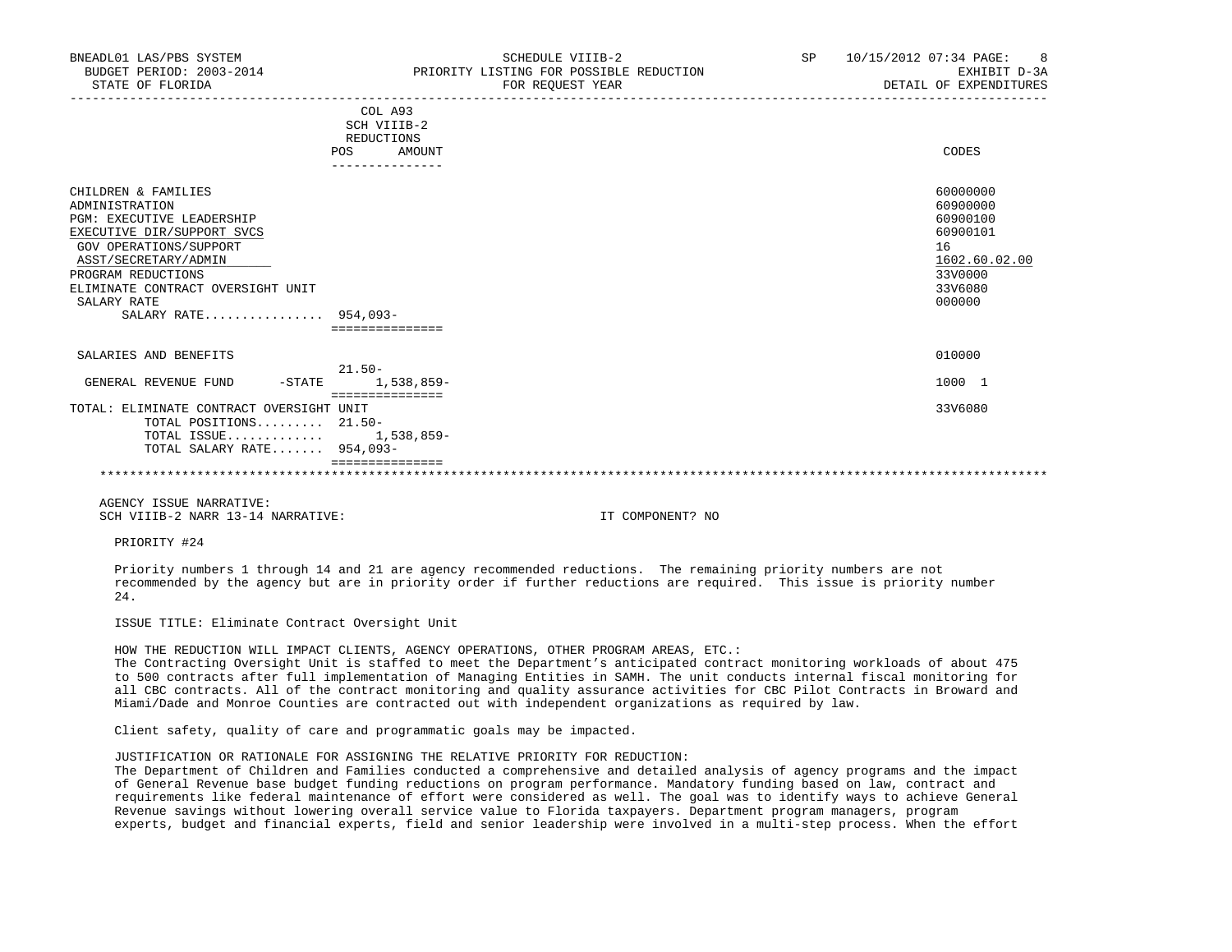BNEADL01 LAS/PBS SYSTEM
BUDGET PERIOD: 2003-2014
STATE OF FLORIDA

SCHEDULE VIIIB-2
PRIORITY LISTING FOR POSSIBLE REDUCTION
FOR REQUEST YEAR

SP 10/15/2012 07:34 PAGE: 8
EXHIBIT D-3A
DETAIL OF EXPENDITURES

| | COL A93 SCH VIIIB-2 REDUCTIONS POS | AMOUNT | CODES |
|---|---|---|---|
| CHILDREN & FAMILIES | | | 60000000 |
| ADMINISTRATION | | | 60900000 |
| PGM: EXECUTIVE LEADERSHIP | | | 60900100 |
| EXECUTIVE DIR/SUPPORT SVCS | | | 60900101 |
| GOV OPERATIONS/SUPPORT | | | 16 |
| ASST/SECRETARY/ADMIN | | | 1602.60.02.00 |
| PROGRAM REDUCTIONS | | | 33V0000 |
| ELIMINATE CONTRACT OVERSIGHT UNIT | | | 33V6080 |
| SALARY RATE | | | 000000 |
| SALARY RATE................ | 954,093- | | |
| SALARIES AND BENEFITS | | | 010000 |
| GENERAL REVENUE FUND -STATE | 21.50- | 1,538,859- | 1000 1 |
| TOTAL: ELIMINATE CONTRACT OVERSIGHT UNIT | | | 33V6080 |
| TOTAL POSITIONS......... | 21.50- | | |
| TOTAL ISSUE............. | | 1,538,859- | |
| TOTAL SALARY RATE....... | 954,093- | | |

AGENCY ISSUE NARRATIVE:
SCH VIIIB-2 NARR 13-14 NARRATIVE: IT COMPONENT? NO

PRIORITY #24

Priority numbers 1 through 14 and 21 are agency recommended reductions. The remaining priority numbers are not recommended by the agency but are in priority order if further reductions are required. This issue is priority number 24.

ISSUE TITLE: Eliminate Contract Oversight Unit

HOW THE REDUCTION WILL IMPACT CLIENTS, AGENCY OPERATIONS, OTHER PROGRAM AREAS, ETC.:
The Contracting Oversight Unit is staffed to meet the Department's anticipated contract monitoring workloads of about 475 to 500 contracts after full implementation of Managing Entities in SAMH. The unit conducts internal fiscal monitoring for all CBC contracts. All of the contract monitoring and quality assurance activities for CBC Pilot Contracts in Broward and Miami/Dade and Monroe Counties are contracted out with independent organizations as required by law.

Client safety, quality of care and programmatic goals may be impacted.

JUSTIFICATION OR RATIONALE FOR ASSIGNING THE RELATIVE PRIORITY FOR REDUCTION:
The Department of Children and Families conducted a comprehensive and detailed analysis of agency programs and the impact of General Revenue base budget funding reductions on program performance. Mandatory funding based on law, contract and requirements like federal maintenance of effort were considered as well. The goal was to identify ways to achieve General Revenue savings without lowering overall service value to Florida taxpayers. Department program managers, program experts, budget and financial experts, field and senior leadership were involved in a multi-step process. When the effort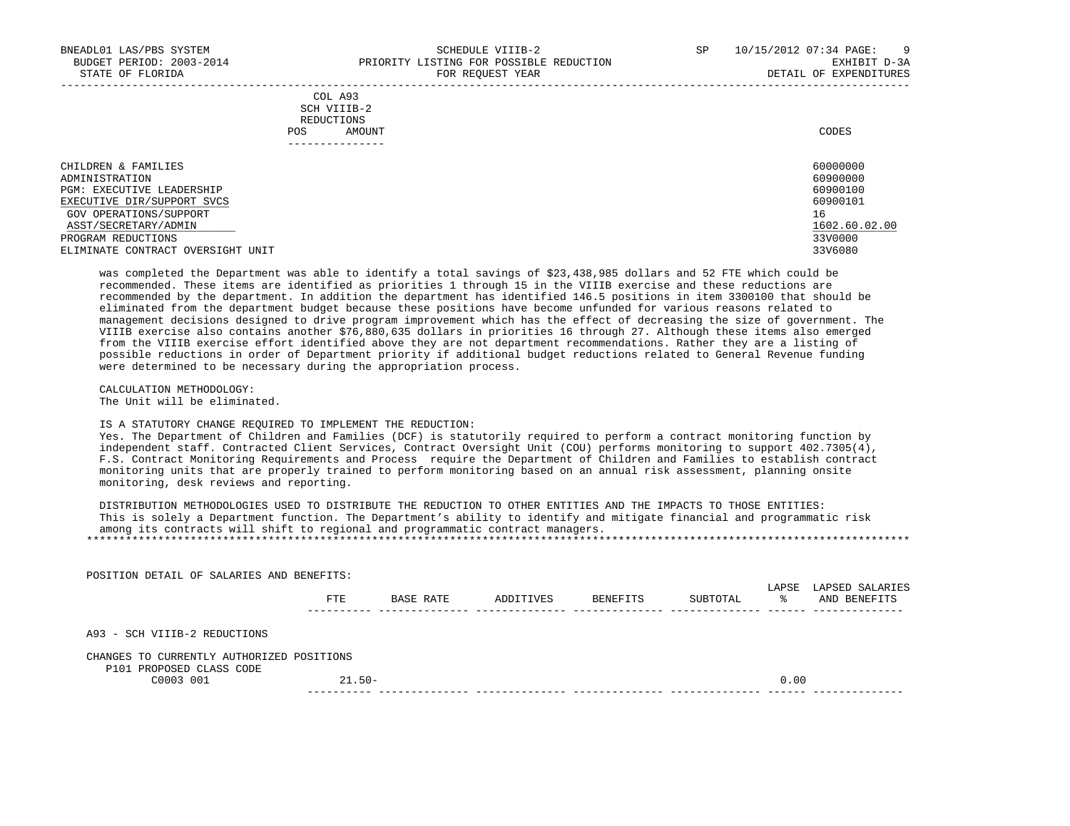| | COL A93 SCH VIIIB-2 REDUCTIONS POS AMOUNT | CODES |
|---|---|---|
| CHILDREN & FAMILIES | | 60000000 |
| ADMINISTRATION | | 60900000 |
| PGM: EXECUTIVE LEADERSHIP | | 60900100 |
| EXECUTIVE DIR/SUPPORT SVCS | | 60900101 |
| GOV OPERATIONS/SUPPORT | | 16 |
| ASST/SECRETARY/ADMIN | | 1602.60.02.00 |
| PROGRAM REDUCTIONS | | 33V0000 |
| ELIMINATE CONTRACT OVERSIGHT UNIT | | 33V6080 |

was completed the Department was able to identify a total savings of $23,438,985 dollars and 52 FTE which could be recommended. These items are identified as priorities 1 through 15 in the VIIIB exercise and these reductions are recommended by the department. In addition the department has identified 146.5 positions in item 3300100 that should be eliminated from the department budget because these positions have become unfunded for various reasons related to management decisions designed to drive program improvement which has the effect of decreasing the size of government. The VIIIB exercise also contains another $76,880,635 dollars in priorities 16 through 27. Although these items also emerged from the VIIIB exercise effort identified above they are not department recommendations. Rather they are a listing of possible reductions in order of Department priority if additional budget reductions related to General Revenue funding were determined to be necessary during the appropriation process.

CALCULATION METHODOLOGY:
The Unit will be eliminated.

IS A STATUTORY CHANGE REQUIRED TO IMPLEMENT THE REDUCTION:
Yes. The Department of Children and Families (DCF) is statutorily required to perform a contract monitoring function by independent staff. Contracted Client Services, Contract Oversight Unit (COU) performs monitoring to support 402.7305(4), F.S. Contract Monitoring Requirements and Process require the Department of Children and Families to establish contract monitoring units that are properly trained to perform monitoring based on an annual risk assessment, planning onsite monitoring, desk reviews and reporting.

DISTRIBUTION METHODOLOGIES USED TO DISTRIBUTE THE REDUCTION TO OTHER ENTITIES AND THE IMPACTS TO THOSE ENTITIES:
This is solely a Department function. The Department's ability to identify and mitigate financial and programmatic risk among its contracts will shift to regional and programmatic contract managers.

*******************************************************************************************************************************

POSITION DETAIL OF SALARIES AND BENEFITS:

| | FTE | BASE RATE | ADDITIVES | BENEFITS | SUBTOTAL | LAPSE % | LAPSED SALARIES AND BENEFITS |
|---|---|---|---|---|---|---|---|
| A93 - SCH VIIIB-2 REDUCTIONS | | | | | | | |
| CHANGES TO CURRENTLY AUTHORIZED POSITIONS | | | | | | | |
| P101 PROPOSED CLASS CODE | | | | | | | |
| C0003 001 | 21.50- | | | | | 0.00 | |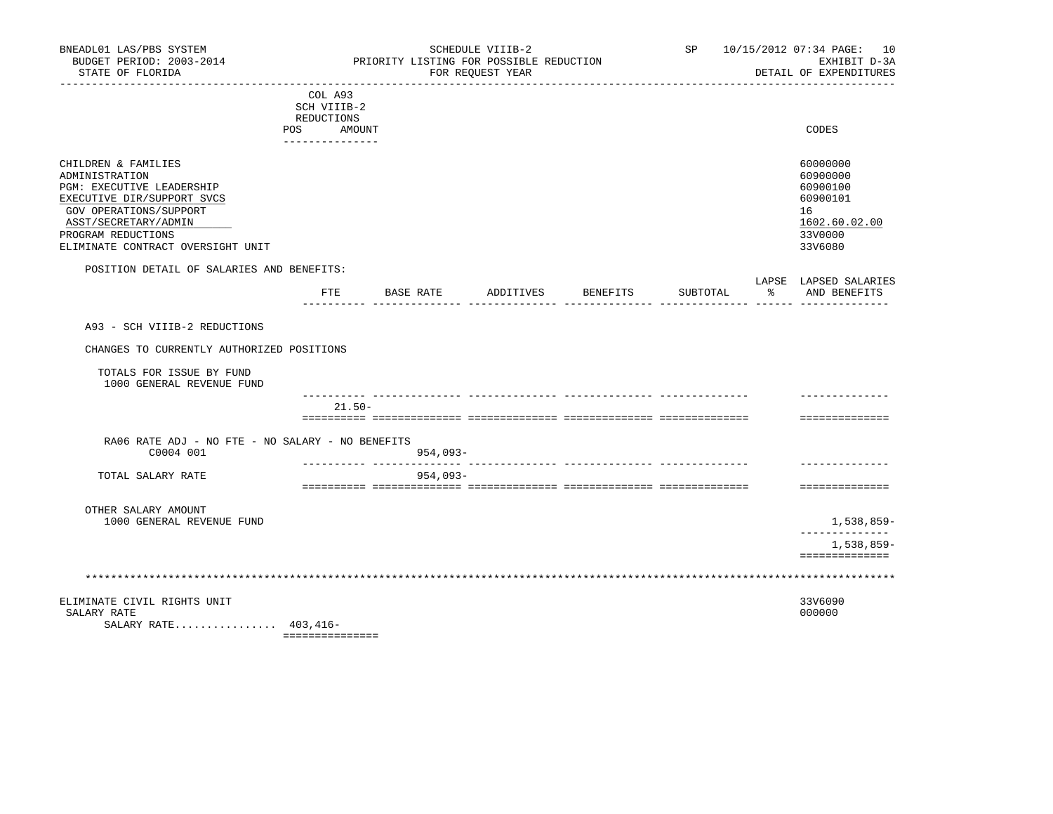BNEADL01 LAS/PBS SYSTEM | SCHEDULE VIIIB-2 | SP 10/15/2012 07:34 PAGE: 10
BUDGET PERIOD: 2003-2014 | PRIORITY LISTING FOR POSSIBLE REDUCTION | EXHIBIT D-3A
STATE OF FLORIDA | FOR REQUEST YEAR | DETAIL OF EXPENDITURES

| | COL A93 SCH VIIIB-2 REDUCTIONS POS AMOUNT | CODES |
|---|---|---|
| CHILDREN & FAMILIES | | 60000000 |
| ADMINISTRATION | | 60900000 |
| PGM: EXECUTIVE LEADERSHIP | | 60900100 |
| EXECUTIVE DIR/SUPPORT SVCS | | 60900101 |
| GOV OPERATIONS/SUPPORT | | 16 |
| ASST/SECRETARY/ADMIN | | 1602.60.02.00 |
| PROGRAM REDUCTIONS | | 33V0000 |
| ELIMINATE CONTRACT OVERSIGHT UNIT | | 33V6080 |

POSITION DETAIL OF SALARIES AND BENEFITS:

| | FTE | BASE RATE | ADDITIVES | BENEFITS | SUBTOTAL | LAPSE % | LAPSED SALARIES AND BENEFITS |
|---|---|---|---|---|---|---|---|
| A93 - SCH VIIIB-2 REDUCTIONS | | | | | | | |
| CHANGES TO CURRENTLY AUTHORIZED POSITIONS | | | | | | | |
| TOTALS FOR ISSUE BY FUND | | | | | | | |
| 1000 GENERAL REVENUE FUND | | | | | | | |
| | 21.50- | | | | | | |
| RA06 RATE ADJ - NO FTE - NO SALARY - NO BENEFITS | | | | | | | |
| C0004 001 | | 954,093- | | | | | |
| TOTAL SALARY RATE | | 954,093- | | | | | |
| OTHER SALARY AMOUNT | | | | | | | |
| 1000 GENERAL REVENUE FUND | | | | | | | 1,538,859- |
| | | | | | | | 1,538,859- |

**************************************************************************************************************

| | | CODES |
|---|---|---|
| ELIMINATE CIVIL RIGHTS UNIT | | 33V6090 |
| SALARY RATE | | 000000 |
| SALARY RATE................ | 403,416- | |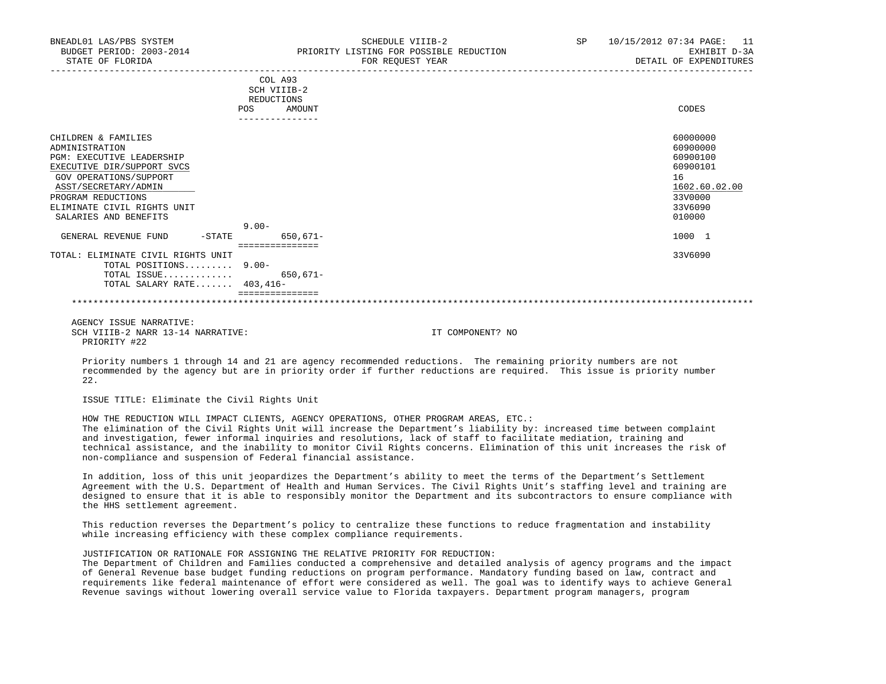| | COL A93 SCH VIIIB-2 REDUCTIONS POS | AMOUNT | CODES |
|---|---|---|---|
| CHILDREN & FAMILIES | | | 60000000 |
| ADMINISTRATION | | | 60900000 |
| PGM: EXECUTIVE LEADERSHIP | | | 60900100 |
| EXECUTIVE DIR/SUPPORT SVCS | | | 60900101 |
| GOV OPERATIONS/SUPPORT | | | 16 |
| ASST/SECRETARY/ADMIN | | | 1602.60.02.00 |
| PROGRAM REDUCTIONS | | | 33V0000 |
| ELIMINATE CIVIL RIGHTS UNIT | | | 33V6090 |
| SALARIES AND BENEFITS | | | 010000 |
| GENERAL REVENUE FUND -STATE | 9.00- | 650,671- | 1000 1 |
| TOTAL: ELIMINATE CIVIL RIGHTS UNIT | | | 33V6090 |
| TOTAL POSITIONS | 9.00- | | |
| TOTAL ISSUE | | 650,671- | |
| TOTAL SALARY RATE | 403,416- | | |

AGENCY ISSUE NARRATIVE:
SCH VIIIB-2 NARR 13-14 NARRATIVE: IT COMPONENT? NO
PRIORITY #22

Priority numbers 1 through 14 and 21 are agency recommended reductions. The remaining priority numbers are not recommended by the agency but are in priority order if further reductions are required. This issue is priority number 22.

ISSUE TITLE: Eliminate the Civil Rights Unit

HOW THE REDUCTION WILL IMPACT CLIENTS, AGENCY OPERATIONS, OTHER PROGRAM AREAS, ETC.:
The elimination of the Civil Rights Unit will increase the Department's liability by: increased time between complaint and investigation, fewer informal inquiries and resolutions, lack of staff to facilitate mediation, training and technical assistance, and the inability to monitor Civil Rights concerns. Elimination of this unit increases the risk of non-compliance and suspension of Federal financial assistance.

In addition, loss of this unit jeopardizes the Department's ability to meet the terms of the Department's Settlement Agreement with the U.S. Department of Health and Human Services. The Civil Rights Unit's staffing level and training are designed to ensure that it is able to responsibly monitor the Department and its subcontractors to ensure compliance with the HHS settlement agreement.

This reduction reverses the Department's policy to centralize these functions to reduce fragmentation and instability while increasing efficiency with these complex compliance requirements.

JUSTIFICATION OR RATIONALE FOR ASSIGNING THE RELATIVE PRIORITY FOR REDUCTION:
The Department of Children and Families conducted a comprehensive and detailed analysis of agency programs and the impact of General Revenue base budget funding reductions on program performance. Mandatory funding based on law, contract and requirements like federal maintenance of effort were considered as well. The goal was to identify ways to achieve General Revenue savings without lowering overall service value to Florida taxpayers. Department program managers, program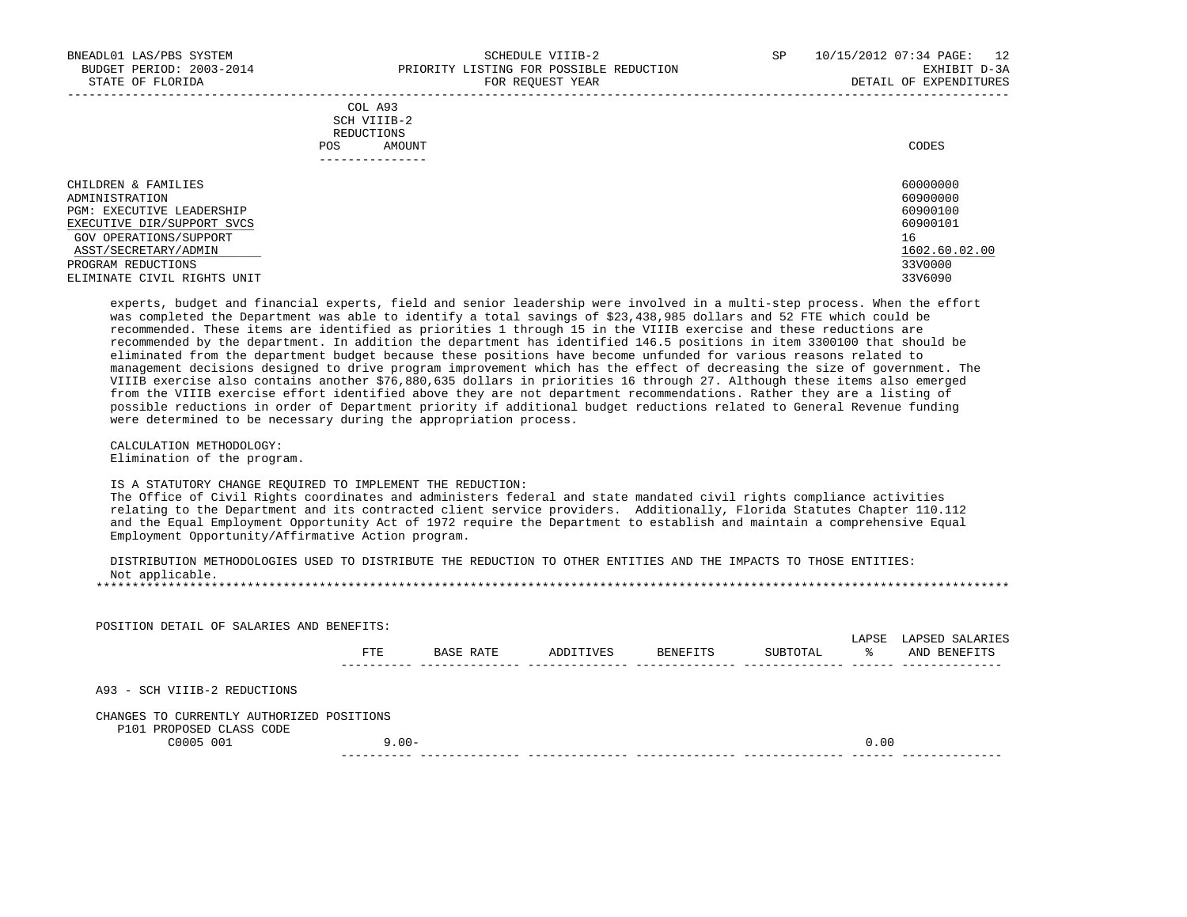BNEADL01 LAS/PBS SYSTEM — SCHEDULE VIIIB-2 — SP 10/15/2012 07:34

BUDGET PERIOD: 2003-2014 — PRIORITY LISTING FOR POSSIBLE REDUCTION — EXHIBIT D-3A

STATE OF FLORIDA — FOR REQUEST YEAR — DETAIL OF EXPENDITURES

| | COL A93 SCH VIIIB-2 REDUCTIONS POS AMOUNT | CODES |
|---|---|---|
| CHILDREN & FAMILIES | | 60000000 |
| ADMINISTRATION | | 60900000 |
| PGM: EXECUTIVE LEADERSHIP | | 60900100 |
| EXECUTIVE DIR/SUPPORT SVCS | | 60900101 |
| GOV OPERATIONS/SUPPORT | | 16 |
| ASST/SECRETARY/ADMIN | | 1602.60.02.00 |
| PROGRAM REDUCTIONS | | 33V0000 |
| ELIMINATE CIVIL RIGHTS UNIT | | 33V6090 |

experts, budget and financial experts, field and senior leadership were involved in a multi-step process. When the effort was completed the Department was able to identify a total savings of $23,438,985 dollars and 52 FTE which could be recommended. These items are identified as priorities 1 through 15 in the VIIIB exercise and these reductions are recommended by the department. In addition the department has identified 146.5 positions in item 3300100 that should be eliminated from the department budget because these positions have become unfunded for various reasons related to management decisions designed to drive program improvement which has the effect of decreasing the size of government. The VIIIB exercise also contains another $76,880,635 dollars in priorities 16 through 27. Although these items also emerged from the VIIIB exercise effort identified above they are not department recommendations. Rather they are a listing of possible reductions in order of Department priority if additional budget reductions related to General Revenue funding were determined to be necessary during the appropriation process.

CALCULATION METHODOLOGY:
Elimination of the program.

IS A STATUTORY CHANGE REQUIRED TO IMPLEMENT THE REDUCTION:
The Office of Civil Rights coordinates and administers federal and state mandated civil rights compliance activities relating to the Department and its contracted client service providers. Additionally, Florida Statutes Chapter 110.112 and the Equal Employment Opportunity Act of 1972 require the Department to establish and maintain a comprehensive Equal Employment Opportunity/Affirmative Action program.

DISTRIBUTION METHODOLOGIES USED TO DISTRIBUTE THE REDUCTION TO OTHER ENTITIES AND THE IMPACTS TO THOSE ENTITIES:
Not applicable.

*******************************************************************************************************************************

POSITION DETAIL OF SALARIES AND BENEFITS:

| | FTE | BASE RATE | ADDITIVES | BENEFITS | SUBTOTAL | LAPSE % | LAPSED SALARIES AND BENEFITS |
|---|---|---|---|---|---|---|---|
| A93 - SCH VIIIB-2 REDUCTIONS | | | | | | | |
| CHANGES TO CURRENTLY AUTHORIZED POSITIONS | | | | | | | |
| P101 PROPOSED CLASS CODE | | | | | | | |
| C0005 001 | 9.00- | | | | | 0.00 | |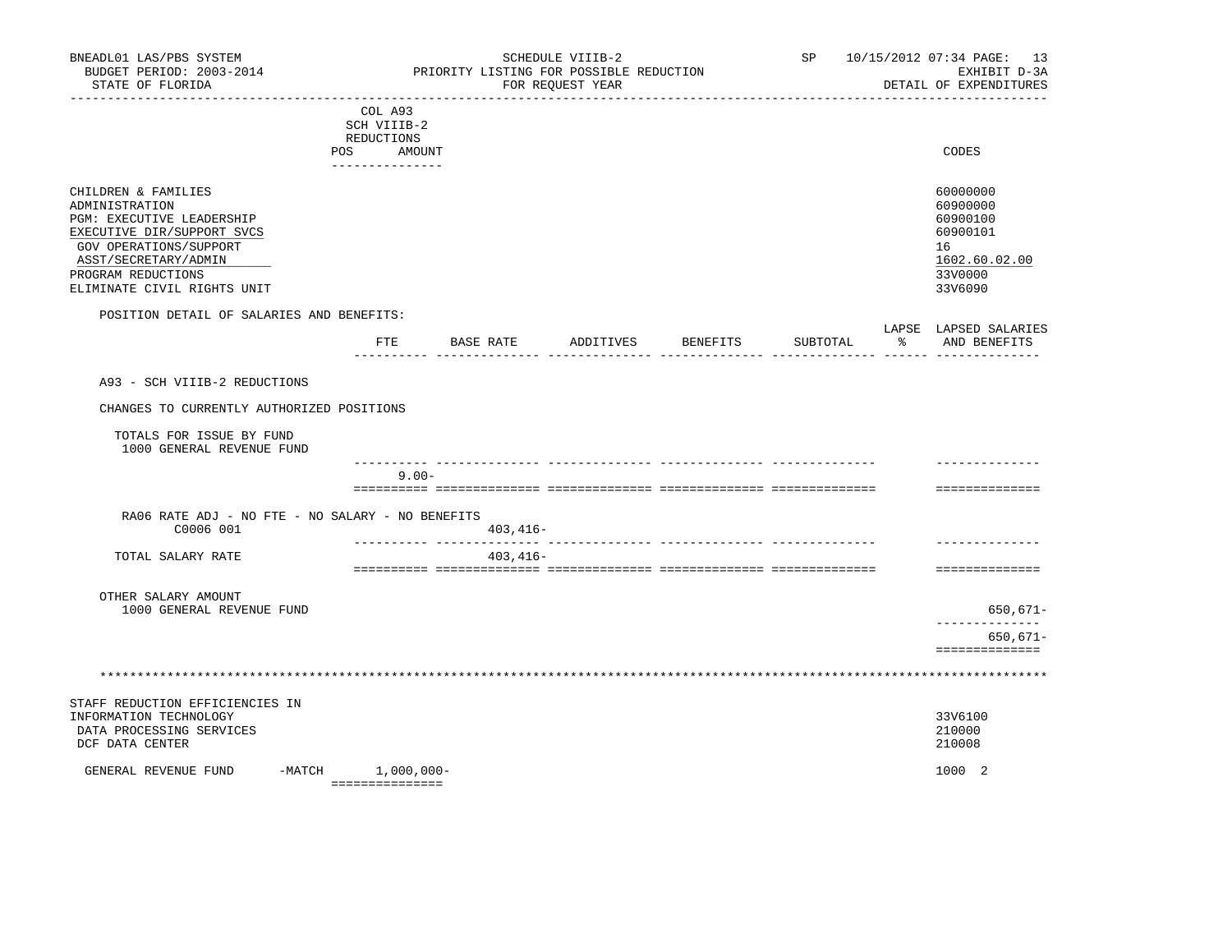BNEADL01 LAS/PBS SYSTEM | SCHEDULE VIIIB-2 | SP 10/15/2012 07:34 PAGE: 13
BUDGET PERIOD: 2003-2014 | PRIORITY LISTING FOR POSSIBLE REDUCTION | EXHIBIT D-3A
STATE OF FLORIDA | FOR REQUEST YEAR | DETAIL OF EXPENDITURES

| | COL A93 SCH VIIIB-2 REDUCTIONS POS AMOUNT | CODES |
|---|---|---|
| CHILDREN & FAMILIES | | 60000000 |
| ADMINISTRATION | | 60900000 |
| PGM: EXECUTIVE LEADERSHIP | | 60900100 |
| EXECUTIVE DIR/SUPPORT SVCS | | 60900101 |
| GOV OPERATIONS/SUPPORT | | 16 |
| ASST/SECRETARY/ADMIN | | 1602.60.02.00 |
| PROGRAM REDUCTIONS | | 33V0000 |
| ELIMINATE CIVIL RIGHTS UNIT | | 33V6090 |

POSITION DETAIL OF SALARIES AND BENEFITS:

| | FTE | BASE RATE | ADDITIVES | BENEFITS | SUBTOTAL | LAPSE % | LAPSED SALARIES AND BENEFITS |
|---|---|---|---|---|---|---|---|
| A93 - SCH VIIIB-2 REDUCTIONS | | | | | | | |
| CHANGES TO CURRENTLY AUTHORIZED POSITIONS | | | | | | | |
| TOTALS FOR ISSUE BY FUND | | | | | | | |
| 1000 GENERAL REVENUE FUND | | | | | | | |
| | 9.00- | | | | | | |
| RA06 RATE ADJ - NO FTE - NO SALARY - NO BENEFITS | | | | | | | |
| C0006 001 | | 403,416- | | | | | |
| TOTAL SALARY RATE | | 403,416- | | | | | |
| OTHER SALARY AMOUNT | | | | | | | |
| 1000 GENERAL REVENUE FUND | | | | | | | 650,671- |
| | | | | | | | 650,671- |

\*\*\*\*\*\*\*\*\*\*\*\*\*\*\*\*\*\*\*\*\*\*\*\*\*\*\*\*\*\*\*\*\*\*\*\*\*\*\*\*\*\*\*\*\*\*\*\*\*\*\*\*\*\*\*\*\*\*\*\*\*\*\*\*

| | COL A93 SCH VIIIB-2 REDUCTIONS POS AMOUNT | CODES |
|---|---|---|
| STAFF REDUCTION EFFICIENCIES IN INFORMATION TECHNOLOGY | | 33V6100 |
| DATA PROCESSING SERVICES | | 210000 |
| DCF DATA CENTER | | 210008 |
| GENERAL REVENUE FUND -MATCH | 1,000,000- | 1000 2 |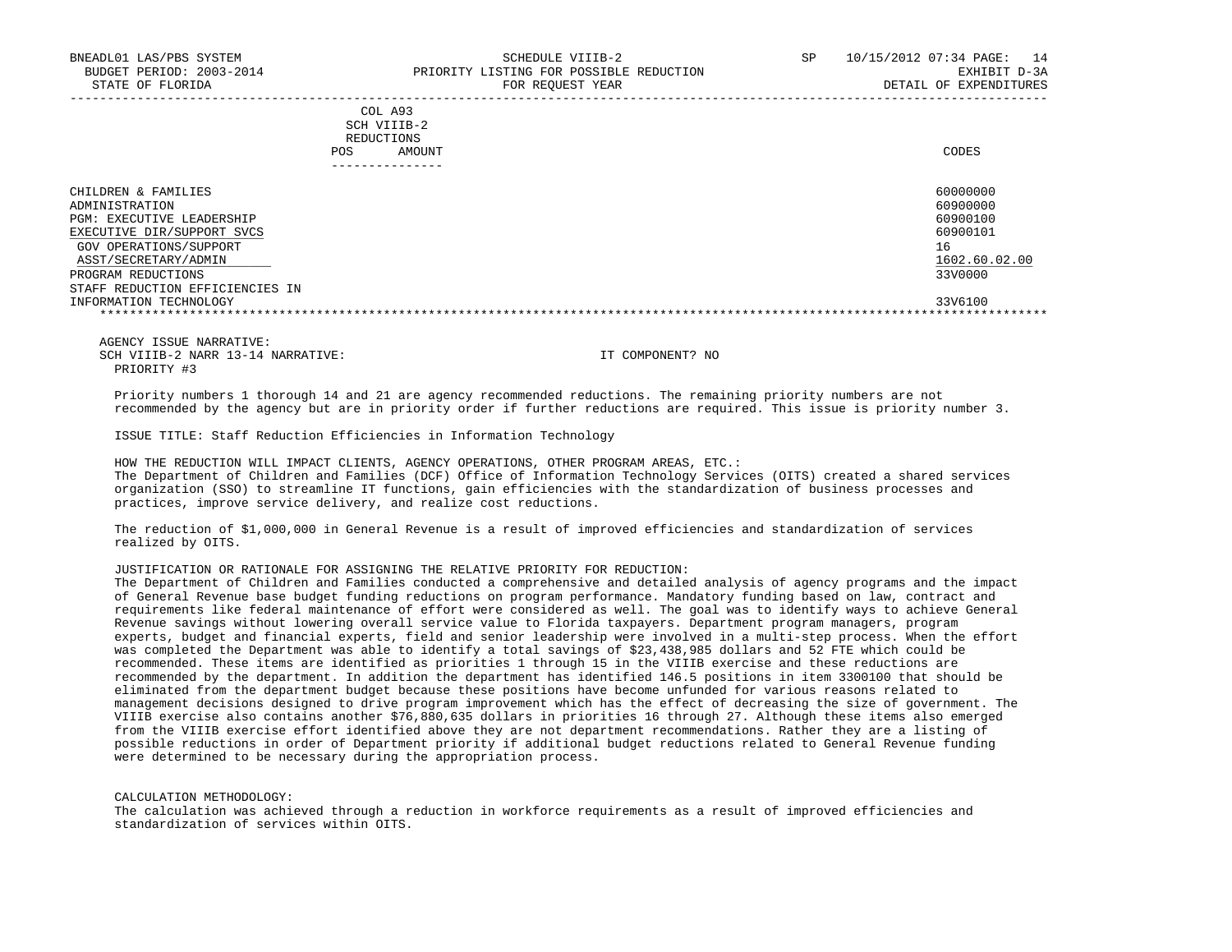BNEADL01 LAS/PBS SYSTEM | SCHEDULE VIIIB-2 | SP 10/15/2012 07:34
BUDGET PERIOD: 2003-2014 | PRIORITY LISTING FOR POSSIBLE REDUCTION | EXHIBIT D-3A
STATE OF FLORIDA | FOR REQUEST YEAR | DETAIL OF EXPENDITURES

| | COL A93 SCH VIIIB-2 REDUCTIONS POS AMOUNT | CODES |
|---|---|---|
| CHILDREN & FAMILIES | | 60000000 |
| ADMINISTRATION | | 60900000 |
| PGM: EXECUTIVE LEADERSHIP | | 60900100 |
| EXECUTIVE DIR/SUPPORT SVCS | | 60900101 |
| GOV OPERATIONS/SUPPORT | | 16 |
| ASST/SECRETARY/ADMIN | | 1602.60.02.00 |
| PROGRAM REDUCTIONS | | 33V0000 |
| STAFF REDUCTION EFFICIENCIES IN INFORMATION TECHNOLOGY | | 33V6100 |

AGENCY ISSUE NARRATIVE:
SCH VIIIB-2 NARR 13-14 NARRATIVE: IT COMPONENT? NO
PRIORITY #3

Priority numbers 1 thorough 14 and 21 are agency recommended reductions. The remaining priority numbers are not recommended by the agency but are in priority order if further reductions are required. This issue is priority number 3.

ISSUE TITLE: Staff Reduction Efficiencies in Information Technology

HOW THE REDUCTION WILL IMPACT CLIENTS, AGENCY OPERATIONS, OTHER PROGRAM AREAS, ETC.:
The Department of Children and Families (DCF) Office of Information Technology Services (OITS) created a shared services organization (SSO) to streamline IT functions, gain efficiencies with the standardization of business processes and practices, improve service delivery, and realize cost reductions.

The reduction of $1,000,000 in General Revenue is a result of improved efficiencies and standardization of services realized by OITS.

JUSTIFICATION OR RATIONALE FOR ASSIGNING THE RELATIVE PRIORITY FOR REDUCTION:
The Department of Children and Families conducted a comprehensive and detailed analysis of agency programs and the impact of General Revenue base budget funding reductions on program performance. Mandatory funding based on law, contract and requirements like federal maintenance of effort were considered as well. The goal was to identify ways to achieve General Revenue savings without lowering overall service value to Florida taxpayers. Department program managers, program experts, budget and financial experts, field and senior leadership were involved in a multi-step process. When the effort was completed the Department was able to identify a total savings of $23,438,985 dollars and 52 FTE which could be recommended. These items are identified as priorities 1 through 15 in the VIIIB exercise and these reductions are recommended by the department. In addition the department has identified 146.5 positions in item 3300100 that should be eliminated from the department budget because these positions have become unfunded for various reasons related to management decisions designed to drive program improvement which has the effect of decreasing the size of government. The VIIIB exercise also contains another $76,880,635 dollars in priorities 16 through 27. Although these items also emerged from the VIIIB exercise effort identified above they are not department recommendations. Rather they are a listing of possible reductions in order of Department priority if additional budget reductions related to General Revenue funding were determined to be necessary during the appropriation process.

CALCULATION METHODOLOGY:
The calculation was achieved through a reduction in workforce requirements as a result of improved efficiencies and standardization of services within OITS.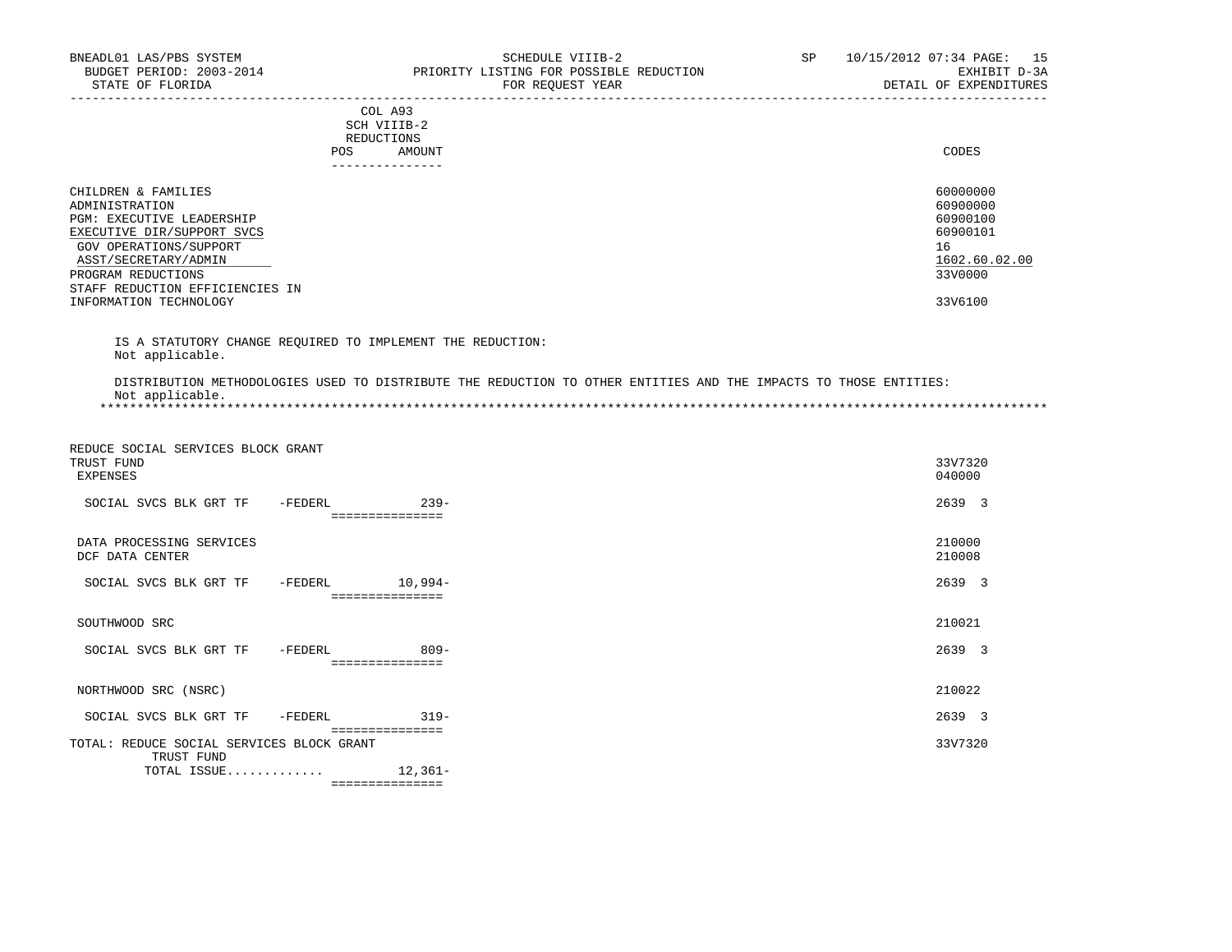BNEADL01 LAS/PBS SYSTEM — SCHEDULE VIIIB-2 — SP 10/15/2012 07:34

BUDGET PERIOD: 2003-2014 — PRIORITY LISTING FOR POSSIBLE REDUCTION — EXHIBIT D-3A

STATE OF FLORIDA — FOR REQUEST YEAR — DETAIL OF EXPENDITURES

| | COL A93 SCH VIIIB-2 REDUCTIONS POS | AMOUNT | CODES |
|---|---|---|---|
| CHILDREN & FAMILIES | | | 60000000 |
| ADMINISTRATION | | | 60900000 |
| PGM: EXECUTIVE LEADERSHIP | | | 60900100 |
| EXECUTIVE DIR/SUPPORT SVCS | | | 60900101 |
| GOV OPERATIONS/SUPPORT | | | 16 |
| ASST/SECRETARY/ADMIN | | | 1602.60.02.00 |
| PROGRAM REDUCTIONS | | | 33V0000 |
| STAFF REDUCTION EFFICIENCIES IN INFORMATION TECHNOLOGY | | | 33V6100 |

IS A STATUTORY CHANGE REQUIRED TO IMPLEMENT THE REDUCTION:
Not applicable.

DISTRIBUTION METHODOLOGIES USED TO DISTRIBUTE THE REDUCTION TO OTHER ENTITIES AND THE IMPACTS TO THOSE ENTITIES:
Not applicable.

***

| | POS | AMOUNT | CODES |
|---|---|---|---|
| REDUCE SOCIAL SERVICES BLOCK GRANT TRUST FUND | | | 33V7320 |
| EXPENSES | | | 040000 |
| SOCIAL SVCS BLK GRT TF -FEDERL | | 239- | 2639 3 |
| DATA PROCESSING SERVICES | | | 210000 |
| DCF DATA CENTER | | | 210008 |
| SOCIAL SVCS BLK GRT TF -FEDERL | | 10,994- | 2639 3 |
| SOUTHWOOD SRC | | | 210021 |
| SOCIAL SVCS BLK GRT TF -FEDERL | | 809- | 2639 3 |
| NORTHWOOD SRC (NSRC) | | | 210022 |
| SOCIAL SVCS BLK GRT TF -FEDERL | | 319- | 2639 3 |
| TOTAL: REDUCE SOCIAL SERVICES BLOCK GRANT TRUST FUND | | | 33V7320 |
| TOTAL ISSUE............. | | 12,361- | |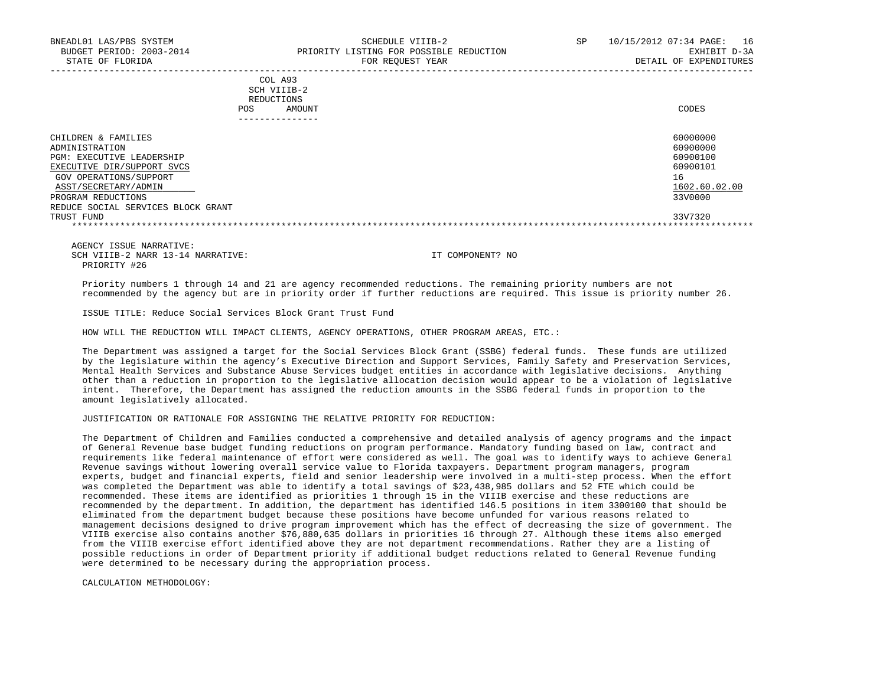BNEADL01 LAS/PBS SYSTEM — SCHEDULE VIIIB-2 — SP 10/15/2012 07:34
BUDGET PERIOD: 2003-2014 — PRIORITY LISTING FOR POSSIBLE REDUCTION — EXHIBIT D-3A
STATE OF FLORIDA — FOR REQUEST YEAR — DETAIL OF EXPENDITURES

| | COL A93 SCH VIIIB-2 REDUCTIONS POS AMOUNT | CODES |
|---|---|---|
| CHILDREN & FAMILIES | | 60000000 |
| ADMINISTRATION | | 60900000 |
| PGM: EXECUTIVE LEADERSHIP | | 60900100 |
| EXECUTIVE DIR/SUPPORT SVCS | | 60900101 |
| GOV OPERATIONS/SUPPORT | | 16 |
| ASST/SECRETARY/ADMIN | | 1602.60.02.00 |
| PROGRAM REDUCTIONS | | 33V0000 |
| REDUCE SOCIAL SERVICES BLOCK GRANT TRUST FUND | | 33V7320 |

AGENCY ISSUE NARRATIVE:
SCH VIIIB-2 NARR 13-14 NARRATIVE: IT COMPONENT? NO
PRIORITY #26

Priority numbers 1 through 14 and 21 are agency recommended reductions. The remaining priority numbers are not recommended by the agency but are in priority order if further reductions are required. This issue is priority number 26.

ISSUE TITLE: Reduce Social Services Block Grant Trust Fund

HOW WILL THE REDUCTION WILL IMPACT CLIENTS, AGENCY OPERATIONS, OTHER PROGRAM AREAS, ETC.:

The Department was assigned a target for the Social Services Block Grant (SSBG) federal funds. These funds are utilized by the legislature within the agency's Executive Direction and Support Services, Family Safety and Preservation Services, Mental Health Services and Substance Abuse Services budget entities in accordance with legislative decisions. Anything other than a reduction in proportion to the legislative allocation decision would appear to be a violation of legislative intent. Therefore, the Department has assigned the reduction amounts in the SSBG federal funds in proportion to the amount legislatively allocated.

JUSTIFICATION OR RATIONALE FOR ASSIGNING THE RELATIVE PRIORITY FOR REDUCTION:

The Department of Children and Families conducted a comprehensive and detailed analysis of agency programs and the impact of General Revenue base budget funding reductions on program performance. Mandatory funding based on law, contract and requirements like federal maintenance of effort were considered as well. The goal was to identify ways to achieve General Revenue savings without lowering overall service value to Florida taxpayers. Department program managers, program experts, budget and financial experts, field and senior leadership were involved in a multi-step process. When the effort was completed the Department was able to identify a total savings of $23,438,985 dollars and 52 FTE which could be recommended. These items are identified as priorities 1 through 15 in the VIIIB exercise and these reductions are recommended by the department. In addition, the department has identified 146.5 positions in item 3300100 that should be eliminated from the department budget because these positions have become unfunded for various reasons related to management decisions designed to drive program improvement which has the effect of decreasing the size of government. The VIIIB exercise also contains another $76,880,635 dollars in priorities 16 through 27. Although these items also emerged from the VIIIB exercise effort identified above they are not department recommendations. Rather they are a listing of possible reductions in order of Department priority if additional budget reductions related to General Revenue funding were determined to be necessary during the appropriation process.

CALCULATION METHODOLOGY: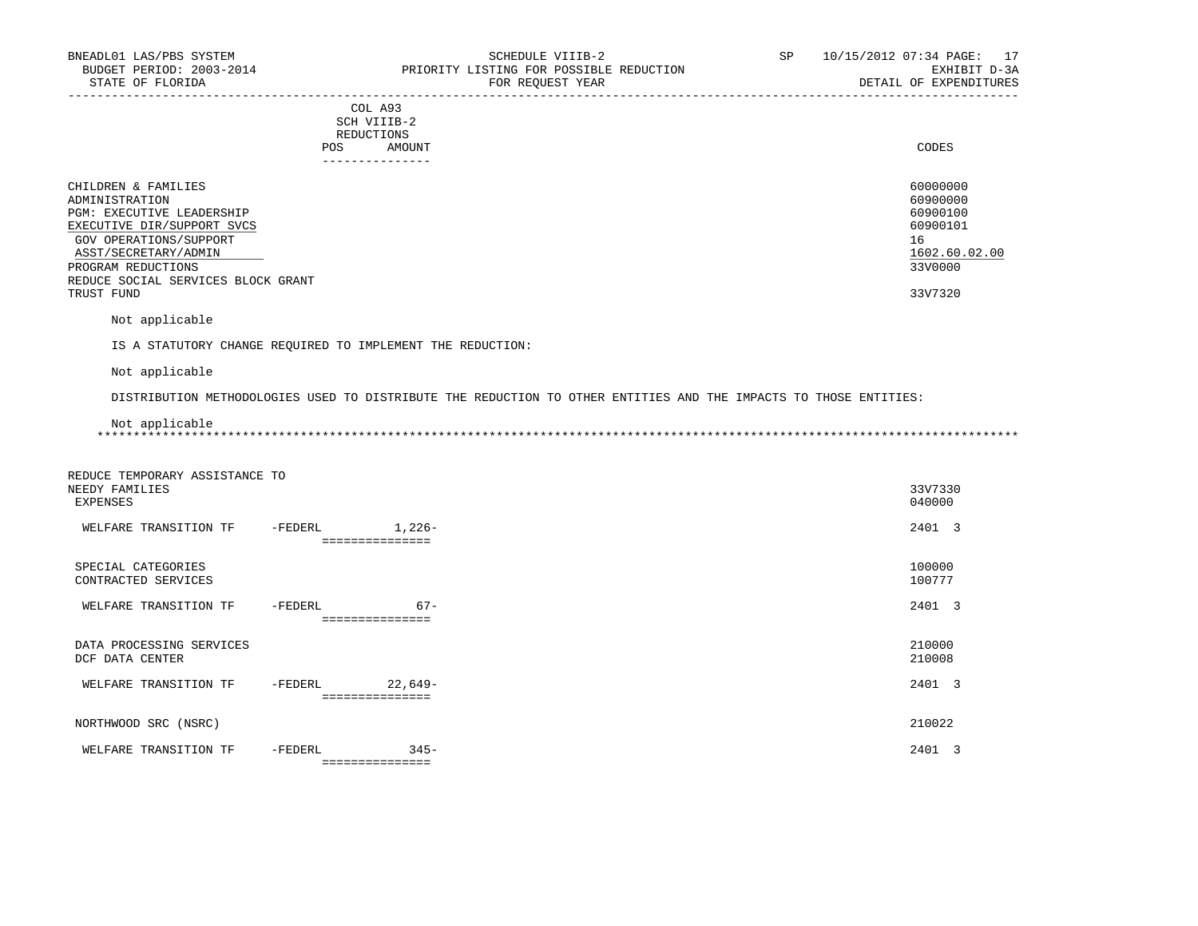| | COL A93 SCH VIIIB-2 REDUCTIONS POS AMOUNT | CODES |
|---|---|---|
| CHILDREN & FAMILIES | | 60000000 |
| ADMINISTRATION | | 60900000 |
| PGM: EXECUTIVE LEADERSHIP | | 60900100 |
| EXECUTIVE DIR/SUPPORT SVCS | | 60900101 |
| GOV OPERATIONS/SUPPORT | | 16 |
| ASST/SECRETARY/ADMIN | | 1602.60.02.00 |
| PROGRAM REDUCTIONS | | 33V0000 |
| REDUCE SOCIAL SERVICES BLOCK GRANT TRUST FUND | | 33V7320 |

Not applicable

IS A STATUTORY CHANGE REQUIRED TO IMPLEMENT THE REDUCTION:

Not applicable

DISTRIBUTION METHODOLOGIES USED TO DISTRIBUTE THE REDUCTION TO OTHER ENTITIES AND THE IMPACTS TO THOSE ENTITIES:

Not applicable

***

| | AMOUNT | CODES |
|---|---|---|
| REDUCE TEMPORARY ASSISTANCE TO NEEDY FAMILIES | | 33V7330 |
| EXPENSES | | 040000 |
| WELFARE TRANSITION TF -FEDERL | 1,226- | 2401 3 |
| SPECIAL CATEGORIES | | 100000 |
| CONTRACTED SERVICES | | 100777 |
| WELFARE TRANSITION TF -FEDERL | 67- | 2401 3 |
| DATA PROCESSING SERVICES | | 210000 |
| DCF DATA CENTER | | 210008 |
| WELFARE TRANSITION TF -FEDERL | 22,649- | 2401 3 |
| NORTHWOOD SRC (NSRC) | | 210022 |
| WELFARE TRANSITION TF -FEDERL | 345- | 2401 3 |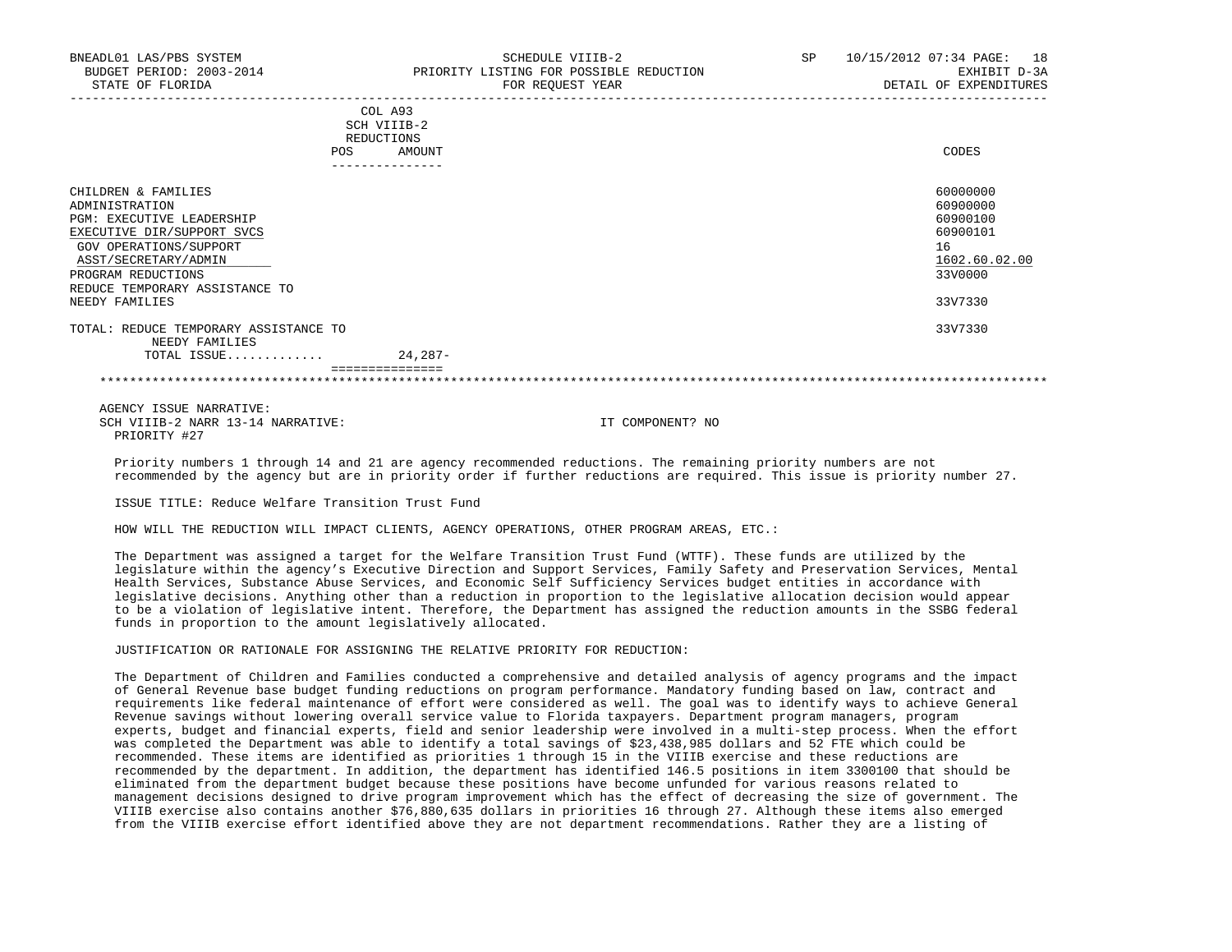| | COL A93 SCH VIIIB-2 REDUCTIONS POS AMOUNT | CODES |
|---|---|---|
| CHILDREN & FAMILIES | | 60000000 |
| ADMINISTRATION | | 60900000 |
| PGM: EXECUTIVE LEADERSHIP | | 60900100 |
| EXECUTIVE DIR/SUPPORT SVCS | | 60900101 |
| GOV OPERATIONS/SUPPORT | | 16 |
| ASST/SECRETARY/ADMIN | | 1602.60.02.00 |
| PROGRAM REDUCTIONS | | 33V0000 |
| REDUCE TEMPORARY ASSISTANCE TO NEEDY FAMILIES | | 33V7330 |
| TOTAL: REDUCE TEMPORARY ASSISTANCE TO NEEDY FAMILIES | | 33V7330 |
| TOTAL ISSUE............ | 24,287- | |

AGENCY ISSUE NARRATIVE:

SCH VIIIB-2 NARR 13-14 NARRATIVE: IT COMPONENT? NO

PRIORITY #27

Priority numbers 1 through 14 and 21 are agency recommended reductions. The remaining priority numbers are not recommended by the agency but are in priority order if further reductions are required. This issue is priority number 27.

ISSUE TITLE: Reduce Welfare Transition Trust Fund

HOW WILL THE REDUCTION WILL IMPACT CLIENTS, AGENCY OPERATIONS, OTHER PROGRAM AREAS, ETC.:

The Department was assigned a target for the Welfare Transition Trust Fund (WTTF). These funds are utilized by the legislature within the agency's Executive Direction and Support Services, Family Safety and Preservation Services, Mental Health Services, Substance Abuse Services, and Economic Self Sufficiency Services budget entities in accordance with legislative decisions. Anything other than a reduction in proportion to the legislative allocation decision would appear to be a violation of legislative intent. Therefore, the Department has assigned the reduction amounts in the SSBG federal funds in proportion to the amount legislatively allocated.

JUSTIFICATION OR RATIONALE FOR ASSIGNING THE RELATIVE PRIORITY FOR REDUCTION:

The Department of Children and Families conducted a comprehensive and detailed analysis of agency programs and the impact of General Revenue base budget funding reductions on program performance. Mandatory funding based on law, contract and requirements like federal maintenance of effort were considered as well. The goal was to identify ways to achieve General Revenue savings without lowering overall service value to Florida taxpayers. Department program managers, program experts, budget and financial experts, field and senior leadership were involved in a multi-step process. When the effort was completed the Department was able to identify a total savings of $23,438,985 dollars and 52 FTE which could be recommended. These items are identified as priorities 1 through 15 in the VIIIB exercise and these reductions are recommended by the department. In addition, the department has identified 146.5 positions in item 3300100 that should be eliminated from the department budget because these positions have become unfunded for various reasons related to management decisions designed to drive program improvement which has the effect of decreasing the size of government. The VIIIB exercise also contains another $76,880,635 dollars in priorities 16 through 27. Although these items also emerged from the VIIIB exercise effort identified above they are not department recommendations. Rather they are a listing of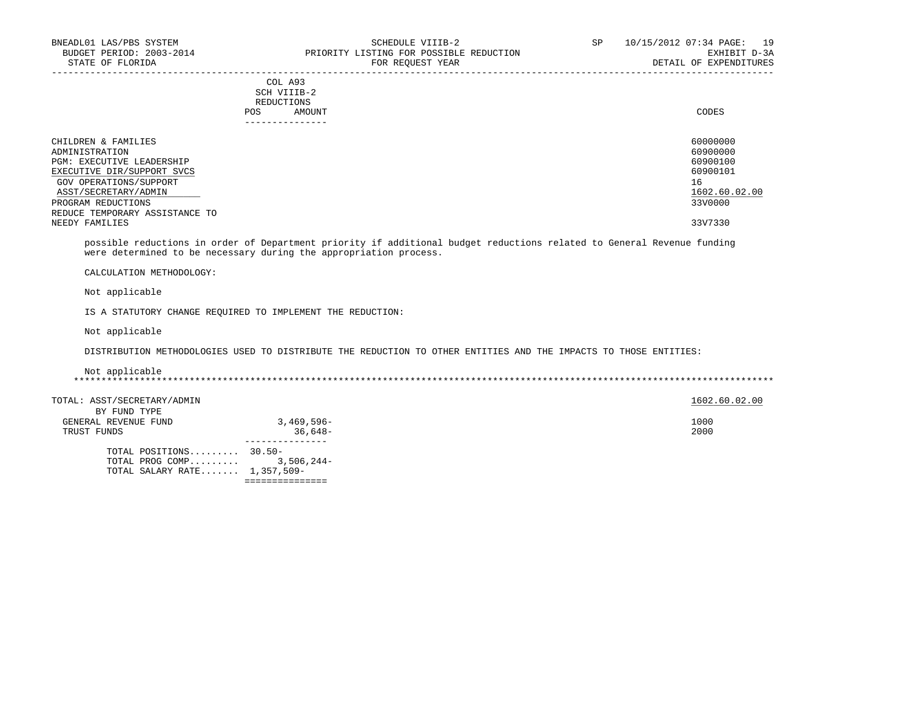COL A93
SCH VIIIB-2
REDUCTIONS

| | POS | AMOUNT | CODES |
|---|---|---|---|
| CHILDREN & FAMILIES | | | 60000000 |
| ADMINISTRATION | | | 60900000 |
| PGM: EXECUTIVE LEADERSHIP | | | 60900100 |
| EXECUTIVE DIR/SUPPORT SVCS | | | 60900101 |
| GOV OPERATIONS/SUPPORT | | | 16 |
| ASST/SECRETARY/ADMIN | | | 1602.60.02.00 |
| PROGRAM REDUCTIONS | | | 33V0000 |
| REDUCE TEMPORARY ASSISTANCE TO NEEDY FAMILIES | | | 33V7330 |

possible reductions in order of Department priority if additional budget reductions related to General Revenue funding were determined to be necessary during the appropriation process.

CALCULATION METHODOLOGY:

Not applicable

IS A STATUTORY CHANGE REQUIRED TO IMPLEMENT THE REDUCTION:

Not applicable

DISTRIBUTION METHODOLOGIES USED TO DISTRIBUTE THE REDUCTION TO OTHER ENTITIES AND THE IMPACTS TO THOSE ENTITIES:

Not applicable

*****************************************************************************************************************************

| TOTAL: ASST/SECRETARY/ADMIN | | | 1602.60.02.00 |
|---|---|---|---|
| BY FUND TYPE | | | |
| GENERAL REVENUE FUND | | 3,469,596- | 1000 |
| TRUST FUNDS | | 36,648- | 2000 |
| TOTAL POSITIONS......... | 30.50- | | |
| TOTAL PROG COMP......... | | 3,506,244- | |
| TOTAL SALARY RATE....... | 1,357,509- | | |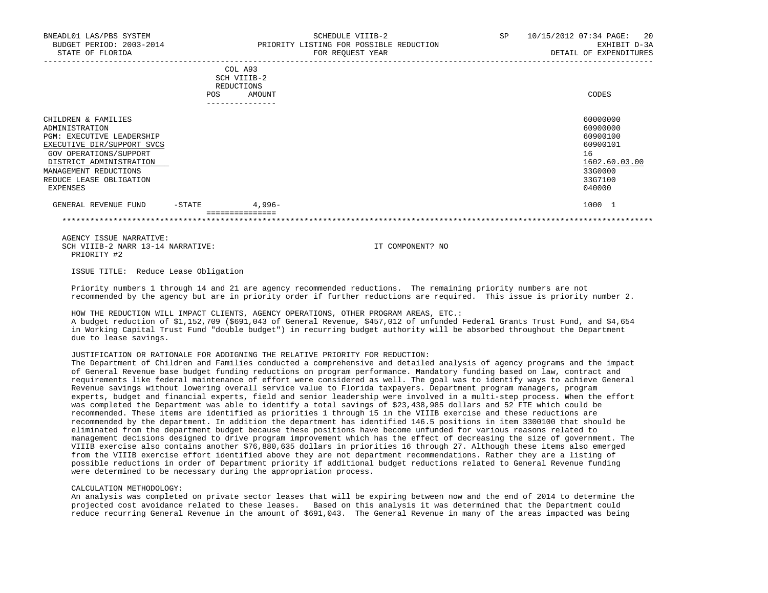| | COL A93 SCH VIIIB-2 REDUCTIONS POS | AMOUNT | CODES |
|---|---|---|---|
| CHILDREN & FAMILIES | | | 60000000 |
| ADMINISTRATION | | | 60900000 |
| PGM: EXECUTIVE LEADERSHIP | | | 60900100 |
| EXECUTIVE DIR/SUPPORT SVCS | | | 60900101 |
| GOV OPERATIONS/SUPPORT | | | 16 |
| DISTRICT ADMINISTRATION | | | 1602.60.03.00 |
| MANAGEMENT REDUCTIONS | | | 33G0000 |
| REDUCE LEASE OBLIGATION | | | 33G7100 |
| EXPENSES | | | 040000 |
| GENERAL REVENUE FUND -STATE | | 4,996- | 1000 1 |

AGENCY ISSUE NARRATIVE:

SCH VIIIB-2 NARR 13-14 NARRATIVE: IT COMPONENT? NO

PRIORITY #2

ISSUE TITLE: Reduce Lease Obligation

Priority numbers 1 through 14 and 21 are agency recommended reductions. The remaining priority numbers are not recommended by the agency but are in priority order if further reductions are required. This issue is priority number 2.

HOW THE REDUCTION WILL IMPACT CLIENTS, AGENCY OPERATIONS, OTHER PROGRAM AREAS, ETC.:

A budget reduction of $1,152,709 ($691,043 of General Revenue, $457,012 of unfunded Federal Grants Trust Fund, and $4,654 in Working Capital Trust Fund "double budget") in recurring budget authority will be absorbed throughout the Department due to lease savings.

JUSTIFICATION OR RATIONALE FOR ADDIGNING THE RELATIVE PRIORITY FOR REDUCTION:

The Department of Children and Families conducted a comprehensive and detailed analysis of agency programs and the impact of General Revenue base budget funding reductions on program performance. Mandatory funding based on law, contract and requirements like federal maintenance of effort were considered as well. The goal was to identify ways to achieve General Revenue savings without lowering overall service value to Florida taxpayers. Department program managers, program experts, budget and financial experts, field and senior leadership were involved in a multi-step process. When the effort was completed the Department was able to identify a total savings of $23,438,985 dollars and 52 FTE which could be recommended. These items are identified as priorities 1 through 15 in the VIIIB exercise and these reductions are recommended by the department. In addition the department has identified 146.5 positions in item 3300100 that should be eliminated from the department budget because these positions have become unfunded for various reasons related to management decisions designed to drive program improvement which has the effect of decreasing the size of government. The VIIIB exercise also contains another $76,880,635 dollars in priorities 16 through 27. Although these items also emerged from the VIIIB exercise effort identified above they are not department recommendations. Rather they are a listing of possible reductions in order of Department priority if additional budget reductions related to General Revenue funding were determined to be necessary during the appropriation process.

CALCULATION METHODOLOGY:

An analysis was completed on private sector leases that will be expiring between now and the end of 2014 to determine the projected cost avoidance related to these leases. Based on this analysis it was determined that the Department could reduce recurring General Revenue in the amount of $691,043. The General Revenue in many of the areas impacted was being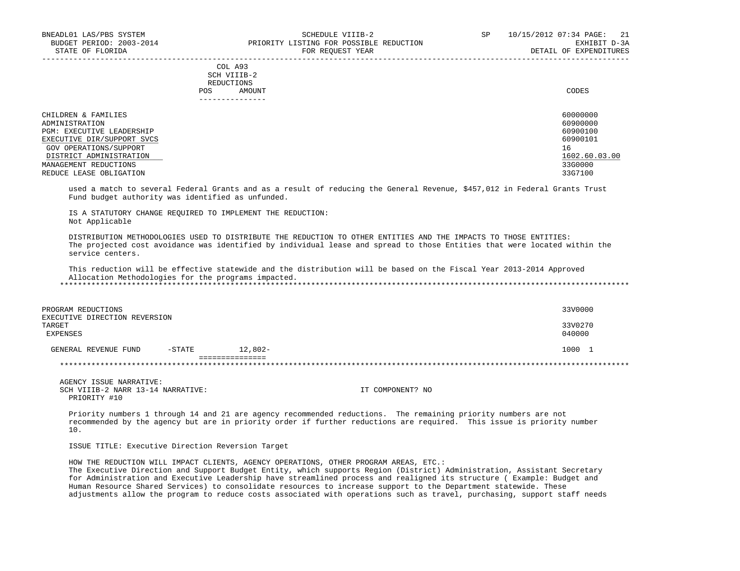COL A93
SCH VIIIB-2
REDUCTIONS

| | POS | AMOUNT | CODES |
|---|---|---|---|
| CHILDREN & FAMILIES | | | 60000000 |
| ADMINISTRATION | | | 60900000 |
| PGM: EXECUTIVE LEADERSHIP | | | 60900100 |
| EXECUTIVE DIR/SUPPORT SVCS | | | 60900101 |
| GOV OPERATIONS/SUPPORT | | | 16 |
| DISTRICT ADMINISTRATION | | | 1602.60.03.00 |
| MANAGEMENT REDUCTIONS | | | 33G0000 |
| REDUCE LEASE OBLIGATION | | | 33G7100 |

used a match to several Federal Grants and as a result of reducing the General Revenue, $457,012 in Federal Grants Trust Fund budget authority was identified as unfunded.

IS A STATUTORY CHANGE REQUIRED TO IMPLEMENT THE REDUCTION:
Not Applicable

DISTRIBUTION METHODOLOGIES USED TO DISTRIBUTE THE REDUCTION TO OTHER ENTITIES AND THE IMPACTS TO THOSE ENTITIES:
The projected cost avoidance was identified by individual lease and spread to those Entities that were located within the service centers.

This reduction will be effective statewide and the distribution will be based on the Fiscal Year 2013-2014 Approved Allocation Methodologies for the programs impacted.

*******************************************************************************************************************

| | POS | AMOUNT | CODES |
|---|---|---|---|
| PROGRAM REDUCTIONS | | | 33V0000 |
| EXECUTIVE DIRECTION REVERSION TARGET | | | 33V0270 |
| EXPENSES | | | 040000 |
| GENERAL REVENUE FUND -STATE | | 12,802- | 1000 1 |

*******************************************************************************************************************

AGENCY ISSUE NARRATIVE:
SCH VIIIB-2 NARR 13-14 NARRATIVE: IT COMPONENT? NO
PRIORITY #10

Priority numbers 1 through 14 and 21 are agency recommended reductions. The remaining priority numbers are not recommended by the agency but are in priority order if further reductions are required. This issue is priority number 10.

ISSUE TITLE: Executive Direction Reversion Target

HOW THE REDUCTION WILL IMPACT CLIENTS, AGENCY OPERATIONS, OTHER PROGRAM AREAS, ETC.:
The Executive Direction and Support Budget Entity, which supports Region (District) Administration, Assistant Secretary for Administration and Executive Leadership have streamlined process and realigned its structure ( Example: Budget and Human Resource Shared Services) to consolidate resources to increase support to the Department statewide. These adjustments allow the program to reduce costs associated with operations such as travel, purchasing, support staff needs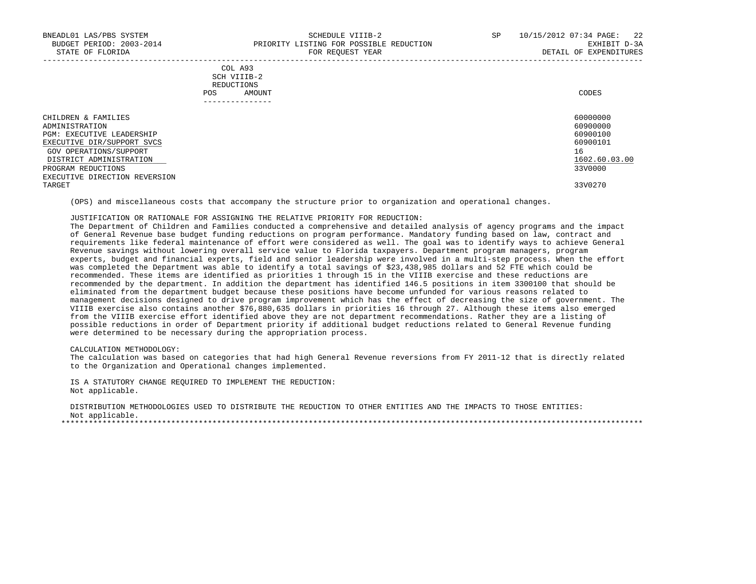| | COL A93 SCH VIIIB-2 REDUCTIONS POS AMOUNT | CODES |
|---|---|---|
| CHILDREN & FAMILIES | | 60000000 |
| ADMINISTRATION | | 60900000 |
| PGM: EXECUTIVE LEADERSHIP | | 60900100 |
| EXECUTIVE DIR/SUPPORT SVCS | | 60900101 |
| GOV OPERATIONS/SUPPORT | | 16 |
| DISTRICT ADMINISTRATION | | 1602.60.03.00 |
| PROGRAM REDUCTIONS | | 33V0000 |
| EXECUTIVE DIRECTION REVERSION TARGET | | 33V0270 |

(OPS) and miscellaneous costs that accompany the structure prior to organization and operational changes.

JUSTIFICATION OR RATIONALE FOR ASSIGNING THE RELATIVE PRIORITY FOR REDUCTION:
The Department of Children and Families conducted a comprehensive and detailed analysis of agency programs and the impact of General Revenue base budget funding reductions on program performance. Mandatory funding based on law, contract and requirements like federal maintenance of effort were considered as well. The goal was to identify ways to achieve General Revenue savings without lowering overall service value to Florida taxpayers. Department program managers, program experts, budget and financial experts, field and senior leadership were involved in a multi-step process. When the effort was completed the Department was able to identify a total savings of $23,438,985 dollars and 52 FTE which could be recommended. These items are identified as priorities 1 through 15 in the VIIIB exercise and these reductions are recommended by the department. In addition the department has identified 146.5 positions in item 3300100 that should be eliminated from the department budget because these positions have become unfunded for various reasons related to management decisions designed to drive program improvement which has the effect of decreasing the size of government. The VIIIB exercise also contains another $76,880,635 dollars in priorities 16 through 27. Although these items also emerged from the VIIIB exercise effort identified above they are not department recommendations. Rather they are a listing of possible reductions in order of Department priority if additional budget reductions related to General Revenue funding were determined to be necessary during the appropriation process.

CALCULATION METHODOLOGY:
The calculation was based on categories that had high General Revenue reversions from FY 2011-12 that is directly related to the Organization and Operational changes implemented.

IS A STATUTORY CHANGE REQUIRED TO IMPLEMENT THE REDUCTION:
Not applicable.

DISTRIBUTION METHODOLOGIES USED TO DISTRIBUTE THE REDUCTION TO OTHER ENTITIES AND THE IMPACTS TO THOSE ENTITIES:
Not applicable.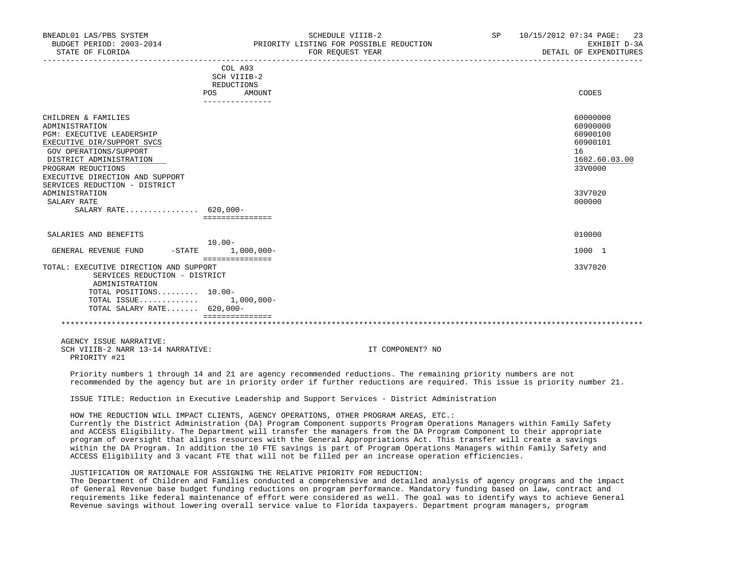| | COL A93 SCH VIIIB-2 REDUCTIONS | | |
|---|---|---|---|
| | POS | AMOUNT | CODES |
| CHILDREN & FAMILIES | | | 60000000 |
| ADMINISTRATION | | | 60900000 |
| PGM: EXECUTIVE LEADERSHIP | | | 60900100 |
| EXECUTIVE DIR/SUPPORT SVCS | | | 60900101 |
| GOV OPERATIONS/SUPPORT | | | 16 |
| DISTRICT ADMINISTRATION | | | 1602.60.03.00 |
| PROGRAM REDUCTIONS | | | 33V0000 |
| EXECUTIVE DIRECTION AND SUPPORT SERVICES REDUCTION - DISTRICT ADMINISTRATION | | | 33V7020 |
| SALARY RATE | | | 000000 |
| SALARY RATE................ | 620,000- | | |
| SALARIES AND BENEFITS | | | 010000 |
| GENERAL REVENUE FUND -STATE | 10.00- | 1,000,000- | 1000 1 |
| TOTAL: EXECUTIVE DIRECTION AND SUPPORT SERVICES REDUCTION - DISTRICT ADMINISTRATION | | | 33V7020 |
| TOTAL POSITIONS......... | 10.00- | | |
| TOTAL ISSUE............ | | 1,000,000- | |
| TOTAL SALARY RATE....... | 620,000- | | |

AGENCY ISSUE NARRATIVE:
SCH VIIIB-2 NARR 13-14 NARRATIVE: IT COMPONENT? NO
PRIORITY #21

Priority numbers 1 through 14 and 21 are agency recommended reductions. The remaining priority numbers are not recommended by the agency but are in priority order if further reductions are required. This issue is priority number 21.

ISSUE TITLE: Reduction in Executive Leadership and Support Services - District Administration

HOW THE REDUCTION WILL IMPACT CLIENTS, AGENCY OPERATIONS, OTHER PROGRAM AREAS, ETC.:
Currently the District Administration (DA) Program Component supports Program Operations Managers within Family Safety and ACCESS Eligibility. The Department will transfer the managers from the DA Program Component to their appropriate program of oversight that aligns resources with the General Appropriations Act. This transfer will create a savings within the DA Program. In addition the 10 FTE savings is part of Program Operations Managers within Family Safety and ACCESS Eligibility and 3 vacant FTE that will not be filled per an increase operation efficiencies.

JUSTIFICATION OR RATIONALE FOR ASSIGNING THE RELATIVE PRIORITY FOR REDUCTION:
The Department of Children and Families conducted a comprehensive and detailed analysis of agency programs and the impact of General Revenue base budget funding reductions on program performance. Mandatory funding based on law, contract and requirements like federal maintenance of effort were considered as well. The goal was to identify ways to achieve General Revenue savings without lowering overall service value to Florida taxpayers. Department program managers, program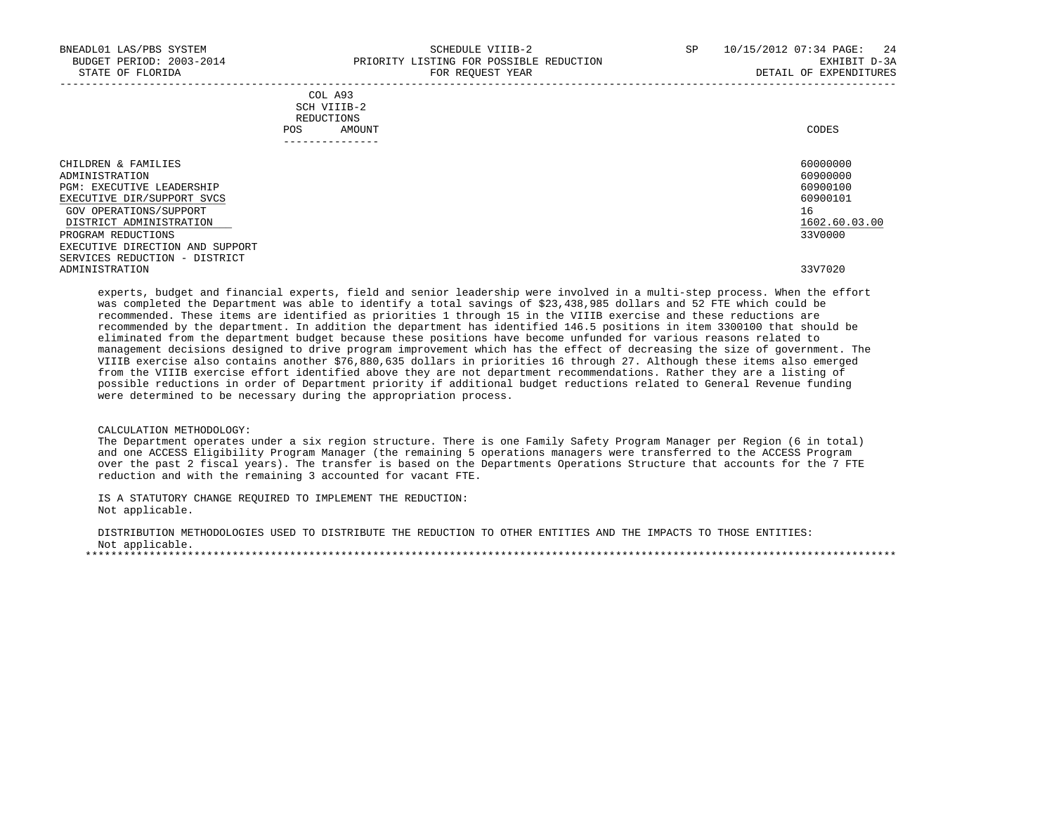BNEADL01 LAS/PBS SYSTEM — SCHEDULE VIIIB-2 — SP 10/15/2012 07:34

BUDGET PERIOD: 2003-2014 — PRIORITY LISTING FOR POSSIBLE REDUCTION — EXHIBIT D-3A

STATE OF FLORIDA — FOR REQUEST YEAR — DETAIL OF EXPENDITURES

| | COL A93 SCH VIIIB-2 REDUCTIONS POS | AMOUNT | CODES |
|---|---|---|---|
| CHILDREN & FAMILIES | | | 60000000 |
| ADMINISTRATION | | | 60900000 |
| PGM: EXECUTIVE LEADERSHIP | | | 60900100 |
| EXECUTIVE DIR/SUPPORT SVCS | | | 60900101 |
| GOV OPERATIONS/SUPPORT | | | 16 |
| DISTRICT ADMINISTRATION | | | 1602.60.03.00 |
| PROGRAM REDUCTIONS | | | 33V0000 |
| EXECUTIVE DIRECTION AND SUPPORT SERVICES REDUCTION - DISTRICT ADMINISTRATION | | | 33V7020 |

experts, budget and financial experts, field and senior leadership were involved in a multi-step process. When the effort was completed the Department was able to identify a total savings of $23,438,985 dollars and 52 FTE which could be recommended. These items are identified as priorities 1 through 15 in the VIIIB exercise and these reductions are recommended by the department. In addition the department has identified 146.5 positions in item 3300100 that should be eliminated from the department budget because these positions have become unfunded for various reasons related to management decisions designed to drive program improvement which has the effect of decreasing the size of government. The VIIIB exercise also contains another $76,880,635 dollars in priorities 16 through 27. Although these items also emerged from the VIIIB exercise effort identified above they are not department recommendations. Rather they are a listing of possible reductions in order of Department priority if additional budget reductions related to General Revenue funding were determined to be necessary during the appropriation process.

CALCULATION METHODOLOGY:
The Department operates under a six region structure. There is one Family Safety Program Manager per Region (6 in total) and one ACCESS Eligibility Program Manager (the remaining 5 operations managers were transferred to the ACCESS Program over the past 2 fiscal years). The transfer is based on the Departments Operations Structure that accounts for the 7 FTE reduction and with the remaining 3 accounted for vacant FTE.

IS A STATUTORY CHANGE REQUIRED TO IMPLEMENT THE REDUCTION:
Not applicable.

DISTRIBUTION METHODOLOGIES USED TO DISTRIBUTE THE REDUCTION TO OTHER ENTITIES AND THE IMPACTS TO THOSE ENTITIES:
Not applicable.

*****************************************************************************************************************************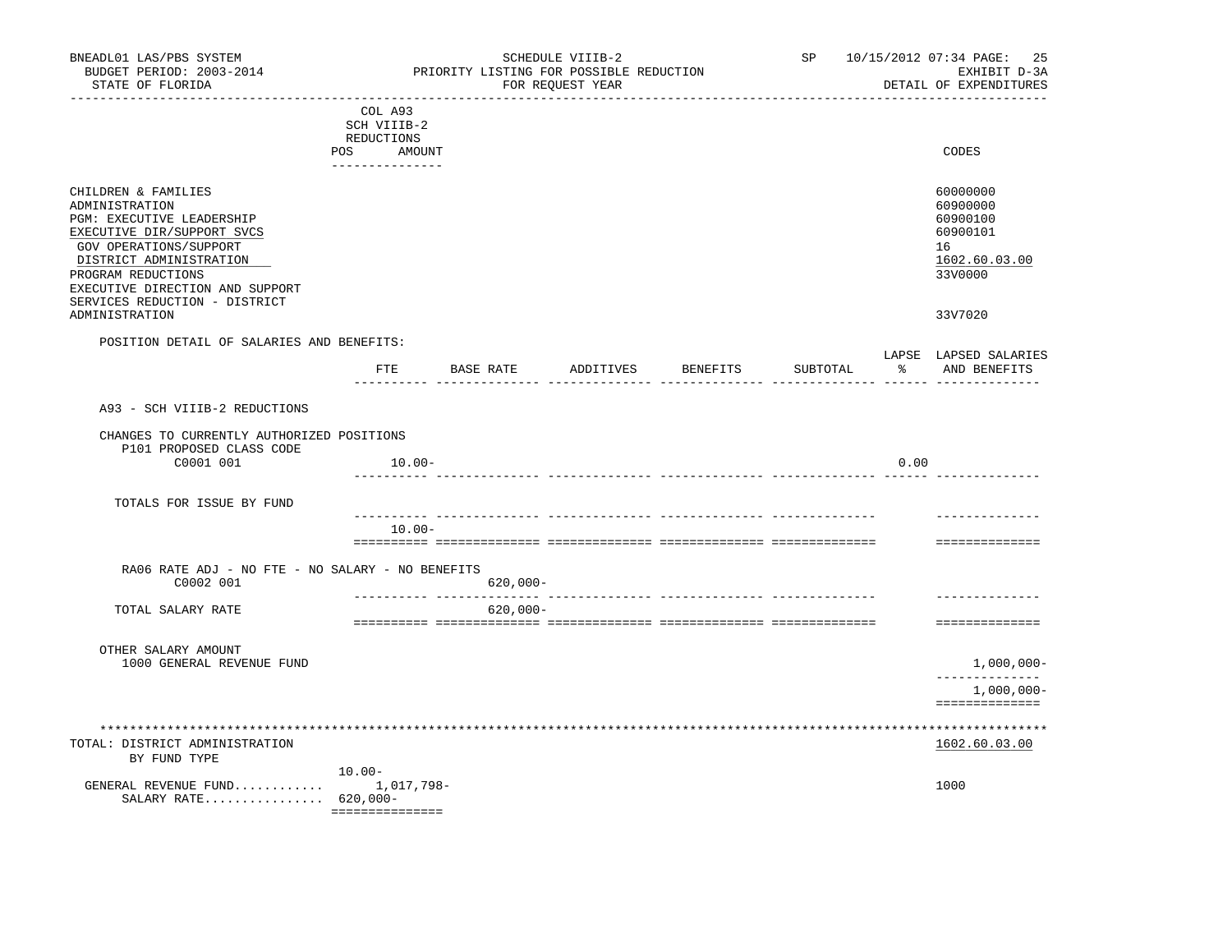BNEADL01 LAS/PBS SYSTEM | SCHEDULE VIIIB-2 | SP 10/15/2012 07:34 PAGE: 25
BUDGET PERIOD: 2003-2014 | PRIORITY LISTING FOR POSSIBLE REDUCTION | EXHIBIT D-3A
STATE OF FLORIDA | FOR REQUEST YEAR | DETAIL OF EXPENDITURES

| | COL A93 SCH VIIIB-2 REDUCTIONS POS AMOUNT | CODES |
|---|---|---|
| CHILDREN & FAMILIES | | 60000000 |
| ADMINISTRATION | | 60900000 |
| PGM: EXECUTIVE LEADERSHIP | | 60900100 |
| EXECUTIVE DIR/SUPPORT SVCS | | 60900101 |
| GOV OPERATIONS/SUPPORT | | 16 |
| DISTRICT ADMINISTRATION | | 1602.60.03.00 |
| PROGRAM REDUCTIONS | | 33V0000 |
| EXECUTIVE DIRECTION AND SUPPORT SERVICES REDUCTION - DISTRICT ADMINISTRATION | | 33V7020 |

POSITION DETAIL OF SALARIES AND BENEFITS:

| | FTE | BASE RATE | ADDITIVES | BENEFITS | SUBTOTAL | LAPSE % | LAPSED SALARIES AND BENEFITS |
|---|---|---|---|---|---|---|---|
| A93 - SCH VIIIB-2 REDUCTIONS | | | | | | | |
| CHANGES TO CURRENTLY AUTHORIZED POSITIONS | | | | | | | |
| P101 PROPOSED CLASS CODE | | | | | | | |
| C0001 001 | 10.00- | | | | | 0.00 | |
| TOTALS FOR ISSUE BY FUND | 10.00- | | | | | | |
| RA06 RATE ADJ - NO FTE - NO SALARY - NO BENEFITS | | | | | | | |
| C0002 001 | | 620,000- | | | | | |
| TOTAL SALARY RATE | | 620,000- | | | | | |
| OTHER SALARY AMOUNT | | | | | | | |
| 1000 GENERAL REVENUE FUND | | | | | | | 1,000,000- |
| | | | | | | | 1,000,000- |

TOTAL: DISTRICT ADMINISTRATION — 1602.60.03.00
BY FUND TYPE

| | POS / AMOUNT | CODES |
|---|---|---|
| | 10.00- | |
| GENERAL REVENUE FUND............ | 1,017,798- | 1000 |
| SALARY RATE................ | 620,000- | |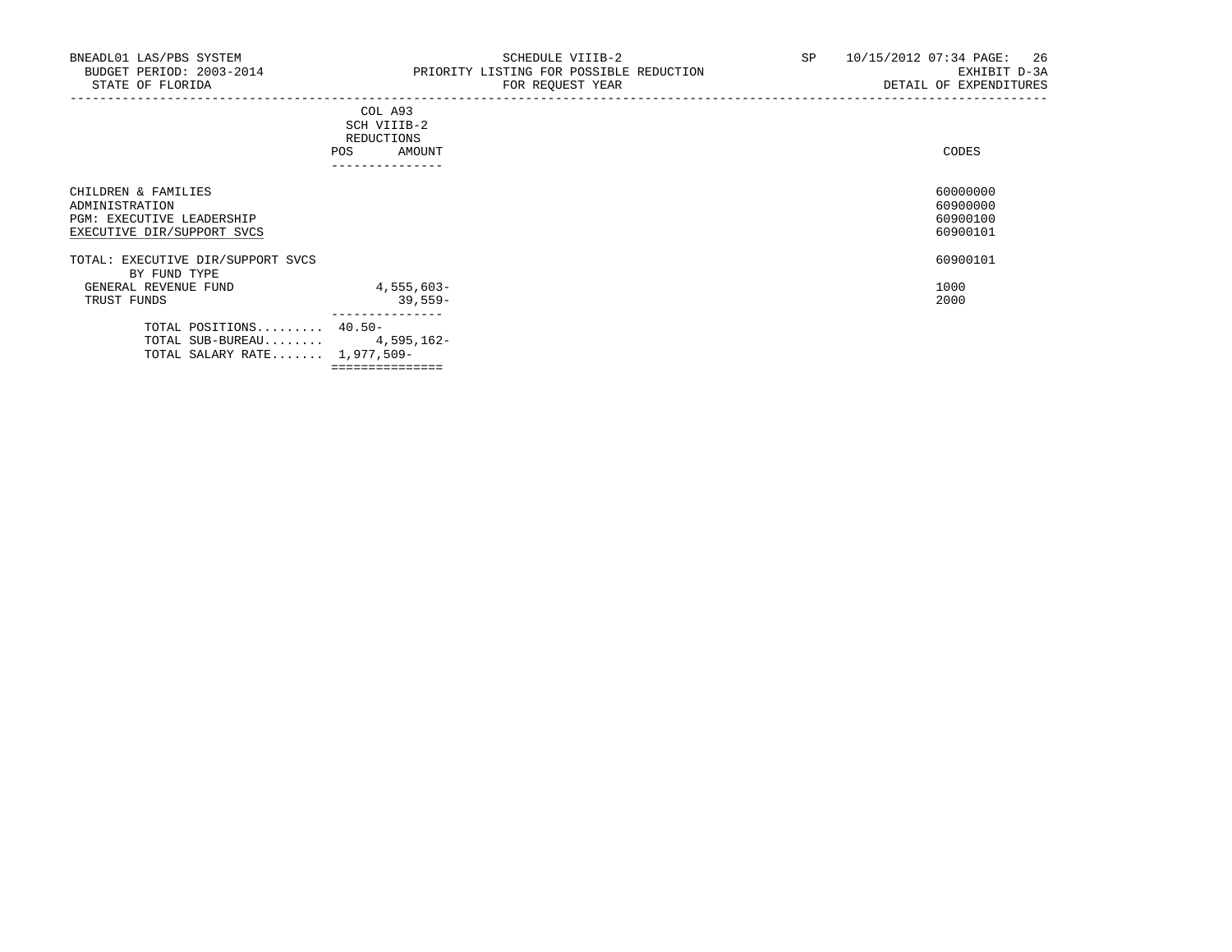BNEADL01 LAS/PBS SYSTEM
BUDGET PERIOD: 2003-2014
STATE OF FLORIDA

SCHEDULE VIIIB-2
PRIORITY LISTING FOR POSSIBLE REDUCTION
FOR REQUEST YEAR

SP 10/15/2012 07:34
EXHIBIT D-3A
DETAIL OF EXPENDITURES

| | COL A93 SCH VIIIB-2 REDUCTIONS POS | AMOUNT | CODES |
|---|---|---|---|
| CHILDREN & FAMILIES | | | 60000000 |
| ADMINISTRATION | | | 60900000 |
| PGM: EXECUTIVE LEADERSHIP | | | 60900100 |
| EXECUTIVE DIR/SUPPORT SVCS | | | 60900101 |
| TOTAL: EXECUTIVE DIR/SUPPORT SVCS | | | 60900101 |
| BY FUND TYPE | | | |
| GENERAL REVENUE FUND | | 4,555,603- | 1000 |
| TRUST FUNDS | | 39,559- | 2000 |
| TOTAL POSITIONS......... | 40.50- | | |
| TOTAL SUB-BUREAU........ | | 4,595,162- | |
| TOTAL SALARY RATE....... | | 1,977,509- | |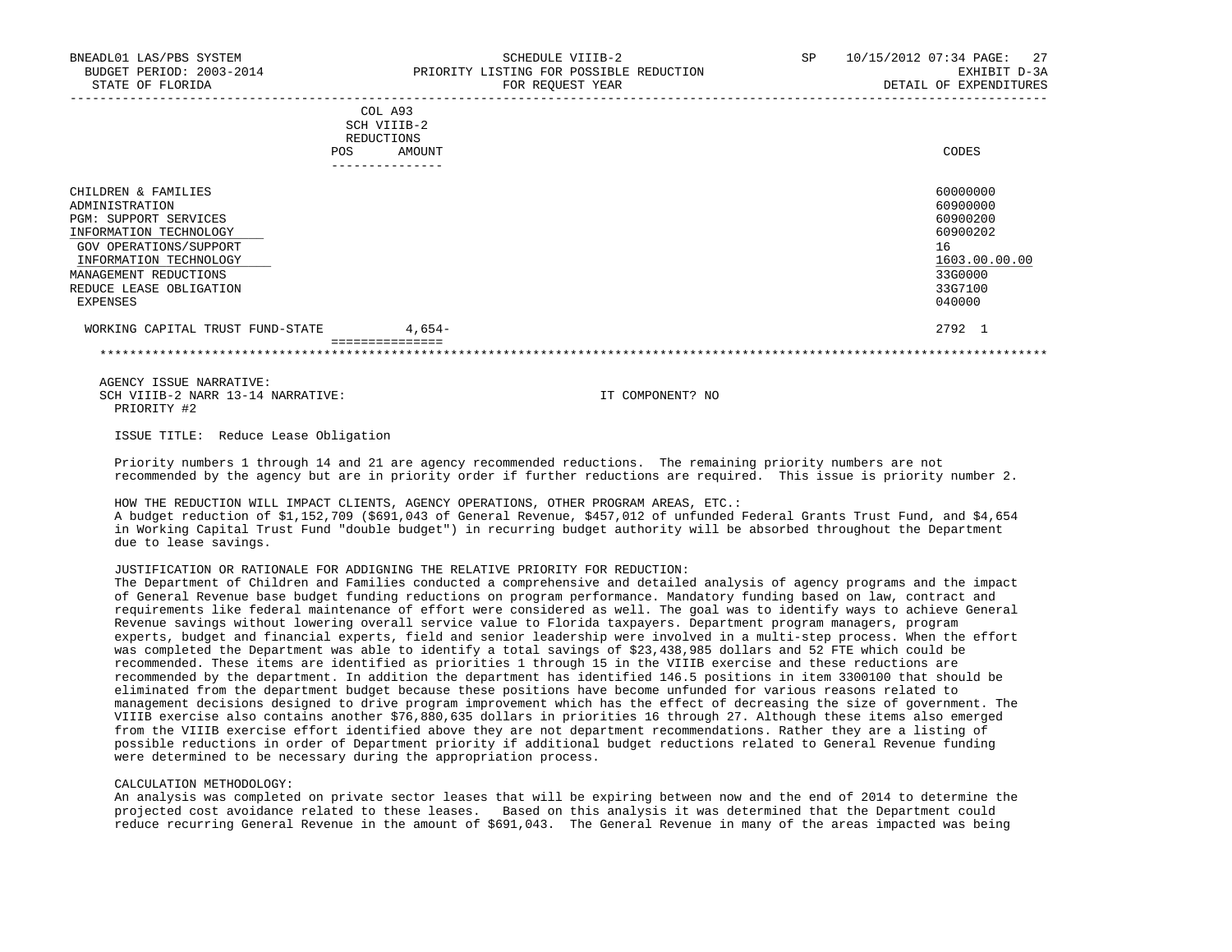| | COL A93 SCH VIIIB-2 REDUCTIONS | | |
|---|---|---|---|
| | POS | AMOUNT | CODES |
| CHILDREN & FAMILIES | | | 60000000 |
| ADMINISTRATION | | | 60900000 |
| PGM: SUPPORT SERVICES | | | 60900200 |
| INFORMATION TECHNOLOGY | | | 60900202 |
| GOV OPERATIONS/SUPPORT | | | 16 |
| INFORMATION TECHNOLOGY | | | 1603.00.00.00 |
| MANAGEMENT REDUCTIONS | | | 33G0000 |
| REDUCE LEASE OBLIGATION | | | 33G7100 |
| EXPENSES | | | 040000 |
| WORKING CAPITAL TRUST FUND-STATE | | 4,654- | 2792 1 |

AGENCY ISSUE NARRATIVE:
SCH VIIIB-2 NARR 13-14 NARRATIVE: IT COMPONENT? NO
PRIORITY #2

ISSUE TITLE: Reduce Lease Obligation

Priority numbers 1 through 14 and 21 are agency recommended reductions. The remaining priority numbers are not recommended by the agency but are in priority order if further reductions are required. This issue is priority number 2.

HOW THE REDUCTION WILL IMPACT CLIENTS, AGENCY OPERATIONS, OTHER PROGRAM AREAS, ETC.:
A budget reduction of $1,152,709 ($691,043 of General Revenue, $457,012 of unfunded Federal Grants Trust Fund, and $4,654 in Working Capital Trust Fund "double budget") in recurring budget authority will be absorbed throughout the Department due to lease savings.

JUSTIFICATION OR RATIONALE FOR ADDIGNING THE RELATIVE PRIORITY FOR REDUCTION:
The Department of Children and Families conducted a comprehensive and detailed analysis of agency programs and the impact of General Revenue base budget funding reductions on program performance. Mandatory funding based on law, contract and requirements like federal maintenance of effort were considered as well. The goal was to identify ways to achieve General Revenue savings without lowering overall service value to Florida taxpayers. Department program managers, program experts, budget and financial experts, field and senior leadership were involved in a multi-step process. When the effort was completed the Department was able to identify a total savings of $23,438,985 dollars and 52 FTE which could be recommended. These items are identified as priorities 1 through 15 in the VIIIB exercise and these reductions are recommended by the department. In addition the department has identified 146.5 positions in item 3300100 that should be eliminated from the department budget because these positions have become unfunded for various reasons related to management decisions designed to drive program improvement which has the effect of decreasing the size of government. The VIIIB exercise also contains another $76,880,635 dollars in priorities 16 through 27. Although these items also emerged from the VIIIB exercise effort identified above they are not department recommendations. Rather they are a listing of possible reductions in order of Department priority if additional budget reductions related to General Revenue funding were determined to be necessary during the appropriation process.

CALCULATION METHODOLOGY:
An analysis was completed on private sector leases that will be expiring between now and the end of 2014 to determine the projected cost avoidance related to these leases. Based on this analysis it was determined that the Department could reduce recurring General Revenue in the amount of $691,043. The General Revenue in many of the areas impacted was being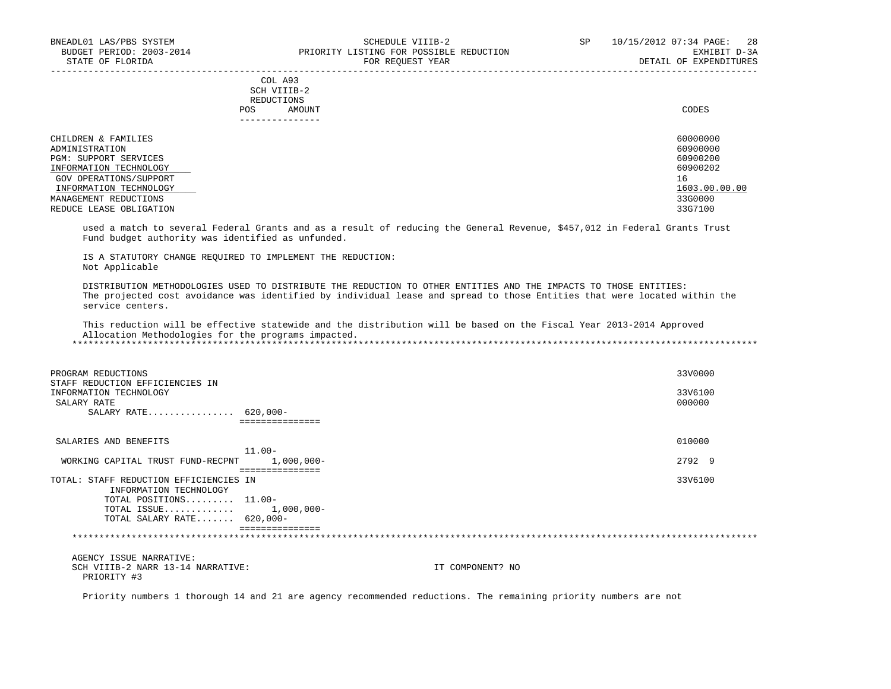| | COL A93 SCH VIIIB-2 REDUCTIONS POS AMOUNT | CODES |
|---|---|---|
| CHILDREN & FAMILIES | | 60000000 |
| ADMINISTRATION | | 60900000 |
| PGM: SUPPORT SERVICES | | 60900200 |
| INFORMATION TECHNOLOGY | | 60900202 |
| GOV OPERATIONS/SUPPORT | | 16 |
| INFORMATION TECHNOLOGY | | 1603.00.00.00 |
| MANAGEMENT REDUCTIONS | | 33G0000 |
| REDUCE LEASE OBLIGATION | | 33G7100 |

used a match to several Federal Grants and as a result of reducing the General Revenue, $457,012 in Federal Grants Trust Fund budget authority was identified as unfunded.

IS A STATUTORY CHANGE REQUIRED TO IMPLEMENT THE REDUCTION:
Not Applicable

DISTRIBUTION METHODOLOGIES USED TO DISTRIBUTE THE REDUCTION TO OTHER ENTITIES AND THE IMPACTS TO THOSE ENTITIES:
The projected cost avoidance was identified by individual lease and spread to those Entities that were located within the service centers.

This reduction will be effective statewide and the distribution will be based on the Fiscal Year 2013-2014 Approved Allocation Methodologies for the programs impacted.

*******************************************************************************************************************

| | POS | AMOUNT | CODES |
|---|---|---|---|
| PROGRAM REDUCTIONS | | | 33V0000 |
| STAFF REDUCTION EFFICIENCIES IN INFORMATION TECHNOLOGY | | | 33V6100 |
| SALARY RATE | | | 000000 |
| SALARY RATE................ | 620,000- | | |
| SALARIES AND BENEFITS | | | 010000 |
| | 11.00- | | |
| WORKING CAPITAL TRUST FUND-RECPNT | | 1,000,000- | 2792 9 |
| TOTAL: STAFF REDUCTION EFFICIENCIES IN INFORMATION TECHNOLOGY | | | 33V6100 |
| TOTAL POSITIONS......... | 11.00- | | |
| TOTAL ISSUE............. | | 1,000,000- | |
| TOTAL SALARY RATE....... | 620,000- | | |

*******************************************************************************************************************

AGENCY ISSUE NARRATIVE:
SCH VIIIB-2 NARR 13-14 NARRATIVE: IT COMPONENT? NO
PRIORITY #3

Priority numbers 1 thorough 14 and 21 are agency recommended reductions. The remaining priority numbers are not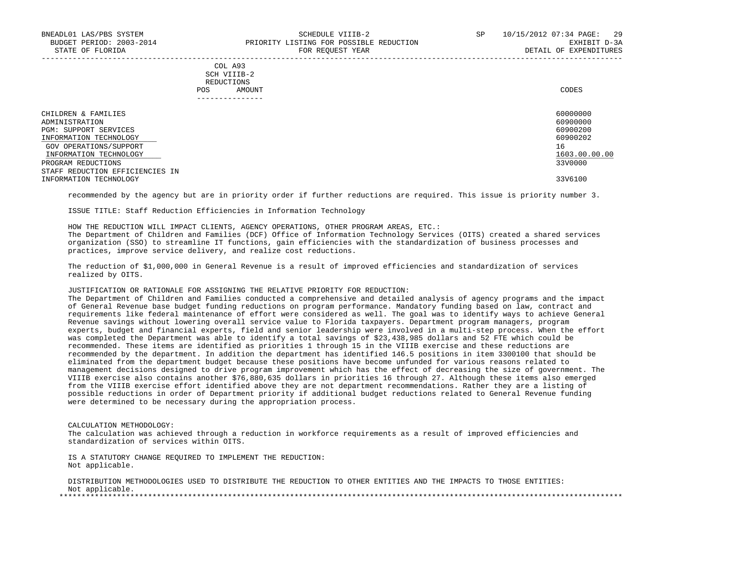| | COL A93 SCH VIIIB-2 REDUCTIONS POS AMOUNT | CODES |
|---|---|---|
| CHILDREN & FAMILIES | | 60000000 |
| ADMINISTRATION | | 60900000 |
| PGM: SUPPORT SERVICES | | 60900200 |
| INFORMATION TECHNOLOGY | | 60900202 |
| GOV OPERATIONS/SUPPORT | | 16 |
| INFORMATION TECHNOLOGY | | 1603.00.00.00 |
| PROGRAM REDUCTIONS | | 33V0000 |
| STAFF REDUCTION EFFICIENCIES IN INFORMATION TECHNOLOGY | | 33V6100 |

recommended by the agency but are in priority order if further reductions are required. This issue is priority number 3.

ISSUE TITLE: Staff Reduction Efficiencies in Information Technology

HOW THE REDUCTION WILL IMPACT CLIENTS, AGENCY OPERATIONS, OTHER PROGRAM AREAS, ETC.:
The Department of Children and Families (DCF) Office of Information Technology Services (OITS) created a shared services organization (SSO) to streamline IT functions, gain efficiencies with the standardization of business processes and practices, improve service delivery, and realize cost reductions.

The reduction of $1,000,000 in General Revenue is a result of improved efficiencies and standardization of services realized by OITS.

JUSTIFICATION OR RATIONALE FOR ASSIGNING THE RELATIVE PRIORITY FOR REDUCTION:
The Department of Children and Families conducted a comprehensive and detailed analysis of agency programs and the impact of General Revenue base budget funding reductions on program performance. Mandatory funding based on law, contract and requirements like federal maintenance of effort were considered as well. The goal was to identify ways to achieve General Revenue savings without lowering overall service value to Florida taxpayers. Department program managers, program experts, budget and financial experts, field and senior leadership were involved in a multi-step process. When the effort was completed the Department was able to identify a total savings of $23,438,985 dollars and 52 FTE which could be recommended. These items are identified as priorities 1 through 15 in the VIIIB exercise and these reductions are recommended by the department. In addition the department has identified 146.5 positions in item 3300100 that should be eliminated from the department budget because these positions have become unfunded for various reasons related to management decisions designed to drive program improvement which has the effect of decreasing the size of government. The VIIIB exercise also contains another $76,880,635 dollars in priorities 16 through 27. Although these items also emerged from the VIIIB exercise effort identified above they are not department recommendations. Rather they are a listing of possible reductions in order of Department priority if additional budget reductions related to General Revenue funding were determined to be necessary during the appropriation process.

CALCULATION METHODOLOGY:
The calculation was achieved through a reduction in workforce requirements as a result of improved efficiencies and standardization of services within OITS.

IS A STATUTORY CHANGE REQUIRED TO IMPLEMENT THE REDUCTION:
Not applicable.

DISTRIBUTION METHODOLOGIES USED TO DISTRIBUTE THE REDUCTION TO OTHER ENTITIES AND THE IMPACTS TO THOSE ENTITIES:
Not applicable.

*************************************************************************************************************************************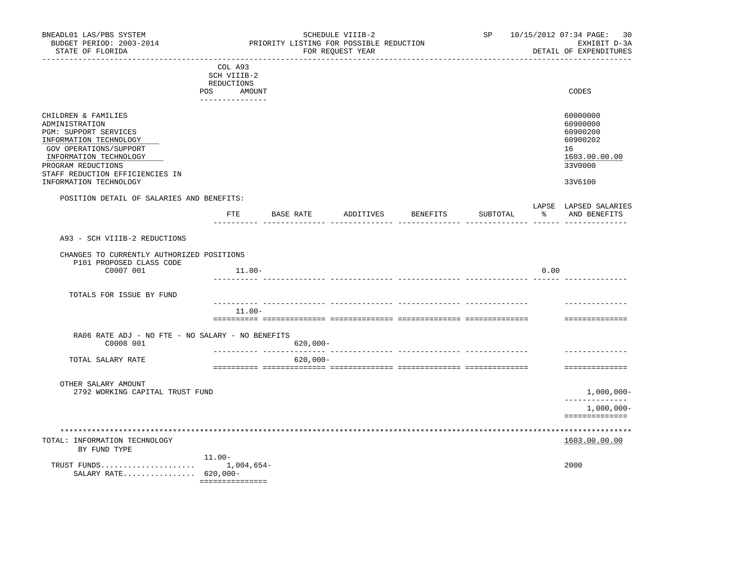BNEADL01 LAS/PBS SYSTEM — SCHEDULE VIIIB-2 — SP 10/15/2012 07:34

BUDGET PERIOD: 2003-2014 — PRIORITY LISTING FOR POSSIBLE REDUCTION — EXHIBIT D-3A

STATE OF FLORIDA — FOR REQUEST YEAR — DETAIL OF EXPENDITURES

| | COL A93 SCH VIIIB-2 REDUCTIONS POS AMOUNT | CODES |
|---|---|---|
| CHILDREN & FAMILIES | | 60000000 |
| ADMINISTRATION | | 60900000 |
| PGM: SUPPORT SERVICES | | 60900200 |
| INFORMATION TECHNOLOGY | | 60900202 |
| GOV OPERATIONS/SUPPORT | | 16 |
| INFORMATION TECHNOLOGY | | 1603.00.00.00 |
| PROGRAM REDUCTIONS | | 33V0000 |
| STAFF REDUCTION EFFICIENCIES IN INFORMATION TECHNOLOGY | | 33V6100 |

POSITION DETAIL OF SALARIES AND BENEFITS:

| | FTE | BASE RATE | ADDITIVES | BENEFITS | SUBTOTAL | LAPSE % | LAPSED SALARIES AND BENEFITS |
|---|---|---|---|---|---|---|---|
| A93 - SCH VIIIB-2 REDUCTIONS | | | | | | | |
| CHANGES TO CURRENTLY AUTHORIZED POSITIONS | | | | | | | |
| P101 PROPOSED CLASS CODE | | | | | | | |
| C0007 001 | 11.00- | | | | | 0.00 | |
| TOTALS FOR ISSUE BY FUND | 11.00- | | | | | | |
| RA06 RATE ADJ - NO FTE - NO SALARY - NO BENEFITS | | | | | | | |
| C0008 001 | | 620,000- | | | | | |
| TOTAL SALARY RATE | | 620,000- | | | | | |
| OTHER SALARY AMOUNT | | | | | | | |
| 2792 WORKING CAPITAL TRUST FUND | | | | | | | 1,000,000- |
| | | | | | | | 1,000,000- |

TOTAL: INFORMATION TECHNOLOGY — 1603.00.00.00

BY FUND TYPE

| | POS / AMOUNT | CODES |
|---|---|---|
| | 11.00- | |
| TRUST FUNDS..................... | 1,004,654- | 2000 |
| SALARY RATE................ | 620,000- | |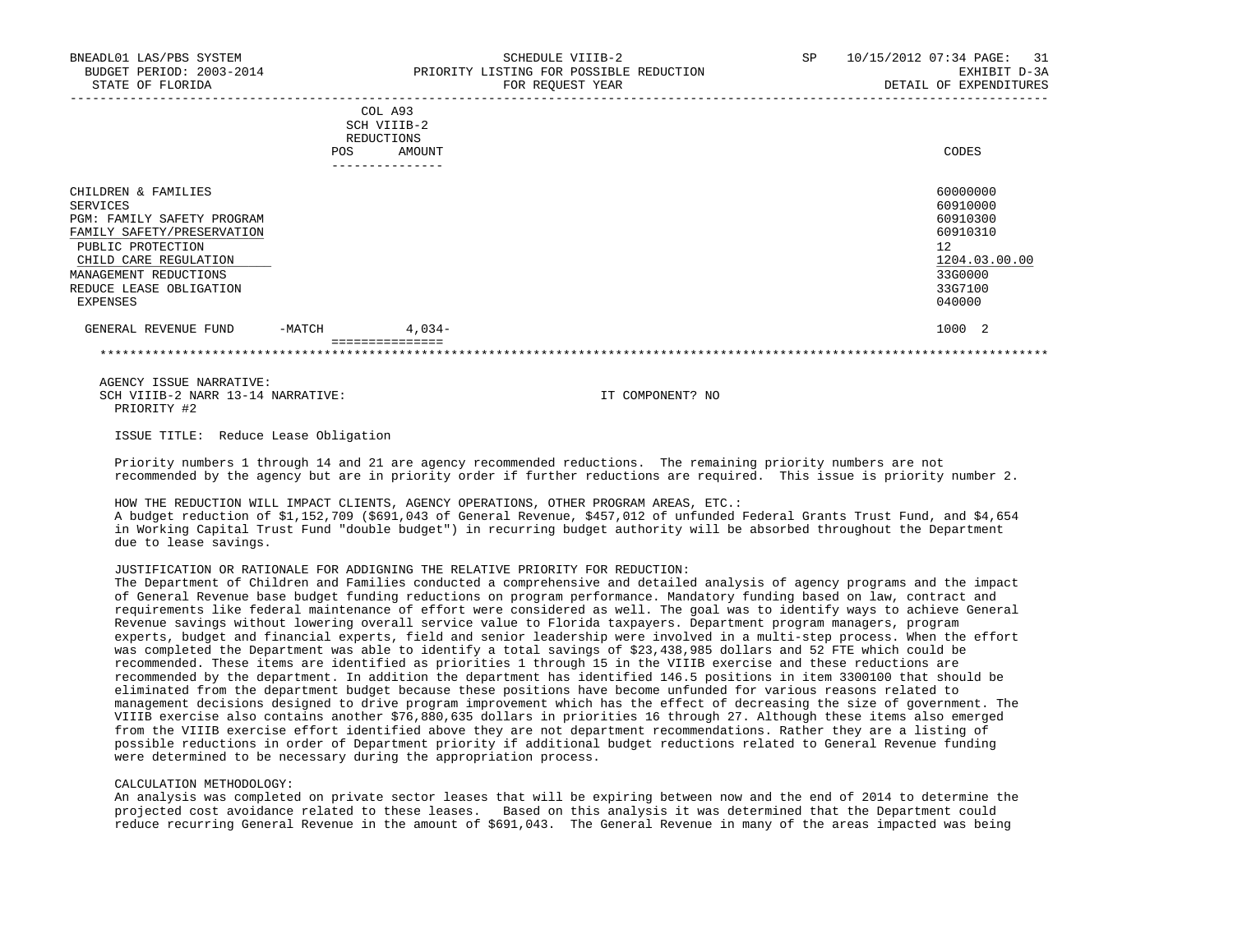BNEADL01 LAS/PBS SYSTEM | SCHEDULE VIIIB-2 | SP 10/15/2012 07:34

BUDGET PERIOD: 2003-2014 | PRIORITY LISTING FOR POSSIBLE REDUCTION | EXHIBIT D-3A

STATE OF FLORIDA | FOR REQUEST YEAR | DETAIL OF EXPENDITURES

| | COL A93 SCH VIIIB-2 REDUCTIONS POS | AMOUNT | CODES |
|---|---|---|---|
| CHILDREN & FAMILIES | | | 60000000 |
| SERVICES | | | 60910000 |
| PGM: FAMILY SAFETY PROGRAM | | | 60910300 |
| FAMILY SAFETY/PRESERVATION | | | 60910310 |
| PUBLIC PROTECTION | | | 12 |
| CHILD CARE REGULATION | | | 1204.03.00.00 |
| MANAGEMENT REDUCTIONS | | | 33G0000 |
| REDUCE LEASE OBLIGATION | | | 33G7100 |
| EXPENSES | | | 040000 |
| GENERAL REVENUE FUND -MATCH | | 4,034- | 1000 2 |

AGENCY ISSUE NARRATIVE:

SCH VIIIB-2 NARR 13-14 NARRATIVE: IT COMPONENT? NO

PRIORITY #2

ISSUE TITLE: Reduce Lease Obligation

Priority numbers 1 through 14 and 21 are agency recommended reductions. The remaining priority numbers are not recommended by the agency but are in priority order if further reductions are required. This issue is priority number 2.

HOW THE REDUCTION WILL IMPACT CLIENTS, AGENCY OPERATIONS, OTHER PROGRAM AREAS, ETC.:

A budget reduction of $1,152,709 ($691,043 of General Revenue, $457,012 of unfunded Federal Grants Trust Fund, and $4,654 in Working Capital Trust Fund "double budget") in recurring budget authority will be absorbed throughout the Department due to lease savings.

JUSTIFICATION OR RATIONALE FOR ADDIGNING THE RELATIVE PRIORITY FOR REDUCTION:

The Department of Children and Families conducted a comprehensive and detailed analysis of agency programs and the impact of General Revenue base budget funding reductions on program performance. Mandatory funding based on law, contract and requirements like federal maintenance of effort were considered as well. The goal was to identify ways to achieve General Revenue savings without lowering overall service value to Florida taxpayers. Department program managers, program experts, budget and financial experts, field and senior leadership were involved in a multi-step process. When the effort was completed the Department was able to identify a total savings of $23,438,985 dollars and 52 FTE which could be recommended. These items are identified as priorities 1 through 15 in the VIIIB exercise and these reductions are recommended by the department. In addition the department has identified 146.5 positions in item 3300100 that should be eliminated from the department budget because these positions have become unfunded for various reasons related to management decisions designed to drive program improvement which has the effect of decreasing the size of government. The VIIIB exercise also contains another $76,880,635 dollars in priorities 16 through 27. Although these items also emerged from the VIIIB exercise effort identified above they are not department recommendations. Rather they are a listing of possible reductions in order of Department priority if additional budget reductions related to General Revenue funding were determined to be necessary during the appropriation process.

CALCULATION METHODOLOGY:

An analysis was completed on private sector leases that will be expiring between now and the end of 2014 to determine the projected cost avoidance related to these leases. Based on this analysis it was determined that the Department could reduce recurring General Revenue in the amount of $691,043. The General Revenue in many of the areas impacted was being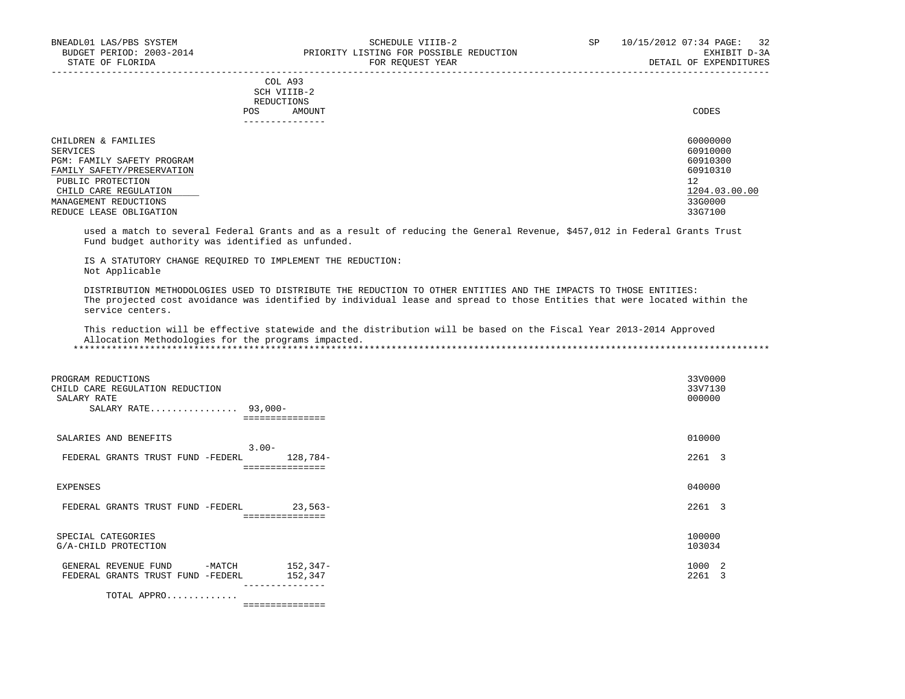| | COL A93 SCH VIIIB-2 REDUCTIONS POS AMOUNT | CODES |
|---|---|---|
| CHILDREN & FAMILIES | | 60000000 |
| SERVICES | | 60910000 |
| PGM: FAMILY SAFETY PROGRAM | | 60910300 |
| FAMILY SAFETY/PRESERVATION | | 60910310 |
| PUBLIC PROTECTION | | 12 |
| CHILD CARE REGULATION | | 1204.03.00.00 |
| MANAGEMENT REDUCTIONS | | 33G0000 |
| REDUCE LEASE OBLIGATION | | 33G7100 |

used a match to several Federal Grants and as a result of reducing the General Revenue, $457,012 in Federal Grants Trust Fund budget authority was identified as unfunded.

IS A STATUTORY CHANGE REQUIRED TO IMPLEMENT THE REDUCTION:
Not Applicable

DISTRIBUTION METHODOLOGIES USED TO DISTRIBUTE THE REDUCTION TO OTHER ENTITIES AND THE IMPACTS TO THOSE ENTITIES:
The projected cost avoidance was identified by individual lease and spread to those Entities that were located within the service centers.

This reduction will be effective statewide and the distribution will be based on the Fiscal Year 2013-2014 Approved Allocation Methodologies for the programs impacted.

*******************************************************************************************************************

| | POS | AMOUNT | CODES |
|---|---|---|---|
| PROGRAM REDUCTIONS | | | 33V0000 |
| CHILD CARE REGULATION REDUCTION | | | 33V7130 |
| SALARY RATE | | | 000000 |
| SALARY RATE................ | | 93,000- | |
| SALARIES AND BENEFITS | 3.00- | | 010000 |
| FEDERAL GRANTS TRUST FUND -FEDERL | | 128,784- | 2261 3 |
| EXPENSES | | | 040000 |
| FEDERAL GRANTS TRUST FUND -FEDERL | | 23,563- | 2261 3 |
| SPECIAL CATEGORIES | | | 100000 |
| G/A-CHILD PROTECTION | | | 103034 |
| GENERAL REVENUE FUND -MATCH | | 152,347- | 1000 2 |
| FEDERAL GRANTS TRUST FUND -FEDERL | | 152,347 | 2261 3 |
| TOTAL APPRO............. | | | |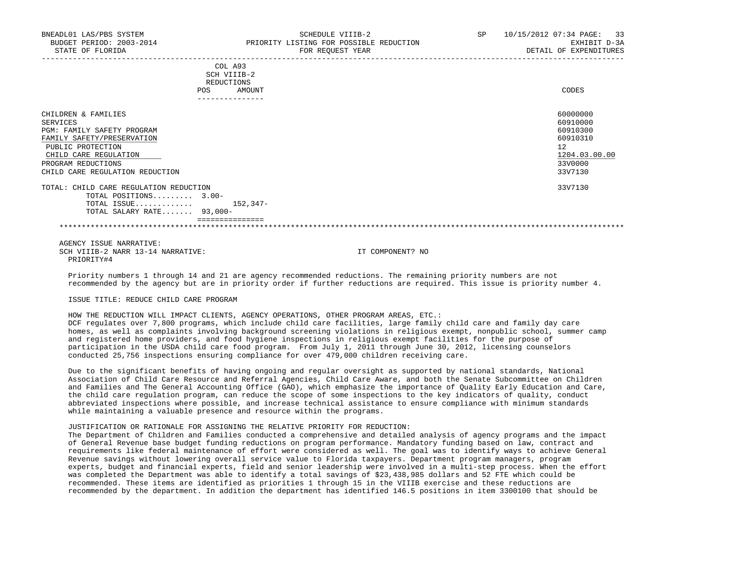| | COL A93 SCH VIIIB-2 REDUCTIONS POS AMOUNT | CODES |
|---|---|---|
| CHILDREN & FAMILIES | | 60000000 |
| SERVICES | | 60910000 |
| PGM: FAMILY SAFETY PROGRAM | | 60910300 |
| FAMILY SAFETY/PRESERVATION | | 60910310 |
| PUBLIC PROTECTION | | 12 |
| CHILD CARE REGULATION | | 1204.03.00.00 |
| PROGRAM REDUCTIONS | | 33V0000 |
| CHILD CARE REGULATION REDUCTION | | 33V7130 |
| TOTAL: CHILD CARE REGULATION REDUCTION | | 33V7130 |
| TOTAL POSITIONS......... | 3.00- | |
| TOTAL ISSUE............. | 152,347- | |
| TOTAL SALARY RATE....... | 93,000- | |

AGENCY ISSUE NARRATIVE:
SCH VIIIB-2 NARR 13-14 NARRATIVE: IT COMPONENT? NO
PRIORITY#4

Priority numbers 1 through 14 and 21 are agency recommended reductions. The remaining priority numbers are not recommended by the agency but are in priority order if further reductions are required. This issue is priority number 4.

ISSUE TITLE: REDUCE CHILD CARE PROGRAM

HOW THE REDUCTION WILL IMPACT CLIENTS, AGENCY OPERATIONS, OTHER PROGRAM AREAS, ETC.:
DCF regulates over 7,800 programs, which include child care facilities, large family child care and family day care homes, as well as complaints involving background screening violations in religious exempt, nonpublic school, summer camp and registered home providers, and food hygiene inspections in religious exempt facilities for the purpose of participation in the USDA child care food program. From July 1, 2011 through June 30, 2012, licensing counselors conducted 25,756 inspections ensuring compliance for over 479,000 children receiving care.

Due to the significant benefits of having ongoing and regular oversight as supported by national standards, National Association of Child Care Resource and Referral Agencies, Child Care Aware, and both the Senate Subcommittee on Children and Families and The General Accounting Office (GAO), which emphasize the importance of Quality Early Education and Care, the child care regulation program, can reduce the scope of some inspections to the key indicators of quality, conduct abbreviated inspections where possible, and increase technical assistance to ensure compliance with minimum standards while maintaining a valuable presence and resource within the programs.

JUSTIFICATION OR RATIONALE FOR ASSIGNING THE RELATIVE PRIORITY FOR REDUCTION:
The Department of Children and Families conducted a comprehensive and detailed analysis of agency programs and the impact of General Revenue base budget funding reductions on program performance. Mandatory funding based on law, contract and requirements like federal maintenance of effort were considered as well. The goal was to identify ways to achieve General Revenue savings without lowering overall service value to Florida taxpayers. Department program managers, program experts, budget and financial experts, field and senior leadership were involved in a multi-step process. When the effort was completed the Department was able to identify a total savings of $23,438,985 dollars and 52 FTE which could be recommended. These items are identified as priorities 1 through 15 in the VIIIB exercise and these reductions are recommended by the department. In addition the department has identified 146.5 positions in item 3300100 that should be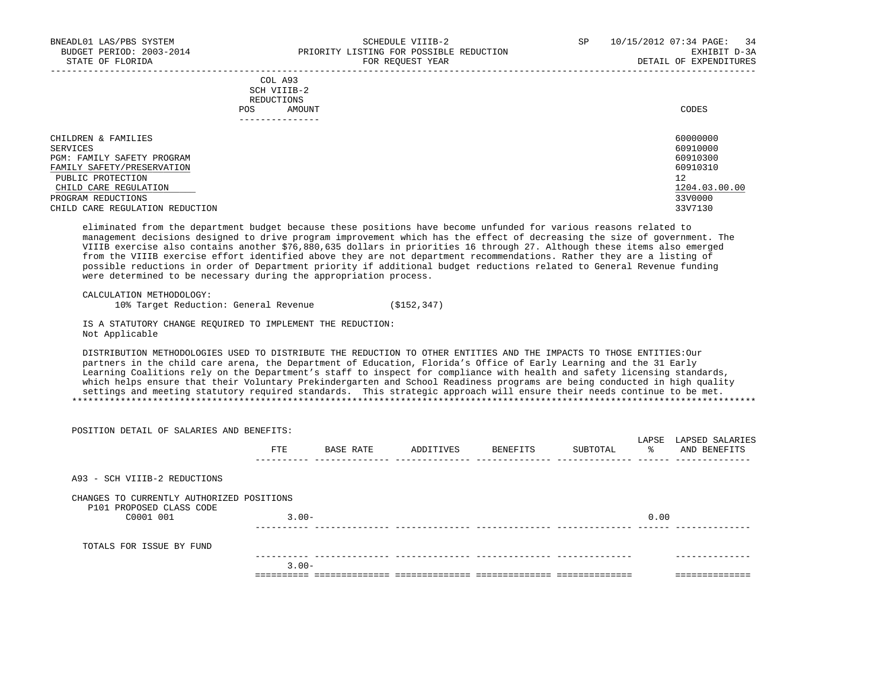SCHEDULE VIIIB-2
PRIORITY LISTING FOR POSSIBLE REDUCTION
FOR REQUEST YEAR

BNEADL01 LAS/PBS SYSTEM — BUDGET PERIOD: 2003-2014 — STATE OF FLORIDA

SP 10/15/2012 07:34 — EXHIBIT D-3A — DETAIL OF EXPENDITURES

| | COL A93 SCH VIIIB-2 REDUCTIONS POS AMOUNT | CODES |
|---|---|---|
| CHILDREN & FAMILIES | | 60000000 |
| SERVICES | | 60910000 |
| PGM: FAMILY SAFETY PROGRAM | | 60910300 |
| FAMILY SAFETY/PRESERVATION | | 60910310 |
| PUBLIC PROTECTION | | 12 |
| CHILD CARE REGULATION | | 1204.03.00.00 |
| PROGRAM REDUCTIONS | | 33V0000 |
| CHILD CARE REGULATION REDUCTION | | 33V7130 |

eliminated from the department budget because these positions have become unfunded for various reasons related to management decisions designed to drive program improvement which has the effect of decreasing the size of government. The VIIIB exercise also contains another $76,880,635 dollars in priorities 16 through 27. Although these items also emerged from the VIIIB exercise effort identified above they are not department recommendations. Rather they are a listing of possible reductions in order of Department priority if additional budget reductions related to General Revenue funding were determined to be necessary during the appropriation process.

CALCULATION METHODOLOGY:
10% Target Reduction: General Revenue ($152,347)

IS A STATUTORY CHANGE REQUIRED TO IMPLEMENT THE REDUCTION:
Not Applicable

DISTRIBUTION METHODOLOGIES USED TO DISTRIBUTE THE REDUCTION TO OTHER ENTITIES AND THE IMPACTS TO THOSE ENTITIES:Our partners in the child care arena, the Department of Education, Florida's Office of Early Learning and the 31 Early Learning Coalitions rely on the Department's staff to inspect for compliance with health and safety licensing standards, which helps ensure that their Voluntary Prekindergarten and School Readiness programs are being conducted in high quality settings and meeting statutory required standards. This strategic approach will ensure their needs continue to be met.

*******************************************************************************************************************************

POSITION DETAIL OF SALARIES AND BENEFITS:

| | FTE | BASE RATE | ADDITIVES | BENEFITS | SUBTOTAL | LAPSE % | LAPSED SALARIES AND BENEFITS |
|---|---|---|---|---|---|---|---|
| A93 - SCH VIIIB-2 REDUCTIONS | | | | | | | |
| CHANGES TO CURRENTLY AUTHORIZED POSITIONS | | | | | | | |
| P101 PROPOSED CLASS CODE | | | | | | | |
| C0001 001 | 3.00- | | | | | 0.00 | |
| TOTALS FOR ISSUE BY FUND | | | | | | | |
| | 3.00- | | | | | | |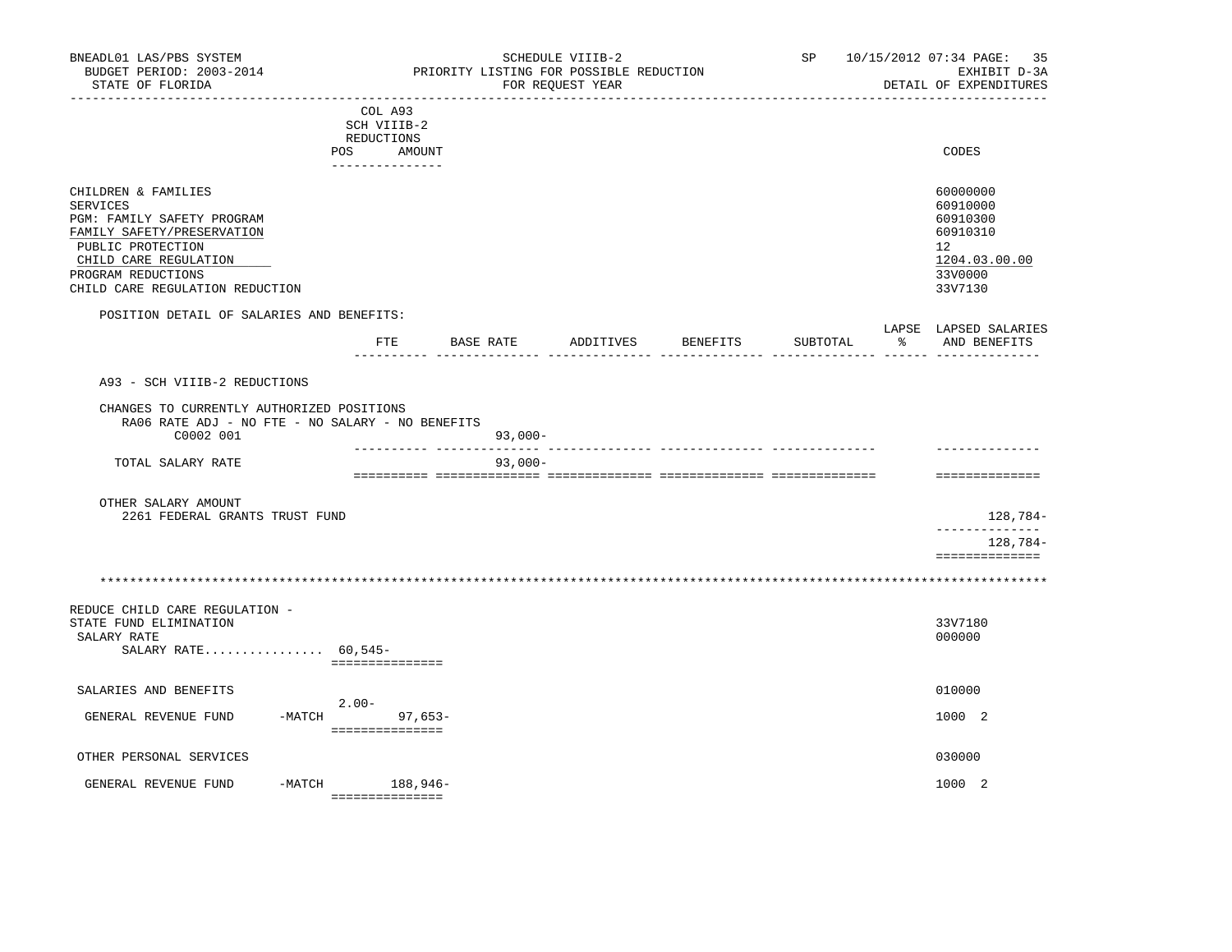BNEADL01 LAS/PBS SYSTEM — SCHEDULE VIIIB-2 — SP 10/15/2012 07:34
BUDGET PERIOD: 2003-2014 — PRIORITY LISTING FOR POSSIBLE REDUCTION — EXHIBIT D-3A
STATE OF FLORIDA — FOR REQUEST YEAR — DETAIL OF EXPENDITURES

| | COL A93 SCH VIIIB-2 REDUCTIONS POS | AMOUNT | CODES |
|---|---|---|---|
| CHILDREN & FAMILIES | | | 60000000 |
| SERVICES | | | 60910000 |
| PGM: FAMILY SAFETY PROGRAM | | | 60910300 |
| FAMILY SAFETY/PRESERVATION | | | 60910310 |
| PUBLIC PROTECTION | | | 12 |
| CHILD CARE REGULATION | | | 1204.03.00.00 |
| PROGRAM REDUCTIONS | | | 33V0000 |
| CHILD CARE REGULATION REDUCTION | | | 33V7130 |

POSITION DETAIL OF SALARIES AND BENEFITS:

| | FTE | BASE RATE | ADDITIVES | BENEFITS | SUBTOTAL | LAPSE % | LAPSED SALARIES AND BENEFITS |
|---|---|---|---|---|---|---|---|
| A93 - SCH VIIIB-2 REDUCTIONS | | | | | | | |
| CHANGES TO CURRENTLY AUTHORIZED POSITIONS | | | | | | | |
| RA06 RATE ADJ - NO FTE - NO SALARY - NO BENEFITS | | | | | | | |
| C0002 001 | | 93,000- | | | | | |
| TOTAL SALARY RATE | | 93,000- | | | | | |
| OTHER SALARY AMOUNT | | | | | | | |
| 2261 FEDERAL GRANTS TRUST FUND | | | | | | | 128,784- |
| | | | | | | | 128,784- |

*****************************************************************************

| | POS | AMOUNT | CODES |
|---|---|---|---|
| REDUCE CHILD CARE REGULATION - STATE FUND ELIMINATION | | | 33V7180 |
| SALARY RATE | | | 000000 |
| SALARY RATE................ | | 60,545- | |
| SALARIES AND BENEFITS | | | 010000 |
| GENERAL REVENUE FUND -MATCH | 2.00- | 97,653- | 1000 2 |
| OTHER PERSONAL SERVICES | | | 030000 |
| GENERAL REVENUE FUND -MATCH | | 188,946- | 1000 2 |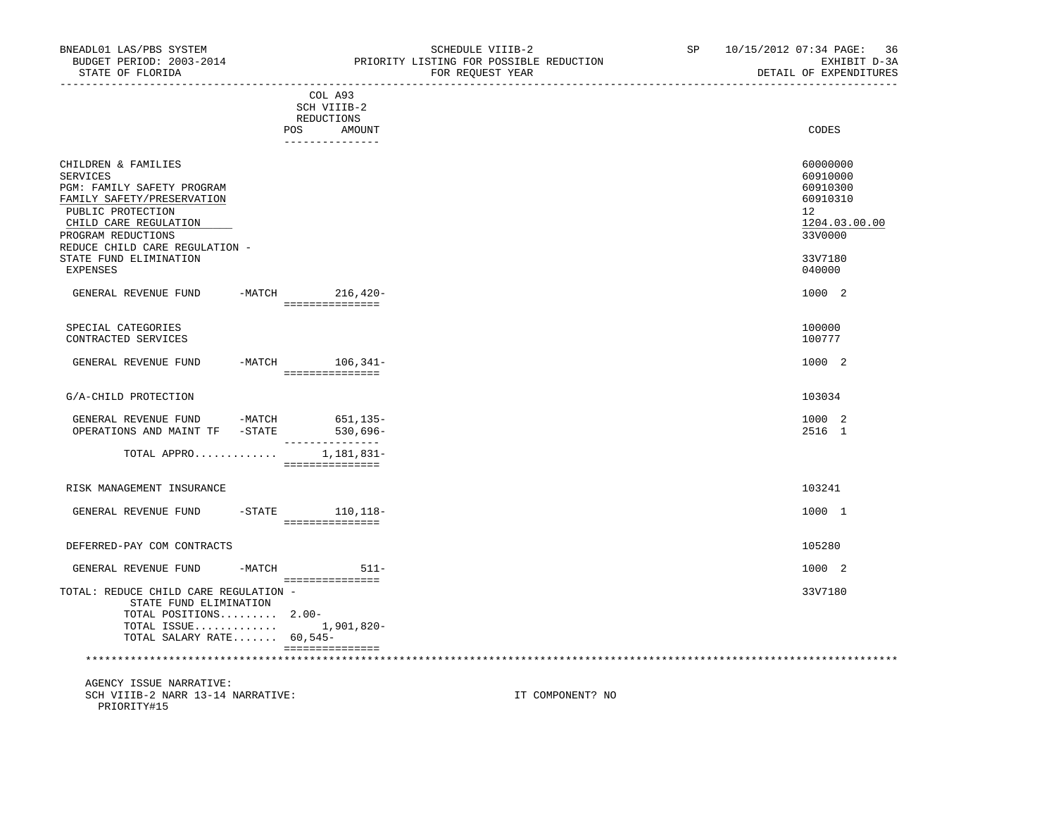BNEADL01 LAS/PBS SYSTEM | SCHEDULE VIIIB-2 | SP 10/15/2012 07:34 PAGE: 36
BUDGET PERIOD: 2003-2014 | PRIORITY LISTING FOR POSSIBLE REDUCTION | EXHIBIT D-3A
STATE OF FLORIDA | FOR REQUEST YEAR | DETAIL OF EXPENDITURES

| | COL A93 SCH VIIIB-2 REDUCTIONS POS | AMOUNT | CODES |
|---|---|---|---|
| CHILDREN & FAMILIES | | | 60000000 |
| SERVICES | | | 60910000 |
| PGM: FAMILY SAFETY PROGRAM | | | 60910300 |
| FAMILY SAFETY/PRESERVATION | | | 60910310 |
| PUBLIC PROTECTION | | | 12 |
| CHILD CARE REGULATION | | | 1204.03.00.00 |
| PROGRAM REDUCTIONS | | | 33V0000 |
| REDUCE CHILD CARE REGULATION - STATE FUND ELIMINATION | | | 33V7180 |
| EXPENSES | | | 040000 |
| GENERAL REVENUE FUND -MATCH | | 216,420- | 1000 2 |
| SPECIAL CATEGORIES | | | 100000 |
| CONTRACTED SERVICES | | | 100777 |
| GENERAL REVENUE FUND -MATCH | | 106,341- | 1000 2 |
| G/A-CHILD PROTECTION | | | 103034 |
| GENERAL REVENUE FUND -MATCH | | 651,135- | 1000 2 |
| OPERATIONS AND MAINT TF -STATE | | 530,696- | 2516 1 |
| TOTAL APPRO............. | | 1,181,831- | |
| RISK MANAGEMENT INSURANCE | | | 103241 |
| GENERAL REVENUE FUND -STATE | | 110,118- | 1000 1 |
| DEFERRED-PAY COM CONTRACTS | | | 105280 |
| GENERAL REVENUE FUND -MATCH | | 511- | 1000 2 |
| TOTAL: REDUCE CHILD CARE REGULATION - STATE FUND ELIMINATION | | | 33V7180 |
| TOTAL POSITIONS......... | 2.00- | | |
| TOTAL ISSUE............. | | 1,901,820- | |
| TOTAL SALARY RATE....... | 60,545- | | |

AGENCY ISSUE NARRATIVE:
SCH VIIIB-2 NARR 13-14 NARRATIVE: IT COMPONENT? NO
PRIORITY#15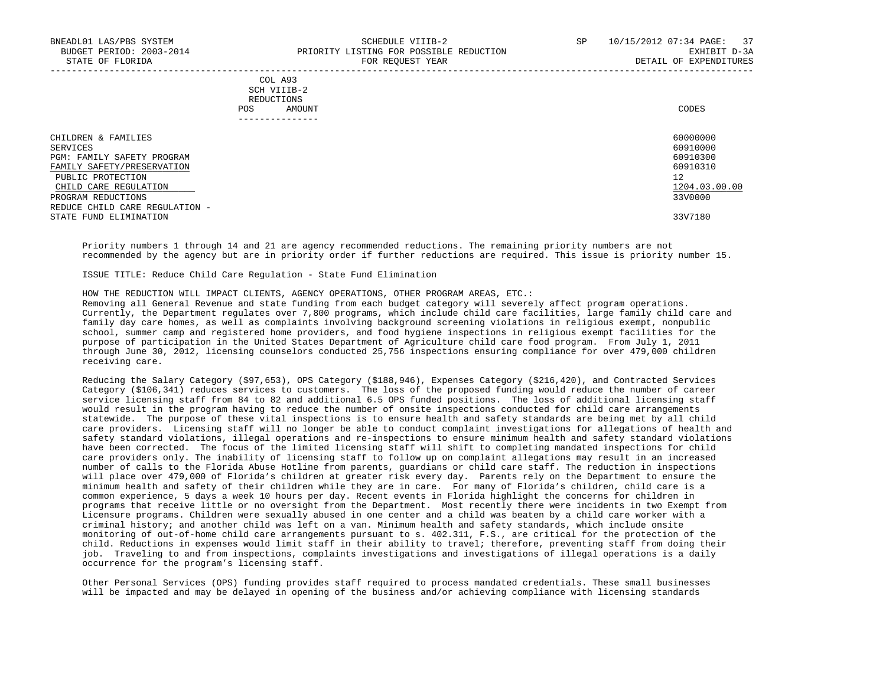COL A93
SCH VIIIB-2
REDUCTIONS

| | POS | AMOUNT | CODES |
|---|---|---|---|
| CHILDREN & FAMILIES | | | 60000000 |
| SERVICES | | | 60910000 |
| PGM: FAMILY SAFETY PROGRAM | | | 60910300 |
| FAMILY SAFETY/PRESERVATION | | | 60910310 |
| PUBLIC PROTECTION | | | 12 |
| CHILD CARE REGULATION | | | 1204.03.00.00 |
| PROGRAM REDUCTIONS | | | 33V0000 |
| REDUCE CHILD CARE REGULATION - STATE FUND ELIMINATION | | | 33V7180 |

Priority numbers 1 through 14 and 21 are agency recommended reductions. The remaining priority numbers are not recommended by the agency but are in priority order if further reductions are required. This issue is priority number 15.

ISSUE TITLE: Reduce Child Care Regulation - State Fund Elimination

HOW THE REDUCTION WILL IMPACT CLIENTS, AGENCY OPERATIONS, OTHER PROGRAM AREAS, ETC.:
Removing all General Revenue and state funding from each budget category will severely affect program operations. Currently, the Department regulates over 7,800 programs, which include child care facilities, large family child care and family day care homes, as well as complaints involving background screening violations in religious exempt, nonpublic school, summer camp and registered home providers, and food hygiene inspections in religious exempt facilities for the purpose of participation in the United States Department of Agriculture child care food program. From July 1, 2011 through June 30, 2012, licensing counselors conducted 25,756 inspections ensuring compliance for over 479,000 children receiving care.

Reducing the Salary Category ($97,653), OPS Category ($188,946), Expenses Category ($216,420), and Contracted Services Category ($106,341) reduces services to customers. The loss of the proposed funding would reduce the number of career service licensing staff from 84 to 82 and additional 6.5 OPS funded positions. The loss of additional licensing staff would result in the program having to reduce the number of onsite inspections conducted for child care arrangements statewide. The purpose of these vital inspections is to ensure health and safety standards are being met by all child care providers. Licensing staff will no longer be able to conduct complaint investigations for allegations of health and safety standard violations, illegal operations and re-inspections to ensure minimum health and safety standard violations have been corrected. The focus of the limited licensing staff will shift to completing mandated inspections for child care providers only. The inability of licensing staff to follow up on complaint allegations may result in an increased number of calls to the Florida Abuse Hotline from parents, guardians or child care staff. The reduction in inspections will place over 479,000 of Florida's children at greater risk every day. Parents rely on the Department to ensure the minimum health and safety of their children while they are in care. For many of Florida's children, child care is a common experience, 5 days a week 10 hours per day. Recent events in Florida highlight the concerns for children in programs that receive little or no oversight from the Department. Most recently there were incidents in two Exempt from Licensure programs. Children were sexually abused in one center and a child was beaten by a child care worker with a criminal history; and another child was left on a van. Minimum health and safety standards, which include onsite monitoring of out-of-home child care arrangements pursuant to s. 402.311, F.S., are critical for the protection of the child. Reductions in expenses would limit staff in their ability to travel; therefore, preventing staff from doing their job. Traveling to and from inspections, complaints investigations and investigations of illegal operations is a daily occurrence for the program's licensing staff.

Other Personal Services (OPS) funding provides staff required to process mandated credentials. These small businesses will be impacted and may be delayed in opening of the business and/or achieving compliance with licensing standards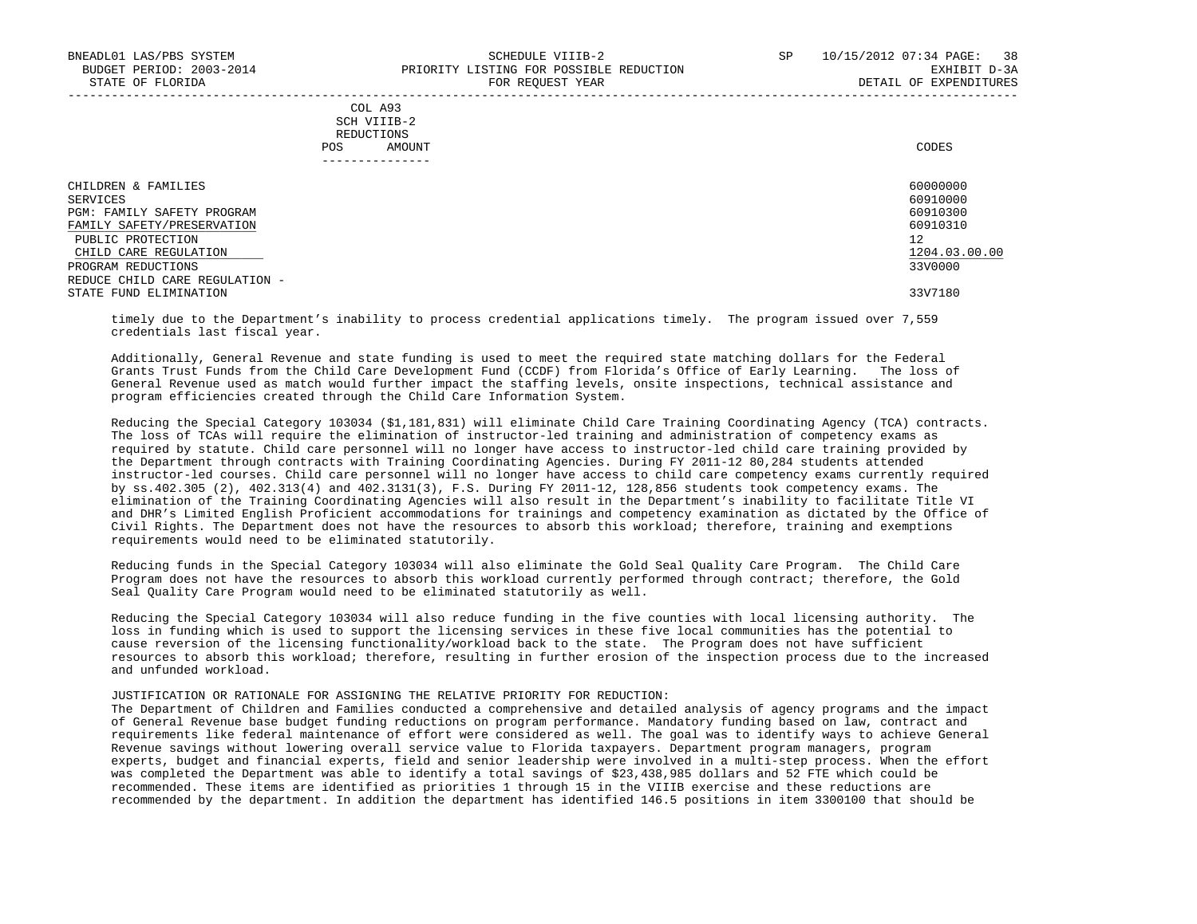| | COL A93 SCH VIIIB-2 REDUCTIONS POS AMOUNT | CODES |
|---|---|---|
| CHILDREN & FAMILIES | | 60000000 |
| SERVICES | | 60910000 |
| PGM: FAMILY SAFETY PROGRAM | | 60910300 |
| FAMILY SAFETY/PRESERVATION | | 60910310 |
| PUBLIC PROTECTION | | 12 |
| CHILD CARE REGULATION | | 1204.03.00.00 |
| PROGRAM REDUCTIONS | | 33V0000 |
| REDUCE CHILD CARE REGULATION - STATE FUND ELIMINATION | | 33V7180 |

timely due to the Department's inability to process credential applications timely. The program issued over 7,559 credentials last fiscal year.

Additionally, General Revenue and state funding is used to meet the required state matching dollars for the Federal Grants Trust Funds from the Child Care Development Fund (CCDF) from Florida's Office of Early Learning. The loss of General Revenue used as match would further impact the staffing levels, onsite inspections, technical assistance and program efficiencies created through the Child Care Information System.

Reducing the Special Category 103034 ($1,181,831) will eliminate Child Care Training Coordinating Agency (TCA) contracts. The loss of TCAs will require the elimination of instructor-led training and administration of competency exams as required by statute. Child care personnel will no longer have access to instructor-led child care training provided by the Department through contracts with Training Coordinating Agencies. During FY 2011-12 80,284 students attended instructor-led courses. Child care personnel will no longer have access to child care competency exams currently required by ss.402.305 (2), 402.313(4) and 402.3131(3), F.S. During FY 2011-12, 128,856 students took competency exams. The elimination of the Training Coordinating Agencies will also result in the Department's inability to facilitate Title VI and DHR's Limited English Proficient accommodations for trainings and competency examination as dictated by the Office of Civil Rights. The Department does not have the resources to absorb this workload; therefore, training and exemptions requirements would need to be eliminated statutorily.

Reducing funds in the Special Category 103034 will also eliminate the Gold Seal Quality Care Program. The Child Care Program does not have the resources to absorb this workload currently performed through contract; therefore, the Gold Seal Quality Care Program would need to be eliminated statutorily as well.

Reducing the Special Category 103034 will also reduce funding in the five counties with local licensing authority. The loss in funding which is used to support the licensing services in these five local communities has the potential to cause reversion of the licensing functionality/workload back to the state. The Program does not have sufficient resources to absorb this workload; therefore, resulting in further erosion of the inspection process due to the increased and unfunded workload.

JUSTIFICATION OR RATIONALE FOR ASSIGNING THE RELATIVE PRIORITY FOR REDUCTION:
The Department of Children and Families conducted a comprehensive and detailed analysis of agency programs and the impact of General Revenue base budget funding reductions on program performance. Mandatory funding based on law, contract and requirements like federal maintenance of effort were considered as well. The goal was to identify ways to achieve General Revenue savings without lowering overall service value to Florida taxpayers. Department program managers, program experts, budget and financial experts, field and senior leadership were involved in a multi-step process. When the effort was completed the Department was able to identify a total savings of $23,438,985 dollars and 52 FTE which could be recommended. These items are identified as priorities 1 through 15 in the VIIIB exercise and these reductions are recommended by the department. In addition the department has identified 146.5 positions in item 3300100 that should be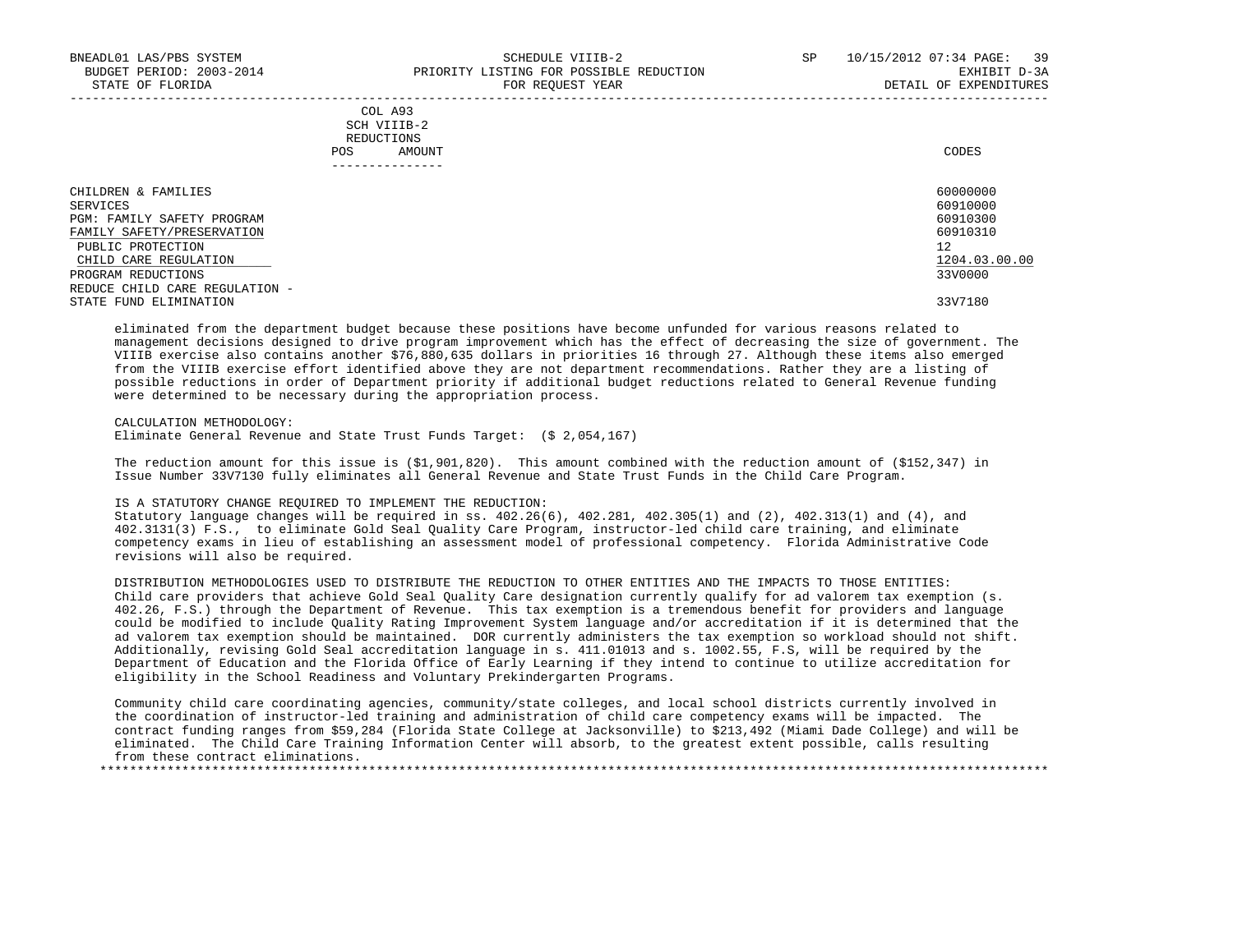| COL A93 SCH VIIIB-2 REDUCTIONS POS AMOUNT | CODES |
|---|---|
| CHILDREN & FAMILIES | 60000000 |
| SERVICES | 60910000 |
| PGM: FAMILY SAFETY PROGRAM | 60910300 |
| FAMILY SAFETY/PRESERVATION | 60910310 |
| PUBLIC PROTECTION | 12 |
| CHILD CARE REGULATION | 1204.03.00.00 |
| PROGRAM REDUCTIONS | 33V0000 |
| REDUCE CHILD CARE REGULATION - STATE FUND ELIMINATION | 33V7180 |

eliminated from the department budget because these positions have become unfunded for various reasons related to management decisions designed to drive program improvement which has the effect of decreasing the size of government. The VIIIB exercise also contains another $76,880,635 dollars in priorities 16 through 27. Although these items also emerged from the VIIIB exercise effort identified above they are not department recommendations. Rather they are a listing of possible reductions in order of Department priority if additional budget reductions related to General Revenue funding were determined to be necessary during the appropriation process.

CALCULATION METHODOLOGY:
Eliminate General Revenue and State Trust Funds Target: ($ 2,054,167)

The reduction amount for this issue is ($1,901,820). This amount combined with the reduction amount of ($152,347) in Issue Number 33V7130 fully eliminates all General Revenue and State Trust Funds in the Child Care Program.

IS A STATUTORY CHANGE REQUIRED TO IMPLEMENT THE REDUCTION:
Statutory language changes will be required in ss. 402.26(6), 402.281, 402.305(1) and (2), 402.313(1) and (4), and 402.3131(3) F.S., to eliminate Gold Seal Quality Care Program, instructor-led child care training, and eliminate competency exams in lieu of establishing an assessment model of professional competency. Florida Administrative Code revisions will also be required.

DISTRIBUTION METHODOLOGIES USED TO DISTRIBUTE THE REDUCTION TO OTHER ENTITIES AND THE IMPACTS TO THOSE ENTITIES:
Child care providers that achieve Gold Seal Quality Care designation currently qualify for ad valorem tax exemption (s. 402.26, F.S.) through the Department of Revenue. This tax exemption is a tremendous benefit for providers and language could be modified to include Quality Rating Improvement System language and/or accreditation if it is determined that the ad valorem tax exemption should be maintained. DOR currently administers the tax exemption so workload should not shift. Additionally, revising Gold Seal accreditation language in s. 411.01013 and s. 1002.55, F.S, will be required by the Department of Education and the Florida Office of Early Learning if they intend to continue to utilize accreditation for eligibility in the School Readiness and Voluntary Prekindergarten Programs.

Community child care coordinating agencies, community/state colleges, and local school districts currently involved in the coordination of instructor-led training and administration of child care competency exams will be impacted. The contract funding ranges from $59,284 (Florida State College at Jacksonville) to $213,492 (Miami Dade College) and will be eliminated. The Child Care Training Information Center will absorb, to the greatest extent possible, calls resulting from these contract eliminations.

*******************************************************************************************************************************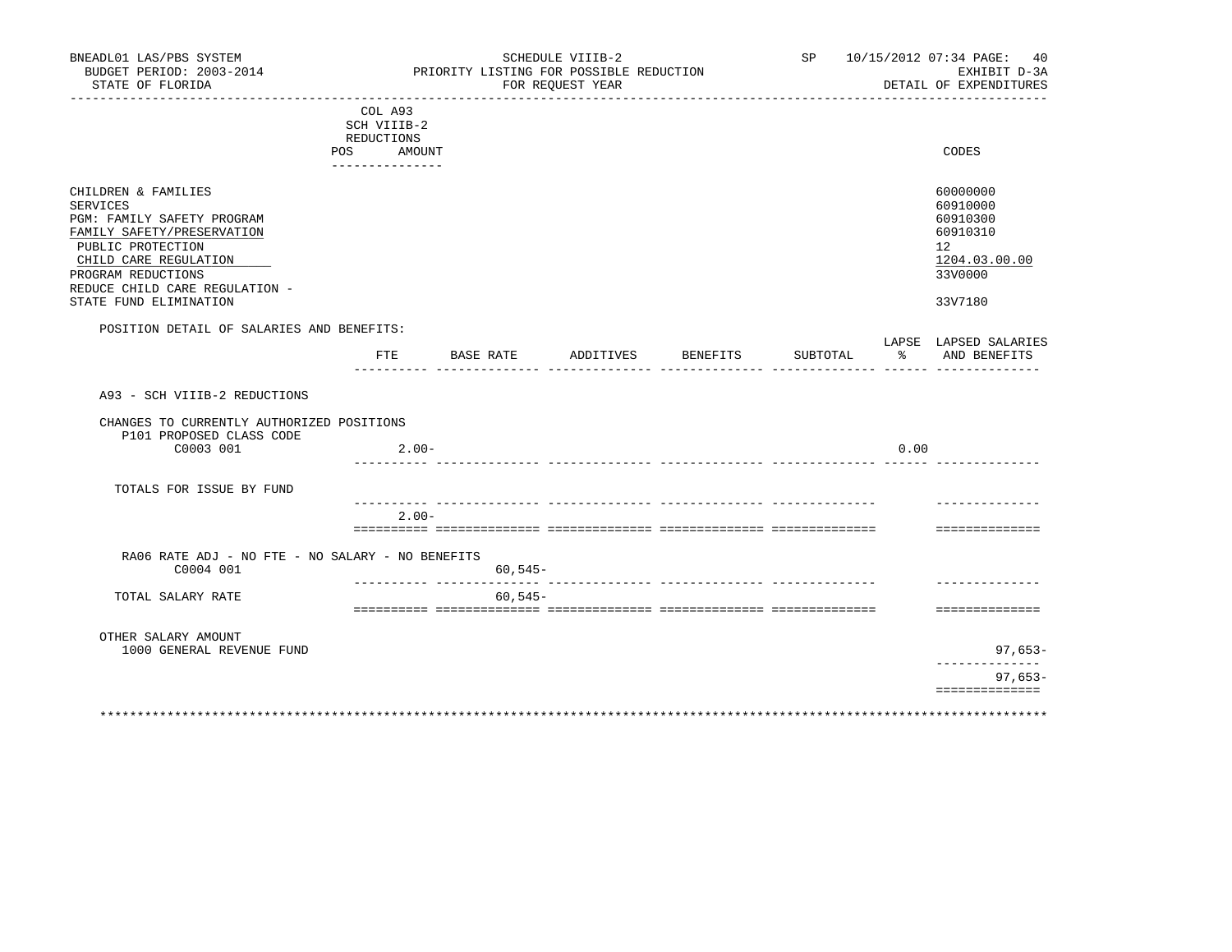BNEADL01 LAS/PBS SYSTEM | SCHEDULE VIIIB-2 | SP 10/15/2012 07:34

BUDGET PERIOD: 2003-2014 | PRIORITY LISTING FOR POSSIBLE REDUCTION | EXHIBIT D-3A

STATE OF FLORIDA | FOR REQUEST YEAR | DETAIL OF EXPENDITURES

| | COL A93 SCH VIIIB-2 REDUCTIONS POS AMOUNT | CODES |
|---|---|---|
| CHILDREN & FAMILIES | | 60000000 |
| SERVICES | | 60910000 |
| PGM: FAMILY SAFETY PROGRAM | | 60910300 |
| FAMILY SAFETY/PRESERVATION | | 60910310 |
| PUBLIC PROTECTION | | 12 |
| CHILD CARE REGULATION | | 1204.03.00.00 |
| PROGRAM REDUCTIONS | | 33V0000 |
| REDUCE CHILD CARE REGULATION - STATE FUND ELIMINATION | | 33V7180 |

POSITION DETAIL OF SALARIES AND BENEFITS:

| | FTE | BASE RATE | ADDITIVES | BENEFITS | SUBTOTAL | LAPSE % | LAPSED SALARIES AND BENEFITS |
|---|---|---|---|---|---|---|---|
| A93 - SCH VIIIB-2 REDUCTIONS | | | | | | | |
| CHANGES TO CURRENTLY AUTHORIZED POSITIONS | | | | | | | |
| P101 PROPOSED CLASS CODE | | | | | | | |
| C0003 001 | 2.00- | | | | | 0.00 | |
| TOTALS FOR ISSUE BY FUND | | | | | | | |
| | 2.00- | | | | | | |
| RA06 RATE ADJ - NO FTE - NO SALARY - NO BENEFITS | | | | | | | |
| C0004 001 | | 60,545- | | | | | |
| TOTAL SALARY RATE | | 60,545- | | | | | |
| OTHER SALARY AMOUNT | | | | | | | |
| 1000 GENERAL REVENUE FUND | | | | | | | 97,653- |
| | | | | | | | 97,653- |

************************************************************************************************************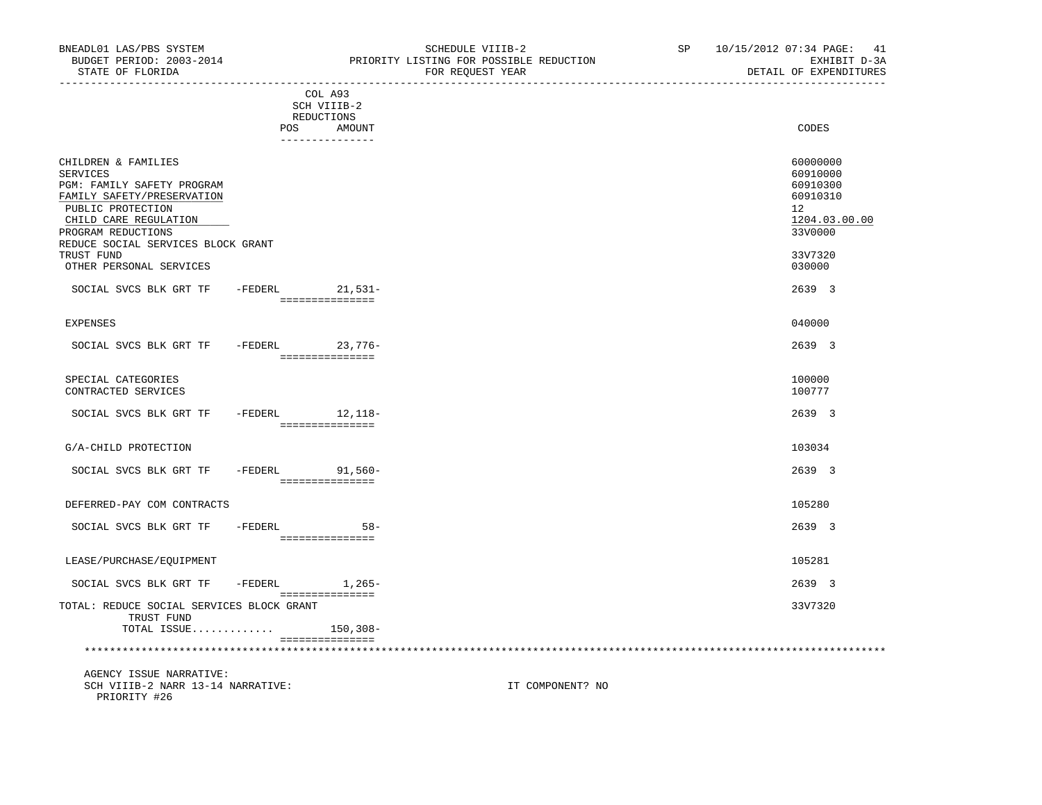BNEADL01 LAS/PBS SYSTEM — SCHEDULE VIIIB-2 — SP 10/15/2012 07:34
BUDGET PERIOD: 2003-2014 — PRIORITY LISTING FOR POSSIBLE REDUCTION — EXHIBIT D-3A
STATE OF FLORIDA — FOR REQUEST YEAR — DETAIL OF EXPENDITURES

| | COL A93 SCH VIIIB-2 REDUCTIONS POS | AMOUNT | CODES |
|---|---|---|---|
| CHILDREN & FAMILIES | | | 60000000 |
| SERVICES | | | 60910000 |
| PGM: FAMILY SAFETY PROGRAM | | | 60910300 |
| FAMILY SAFETY/PRESERVATION | | | 60910310 |
| PUBLIC PROTECTION | | | 12 |
| CHILD CARE REGULATION | | | 1204.03.00.00 |
| PROGRAM REDUCTIONS | | | 33V0000 |
| REDUCE SOCIAL SERVICES BLOCK GRANT TRUST FUND | | | 33V7320 |
| OTHER PERSONAL SERVICES | | | 030000 |
| SOCIAL SVCS BLK GRT TF -FEDERL | | 21,531- | 2639 3 |
| EXPENSES | | | 040000 |
| SOCIAL SVCS BLK GRT TF -FEDERL | | 23,776- | 2639 3 |
| SPECIAL CATEGORIES | | | 100000 |
| CONTRACTED SERVICES | | | 100777 |
| SOCIAL SVCS BLK GRT TF -FEDERL | | 12,118- | 2639 3 |
| G/A-CHILD PROTECTION | | | 103034 |
| SOCIAL SVCS BLK GRT TF -FEDERL | | 91,560- | 2639 3 |
| DEFERRED-PAY COM CONTRACTS | | | 105280 |
| SOCIAL SVCS BLK GRT TF -FEDERL | | 58- | 2639 3 |
| LEASE/PURCHASE/EQUIPMENT | | | 105281 |
| SOCIAL SVCS BLK GRT TF -FEDERL | | 1,265- | 2639 3 |
| TOTAL: REDUCE SOCIAL SERVICES BLOCK GRANT TRUST FUND | | | 33V7320 |
| TOTAL ISSUE............. | | 150,308- | |

AGENCY ISSUE NARRATIVE:
SCH VIIIB-2 NARR 13-14 NARRATIVE: IT COMPONENT? NO
PRIORITY #26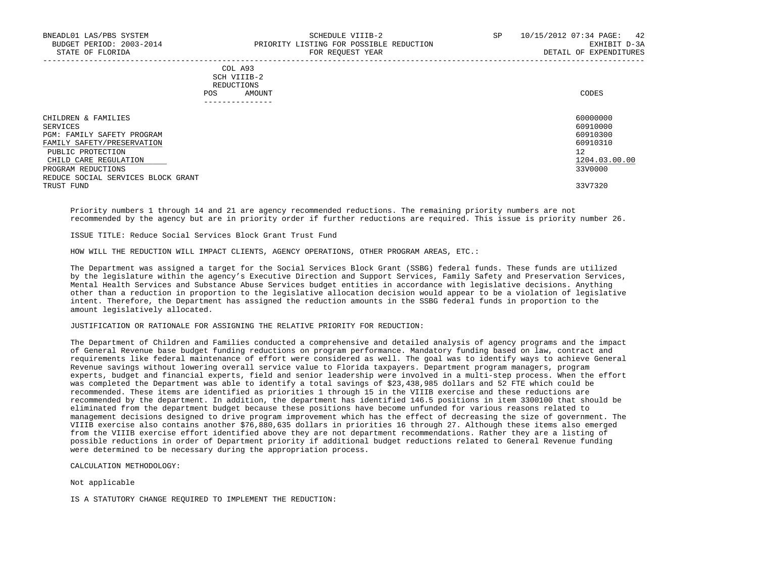| | COL A93 SCH VIIIB-2 REDUCTIONS POS AMOUNT | CODES |
|---|---|---|
| CHILDREN & FAMILIES | | 60000000 |
| SERVICES | | 60910000 |
| PGM: FAMILY SAFETY PROGRAM | | 60910300 |
| FAMILY SAFETY/PRESERVATION | | 60910310 |
| PUBLIC PROTECTION | | 12 |
| CHILD CARE REGULATION | | 1204.03.00.00 |
| PROGRAM REDUCTIONS | | 33V0000 |
| REDUCE SOCIAL SERVICES BLOCK GRANT TRUST FUND | | 33V7320 |

Priority numbers 1 through 14 and 21 are agency recommended reductions. The remaining priority numbers are not recommended by the agency but are in priority order if further reductions are required. This issue is priority number 26.

ISSUE TITLE: Reduce Social Services Block Grant Trust Fund

HOW WILL THE REDUCTION WILL IMPACT CLIENTS, AGENCY OPERATIONS, OTHER PROGRAM AREAS, ETC.:

The Department was assigned a target for the Social Services Block Grant (SSBG) federal funds. These funds are utilized by the legislature within the agency's Executive Direction and Support Services, Family Safety and Preservation Services, Mental Health Services and Substance Abuse Services budget entities in accordance with legislative decisions. Anything other than a reduction in proportion to the legislative allocation decision would appear to be a violation of legislative intent. Therefore, the Department has assigned the reduction amounts in the SSBG federal funds in proportion to the amount legislatively allocated.

JUSTIFICATION OR RATIONALE FOR ASSIGNING THE RELATIVE PRIORITY FOR REDUCTION:

The Department of Children and Families conducted a comprehensive and detailed analysis of agency programs and the impact of General Revenue base budget funding reductions on program performance. Mandatory funding based on law, contract and requirements like federal maintenance of effort were considered as well. The goal was to identify ways to achieve General Revenue savings without lowering overall service value to Florida taxpayers. Department program managers, program experts, budget and financial experts, field and senior leadership were involved in a multi-step process. When the effort was completed the Department was able to identify a total savings of $23,438,985 dollars and 52 FTE which could be recommended. These items are identified as priorities 1 through 15 in the VIIIB exercise and these reductions are recommended by the department. In addition, the department has identified 146.5 positions in item 3300100 that should be eliminated from the department budget because these positions have become unfunded for various reasons related to management decisions designed to drive program improvement which has the effect of decreasing the size of government. The VIIIB exercise also contains another $76,880,635 dollars in priorities 16 through 27. Although these items also emerged from the VIIIB exercise effort identified above they are not department recommendations. Rather they are a listing of possible reductions in order of Department priority if additional budget reductions related to General Revenue funding were determined to be necessary during the appropriation process.

CALCULATION METHODOLOGY:

Not applicable

IS A STATUTORY CHANGE REQUIRED TO IMPLEMENT THE REDUCTION: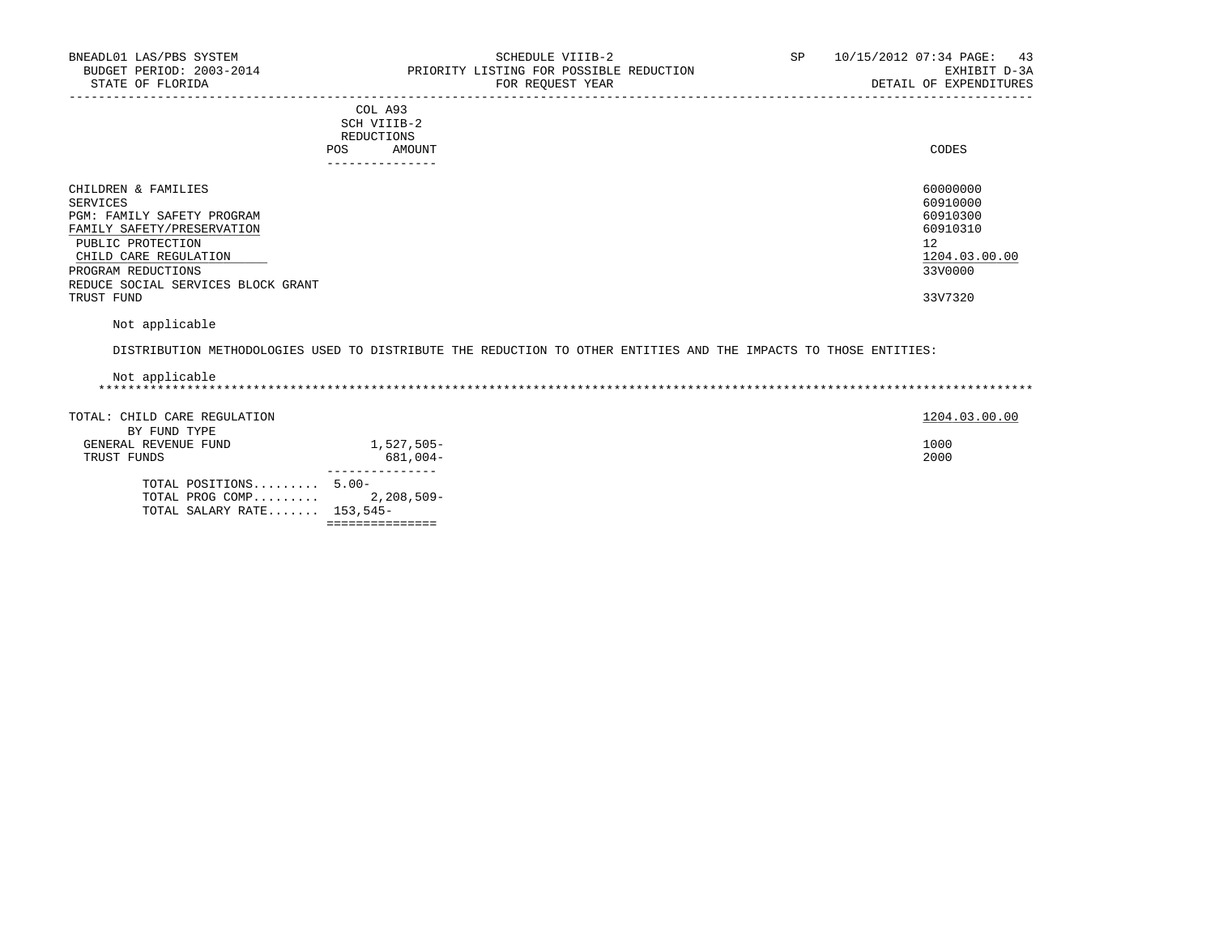| | COL A93 SCH VIIIB-2 REDUCTIONS POS AMOUNT | CODES |
|---|---|---|
| CHILDREN & FAMILIES | | 60000000 |
| SERVICES | | 60910000 |
| PGM: FAMILY SAFETY PROGRAM | | 60910300 |
| FAMILY SAFETY/PRESERVATION | | 60910310 |
| PUBLIC PROTECTION | | 12 |
| CHILD CARE REGULATION | | 1204.03.00.00 |
| PROGRAM REDUCTIONS | | 33V0000 |
| REDUCE SOCIAL SERVICES BLOCK GRANT TRUST FUND | | 33V7320 |

Not applicable

DISTRIBUTION METHODOLOGIES USED TO DISTRIBUTE THE REDUCTION TO OTHER ENTITIES AND THE IMPACTS TO THOSE ENTITIES:

Not applicable

*******************************************************************************************************************************

| TOTAL: CHILD CARE REGULATION | | 1204.03.00.00 |
|---|---|---|
| BY FUND TYPE | | |
| GENERAL REVENUE FUND | 1,527,505- | 1000 |
| TRUST FUNDS | 681,004- | 2000 |
| TOTAL POSITIONS......... | 5.00- | |
| TOTAL PROG COMP......... | 2,208,509- | |
| TOTAL SALARY RATE....... | 153,545- | |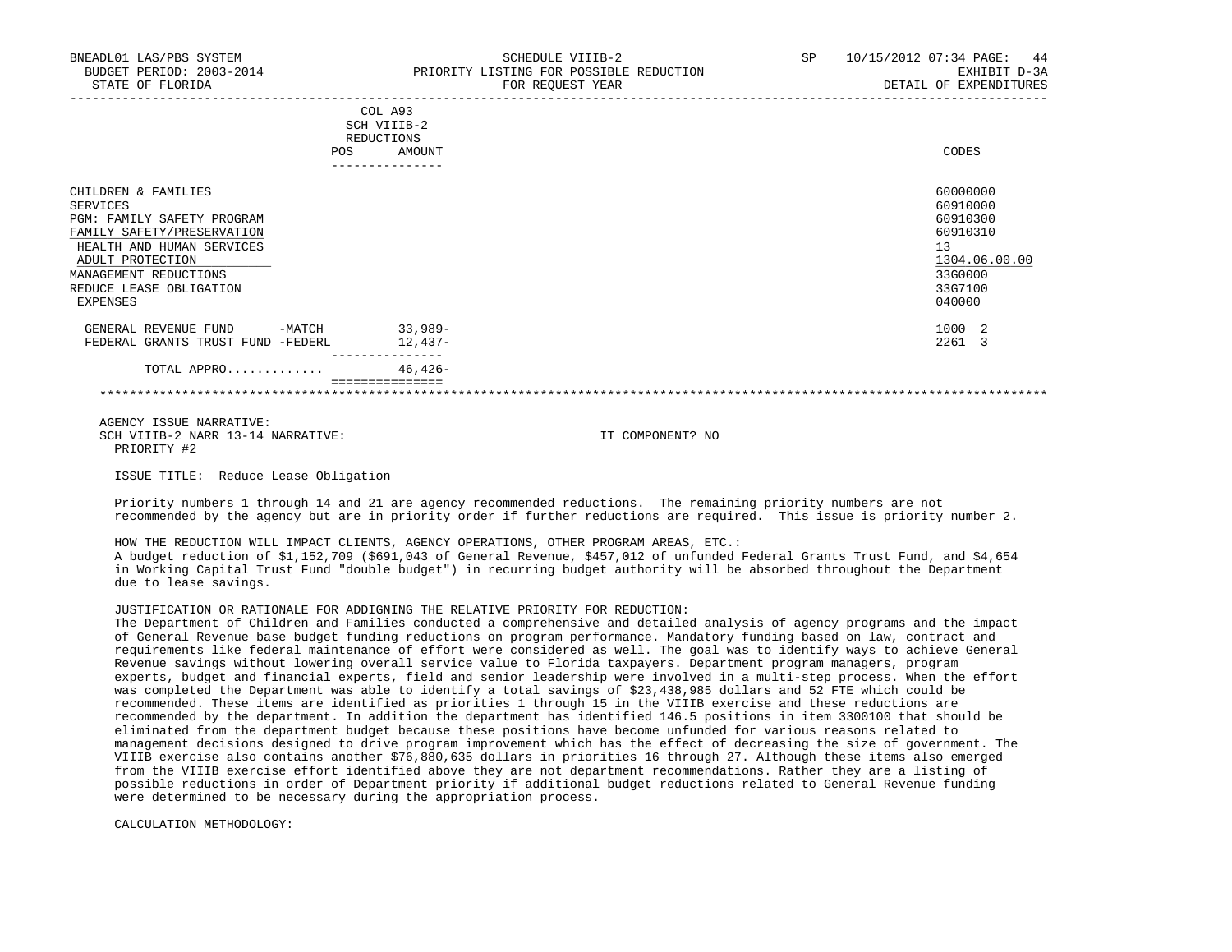BNEADL01 LAS/PBS SYSTEM | SCHEDULE VIIIB-2 | SP 10/15/2012 07:34
BUDGET PERIOD: 2003-2014 | PRIORITY LISTING FOR POSSIBLE REDUCTION | EXHIBIT D-3A
STATE OF FLORIDA | FOR REQUEST YEAR | DETAIL OF EXPENDITURES

| | COL A93 SCH VIIIB-2 REDUCTIONS POS | AMOUNT | CODES |
|---|---|---|---|
| CHILDREN & FAMILIES | | | 60000000 |
| SERVICES | | | 60910000 |
| PGM: FAMILY SAFETY PROGRAM | | | 60910300 |
| FAMILY SAFETY/PRESERVATION | | | 60910310 |
| HEALTH AND HUMAN SERVICES | | | 13 |
| ADULT PROTECTION | | | 1304.06.00.00 |
| MANAGEMENT REDUCTIONS | | | 33G0000 |
| REDUCE LEASE OBLIGATION | | | 33G7100 |
| EXPENSES | | | 040000 |
| GENERAL REVENUE FUND -MATCH | | 33,989- | 1000 2 |
| FEDERAL GRANTS TRUST FUND -FEDERL | | 12,437- | 2261 3 |
| TOTAL APPRO............ | | 46,426- | |

AGENCY ISSUE NARRATIVE:
SCH VIIIB-2 NARR 13-14 NARRATIVE: IT COMPONENT? NO
PRIORITY #2

ISSUE TITLE: Reduce Lease Obligation

Priority numbers 1 through 14 and 21 are agency recommended reductions. The remaining priority numbers are not recommended by the agency but are in priority order if further reductions are required. This issue is priority number 2.

HOW THE REDUCTION WILL IMPACT CLIENTS, AGENCY OPERATIONS, OTHER PROGRAM AREAS, ETC.:
A budget reduction of $1,152,709 ($691,043 of General Revenue, $457,012 of unfunded Federal Grants Trust Fund, and $4,654 in Working Capital Trust Fund "double budget") in recurring budget authority will be absorbed throughout the Department due to lease savings.

JUSTIFICATION OR RATIONALE FOR ADDIGNING THE RELATIVE PRIORITY FOR REDUCTION:
The Department of Children and Families conducted a comprehensive and detailed analysis of agency programs and the impact of General Revenue base budget funding reductions on program performance. Mandatory funding based on law, contract and requirements like federal maintenance of effort were considered as well. The goal was to identify ways to achieve General Revenue savings without lowering overall service value to Florida taxpayers. Department program managers, program experts, budget and financial experts, field and senior leadership were involved in a multi-step process. When the effort was completed the Department was able to identify a total savings of $23,438,985 dollars and 52 FTE which could be recommended. These items are identified as priorities 1 through 15 in the VIIIB exercise and these reductions are recommended by the department. In addition the department has identified 146.5 positions in item 3300100 that should be eliminated from the department budget because these positions have become unfunded for various reasons related to management decisions designed to drive program improvement which has the effect of decreasing the size of government. The VIIIB exercise also contains another $76,880,635 dollars in priorities 16 through 27. Although these items also emerged from the VIIIB exercise effort identified above they are not department recommendations. Rather they are a listing of possible reductions in order of Department priority if additional budget reductions related to General Revenue funding were determined to be necessary during the appropriation process.

CALCULATION METHODOLOGY: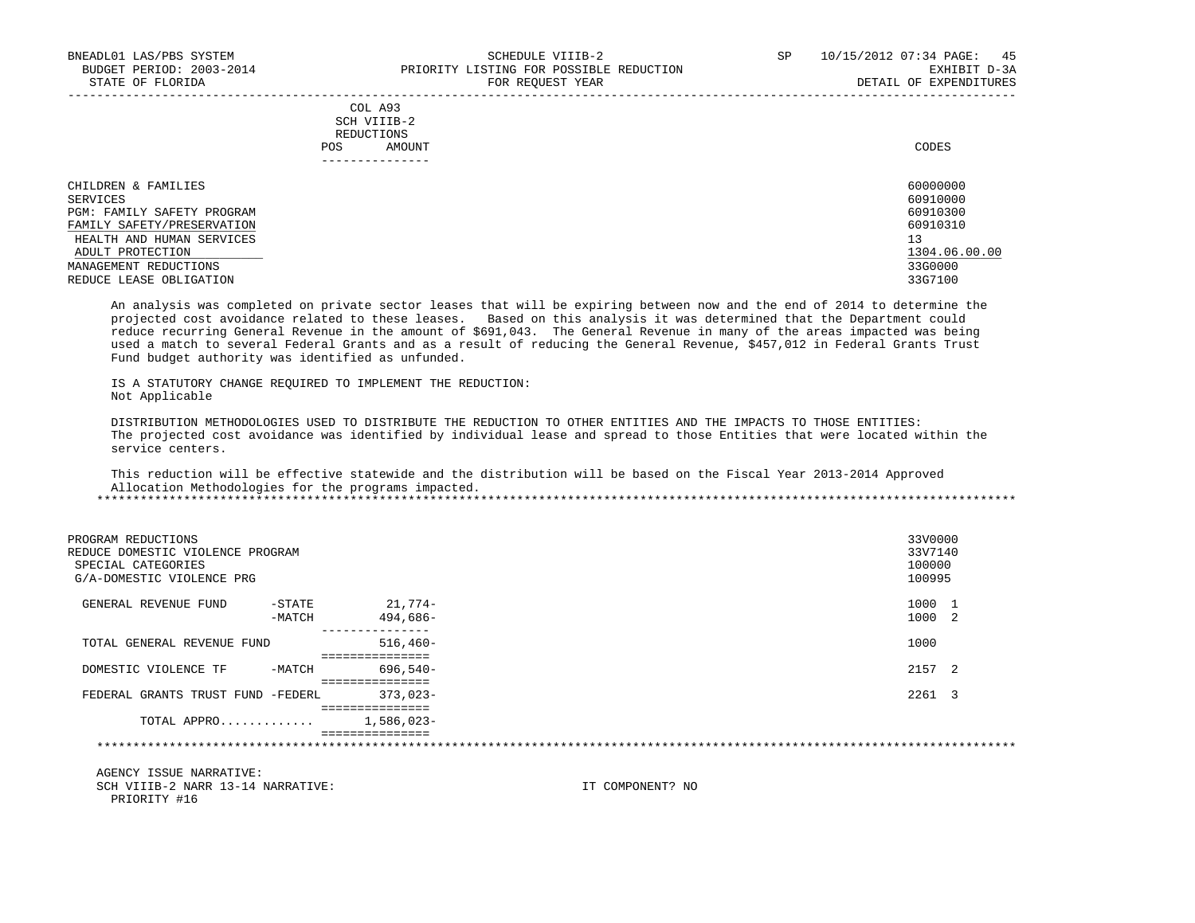BNEADL01 LAS/PBS SYSTEM | SCHEDULE VIIIB-2 | SP 10/15/2012 07:34
BUDGET PERIOD: 2003-2014 | PRIORITY LISTING FOR POSSIBLE REDUCTION | EXHIBIT D-3A
STATE OF FLORIDA | FOR REQUEST YEAR | DETAIL OF EXPENDITURES

| | COL A93 SCH VIIIB-2 REDUCTIONS POS AMOUNT | CODES |
|---|---|---|
| CHILDREN & FAMILIES | | 60000000 |
| SERVICES | | 60910000 |
| PGM: FAMILY SAFETY PROGRAM | | 60910300 |
| FAMILY SAFETY/PRESERVATION | | 60910310 |
| HEALTH AND HUMAN SERVICES | | 13 |
| ADULT PROTECTION | | 1304.06.00.00 |
| MANAGEMENT REDUCTIONS | | 33G0000 |
| REDUCE LEASE OBLIGATION | | 33G7100 |

An analysis was completed on private sector leases that will be expiring between now and the end of 2014 to determine the projected cost avoidance related to these leases. Based on this analysis it was determined that the Department could reduce recurring General Revenue in the amount of $691,043. The General Revenue in many of the areas impacted was being used a match to several Federal Grants and as a result of reducing the General Revenue, $457,012 in Federal Grants Trust Fund budget authority was identified as unfunded.

IS A STATUTORY CHANGE REQUIRED TO IMPLEMENT THE REDUCTION:
Not Applicable

DISTRIBUTION METHODOLOGIES USED TO DISTRIBUTE THE REDUCTION TO OTHER ENTITIES AND THE IMPACTS TO THOSE ENTITIES:
The projected cost avoidance was identified by individual lease and spread to those Entities that were located within the service centers.

This reduction will be effective statewide and the distribution will be based on the Fiscal Year 2013-2014 Approved Allocation Methodologies for the programs impacted.

*******************************************************************************************************************************

| | | AMOUNT | CODES |
|---|---|---|---|
| PROGRAM REDUCTIONS | | | 33V0000 |
| REDUCE DOMESTIC VIOLENCE PROGRAM | | | 33V7140 |
| SPECIAL CATEGORIES | | | 100000 |
| G/A-DOMESTIC VIOLENCE PRG | | | 100995 |
| GENERAL REVENUE FUND | -STATE | 21,774- | 1000 1 |
| | -MATCH | 494,686- | 1000 2 |
| TOTAL GENERAL REVENUE FUND | | 516,460- | 1000 |
| DOMESTIC VIOLENCE TF | -MATCH | 696,540- | 2157 2 |
| FEDERAL GRANTS TRUST FUND | -FEDERL | 373,023- | 2261 3 |
| TOTAL APPRO............ | | 1,586,023- | |

*******************************************************************************************************************************

AGENCY ISSUE NARRATIVE:
SCH VIIIB-2 NARR 13-14 NARRATIVE: IT COMPONENT? NO
PRIORITY #16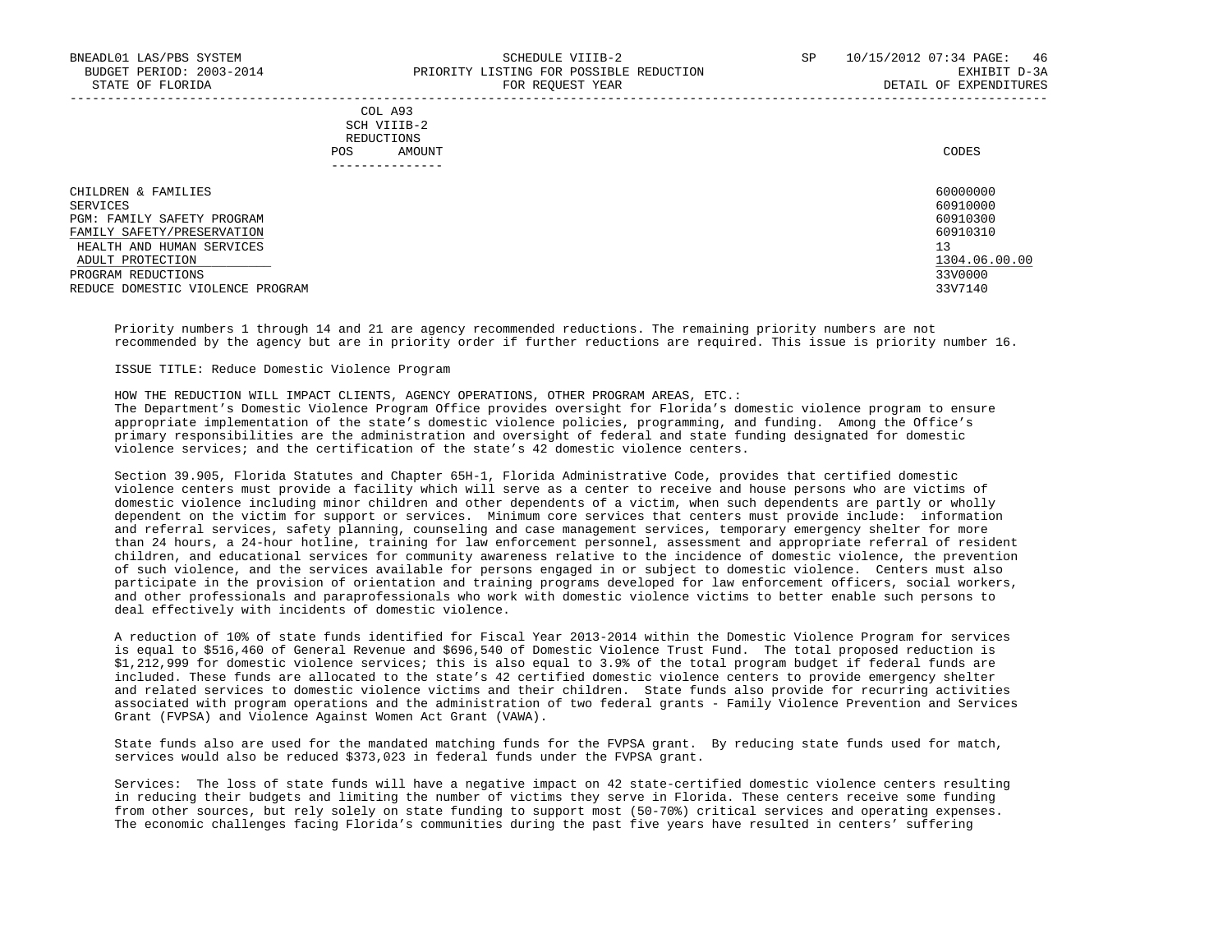| | COL A93 SCH VIIIB-2 REDUCTIONS POS AMOUNT | CODES |
|---|---|---|
| CHILDREN & FAMILIES | | 60000000 |
| SERVICES | | 60910000 |
| PGM: FAMILY SAFETY PROGRAM | | 60910300 |
| FAMILY SAFETY/PRESERVATION | | 60910310 |
| HEALTH AND HUMAN SERVICES | | 13 |
| ADULT PROTECTION | | 1304.06.00.00 |
| PROGRAM REDUCTIONS | | 33V0000 |
| REDUCE DOMESTIC VIOLENCE PROGRAM | | 33V7140 |

Priority numbers 1 through 14 and 21 are agency recommended reductions. The remaining priority numbers are not recommended by the agency but are in priority order if further reductions are required. This issue is priority number 16.

ISSUE TITLE: Reduce Domestic Violence Program

HOW THE REDUCTION WILL IMPACT CLIENTS, AGENCY OPERATIONS, OTHER PROGRAM AREAS, ETC.:
The Department's Domestic Violence Program Office provides oversight for Florida's domestic violence program to ensure appropriate implementation of the state's domestic violence policies, programming, and funding. Among the Office's primary responsibilities are the administration and oversight of federal and state funding designated for domestic violence services; and the certification of the state's 42 domestic violence centers.

Section 39.905, Florida Statutes and Chapter 65H-1, Florida Administrative Code, provides that certified domestic violence centers must provide a facility which will serve as a center to receive and house persons who are victims of domestic violence including minor children and other dependents of a victim, when such dependents are partly or wholly dependent on the victim for support or services. Minimum core services that centers must provide include: information and referral services, safety planning, counseling and case management services, temporary emergency shelter for more than 24 hours, a 24-hour hotline, training for law enforcement personnel, assessment and appropriate referral of resident children, and educational services for community awareness relative to the incidence of domestic violence, the prevention of such violence, and the services available for persons engaged in or subject to domestic violence. Centers must also participate in the provision of orientation and training programs developed for law enforcement officers, social workers, and other professionals and paraprofessionals who work with domestic violence victims to better enable such persons to deal effectively with incidents of domestic violence.

A reduction of 10% of state funds identified for Fiscal Year 2013-2014 within the Domestic Violence Program for services is equal to $516,460 of General Revenue and $696,540 of Domestic Violence Trust Fund. The total proposed reduction is $1,212,999 for domestic violence services; this is also equal to 3.9% of the total program budget if federal funds are included. These funds are allocated to the state's 42 certified domestic violence centers to provide emergency shelter and related services to domestic violence victims and their children. State funds also provide for recurring activities associated with program operations and the administration of two federal grants - Family Violence Prevention and Services Grant (FVPSA) and Violence Against Women Act Grant (VAWA).

State funds also are used for the mandated matching funds for the FVPSA grant. By reducing state funds used for match, services would also be reduced $373,023 in federal funds under the FVPSA grant.

Services: The loss of state funds will have a negative impact on 42 state-certified domestic violence centers resulting in reducing their budgets and limiting the number of victims they serve in Florida. These centers receive some funding from other sources, but rely solely on state funding to support most (50-70%) critical services and operating expenses. The economic challenges facing Florida's communities during the past five years have resulted in centers' suffering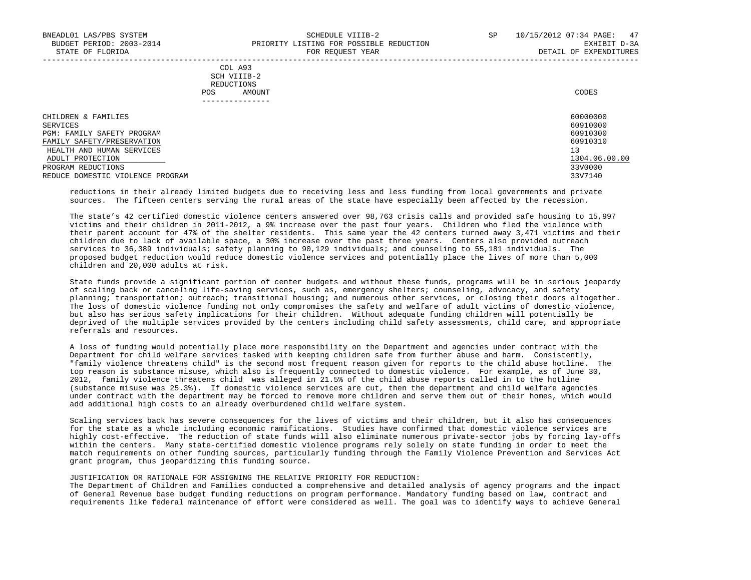COL A93
SCH VIIIB-2
REDUCTIONS

| | POS | AMOUNT | CODES |
|---|---|---|---|
| CHILDREN & FAMILIES | | | 60000000 |
| SERVICES | | | 60910000 |
| PGM: FAMILY SAFETY PROGRAM | | | 60910300 |
| FAMILY SAFETY/PRESERVATION | | | 60910310 |
| HEALTH AND HUMAN SERVICES | | | 13 |
| ADULT PROTECTION | | | 1304.06.00.00 |
| PROGRAM REDUCTIONS | | | 33V0000 |
| REDUCE DOMESTIC VIOLENCE PROGRAM | | | 33V7140 |

reductions in their already limited budgets due to receiving less and less funding from local governments and private sources. The fifteen centers serving the rural areas of the state have especially been affected by the recession.

The state's 42 certified domestic violence centers answered over 98,763 crisis calls and provided safe housing to 15,997 victims and their children in 2011-2012, a 9% increase over the past four years. Children who fled the violence with their parent account for 47% of the shelter residents. This same year the 42 centers turned away 3,471 victims and their children due to lack of available space, a 30% increase over the past three years. Centers also provided outreach services to 36,389 individuals; safety planning to 90,129 individuals; and counseling to 55,181 individuals. The proposed budget reduction would reduce domestic violence services and potentially place the lives of more than 5,000 children and 20,000 adults at risk.

State funds provide a significant portion of center budgets and without these funds, programs will be in serious jeopardy of scaling back or canceling life-saving services, such as, emergency shelters; counseling, advocacy, and safety planning; transportation; outreach; transitional housing; and numerous other services, or closing their doors altogether. The loss of domestic violence funding not only compromises the safety and welfare of adult victims of domestic violence, but also has serious safety implications for their children. Without adequate funding children will potentially be deprived of the multiple services provided by the centers including child safety assessments, child care, and appropriate referrals and resources.

A loss of funding would potentially place more responsibility on the Department and agencies under contract with the Department for child welfare services tasked with keeping children safe from further abuse and harm. Consistently, "family violence threatens child" is the second most frequent reason given for reports to the child abuse hotline. The top reason is substance misuse, which also is frequently connected to domestic violence. For example, as of June 30, 2012, family violence threatens child was alleged in 21.5% of the child abuse reports called in to the hotline (substance misuse was 25.3%). If domestic violence services are cut, then the department and child welfare agencies under contract with the department may be forced to remove more children and serve them out of their homes, which would add additional high costs to an already overburdened child welfare system.

Scaling services back has severe consequences for the lives of victims and their children, but it also has consequences for the state as a whole including economic ramifications. Studies have confirmed that domestic violence services are highly cost-effective. The reduction of state funds will also eliminate numerous private-sector jobs by forcing lay-offs within the centers. Many state-certified domestic violence programs rely solely on state funding in order to meet the match requirements on other funding sources, particularly funding through the Family Violence Prevention and Services Act grant program, thus jeopardizing this funding source.

JUSTIFICATION OR RATIONALE FOR ASSIGNING THE RELATIVE PRIORITY FOR REDUCTION:
The Department of Children and Families conducted a comprehensive and detailed analysis of agency programs and the impact of General Revenue base budget funding reductions on program performance. Mandatory funding based on law, contract and requirements like federal maintenance of effort were considered as well. The goal was to identify ways to achieve General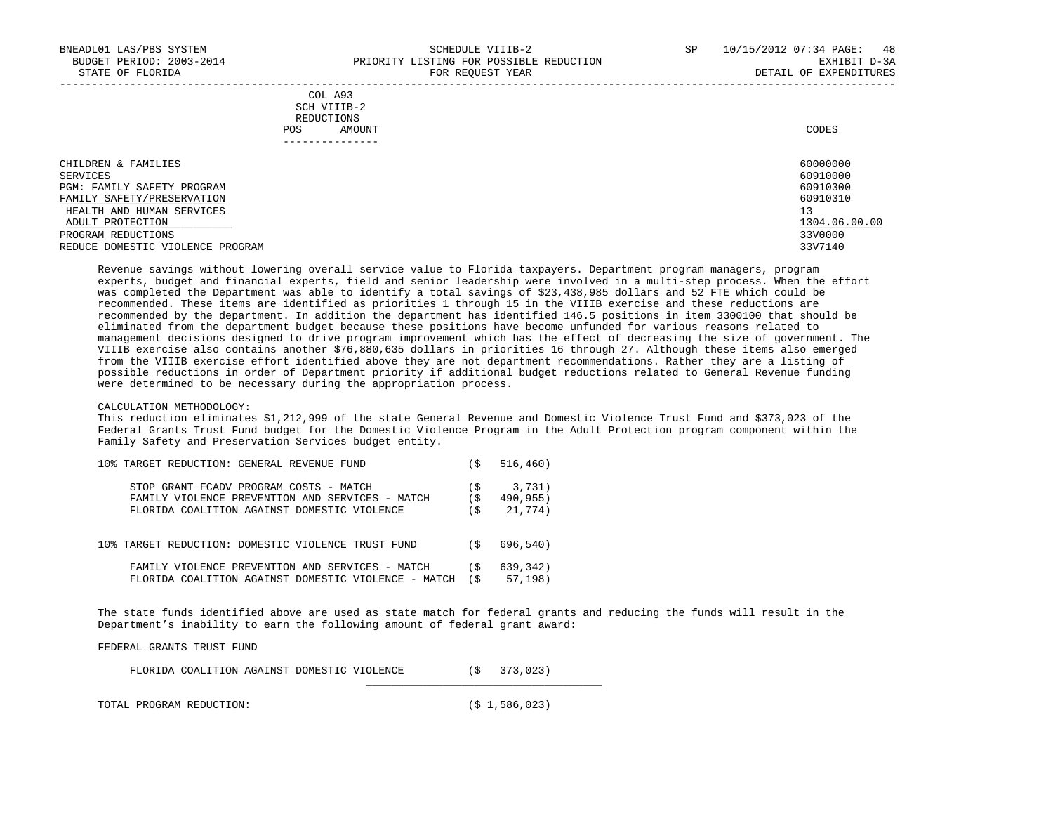| | COL A93 SCH VIIIB-2 REDUCTIONS POS AMOUNT | CODES |
|---|---|---|
| CHILDREN & FAMILIES | | 60000000 |
| SERVICES | | 60910000 |
| PGM: FAMILY SAFETY PROGRAM | | 60910300 |
| FAMILY SAFETY/PRESERVATION | | 60910310 |
| HEALTH AND HUMAN SERVICES | | 13 |
| ADULT PROTECTION | | 1304.06.00.00 |
| PROGRAM REDUCTIONS | | 33V0000 |
| REDUCE DOMESTIC VIOLENCE PROGRAM | | 33V7140 |

Revenue savings without lowering overall service value to Florida taxpayers. Department program managers, program experts, budget and financial experts, field and senior leadership were involved in a multi-step process. When the effort was completed the Department was able to identify a total savings of $23,438,985 dollars and 52 FTE which could be recommended. These items are identified as priorities 1 through 15 in the VIIIB exercise and these reductions are recommended by the department. In addition the department has identified 146.5 positions in item 3300100 that should be eliminated from the department budget because these positions have become unfunded for various reasons related to management decisions designed to drive program improvement which has the effect of decreasing the size of government. The VIIIB exercise also contains another $76,880,635 dollars in priorities 16 through 27. Although these items also emerged from the VIIIB exercise effort identified above they are not department recommendations. Rather they are a listing of possible reductions in order of Department priority if additional budget reductions related to General Revenue funding were determined to be necessary during the appropriation process.

CALCULATION METHODOLOGY:
This reduction eliminates $1,212,999 of the state General Revenue and Domestic Violence Trust Fund and $373,023 of the Federal Grants Trust Fund budget for the Domestic Violence Program in the Adult Protection program component within the Family Safety and Preservation Services budget entity.

| | |
|---|---|
| 10% TARGET REDUCTION: GENERAL REVENUE FUND | ($ 516,460) |
| STOP GRANT FCADV PROGRAM COSTS - MATCH | ($ 3,731) |
| FAMILY VIOLENCE PREVENTION AND SERVICES - MATCH | ($ 490,955) |
| FLORIDA COALITION AGAINST DOMESTIC VIOLENCE | ($ 21,774) |
| 10% TARGET REDUCTION: DOMESTIC VIOLENCE TRUST FUND | ($ 696,540) |
| FAMILY VIOLENCE PREVENTION AND SERVICES - MATCH | ($ 639,342) |
| FLORIDA COALITION AGAINST DOMESTIC VIOLENCE - MATCH | ($ 57,198) |

The state funds identified above are used as state match for federal grants and reducing the funds will result in the Department's inability to earn the following amount of federal grant award:

FEDERAL GRANTS TRUST FUND

| | |
|---|---|
| FLORIDA COALITION AGAINST DOMESTIC VIOLENCE | ($ 373,023) |
| TOTAL PROGRAM REDUCTION: | ($ 1,586,023) |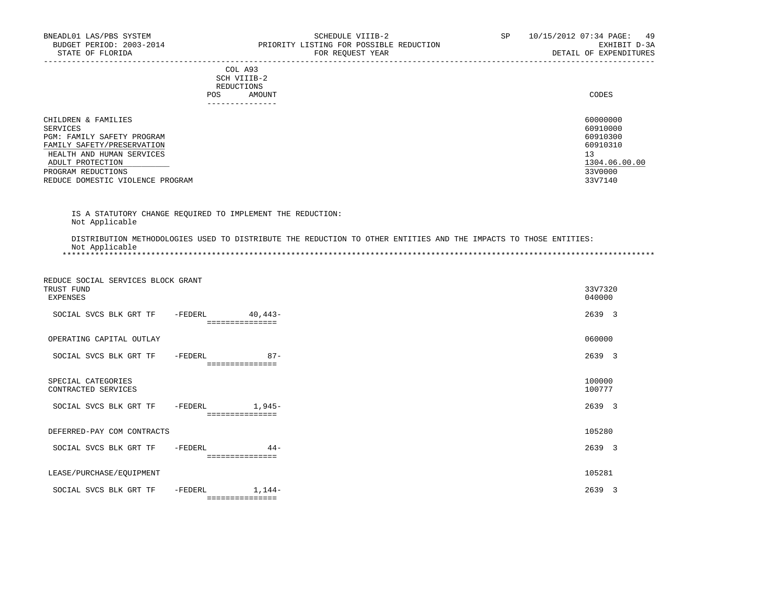| | COL A93 SCH VIIIB-2 REDUCTIONS POS AMOUNT | CODES |
|---|---|---|
| CHILDREN & FAMILIES | | 60000000 |
| SERVICES | | 60910000 |
| PGM: FAMILY SAFETY PROGRAM | | 60910300 |
| FAMILY SAFETY/PRESERVATION | | 60910310 |
| HEALTH AND HUMAN SERVICES | | 13 |
| ADULT PROTECTION | | 1304.06.00.00 |
| PROGRAM REDUCTIONS | | 33V0000 |
| REDUCE DOMESTIC VIOLENCE PROGRAM | | 33V7140 |

IS A STATUTORY CHANGE REQUIRED TO IMPLEMENT THE REDUCTION:
Not Applicable

DISTRIBUTION METHODOLOGIES USED TO DISTRIBUTE THE REDUCTION TO OTHER ENTITIES AND THE IMPACTS TO THOSE ENTITIES:
Not Applicable

*******************************************************************************************************************************

| | POS AMOUNT | CODES |
|---|---|---|
| REDUCE SOCIAL SERVICES BLOCK GRANT TRUST FUND | | 33V7320 |
| EXPENSES | | 040000 |
| SOCIAL SVCS BLK GRT TF -FEDERL | 40,443- | 2639 3 |
| OPERATING CAPITAL OUTLAY | | 060000 |
| SOCIAL SVCS BLK GRT TF -FEDERL | 87- | 2639 3 |
| SPECIAL CATEGORIES | | 100000 |
| CONTRACTED SERVICES | | 100777 |
| SOCIAL SVCS BLK GRT TF -FEDERL | 1,945- | 2639 3 |
| DEFERRED-PAY COM CONTRACTS | | 105280 |
| SOCIAL SVCS BLK GRT TF -FEDERL | 44- | 2639 3 |
| LEASE/PURCHASE/EQUIPMENT | | 105281 |
| SOCIAL SVCS BLK GRT TF -FEDERL | 1,144- | 2639 3 |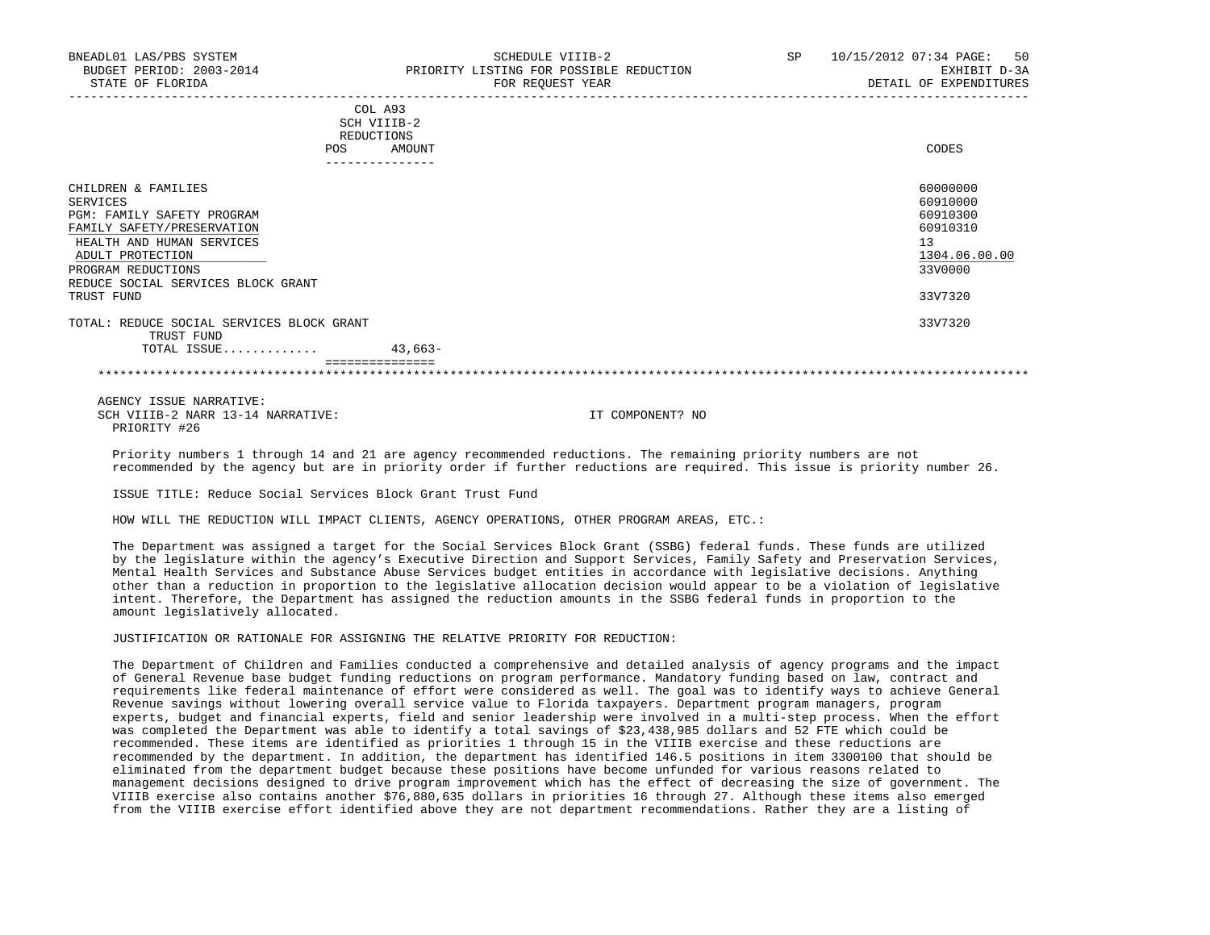BNEADL01 LAS/PBS SYSTEM | SCHEDULE VIIIB-2 | SP 10/15/2012 07:34

BUDGET PERIOD: 2003-2014 | PRIORITY LISTING FOR POSSIBLE REDUCTION | EXHIBIT D-3A

STATE OF FLORIDA | FOR REQUEST YEAR | DETAIL OF EXPENDITURES

| | COL A93 SCH VIIIB-2 REDUCTIONS POS | AMOUNT | CODES |
|---|---|---|---|
| CHILDREN & FAMILIES | | | 60000000 |
| SERVICES | | | 60910000 |
| PGM: FAMILY SAFETY PROGRAM | | | 60910300 |
| FAMILY SAFETY/PRESERVATION | | | 60910310 |
| HEALTH AND HUMAN SERVICES | | | 13 |
| ADULT PROTECTION | | | 1304.06.00.00 |
| PROGRAM REDUCTIONS | | | 33V0000 |
| REDUCE SOCIAL SERVICES BLOCK GRANT TRUST FUND | | | 33V7320 |
| TOTAL: REDUCE SOCIAL SERVICES BLOCK GRANT TRUST FUND | | | 33V7320 |
| TOTAL ISSUE............ | | 43,663- | |

AGENCY ISSUE NARRATIVE:

SCH VIIIB-2 NARR 13-14 NARRATIVE: IT COMPONENT? NO

PRIORITY #26

Priority numbers 1 through 14 and 21 are agency recommended reductions. The remaining priority numbers are not recommended by the agency but are in priority order if further reductions are required. This issue is priority number 26.

ISSUE TITLE: Reduce Social Services Block Grant Trust Fund

HOW WILL THE REDUCTION WILL IMPACT CLIENTS, AGENCY OPERATIONS, OTHER PROGRAM AREAS, ETC.:

The Department was assigned a target for the Social Services Block Grant (SSBG) federal funds. These funds are utilized by the legislature within the agency's Executive Direction and Support Services, Family Safety and Preservation Services, Mental Health Services and Substance Abuse Services budget entities in accordance with legislative decisions. Anything other than a reduction in proportion to the legislative allocation decision would appear to be a violation of legislative intent. Therefore, the Department has assigned the reduction amounts in the SSBG federal funds in proportion to the amount legislatively allocated.

JUSTIFICATION OR RATIONALE FOR ASSIGNING THE RELATIVE PRIORITY FOR REDUCTION:

The Department of Children and Families conducted a comprehensive and detailed analysis of agency programs and the impact of General Revenue base budget funding reductions on program performance. Mandatory funding based on law, contract and requirements like federal maintenance of effort were considered as well. The goal was to identify ways to achieve General Revenue savings without lowering overall service value to Florida taxpayers. Department program managers, program experts, budget and financial experts, field and senior leadership were involved in a multi-step process. When the effort was completed the Department was able to identify a total savings of $23,438,985 dollars and 52 FTE which could be recommended. These items are identified as priorities 1 through 15 in the VIIIB exercise and these reductions are recommended by the department. In addition, the department has identified 146.5 positions in item 3300100 that should be eliminated from the department budget because these positions have become unfunded for various reasons related to management decisions designed to drive program improvement which has the effect of decreasing the size of government. The VIIIB exercise also contains another $76,880,635 dollars in priorities 16 through 27. Although these items also emerged from the VIIIB exercise effort identified above they are not department recommendations. Rather they are a listing of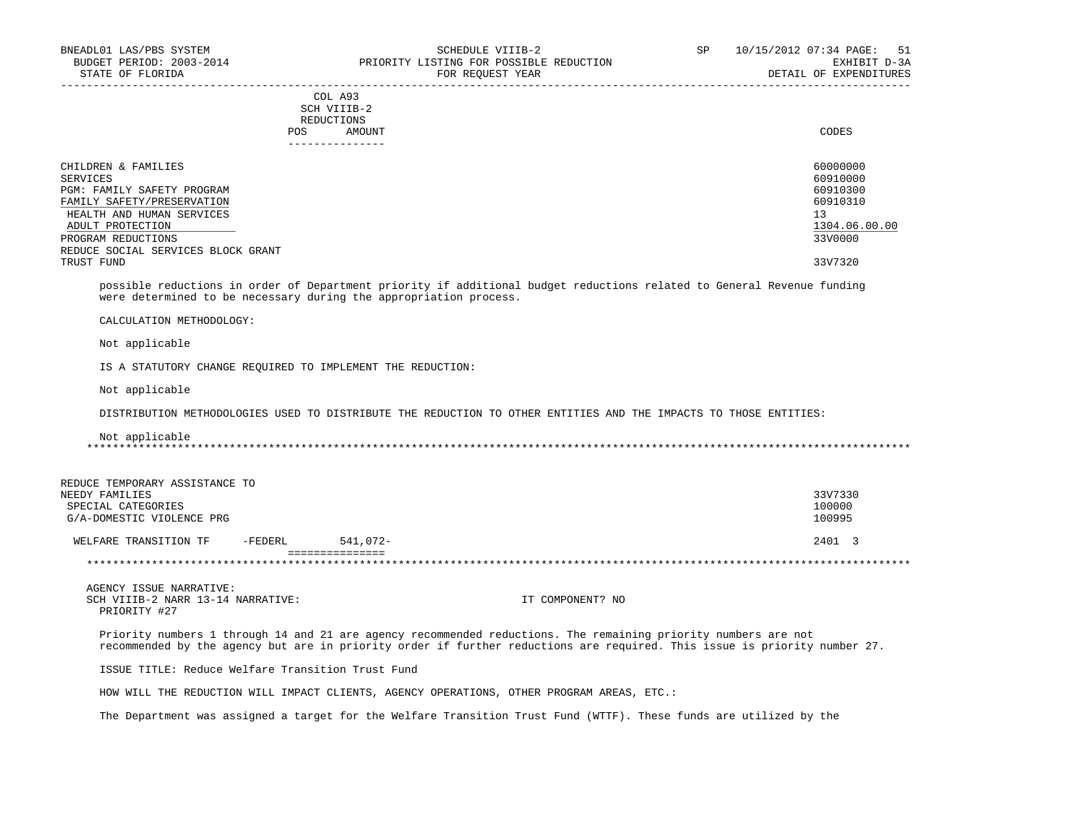| | COL A93 SCH VIIIB-2 REDUCTIONS POS AMOUNT | CODES |
|---|---|---|
| CHILDREN & FAMILIES | | 60000000 |
| SERVICES | | 60910000 |
| PGM: FAMILY SAFETY PROGRAM | | 60910300 |
| FAMILY SAFETY/PRESERVATION | | 60910310 |
| HEALTH AND HUMAN SERVICES | | 13 |
| ADULT PROTECTION | | 1304.06.00.00 |
| PROGRAM REDUCTIONS | | 33V0000 |
| REDUCE SOCIAL SERVICES BLOCK GRANT TRUST FUND | | 33V7320 |

possible reductions in order of Department priority if additional budget reductions related to General Revenue funding were determined to be necessary during the appropriation process.

CALCULATION METHODOLOGY:

Not applicable

IS A STATUTORY CHANGE REQUIRED TO IMPLEMENT THE REDUCTION:

Not applicable

DISTRIBUTION METHODOLOGIES USED TO DISTRIBUTE THE REDUCTION TO OTHER ENTITIES AND THE IMPACTS TO THOSE ENTITIES:

Not applicable

***

| | POS AMOUNT | CODES |
|---|---|---|
| REDUCE TEMPORARY ASSISTANCE TO NEEDY FAMILIES | | 33V7330 |
| SPECIAL CATEGORIES | | 100000 |
| G/A-DOMESTIC VIOLENCE PRG | | 100995 |
| WELFARE TRANSITION TF -FEDERL | 541,072- | 2401 3 |

***

AGENCY ISSUE NARRATIVE:
SCH VIIIB-2 NARR 13-14 NARRATIVE: IT COMPONENT? NO
PRIORITY #27

Priority numbers 1 through 14 and 21 are agency recommended reductions. The remaining priority numbers are not recommended by the agency but are in priority order if further reductions are required. This issue is priority number 27.

ISSUE TITLE: Reduce Welfare Transition Trust Fund

HOW WILL THE REDUCTION WILL IMPACT CLIENTS, AGENCY OPERATIONS, OTHER PROGRAM AREAS, ETC.:

The Department was assigned a target for the Welfare Transition Trust Fund (WTTF). These funds are utilized by the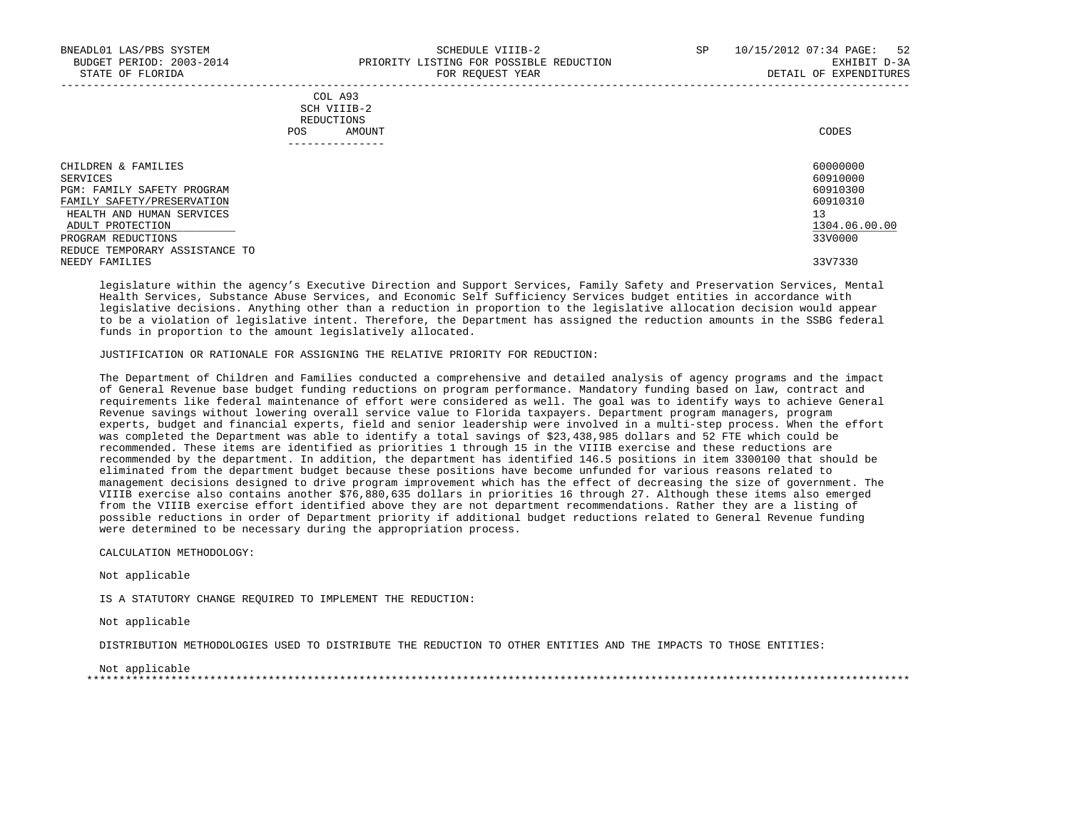| | COL A93 SCH VIIIB-2 REDUCTIONS POS AMOUNT | CODES |
|---|---|---|
| CHILDREN & FAMILIES | | 60000000 |
| SERVICES | | 60910000 |
| PGM: FAMILY SAFETY PROGRAM | | 60910300 |
| FAMILY SAFETY/PRESERVATION | | 60910310 |
| HEALTH AND HUMAN SERVICES | | 13 |
| ADULT PROTECTION | | 1304.06.00.00 |
| PROGRAM REDUCTIONS | | 33V0000 |
| REDUCE TEMPORARY ASSISTANCE TO NEEDY FAMILIES | | 33V7330 |

legislature within the agency's Executive Direction and Support Services, Family Safety and Preservation Services, Mental Health Services, Substance Abuse Services, and Economic Self Sufficiency Services budget entities in accordance with legislative decisions. Anything other than a reduction in proportion to the legislative allocation decision would appear to be a violation of legislative intent. Therefore, the Department has assigned the reduction amounts in the SSBG federal funds in proportion to the amount legislatively allocated.

JUSTIFICATION OR RATIONALE FOR ASSIGNING THE RELATIVE PRIORITY FOR REDUCTION:

The Department of Children and Families conducted a comprehensive and detailed analysis of agency programs and the impact of General Revenue base budget funding reductions on program performance. Mandatory funding based on law, contract and requirements like federal maintenance of effort were considered as well. The goal was to identify ways to achieve General Revenue savings without lowering overall service value to Florida taxpayers. Department program managers, program experts, budget and financial experts, field and senior leadership were involved in a multi-step process. When the effort was completed the Department was able to identify a total savings of $23,438,985 dollars and 52 FTE which could be recommended. These items are identified as priorities 1 through 15 in the VIIIB exercise and these reductions are recommended by the department. In addition, the department has identified 146.5 positions in item 3300100 that should be eliminated from the department budget because these positions have become unfunded for various reasons related to management decisions designed to drive program improvement which has the effect of decreasing the size of government. The VIIIB exercise also contains another $76,880,635 dollars in priorities 16 through 27. Although these items also emerged from the VIIIB exercise effort identified above they are not department recommendations. Rather they are a listing of possible reductions in order of Department priority if additional budget reductions related to General Revenue funding were determined to be necessary during the appropriation process.

CALCULATION METHODOLOGY:

Not applicable

IS A STATUTORY CHANGE REQUIRED TO IMPLEMENT THE REDUCTION:

Not applicable

DISTRIBUTION METHODOLOGIES USED TO DISTRIBUTE THE REDUCTION TO OTHER ENTITIES AND THE IMPACTS TO THOSE ENTITIES:

Not applicable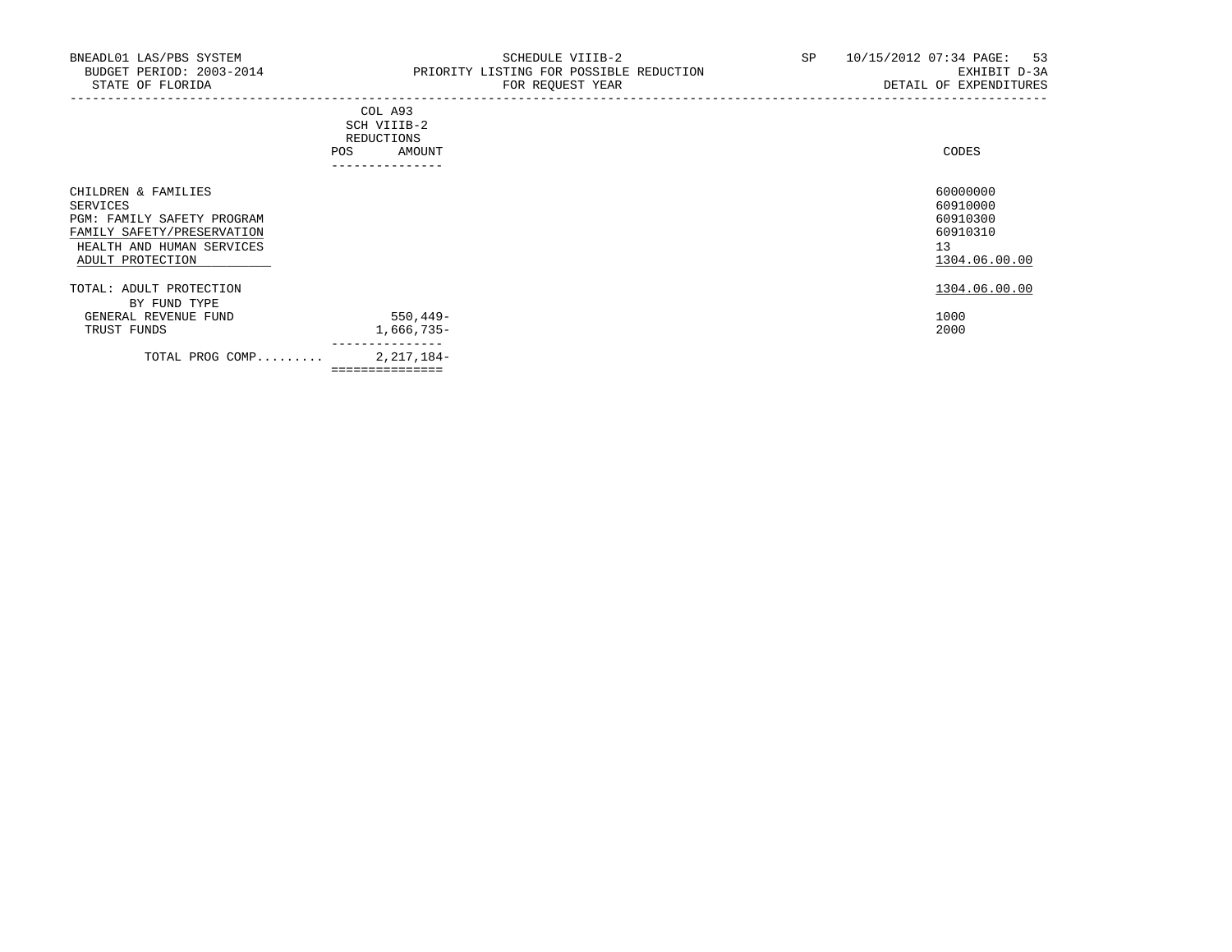BNEADL01 LAS/PBS SYSTEM
BUDGET PERIOD: 2003-2014
STATE OF FLORIDA

SCHEDULE VIIIB-2
PRIORITY LISTING FOR POSSIBLE REDUCTION
FOR REQUEST YEAR

SP 10/15/2012 07:34
EXHIBIT D-3A
DETAIL OF EXPENDITURES

| | COL A93 SCH VIIIB-2 REDUCTIONS POS | AMOUNT | CODES |
|---|---|---|---|
| CHILDREN & FAMILIES | | | 60000000 |
| SERVICES | | | 60910000 |
| PGM: FAMILY SAFETY PROGRAM | | | 60910300 |
| FAMILY SAFETY/PRESERVATION | | | 60910310 |
| HEALTH AND HUMAN SERVICES | | | 13 |
| ADULT PROTECTION | | | 1304.06.00.00 |
| TOTAL: ADULT PROTECTION | | | 1304.06.00.00 |
| BY FUND TYPE | | | |
| GENERAL REVENUE FUND | | 550,449- | 1000 |
| TRUST FUNDS | | 1,666,735- | 2000 |
| TOTAL PROG COMP......... | | 2,217,184- | |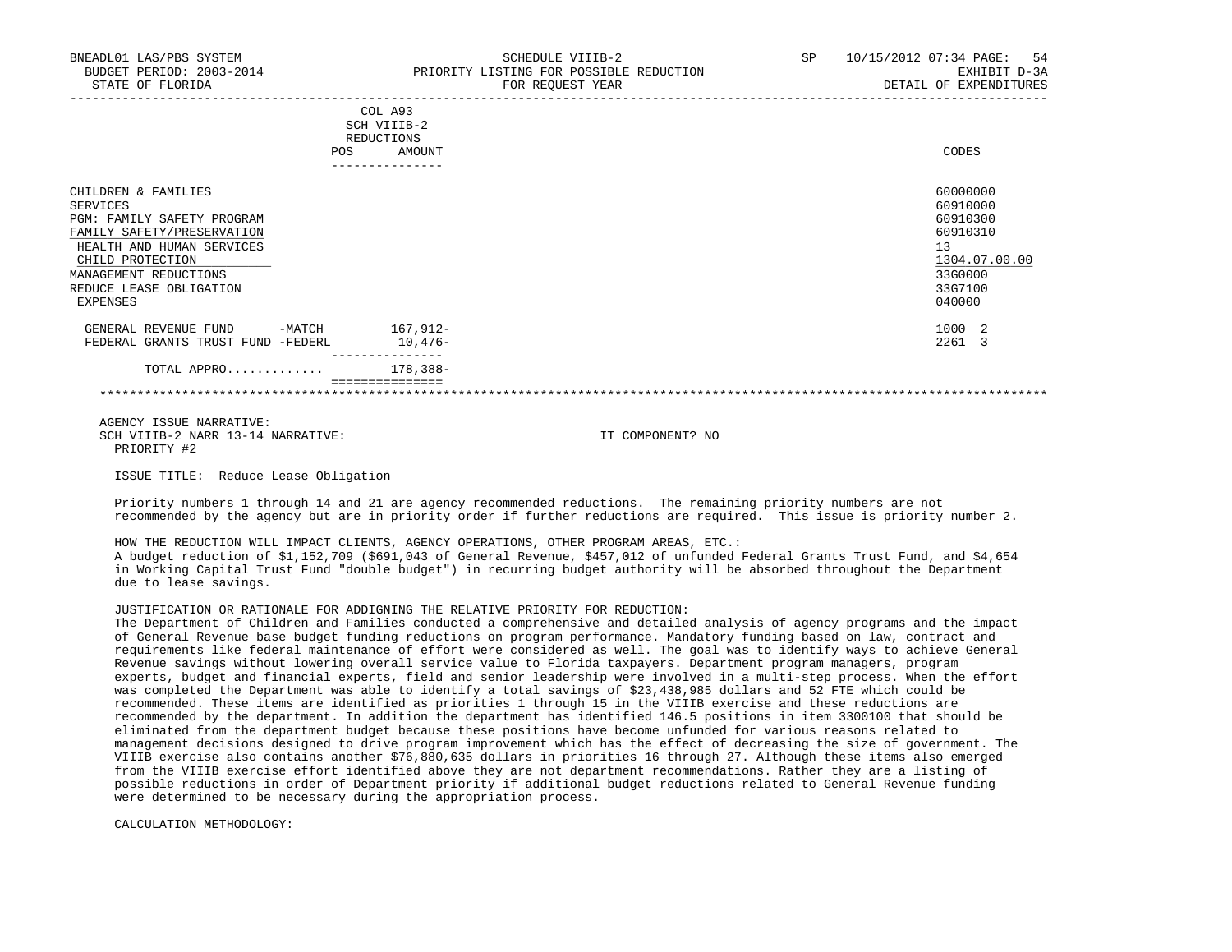BNEADL01 LAS/PBS SYSTEM | SCHEDULE VIIIB-2 | SP 10/15/2012 07:34

BUDGET PERIOD: 2003-2014 | PRIORITY LISTING FOR POSSIBLE REDUCTION | EXHIBIT D-3A

STATE OF FLORIDA | FOR REQUEST YEAR | DETAIL OF EXPENDITURES

| | COL A93 SCH VIIIB-2 REDUCTIONS POS | AMOUNT | CODES |
|---|---|---|---|
| CHILDREN & FAMILIES | | | 60000000 |
| SERVICES | | | 60910000 |
| PGM: FAMILY SAFETY PROGRAM | | | 60910300 |
| FAMILY SAFETY/PRESERVATION | | | 60910310 |
| HEALTH AND HUMAN SERVICES | | | 13 |
| CHILD PROTECTION | | | 1304.07.00.00 |
| MANAGEMENT REDUCTIONS | | | 33G0000 |
| REDUCE LEASE OBLIGATION | | | 33G7100 |
| EXPENSES | | | 040000 |
| GENERAL REVENUE FUND -MATCH | | 167,912- | 1000 2 |
| FEDERAL GRANTS TRUST FUND -FEDERL | | 10,476- | 2261 3 |
| TOTAL APPRO............ | | 178,388- | |

AGENCY ISSUE NARRATIVE:

SCH VIIIB-2 NARR 13-14 NARRATIVE: IT COMPONENT? NO

PRIORITY #2

ISSUE TITLE: Reduce Lease Obligation

Priority numbers 1 through 14 and 21 are agency recommended reductions. The remaining priority numbers are not recommended by the agency but are in priority order if further reductions are required. This issue is priority number 2.

HOW THE REDUCTION WILL IMPACT CLIENTS, AGENCY OPERATIONS, OTHER PROGRAM AREAS, ETC.:
A budget reduction of $1,152,709 ($691,043 of General Revenue, $457,012 of unfunded Federal Grants Trust Fund, and $4,654 in Working Capital Trust Fund "double budget") in recurring budget authority will be absorbed throughout the Department due to lease savings.

JUSTIFICATION OR RATIONALE FOR ADDIGNING THE RELATIVE PRIORITY FOR REDUCTION:
The Department of Children and Families conducted a comprehensive and detailed analysis of agency programs and the impact of General Revenue base budget funding reductions on program performance. Mandatory funding based on law, contract and requirements like federal maintenance of effort were considered as well. The goal was to identify ways to achieve General Revenue savings without lowering overall service value to Florida taxpayers. Department program managers, program experts, budget and financial experts, field and senior leadership were involved in a multi-step process. When the effort was completed the Department was able to identify a total savings of $23,438,985 dollars and 52 FTE which could be recommended. These items are identified as priorities 1 through 15 in the VIIIB exercise and these reductions are recommended by the department. In addition the department has identified 146.5 positions in item 3300100 that should be eliminated from the department budget because these positions have become unfunded for various reasons related to management decisions designed to drive program improvement which has the effect of decreasing the size of government. The VIIIB exercise also contains another $76,880,635 dollars in priorities 16 through 27. Although these items also emerged from the VIIIB exercise effort identified above they are not department recommendations. Rather they are a listing of possible reductions in order of Department priority if additional budget reductions related to General Revenue funding were determined to be necessary during the appropriation process.

CALCULATION METHODOLOGY: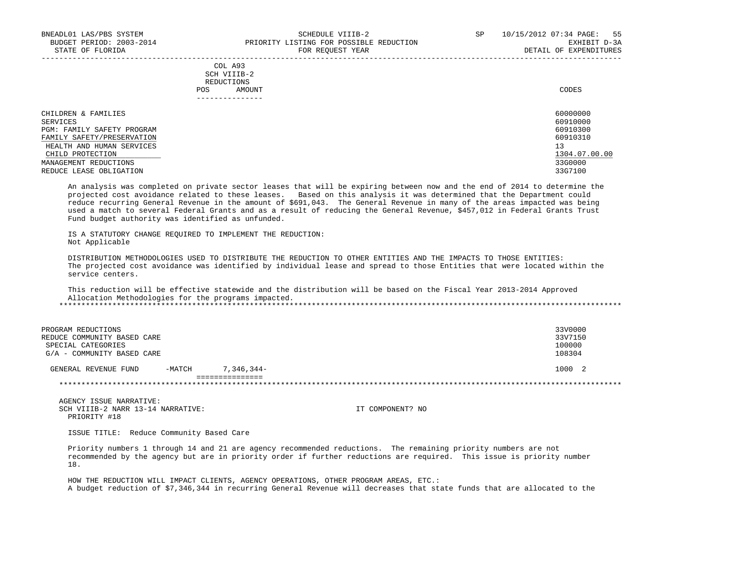| | COL A93 SCH VIIIB-2 REDUCTIONS | | |
|---|---|---|---|
| | POS | AMOUNT | CODES |
| CHILDREN & FAMILIES | | | 60000000 |
| SERVICES | | | 60910000 |
| PGM: FAMILY SAFETY PROGRAM | | | 60910300 |
| FAMILY SAFETY/PRESERVATION | | | 60910310 |
| HEALTH AND HUMAN SERVICES | | | 13 |
| CHILD PROTECTION | | | 1304.07.00.00 |
| MANAGEMENT REDUCTIONS | | | 33G0000 |
| REDUCE LEASE OBLIGATION | | | 33G7100 |

An analysis was completed on private sector leases that will be expiring between now and the end of 2014 to determine the projected cost avoidance related to these leases. Based on this analysis it was determined that the Department could reduce recurring General Revenue in the amount of $691,043. The General Revenue in many of the areas impacted was being used a match to several Federal Grants and as a result of reducing the General Revenue, $457,012 in Federal Grants Trust Fund budget authority was identified as unfunded.

IS A STATUTORY CHANGE REQUIRED TO IMPLEMENT THE REDUCTION:
Not Applicable

DISTRIBUTION METHODOLOGIES USED TO DISTRIBUTE THE REDUCTION TO OTHER ENTITIES AND THE IMPACTS TO THOSE ENTITIES:
The projected cost avoidance was identified by individual lease and spread to those Entities that were located within the service centers.

This reduction will be effective statewide and the distribution will be based on the Fiscal Year 2013-2014 Approved Allocation Methodologies for the programs impacted.

*******************************************************************************************************************************

| | POS | AMOUNT | CODES |
|---|---|---|---|
| PROGRAM REDUCTIONS | | | 33V0000 |
| REDUCE COMMUNITY BASED CARE | | | 33V7150 |
| SPECIAL CATEGORIES | | | 100000 |
| G/A - COMMUNITY BASED CARE | | | 108304 |
| GENERAL REVENUE FUND -MATCH | | 7,346,344- | 1000 2 |
| | | =============== | |

*******************************************************************************************************************************

AGENCY ISSUE NARRATIVE:
SCH VIIIB-2 NARR 13-14 NARRATIVE: IT COMPONENT? NO
PRIORITY #18

ISSUE TITLE: Reduce Community Based Care

Priority numbers 1 through 14 and 21 are agency recommended reductions. The remaining priority numbers are not recommended by the agency but are in priority order if further reductions are required. This issue is priority number 18.

HOW THE REDUCTION WILL IMPACT CLIENTS, AGENCY OPERATIONS, OTHER PROGRAM AREAS, ETC.:
A budget reduction of $7,346,344 in recurring General Revenue will decreases that state funds that are allocated to the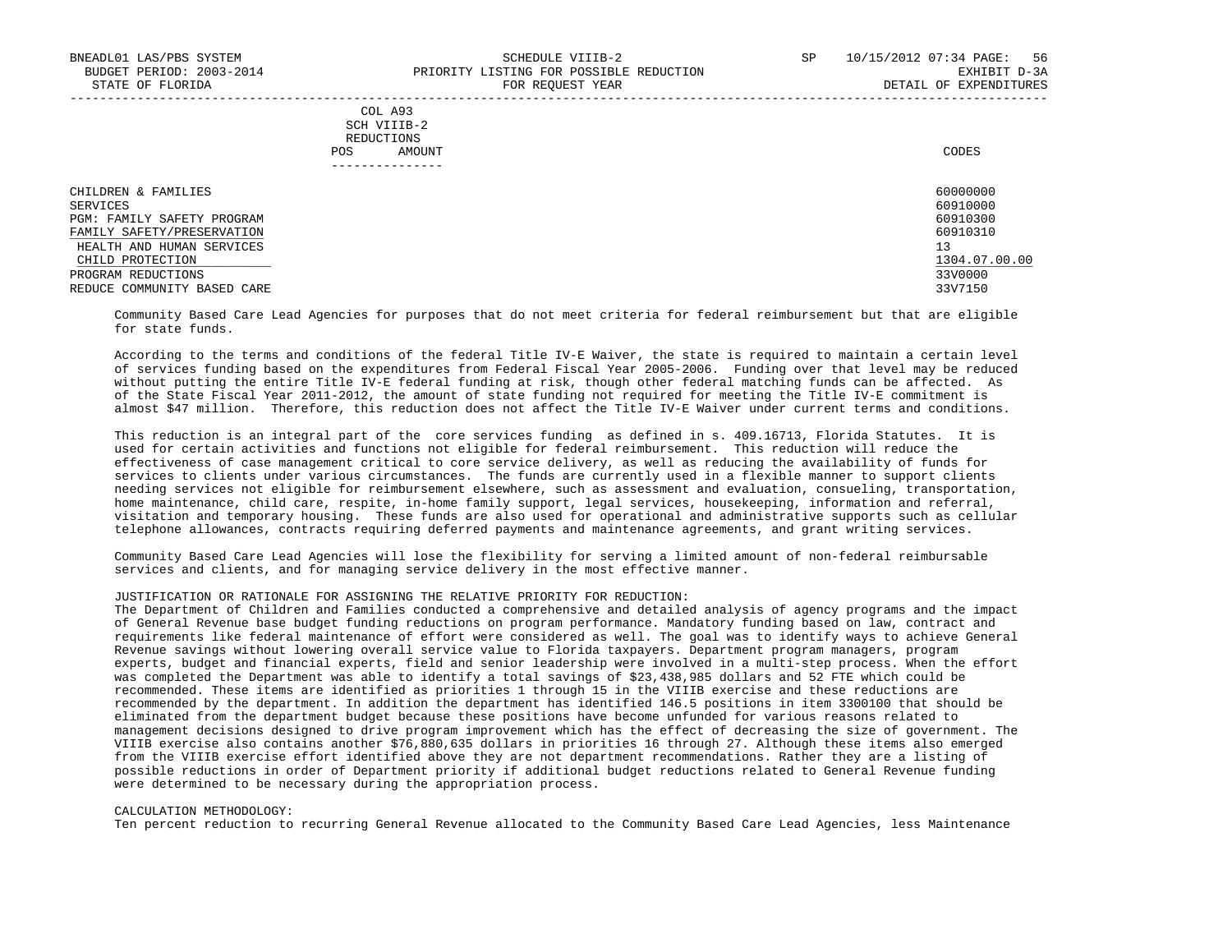| | COL A93 SCH VIIIB-2 REDUCTIONS POS AMOUNT | CODES |
|---|---|---|
| CHILDREN & FAMILIES | | 60000000 |
| SERVICES | | 60910000 |
| PGM: FAMILY SAFETY PROGRAM | | 60910300 |
| FAMILY SAFETY/PRESERVATION | | 60910310 |
| HEALTH AND HUMAN SERVICES | | 13 |
| CHILD PROTECTION | | 1304.07.00.00 |
| PROGRAM REDUCTIONS | | 33V0000 |
| REDUCE COMMUNITY BASED CARE | | 33V7150 |

Community Based Care Lead Agencies for purposes that do not meet criteria for federal reimbursement but that are eligible for state funds.

According to the terms and conditions of the federal Title IV-E Waiver, the state is required to maintain a certain level of services funding based on the expenditures from Federal Fiscal Year 2005-2006. Funding over that level may be reduced without putting the entire Title IV-E federal funding at risk, though other federal matching funds can be affected. As of the State Fiscal Year 2011-2012, the amount of state funding not required for meeting the Title IV-E commitment is almost $47 million. Therefore, this reduction does not affect the Title IV-E Waiver under current terms and conditions.

This reduction is an integral part of the core services funding as defined in s. 409.16713, Florida Statutes. It is used for certain activities and functions not eligible for federal reimbursement. This reduction will reduce the effectiveness of case management critical to core service delivery, as well as reducing the availability of funds for services to clients under various circumstances. The funds are currently used in a flexible manner to support clients needing services not eligible for reimbursement elsewhere, such as assessment and evaluation, conseuling, transportation, home maintenance, child care, respite, in-home family support, legal services, housekeeping, information and referral, visitation and temporary housing. These funds are also used for operational and administrative supports such as cellular telephone allowances, contracts requiring deferred payments and maintenance agreements, and grant writing services.

Community Based Care Lead Agencies will lose the flexibility for serving a limited amount of non-federal reimbursable services and clients, and for managing service delivery in the most effective manner.

JUSTIFICATION OR RATIONALE FOR ASSIGNING THE RELATIVE PRIORITY FOR REDUCTION:
The Department of Children and Families conducted a comprehensive and detailed analysis of agency programs and the impact of General Revenue base budget funding reductions on program performance. Mandatory funding based on law, contract and requirements like federal maintenance of effort were considered as well. The goal was to identify ways to achieve General Revenue savings without lowering overall service value to Florida taxpayers. Department program managers, program experts, budget and financial experts, field and senior leadership were involved in a multi-step process. When the effort was completed the Department was able to identify a total savings of $23,438,985 dollars and 52 FTE which could be recommended. These items are identified as priorities 1 through 15 in the VIIIB exercise and these reductions are recommended by the department. In addition the department has identified 146.5 positions in item 3300100 that should be eliminated from the department budget because these positions have become unfunded for various reasons related to management decisions designed to drive program improvement which has the effect of decreasing the size of government. The VIIIB exercise also contains another $76,880,635 dollars in priorities 16 through 27. Although these items also emerged from the VIIIB exercise effort identified above they are not department recommendations. Rather they are a listing of possible reductions in order of Department priority if additional budget reductions related to General Revenue funding were determined to be necessary during the appropriation process.

CALCULATION METHODOLOGY:
Ten percent reduction to recurring General Revenue allocated to the Community Based Care Lead Agencies, less Maintenance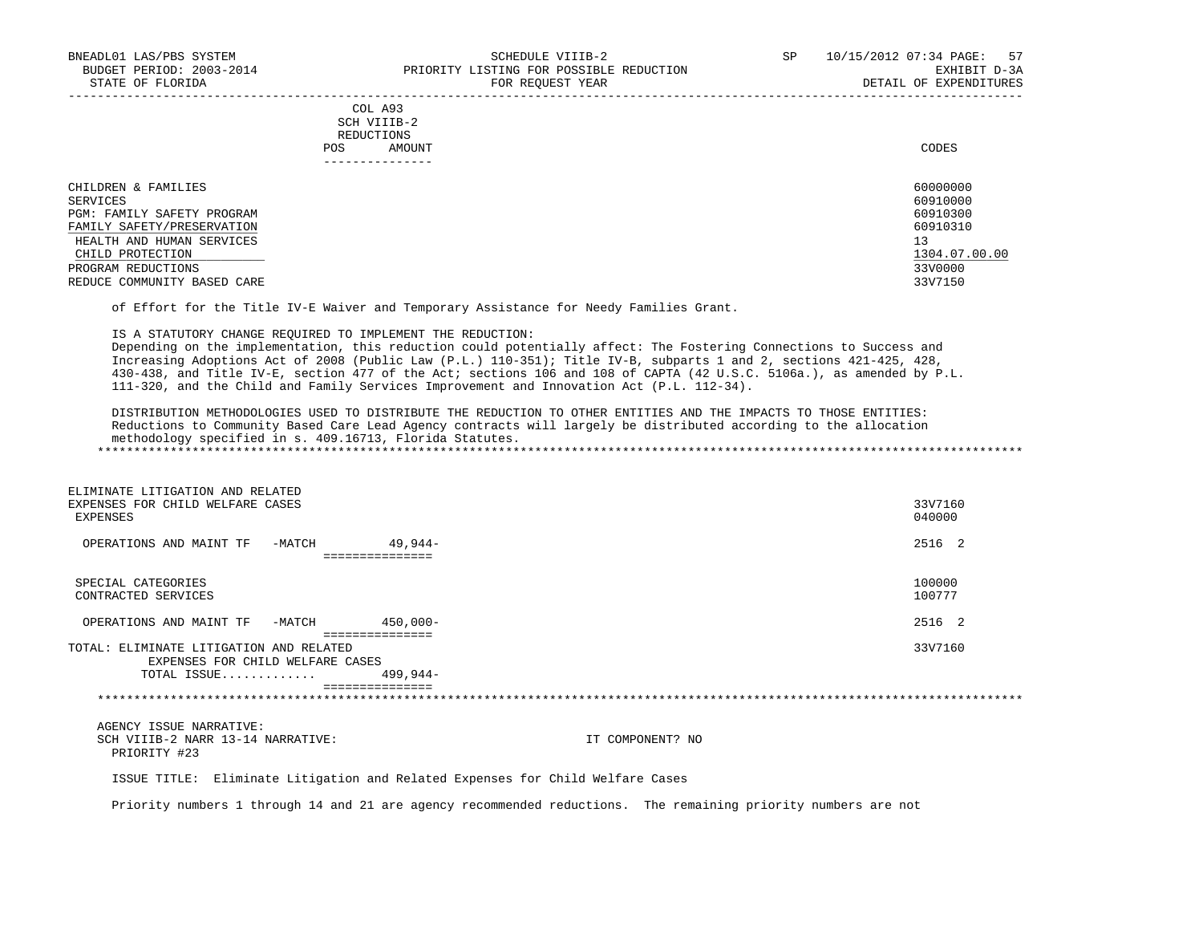| | COL A93 SCH VIIIB-2 REDUCTIONS POS AMOUNT | CODES |
|---|---|---|
| CHILDREN & FAMILIES | | 60000000 |
| SERVICES | | 60910000 |
| PGM: FAMILY SAFETY PROGRAM | | 60910300 |
| FAMILY SAFETY/PRESERVATION | | 60910310 |
| HEALTH AND HUMAN SERVICES | | 13 |
| CHILD PROTECTION | | 1304.07.00.00 |
| PROGRAM REDUCTIONS | | 33V0000 |
| REDUCE COMMUNITY BASED CARE | | 33V7150 |

of Effort for the Title IV-E Waiver and Temporary Assistance for Needy Families Grant.

IS A STATUTORY CHANGE REQUIRED TO IMPLEMENT THE REDUCTION:
Depending on the implementation, this reduction could potentially affect: The Fostering Connections to Success and Increasing Adoptions Act of 2008 (Public Law (P.L.) 110-351); Title IV-B, subparts 1 and 2, sections 421-425, 428, 430-438, and Title IV-E, section 477 of the Act; sections 106 and 108 of CAPTA (42 U.S.C. 5106a.), as amended by P.L. 111-320, and the Child and Family Services Improvement and Innovation Act (P.L. 112-34).

DISTRIBUTION METHODOLOGIES USED TO DISTRIBUTE THE REDUCTION TO OTHER ENTITIES AND THE IMPACTS TO THOSE ENTITIES:
Reductions to Community Based Care Lead Agency contracts will largely be distributed according to the allocation methodology specified in s. 409.16713, Florida Statutes.

*****

| | AMOUNT | CODES |
|---|---|---|
| ELIMINATE LITIGATION AND RELATED EXPENSES FOR CHILD WELFARE CASES | | 33V7160 |
| EXPENSES | | 040000 |
| OPERATIONS AND MAINT TF -MATCH | 49,944- | 2516 2 |
| SPECIAL CATEGORIES | | 100000 |
| CONTRACTED SERVICES | | 100777 |
| OPERATIONS AND MAINT TF -MATCH | 450,000- | 2516 2 |
| TOTAL: ELIMINATE LITIGATION AND RELATED EXPENSES FOR CHILD WELFARE CASES | | 33V7160 |
| TOTAL ISSUE............. | 499,944- | |

*****

AGENCY ISSUE NARRATIVE:
SCH VIIIB-2 NARR 13-14 NARRATIVE: IT COMPONENT? NO
PRIORITY #23

ISSUE TITLE: Eliminate Litigation and Related Expenses for Child Welfare Cases

Priority numbers 1 through 14 and 21 are agency recommended reductions. The remaining priority numbers are not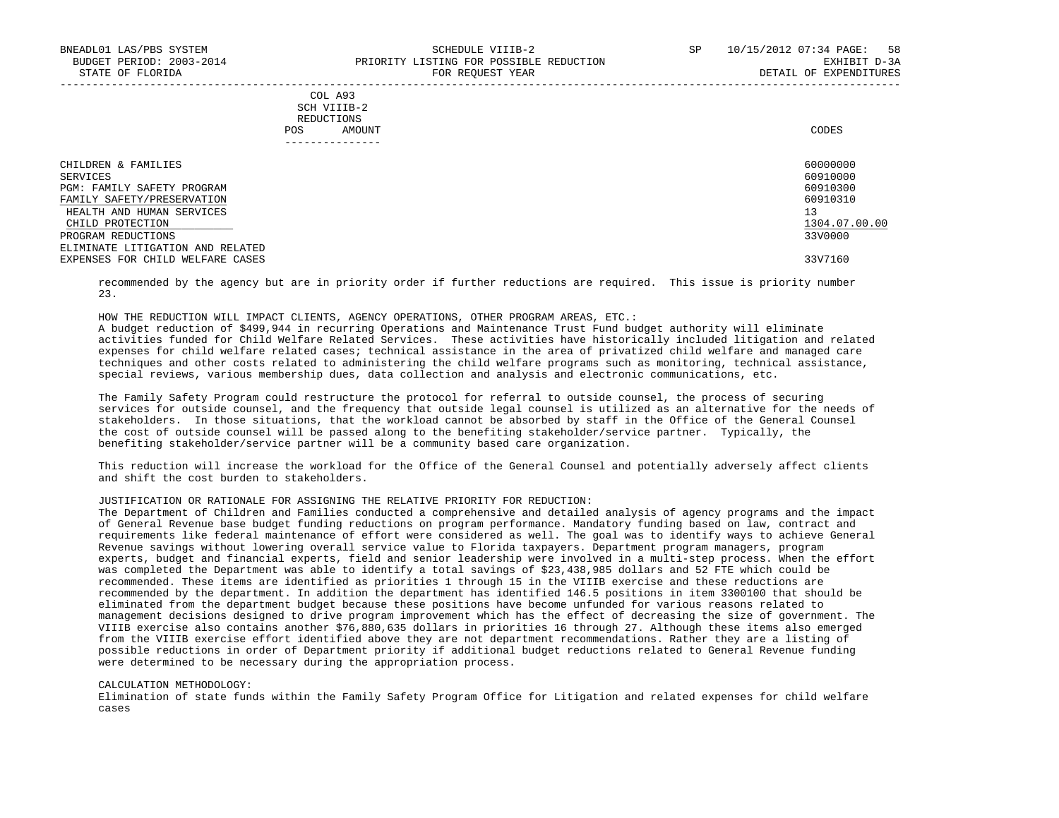| | COL A93 SCH VIIIB-2 REDUCTIONS | |
|---|---|---|
| | POS AMOUNT | CODES |
| CHILDREN & FAMILIES | | 60000000 |
| SERVICES | | 60910000 |
| PGM: FAMILY SAFETY PROGRAM | | 60910300 |
| FAMILY SAFETY/PRESERVATION | | 60910310 |
| HEALTH AND HUMAN SERVICES | | 13 |
| CHILD PROTECTION | | 1304.07.00.00 |
| PROGRAM REDUCTIONS | | 33V0000 |
| ELIMINATE LITIGATION AND RELATED EXPENSES FOR CHILD WELFARE CASES | | 33V7160 |

recommended by the agency but are in priority order if further reductions are required. This issue is priority number 23.

HOW THE REDUCTION WILL IMPACT CLIENTS, AGENCY OPERATIONS, OTHER PROGRAM AREAS, ETC.:
A budget reduction of $499,944 in recurring Operations and Maintenance Trust Fund budget authority will eliminate activities funded for Child Welfare Related Services. These activities have historically included litigation and related expenses for child welfare related cases; technical assistance in the area of privatized child welfare and managed care techniques and other costs related to administering the child welfare programs such as monitoring, technical assistance, special reviews, various membership dues, data collection and analysis and electronic communications, etc.

The Family Safety Program could restructure the protocol for referral to outside counsel, the process of securing services for outside counsel, and the frequency that outside legal counsel is utilized as an alternative for the needs of stakeholders. In those situations, that the workload cannot be absorbed by staff in the Office of the General Counsel the cost of outside counsel will be passed along to the benefiting stakeholder/service partner. Typically, the benefiting stakeholder/service partner will be a community based care organization.

This reduction will increase the workload for the Office of the General Counsel and potentially adversely affect clients and shift the cost burden to stakeholders.

JUSTIFICATION OR RATIONALE FOR ASSIGNING THE RELATIVE PRIORITY FOR REDUCTION:
The Department of Children and Families conducted a comprehensive and detailed analysis of agency programs and the impact of General Revenue base budget funding reductions on program performance. Mandatory funding based on law, contract and requirements like federal maintenance of effort were considered as well. The goal was to identify ways to achieve General Revenue savings without lowering overall service value to Florida taxpayers. Department program managers, program experts, budget and financial experts, field and senior leadership were involved in a multi-step process. When the effort was completed the Department was able to identify a total savings of $23,438,985 dollars and 52 FTE which could be recommended. These items are identified as priorities 1 through 15 in the VIIIB exercise and these reductions are recommended by the department. In addition the department has identified 146.5 positions in item 3300100 that should be eliminated from the department budget because these positions have become unfunded for various reasons related to management decisions designed to drive program improvement which has the effect of decreasing the size of government. The VIIIB exercise also contains another $76,880,635 dollars in priorities 16 through 27. Although these items also emerged from the VIIIB exercise effort identified above they are not department recommendations. Rather they are a listing of possible reductions in order of Department priority if additional budget reductions related to General Revenue funding were determined to be necessary during the appropriation process.

CALCULATION METHODOLOGY:
Elimination of state funds within the Family Safety Program Office for Litigation and related expenses for child welfare cases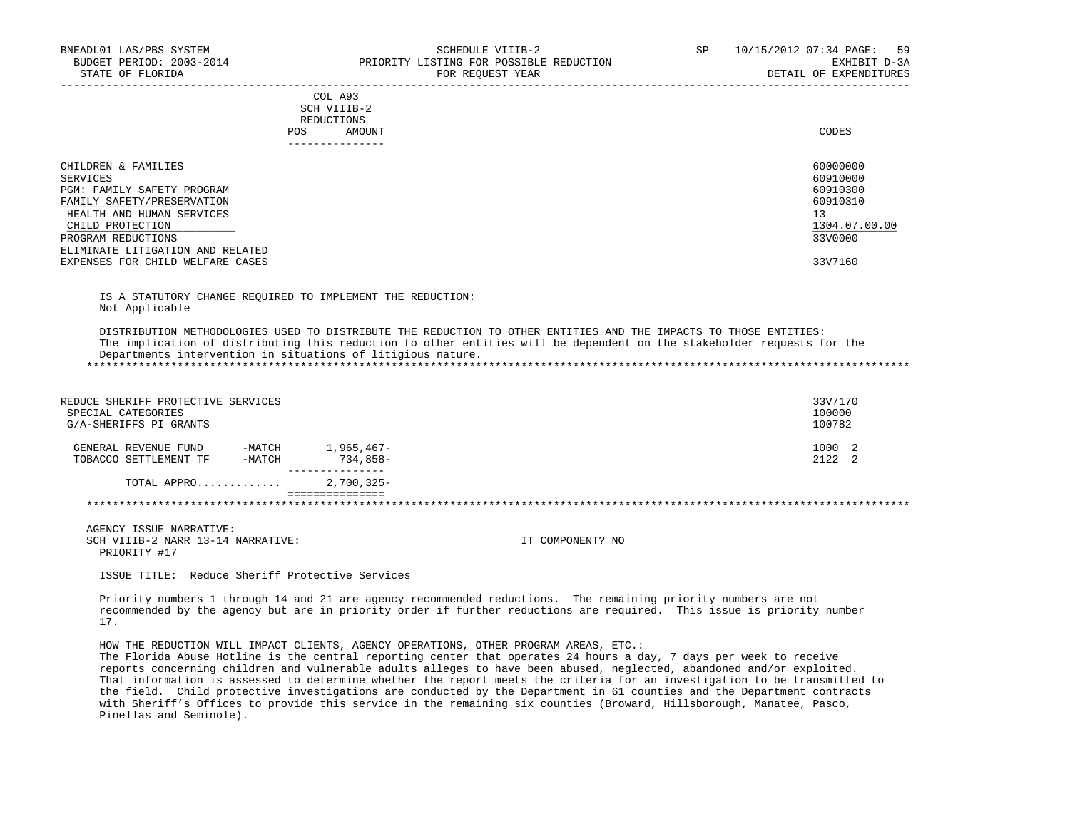| | COL A93 SCH VIIIB-2 REDUCTIONS POS AMOUNT | CODES |
|---|---|---|
| CHILDREN & FAMILIES | | 60000000 |
| SERVICES | | 60910000 |
| PGM: FAMILY SAFETY PROGRAM | | 60910300 |
| FAMILY SAFETY/PRESERVATION | | 60910310 |
| HEALTH AND HUMAN SERVICES | | 13 |
| CHILD PROTECTION | | 1304.07.00.00 |
| PROGRAM REDUCTIONS | | 33V0000 |
| ELIMINATE LITIGATION AND RELATED EXPENSES FOR CHILD WELFARE CASES | | 33V7160 |

IS A STATUTORY CHANGE REQUIRED TO IMPLEMENT THE REDUCTION:
Not Applicable

DISTRIBUTION METHODOLOGIES USED TO DISTRIBUTE THE REDUCTION TO OTHER ENTITIES AND THE IMPACTS TO THOSE ENTITIES:
The implication of distributing this reduction to other entities will be dependent on the stakeholder requests for the Departments intervention in situations of litigious nature.

******************************************************************************************************************************

| | | CODES |
|---|---|---|
| REDUCE SHERIFF PROTECTIVE SERVICES | | 33V7170 |
| SPECIAL CATEGORIES | | 100000 |
| G/A-SHERIFFS PI GRANTS | | 100782 |
| GENERAL REVENUE FUND -MATCH | 1,965,467- | 1000 2 |
| TOBACCO SETTLEMENT TF -MATCH | 734,858- | 2122 2 |
| TOTAL APPRO............ | 2,700,325- | |

******************************************************************************************************************************

AGENCY ISSUE NARRATIVE:
SCH VIIIB-2 NARR 13-14 NARRATIVE: IT COMPONENT? NO
PRIORITY #17

ISSUE TITLE: Reduce Sheriff Protective Services

Priority numbers 1 through 14 and 21 are agency recommended reductions. The remaining priority numbers are not recommended by the agency but are in priority order if further reductions are required. This issue is priority number 17.

HOW THE REDUCTION WILL IMPACT CLIENTS, AGENCY OPERATIONS, OTHER PROGRAM AREAS, ETC.:
The Florida Abuse Hotline is the central reporting center that operates 24 hours a day, 7 days per week to receive reports concerning children and vulnerable adults alleges to have been abused, neglected, abandoned and/or exploited. That information is assessed to determine whether the report meets the criteria for an investigation to be transmitted to the field. Child protective investigations are conducted by the Department in 61 counties and the Department contracts with Sheriff's Offices to provide this service in the remaining six counties (Broward, Hillsborough, Manatee, Pasco, Pinellas and Seminole).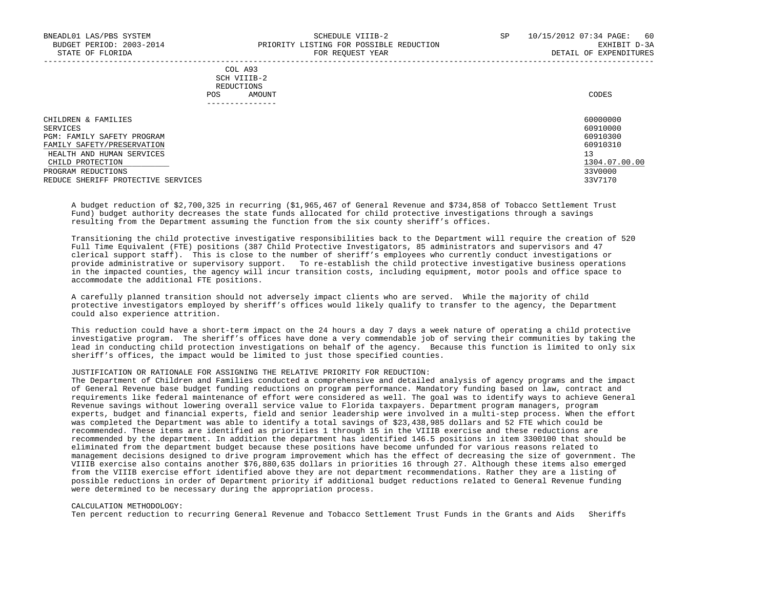| | COL A93 SCH VIIIB-2 REDUCTIONS | | |
|---|---|---|---|
| | POS | AMOUNT | CODES |
| CHILDREN & FAMILIES | | | 60000000 |
| SERVICES | | | 60910000 |
| PGM: FAMILY SAFETY PROGRAM | | | 60910300 |
| FAMILY SAFETY/PRESERVATION | | | 60910310 |
| HEALTH AND HUMAN SERVICES | | | 13 |
| CHILD PROTECTION | | | 1304.07.00.00 |
| PROGRAM REDUCTIONS | | | 33V0000 |
| REDUCE SHERIFF PROTECTIVE SERVICES | | | 33V7170 |

A budget reduction of $2,700,325 in recurring ($1,965,467 of General Revenue and $734,858 of Tobacco Settlement Trust Fund) budget authority decreases the state funds allocated for child protective investigations through a savings resulting from the Department assuming the function from the six county sheriff's offices.

Transitioning the child protective investigative responsibilities back to the Department will require the creation of 520 Full Time Equivalent (FTE) positions (387 Child Protective Investigators, 85 administrators and supervisors and 47 clerical support staff). This is close to the number of sheriff's employees who currently conduct investigations or provide administrative or supervisory support. To re-establish the child protective investigative business operations in the impacted counties, the agency will incur transition costs, including equipment, motor pools and office space to accommodate the additional FTE positions.

A carefully planned transition should not adversely impact clients who are served. While the majority of child protective investigators employed by sheriff's offices would likely qualify to transfer to the agency, the Department could also experience attrition.

This reduction could have a short-term impact on the 24 hours a day 7 days a week nature of operating a child protective investigative program. The sheriff's offices have done a very commendable job of serving their communities by taking the lead in conducting child protection investigations on behalf of the agency. Because this function is limited to only six sheriff's offices, the impact would be limited to just those specified counties.

JUSTIFICATION OR RATIONALE FOR ASSIGNING THE RELATIVE PRIORITY FOR REDUCTION:
The Department of Children and Families conducted a comprehensive and detailed analysis of agency programs and the impact of General Revenue base budget funding reductions on program performance. Mandatory funding based on law, contract and requirements like federal maintenance of effort were considered as well. The goal was to identify ways to achieve General Revenue savings without lowering overall service value to Florida taxpayers. Department program managers, program experts, budget and financial experts, field and senior leadership were involved in a multi-step process. When the effort was completed the Department was able to identify a total savings of $23,438,985 dollars and 52 FTE which could be recommended. These items are identified as priorities 1 through 15 in the VIIIB exercise and these reductions are recommended by the department. In addition the department has identified 146.5 positions in item 3300100 that should be eliminated from the department budget because these positions have become unfunded for various reasons related to management decisions designed to drive program improvement which has the effect of decreasing the size of government. The VIIIB exercise also contains another $76,880,635 dollars in priorities 16 through 27. Although these items also emerged from the VIIIB exercise effort identified above they are not department recommendations. Rather they are a listing of possible reductions in order of Department priority if additional budget reductions related to General Revenue funding were determined to be necessary during the appropriation process.

CALCULATION METHODOLOGY:
Ten percent reduction to recurring General Revenue and Tobacco Settlement Trust Funds in the Grants and Aids Sheriffs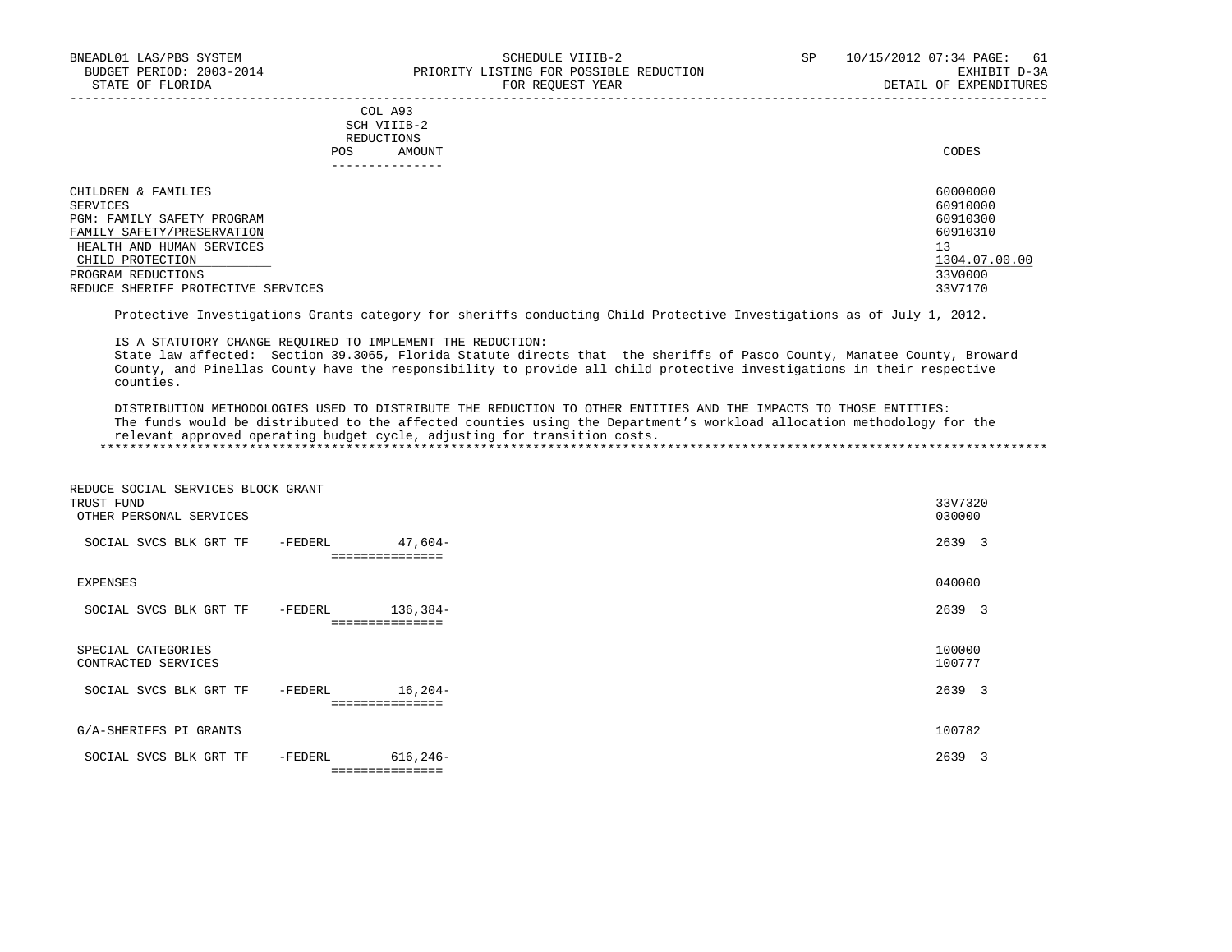| | COL A93 SCH VIIIB-2 REDUCTIONS POS AMOUNT | CODES |
|---|---|---|
| CHILDREN & FAMILIES | | 60000000 |
| SERVICES | | 60910000 |
| PGM: FAMILY SAFETY PROGRAM | | 60910300 |
| FAMILY SAFETY/PRESERVATION | | 60910310 |
| HEALTH AND HUMAN SERVICES | | 13 |
| CHILD PROTECTION | | 1304.07.00.00 |
| PROGRAM REDUCTIONS | | 33V0000 |
| REDUCE SHERIFF PROTECTIVE SERVICES | | 33V7170 |

Protective Investigations Grants category for sheriffs conducting Child Protective Investigations as of July 1, 2012.

IS A STATUTORY CHANGE REQUIRED TO IMPLEMENT THE REDUCTION:
State law affected: Section 39.3065, Florida Statute directs that the sheriffs of Pasco County, Manatee County, Broward County, and Pinellas County have the responsibility to provide all child protective investigations in their respective counties.

DISTRIBUTION METHODOLOGIES USED TO DISTRIBUTE THE REDUCTION TO OTHER ENTITIES AND THE IMPACTS TO THOSE ENTITIES:
The funds would be distributed to the affected counties using the Department's workload allocation methodology for the relevant approved operating budget cycle, adjusting for transition costs.

***

| | | AMOUNT | CODES |
|---|---|---|---|
| REDUCE SOCIAL SERVICES BLOCK GRANT TRUST FUND | | | 33V7320 |
| OTHER PERSONAL SERVICES | | | 030000 |
| SOCIAL SVCS BLK GRT TF | -FEDERL | 47,604- | 2639 3 |
| EXPENSES | | | 040000 |
| SOCIAL SVCS BLK GRT TF | -FEDERL | 136,384- | 2639 3 |
| SPECIAL CATEGORIES | | | 100000 |
| CONTRACTED SERVICES | | | 100777 |
| SOCIAL SVCS BLK GRT TF | -FEDERL | 16,204- | 2639 3 |
| G/A-SHERIFFS PI GRANTS | | | 100782 |
| SOCIAL SVCS BLK GRT TF | -FEDERL | 616,246- | 2639 3 |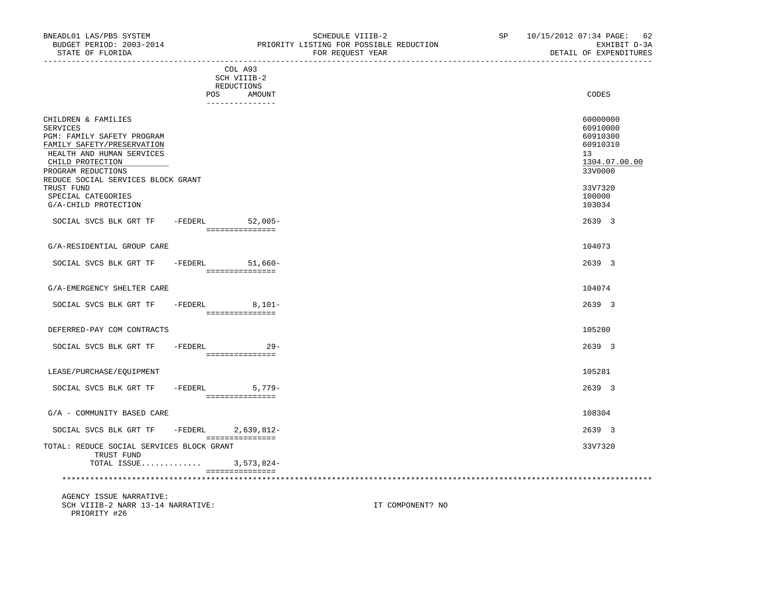| | COL A93 SCH VIIIB-2 REDUCTIONS POS AMOUNT | CODES |
|---|---|---|
| CHILDREN & FAMILIES | | 60000000 |
| SERVICES | | 60910000 |
| PGM: FAMILY SAFETY PROGRAM | | 60910300 |
| FAMILY SAFETY/PRESERVATION | | 60910310 |
| HEALTH AND HUMAN SERVICES | | 13 |
| CHILD PROTECTION | | 1304.07.00.00 |
| PROGRAM REDUCTIONS | | 33V0000 |
| REDUCE SOCIAL SERVICES BLOCK GRANT TRUST FUND | | 33V7320 |
| SPECIAL CATEGORIES | | 100000 |
| G/A-CHILD PROTECTION | | 103034 |
| SOCIAL SVCS BLK GRT TF -FEDERL | 52,005- | 2639 3 |
| G/A-RESIDENTIAL GROUP CARE | | 104073 |
| SOCIAL SVCS BLK GRT TF -FEDERL | 51,660- | 2639 3 |
| G/A-EMERGENCY SHELTER CARE | | 104074 |
| SOCIAL SVCS BLK GRT TF -FEDERL | 8,101- | 2639 3 |
| DEFERRED-PAY COM CONTRACTS | | 105280 |
| SOCIAL SVCS BLK GRT TF -FEDERL | 29- | 2639 3 |
| LEASE/PURCHASE/EQUIPMENT | | 105281 |
| SOCIAL SVCS BLK GRT TF -FEDERL | 5,779- | 2639 3 |
| G/A - COMMUNITY BASED CARE | | 108304 |
| SOCIAL SVCS BLK GRT TF -FEDERL | 2,639,812- | 2639 3 |
| TOTAL: REDUCE SOCIAL SERVICES BLOCK GRANT TRUST FUND | | 33V7320 |
| TOTAL ISSUE............ | 3,573,824- | |

AGENCY ISSUE NARRATIVE:
SCH VIIIB-2 NARR 13-14 NARRATIVE: IT COMPONENT? NO
PRIORITY #26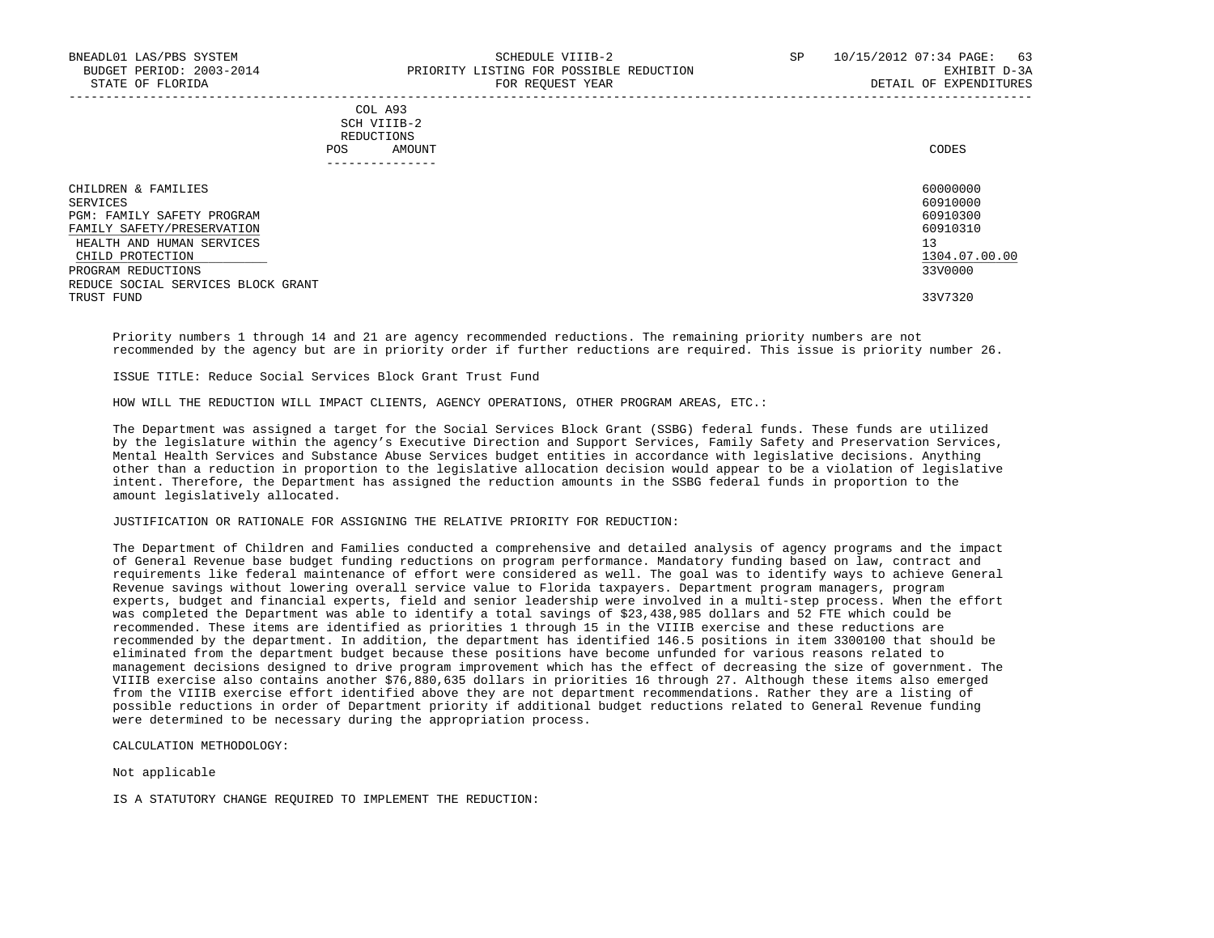BNEADL01 LAS/PBS SYSTEM SCHEDULE VIIIB-2 SP 10/15/2012 07:34
BUDGET PERIOD: 2003-2014 PRIORITY LISTING FOR POSSIBLE REDUCTION EXHIBIT D-3A
STATE OF FLORIDA FOR REQUEST YEAR DETAIL OF EXPENDITURES

| | COL A93 SCH VIIIB-2 REDUCTIONS | | |
|---|---|---|---|
| | POS | AMOUNT | CODES |
| CHILDREN & FAMILIES | | | 60000000 |
| SERVICES | | | 60910000 |
| PGM: FAMILY SAFETY PROGRAM | | | 60910300 |
| FAMILY SAFETY/PRESERVATION | | | 60910310 |
| HEALTH AND HUMAN SERVICES | | | 13 |
| CHILD PROTECTION | | | 1304.07.00.00 |
| PROGRAM REDUCTIONS | | | 33V0000 |
| REDUCE SOCIAL SERVICES BLOCK GRANT TRUST FUND | | | 33V7320 |

Priority numbers 1 through 14 and 21 are agency recommended reductions. The remaining priority numbers are not recommended by the agency but are in priority order if further reductions are required. This issue is priority number 26.

ISSUE TITLE: Reduce Social Services Block Grant Trust Fund

HOW WILL THE REDUCTION WILL IMPACT CLIENTS, AGENCY OPERATIONS, OTHER PROGRAM AREAS, ETC.:

The Department was assigned a target for the Social Services Block Grant (SSBG) federal funds. These funds are utilized by the legislature within the agency's Executive Direction and Support Services, Family Safety and Preservation Services, Mental Health Services and Substance Abuse Services budget entities in accordance with legislative decisions. Anything other than a reduction in proportion to the legislative allocation decision would appear to be a violation of legislative intent. Therefore, the Department has assigned the reduction amounts in the SSBG federal funds in proportion to the amount legislatively allocated.

JUSTIFICATION OR RATIONALE FOR ASSIGNING THE RELATIVE PRIORITY FOR REDUCTION:

The Department of Children and Families conducted a comprehensive and detailed analysis of agency programs and the impact of General Revenue base budget funding reductions on program performance. Mandatory funding based on law, contract and requirements like federal maintenance of effort were considered as well. The goal was to identify ways to achieve General Revenue savings without lowering overall service value to Florida taxpayers. Department program managers, program experts, budget and financial experts, field and senior leadership were involved in a multi-step process. When the effort was completed the Department was able to identify a total savings of $23,438,985 dollars and 52 FTE which could be recommended. These items are identified as priorities 1 through 15 in the VIIIB exercise and these reductions are recommended by the department. In addition, the department has identified 146.5 positions in item 3300100 that should be eliminated from the department budget because these positions have become unfunded for various reasons related to management decisions designed to drive program improvement which has the effect of decreasing the size of government. The VIIIB exercise also contains another $76,880,635 dollars in priorities 16 through 27. Although these items also emerged from the VIIIB exercise effort identified above they are not department recommendations. Rather they are a listing of possible reductions in order of Department priority if additional budget reductions related to General Revenue funding were determined to be necessary during the appropriation process.

CALCULATION METHODOLOGY:

Not applicable

IS A STATUTORY CHANGE REQUIRED TO IMPLEMENT THE REDUCTION: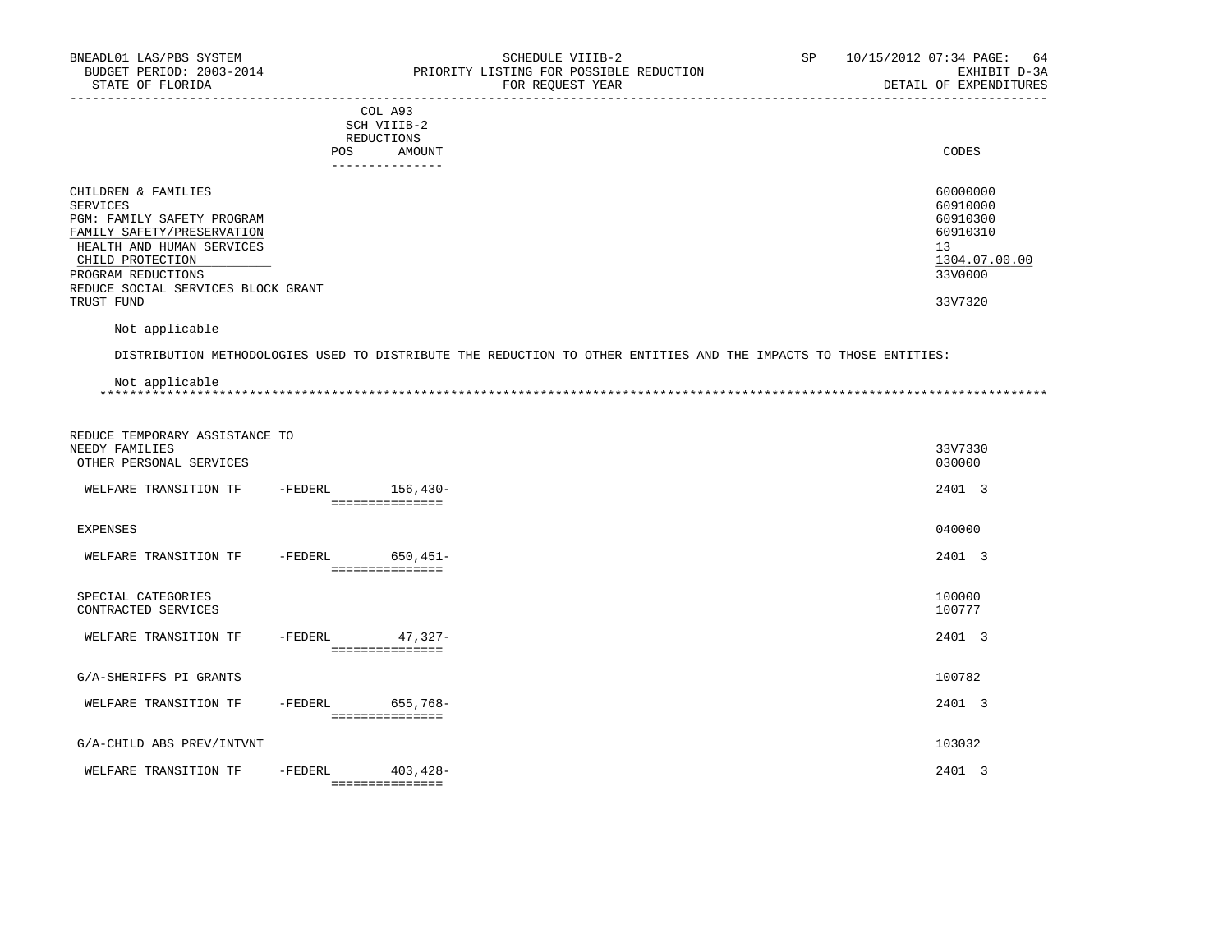BNEADL01 LAS/PBS SYSTEM — SCHEDULE VIIIB-2 — SP 10/15/2012 07:34

BUDGET PERIOD: 2003-2014 — PRIORITY LISTING FOR POSSIBLE REDUCTION — EXHIBIT D-3A

STATE OF FLORIDA — FOR REQUEST YEAR — DETAIL OF EXPENDITURES

| | COL A93 SCH VIIIB-2 REDUCTIONS POS | AMOUNT | CODES |
|---|---|---|---|
| CHILDREN & FAMILIES | | | 60000000 |
| SERVICES | | | 60910000 |
| PGM: FAMILY SAFETY PROGRAM | | | 60910300 |
| FAMILY SAFETY/PRESERVATION | | | 60910310 |
| HEALTH AND HUMAN SERVICES | | | 13 |
| CHILD PROTECTION | | | 1304.07.00.00 |
| PROGRAM REDUCTIONS | | | 33V0000 |
| REDUCE SOCIAL SERVICES BLOCK GRANT TRUST FUND | | | 33V7320 |

Not applicable

DISTRIBUTION METHODOLOGIES USED TO DISTRIBUTE THE REDUCTION TO OTHER ENTITIES AND THE IMPACTS TO THOSE ENTITIES:

Not applicable

*****************************************************************************************************************************

| | | AMOUNT | CODES |
|---|---|---|---|
| REDUCE TEMPORARY ASSISTANCE TO NEEDY FAMILIES | | | 33V7330 |
| OTHER PERSONAL SERVICES | | | 030000 |
| WELFARE TRANSITION TF | -FEDERL | 156,430- | 2401 3 |
| EXPENSES | | | 040000 |
| WELFARE TRANSITION TF | -FEDERL | 650,451- | 2401 3 |
| SPECIAL CATEGORIES | | | 100000 |
| CONTRACTED SERVICES | | | 100777 |
| WELFARE TRANSITION TF | -FEDERL | 47,327- | 2401 3 |
| G/A-SHERIFFS PI GRANTS | | | 100782 |
| WELFARE TRANSITION TF | -FEDERL | 655,768- | 2401 3 |
| G/A-CHILD ABS PREV/INTVNT | | | 103032 |
| WELFARE TRANSITION TF | -FEDERL | 403,428- | 2401 3 |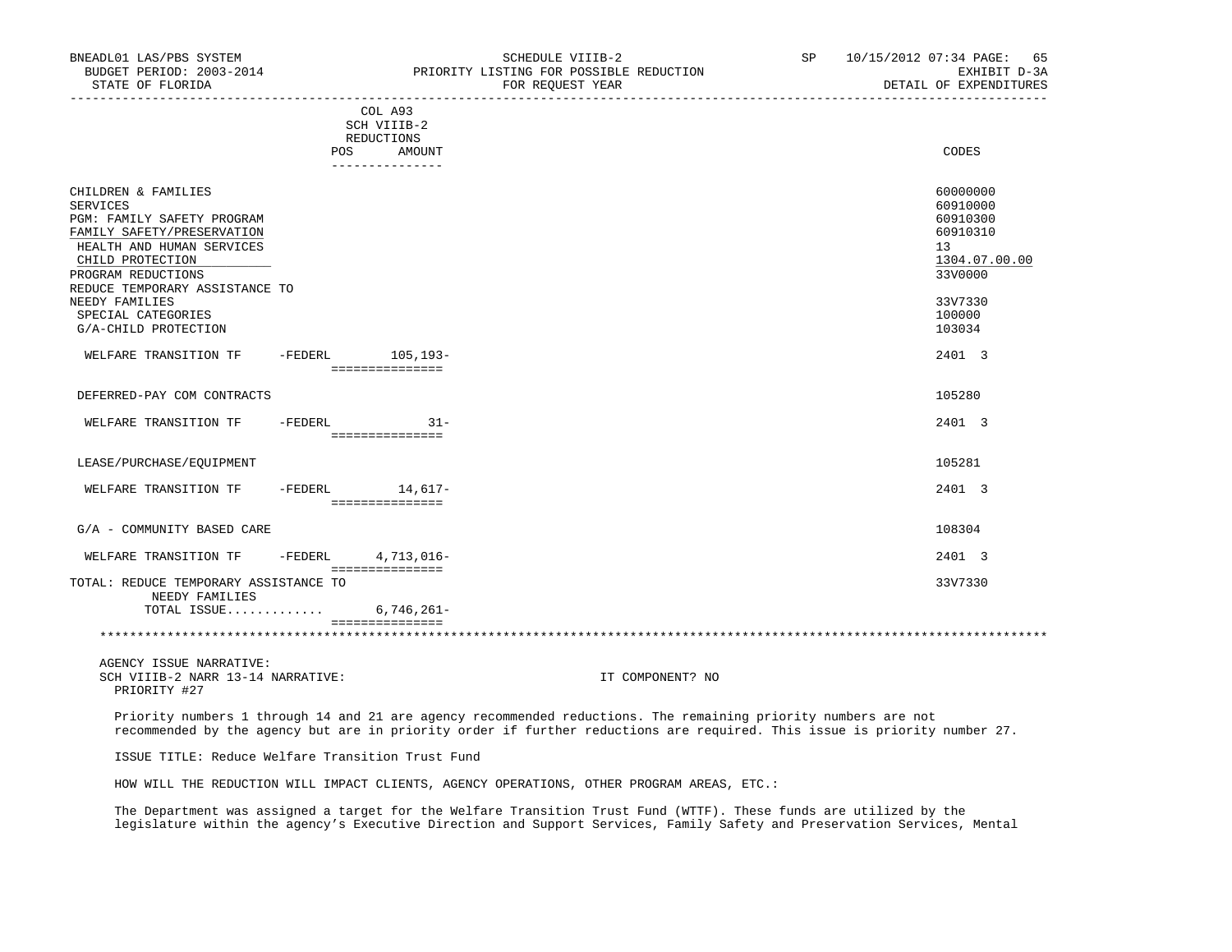BNEADL01 LAS/PBS SYSTEM SCHEDULE VIIIB-2 SP 10/15/2012 07:34 PAGE: 65
BUDGET PERIOD: 2003-2014 PRIORITY LISTING FOR POSSIBLE REDUCTION EXHIBIT D-3A
STATE OF FLORIDA FOR REQUEST YEAR DETAIL OF EXPENDITURES

| | | COL A93 SCH VIIIB-2 REDUCTIONS POS AMOUNT | CODES |
|---|---|---|---|
| CHILDREN & FAMILIES | | | 60000000 |
| SERVICES | | | 60910000 |
| PGM: FAMILY SAFETY PROGRAM | | | 60910300 |
| FAMILY SAFETY/PRESERVATION | | | 60910310 |
| HEALTH AND HUMAN SERVICES | | | 13 |
| CHILD PROTECTION | | | 1304.07.00.00 |
| PROGRAM REDUCTIONS | | | 33V0000 |
| REDUCE TEMPORARY ASSISTANCE TO NEEDY FAMILIES | | | 33V7330 |
| SPECIAL CATEGORIES | | | 100000 |
| G/A-CHILD PROTECTION | | | 103034 |
| WELFARE TRANSITION TF | -FEDERL | 105,193- | 2401 3 |
| DEFERRED-PAY COM CONTRACTS | | | 105280 |
| WELFARE TRANSITION TF | -FEDERL | 31- | 2401 3 |
| LEASE/PURCHASE/EQUIPMENT | | | 105281 |
| WELFARE TRANSITION TF | -FEDERL | 14,617- | 2401 3 |
| G/A - COMMUNITY BASED CARE | | | 108304 |
| WELFARE TRANSITION TF | -FEDERL | 4,713,016- | 2401 3 |
| TOTAL: REDUCE TEMPORARY ASSISTANCE TO NEEDY FAMILIES | | | 33V7330 |
| TOTAL ISSUE............ | | 6,746,261- | |

AGENCY ISSUE NARRATIVE:
SCH VIIIB-2 NARR 13-14 NARRATIVE: IT COMPONENT? NO
PRIORITY #27

Priority numbers 1 through 14 and 21 are agency recommended reductions. The remaining priority numbers are not recommended by the agency but are in priority order if further reductions are required. This issue is priority number 27.

ISSUE TITLE: Reduce Welfare Transition Trust Fund

HOW WILL THE REDUCTION WILL IMPACT CLIENTS, AGENCY OPERATIONS, OTHER PROGRAM AREAS, ETC.:

The Department was assigned a target for the Welfare Transition Trust Fund (WTTF). These funds are utilized by the legislature within the agency's Executive Direction and Support Services, Family Safety and Preservation Services, Mental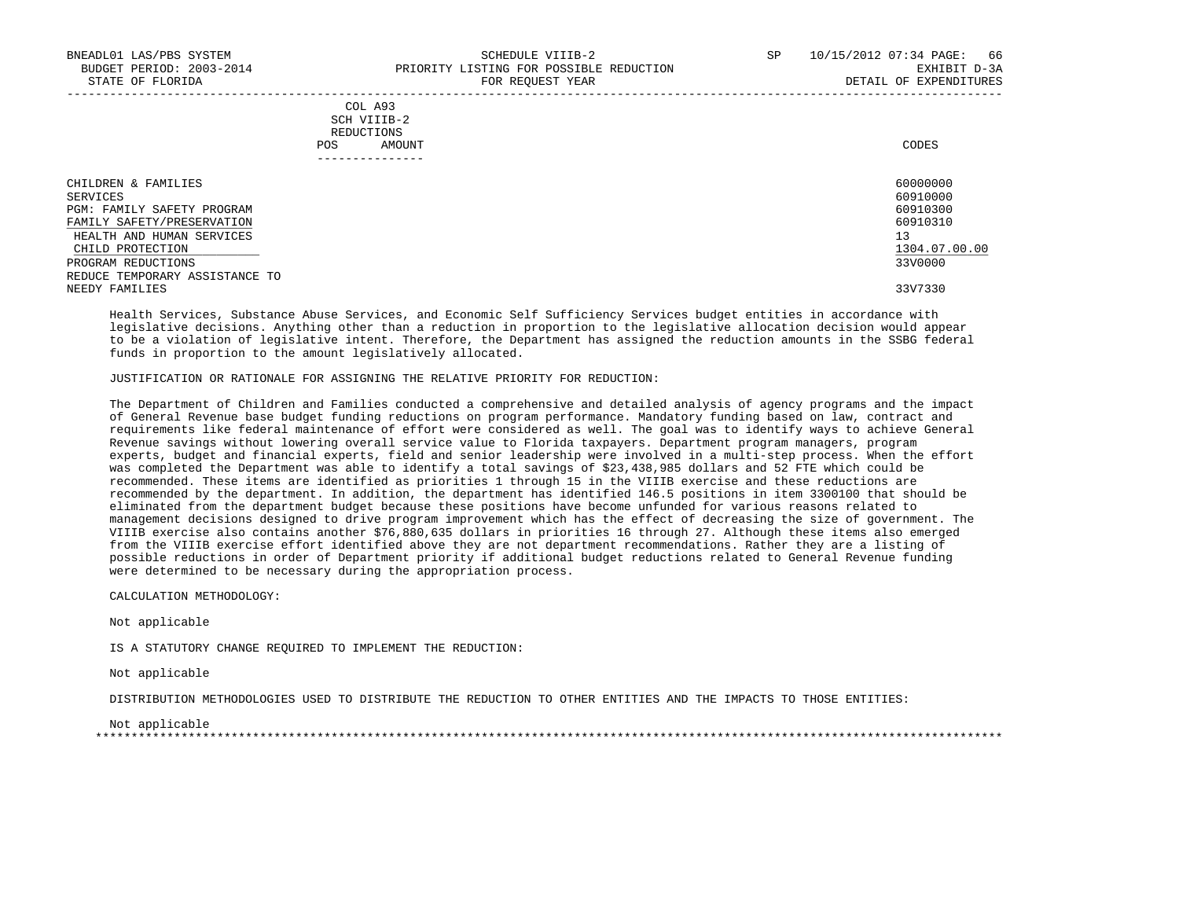BNEADL01 LAS/PBS SYSTEM
BUDGET PERIOD: 2003-2014
STATE OF FLORIDA

SCHEDULE VIIIB-2
PRIORITY LISTING FOR POSSIBLE REDUCTION
FOR REQUEST YEAR

SP 10/15/2012 07:34 PAGE: 66
EXHIBIT D-3A
DETAIL OF EXPENDITURES

| | COL A93 SCH VIIIB-2 REDUCTIONS POS | AMOUNT | CODES |
|---|---|---|---|
| CHILDREN & FAMILIES | | | 60000000 |
| SERVICES | | | 60910000 |
| PGM: FAMILY SAFETY PROGRAM | | | 60910300 |
| FAMILY SAFETY/PRESERVATION | | | 60910310 |
| HEALTH AND HUMAN SERVICES | | | 13 |
| CHILD PROTECTION | | | 1304.07.00.00 |
| PROGRAM REDUCTIONS | | | 33V0000 |
| REDUCE TEMPORARY ASSISTANCE TO NEEDY FAMILIES | | | 33V7330 |

Health Services, Substance Abuse Services, and Economic Self Sufficiency Services budget entities in accordance with legislative decisions. Anything other than a reduction in proportion to the legislative allocation decision would appear to be a violation of legislative intent. Therefore, the Department has assigned the reduction amounts in the SSBG federal funds in proportion to the amount legislatively allocated.

JUSTIFICATION OR RATIONALE FOR ASSIGNING THE RELATIVE PRIORITY FOR REDUCTION:

The Department of Children and Families conducted a comprehensive and detailed analysis of agency programs and the impact of General Revenue base budget funding reductions on program performance. Mandatory funding based on law, contract and requirements like federal maintenance of effort were considered as well. The goal was to identify ways to achieve General Revenue savings without lowering overall service value to Florida taxpayers. Department program managers, program experts, budget and financial experts, field and senior leadership were involved in a multi-step process. When the effort was completed the Department was able to identify a total savings of $23,438,985 dollars and 52 FTE which could be recommended. These items are identified as priorities 1 through 15 in the VIIIB exercise and these reductions are recommended by the department. In addition, the department has identified 146.5 positions in item 3300100 that should be eliminated from the department budget because these positions have become unfunded for various reasons related to management decisions designed to drive program improvement which has the effect of decreasing the size of government. The VIIIB exercise also contains another $76,880,635 dollars in priorities 16 through 27. Although these items also emerged from the VIIIB exercise effort identified above they are not department recommendations. Rather they are a listing of possible reductions in order of Department priority if additional budget reductions related to General Revenue funding were determined to be necessary during the appropriation process.

CALCULATION METHODOLOGY:

Not applicable

IS A STATUTORY CHANGE REQUIRED TO IMPLEMENT THE REDUCTION:

Not applicable

DISTRIBUTION METHODOLOGIES USED TO DISTRIBUTE THE REDUCTION TO OTHER ENTITIES AND THE IMPACTS TO THOSE ENTITIES:

Not applicable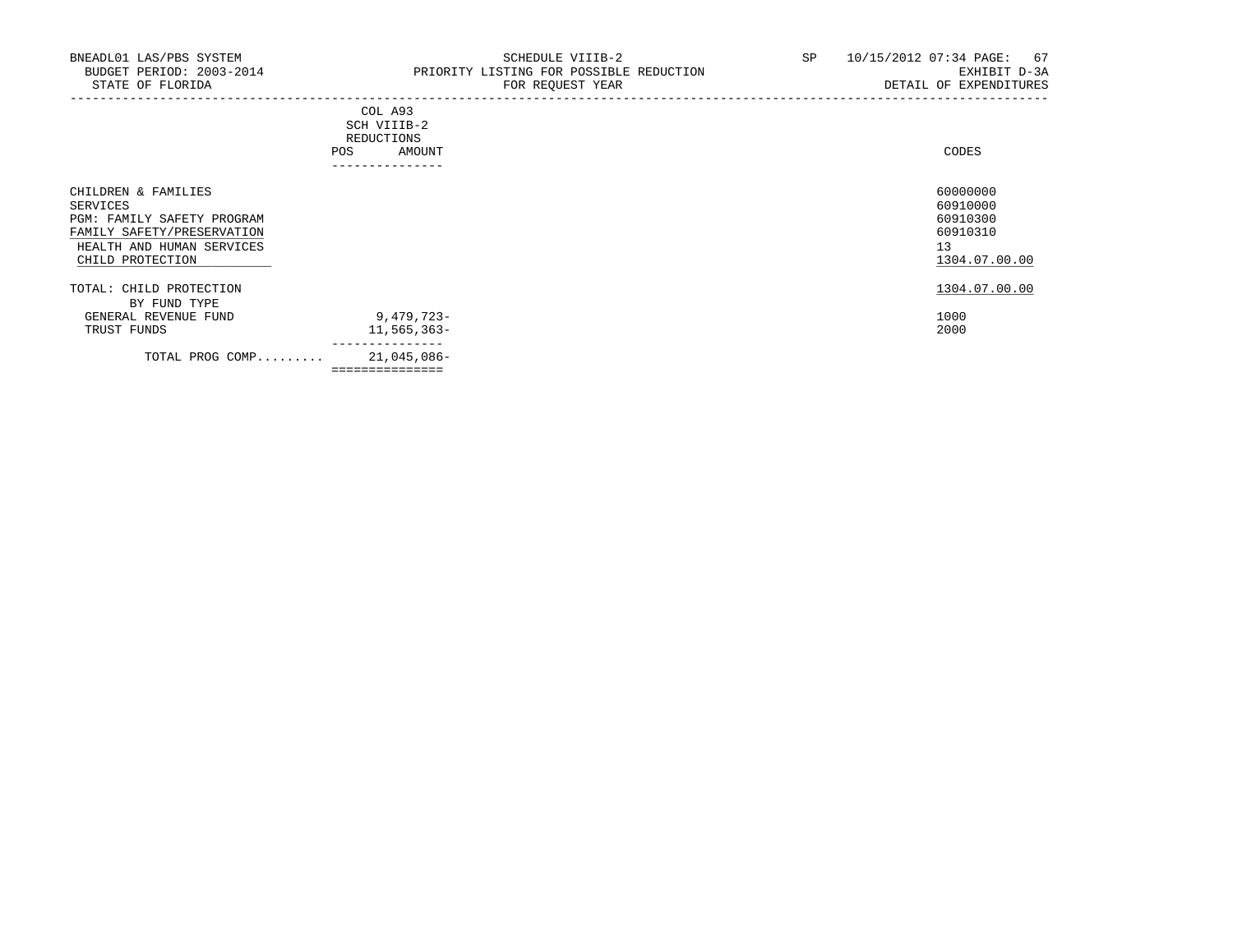BNEADL01 LAS/PBS SYSTEM
BUDGET PERIOD: 2003-2014
STATE OF FLORIDA

SCHEDULE VIIIB-2
PRIORITY LISTING FOR POSSIBLE REDUCTION
FOR REQUEST YEAR

SP 10/15/2012 07:34
EXHIBIT D-3A
DETAIL OF EXPENDITURES

| | COL A93 SCH VIIIB-2 REDUCTIONS POS | AMOUNT | CODES |
|---|---|---|---|
| CHILDREN & FAMILIES | | | 60000000 |
| SERVICES | | | 60910000 |
| PGM: FAMILY SAFETY PROGRAM | | | 60910300 |
| FAMILY SAFETY/PRESERVATION | | | 60910310 |
| HEALTH AND HUMAN SERVICES | | | 13 |
| CHILD PROTECTION | | | 1304.07.00.00 |
| TOTAL: CHILD PROTECTION | | | 1304.07.00.00 |
| BY FUND TYPE | | | |
| GENERAL REVENUE FUND | | 9,479,723- | 1000 |
| TRUST FUNDS | | 11,565,363- | 2000 |
| TOTAL PROG COMP......... | | 21,045,086- | |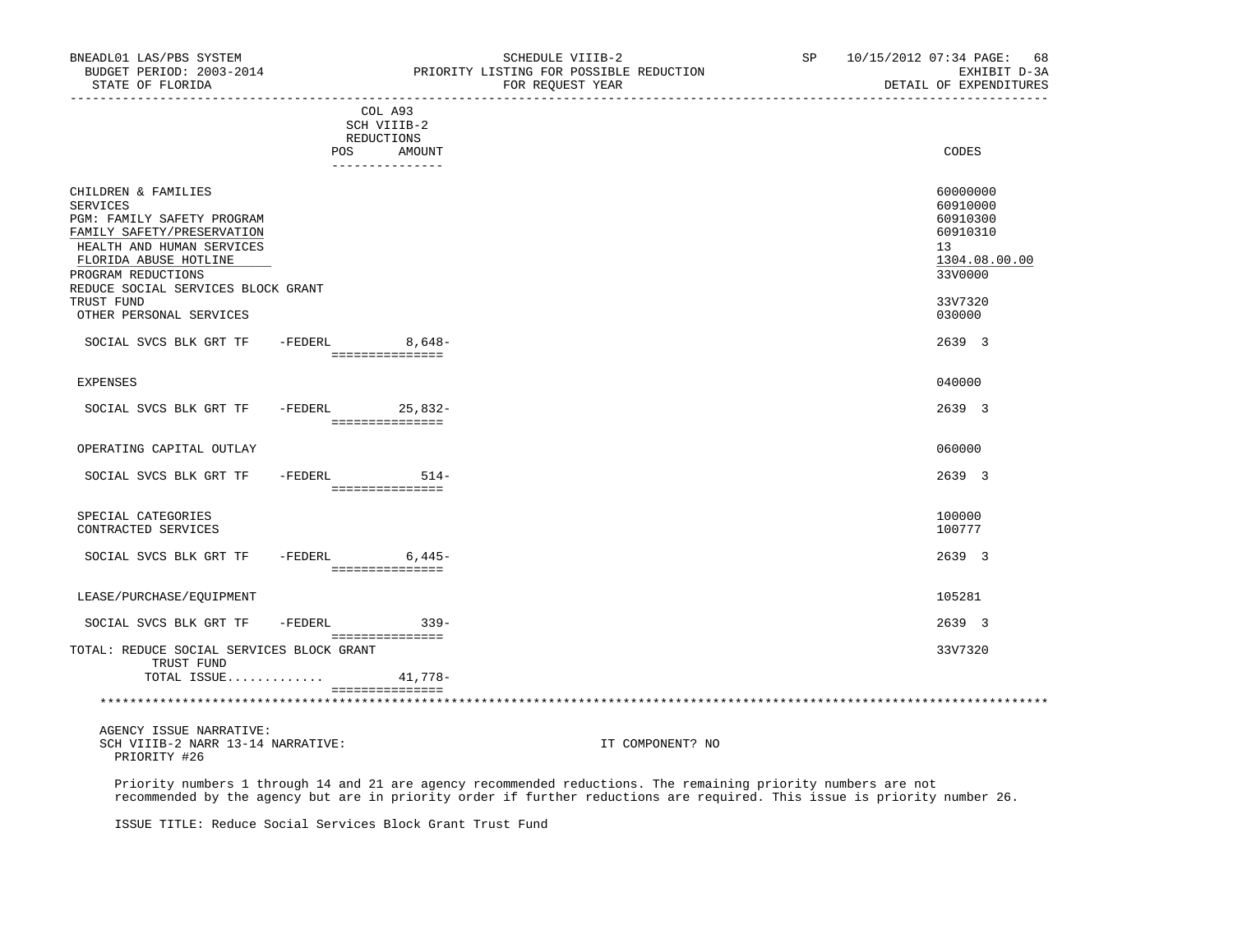BNEADL01 LAS/PBS SYSTEM
BUDGET PERIOD: 2003-2014
STATE OF FLORIDA

SCHEDULE VIIIB-2
PRIORITY LISTING FOR POSSIBLE REDUCTION
FOR REQUEST YEAR

SP 10/15/2012 07:34 PAGE: 68
EXHIBIT D-3A
DETAIL OF EXPENDITURES

| | COL A93 SCH VIIIB-2 REDUCTIONS POS | AMOUNT | CODES |
|---|---|---|---|
| CHILDREN & FAMILIES | | | 60000000 |
| SERVICES | | | 60910000 |
| PGM: FAMILY SAFETY PROGRAM | | | 60910300 |
| FAMILY SAFETY/PRESERVATION | | | 60910310 |
| HEALTH AND HUMAN SERVICES | | | 13 |
| FLORIDA ABUSE HOTLINE | | | 1304.08.00.00 |
| PROGRAM REDUCTIONS | | | 33V0000 |
| REDUCE SOCIAL SERVICES BLOCK GRANT TRUST FUND | | | 33V7320 |
| OTHER PERSONAL SERVICES | | | 030000 |
| SOCIAL SVCS BLK GRT TF -FEDERL | | 8,648- | 2639 3 |
| EXPENSES | | | 040000 |
| SOCIAL SVCS BLK GRT TF -FEDERL | | 25,832- | 2639 3 |
| OPERATING CAPITAL OUTLAY | | | 060000 |
| SOCIAL SVCS BLK GRT TF -FEDERL | | 514- | 2639 3 |
| SPECIAL CATEGORIES | | | 100000 |
| CONTRACTED SERVICES | | | 100777 |
| SOCIAL SVCS BLK GRT TF -FEDERL | | 6,445- | 2639 3 |
| LEASE/PURCHASE/EQUIPMENT | | | 105281 |
| SOCIAL SVCS BLK GRT TF -FEDERL | | 339- | 2639 3 |
| TOTAL: REDUCE SOCIAL SERVICES BLOCK GRANT TRUST FUND | | | 33V7320 |
| TOTAL ISSUE............ | | 41,778- | |

AGENCY ISSUE NARRATIVE:
SCH VIIIB-2 NARR 13-14 NARRATIVE: IT COMPONENT? NO
PRIORITY #26

Priority numbers 1 through 14 and 21 are agency recommended reductions. The remaining priority numbers are not recommended by the agency but are in priority order if further reductions are required. This issue is priority number 26.

ISSUE TITLE: Reduce Social Services Block Grant Trust Fund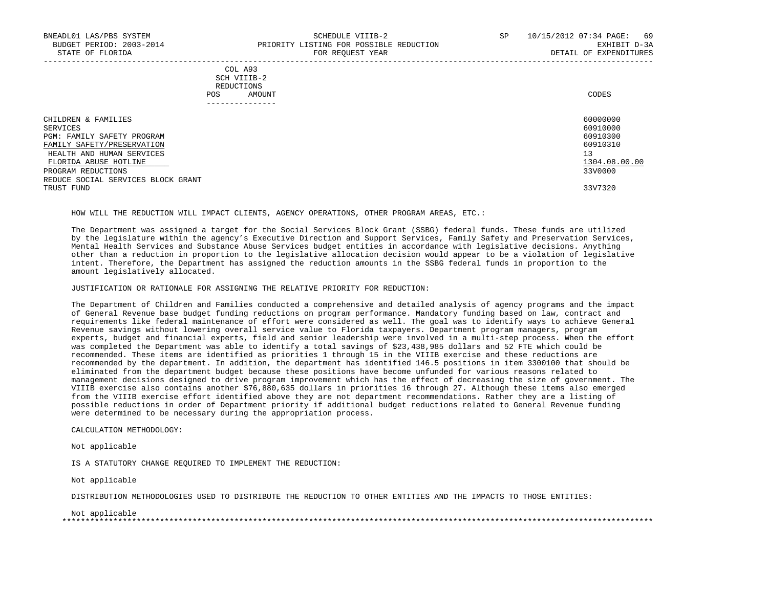| | COL A93 SCH VIIIB-2 REDUCTIONS POS AMOUNT | CODES |
|---|---|---|
| CHILDREN & FAMILIES | | 60000000 |
| SERVICES | | 60910000 |
| PGM: FAMILY SAFETY PROGRAM | | 60910300 |
| FAMILY SAFETY/PRESERVATION | | 60910310 |
| HEALTH AND HUMAN SERVICES | | 13 |
| FLORIDA ABUSE HOTLINE | | 1304.08.00.00 |
| PROGRAM REDUCTIONS | | 33V0000 |
| REDUCE SOCIAL SERVICES BLOCK GRANT TRUST FUND | | 33V7320 |

HOW WILL THE REDUCTION WILL IMPACT CLIENTS, AGENCY OPERATIONS, OTHER PROGRAM AREAS, ETC.:

The Department was assigned a target for the Social Services Block Grant (SSBG) federal funds. These funds are utilized by the legislature within the agency's Executive Direction and Support Services, Family Safety and Preservation Services, Mental Health Services and Substance Abuse Services budget entities in accordance with legislative decisions. Anything other than a reduction in proportion to the legislative allocation decision would appear to be a violation of legislative intent. Therefore, the Department has assigned the reduction amounts in the SSBG federal funds in proportion to the amount legislatively allocated.

JUSTIFICATION OR RATIONALE FOR ASSIGNING THE RELATIVE PRIORITY FOR REDUCTION:

The Department of Children and Families conducted a comprehensive and detailed analysis of agency programs and the impact of General Revenue base budget funding reductions on program performance. Mandatory funding based on law, contract and requirements like federal maintenance of effort were considered as well. The goal was to identify ways to achieve General Revenue savings without lowering overall service value to Florida taxpayers. Department program managers, program experts, budget and financial experts, field and senior leadership were involved in a multi-step process. When the effort was completed the Department was able to identify a total savings of $23,438,985 dollars and 52 FTE which could be recommended. These items are identified as priorities 1 through 15 in the VIIIB exercise and these reductions are recommended by the department. In addition, the department has identified 146.5 positions in item 3300100 that should be eliminated from the department budget because these positions have become unfunded for various reasons related to management decisions designed to drive program improvement which has the effect of decreasing the size of government. The VIIIB exercise also contains another $76,880,635 dollars in priorities 16 through 27. Although these items also emerged from the VIIIB exercise effort identified above they are not department recommendations. Rather they are a listing of possible reductions in order of Department priority if additional budget reductions related to General Revenue funding were determined to be necessary during the appropriation process.

CALCULATION METHODOLOGY:

Not applicable

IS A STATUTORY CHANGE REQUIRED TO IMPLEMENT THE REDUCTION:

Not applicable

DISTRIBUTION METHODOLOGIES USED TO DISTRIBUTE THE REDUCTION TO OTHER ENTITIES AND THE IMPACTS TO THOSE ENTITIES:

Not applicable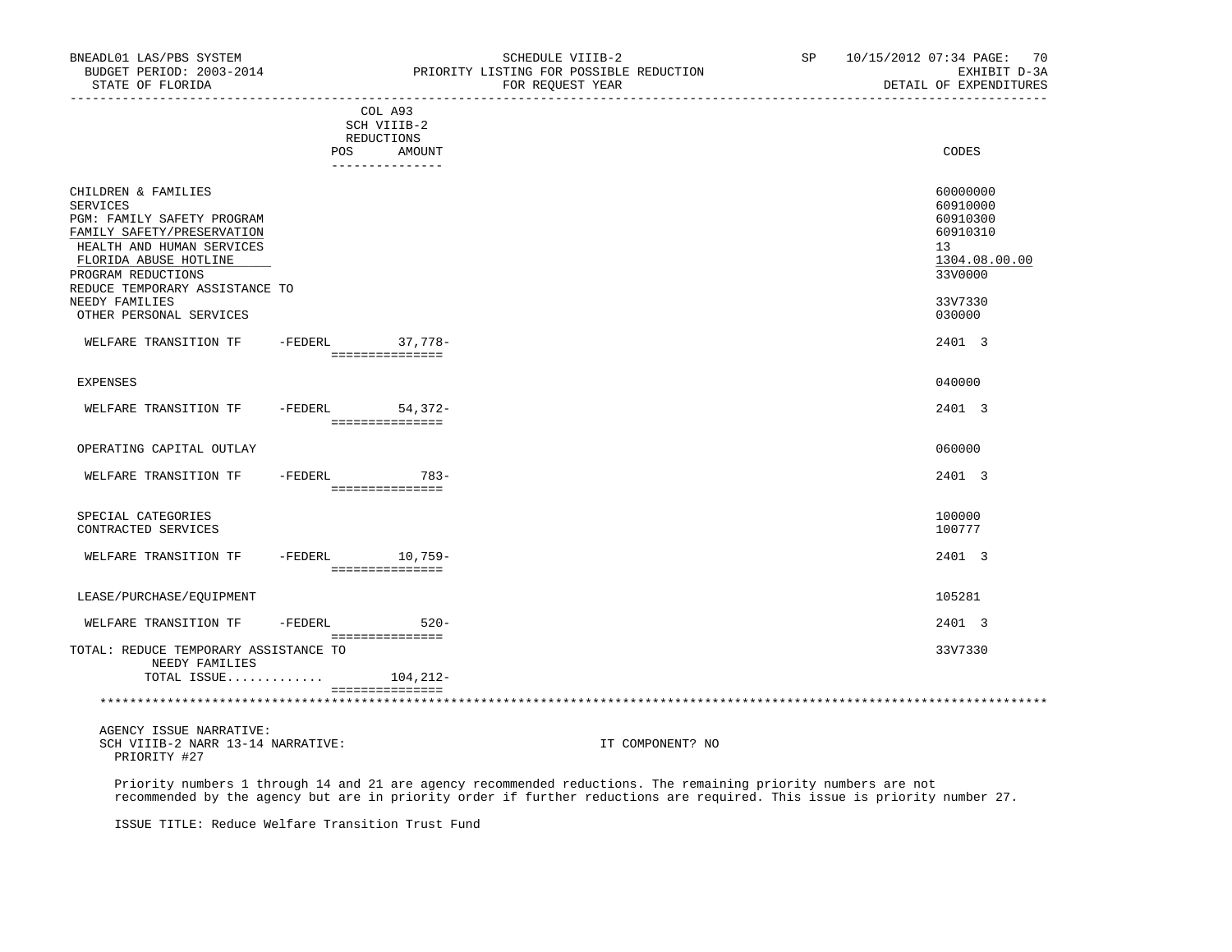BNEADL01 LAS/PBS SYSTEM SCHEDULE VIIIB-2 SP 10/15/2012 07:34 PAGE: 70
BUDGET PERIOD: 2003-2014 PRIORITY LISTING FOR POSSIBLE REDUCTION EXHIBIT D-3A
STATE OF FLORIDA FOR REQUEST YEAR DETAIL OF EXPENDITURES

| | COL A93 SCH VIIIB-2 REDUCTIONS POS AMOUNT | CODES |
|---|---|---|
| CHILDREN & FAMILIES | | 60000000 |
| SERVICES | | 60910000 |
| PGM: FAMILY SAFETY PROGRAM | | 60910300 |
| FAMILY SAFETY/PRESERVATION | | 60910310 |
| HEALTH AND HUMAN SERVICES | | 13 |
| FLORIDA ABUSE HOTLINE | | 1304.08.00.00 |
| PROGRAM REDUCTIONS | | 33V0000 |
| REDUCE TEMPORARY ASSISTANCE TO NEEDY FAMILIES | | 33V7330 |
| OTHER PERSONAL SERVICES | | 030000 |
| WELFARE TRANSITION TF -FEDERL | 37,778- | 2401 3 |
| EXPENSES | | 040000 |
| WELFARE TRANSITION TF -FEDERL | 54,372- | 2401 3 |
| OPERATING CAPITAL OUTLAY | | 060000 |
| WELFARE TRANSITION TF -FEDERL | 783- | 2401 3 |
| SPECIAL CATEGORIES | | 100000 |
| CONTRACTED SERVICES | | 100777 |
| WELFARE TRANSITION TF -FEDERL | 10,759- | 2401 3 |
| LEASE/PURCHASE/EQUIPMENT | | 105281 |
| WELFARE TRANSITION TF -FEDERL | 520- | 2401 3 |
| TOTAL: REDUCE TEMPORARY ASSISTANCE TO NEEDY FAMILIES | | 33V7330 |
| TOTAL ISSUE............ | 104,212- | |

AGENCY ISSUE NARRATIVE:
SCH VIIIB-2 NARR 13-14 NARRATIVE: IT COMPONENT? NO
PRIORITY #27

Priority numbers 1 through 14 and 21 are agency recommended reductions. The remaining priority numbers are not recommended by the agency but are in priority order if further reductions are required. This issue is priority number 27.

ISSUE TITLE: Reduce Welfare Transition Trust Fund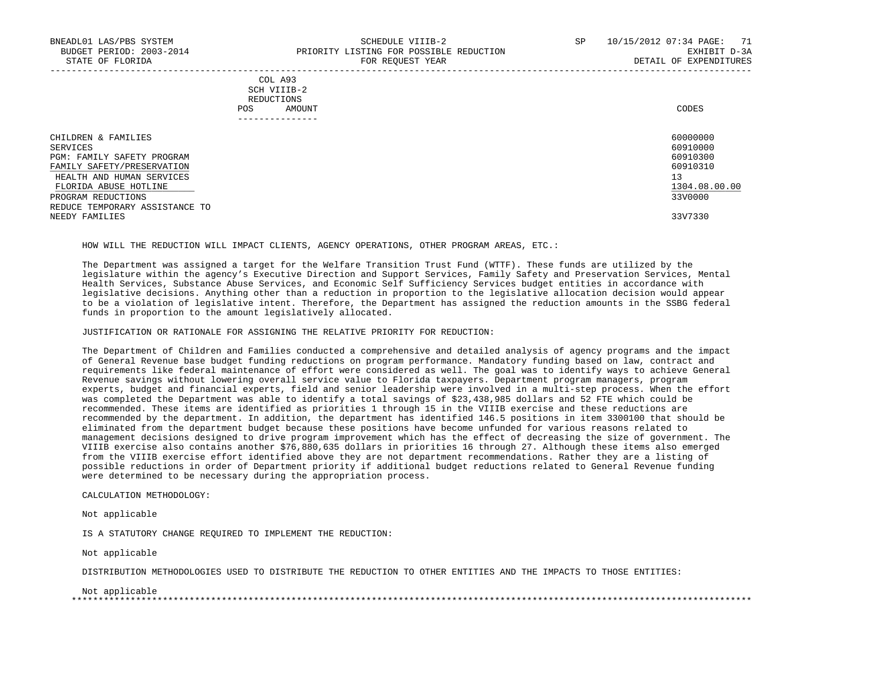| | COL A93 SCH VIIIB-2 REDUCTIONS POS AMOUNT | CODES |
|---|---|---|
| CHILDREN & FAMILIES | | 60000000 |
| SERVICES | | 60910000 |
| PGM: FAMILY SAFETY PROGRAM | | 60910300 |
| FAMILY SAFETY/PRESERVATION | | 60910310 |
| HEALTH AND HUMAN SERVICES | | 13 |
| FLORIDA ABUSE HOTLINE | | 1304.08.00.00 |
| PROGRAM REDUCTIONS | | 33V0000 |
| REDUCE TEMPORARY ASSISTANCE TO NEEDY FAMILIES | | 33V7330 |

HOW WILL THE REDUCTION WILL IMPACT CLIENTS, AGENCY OPERATIONS, OTHER PROGRAM AREAS, ETC.:

The Department was assigned a target for the Welfare Transition Trust Fund (WTTF). These funds are utilized by the legislature within the agency's Executive Direction and Support Services, Family Safety and Preservation Services, Mental Health Services, Substance Abuse Services, and Economic Self Sufficiency Services budget entities in accordance with legislative decisions. Anything other than a reduction in proportion to the legislative allocation decision would appear to be a violation of legislative intent. Therefore, the Department has assigned the reduction amounts in the SSBG federal funds in proportion to the amount legislatively allocated.

JUSTIFICATION OR RATIONALE FOR ASSIGNING THE RELATIVE PRIORITY FOR REDUCTION:

The Department of Children and Families conducted a comprehensive and detailed analysis of agency programs and the impact of General Revenue base budget funding reductions on program performance. Mandatory funding based on law, contract and requirements like federal maintenance of effort were considered as well. The goal was to identify ways to achieve General Revenue savings without lowering overall service value to Florida taxpayers. Department program managers, program experts, budget and financial experts, field and senior leadership were involved in a multi-step process. When the effort was completed the Department was able to identify a total savings of $23,438,985 dollars and 52 FTE which could be recommended. These items are identified as priorities 1 through 15 in the VIIIB exercise and these reductions are recommended by the department. In addition, the department has identified 146.5 positions in item 3300100 that should be eliminated from the department budget because these positions have become unfunded for various reasons related to management decisions designed to drive program improvement which has the effect of decreasing the size of government. The VIIIB exercise also contains another $76,880,635 dollars in priorities 16 through 27. Although these items also emerged from the VIIIB exercise effort identified above they are not department recommendations. Rather they are a listing of possible reductions in order of Department priority if additional budget reductions related to General Revenue funding were determined to be necessary during the appropriation process.

CALCULATION METHODOLOGY:

Not applicable

IS A STATUTORY CHANGE REQUIRED TO IMPLEMENT THE REDUCTION:

Not applicable

DISTRIBUTION METHODOLOGIES USED TO DISTRIBUTE THE REDUCTION TO OTHER ENTITIES AND THE IMPACTS TO THOSE ENTITIES:

Not applicable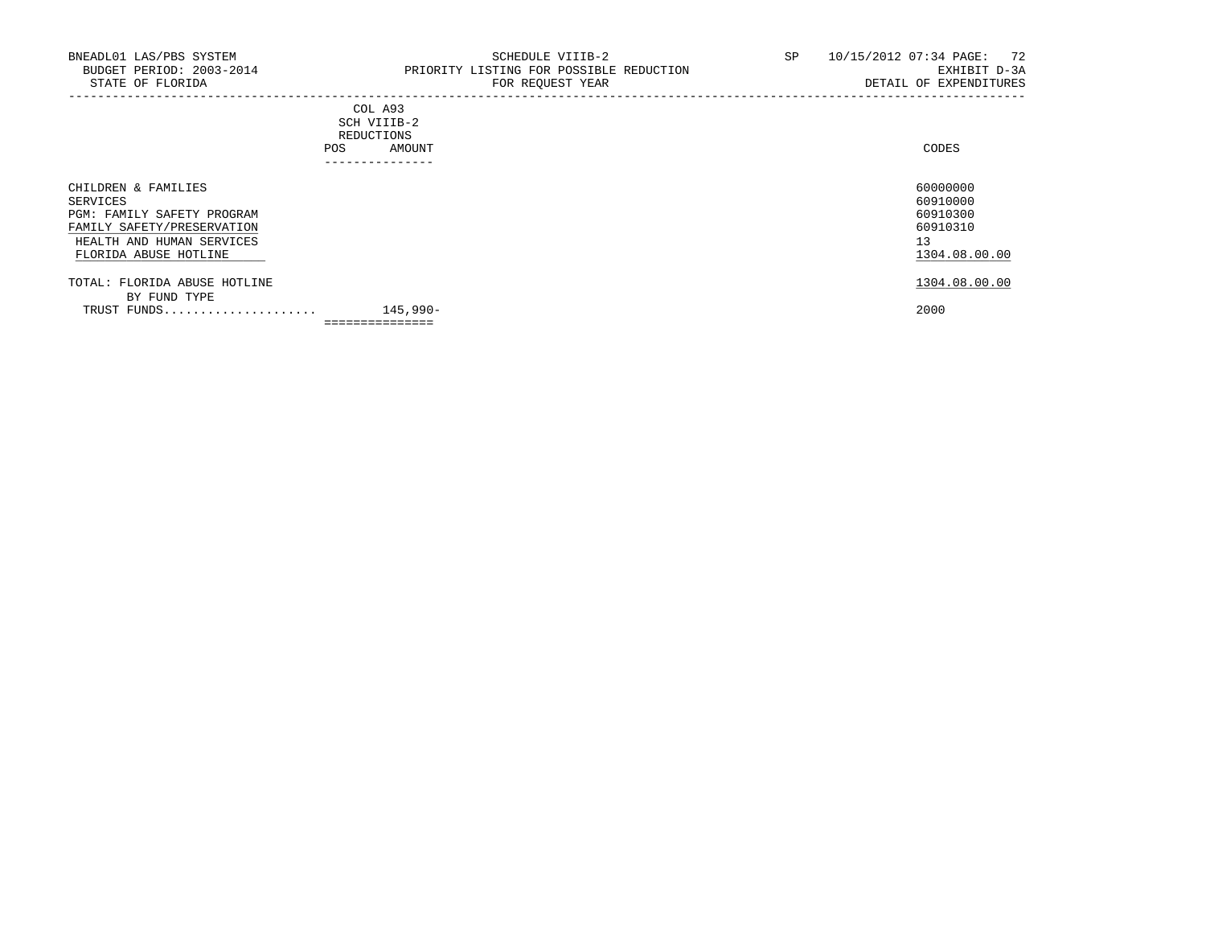BNEADL01 LAS/PBS SYSTEM
BUDGET PERIOD: 2003-2014
STATE OF FLORIDA

SCHEDULE VIIIB-2
PRIORITY LISTING FOR POSSIBLE REDUCTION
FOR REQUEST YEAR

SP 10/15/2012 07:34

EXHIBIT D-3A
DETAIL OF EXPENDITURES

| | COL A93 SCH VIIIB-2 REDUCTIONS POS | AMOUNT | CODES |
|---|---|---|---|
| CHILDREN & FAMILIES | | | 60000000 |
| SERVICES | | | 60910000 |
| PGM: FAMILY SAFETY PROGRAM | | | 60910300 |
| FAMILY SAFETY/PRESERVATION | | | 60910310 |
| HEALTH AND HUMAN SERVICES | | | 13 |
| FLORIDA ABUSE HOTLINE | | | 1304.08.00.00 |
| TOTAL: FLORIDA ABUSE HOTLINE | | | 1304.08.00.00 |
| BY FUND TYPE | | | |
| TRUST FUNDS..................... | | 145,990- | 2000 |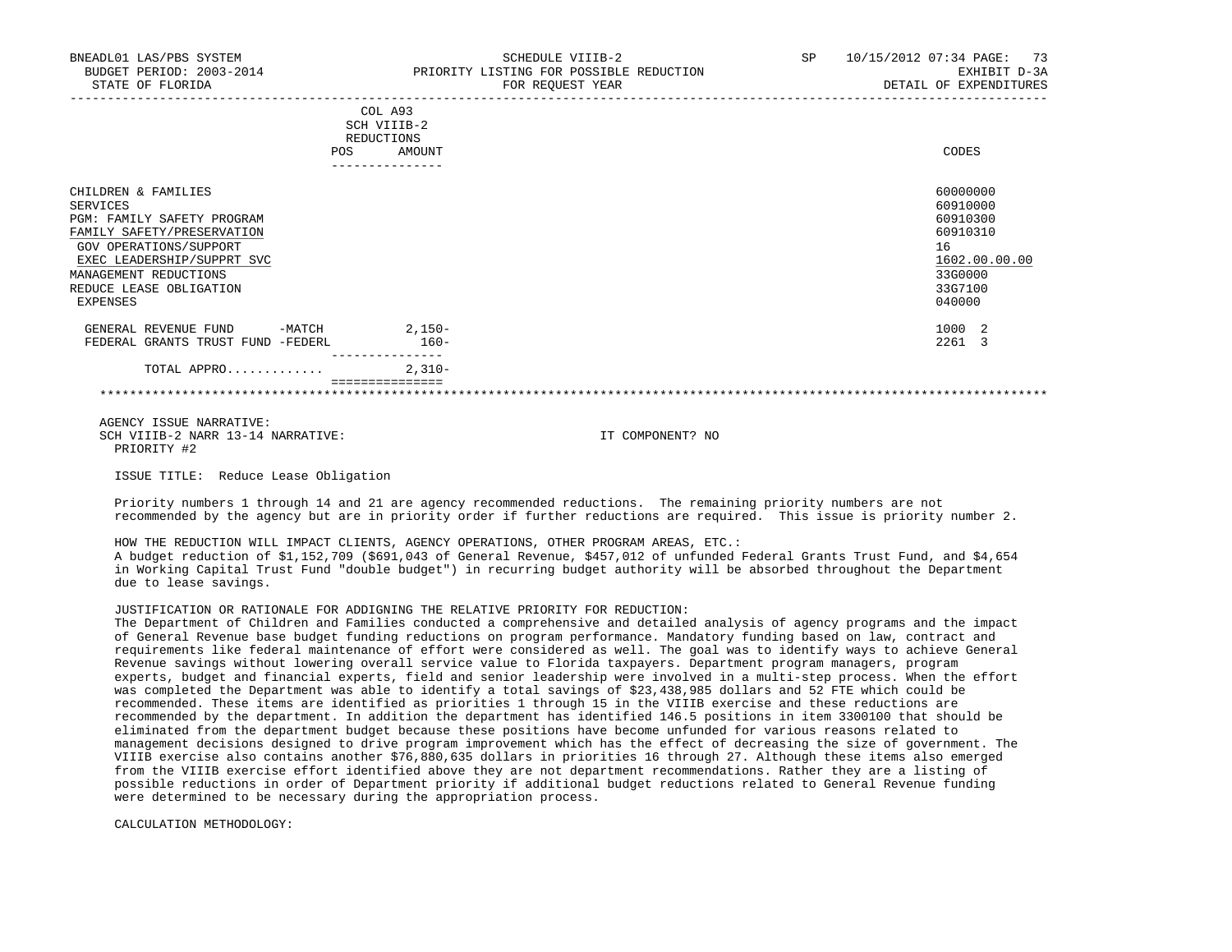BNEADL01 LAS/PBS SYSTEM — SCHEDULE VIIIB-2 — PRIORITY LISTING FOR POSSIBLE REDUCTION — FOR REQUEST YEAR

BUDGET PERIOD: 2003-2014 — STATE OF FLORIDA — SP 10/15/2012 07:34 — EXHIBIT D-3A — DETAIL OF EXPENDITURES

| | COL A93 SCH VIIIB-2 REDUCTIONS POS | AMOUNT | CODES |
|---|---|---|---|
| CHILDREN & FAMILIES | | | 60000000 |
| SERVICES | | | 60910000 |
| PGM: FAMILY SAFETY PROGRAM | | | 60910300 |
| FAMILY SAFETY/PRESERVATION | | | 60910310 |
| GOV OPERATIONS/SUPPORT | | | 16 |
| EXEC LEADERSHIP/SUPPRT SVC | | | 1602.00.00.00 |
| MANAGEMENT REDUCTIONS | | | 33G0000 |
| REDUCE LEASE OBLIGATION | | | 33G7100 |
| EXPENSES | | | 040000 |
| GENERAL REVENUE FUND -MATCH | | 2,150- | 1000 2 |
| FEDERAL GRANTS TRUST FUND -FEDERL | | 160- | 2261 3 |
| TOTAL APPRO............ | | 2,310- | |

AGENCY ISSUE NARRATIVE:

SCH VIIIB-2 NARR 13-14 NARRATIVE: IT COMPONENT? NO

PRIORITY #2

ISSUE TITLE: Reduce Lease Obligation

Priority numbers 1 through 14 and 21 are agency recommended reductions. The remaining priority numbers are not recommended by the agency but are in priority order if further reductions are required. This issue is priority number 2.

HOW THE REDUCTION WILL IMPACT CLIENTS, AGENCY OPERATIONS, OTHER PROGRAM AREAS, ETC.:

A budget reduction of $1,152,709 ($691,043 of General Revenue, $457,012 of unfunded Federal Grants Trust Fund, and $4,654 in Working Capital Trust Fund "double budget") in recurring budget authority will be absorbed throughout the Department due to lease savings.

JUSTIFICATION OR RATIONALE FOR ADDIGNING THE RELATIVE PRIORITY FOR REDUCTION:

The Department of Children and Families conducted a comprehensive and detailed analysis of agency programs and the impact of General Revenue base budget funding reductions on program performance. Mandatory funding based on law, contract and requirements like federal maintenance of effort were considered as well. The goal was to identify ways to achieve General Revenue savings without lowering overall service value to Florida taxpayers. Department program managers, program experts, budget and financial experts, field and senior leadership were involved in a multi-step process. When the effort was completed the Department was able to identify a total savings of $23,438,985 dollars and 52 FTE which could be recommended. These items are identified as priorities 1 through 15 in the VIIIB exercise and these reductions are recommended by the department. In addition the department has identified 146.5 positions in item 3300100 that should be eliminated from the department budget because these positions have become unfunded for various reasons related to management decisions designed to drive program improvement which has the effect of decreasing the size of government. The VIIIB exercise also contains another $76,880,635 dollars in priorities 16 through 27. Although these items also emerged from the VIIIB exercise effort identified above they are not department recommendations. Rather they are a listing of possible reductions in order of Department priority if additional budget reductions related to General Revenue funding were determined to be necessary during the appropriation process.

CALCULATION METHODOLOGY: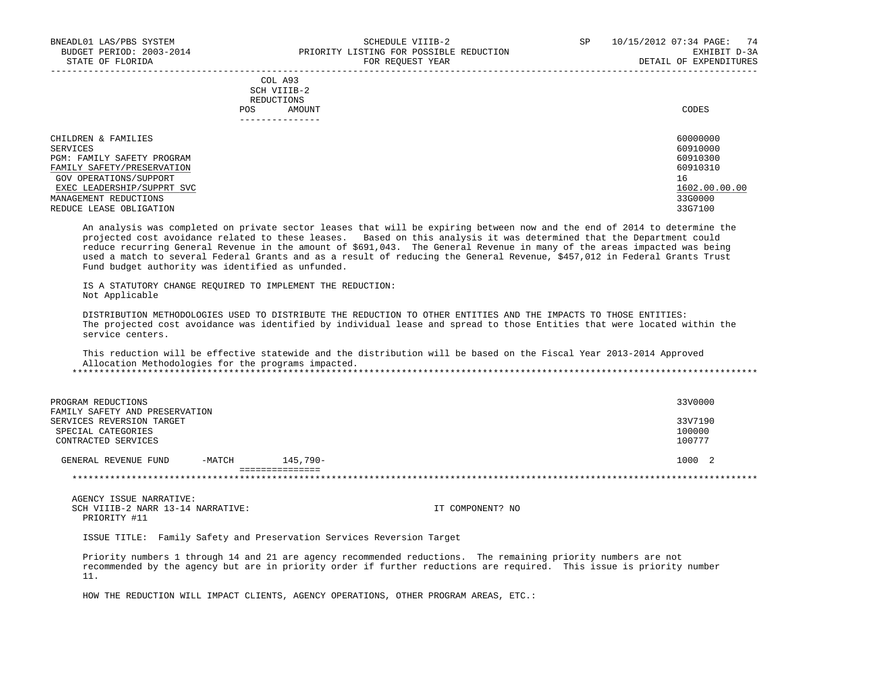| | COL A93 SCH VIIIB-2 REDUCTIONS POS AMOUNT | CODES |
|---|---|---|
| CHILDREN & FAMILIES | | 60000000 |
| SERVICES | | 60910000 |
| PGM: FAMILY SAFETY PROGRAM | | 60910300 |
| FAMILY SAFETY/PRESERVATION | | 60910310 |
| GOV OPERATIONS/SUPPORT | | 16 |
| EXEC LEADERSHIP/SUPPRT SVC | | 1602.00.00.00 |
| MANAGEMENT REDUCTIONS | | 33G0000 |
| REDUCE LEASE OBLIGATION | | 33G7100 |

An analysis was completed on private sector leases that will be expiring between now and the end of 2014 to determine the projected cost avoidance related to these leases. Based on this analysis it was determined that the Department could reduce recurring General Revenue in the amount of $691,043. The General Revenue in many of the areas impacted was being used a match to several Federal Grants and as a result of reducing the General Revenue, $457,012 in Federal Grants Trust Fund budget authority was identified as unfunded.

IS A STATUTORY CHANGE REQUIRED TO IMPLEMENT THE REDUCTION:
Not Applicable

DISTRIBUTION METHODOLOGIES USED TO DISTRIBUTE THE REDUCTION TO OTHER ENTITIES AND THE IMPACTS TO THOSE ENTITIES:
The projected cost avoidance was identified by individual lease and spread to those Entities that were located within the service centers.

This reduction will be effective statewide and the distribution will be based on the Fiscal Year 2013-2014 Approved Allocation Methodologies for the programs impacted.

*****************************************************************************************************************************

| | | CODES |
|---|---|---|
| PROGRAM REDUCTIONS | | 33V0000 |
| FAMILY SAFETY AND PRESERVATION SERVICES REVERSION TARGET | | 33V7190 |
| SPECIAL CATEGORIES | | 100000 |
| CONTRACTED SERVICES | | 100777 |
| GENERAL REVENUE FUND -MATCH | 145,790- | 1000 2 |

*****************************************************************************************************************************

AGENCY ISSUE NARRATIVE:
SCH VIIIB-2 NARR 13-14 NARRATIVE: IT COMPONENT? NO
PRIORITY #11

ISSUE TITLE: Family Safety and Preservation Services Reversion Target

Priority numbers 1 through 14 and 21 are agency recommended reductions. The remaining priority numbers are not recommended by the agency but are in priority order if further reductions are required. This issue is priority number 11.

HOW THE REDUCTION WILL IMPACT CLIENTS, AGENCY OPERATIONS, OTHER PROGRAM AREAS, ETC.: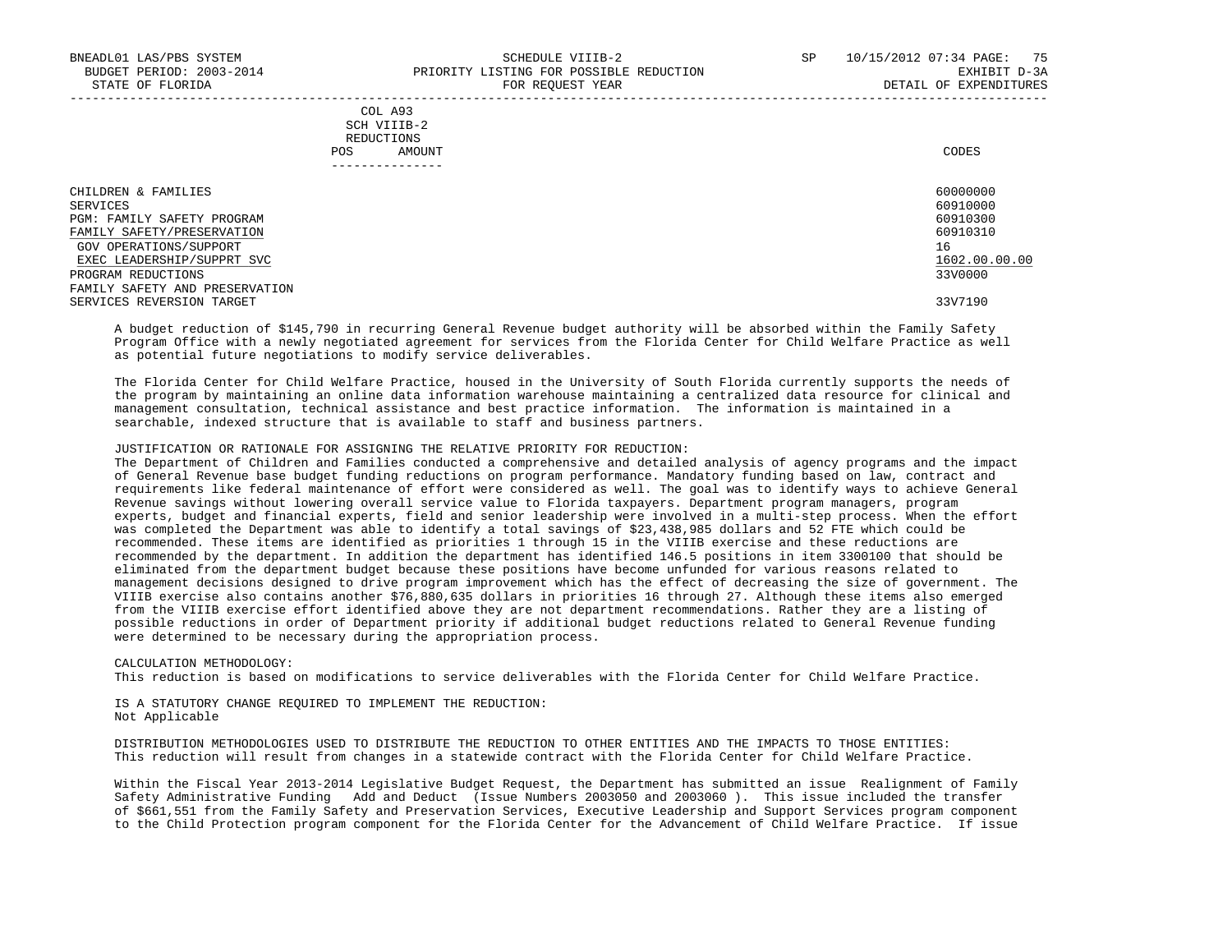| | COL A93 SCH VIIIB-2 REDUCTIONS POS AMOUNT | CODES |
|---|---|---|
| CHILDREN & FAMILIES | | 60000000 |
| SERVICES | | 60910000 |
| PGM: FAMILY SAFETY PROGRAM | | 60910300 |
| FAMILY SAFETY/PRESERVATION | | 60910310 |
| GOV OPERATIONS/SUPPORT | | 16 |
| EXEC LEADERSHIP/SUPPRT SVC | | 1602.00.00.00 |
| PROGRAM REDUCTIONS | | 33V0000 |
| FAMILY SAFETY AND PRESERVATION SERVICES REVERSION TARGET | | 33V7190 |

A budget reduction of $145,790 in recurring General Revenue budget authority will be absorbed within the Family Safety Program Office with a newly negotiated agreement for services from the Florida Center for Child Welfare Practice as well as potential future negotiations to modify service deliverables.

The Florida Center for Child Welfare Practice, housed in the University of South Florida currently supports the needs of the program by maintaining an online data information warehouse maintaining a centralized data resource for clinical and management consultation, technical assistance and best practice information. The information is maintained in a searchable, indexed structure that is available to staff and business partners.

JUSTIFICATION OR RATIONALE FOR ASSIGNING THE RELATIVE PRIORITY FOR REDUCTION:
The Department of Children and Families conducted a comprehensive and detailed analysis of agency programs and the impact of General Revenue base budget funding reductions on program performance. Mandatory funding based on law, contract and requirements like federal maintenance of effort were considered as well. The goal was to identify ways to achieve General Revenue savings without lowering overall service value to Florida taxpayers. Department program managers, program experts, budget and financial experts, field and senior leadership were involved in a multi-step process. When the effort was completed the Department was able to identify a total savings of $23,438,985 dollars and 52 FTE which could be recommended. These items are identified as priorities 1 through 15 in the VIIIB exercise and these reductions are recommended by the department. In addition the department has identified 146.5 positions in item 3300100 that should be eliminated from the department budget because these positions have become unfunded for various reasons related to management decisions designed to drive program improvement which has the effect of decreasing the size of government. The VIIIB exercise also contains another $76,880,635 dollars in priorities 16 through 27. Although these items also emerged from the VIIIB exercise effort identified above they are not department recommendations. Rather they are a listing of possible reductions in order of Department priority if additional budget reductions related to General Revenue funding were determined to be necessary during the appropriation process.

CALCULATION METHODOLOGY:
This reduction is based on modifications to service deliverables with the Florida Center for Child Welfare Practice.

IS A STATUTORY CHANGE REQUIRED TO IMPLEMENT THE REDUCTION:
Not Applicable

DISTRIBUTION METHODOLOGIES USED TO DISTRIBUTE THE REDUCTION TO OTHER ENTITIES AND THE IMPACTS TO THOSE ENTITIES:
This reduction will result from changes in a statewide contract with the Florida Center for Child Welfare Practice.

Within the Fiscal Year 2013-2014 Legislative Budget Request, the Department has submitted an issue Realignment of Family Safety Administrative Funding Add and Deduct (Issue Numbers 2003050 and 2003060 ). This issue included the transfer of $661,551 from the Family Safety and Preservation Services, Executive Leadership and Support Services program component to the Child Protection program component for the Florida Center for the Advancement of Child Welfare Practice. If issue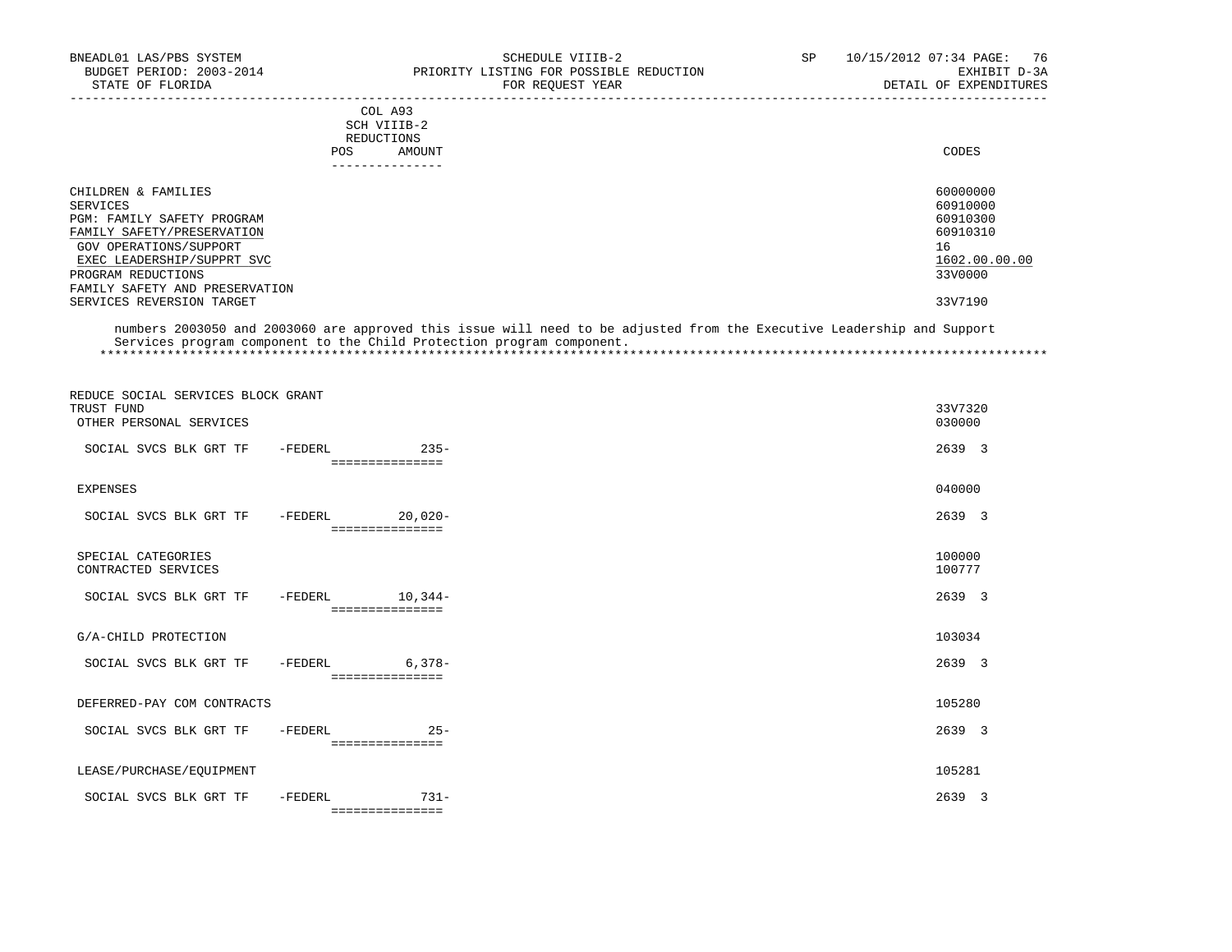| | COL A93 SCH VIIIB-2 REDUCTIONS POS AMOUNT | CODES |
|---|---|---|
| CHILDREN & FAMILIES | | 60000000 |
| SERVICES | | 60910000 |
| PGM: FAMILY SAFETY PROGRAM | | 60910300 |
| FAMILY SAFETY/PRESERVATION | | 60910310 |
| GOV OPERATIONS/SUPPORT | | 16 |
| EXEC LEADERSHIP/SUPPRT SVC | | 1602.00.00.00 |
| PROGRAM REDUCTIONS | | 33V0000 |
| FAMILY SAFETY AND PRESERVATION SERVICES REVERSION TARGET | | 33V7190 |

numbers 2003050 and 2003060 are approved this issue will need to be adjusted from the Executive Leadership and Support Services program component to the Child Protection program component.

*******************************************************************************************************************************

| | COL A93 SCH VIIIB-2 REDUCTIONS POS AMOUNT | CODES |
|---|---|---|
| REDUCE SOCIAL SERVICES BLOCK GRANT TRUST FUND | | 33V7320 |
| OTHER PERSONAL SERVICES | | 030000 |
| SOCIAL SVCS BLK GRT TF -FEDERL | 235- | 2639 3 |
| EXPENSES | | 040000 |
| SOCIAL SVCS BLK GRT TF -FEDERL | 20,020- | 2639 3 |
| SPECIAL CATEGORIES | | 100000 |
| CONTRACTED SERVICES | | 100777 |
| SOCIAL SVCS BLK GRT TF -FEDERL | 10,344- | 2639 3 |
| G/A-CHILD PROTECTION | | 103034 |
| SOCIAL SVCS BLK GRT TF -FEDERL | 6,378- | 2639 3 |
| DEFERRED-PAY COM CONTRACTS | | 105280 |
| SOCIAL SVCS BLK GRT TF -FEDERL | 25- | 2639 3 |
| LEASE/PURCHASE/EQUIPMENT | | 105281 |
| SOCIAL SVCS BLK GRT TF -FEDERL | 731- | 2639 3 |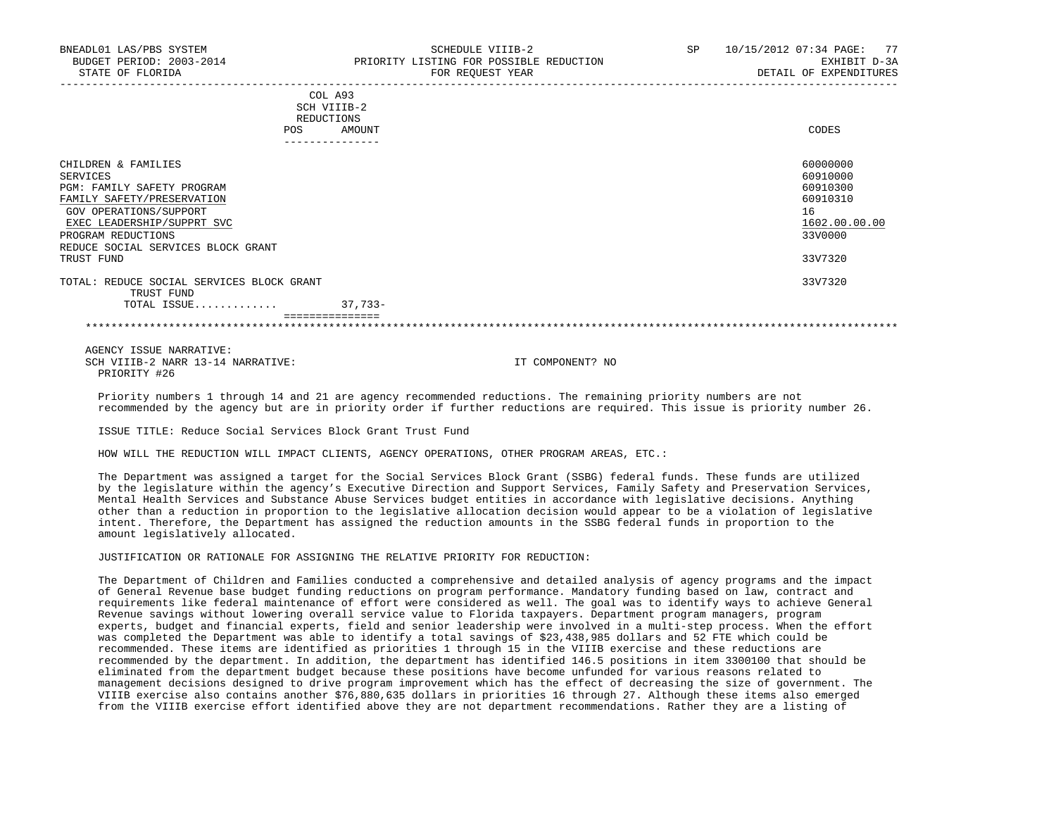BNEADL01 LAS/PBS SYSTEM | SCHEDULE VIIIB-2 | SP 10/15/2012 07:34

BUDGET PERIOD: 2003-2014 | PRIORITY LISTING FOR POSSIBLE REDUCTION | EXHIBIT D-3A

STATE OF FLORIDA | FOR REQUEST YEAR | DETAIL OF EXPENDITURES

| | COL A93 SCH VIIIB-2 REDUCTIONS POS | AMOUNT | CODES |
|---|---|---|---|
| CHILDREN & FAMILIES | | | 60000000 |
| SERVICES | | | 60910000 |
| PGM: FAMILY SAFETY PROGRAM | | | 60910300 |
| FAMILY SAFETY/PRESERVATION | | | 60910310 |
| GOV OPERATIONS/SUPPORT | | | 16 |
| EXEC LEADERSHIP/SUPPRT SVC | | | 1602.00.00.00 |
| PROGRAM REDUCTIONS | | | 33V0000 |
| REDUCE SOCIAL SERVICES BLOCK GRANT TRUST FUND | | | 33V7320 |
| TOTAL: REDUCE SOCIAL SERVICES BLOCK GRANT TRUST FUND | | | 33V7320 |
| TOTAL ISSUE............ | | 37,733- | |

AGENCY ISSUE NARRATIVE:

SCH VIIIB-2 NARR 13-14 NARRATIVE: IT COMPONENT? NO

PRIORITY #26

Priority numbers 1 through 14 and 21 are agency recommended reductions. The remaining priority numbers are not recommended by the agency but are in priority order if further reductions are required. This issue is priority number 26.

ISSUE TITLE: Reduce Social Services Block Grant Trust Fund

HOW WILL THE REDUCTION WILL IMPACT CLIENTS, AGENCY OPERATIONS, OTHER PROGRAM AREAS, ETC.:

The Department was assigned a target for the Social Services Block Grant (SSBG) federal funds. These funds are utilized by the legislature within the agency's Executive Direction and Support Services, Family Safety and Preservation Services, Mental Health Services and Substance Abuse Services budget entities in accordance with legislative decisions. Anything other than a reduction in proportion to the legislative allocation decision would appear to be a violation of legislative intent. Therefore, the Department has assigned the reduction amounts in the SSBG federal funds in proportion to the amount legislatively allocated.

JUSTIFICATION OR RATIONALE FOR ASSIGNING THE RELATIVE PRIORITY FOR REDUCTION:

The Department of Children and Families conducted a comprehensive and detailed analysis of agency programs and the impact of General Revenue base budget funding reductions on program performance. Mandatory funding based on law, contract and requirements like federal maintenance of effort were considered as well. The goal was to identify ways to achieve General Revenue savings without lowering overall service value to Florida taxpayers. Department program managers, program experts, budget and financial experts, field and senior leadership were involved in a multi-step process. When the effort was completed the Department was able to identify a total savings of $23,438,985 dollars and 52 FTE which could be recommended. These items are identified as priorities 1 through 15 in the VIIIB exercise and these reductions are recommended by the department. In addition, the department has identified 146.5 positions in item 3300100 that should be eliminated from the department budget because these positions have become unfunded for various reasons related to management decisions designed to drive program improvement which has the effect of decreasing the size of government. The VIIIB exercise also contains another $76,880,635 dollars in priorities 16 through 27. Although these items also emerged from the VIIIB exercise effort identified above they are not department recommendations. Rather they are a listing of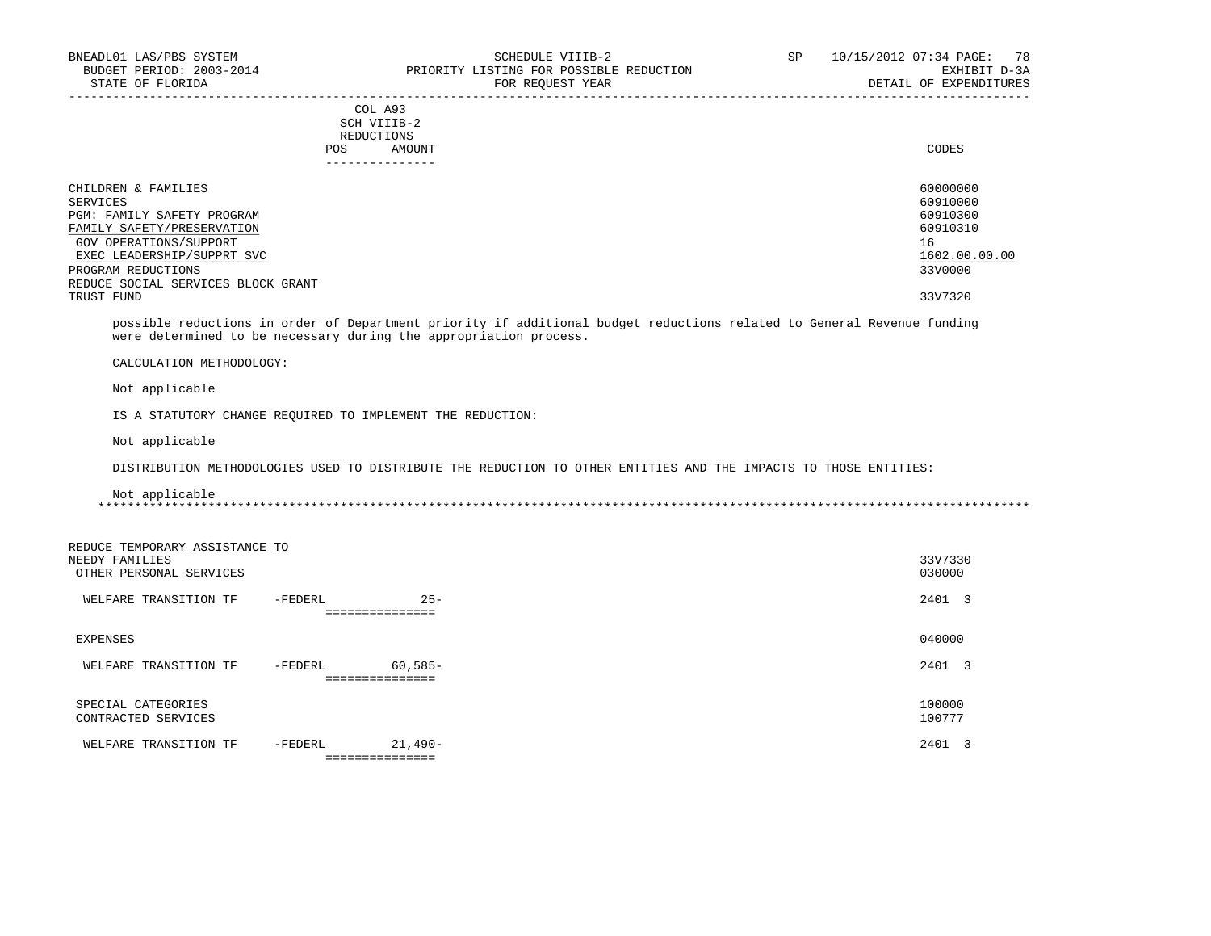COL A93
SCH VIIIB-2
REDUCTIONS

| | POS | AMOUNT | CODES |
|---|---|---|---|
| CHILDREN & FAMILIES | | | 60000000 |
| SERVICES | | | 60910000 |
| PGM: FAMILY SAFETY PROGRAM | | | 60910300 |
| FAMILY SAFETY/PRESERVATION | | | 60910310 |
| GOV OPERATIONS/SUPPORT | | | 16 |
| EXEC LEADERSHIP/SUPPRT SVC | | | 1602.00.00.00 |
| PROGRAM REDUCTIONS | | | 33V0000 |
| REDUCE SOCIAL SERVICES BLOCK GRANT TRUST FUND | | | 33V7320 |

possible reductions in order of Department priority if additional budget reductions related to General Revenue funding were determined to be necessary during the appropriation process.

CALCULATION METHODOLOGY:

Not applicable

IS A STATUTORY CHANGE REQUIRED TO IMPLEMENT THE REDUCTION:

Not applicable

DISTRIBUTION METHODOLOGIES USED TO DISTRIBUTE THE REDUCTION TO OTHER ENTITIES AND THE IMPACTS TO THOSE ENTITIES:

Not applicable

*****************************************************************************************************************************

| | POS | AMOUNT | CODES |
|---|---|---|---|
| REDUCE TEMPORARY ASSISTANCE TO NEEDY FAMILIES | | | 33V7330 |
| OTHER PERSONAL SERVICES | | | 030000 |
| WELFARE TRANSITION TF -FEDERL | | 25- | 2401 3 |
| EXPENSES | | | 040000 |
| WELFARE TRANSITION TF -FEDERL | | 60,585- | 2401 3 |
| SPECIAL CATEGORIES | | | 100000 |
| CONTRACTED SERVICES | | | 100777 |
| WELFARE TRANSITION TF -FEDERL | | 21,490- | 2401 3 |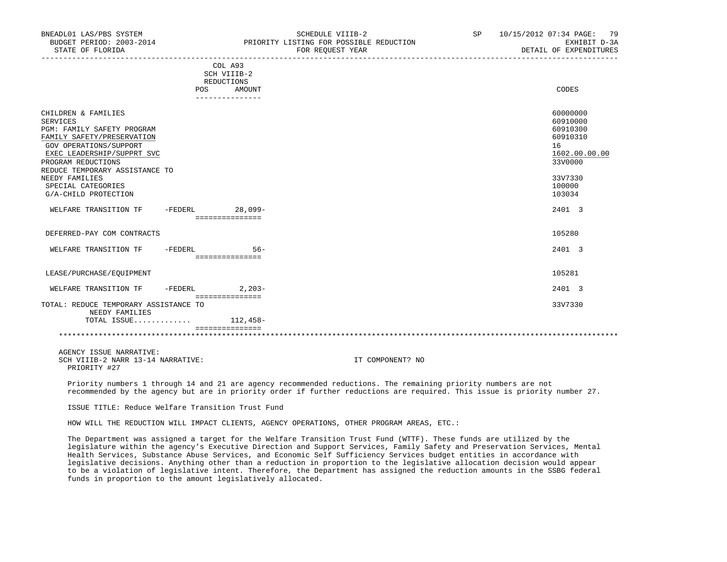| | COL A93 SCH VIIIB-2 REDUCTIONS | | |
|---|---|---|---|
| | POS | AMOUNT | CODES |
| CHILDREN & FAMILIES | | | 60000000 |
| SERVICES | | | 60910000 |
| PGM: FAMILY SAFETY PROGRAM | | | 60910300 |
| FAMILY SAFETY/PRESERVATION | | | 60910310 |
| GOV OPERATIONS/SUPPORT | | | 16 |
| EXEC LEADERSHIP/SUPPRT SVC | | | 1602.00.00.00 |
| PROGRAM REDUCTIONS | | | 33V0000 |
| REDUCE TEMPORARY ASSISTANCE TO NEEDY FAMILIES | | | 33V7330 |
| SPECIAL CATEGORIES | | | 100000 |
| G/A-CHILD PROTECTION | | | 103034 |
| WELFARE TRANSITION TF -FEDERL | | 28,099- | 2401 3 |
| DEFERRED-PAY COM CONTRACTS | | | 105280 |
| WELFARE TRANSITION TF -FEDERL | | 56- | 2401 3 |
| LEASE/PURCHASE/EQUIPMENT | | | 105281 |
| WELFARE TRANSITION TF -FEDERL | | 2,203- | 2401 3 |
| TOTAL: REDUCE TEMPORARY ASSISTANCE TO NEEDY FAMILIES | | | 33V7330 |
| TOTAL ISSUE............ | | 112,458- | |

AGENCY ISSUE NARRATIVE:
SCH VIIIB-2 NARR 13-14 NARRATIVE: IT COMPONENT? NO
PRIORITY #27

Priority numbers 1 through 14 and 21 are agency recommended reductions. The remaining priority numbers are not recommended by the agency but are in priority order if further reductions are required. This issue is priority number 27.

ISSUE TITLE: Reduce Welfare Transition Trust Fund

HOW WILL THE REDUCTION WILL IMPACT CLIENTS, AGENCY OPERATIONS, OTHER PROGRAM AREAS, ETC.:

The Department was assigned a target for the Welfare Transition Trust Fund (WTTF). These funds are utilized by the legislature within the agency's Executive Direction and Support Services, Family Safety and Preservation Services, Mental Health Services, Substance Abuse Services, and Economic Self Sufficiency Services budget entities in accordance with legislative decisions. Anything other than a reduction in proportion to the legislative allocation decision would appear to be a violation of legislative intent. Therefore, the Department has assigned the reduction amounts in the SSBG federal funds in proportion to the amount legislatively allocated.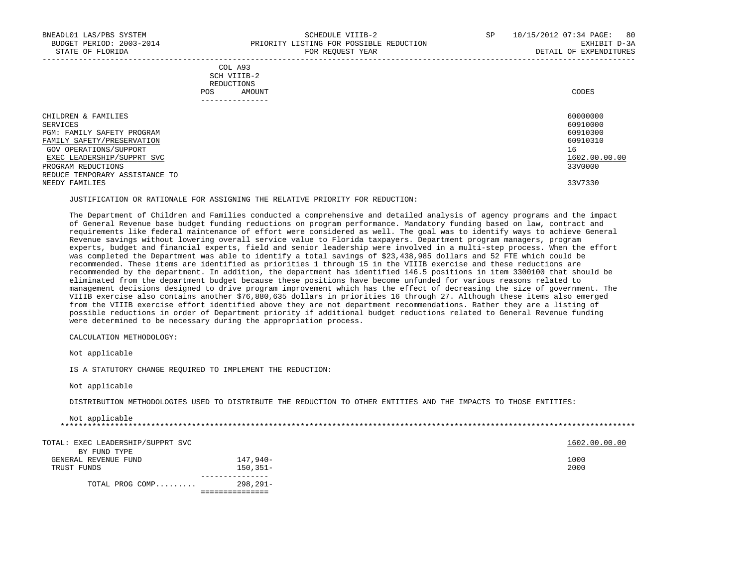| | COL A93 SCH VIIIB-2 REDUCTIONS POS AMOUNT | CODES |
|---|---|---|
| CHILDREN & FAMILIES | | 60000000 |
| SERVICES | | 60910000 |
| PGM: FAMILY SAFETY PROGRAM | | 60910300 |
| FAMILY SAFETY/PRESERVATION | | 60910310 |
| GOV OPERATIONS/SUPPORT | | 16 |
| EXEC LEADERSHIP/SUPPRT SVC | | 1602.00.00.00 |
| PROGRAM REDUCTIONS | | 33V0000 |
| REDUCE TEMPORARY ASSISTANCE TO NEEDY FAMILIES | | 33V7330 |

JUSTIFICATION OR RATIONALE FOR ASSIGNING THE RELATIVE PRIORITY FOR REDUCTION:

The Department of Children and Families conducted a comprehensive and detailed analysis of agency programs and the impact of General Revenue base budget funding reductions on program performance. Mandatory funding based on law, contract and requirements like federal maintenance of effort were considered as well. The goal was to identify ways to achieve General Revenue savings without lowering overall service value to Florida taxpayers. Department program managers, program experts, budget and financial experts, field and senior leadership were involved in a multi-step process. When the effort was completed the Department was able to identify a total savings of $23,438,985 dollars and 52 FTE which could be recommended. These items are identified as priorities 1 through 15 in the VIIIB exercise and these reductions are recommended by the department. In addition, the department has identified 146.5 positions in item 3300100 that should be eliminated from the department budget because these positions have become unfunded for various reasons related to management decisions designed to drive program improvement which has the effect of decreasing the size of government. The VIIIB exercise also contains another $76,880,635 dollars in priorities 16 through 27. Although these items also emerged from the VIIIB exercise effort identified above they are not department recommendations. Rather they are a listing of possible reductions in order of Department priority if additional budget reductions related to General Revenue funding were determined to be necessary during the appropriation process.

CALCULATION METHODOLOGY:

Not applicable

IS A STATUTORY CHANGE REQUIRED TO IMPLEMENT THE REDUCTION:

Not applicable

DISTRIBUTION METHODOLOGIES USED TO DISTRIBUTE THE REDUCTION TO OTHER ENTITIES AND THE IMPACTS TO THOSE ENTITIES:

Not applicable

*****************************************************************************************************************************

| TOTAL: EXEC LEADERSHIP/SUPPRT SVC | | 1602.00.00.00 |
|---|---|---|
| BY FUND TYPE | | |
| GENERAL REVENUE FUND | 147,940- | 1000 |
| TRUST FUNDS | 150,351- | 2000 |
| TOTAL PROG COMP......... | 298,291- | |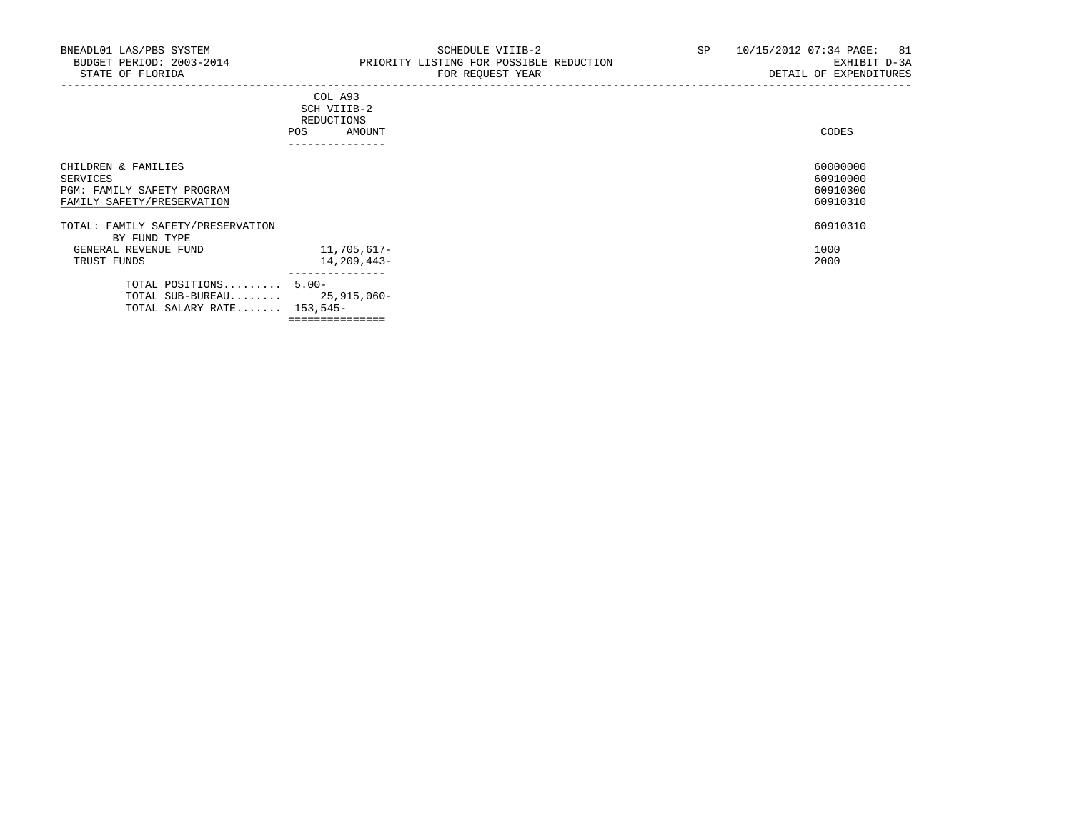BNEADL01 LAS/PBS SYSTEM
BUDGET PERIOD: 2003-2014
STATE OF FLORIDA

SCHEDULE VIIIB-2
PRIORITY LISTING FOR POSSIBLE REDUCTION
FOR REQUEST YEAR

SP 10/15/2012 07:34
EXHIBIT D-3A
DETAIL OF EXPENDITURES

| | COL A93 SCH VIIIB-2 REDUCTIONS POS | AMOUNT | CODES |
|---|---|---|---|
| CHILDREN & FAMILIES | | | 60000000 |
| SERVICES | | | 60910000 |
| PGM: FAMILY SAFETY PROGRAM | | | 60910300 |
| FAMILY SAFETY/PRESERVATION | | | 60910310 |
| TOTAL: FAMILY SAFETY/PRESERVATION | | | 60910310 |
| BY FUND TYPE | | | |
| GENERAL REVENUE FUND | | 11,705,617- | 1000 |
| TRUST FUNDS | | 14,209,443- | 2000 |
| TOTAL POSITIONS......... | 5.00- | | |
| TOTAL SUB-BUREAU........ | | 25,915,060- | |
| TOTAL SALARY RATE....... | 153,545- | | |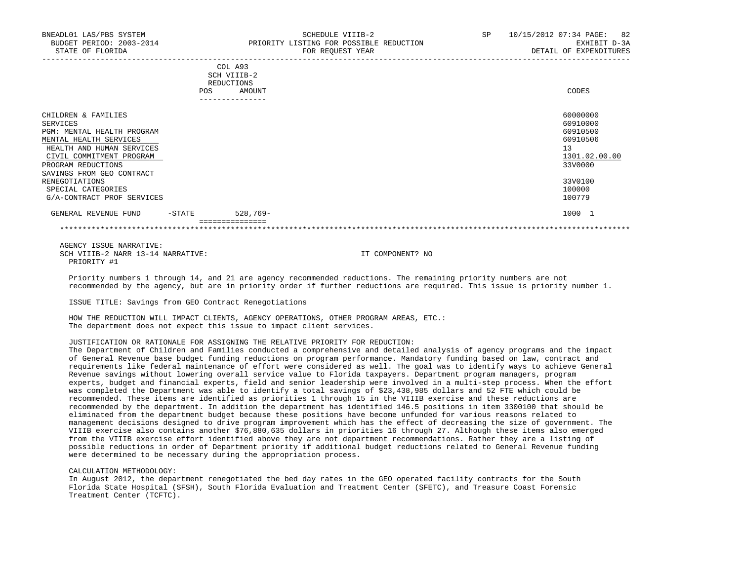BNEADL01 LAS/PBS SYSTEM | SCHEDULE VIIIB-2 | SP 10/15/2012 07:34
BUDGET PERIOD: 2003-2014 | PRIORITY LISTING FOR POSSIBLE REDUCTION | EXHIBIT D-3A
STATE OF FLORIDA | FOR REQUEST YEAR | DETAIL OF EXPENDITURES

| | COL A93 SCH VIIIB-2 REDUCTIONS POS | AMOUNT | CODES |
|---|---|---|---|
| CHILDREN & FAMILIES | | | 60000000 |
| SERVICES | | | 60910000 |
| PGM: MENTAL HEALTH PROGRAM | | | 60910500 |
| MENTAL HEALTH SERVICES | | | 60910506 |
| HEALTH AND HUMAN SERVICES | | | 13 |
| CIVIL COMMITMENT PROGRAM | | | 1301.02.00.00 |
| PROGRAM REDUCTIONS | | | 33V0000 |
| SAVINGS FROM GEO CONTRACT RENEGOTIATIONS | | | 33V0100 |
| SPECIAL CATEGORIES | | | 100000 |
| G/A-CONTRACT PROF SERVICES | | | 100779 |
| GENERAL REVENUE FUND -STATE | | 528,769- | 1000 1 |

AGENCY ISSUE NARRATIVE:
SCH VIIIB-2 NARR 13-14 NARRATIVE: IT COMPONENT? NO
PRIORITY #1

Priority numbers 1 through 14, and 21 are agency recommended reductions. The remaining priority numbers are not recommended by the agency, but are in priority order if further reductions are required. This issue is priority number 1.

ISSUE TITLE: Savings from GEO Contract Renegotiations

HOW THE REDUCTION WILL IMPACT CLIENTS, AGENCY OPERATIONS, OTHER PROGRAM AREAS, ETC.:
The department does not expect this issue to impact client services.

JUSTIFICATION OR RATIONALE FOR ASSIGNING THE RELATIVE PRIORITY FOR REDUCTION:
The Department of Children and Families conducted a comprehensive and detailed analysis of agency programs and the impact of General Revenue base budget funding reductions on program performance. Mandatory funding based on law, contract and requirements like federal maintenance of effort were considered as well. The goal was to identify ways to achieve General Revenue savings without lowering overall service value to Florida taxpayers. Department program managers, program experts, budget and financial experts, field and senior leadership were involved in a multi-step process. When the effort was completed the Department was able to identify a total savings of $23,438,985 dollars and 52 FTE which could be recommended. These items are identified as priorities 1 through 15 in the VIIIB exercise and these reductions are recommended by the department. In addition the department has identified 146.5 positions in item 3300100 that should be eliminated from the department budget because these positions have become unfunded for various reasons related to management decisions designed to drive program improvement which has the effect of decreasing the size of government. The VIIIB exercise also contains another $76,880,635 dollars in priorities 16 through 27. Although these items also emerged from the VIIIB exercise effort identified above they are not department recommendations. Rather they are a listing of possible reductions in order of Department priority if additional budget reductions related to General Revenue funding were determined to be necessary during the appropriation process.

CALCULATION METHODOLOGY:
In August 2012, the department renegotiated the bed day rates in the GEO operated facility contracts for the South Florida State Hospital (SFSH), South Florida Evaluation and Treatment Center (SFETC), and Treasure Coast Forensic Treatment Center (TCFTC).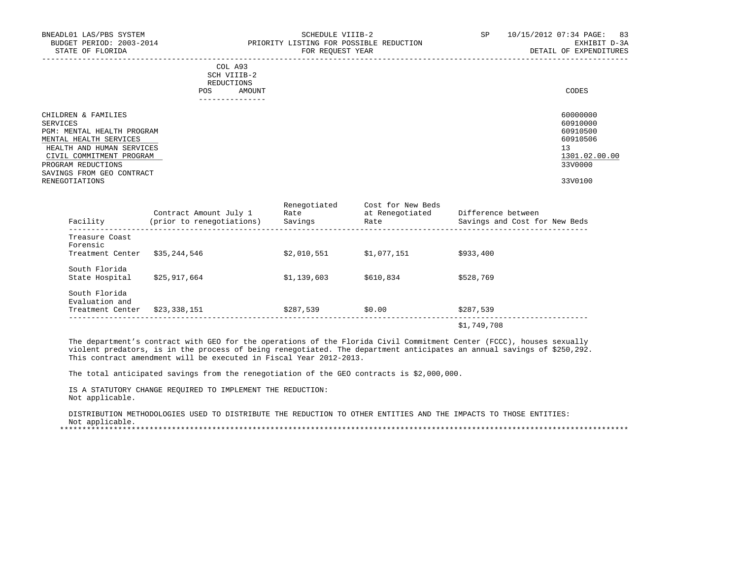BNEADL01 LAS/PBS SYSTEM — SCHEDULE VIIIB-2 — SP 10/15/2012 07:34
BUDGET PERIOD: 2003-2014 — PRIORITY LISTING FOR POSSIBLE REDUCTION — EXHIBIT D-3A
STATE OF FLORIDA — FOR REQUEST YEAR — DETAIL OF EXPENDITURES

COL A93 SCH VIIIB-2 REDUCTIONS: POS / AMOUNT

| | CODES |
|---|---|
| CHILDREN & FAMILIES | 60000000 |
| SERVICES | 60910000 |
| PGM: MENTAL HEALTH PROGRAM | 60910500 |
| MENTAL HEALTH SERVICES | 60910506 |
| HEALTH AND HUMAN SERVICES | 13 |
| CIVIL COMMITMENT PROGRAM | 1301.02.00.00 |
| PROGRAM REDUCTIONS | 33V0000 |
| SAVINGS FROM GEO CONTRACT RENEGOTIATIONS | 33V0100 |

| Facility | Contract Amount July 1 (prior to renegotiations) | Renegotiated Rate Savings | Cost for New Beds at Renegotiated Rate | Difference between Savings and Cost for New Beds |
|---|---|---|---|---|
| Treasure Coast Forensic Treatment Center | $35,244,546 | $2,010,551 | $1,077,151 | $933,400 |
| South Florida State Hospital | $25,917,664 | $1,139,603 | $610,834 | $528,769 |
| South Florida Evaluation and Treatment Center | $23,338,151 | $287,539 | $0.00 | $287,539 |
| | | | | $1,749,708 |

The department's contract with GEO for the operations of the Florida Civil Commitment Center (FCCC), houses sexually violent predators, is in the process of being renegotiated. The department anticipates an annual savings of $250,292. This contract amendment will be executed in Fiscal Year 2012-2013.

The total anticipated savings from the renegotiation of the GEO contracts is $2,000,000.

IS A STATUTORY CHANGE REQUIRED TO IMPLEMENT THE REDUCTION:
Not applicable.

DISTRIBUTION METHODOLOGIES USED TO DISTRIBUTE THE REDUCTION TO OTHER ENTITIES AND THE IMPACTS TO THOSE ENTITIES:
Not applicable.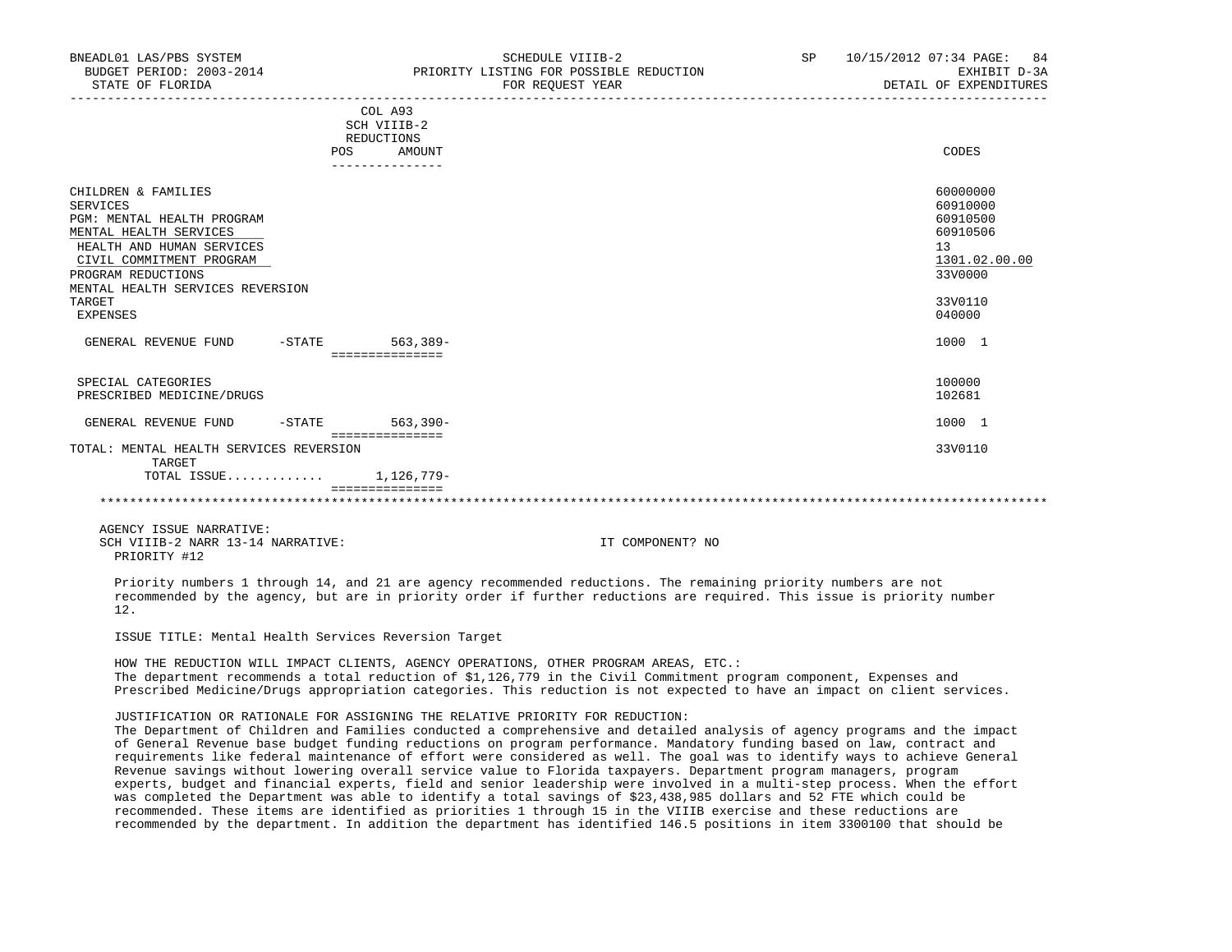| | COL A93 SCH VIIIB-2 REDUCTIONS POS | AMOUNT | CODES |
|---|---|---|---|
| CHILDREN & FAMILIES | | | 60000000 |
| SERVICES | | | 60910000 |
| PGM: MENTAL HEALTH PROGRAM | | | 60910500 |
| MENTAL HEALTH SERVICES | | | 60910506 |
| HEALTH AND HUMAN SERVICES | | | 13 |
| CIVIL COMMITMENT PROGRAM | | | 1301.02.00.00 |
| PROGRAM REDUCTIONS | | | 33V0000 |
| MENTAL HEALTH SERVICES REVERSION TARGET | | | 33V0110 |
| EXPENSES | | | 040000 |
| GENERAL REVENUE FUND -STATE | | 563,389- | 1000 1 |
| SPECIAL CATEGORIES | | | 100000 |
| PRESCRIBED MEDICINE/DRUGS | | | 102681 |
| GENERAL REVENUE FUND -STATE | | 563,390- | 1000 1 |
| TOTAL: MENTAL HEALTH SERVICES REVERSION TARGET | | | 33V0110 |
| TOTAL ISSUE............ | | 1,126,779- | |

AGENCY ISSUE NARRATIVE:
SCH VIIIB-2 NARR 13-14 NARRATIVE: IT COMPONENT? NO
PRIORITY #12

Priority numbers 1 through 14, and 21 are agency recommended reductions. The remaining priority numbers are not recommended by the agency, but are in priority order if further reductions are required. This issue is priority number 12.

ISSUE TITLE: Mental Health Services Reversion Target

HOW THE REDUCTION WILL IMPACT CLIENTS, AGENCY OPERATIONS, OTHER PROGRAM AREAS, ETC.:
The department recommends a total reduction of $1,126,779 in the Civil Commitment program component, Expenses and Prescribed Medicine/Drugs appropriation categories. This reduction is not expected to have an impact on client services.

JUSTIFICATION OR RATIONALE FOR ASSIGNING THE RELATIVE PRIORITY FOR REDUCTION:
The Department of Children and Families conducted a comprehensive and detailed analysis of agency programs and the impact of General Revenue base budget funding reductions on program performance. Mandatory funding based on law, contract and requirements like federal maintenance of effort were considered as well. The goal was to identify ways to achieve General Revenue savings without lowering overall service value to Florida taxpayers. Department program managers, program experts, budget and financial experts, field and senior leadership were involved in a multi-step process. When the effort was completed the Department was able to identify a total savings of $23,438,985 dollars and 52 FTE which could be recommended. These items are identified as priorities 1 through 15 in the VIIIB exercise and these reductions are recommended by the department. In addition the department has identified 146.5 positions in item 3300100 that should be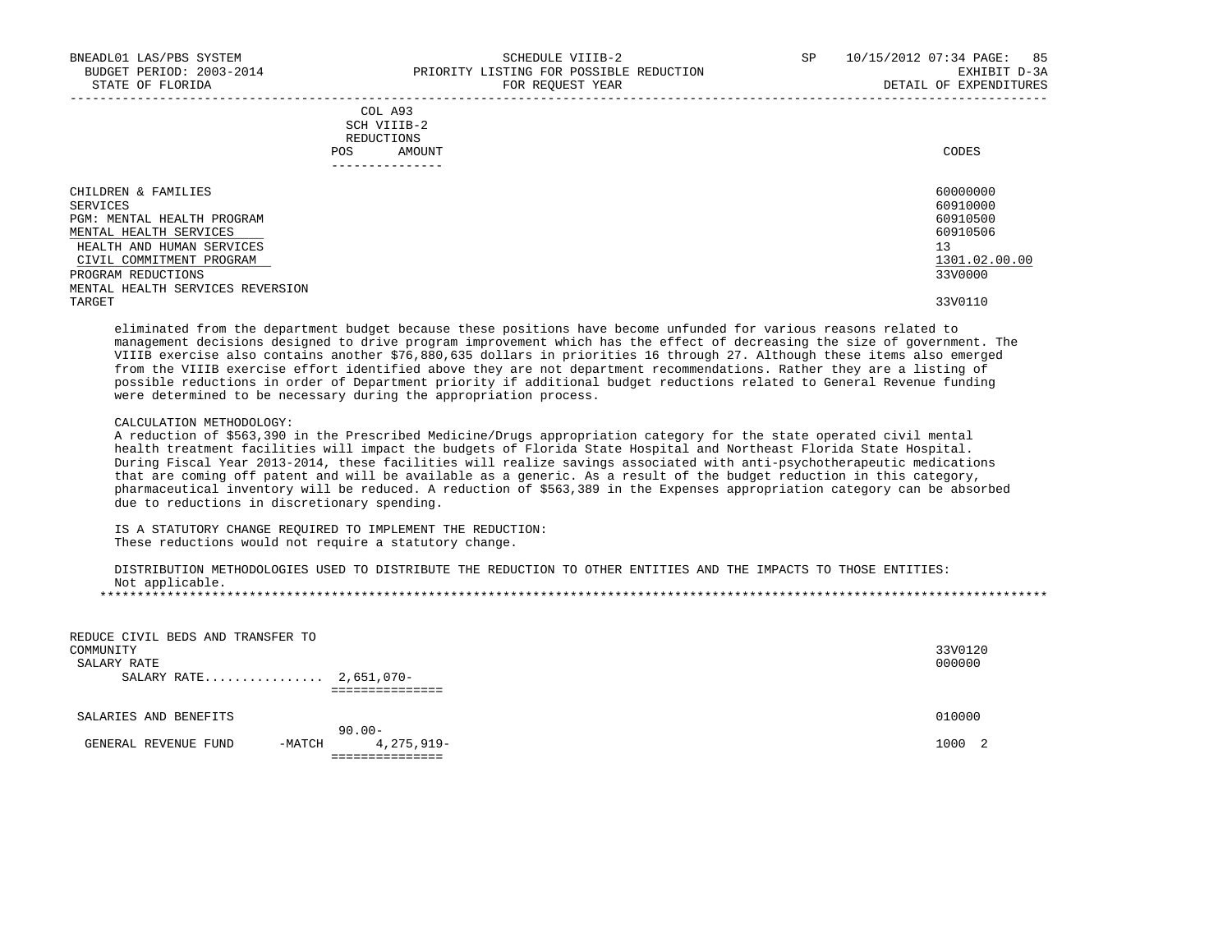| | COL A93 SCH VIIIB-2 REDUCTIONS POS AMOUNT | CODES |
|---|---|---|
| CHILDREN & FAMILIES | | 60000000 |
| SERVICES | | 60910000 |
| PGM: MENTAL HEALTH PROGRAM | | 60910500 |
| MENTAL HEALTH SERVICES | | 60910506 |
| HEALTH AND HUMAN SERVICES | | 13 |
| CIVIL COMMITMENT PROGRAM | | 1301.02.00.00 |
| PROGRAM REDUCTIONS | | 33V0000 |
| MENTAL HEALTH SERVICES REVERSION TARGET | | 33V0110 |

eliminated from the department budget because these positions have become unfunded for various reasons related to management decisions designed to drive program improvement which has the effect of decreasing the size of government. The VIIIB exercise also contains another $76,880,635 dollars in priorities 16 through 27. Although these items also emerged from the VIIIB exercise effort identified above they are not department recommendations. Rather they are a listing of possible reductions in order of Department priority if additional budget reductions related to General Revenue funding were determined to be necessary during the appropriation process.

CALCULATION METHODOLOGY:
A reduction of $563,390 in the Prescribed Medicine/Drugs appropriation category for the state operated civil mental health treatment facilities will impact the budgets of Florida State Hospital and Northeast Florida State Hospital. During Fiscal Year 2013-2014, these facilities will realize savings associated with anti-psychotherapeutic medications that are coming off patent and will be available as a generic. As a result of the budget reduction in this category, pharmaceutical inventory will be reduced. A reduction of $563,389 in the Expenses appropriation category can be absorbed due to reductions in discretionary spending.

IS A STATUTORY CHANGE REQUIRED TO IMPLEMENT THE REDUCTION:
These reductions would not require a statutory change.

DISTRIBUTION METHODOLOGIES USED TO DISTRIBUTE THE REDUCTION TO OTHER ENTITIES AND THE IMPACTS TO THOSE ENTITIES:
Not applicable.

******************************************************************************************************************************

| | POS | AMOUNT | CODES |
|---|---|---|---|
| REDUCE CIVIL BEDS AND TRANSFER TO COMMUNITY | | | 33V0120 |
| SALARY RATE | | | 000000 |
| SALARY RATE................ | | 2,651,070- | |
| SALARIES AND BENEFITS | | | 010000 |
| | 90.00- | | |
| GENERAL REVENUE FUND -MATCH | | 4,275,919- | 1000 2 |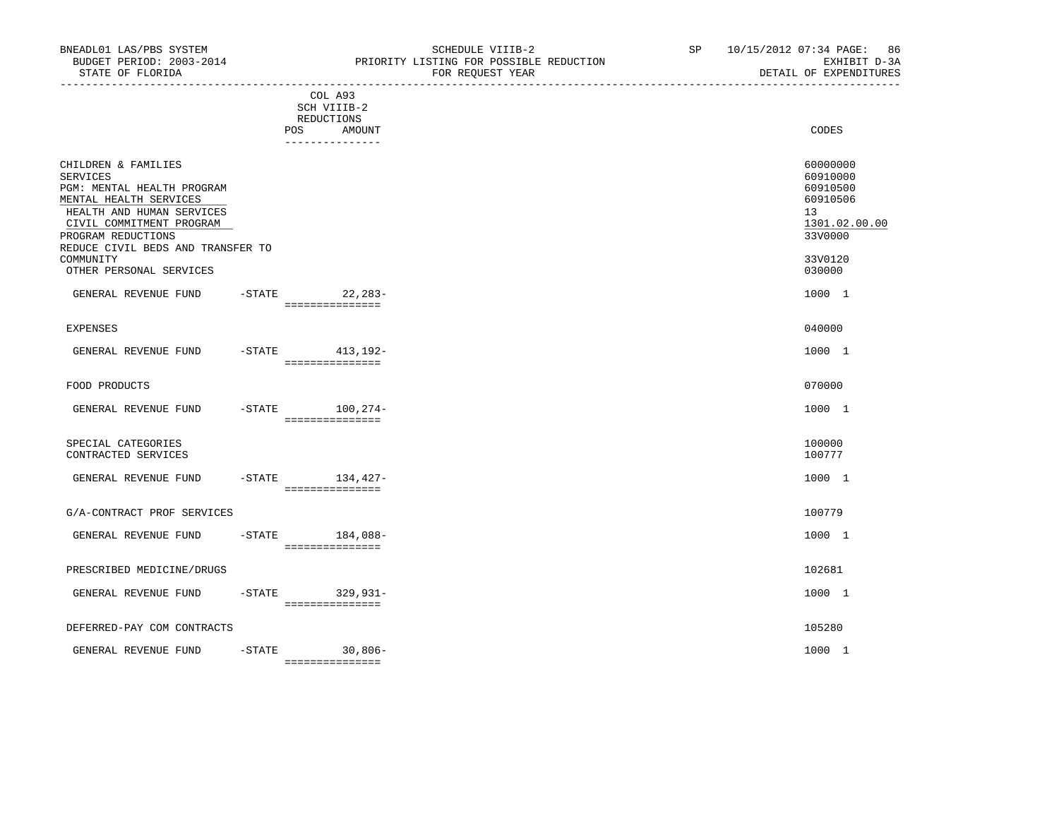BNEADL01 LAS/PBS SYSTEM | SCHEDULE VIIIB-2 | SP 10/15/2012 07:34

BUDGET PERIOD: 2003-2014 | PRIORITY LISTING FOR POSSIBLE REDUCTION | EXHIBIT D-3A

STATE OF FLORIDA | FOR REQUEST YEAR | DETAIL OF EXPENDITURES

| | COL A93 SCH VIIIB-2 REDUCTIONS POS | AMOUNT | CODES |
|---|---|---|---|
| CHILDREN & FAMILIES | | | 60000000 |
| SERVICES | | | 60910000 |
| PGM: MENTAL HEALTH PROGRAM | | | 60910500 |
| MENTAL HEALTH SERVICES | | | 60910506 |
| HEALTH AND HUMAN SERVICES | | | 13 |
| CIVIL COMMITMENT PROGRAM | | | 1301.02.00.00 |
| PROGRAM REDUCTIONS | | | 33V0000 |
| REDUCE CIVIL BEDS AND TRANSFER TO COMMUNITY | | | 33V0120 |
| OTHER PERSONAL SERVICES | | | 030000 |
| GENERAL REVENUE FUND -STATE | | 22,283- | 1000 1 |
| EXPENSES | | | 040000 |
| GENERAL REVENUE FUND -STATE | | 413,192- | 1000 1 |
| FOOD PRODUCTS | | | 070000 |
| GENERAL REVENUE FUND -STATE | | 100,274- | 1000 1 |
| SPECIAL CATEGORIES | | | 100000 |
| CONTRACTED SERVICES | | | 100777 |
| GENERAL REVENUE FUND -STATE | | 134,427- | 1000 1 |
| G/A-CONTRACT PROF SERVICES | | | 100779 |
| GENERAL REVENUE FUND -STATE | | 184,088- | 1000 1 |
| PRESCRIBED MEDICINE/DRUGS | | | 102681 |
| GENERAL REVENUE FUND -STATE | | 329,931- | 1000 1 |
| DEFERRED-PAY COM CONTRACTS | | | 105280 |
| GENERAL REVENUE FUND -STATE | | 30,806- | 1000 1 |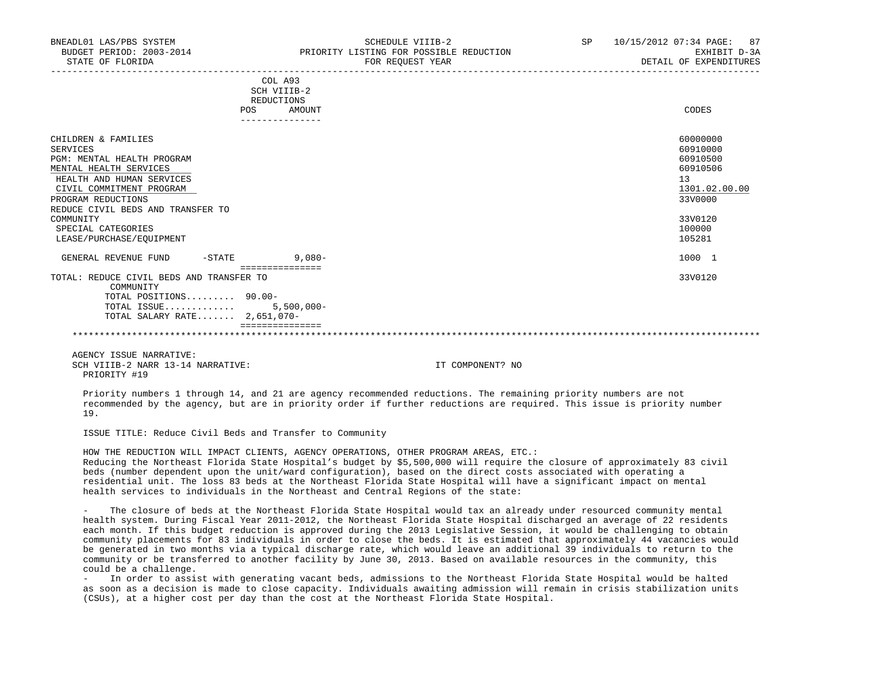BNEADL01 LAS/PBS SYSTEM | SCHEDULE VIIIB-2 | SP 10/15/2012 07:34 PAGE: 87
BUDGET PERIOD: 2003-2014 | PRIORITY LISTING FOR POSSIBLE REDUCTION | EXHIBIT D-3A
STATE OF FLORIDA | FOR REQUEST YEAR | DETAIL OF EXPENDITURES

| | COL A93 SCH VIIIB-2 REDUCTIONS POS AMOUNT | CODES |
|---|---|---|
| CHILDREN & FAMILIES | | 60000000 |
| SERVICES | | 60910000 |
| PGM: MENTAL HEALTH PROGRAM | | 60910500 |
| MENTAL HEALTH SERVICES | | 60910506 |
| HEALTH AND HUMAN SERVICES | | 13 |
| CIVIL COMMITMENT PROGRAM | | 1301.02.00.00 |
| PROGRAM REDUCTIONS | | 33V0000 |
| REDUCE CIVIL BEDS AND TRANSFER TO COMMUNITY | | 33V0120 |
| SPECIAL CATEGORIES | | 100000 |
| LEASE/PURCHASE/EQUIPMENT | | 105281 |
| GENERAL REVENUE FUND -STATE | 9,080- | 1000 1 |
| TOTAL: REDUCE CIVIL BEDS AND TRANSFER TO COMMUNITY | | 33V0120 |
| TOTAL POSITIONS......... | 90.00- | |
| TOTAL ISSUE............ | 5,500,000- | |
| TOTAL SALARY RATE....... | 2,651,070- | |

AGENCY ISSUE NARRATIVE:
SCH VIIIB-2 NARR 13-14 NARRATIVE: IT COMPONENT? NO
PRIORITY #19

Priority numbers 1 through 14, and 21 are agency recommended reductions. The remaining priority numbers are not recommended by the agency, but are in priority order if further reductions are required. This issue is priority number 19.

ISSUE TITLE: Reduce Civil Beds and Transfer to Community

HOW THE REDUCTION WILL IMPACT CLIENTS, AGENCY OPERATIONS, OTHER PROGRAM AREAS, ETC.:
Reducing the Northeast Florida State Hospital's budget by $5,500,000 will require the closure of approximately 83 civil beds (number dependent upon the unit/ward configuration), based on the direct costs associated with operating a residential unit. The loss 83 beds at the Northeast Florida State Hospital will have a significant impact on mental health services to individuals in the Northeast and Central Regions of the state:

- The closure of beds at the Northeast Florida State Hospital would tax an already under resourced community mental health system. During Fiscal Year 2011-2012, the Northeast Florida State Hospital discharged an average of 22 residents each month. If this budget reduction is approved during the 2013 Legislative Session, it would be challenging to obtain community placements for 83 individuals in order to close the beds. It is estimated that approximately 44 vacancies would be generated in two months via a typical discharge rate, which would leave an additional 39 individuals to return to the community or be transferred to another facility by June 30, 2013. Based on available resources in the community, this could be a challenge.
- In order to assist with generating vacant beds, admissions to the Northeast Florida State Hospital would be halted as soon as a decision is made to close capacity. Individuals awaiting admission will remain in crisis stabilization units (CSUs), at a higher cost per day than the cost at the Northeast Florida State Hospital.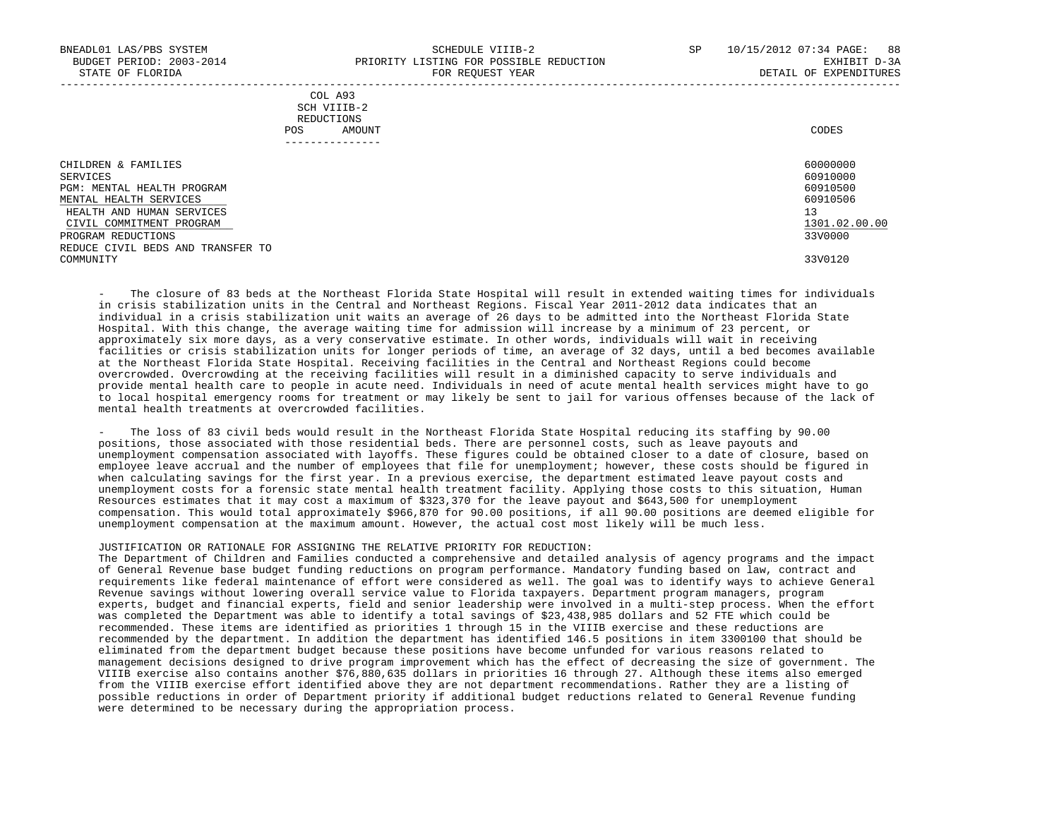| | COL A93 SCH VIIIB-2 REDUCTIONS POS AMOUNT | CODES |
|---|---|---|
| CHILDREN & FAMILIES | | 60000000 |
| SERVICES | | 60910000 |
| PGM: MENTAL HEALTH PROGRAM | | 60910500 |
| MENTAL HEALTH SERVICES | | 60910506 |
| HEALTH AND HUMAN SERVICES | | 13 |
| CIVIL COMMITMENT PROGRAM | | 1301.02.00.00 |
| PROGRAM REDUCTIONS | | 33V0000 |
| REDUCE CIVIL BEDS AND TRANSFER TO COMMUNITY | | 33V0120 |

- The closure of 83 beds at the Northeast Florida State Hospital will result in extended waiting times for individuals in crisis stabilization units in the Central and Northeast Regions. Fiscal Year 2011-2012 data indicates that an individual in a crisis stabilization unit waits an average of 26 days to be admitted into the Northeast Florida State Hospital. With this change, the average waiting time for admission will increase by a minimum of 23 percent, or approximately six more days, as a very conservative estimate. In other words, individuals will wait in receiving facilities or crisis stabilization units for longer periods of time, an average of 32 days, until a bed becomes available at the Northeast Florida State Hospital. Receiving facilities in the Central and Northeast Regions could become overcrowded. Overcrowding at the receiving facilities will result in a diminished capacity to serve individuals and provide mental health care to people in acute need. Individuals in need of acute mental health services might have to go to local hospital emergency rooms for treatment or may likely be sent to jail for various offenses because of the lack of mental health treatments at overcrowded facilities.

- The loss of 83 civil beds would result in the Northeast Florida State Hospital reducing its staffing by 90.00 positions, those associated with those residential beds. There are personnel costs, such as leave payouts and unemployment compensation associated with layoffs. These figures could be obtained closer to a date of closure, based on employee leave accrual and the number of employees that file for unemployment; however, these costs should be figured in when calculating savings for the first year. In a previous exercise, the department estimated leave payout costs and unemployment costs for a forensic state mental health treatment facility. Applying those costs to this situation, Human Resources estimates that it may cost a maximum of $323,370 for the leave payout and $643,500 for unemployment compensation. This would total approximately $966,870 for 90.00 positions, if all 90.00 positions are deemed eligible for unemployment compensation at the maximum amount. However, the actual cost most likely will be much less.

JUSTIFICATION OR RATIONALE FOR ASSIGNING THE RELATIVE PRIORITY FOR REDUCTION:
The Department of Children and Families conducted a comprehensive and detailed analysis of agency programs and the impact of General Revenue base budget funding reductions on program performance. Mandatory funding based on law, contract and requirements like federal maintenance of effort were considered as well. The goal was to identify ways to achieve General Revenue savings without lowering overall service value to Florida taxpayers. Department program managers, program experts, budget and financial experts, field and senior leadership were involved in a multi-step process. When the effort was completed the Department was able to identify a total savings of $23,438,985 dollars and 52 FTE which could be recommended. These items are identified as priorities 1 through 15 in the VIIIB exercise and these reductions are recommended by the department. In addition the department has identified 146.5 positions in item 3300100 that should be eliminated from the department budget because these positions have become unfunded for various reasons related to management decisions designed to drive program improvement which has the effect of decreasing the size of government. The VIIIB exercise also contains another $76,880,635 dollars in priorities 16 through 27. Although these items also emerged from the VIIIB exercise effort identified above they are not department recommendations. Rather they are a listing of possible reductions in order of Department priority if additional budget reductions related to General Revenue funding were determined to be necessary during the appropriation process.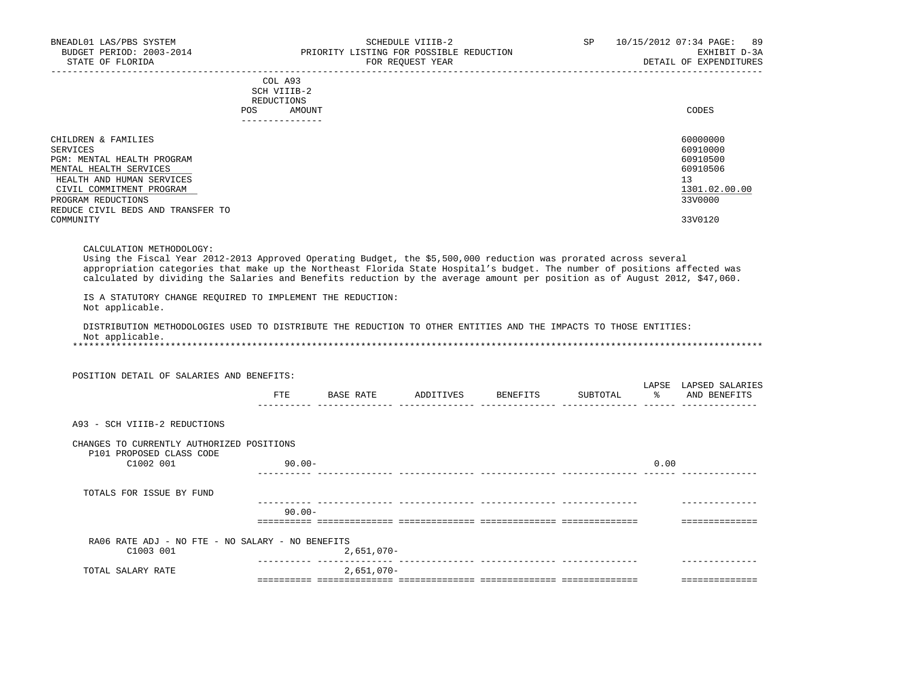BNEADL01 LAS/PBS SYSTEM — SCHEDULE VIIIB-2 — SP 10/15/2012 07:34

BUDGET PERIOD: 2003-2014 — PRIORITY LISTING FOR POSSIBLE REDUCTION — EXHIBIT D-3A

STATE OF FLORIDA — FOR REQUEST YEAR — DETAIL OF EXPENDITURES

| | COL A93 SCH VIIIB-2 REDUCTIONS POS AMOUNT | CODES |
|---|---|---|
| CHILDREN & FAMILIES | | 60000000 |
| SERVICES | | 60910000 |
| PGM: MENTAL HEALTH PROGRAM | | 60910500 |
| MENTAL HEALTH SERVICES | | 60910506 |
| HEALTH AND HUMAN SERVICES | | 13 |
| CIVIL COMMITMENT PROGRAM | | 1301.02.00.00 |
| PROGRAM REDUCTIONS | | 33V0000 |
| REDUCE CIVIL BEDS AND TRANSFER TO COMMUNITY | | 33V0120 |

CALCULATION METHODOLOGY:
Using the Fiscal Year 2012-2013 Approved Operating Budget, the $5,500,000 reduction was prorated across several appropriation categories that make up the Northeast Florida State Hospital's budget. The number of positions affected was calculated by dividing the Salaries and Benefits reduction by the average amount per position as of August 2012, $47,060.

IS A STATUTORY CHANGE REQUIRED TO IMPLEMENT THE REDUCTION:
Not applicable.

DISTRIBUTION METHODOLOGIES USED TO DISTRIBUTE THE REDUCTION TO OTHER ENTITIES AND THE IMPACTS TO THOSE ENTITIES:
Not applicable.

*******************************************************************************************************************************

POSITION DETAIL OF SALARIES AND BENEFITS:

| | FTE | BASE RATE | ADDITIVES | BENEFITS | SUBTOTAL | LAPSE % | LAPSED SALARIES AND BENEFITS |
|---|---|---|---|---|---|---|---|
| A93 - SCH VIIIB-2 REDUCTIONS | | | | | | | |
| CHANGES TO CURRENTLY AUTHORIZED POSITIONS | | | | | | | |
| P101 PROPOSED CLASS CODE | | | | | | | |
| C1002 001 | 90.00- | | | | | 0.00 | |
| TOTALS FOR ISSUE BY FUND | 90.00- | | | | | | |
| RA06 RATE ADJ - NO FTE - NO SALARY - NO BENEFITS | | | | | | | |
| C1003 001 | | 2,651,070- | | | | | |
| TOTAL SALARY RATE | | 2,651,070- | | | | | |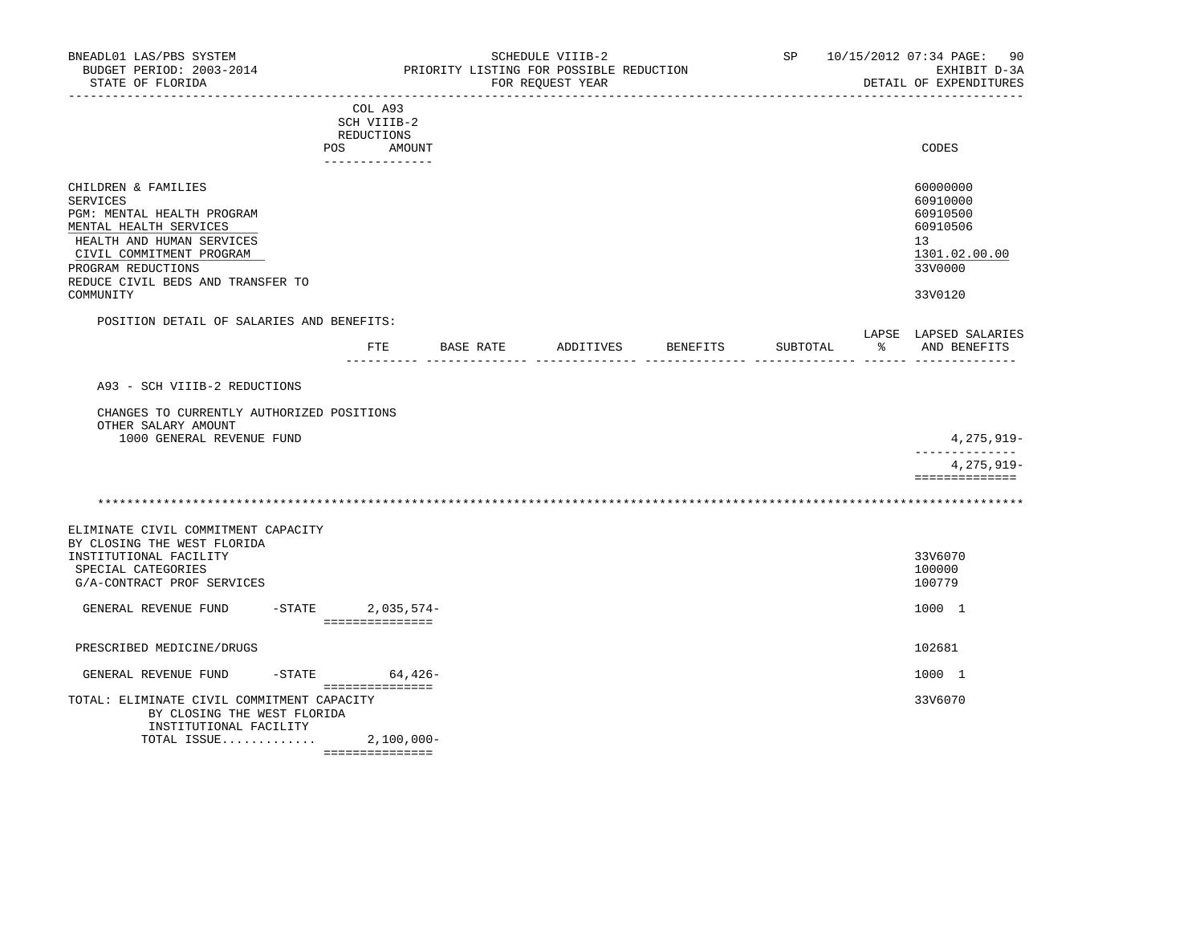BNEADL01 LAS/PBS SYSTEM — SCHEDULE VIIIB-2 — SP 10/15/2012 07:34
BUDGET PERIOD: 2003-2014 — PRIORITY LISTING FOR POSSIBLE REDUCTION — EXHIBIT D-3A
STATE OF FLORIDA — FOR REQUEST YEAR — DETAIL OF EXPENDITURES

| | COL A93 SCH VIIIB-2 REDUCTIONS POS AMOUNT | CODES |
|---|---|---|
| CHILDREN & FAMILIES | | 60000000 |
| SERVICES | | 60910000 |
| PGM: MENTAL HEALTH PROGRAM | | 60910500 |
| MENTAL HEALTH SERVICES | | 60910506 |
| HEALTH AND HUMAN SERVICES | | 13 |
| CIVIL COMMITMENT PROGRAM | | 1301.02.00.00 |
| PROGRAM REDUCTIONS | | 33V0000 |
| REDUCE CIVIL BEDS AND TRANSFER TO COMMUNITY | | 33V0120 |

POSITION DETAIL OF SALARIES AND BENEFITS:

| | FTE | BASE RATE | ADDITIVES | BENEFITS | SUBTOTAL | LAPSE % | LAPSED SALARIES AND BENEFITS |
|---|---|---|---|---|---|---|---|
| A93 - SCH VIIIB-2 REDUCTIONS | | | | | | | |
| CHANGES TO CURRENTLY AUTHORIZED POSITIONS | | | | | | | |
| OTHER SALARY AMOUNT | | | | | | | |
| 1000 GENERAL REVENUE FUND | | | | | | | 4,275,919- |
| | | | | | | | 4,275,919- |

\*\*\*\*\*\*\*\*\*\*\*\*\*\*\*\*\*\*\*\*\*\*\*\*\*\*\*\*\*\*\*\*\*\*\*\*\*\*\*\*\*\*\*\*\*\*\*\*\*\*\*\*\*\*\*\*\*\*\*\*\*\*\*\*\*\*\*\*\*\*\*\*\*\*\*\*\*\*\*\*

| | COL A93 SCH VIIIB-2 REDUCTIONS AMOUNT | CODES |
|---|---|---|
| ELIMINATE CIVIL COMMITMENT CAPACITY BY CLOSING THE WEST FLORIDA INSTITUTIONAL FACILITY | | 33V6070 |
| SPECIAL CATEGORIES | | 100000 |
| G/A-CONTRACT PROF SERVICES | | 100779 |
| GENERAL REVENUE FUND -STATE | 2,035,574- | 1000 1 |
| PRESCRIBED MEDICINE/DRUGS | | 102681 |
| GENERAL REVENUE FUND -STATE | 64,426- | 1000 1 |
| TOTAL: ELIMINATE CIVIL COMMITMENT CAPACITY BY CLOSING THE WEST FLORIDA INSTITUTIONAL FACILITY | | 33V6070 |
| TOTAL ISSUE............. | 2,100,000- | |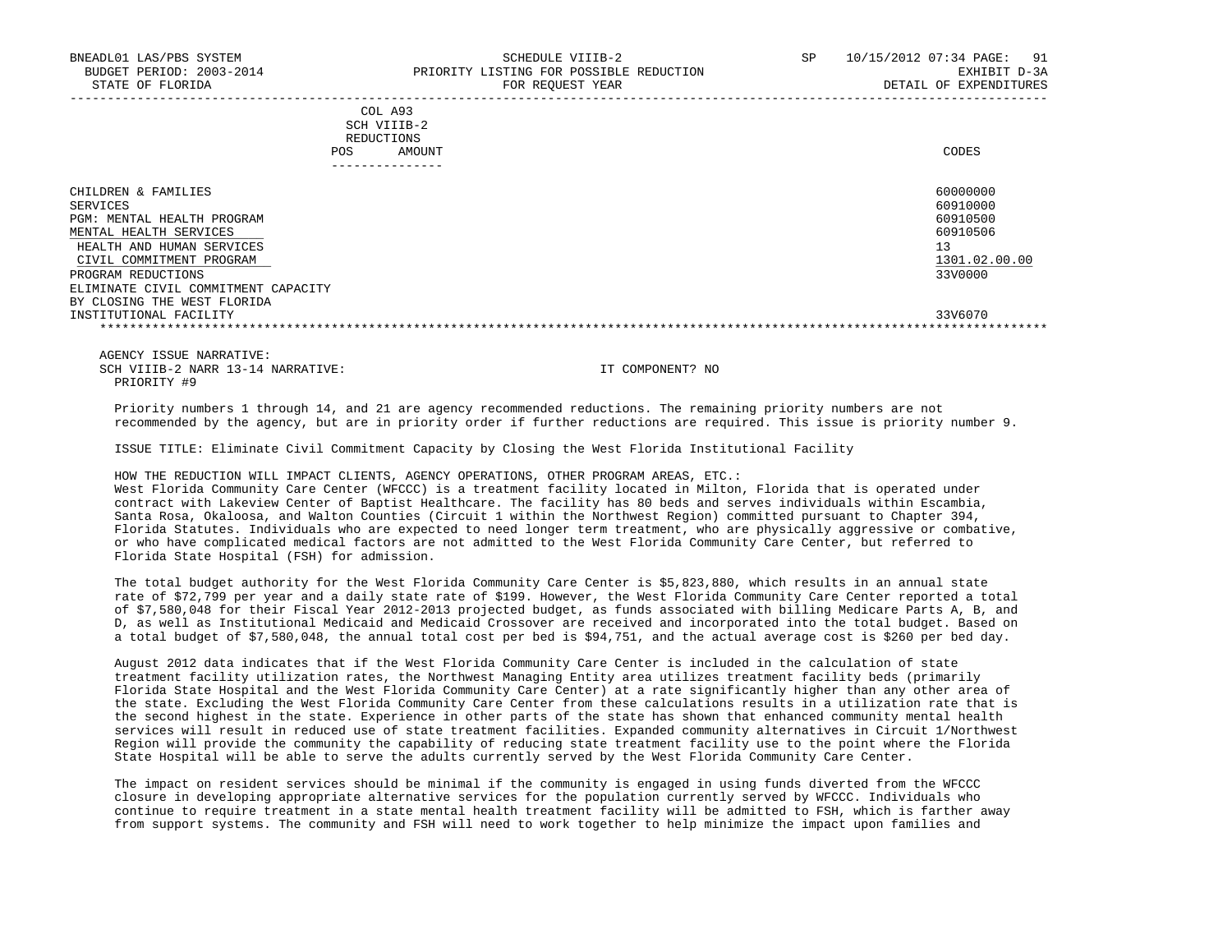| | COL A93 SCH VIIIB-2 REDUCTIONS POS AMOUNT | CODES |
|---|---|---|
| CHILDREN & FAMILIES | | 60000000 |
| SERVICES | | 60910000 |
| PGM: MENTAL HEALTH PROGRAM | | 60910500 |
| MENTAL HEALTH SERVICES | | 60910506 |
| HEALTH AND HUMAN SERVICES | | 13 |
| CIVIL COMMITMENT PROGRAM | | 1301.02.00.00 |
| PROGRAM REDUCTIONS | | 33V0000 |
| ELIMINATE CIVIL COMMITMENT CAPACITY BY CLOSING THE WEST FLORIDA INSTITUTIONAL FACILITY | | 33V6070 |

AGENCY ISSUE NARRATIVE:
SCH VIIIB-2 NARR 13-14 NARRATIVE: IT COMPONENT? NO
PRIORITY #9

Priority numbers 1 through 14, and 21 are agency recommended reductions. The remaining priority numbers are not recommended by the agency, but are in priority order if further reductions are required. This issue is priority number 9.

ISSUE TITLE: Eliminate Civil Commitment Capacity by Closing the West Florida Institutional Facility

HOW THE REDUCTION WILL IMPACT CLIENTS, AGENCY OPERATIONS, OTHER PROGRAM AREAS, ETC.:
West Florida Community Care Center (WFCCC) is a treatment facility located in Milton, Florida that is operated under contract with Lakeview Center of Baptist Healthcare. The facility has 80 beds and serves individuals within Escambia, Santa Rosa, Okaloosa, and Walton Counties (Circuit 1 within the Northwest Region) committed pursuant to Chapter 394, Florida Statutes. Individuals who are expected to need longer term treatment, who are physically aggressive or combative, or who have complicated medical factors are not admitted to the West Florida Community Care Center, but referred to Florida State Hospital (FSH) for admission.

The total budget authority for the West Florida Community Care Center is $5,823,880, which results in an annual state rate of $72,799 per year and a daily state rate of $199. However, the West Florida Community Care Center reported a total of $7,580,048 for their Fiscal Year 2012-2013 projected budget, as funds associated with billing Medicare Parts A, B, and D, as well as Institutional Medicaid and Medicaid Crossover are received and incorporated into the total budget. Based on a total budget of $7,580,048, the annual total cost per bed is $94,751, and the actual average cost is $260 per bed day.

August 2012 data indicates that if the West Florida Community Care Center is included in the calculation of state treatment facility utilization rates, the Northwest Managing Entity area utilizes treatment facility beds (primarily Florida State Hospital and the West Florida Community Care Center) at a rate significantly higher than any other area of the state. Excluding the West Florida Community Care Center from these calculations results in a utilization rate that is the second highest in the state. Experience in other parts of the state has shown that enhanced community mental health services will result in reduced use of state treatment facilities. Expanded community alternatives in Circuit 1/Northwest Region will provide the community the capability of reducing state treatment facility use to the point where the Florida State Hospital will be able to serve the adults currently served by the West Florida Community Care Center.

The impact on resident services should be minimal if the community is engaged in using funds diverted from the WFCCC closure in developing appropriate alternative services for the population currently served by WFCCC. Individuals who continue to require treatment in a state mental health treatment facility will be admitted to FSH, which is farther away from support systems. The community and FSH will need to work together to help minimize the impact upon families and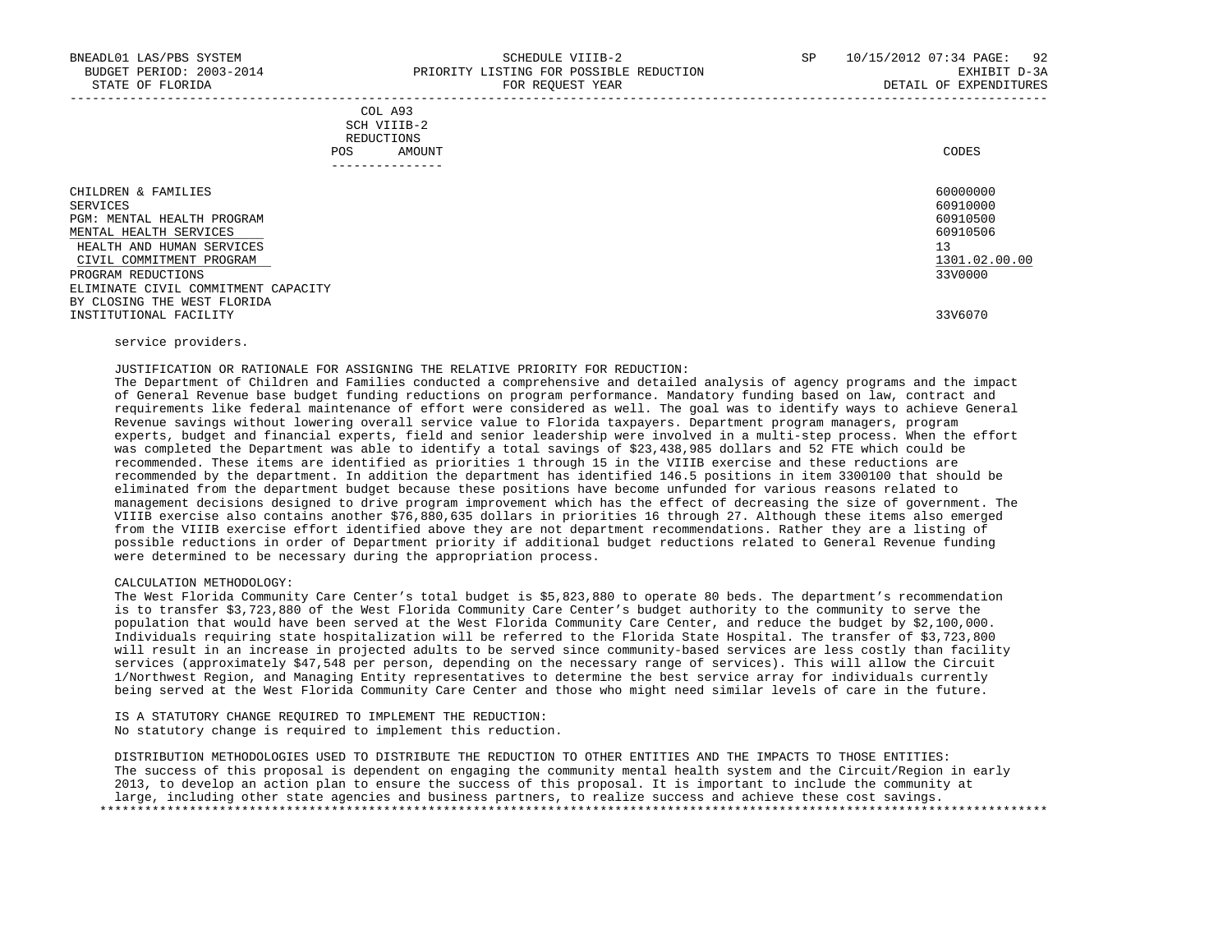COL A93
SCH VIIIB-2
REDUCTIONS
POS AMOUNT

| | CODES |
|---|---|
| CHILDREN & FAMILIES | 60000000 |
| SERVICES | 60910000 |
| PGM: MENTAL HEALTH PROGRAM | 60910500 |
| MENTAL HEALTH SERVICES | 60910506 |
| HEALTH AND HUMAN SERVICES | 13 |
| CIVIL COMMITMENT PROGRAM | 1301.02.00.00 |
| PROGRAM REDUCTIONS | 33V0000 |
| ELIMINATE CIVIL COMMITMENT CAPACITY BY CLOSING THE WEST FLORIDA INSTITUTIONAL FACILITY | 33V6070 |

service providers.

JUSTIFICATION OR RATIONALE FOR ASSIGNING THE RELATIVE PRIORITY FOR REDUCTION:
The Department of Children and Families conducted a comprehensive and detailed analysis of agency programs and the impact of General Revenue base budget funding reductions on program performance. Mandatory funding based on law, contract and requirements like federal maintenance of effort were considered as well. The goal was to identify ways to achieve General Revenue savings without lowering overall service value to Florida taxpayers. Department program managers, program experts, budget and financial experts, field and senior leadership were involved in a multi-step process. When the effort was completed the Department was able to identify a total savings of $23,438,985 dollars and 52 FTE which could be recommended. These items are identified as priorities 1 through 15 in the VIIIB exercise and these reductions are recommended by the department. In addition the department has identified 146.5 positions in item 3300100 that should be eliminated from the department budget because these positions have become unfunded for various reasons related to management decisions designed to drive program improvement which has the effect of decreasing the size of government. The VIIIB exercise also contains another $76,880,635 dollars in priorities 16 through 27. Although these items also emerged from the VIIIB exercise effort identified above they are not department recommendations. Rather they are a listing of possible reductions in order of Department priority if additional budget reductions related to General Revenue funding were determined to be necessary during the appropriation process.

CALCULATION METHODOLOGY:
The West Florida Community Care Center's total budget is $5,823,880 to operate 80 beds. The department's recommendation is to transfer $3,723,880 of the West Florida Community Care Center's budget authority to the community to serve the population that would have been served at the West Florida Community Care Center, and reduce the budget by $2,100,000. Individuals requiring state hospitalization will be referred to the Florida State Hospital. The transfer of $3,723,800 will result in an increase in projected adults to be served since community-based services are less costly than facility services (approximately $47,548 per person, depending on the necessary range of services). This will allow the Circuit 1/Northwest Region, and Managing Entity representatives to determine the best service array for individuals currently being served at the West Florida Community Care Center and those who might need similar levels of care in the future.

IS A STATUTORY CHANGE REQUIRED TO IMPLEMENT THE REDUCTION:
No statutory change is required to implement this reduction.

DISTRIBUTION METHODOLOGIES USED TO DISTRIBUTE THE REDUCTION TO OTHER ENTITIES AND THE IMPACTS TO THOSE ENTITIES:
The success of this proposal is dependent on engaging the community mental health system and the Circuit/Region in early 2013, to develop an action plan to ensure the success of this proposal. It is important to include the community at large, including other state agencies and business partners, to realize success and achieve these cost savings.
*******************************************************************************************************************************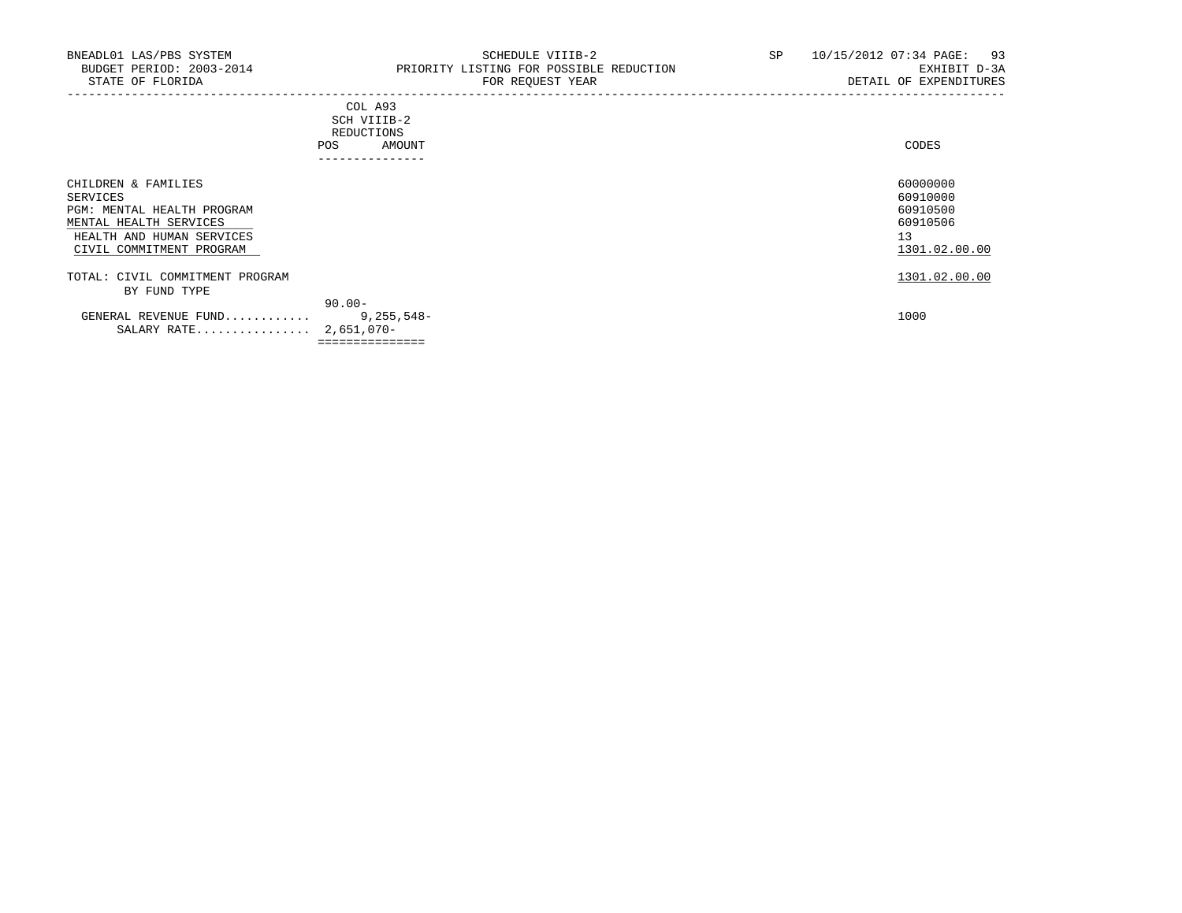BNEADL01 LAS/PBS SYSTEM | SCHEDULE VIIIB-2 | SP 10/15/2012 07:34

BUDGET PERIOD: 2003-2014 | PRIORITY LISTING FOR POSSIBLE REDUCTION | EXHIBIT D-3A

STATE OF FLORIDA | FOR REQUEST YEAR | DETAIL OF EXPENDITURES

| | COL A93 SCH VIIIB-2 REDUCTIONS POS | AMOUNT | CODES |
|---|---|---|---|
| CHILDREN & FAMILIES | | | 60000000 |
| SERVICES | | | 60910000 |
| PGM: MENTAL HEALTH PROGRAM | | | 60910500 |
| MENTAL HEALTH SERVICES | | | 60910506 |
| HEALTH AND HUMAN SERVICES | | | 13 |
| CIVIL COMMITMENT PROGRAM | | | 1301.02.00.00 |
| TOTAL: CIVIL COMMITMENT PROGRAM | | | 1301.02.00.00 |
| BY FUND TYPE | | | |
| | 90.00- | | |
| GENERAL REVENUE FUND............ | | 9,255,548- | 1000 |
| SALARY RATE................ | 2,651,070- | | |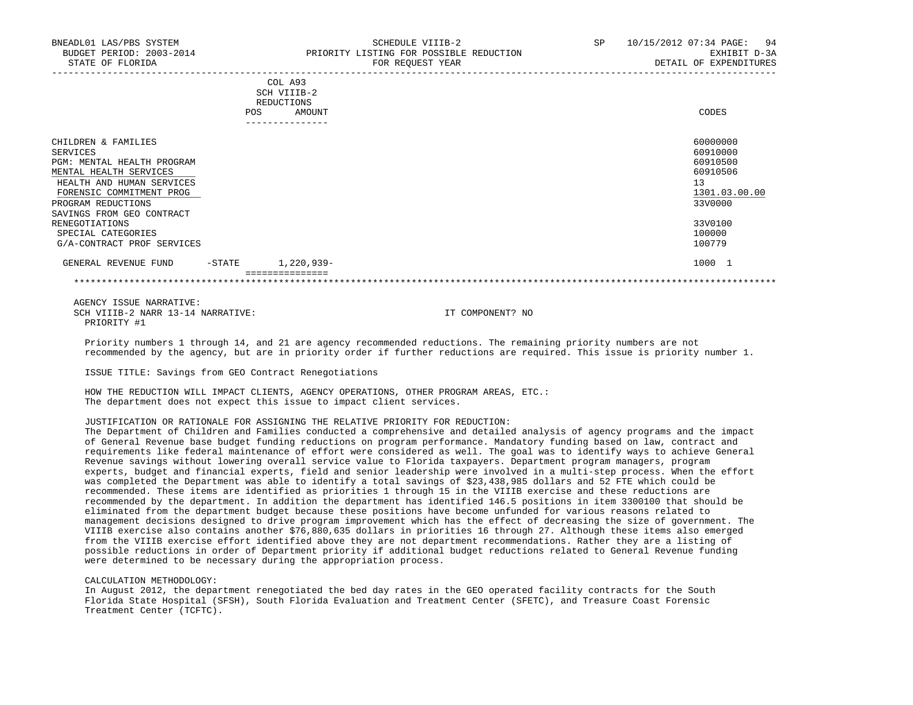BNEADL01 LAS/PBS SYSTEM — SCHEDULE VIIIB-2 — SP 10/15/2012 07:34
BUDGET PERIOD: 2003-2014 — PRIORITY LISTING FOR POSSIBLE REDUCTION — EXHIBIT D-3A
STATE OF FLORIDA — FOR REQUEST YEAR — DETAIL OF EXPENDITURES

| | COL A93 SCH VIIIB-2 REDUCTIONS POS | AMOUNT | CODES |
|---|---|---|---|
| CHILDREN & FAMILIES | | | 60000000 |
| SERVICES | | | 60910000 |
| PGM: MENTAL HEALTH PROGRAM | | | 60910500 |
| MENTAL HEALTH SERVICES | | | 60910506 |
| HEALTH AND HUMAN SERVICES | | | 13 |
| FORENSIC COMMITMENT PROG | | | 1301.03.00.00 |
| PROGRAM REDUCTIONS | | | 33V0000 |
| SAVINGS FROM GEO CONTRACT RENEGOTIATIONS | | | 33V0100 |
| SPECIAL CATEGORIES | | | 100000 |
| G/A-CONTRACT PROF SERVICES | | | 100779 |
| GENERAL REVENUE FUND -STATE | | 1,220,939- | 1000 1 |

AGENCY ISSUE NARRATIVE:
SCH VIIIB-2 NARR 13-14 NARRATIVE: IT COMPONENT? NO
PRIORITY #1

Priority numbers 1 through 14, and 21 are agency recommended reductions. The remaining priority numbers are not recommended by the agency, but are in priority order if further reductions are required. This issue is priority number 1.

ISSUE TITLE: Savings from GEO Contract Renegotiations

HOW THE REDUCTION WILL IMPACT CLIENTS, AGENCY OPERATIONS, OTHER PROGRAM AREAS, ETC.:
The department does not expect this issue to impact client services.

JUSTIFICATION OR RATIONALE FOR ASSIGNING THE RELATIVE PRIORITY FOR REDUCTION:
The Department of Children and Families conducted a comprehensive and detailed analysis of agency programs and the impact of General Revenue base budget funding reductions on program performance. Mandatory funding based on law, contract and requirements like federal maintenance of effort were considered as well. The goal was to identify ways to achieve General Revenue savings without lowering overall service value to Florida taxpayers. Department program managers, program experts, budget and financial experts, field and senior leadership were involved in a multi-step process. When the effort was completed the Department was able to identify a total savings of $23,438,985 dollars and 52 FTE which could be recommended. These items are identified as priorities 1 through 15 in the VIIIB exercise and these reductions are recommended by the department. In addition the department has identified 146.5 positions in item 3300100 that should be eliminated from the department budget because these positions have become unfunded for various reasons related to management decisions designed to drive program improvement which has the effect of decreasing the size of government. The VIIIB exercise also contains another $76,880,635 dollars in priorities 16 through 27. Although these items also emerged from the VIIIB exercise effort identified above they are not department recommendations. Rather they are a listing of possible reductions in order of Department priority if additional budget reductions related to General Revenue funding were determined to be necessary during the appropriation process.

CALCULATION METHODOLOGY:
In August 2012, the department renegotiated the bed day rates in the GEO operated facility contracts for the South Florida State Hospital (SFSH), South Florida Evaluation and Treatment Center (SFETC), and Treasure Coast Forensic Treatment Center (TCFTC).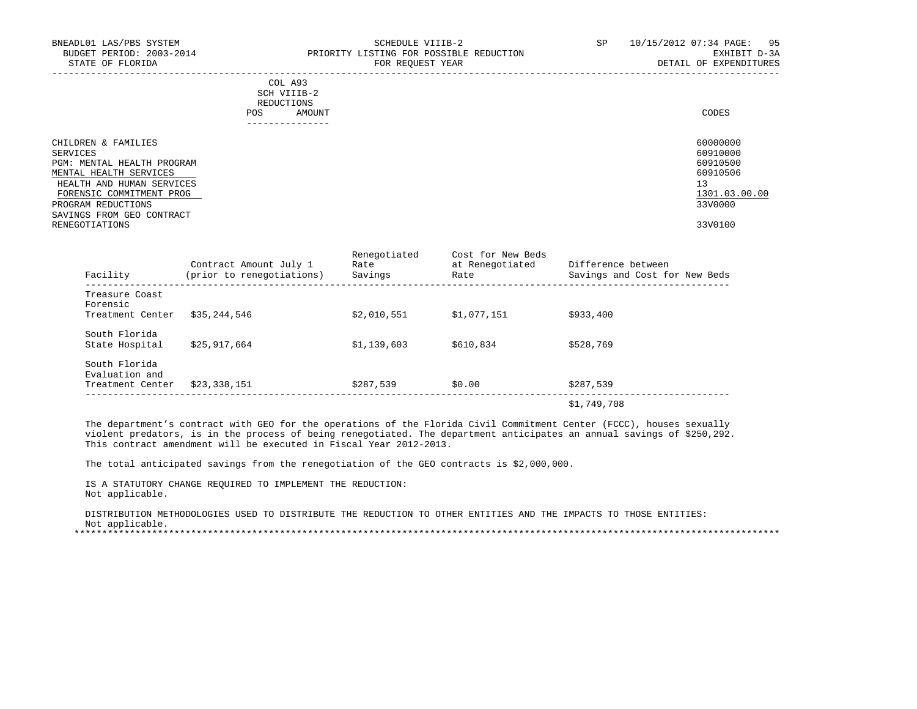| COL A93 SCH VIIIB-2 REDUCTIONS | | | |
|---|---|---|---|
| | POS | AMOUNT | CODES |

| | CODES |
|---|---|
| CHILDREN & FAMILIES | 60000000 |
| SERVICES | 60910000 |
| PGM: MENTAL HEALTH PROGRAM | 60910500 |
| MENTAL HEALTH SERVICES | 60910506 |
| HEALTH AND HUMAN SERVICES | 13 |
| FORENSIC COMMITMENT PROG | 1301.03.00.00 |
| PROGRAM REDUCTIONS | 33V0000 |
| SAVINGS FROM GEO CONTRACT RENEGOTIATIONS | 33V0100 |

| Facility | Contract Amount July 1 (prior to renegotiations) | Renegotiated Rate Savings | Cost for New Beds at Renegotiated Rate | Difference between Savings and Cost for New Beds |
|---|---|---|---|---|
| Treasure Coast Forensic Treatment Center | $35,244,546 | $2,010,551 | $1,077,151 | $933,400 |
| South Florida State Hospital | $25,917,664 | $1,139,603 | $610,834 | $528,769 |
| South Florida Evaluation and Treatment Center | $23,338,151 | $287,539 | $0.00 | $287,539 |
| | | | | $1,749,708 |

The department's contract with GEO for the operations of the Florida Civil Commitment Center (FCCC), houses sexually violent predators, is in the process of being renegotiated. The department anticipates an annual savings of $250,292. This contract amendment will be executed in Fiscal Year 2012-2013.

The total anticipated savings from the renegotiation of the GEO contracts is $2,000,000.

IS A STATUTORY CHANGE REQUIRED TO IMPLEMENT THE REDUCTION:
Not applicable.

DISTRIBUTION METHODOLOGIES USED TO DISTRIBUTE THE REDUCTION TO OTHER ENTITIES AND THE IMPACTS TO THOSE ENTITIES:
Not applicable.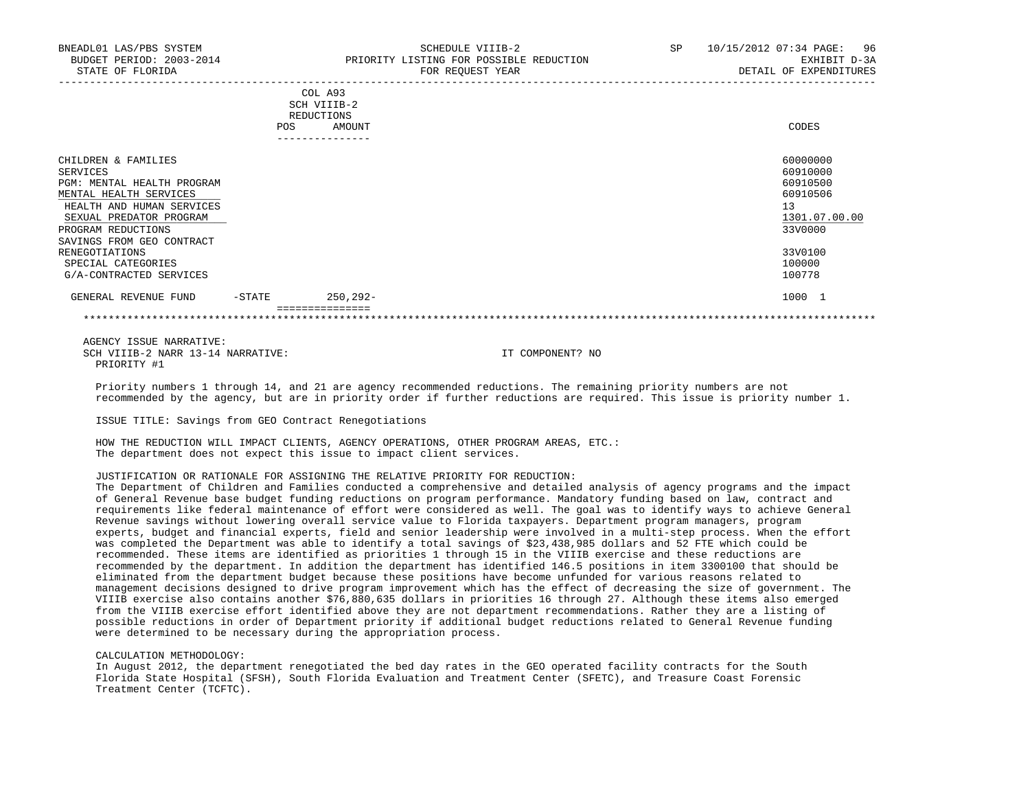BNEADL01 LAS/PBS SYSTEM | SCHEDULE VIIIB-2 | SP 10/15/2012 07:34

BUDGET PERIOD: 2003-2014 | PRIORITY LISTING FOR POSSIBLE REDUCTION | EXHIBIT D-3A

STATE OF FLORIDA | FOR REQUEST YEAR | DETAIL OF EXPENDITURES

| | COL A93 SCH VIIIB-2 REDUCTIONS POS | AMOUNT | CODES |
|---|---|---|---|
| CHILDREN & FAMILIES | | | 60000000 |
| SERVICES | | | 60910000 |
| PGM: MENTAL HEALTH PROGRAM | | | 60910500 |
| MENTAL HEALTH SERVICES | | | 60910506 |
| HEALTH AND HUMAN SERVICES | | | 13 |
| SEXUAL PREDATOR PROGRAM | | | 1301.07.00.00 |
| PROGRAM REDUCTIONS | | | 33V0000 |
| SAVINGS FROM GEO CONTRACT RENEGOTIATIONS | | | 33V0100 |
| SPECIAL CATEGORIES | | | 100000 |
| G/A-CONTRACTED SERVICES | | | 100778 |
| GENERAL REVENUE FUND -STATE | | 250,292- | 1000 1 |

AGENCY ISSUE NARRATIVE:

SCH VIIIB-2 NARR 13-14 NARRATIVE: IT COMPONENT? NO

PRIORITY #1

Priority numbers 1 through 14, and 21 are agency recommended reductions. The remaining priority numbers are not recommended by the agency, but are in priority order if further reductions are required. This issue is priority number 1.

ISSUE TITLE: Savings from GEO Contract Renegotiations

HOW THE REDUCTION WILL IMPACT CLIENTS, AGENCY OPERATIONS, OTHER PROGRAM AREAS, ETC.:
The department does not expect this issue to impact client services.

JUSTIFICATION OR RATIONALE FOR ASSIGNING THE RELATIVE PRIORITY FOR REDUCTION:
The Department of Children and Families conducted a comprehensive and detailed analysis of agency programs and the impact of General Revenue base budget funding reductions on program performance. Mandatory funding based on law, contract and requirements like federal maintenance of effort were considered as well. The goal was to identify ways to achieve General Revenue savings without lowering overall service value to Florida taxpayers. Department program managers, program experts, budget and financial experts, field and senior leadership were involved in a multi-step process. When the effort was completed the Department was able to identify a total savings of $23,438,985 dollars and 52 FTE which could be recommended. These items are identified as priorities 1 through 15 in the VIIIB exercise and these reductions are recommended by the department. In addition the department has identified 146.5 positions in item 3300100 that should be eliminated from the department budget because these positions have become unfunded for various reasons related to management decisions designed to drive program improvement which has the effect of decreasing the size of government. The VIIIB exercise also contains another $76,880,635 dollars in priorities 16 through 27. Although these items also emerged from the VIIIB exercise effort identified above they are not department recommendations. Rather they are a listing of possible reductions in order of Department priority if additional budget reductions related to General Revenue funding were determined to be necessary during the appropriation process.

CALCULATION METHODOLOGY:
In August 2012, the department renegotiated the bed day rates in the GEO operated facility contracts for the South Florida State Hospital (SFSH), South Florida Evaluation and Treatment Center (SFETC), and Treasure Coast Forensic Treatment Center (TCFTC).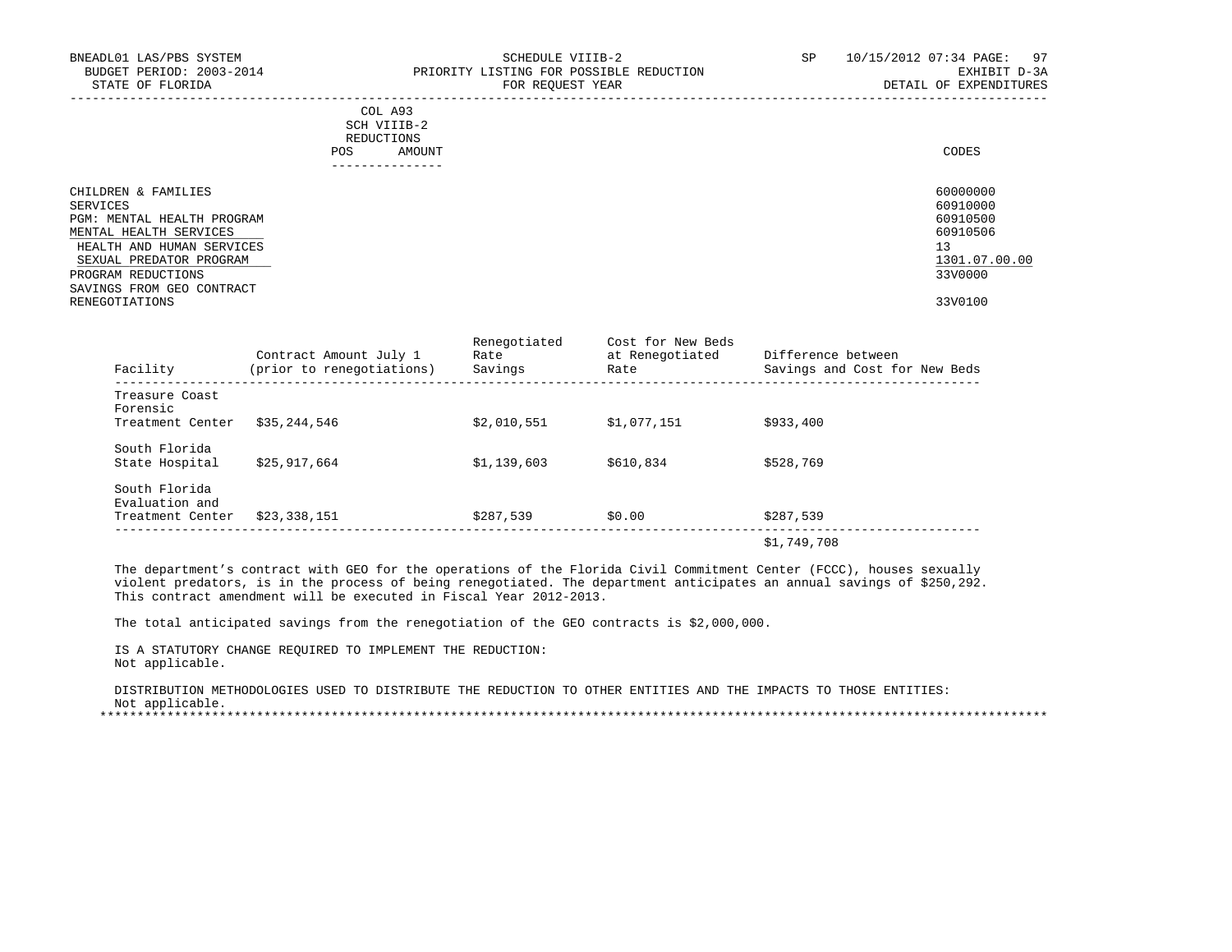BNEADL01 LAS/PBS SYSTEM — SCHEDULE VIIIB-2 — SP 10/15/2012 07:34
BUDGET PERIOD: 2003-2014 — PRIORITY LISTING FOR POSSIBLE REDUCTION — EXHIBIT D-3A
STATE OF FLORIDA — FOR REQUEST YEAR — DETAIL OF EXPENDITURES

| | COL A93 SCH VIIIB-2 REDUCTIONS POS | AMOUNT | CODES |
|---|---|---|---|
| CHILDREN & FAMILIES | | | 60000000 |
| SERVICES | | | 60910000 |
| PGM: MENTAL HEALTH PROGRAM | | | 60910500 |
| MENTAL HEALTH SERVICES | | | 60910506 |
| HEALTH AND HUMAN SERVICES | | | 13 |
| SEXUAL PREDATOR PROGRAM | | | 1301.07.00.00 |
| PROGRAM REDUCTIONS | | | 33V0000 |
| SAVINGS FROM GEO CONTRACT RENEGOTIATIONS | | | 33V0100 |

| Facility | Contract Amount July 1 (prior to renegotiations) | Renegotiated Rate Savings | Cost for New Beds at Renegotiated Rate | Difference between Savings and Cost for New Beds |
|---|---|---|---|---|
| Treasure Coast Forensic Treatment Center | $35,244,546 | $2,010,551 | $1,077,151 | $933,400 |
| South Florida State Hospital | $25,917,664 | $1,139,603 | $610,834 | $528,769 |
| South Florida Evaluation and Treatment Center | $23,338,151 | $287,539 | $0.00 | $287,539 |
| | | | | $1,749,708 |

The department's contract with GEO for the operations of the Florida Civil Commitment Center (FCCC), houses sexually violent predators, is in the process of being renegotiated. The department anticipates an annual savings of $250,292. This contract amendment will be executed in Fiscal Year 2012-2013.

The total anticipated savings from the renegotiation of the GEO contracts is $2,000,000.

IS A STATUTORY CHANGE REQUIRED TO IMPLEMENT THE REDUCTION:
Not applicable.

DISTRIBUTION METHODOLOGIES USED TO DISTRIBUTE THE REDUCTION TO OTHER ENTITIES AND THE IMPACTS TO THOSE ENTITIES:
Not applicable.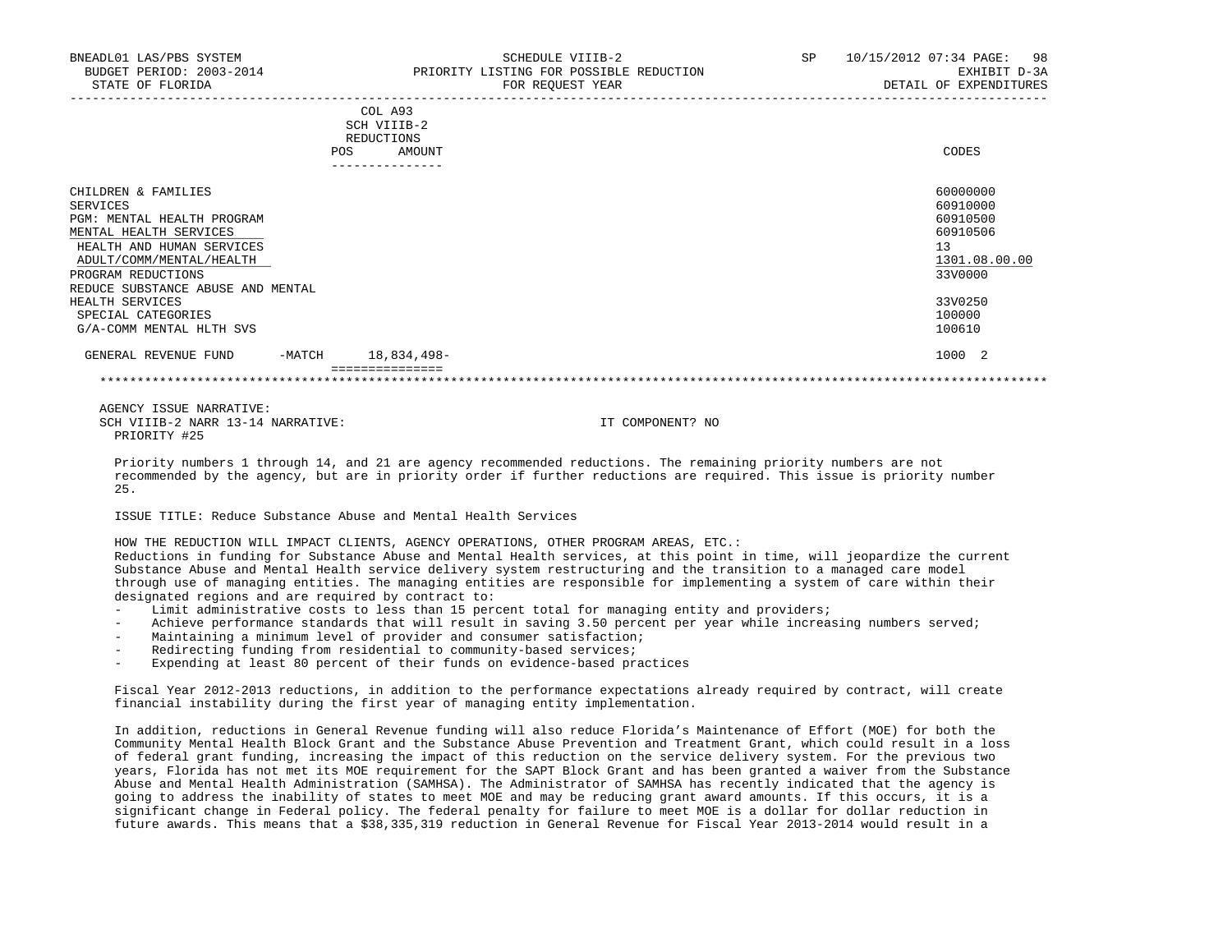BNEADL01 LAS/PBS SYSTEM | SCHEDULE VIIIB-2 | SP 10/15/2012 07:34

BUDGET PERIOD: 2003-2014 | PRIORITY LISTING FOR POSSIBLE REDUCTION | EXHIBIT D-3A

STATE OF FLORIDA | FOR REQUEST YEAR | DETAIL OF EXPENDITURES

| | COL A93 SCH VIIIB-2 REDUCTIONS POS | AMOUNT | CODES |
|---|---|---|---|
| CHILDREN & FAMILIES | | | 60000000 |
| SERVICES | | | 60910000 |
| PGM: MENTAL HEALTH PROGRAM | | | 60910500 |
| MENTAL HEALTH SERVICES | | | 60910506 |
| HEALTH AND HUMAN SERVICES | | | 13 |
| ADULT/COMM/MENTAL/HEALTH | | | 1301.08.00.00 |
| PROGRAM REDUCTIONS | | | 33V0000 |
| REDUCE SUBSTANCE ABUSE AND MENTAL HEALTH SERVICES | | | 33V0250 |
| SPECIAL CATEGORIES | | | 100000 |
| G/A-COMM MENTAL HLTH SVS | | | 100610 |
| GENERAL REVENUE FUND -MATCH | | 18,834,498- | 1000 2 |

AGENCY ISSUE NARRATIVE:

SCH VIIIB-2 NARR 13-14 NARRATIVE: IT COMPONENT? NO

PRIORITY #25

Priority numbers 1 through 14, and 21 are agency recommended reductions. The remaining priority numbers are not recommended by the agency, but are in priority order if further reductions are required. This issue is priority number 25.

ISSUE TITLE: Reduce Substance Abuse and Mental Health Services

HOW THE REDUCTION WILL IMPACT CLIENTS, AGENCY OPERATIONS, OTHER PROGRAM AREAS, ETC.:

Reductions in funding for Substance Abuse and Mental Health services, at this point in time, will jeopardize the current Substance Abuse and Mental Health service delivery system restructuring and the transition to a managed care model through use of managing entities. The managing entities are responsible for implementing a system of care within their designated regions and are required by contract to:

- Limit administrative costs to less than 15 percent total for managing entity and providers;
- Achieve performance standards that will result in saving 3.50 percent per year while increasing numbers served;
- Maintaining a minimum level of provider and consumer satisfaction;
- Redirecting funding from residential to community-based services;
- Expending at least 80 percent of their funds on evidence-based practices

Fiscal Year 2012-2013 reductions, in addition to the performance expectations already required by contract, will create financial instability during the first year of managing entity implementation.

In addition, reductions in General Revenue funding will also reduce Florida's Maintenance of Effort (MOE) for both the Community Mental Health Block Grant and the Substance Abuse Prevention and Treatment Grant, which could result in a loss of federal grant funding, increasing the impact of this reduction on the service delivery system. For the previous two years, Florida has not met its MOE requirement for the SAPT Block Grant and has been granted a waiver from the Substance Abuse and Mental Health Administration (SAMHSA). The Administrator of SAMHSA has recently indicated that the agency is going to address the inability of states to meet MOE and may be reducing grant award amounts. If this occurs, it is a significant change in Federal policy. The federal penalty for failure to meet MOE is a dollar for dollar reduction in future awards. This means that a $38,335,319 reduction in General Revenue for Fiscal Year 2013-2014 would result in a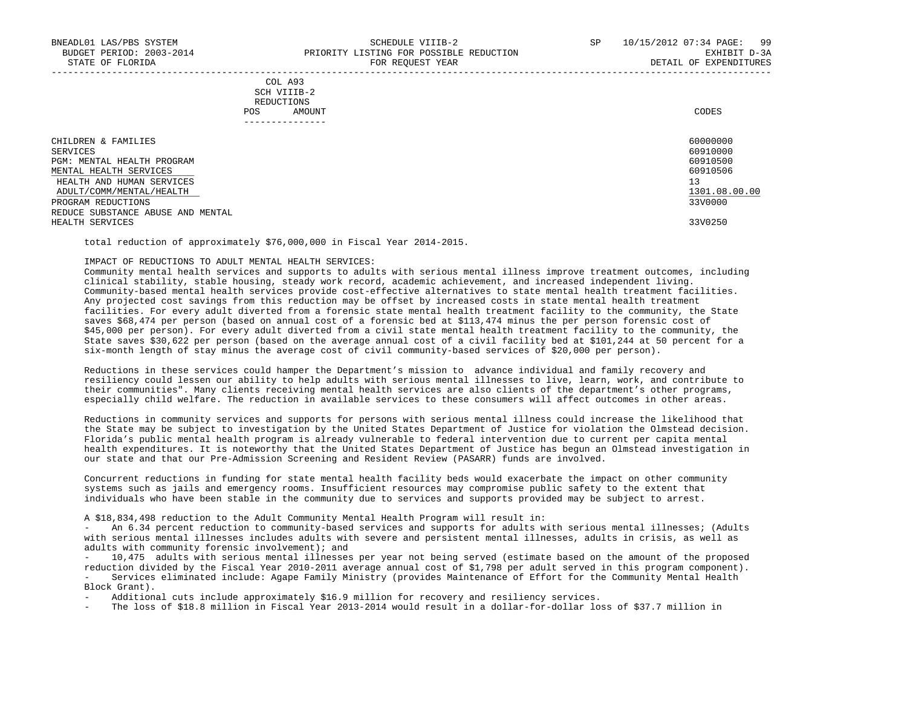| COL A93 SCH VIIIB-2 REDUCTIONS POS AMOUNT | CODES |
|---|---|
| CHILDREN & FAMILIES | 60000000 |
| SERVICES | 60910000 |
| PGM: MENTAL HEALTH PROGRAM | 60910500 |
| MENTAL HEALTH SERVICES | 60910506 |
| HEALTH AND HUMAN SERVICES | 13 |
| ADULT/COMM/MENTAL/HEALTH | 1301.08.00.00 |
| PROGRAM REDUCTIONS | 33V0000 |
| REDUCE SUBSTANCE ABUSE AND MENTAL HEALTH SERVICES | 33V0250 |

total reduction of approximately $76,000,000 in Fiscal Year 2014-2015.

IMPACT OF REDUCTIONS TO ADULT MENTAL HEALTH SERVICES:
Community mental health services and supports to adults with serious mental illness improve treatment outcomes, including clinical stability, stable housing, steady work record, academic achievement, and increased independent living. Community-based mental health services provide cost-effective alternatives to state mental health treatment facilities. Any projected cost savings from this reduction may be offset by increased costs in state mental health treatment facilities. For every adult diverted from a forensic state mental health treatment facility to the community, the State saves $68,474 per person (based on annual cost of a forensic bed at $113,474 minus the per person forensic cost of $45,000 per person). For every adult diverted from a civil state mental health treatment facility to the community, the State saves $30,622 per person (based on the average annual cost of a civil facility bed at $101,244 at 50 percent for a six-month length of stay minus the average cost of civil community-based services of $20,000 per person).

Reductions in these services could hamper the Department's mission to advance individual and family recovery and resiliency could lessen our ability to help adults with serious mental illnesses to live, learn, work, and contribute to their communities". Many clients receiving mental health services are also clients of the department's other programs, especially child welfare. The reduction in available services to these consumers will affect outcomes in other areas.

Reductions in community services and supports for persons with serious mental illness could increase the likelihood that the State may be subject to investigation by the United States Department of Justice for violation the Olmstead decision. Florida's public mental health program is already vulnerable to federal intervention due to current per capita mental health expenditures. It is noteworthy that the United States Department of Justice has begun an Olmstead investigation in our state and that our Pre-Admission Screening and Resident Review (PASARR) funds are involved.

Concurrent reductions in funding for state mental health facility beds would exacerbate the impact on other community systems such as jails and emergency rooms. Insufficient resources may compromise public safety to the extent that individuals who have been stable in the community due to services and supports provided may be subject to arrest.

A $18,834,498 reduction to the Adult Community Mental Health Program will result in:
- An 6.34 percent reduction to community-based services and supports for adults with serious mental illnesses; (Adults with serious mental illnesses includes adults with severe and persistent mental illnesses, adults in crisis, as well as adults with community forensic involvement); and
- 10,475 adults with serious mental illnesses per year not being served (estimate based on the amount of the proposed reduction divided by the Fiscal Year 2010-2011 average annual cost of $1,798 per adult served in this program component).
- Services eliminated include: Agape Family Ministry (provides Maintenance of Effort for the Community Mental Health Block Grant).
- Additional cuts include approximately $16.9 million for recovery and resiliency services.
- The loss of $18.8 million in Fiscal Year 2013-2014 would result in a dollar-for-dollar loss of $37.7 million in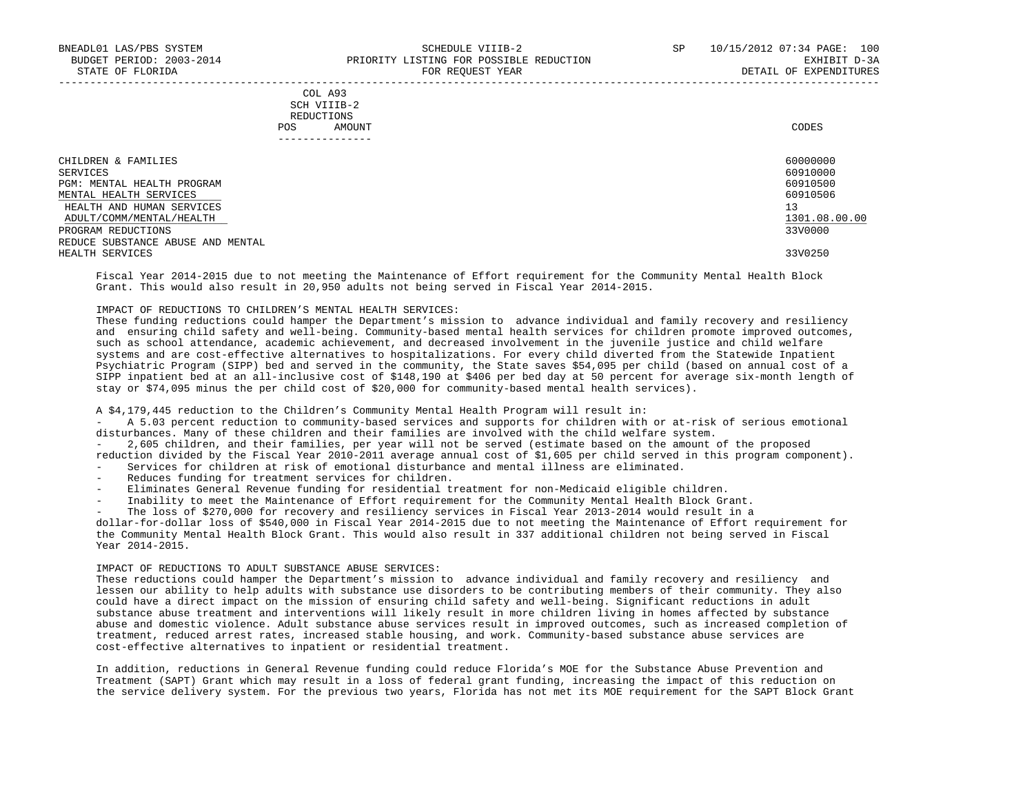| COL A93 SCH VIIIB-2 REDUCTIONS POS AMOUNT | | CODES |
|---|---|---|
| CHILDREN & FAMILIES | | 60000000 |
| SERVICES | | 60910000 |
| PGM: MENTAL HEALTH PROGRAM | | 60910500 |
| MENTAL HEALTH SERVICES | | 60910506 |
| HEALTH AND HUMAN SERVICES | | 13 |
| ADULT/COMM/MENTAL/HEALTH | | 1301.08.00.00 |
| PROGRAM REDUCTIONS | | 33V0000 |
| REDUCE SUBSTANCE ABUSE AND MENTAL HEALTH SERVICES | | 33V0250 |

Fiscal Year 2014-2015 due to not meeting the Maintenance of Effort requirement for the Community Mental Health Block Grant. This would also result in 20,950 adults not being served in Fiscal Year 2014-2015.

IMPACT OF REDUCTIONS TO CHILDREN'S MENTAL HEALTH SERVICES:
These funding reductions could hamper the Department's mission to advance individual and family recovery and resiliency and ensuring child safety and well-being. Community-based mental health services for children promote improved outcomes, such as school attendance, academic achievement, and decreased involvement in the juvenile justice and child welfare systems and are cost-effective alternatives to hospitalizations. For every child diverted from the Statewide Inpatient Psychiatric Program (SIPP) bed and served in the community, the State saves $54,095 per child (based on annual cost of a SIPP inpatient bed at an all-inclusive cost of $148,190 at $406 per bed day at 50 percent for average six-month length of stay or $74,095 minus the per child cost of $20,000 for community-based mental health services).

A $4,179,445 reduction to the Children's Community Mental Health Program will result in:

- A 5.03 percent reduction to community-based services and supports for children with or at-risk of serious emotional disturbances. Many of these children and their families are involved with the child welfare system.
- 2,605 children, and their families, per year will not be served (estimate based on the amount of the proposed reduction divided by the Fiscal Year 2010-2011 average annual cost of $1,605 per child served in this program component).
- Services for children at risk of emotional disturbance and mental illness are eliminated.
- Reduces funding for treatment services for children.
- Eliminates General Revenue funding for residential treatment for non-Medicaid eligible children.
- Inability to meet the Maintenance of Effort requirement for the Community Mental Health Block Grant.
- The loss of $270,000 for recovery and resiliency services in Fiscal Year 2013-2014 would result in a dollar-for-dollar loss of $540,000 in Fiscal Year 2014-2015 due to not meeting the Maintenance of Effort requirement for the Community Mental Health Block Grant. This would also result in 337 additional children not being served in Fiscal Year 2014-2015.

IMPACT OF REDUCTIONS TO ADULT SUBSTANCE ABUSE SERVICES:
These reductions could hamper the Department's mission to advance individual and family recovery and resiliency and lessen our ability to help adults with substance use disorders to be contributing members of their community. They also could have a direct impact on the mission of ensuring child safety and well-being. Significant reductions in adult substance abuse treatment and interventions will likely result in more children living in homes affected by substance abuse and domestic violence. Adult substance abuse services result in improved outcomes, such as increased completion of treatment, reduced arrest rates, increased stable housing, and work. Community-based substance abuse services are cost-effective alternatives to inpatient or residential treatment.

In addition, reductions in General Revenue funding could reduce Florida's MOE for the Substance Abuse Prevention and Treatment (SAPT) Grant which may result in a loss of federal grant funding, increasing the impact of this reduction on the service delivery system. For the previous two years, Florida has not met its MOE requirement for the SAPT Block Grant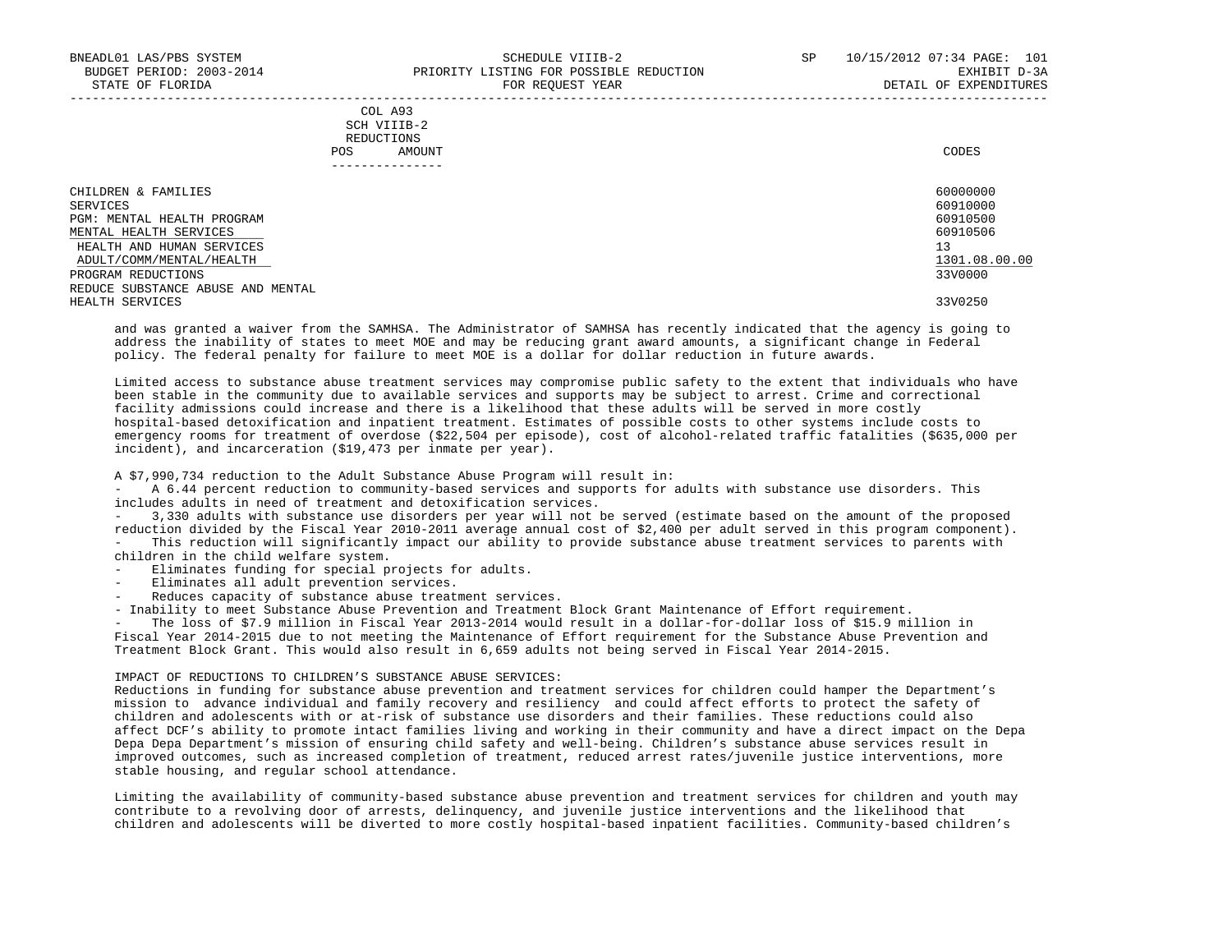COL A93
SCH VIIIB-2
REDUCTIONS
POS AMOUNT

| | CODES |
|---|---|
| CHILDREN & FAMILIES | 60000000 |
| SERVICES | 60910000 |
| PGM: MENTAL HEALTH PROGRAM | 60910500 |
| MENTAL HEALTH SERVICES | 60910506 |
| HEALTH AND HUMAN SERVICES | 13 |
| ADULT/COMM/MENTAL/HEALTH | 1301.08.00.00 |
| PROGRAM REDUCTIONS | 33V0000 |
| REDUCE SUBSTANCE ABUSE AND MENTAL HEALTH SERVICES | 33V0250 |

and was granted a waiver from the SAMHSA. The Administrator of SAMHSA has recently indicated that the agency is going to address the inability of states to meet MOE and may be reducing grant award amounts, a significant change in Federal policy. The federal penalty for failure to meet MOE is a dollar for dollar reduction in future awards.

Limited access to substance abuse treatment services may compromise public safety to the extent that individuals who have been stable in the community due to available services and supports may be subject to arrest. Crime and correctional facility admissions could increase and there is a likelihood that these adults will be served in more costly hospital-based detoxification and inpatient treatment. Estimates of possible costs to other systems include costs to emergency rooms for treatment of overdose ($22,504 per episode), cost of alcohol-related traffic fatalities ($635,000 per incident), and incarceration ($19,473 per inmate per year).

A $7,990,734 reduction to the Adult Substance Abuse Program will result in:

- A 6.44 percent reduction to community-based services and supports for adults with substance use disorders. This includes adults in need of treatment and detoxification services.
- 3,330 adults with substance use disorders per year will not be served (estimate based on the amount of the proposed reduction divided by the Fiscal Year 2010-2011 average annual cost of $2,400 per adult served in this program component).
- This reduction will significantly impact our ability to provide substance abuse treatment services to parents with children in the child welfare system.
- Eliminates funding for special projects for adults.
- Eliminates all adult prevention services.
- Reduces capacity of substance abuse treatment services.
- Inability to meet Substance Abuse Prevention and Treatment Block Grant Maintenance of Effort requirement.
- The loss of $7.9 million in Fiscal Year 2013-2014 would result in a dollar-for-dollar loss of $15.9 million in Fiscal Year 2014-2015 due to not meeting the Maintenance of Effort requirement for the Substance Abuse Prevention and Treatment Block Grant. This would also result in 6,659 adults not being served in Fiscal Year 2014-2015.

IMPACT OF REDUCTIONS TO CHILDREN'S SUBSTANCE ABUSE SERVICES:
Reductions in funding for substance abuse prevention and treatment services for children could hamper the Department's mission to advance individual and family recovery and resiliency and could affect efforts to protect the safety of children and adolescents with or at-risk of substance use disorders and their families. These reductions could also affect DCF's ability to promote intact families living and working in their community and have a direct impact on the Depa Depa Depa Department's mission of ensuring child safety and well-being. Children's substance abuse services result in improved outcomes, such as increased completion of treatment, reduced arrest rates/juvenile justice interventions, more stable housing, and regular school attendance.

Limiting the availability of community-based substance abuse prevention and treatment services for children and youth may contribute to a revolving door of arrests, delinquency, and juvenile justice interventions and the likelihood that children and adolescents will be diverted to more costly hospital-based inpatient facilities. Community-based children's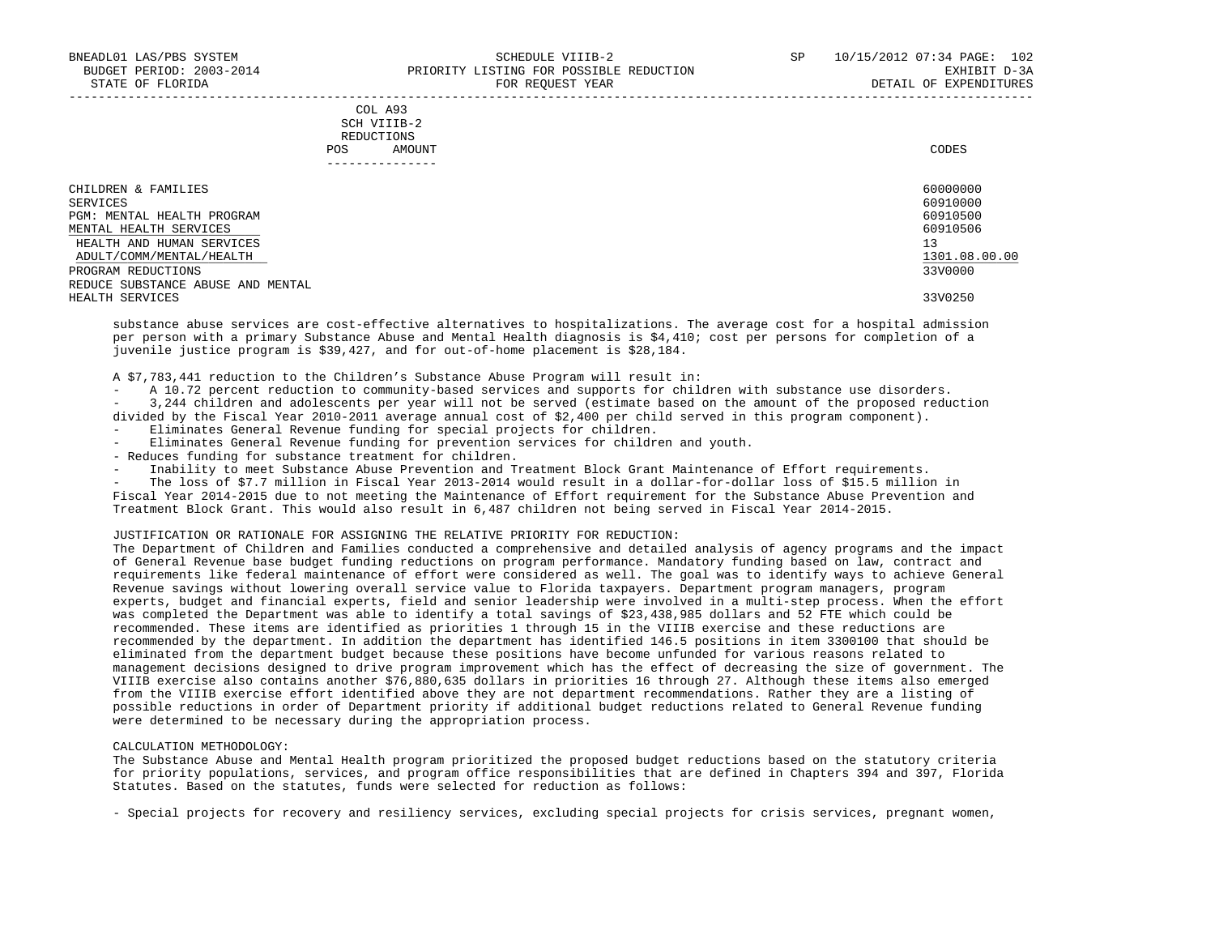| | COL A93 SCH VIIIB-2 REDUCTIONS POS | AMOUNT | CODES |
|---|---|---|---|
| CHILDREN & FAMILIES | | | 60000000 |
| SERVICES | | | 60910000 |
| PGM: MENTAL HEALTH PROGRAM | | | 60910500 |
| MENTAL HEALTH SERVICES | | | 60910506 |
| HEALTH AND HUMAN SERVICES | | | 13 |
| ADULT/COMM/MENTAL/HEALTH | | | 1301.08.00.00 |
| PROGRAM REDUCTIONS | | | 33V0000 |
| REDUCE SUBSTANCE ABUSE AND MENTAL HEALTH SERVICES | | | 33V0250 |

substance abuse services are cost-effective alternatives to hospitalizations. The average cost for a hospital admission per person with a primary Substance Abuse and Mental Health diagnosis is $4,410; cost per persons for completion of a juvenile justice program is $39,427, and for out-of-home placement is $28,184.

A $7,783,441 reduction to the Children's Substance Abuse Program will result in:

- A 10.72 percent reduction to community-based services and supports for children with substance use disorders.
- 3,244 children and adolescents per year will not be served (estimate based on the amount of the proposed reduction divided by the Fiscal Year 2010-2011 average annual cost of $2,400 per child served in this program component).
- Eliminates General Revenue funding for special projects for children.
- Eliminates General Revenue funding for prevention services for children and youth.
- Reduces funding for substance treatment for children.
- Inability to meet Substance Abuse Prevention and Treatment Block Grant Maintenance of Effort requirements.
- The loss of $7.7 million in Fiscal Year 2013-2014 would result in a dollar-for-dollar loss of $15.5 million in Fiscal Year 2014-2015 due to not meeting the Maintenance of Effort requirement for the Substance Abuse Prevention and Treatment Block Grant. This would also result in 6,487 children not being served in Fiscal Year 2014-2015.

JUSTIFICATION OR RATIONALE FOR ASSIGNING THE RELATIVE PRIORITY FOR REDUCTION:
The Department of Children and Families conducted a comprehensive and detailed analysis of agency programs and the impact of General Revenue base budget funding reductions on program performance. Mandatory funding based on law, contract and requirements like federal maintenance of effort were considered as well. The goal was to identify ways to achieve General Revenue savings without lowering overall service value to Florida taxpayers. Department program managers, program experts, budget and financial experts, field and senior leadership were involved in a multi-step process. When the effort was completed the Department was able to identify a total savings of $23,438,985 dollars and 52 FTE which could be recommended. These items are identified as priorities 1 through 15 in the VIIIB exercise and these reductions are recommended by the department. In addition the department has identified 146.5 positions in item 3300100 that should be eliminated from the department budget because these positions have become unfunded for various reasons related to management decisions designed to drive program improvement which has the effect of decreasing the size of government. The VIIIB exercise also contains another $76,880,635 dollars in priorities 16 through 27. Although these items also emerged from the VIIIB exercise effort identified above they are not department recommendations. Rather they are a listing of possible reductions in order of Department priority if additional budget reductions related to General Revenue funding were determined to be necessary during the appropriation process.

CALCULATION METHODOLOGY:
The Substance Abuse and Mental Health program prioritized the proposed budget reductions based on the statutory criteria for priority populations, services, and program office responsibilities that are defined in Chapters 394 and 397, Florida Statutes. Based on the statutes, funds were selected for reduction as follows:

- Special projects for recovery and resiliency services, excluding special projects for crisis services, pregnant women,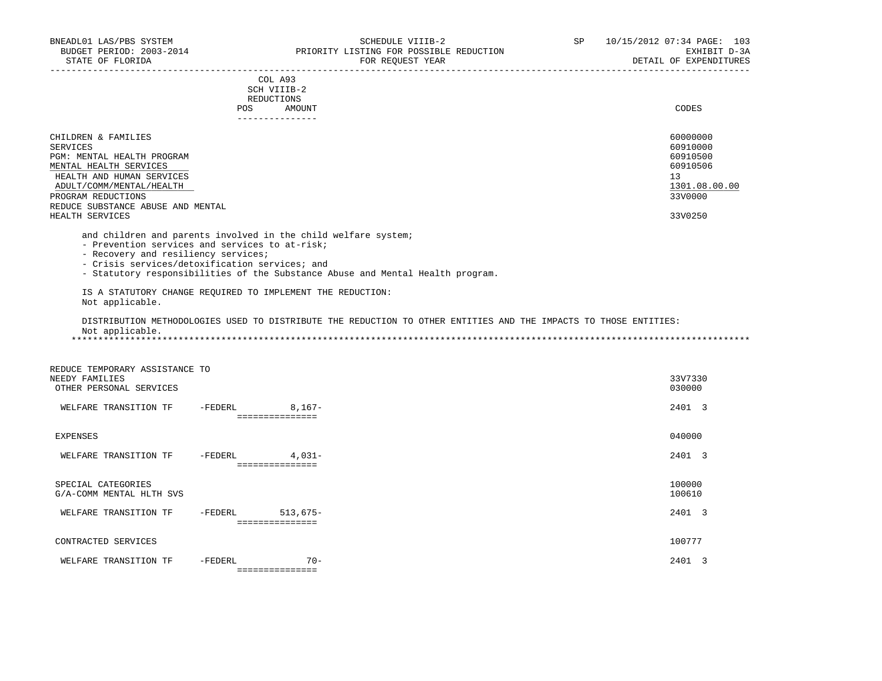| | COL A93 SCH VIIIB-2 REDUCTIONS POS AMOUNT | CODES |
|---|---|---|
| CHILDREN & FAMILIES | | 60000000 |
| SERVICES | | 60910000 |
| PGM: MENTAL HEALTH PROGRAM | | 60910500 |
| MENTAL HEALTH SERVICES | | 60910506 |
| HEALTH AND HUMAN SERVICES | | 13 |
| ADULT/COMM/MENTAL/HEALTH | | 1301.08.00.00 |
| PROGRAM REDUCTIONS | | 33V0000 |
| REDUCE SUBSTANCE ABUSE AND MENTAL HEALTH SERVICES | | 33V0250 |

and children and parents involved in the child welfare system;
- Prevention services and services to at-risk;
- Recovery and resiliency services;
- Crisis services/detoxification services; and
- Statutory responsibilities of the Substance Abuse and Mental Health program.

IS A STATUTORY CHANGE REQUIRED TO IMPLEMENT THE REDUCTION:
Not applicable.

DISTRIBUTION METHODOLOGIES USED TO DISTRIBUTE THE REDUCTION TO OTHER ENTITIES AND THE IMPACTS TO THOSE ENTITIES:
Not applicable.

*******************************************************************************************************************************

| | | AMOUNT | CODES |
|---|---|---|---|
| REDUCE TEMPORARY ASSISTANCE TO NEEDY FAMILIES | | | 33V7330 |
| OTHER PERSONAL SERVICES | | | 030000 |
| WELFARE TRANSITION TF | -FEDERL | 8,167- | 2401 3 |
| EXPENSES | | | 040000 |
| WELFARE TRANSITION TF | -FEDERL | 4,031- | 2401 3 |
| SPECIAL CATEGORIES | | | 100000 |
| G/A-COMM MENTAL HLTH SVS | | | 100610 |
| WELFARE TRANSITION TF | -FEDERL | 513,675- | 2401 3 |
| CONTRACTED SERVICES | | | 100777 |
| WELFARE TRANSITION TF | -FEDERL | 70- | 2401 3 |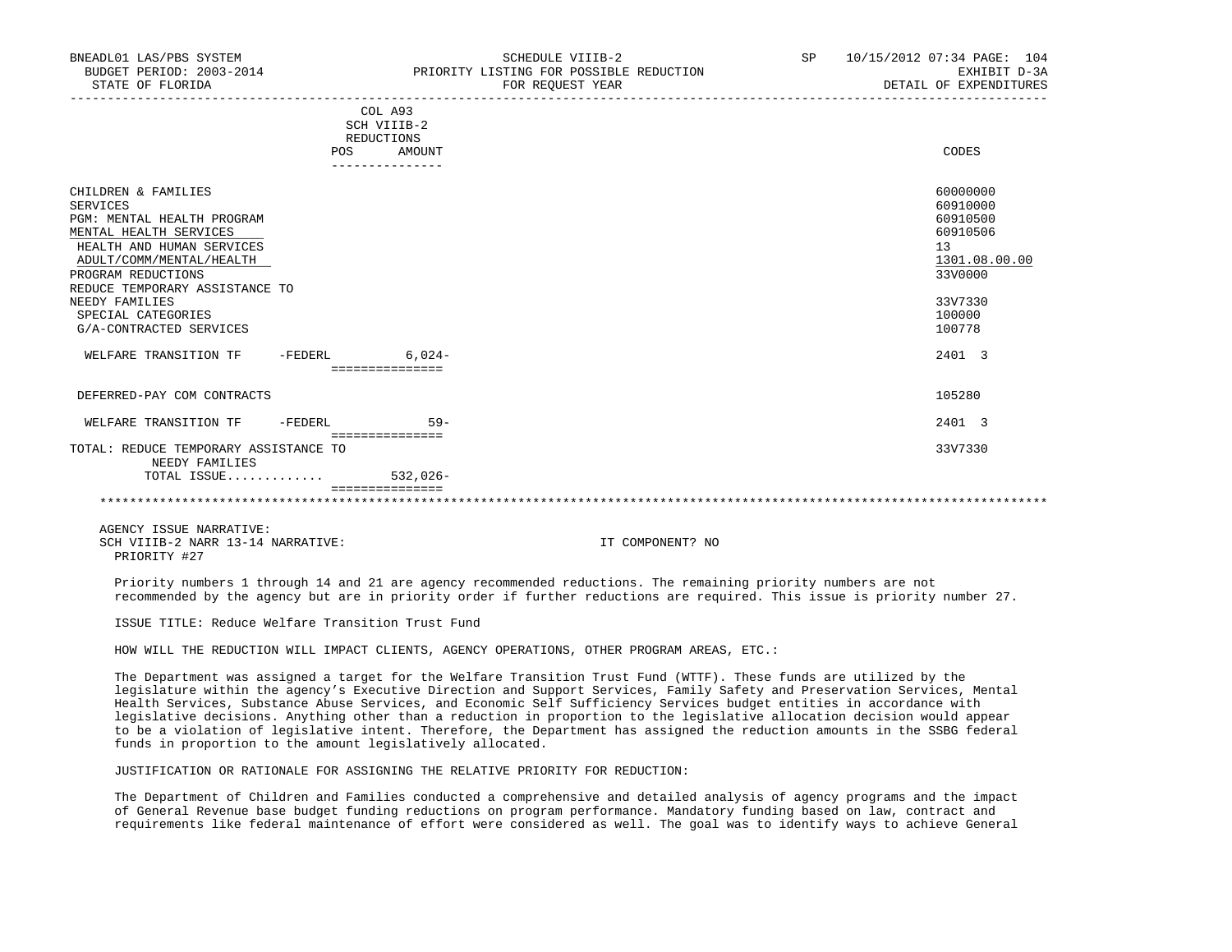| | COL A93 SCH VIIIB-2 REDUCTIONS POS AMOUNT | CODES |
|---|---|---|
| CHILDREN & FAMILIES | | 60000000 |
| SERVICES | | 60910000 |
| PGM: MENTAL HEALTH PROGRAM | | 60910500 |
| MENTAL HEALTH SERVICES | | 60910506 |
| HEALTH AND HUMAN SERVICES | | 13 |
| ADULT/COMM/MENTAL/HEALTH | | 1301.08.00.00 |
| PROGRAM REDUCTIONS | | 33V0000 |
| REDUCE TEMPORARY ASSISTANCE TO NEEDY FAMILIES | | 33V7330 |
| SPECIAL CATEGORIES | | 100000 |
| G/A-CONTRACTED SERVICES | | 100778 |
| WELFARE TRANSITION TF -FEDERL | 6,024- | 2401 3 |
| DEFERRED-PAY COM CONTRACTS | | 105280 |
| WELFARE TRANSITION TF -FEDERL | 59- | 2401 3 |
| TOTAL: REDUCE TEMPORARY ASSISTANCE TO NEEDY FAMILIES | | 33V7330 |
| TOTAL ISSUE............ | 532,026- | |

AGENCY ISSUE NARRATIVE:
SCH VIIIB-2 NARR 13-14 NARRATIVE: IT COMPONENT? NO
PRIORITY #27

Priority numbers 1 through 14 and 21 are agency recommended reductions. The remaining priority numbers are not recommended by the agency but are in priority order if further reductions are required. This issue is priority number 27.

ISSUE TITLE: Reduce Welfare Transition Trust Fund

HOW WILL THE REDUCTION WILL IMPACT CLIENTS, AGENCY OPERATIONS, OTHER PROGRAM AREAS, ETC.:

The Department was assigned a target for the Welfare Transition Trust Fund (WTTF). These funds are utilized by the legislature within the agency's Executive Direction and Support Services, Family Safety and Preservation Services, Mental Health Services, Substance Abuse Services, and Economic Self Sufficiency Services budget entities in accordance with legislative decisions. Anything other than a reduction in proportion to the legislative allocation decision would appear to be a violation of legislative intent. Therefore, the Department has assigned the reduction amounts in the SSBG federal funds in proportion to the amount legislatively allocated.

JUSTIFICATION OR RATIONALE FOR ASSIGNING THE RELATIVE PRIORITY FOR REDUCTION:

The Department of Children and Families conducted a comprehensive and detailed analysis of agency programs and the impact of General Revenue base budget funding reductions on program performance. Mandatory funding based on law, contract and requirements like federal maintenance of effort were considered as well. The goal was to identify ways to achieve General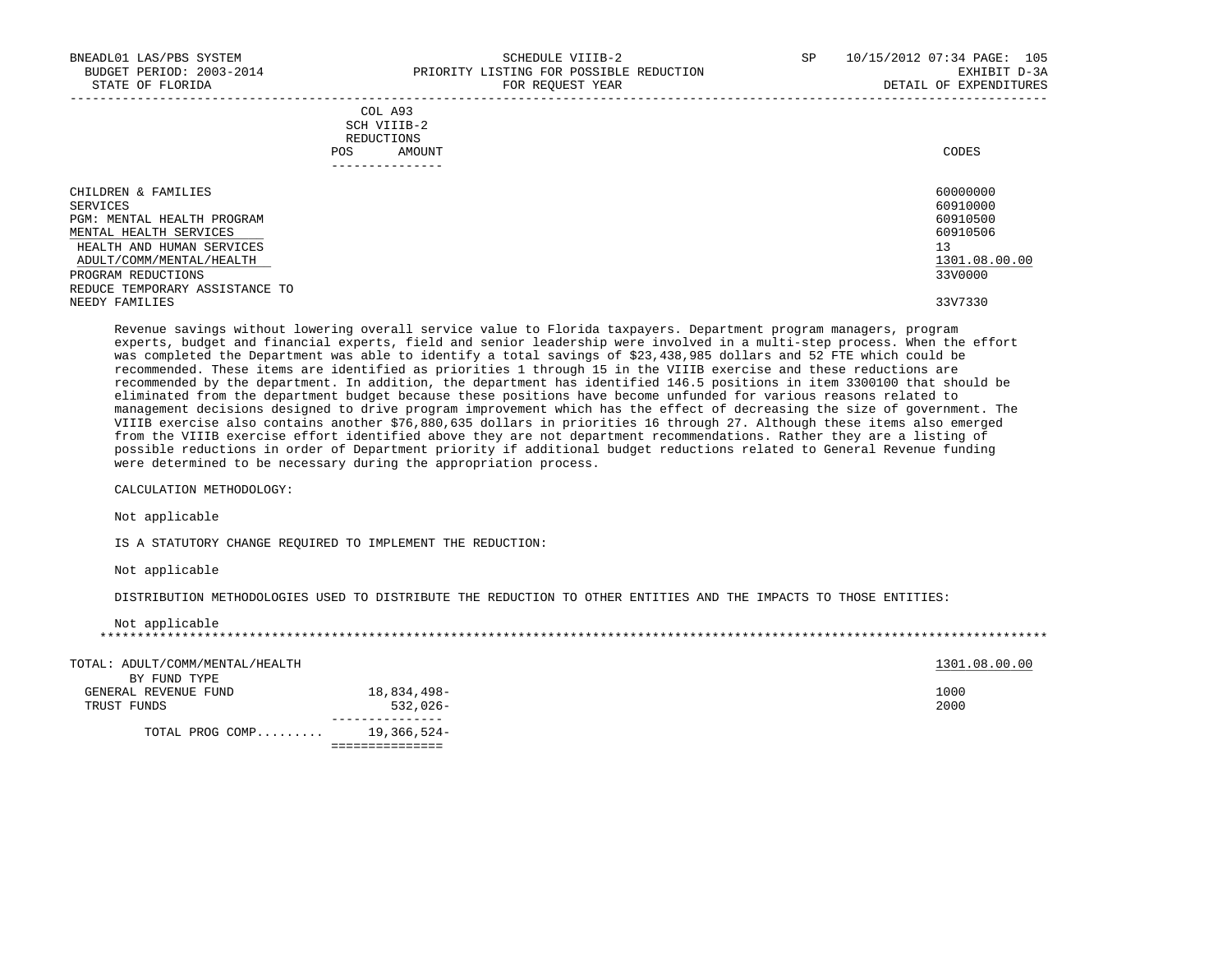BNEADL01 LAS/PBS SYSTEM | SCHEDULE VIIIB-2 | SP 10/15/2012 07:34 PAGE: 105
BUDGET PERIOD: 2003-2014 | PRIORITY LISTING FOR POSSIBLE REDUCTION | EXHIBIT D-3A
STATE OF FLORIDA | FOR REQUEST YEAR | DETAIL OF EXPENDITURES

| | COL A93 SCH VIIIB-2 REDUCTIONS POS | AMOUNT | CODES |
|---|---|---|---|
| CHILDREN & FAMILIES | | | 60000000 |
| SERVICES | | | 60910000 |
| PGM: MENTAL HEALTH PROGRAM | | | 60910500 |
| MENTAL HEALTH SERVICES | | | 60910506 |
| HEALTH AND HUMAN SERVICES | | | 13 |
| ADULT/COMM/MENTAL/HEALTH | | | 1301.08.00.00 |
| PROGRAM REDUCTIONS | | | 33V0000 |
| REDUCE TEMPORARY ASSISTANCE TO NEEDY FAMILIES | | | 33V7330 |

Revenue savings without lowering overall service value to Florida taxpayers. Department program managers, program experts, budget and financial experts, field and senior leadership were involved in a multi-step process. When the effort was completed the Department was able to identify a total savings of $23,438,985 dollars and 52 FTE which could be recommended. These items are identified as priorities 1 through 15 in the VIIIB exercise and these reductions are recommended by the department. In addition, the department has identified 146.5 positions in item 3300100 that should be eliminated from the department budget because these positions have become unfunded for various reasons related to management decisions designed to drive program improvement which has the effect of decreasing the size of government. The VIIIB exercise also contains another $76,880,635 dollars in priorities 16 through 27. Although these items also emerged from the VIIIB exercise effort identified above they are not department recommendations. Rather they are a listing of possible reductions in order of Department priority if additional budget reductions related to General Revenue funding were determined to be necessary during the appropriation process.

CALCULATION METHODOLOGY:

Not applicable

IS A STATUTORY CHANGE REQUIRED TO IMPLEMENT THE REDUCTION:

Not applicable

DISTRIBUTION METHODOLOGIES USED TO DISTRIBUTE THE REDUCTION TO OTHER ENTITIES AND THE IMPACTS TO THOSE ENTITIES:

Not applicable

*******************************************************************************************************************************

| TOTAL: ADULT/COMM/MENTAL/HEALTH | | 1301.08.00.00 |
|---|---|---|
| BY FUND TYPE | | |
| GENERAL REVENUE FUND | 18,834,498- | 1000 |
| TRUST FUNDS | 532,026- | 2000 |
| TOTAL PROG COMP......... | 19,366,524- | |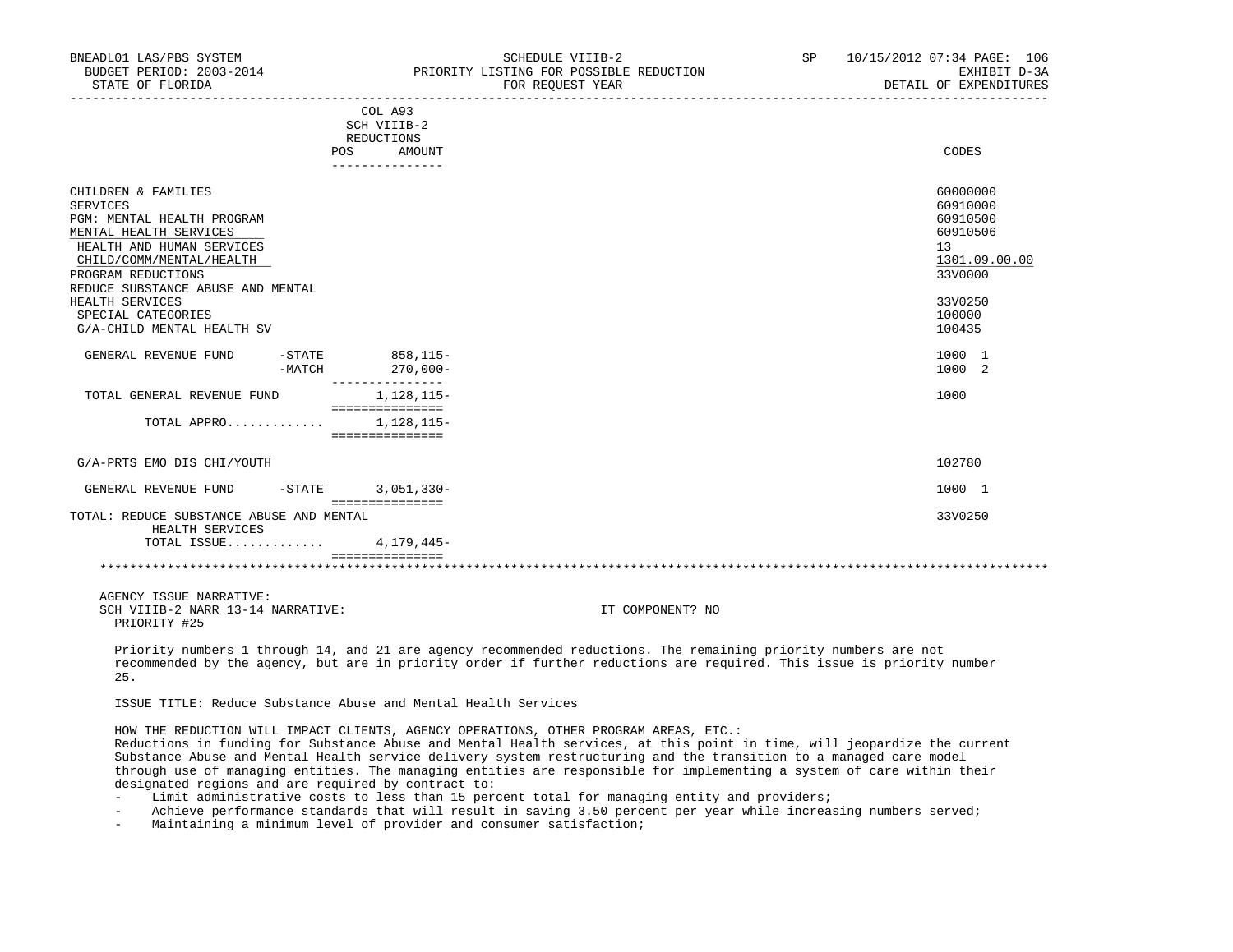| | COL A93 SCH VIIIB-2 REDUCTIONS POS AMOUNT | CODES |
|---|---|---|
| CHILDREN & FAMILIES | | 60000000 |
| SERVICES | | 60910000 |
| PGM: MENTAL HEALTH PROGRAM | | 60910500 |
| MENTAL HEALTH SERVICES | | 60910506 |
| HEALTH AND HUMAN SERVICES | | 13 |
| CHILD/COMM/MENTAL/HEALTH | | 1301.09.00.00 |
| PROGRAM REDUCTIONS | | 33V0000 |
| REDUCE SUBSTANCE ABUSE AND MENTAL HEALTH SERVICES | | 33V0250 |
| SPECIAL CATEGORIES | | 100000 |
| G/A-CHILD MENTAL HEALTH SV | | 100435 |
| GENERAL REVENUE FUND -STATE | 858,115- | 1000 1 |
| -MATCH | 270,000- | 1000 2 |
| TOTAL GENERAL REVENUE FUND | 1,128,115- | 1000 |
| TOTAL APPRO............ | 1,128,115- | |
| G/A-PRTS EMO DIS CHI/YOUTH | | 102780 |
| GENERAL REVENUE FUND -STATE | 3,051,330- | 1000 1 |
| TOTAL: REDUCE SUBSTANCE ABUSE AND MENTAL HEALTH SERVICES | | 33V0250 |
| TOTAL ISSUE............ | 4,179,445- | |

AGENCY ISSUE NARRATIVE:
SCH VIIIB-2 NARR 13-14 NARRATIVE: IT COMPONENT? NO
PRIORITY #25

Priority numbers 1 through 14, and 21 are agency recommended reductions. The remaining priority numbers are not recommended by the agency, but are in priority order if further reductions are required. This issue is priority number 25.

ISSUE TITLE: Reduce Substance Abuse and Mental Health Services

HOW THE REDUCTION WILL IMPACT CLIENTS, AGENCY OPERATIONS, OTHER PROGRAM AREAS, ETC.:
Reductions in funding for Substance Abuse and Mental Health services, at this point in time, will jeopardize the current Substance Abuse and Mental Health service delivery system restructuring and the transition to a managed care model through use of managing entities. The managing entities are responsible for implementing a system of care within their designated regions and are required by contract to:

- Limit administrative costs to less than 15 percent total for managing entity and providers;
- Achieve performance standards that will result in saving 3.50 percent per year while increasing numbers served;
- Maintaining a minimum level of provider and consumer satisfaction;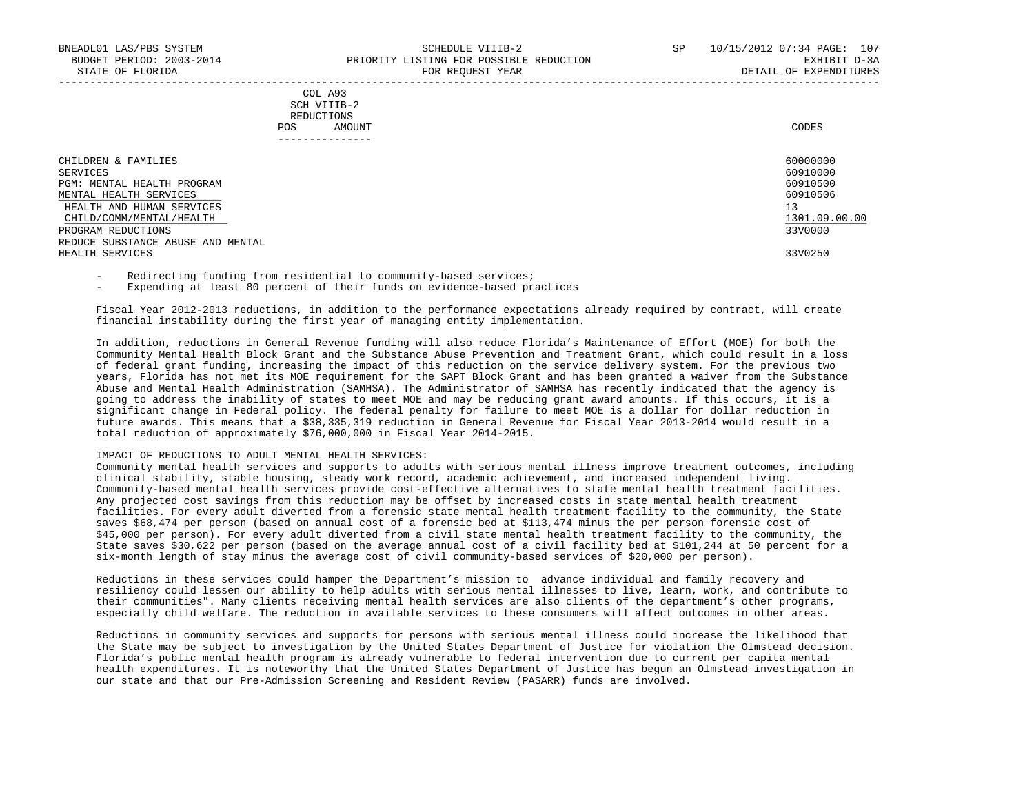| | COL A93 SCH VIIIB-2 REDUCTIONS POS AMOUNT | CODES |
|---|---|---|
| CHILDREN & FAMILIES | | 60000000 |
| SERVICES | | 60910000 |
| PGM: MENTAL HEALTH PROGRAM | | 60910500 |
| MENTAL HEALTH SERVICES | | 60910506 |
| HEALTH AND HUMAN SERVICES | | 13 |
| CHILD/COMM/MENTAL/HEALTH | | 1301.09.00.00 |
| PROGRAM REDUCTIONS | | 33V0000 |
| REDUCE SUBSTANCE ABUSE AND MENTAL HEALTH SERVICES | | 33V0250 |

- Redirecting funding from residential to community-based services;
- Expending at least 80 percent of their funds on evidence-based practices

Fiscal Year 2012-2013 reductions, in addition to the performance expectations already required by contract, will create financial instability during the first year of managing entity implementation.

In addition, reductions in General Revenue funding will also reduce Florida's Maintenance of Effort (MOE) for both the Community Mental Health Block Grant and the Substance Abuse Prevention and Treatment Grant, which could result in a loss of federal grant funding, increasing the impact of this reduction on the service delivery system. For the previous two years, Florida has not met its MOE requirement for the SAPT Block Grant and has been granted a waiver from the Substance Abuse and Mental Health Administration (SAMHSA). The Administrator of SAMHSA has recently indicated that the agency is going to address the inability of states to meet MOE and may be reducing grant award amounts. If this occurs, it is a significant change in Federal policy. The federal penalty for failure to meet MOE is a dollar for dollar reduction in future awards. This means that a $38,335,319 reduction in General Revenue for Fiscal Year 2013-2014 would result in a total reduction of approximately $76,000,000 in Fiscal Year 2014-2015.

IMPACT OF REDUCTIONS TO ADULT MENTAL HEALTH SERVICES:
Community mental health services and supports to adults with serious mental illness improve treatment outcomes, including clinical stability, stable housing, steady work record, academic achievement, and increased independent living. Community-based mental health services provide cost-effective alternatives to state mental health treatment facilities. Any projected cost savings from this reduction may be offset by increased costs in state mental health treatment facilities. For every adult diverted from a forensic state mental health treatment facility to the community, the State saves $68,474 per person (based on annual cost of a forensic bed at $113,474 minus the per person forensic cost of $45,000 per person). For every adult diverted from a civil state mental health treatment facility to the community, the State saves $30,622 per person (based on the average annual cost of a civil facility bed at $101,244 at 50 percent for a six-month length of stay minus the average cost of civil community-based services of $20,000 per person).

Reductions in these services could hamper the Department's mission to advance individual and family recovery and resiliency could lessen our ability to help adults with serious mental illnesses to live, learn, work, and contribute to their communities". Many clients receiving mental health services are also clients of the department's other programs, especially child welfare. The reduction in available services to these consumers will affect outcomes in other areas.

Reductions in community services and supports for persons with serious mental illness could increase the likelihood that the State may be subject to investigation by the United States Department of Justice for violation the Olmstead decision. Florida's public mental health program is already vulnerable to federal intervention due to current per capita mental health expenditures. It is noteworthy that the United States Department of Justice has begun an Olmstead investigation in our state and that our Pre-Admission Screening and Resident Review (PASARR) funds are involved.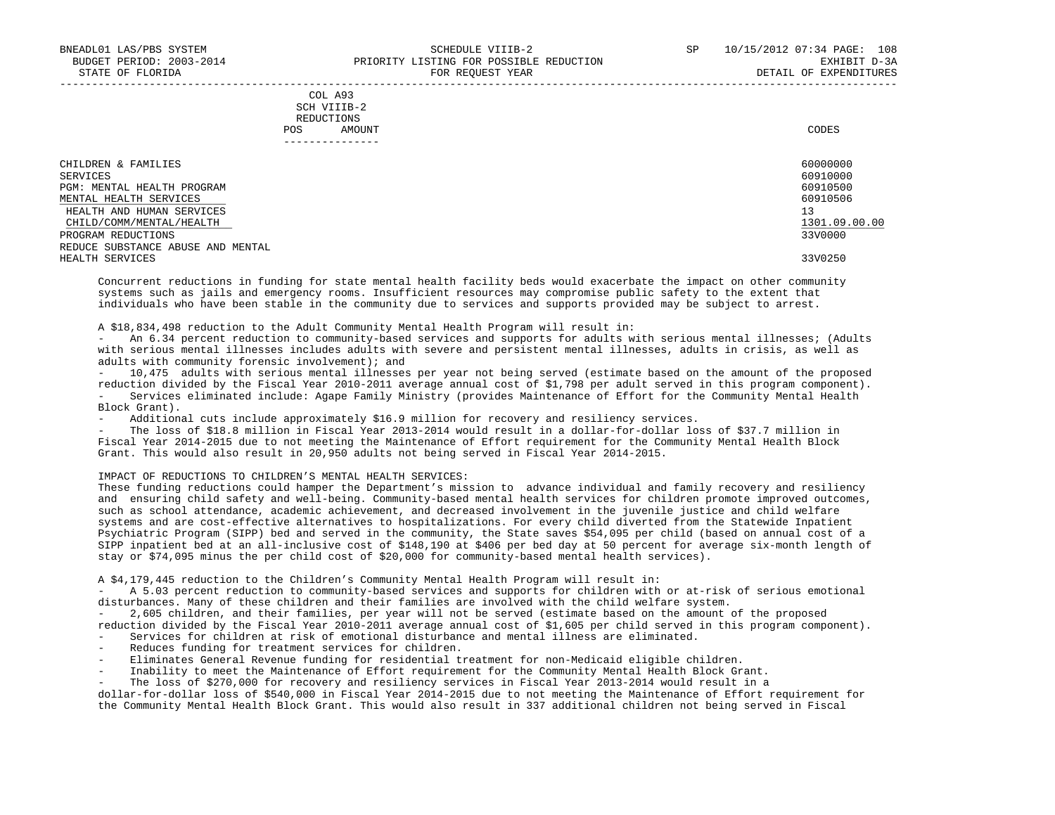| | COL A93 SCH VIIIB-2 REDUCTIONS POS AMOUNT | CODES |
|---|---|---|
| CHILDREN & FAMILIES | | 60000000 |
| SERVICES | | 60910000 |
| PGM: MENTAL HEALTH PROGRAM | | 60910500 |
| MENTAL HEALTH SERVICES | | 60910506 |
| HEALTH AND HUMAN SERVICES | | 13 |
| CHILD/COMM/MENTAL/HEALTH | | 1301.09.00.00 |
| PROGRAM REDUCTIONS | | 33V0000 |
| REDUCE SUBSTANCE ABUSE AND MENTAL HEALTH SERVICES | | 33V0250 |

Concurrent reductions in funding for state mental health facility beds would exacerbate the impact on other community systems such as jails and emergency rooms. Insufficient resources may compromise public safety to the extent that individuals who have been stable in the community due to services and supports provided may be subject to arrest.

A $18,834,498 reduction to the Adult Community Mental Health Program will result in:

- An 6.34 percent reduction to community-based services and supports for adults with serious mental illnesses; (Adults with serious mental illnesses includes adults with severe and persistent mental illnesses, adults in crisis, as well as adults with community forensic involvement); and
- 10,475 adults with serious mental illnesses per year not being served (estimate based on the amount of the proposed reduction divided by the Fiscal Year 2010-2011 average annual cost of $1,798 per adult served in this program component).
- Services eliminated include: Agape Family Ministry (provides Maintenance of Effort for the Community Mental Health Block Grant).
- Additional cuts include approximately $16.9 million for recovery and resiliency services.
- The loss of $18.8 million in Fiscal Year 2013-2014 would result in a dollar-for-dollar loss of $37.7 million in Fiscal Year 2014-2015 due to not meeting the Maintenance of Effort requirement for the Community Mental Health Block Grant. This would also result in 20,950 adults not being served in Fiscal Year 2014-2015.

IMPACT OF REDUCTIONS TO CHILDREN'S MENTAL HEALTH SERVICES:
These funding reductions could hamper the Department's mission to advance individual and family recovery and resiliency and ensuring child safety and well-being. Community-based mental health services for children promote improved outcomes, such as school attendance, academic achievement, and decreased involvement in the juvenile justice and child welfare systems and are cost-effective alternatives to hospitalizations. For every child diverted from the Statewide Inpatient Psychiatric Program (SIPP) bed and served in the community, the State saves $54,095 per child (based on annual cost of a SIPP inpatient bed at an all-inclusive cost of $148,190 at $406 per bed day at 50 percent for average six-month length of stay or $74,095 minus the per child cost of $20,000 for community-based mental health services).

A $4,179,445 reduction to the Children's Community Mental Health Program will result in:

- A 5.03 percent reduction to community-based services and supports for children with or at-risk of serious emotional disturbances. Many of these children and their families are involved with the child welfare system.
- 2,605 children, and their families, per year will not be served (estimate based on the amount of the proposed reduction divided by the Fiscal Year 2010-2011 average annual cost of $1,605 per child served in this program component).
- Services for children at risk of emotional disturbance and mental illness are eliminated.
- Reduces funding for treatment services for children.
- Eliminates General Revenue funding for residential treatment for non-Medicaid eligible children.
- Inability to meet the Maintenance of Effort requirement for the Community Mental Health Block Grant.
- The loss of $270,000 for recovery and resiliency services in Fiscal Year 2013-2014 would result in a dollar-for-dollar loss of $540,000 in Fiscal Year 2014-2015 due to not meeting the Maintenance of Effort requirement for the Community Mental Health Block Grant. This would also result in 337 additional children not being served in Fiscal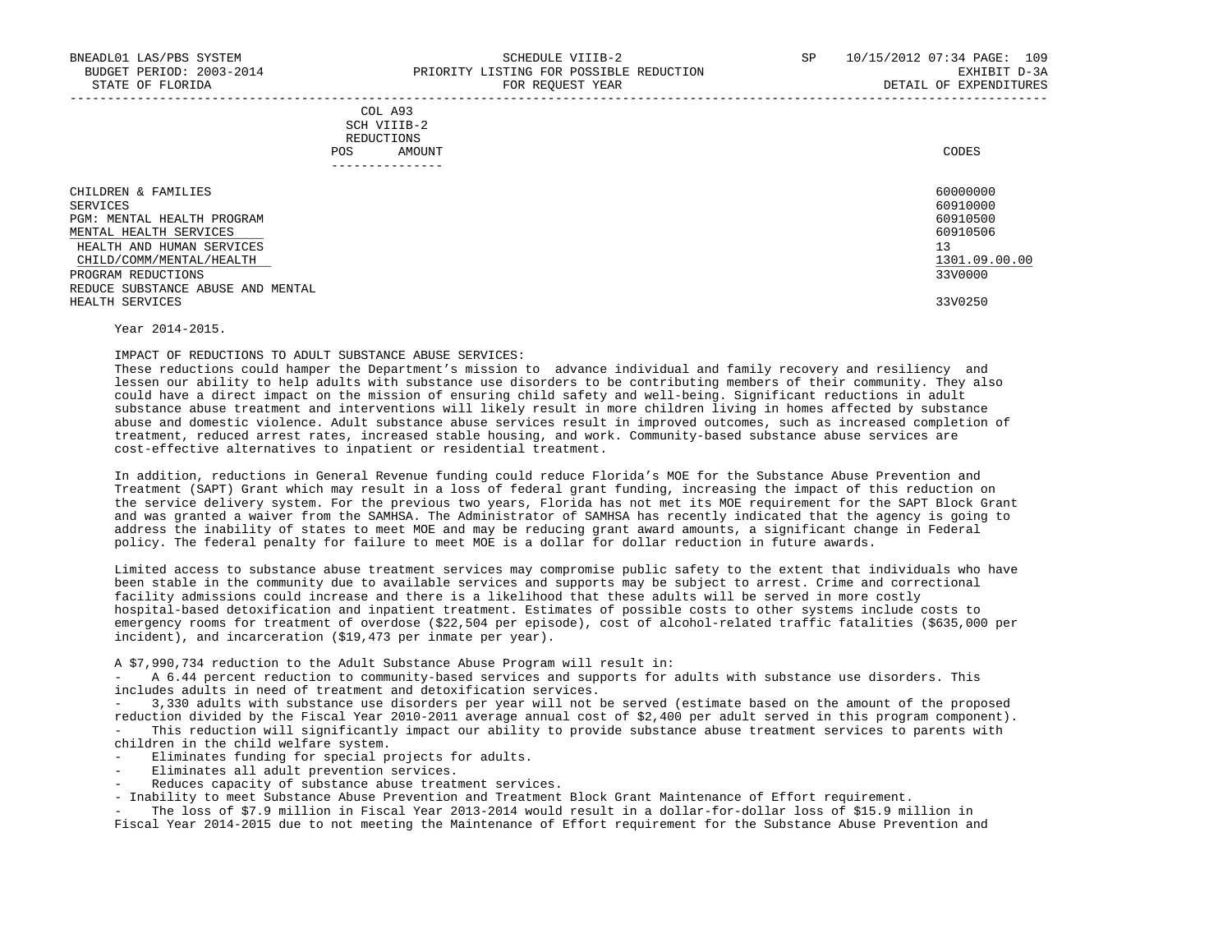COL A93
SCH VIIIB-2
REDUCTIONS

| | POS | AMOUNT | CODES |
|---|---|---|---|
| CHILDREN & FAMILIES | | | 60000000 |
| SERVICES | | | 60910000 |
| PGM: MENTAL HEALTH PROGRAM | | | 60910500 |
| MENTAL HEALTH SERVICES | | | 60910506 |
| HEALTH AND HUMAN SERVICES | | | 13 |
| CHILD/COMM/MENTAL/HEALTH | | | 1301.09.00.00 |
| PROGRAM REDUCTIONS | | | 33V0000 |
| REDUCE SUBSTANCE ABUSE AND MENTAL HEALTH SERVICES | | | 33V0250 |

Year 2014-2015.

IMPACT OF REDUCTIONS TO ADULT SUBSTANCE ABUSE SERVICES:
These reductions could hamper the Department's mission to advance individual and family recovery and resiliency and lessen our ability to help adults with substance use disorders to be contributing members of their community. They also could have a direct impact on the mission of ensuring child safety and well-being. Significant reductions in adult substance abuse treatment and interventions will likely result in more children living in homes affected by substance abuse and domestic violence. Adult substance abuse services result in improved outcomes, such as increased completion of treatment, reduced arrest rates, increased stable housing, and work. Community-based substance abuse services are cost-effective alternatives to inpatient or residential treatment.

In addition, reductions in General Revenue funding could reduce Florida's MOE for the Substance Abuse Prevention and Treatment (SAPT) Grant which may result in a loss of federal grant funding, increasing the impact of this reduction on the service delivery system. For the previous two years, Florida has not met its MOE requirement for the SAPT Block Grant and was granted a waiver from the SAMHSA. The Administrator of SAMHSA has recently indicated that the agency is going to address the inability of states to meet MOE and may be reducing grant award amounts, a significant change in Federal policy. The federal penalty for failure to meet MOE is a dollar for dollar reduction in future awards.

Limited access to substance abuse treatment services may compromise public safety to the extent that individuals who have been stable in the community due to available services and supports may be subject to arrest. Crime and correctional facility admissions could increase and there is a likelihood that these adults will be served in more costly hospital-based detoxification and inpatient treatment. Estimates of possible costs to other systems include costs to emergency rooms for treatment of overdose ($22,504 per episode), cost of alcohol-related traffic fatalities ($635,000 per incident), and incarceration ($19,473 per inmate per year).

A $7,990,734 reduction to the Adult Substance Abuse Program will result in:
- A 6.44 percent reduction to community-based services and supports for adults with substance use disorders. This includes adults in need of treatment and detoxification services.
- 3,330 adults with substance use disorders per year will not be served (estimate based on the amount of the proposed reduction divided by the Fiscal Year 2010-2011 average annual cost of $2,400 per adult served in this program component).
- This reduction will significantly impact our ability to provide substance abuse treatment services to parents with children in the child welfare system.
- Eliminates funding for special projects for adults.
- Eliminates all adult prevention services.
- Reduces capacity of substance abuse treatment services.
- Inability to meet Substance Abuse Prevention and Treatment Block Grant Maintenance of Effort requirement.
- The loss of $7.9 million in Fiscal Year 2013-2014 would result in a dollar-for-dollar loss of $15.9 million in Fiscal Year 2014-2015 due to not meeting the Maintenance of Effort requirement for the Substance Abuse Prevention and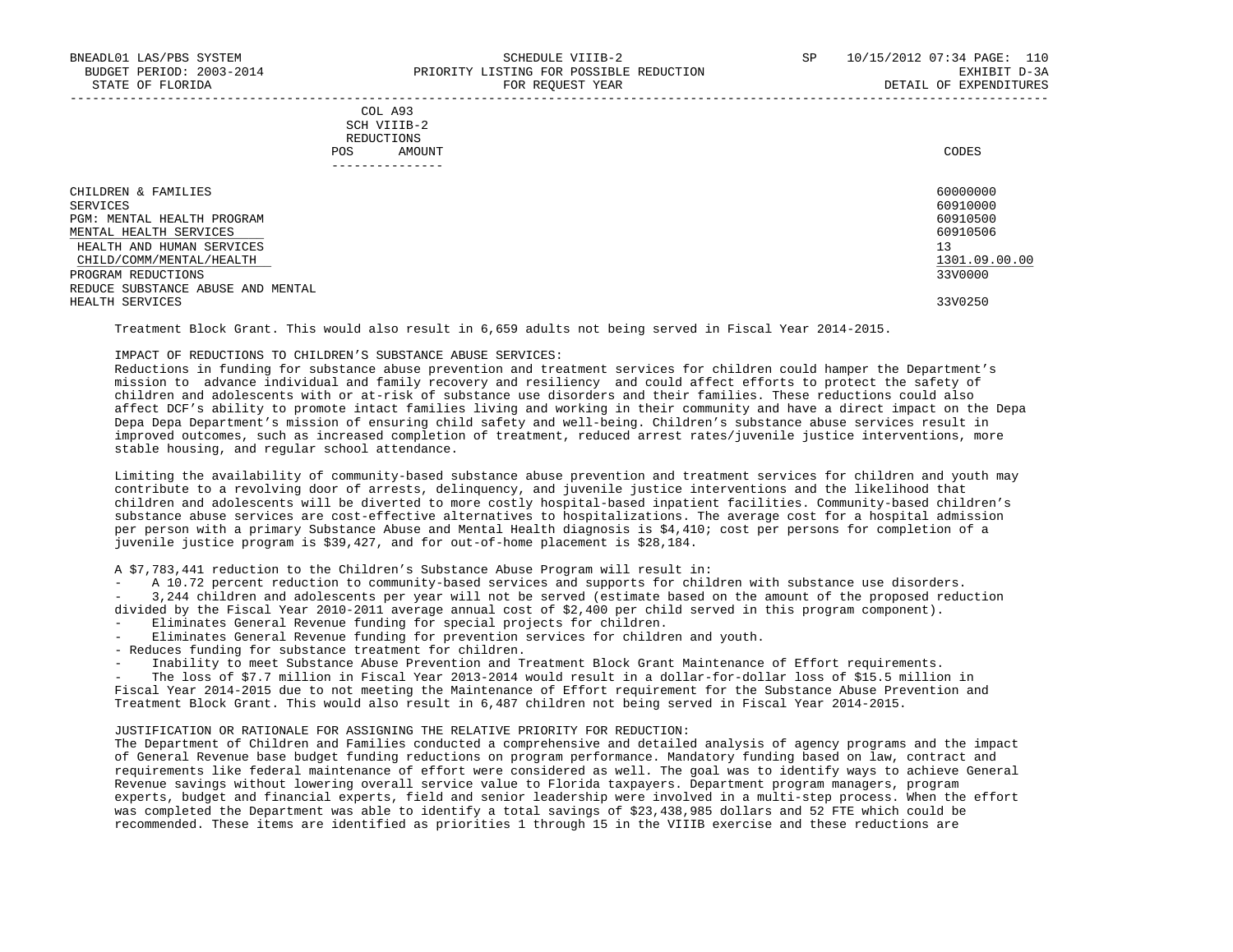| COL A93 SCH VIIIB-2 REDUCTIONS POS AMOUNT | CODES |
|---|---|
| CHILDREN & FAMILIES | 60000000 |
| SERVICES | 60910000 |
| PGM: MENTAL HEALTH PROGRAM | 60910500 |
| MENTAL HEALTH SERVICES | 60910506 |
| HEALTH AND HUMAN SERVICES | 13 |
| CHILD/COMM/MENTAL/HEALTH | 1301.09.00.00 |
| PROGRAM REDUCTIONS | 33V0000 |
| REDUCE SUBSTANCE ABUSE AND MENTAL HEALTH SERVICES | 33V0250 |

Treatment Block Grant. This would also result in 6,659 adults not being served in Fiscal Year 2014-2015.

IMPACT OF REDUCTIONS TO CHILDREN'S SUBSTANCE ABUSE SERVICES:
Reductions in funding for substance abuse prevention and treatment services for children could hamper the Department's mission to advance individual and family recovery and resiliency and could affect efforts to protect the safety of children and adolescents with or at-risk of substance use disorders and their families. These reductions could also affect DCF's ability to promote intact families living and working in their community and have a direct impact on the Depa Depa Department's mission of ensuring child safety and well-being. Children's substance abuse services result in improved outcomes, such as increased completion of treatment, reduced arrest rates/juvenile justice interventions, more stable housing, and regular school attendance.

Limiting the availability of community-based substance abuse prevention and treatment services for children and youth may contribute to a revolving door of arrests, delinquency, and juvenile justice interventions and the likelihood that children and adolescents will be diverted to more costly hospital-based inpatient facilities. Community-based children's substance abuse services are cost-effective alternatives to hospitalizations. The average cost for a hospital admission per person with a primary Substance Abuse and Mental Health diagnosis is $4,410; cost per persons for completion of a juvenile justice program is $39,427, and for out-of-home placement is $28,184.

A $7,783,441 reduction to the Children's Substance Abuse Program will result in:

- A 10.72 percent reduction to community-based services and supports for children with substance use disorders.
- 3,244 children and adolescents per year will not be served (estimate based on the amount of the proposed reduction divided by the Fiscal Year 2010-2011 average annual cost of $2,400 per child served in this program component).
- Eliminates General Revenue funding for special projects for children.
- Eliminates General Revenue funding for prevention services for children and youth.
- Reduces funding for substance treatment for children.
- Inability to meet Substance Abuse Prevention and Treatment Block Grant Maintenance of Effort requirements.
- The loss of $7.7 million in Fiscal Year 2013-2014 would result in a dollar-for-dollar loss of $15.5 million in Fiscal Year 2014-2015 due to not meeting the Maintenance of Effort requirement for the Substance Abuse Prevention and Treatment Block Grant. This would also result in 6,487 children not being served in Fiscal Year 2014-2015.

JUSTIFICATION OR RATIONALE FOR ASSIGNING THE RELATIVE PRIORITY FOR REDUCTION:
The Department of Children and Families conducted a comprehensive and detailed analysis of agency programs and the impact of General Revenue base budget funding reductions on program performance. Mandatory funding based on law, contract and requirements like federal maintenance of effort were considered as well. The goal was to identify ways to achieve General Revenue savings without lowering overall service value to Florida taxpayers. Department program managers, program experts, budget and financial experts, field and senior leadership were involved in a multi-step process. When the effort was completed the Department was able to identify a total savings of $23,438,985 dollars and 52 FTE which could be recommended. These items are identified as priorities 1 through 15 in the VIIIB exercise and these reductions are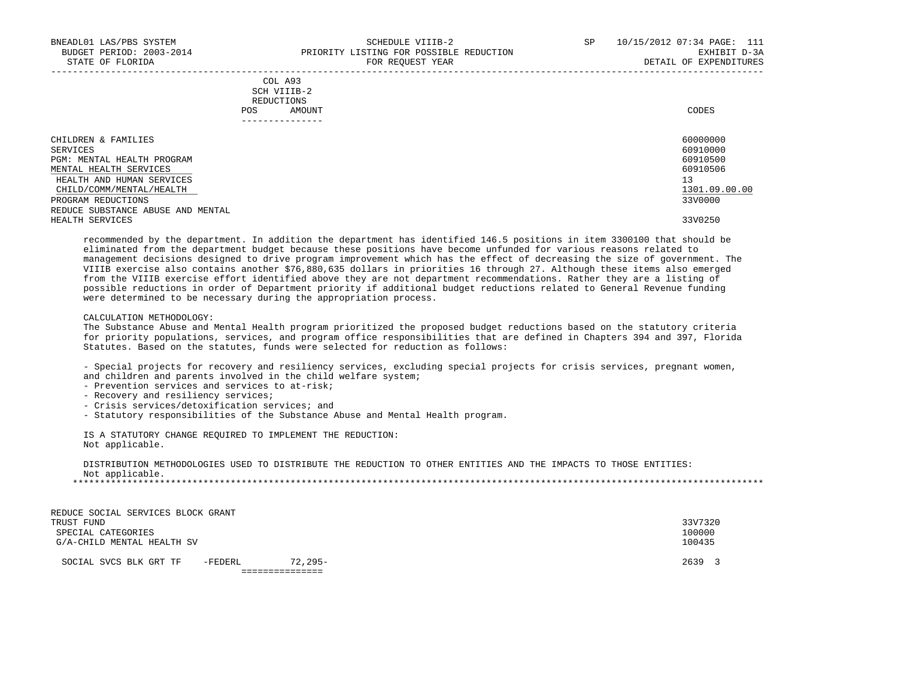| | COL A93 SCH VIIIB-2 REDUCTIONS POS AMOUNT | CODES |
|---|---|---|
| CHILDREN & FAMILIES | | 60000000 |
| SERVICES | | 60910000 |
| PGM: MENTAL HEALTH PROGRAM | | 60910500 |
| MENTAL HEALTH SERVICES | | 60910506 |
| HEALTH AND HUMAN SERVICES | | 13 |
| CHILD/COMM/MENTAL/HEALTH | | 1301.09.00.00 |
| PROGRAM REDUCTIONS | | 33V0000 |
| REDUCE SUBSTANCE ABUSE AND MENTAL HEALTH SERVICES | | 33V0250 |

recommended by the department. In addition the department has identified 146.5 positions in item 3300100 that should be eliminated from the department budget because these positions have become unfunded for various reasons related to management decisions designed to drive program improvement which has the effect of decreasing the size of government. The VIIIB exercise also contains another $76,880,635 dollars in priorities 16 through 27. Although these items also emerged from the VIIIB exercise effort identified above they are not department recommendations. Rather they are a listing of possible reductions in order of Department priority if additional budget reductions related to General Revenue funding were determined to be necessary during the appropriation process.

CALCULATION METHODOLOGY:
The Substance Abuse and Mental Health program prioritized the proposed budget reductions based on the statutory criteria for priority populations, services, and program office responsibilities that are defined in Chapters 394 and 397, Florida Statutes. Based on the statutes, funds were selected for reduction as follows:

- Special projects for recovery and resiliency services, excluding special projects for crisis services, pregnant women, and children and parents involved in the child welfare system;
- Prevention services and services to at-risk;
- Recovery and resiliency services;
- Crisis services/detoxification services; and
- Statutory responsibilities of the Substance Abuse and Mental Health program.

IS A STATUTORY CHANGE REQUIRED TO IMPLEMENT THE REDUCTION:
Not applicable.

DISTRIBUTION METHODOLOGIES USED TO DISTRIBUTE THE REDUCTION TO OTHER ENTITIES AND THE IMPACTS TO THOSE ENTITIES:
Not applicable.

*******************************************************************************************************************************

| | AMOUNT | CODES |
|---|---|---|
| REDUCE SOCIAL SERVICES BLOCK GRANT TRUST FUND | | 33V7320 |
| SPECIAL CATEGORIES | | 100000 |
| G/A-CHILD MENTAL HEALTH SV | | 100435 |
| SOCIAL SVCS BLK GRT TF -FEDERL | 72,295- | 2639 3 |
| | =============== | |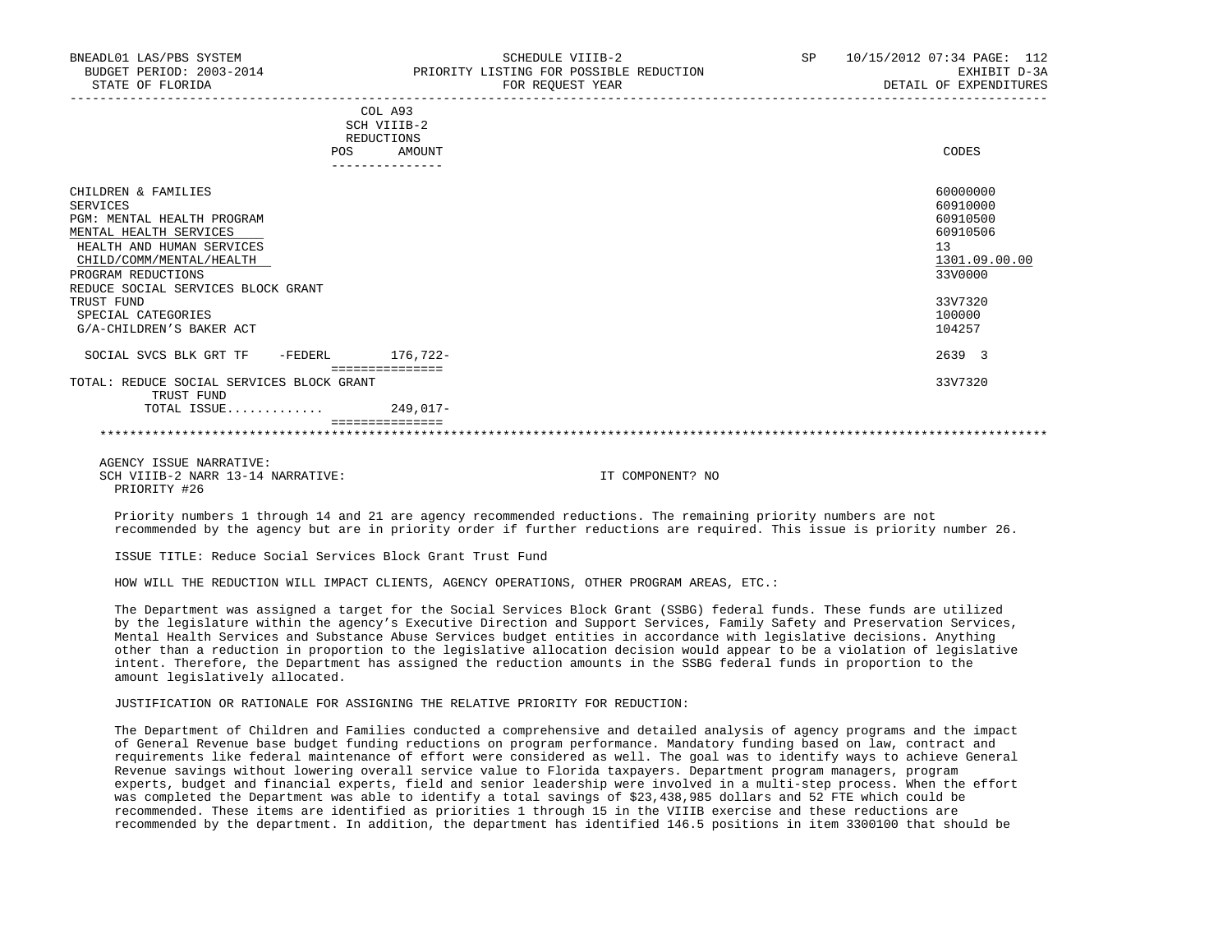BNEADL01 LAS/PBS SYSTEM — SCHEDULE VIIIB-2 — SP 10/15/2012 07:34

BUDGET PERIOD: 2003-2014 — PRIORITY LISTING FOR POSSIBLE REDUCTION — EXHIBIT D-3A

STATE OF FLORIDA — FOR REQUEST YEAR — DETAIL OF EXPENDITURES

| | COL A93 SCH VIIIB-2 REDUCTIONS POS | AMOUNT | CODES |
|---|---|---|---|
| CHILDREN & FAMILIES | | | 60000000 |
| SERVICES | | | 60910000 |
| PGM: MENTAL HEALTH PROGRAM | | | 60910500 |
| MENTAL HEALTH SERVICES | | | 60910506 |
| HEALTH AND HUMAN SERVICES | | | 13 |
| CHILD/COMM/MENTAL/HEALTH | | | 1301.09.00.00 |
| PROGRAM REDUCTIONS | | | 33V0000 |
| REDUCE SOCIAL SERVICES BLOCK GRANT TRUST FUND | | | 33V7320 |
| SPECIAL CATEGORIES | | | 100000 |
| G/A-CHILDREN'S BAKER ACT | | | 104257 |
| SOCIAL SVCS BLK GRT TF -FEDERL | | 176,722- | 2639 3 |
| TOTAL: REDUCE SOCIAL SERVICES BLOCK GRANT TRUST FUND | | | 33V7320 |
| TOTAL ISSUE............. | | 249,017- | |

AGENCY ISSUE NARRATIVE:

SCH VIIIB-2 NARR 13-14 NARRATIVE: IT COMPONENT? NO

PRIORITY #26

Priority numbers 1 through 14 and 21 are agency recommended reductions. The remaining priority numbers are not recommended by the agency but are in priority order if further reductions are required. This issue is priority number 26.

ISSUE TITLE: Reduce Social Services Block Grant Trust Fund

HOW WILL THE REDUCTION WILL IMPACT CLIENTS, AGENCY OPERATIONS, OTHER PROGRAM AREAS, ETC.:

The Department was assigned a target for the Social Services Block Grant (SSBG) federal funds. These funds are utilized by the legislature within the agency's Executive Direction and Support Services, Family Safety and Preservation Services, Mental Health Services and Substance Abuse Services budget entities in accordance with legislative decisions. Anything other than a reduction in proportion to the legislative allocation decision would appear to be a violation of legislative intent. Therefore, the Department has assigned the reduction amounts in the SSBG federal funds in proportion to the amount legislatively allocated.

JUSTIFICATION OR RATIONALE FOR ASSIGNING THE RELATIVE PRIORITY FOR REDUCTION:

The Department of Children and Families conducted a comprehensive and detailed analysis of agency programs and the impact of General Revenue base budget funding reductions on program performance. Mandatory funding based on law, contract and requirements like federal maintenance of effort were considered as well. The goal was to identify ways to achieve General Revenue savings without lowering overall service value to Florida taxpayers. Department program managers, program experts, budget and financial experts, field and senior leadership were involved in a multi-step process. When the effort was completed the Department was able to identify a total savings of $23,438,985 dollars and 52 FTE which could be recommended. These items are identified as priorities 1 through 15 in the VIIIB exercise and these reductions are recommended by the department. In addition, the department has identified 146.5 positions in item 3300100 that should be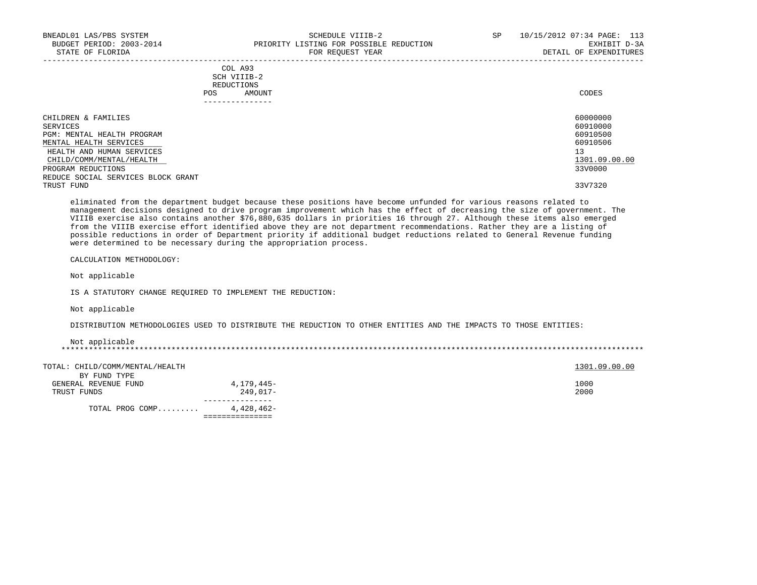| | COL A93 SCH VIIIB-2 REDUCTIONS POS AMOUNT | CODES |
|---|---|---|
| CHILDREN & FAMILIES | | 60000000 |
| SERVICES | | 60910000 |
| PGM: MENTAL HEALTH PROGRAM | | 60910500 |
| MENTAL HEALTH SERVICES | | 60910506 |
| HEALTH AND HUMAN SERVICES | | 13 |
| CHILD/COMM/MENTAL/HEALTH | | 1301.09.00.00 |
| PROGRAM REDUCTIONS | | 33V0000 |
| REDUCE SOCIAL SERVICES BLOCK GRANT TRUST FUND | | 33V7320 |

eliminated from the department budget because these positions have become unfunded for various reasons related to management decisions designed to drive program improvement which has the effect of decreasing the size of government. The VIIIB exercise also contains another $76,880,635 dollars in priorities 16 through 27. Although these items also emerged from the VIIIB exercise effort identified above they are not department recommendations. Rather they are a listing of possible reductions in order of Department priority if additional budget reductions related to General Revenue funding were determined to be necessary during the appropriation process.

CALCULATION METHODOLOGY:

Not applicable

IS A STATUTORY CHANGE REQUIRED TO IMPLEMENT THE REDUCTION:

Not applicable

DISTRIBUTION METHODOLOGIES USED TO DISTRIBUTE THE REDUCTION TO OTHER ENTITIES AND THE IMPACTS TO THOSE ENTITIES:

Not applicable

| TOTAL: CHILD/COMM/MENTAL/HEALTH | | 1301.09.00.00 |
|---|---|---|
| BY FUND TYPE | | |
| GENERAL REVENUE FUND | 4,179,445- | 1000 |
| TRUST FUNDS | 249,017- | 2000 |
| TOTAL PROG COMP......... | 4,428,462- | |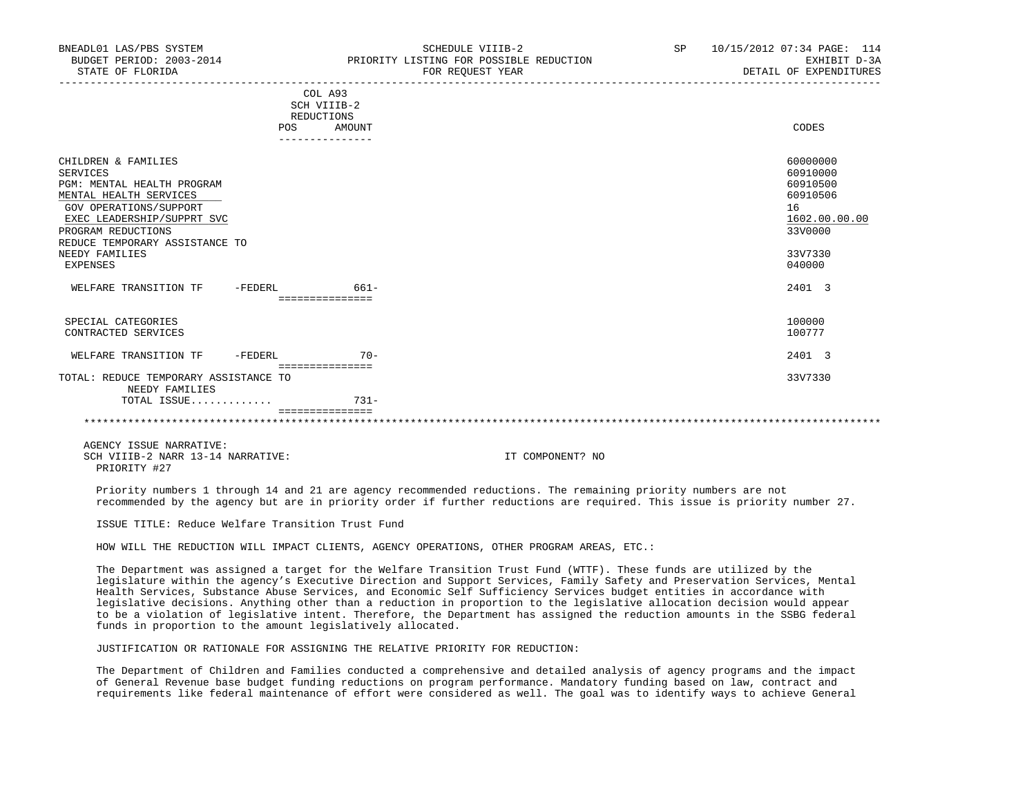BNEADL01 LAS/PBS SYSTEM SCHEDULE VIIIB-2 SP 10/15/2012 07:34 PAGE: 114
BUDGET PERIOD: 2003-2014 PRIORITY LISTING FOR POSSIBLE REDUCTION EXHIBIT D-3A
STATE OF FLORIDA FOR REQUEST YEAR DETAIL OF EXPENDITURES

| | COL A93 SCH VIIIB-2 REDUCTIONS POS | AMOUNT | CODES |
|---|---|---|---|
| CHILDREN & FAMILIES | | | 60000000 |
| SERVICES | | | 60910000 |
| PGM: MENTAL HEALTH PROGRAM | | | 60910500 |
| MENTAL HEALTH SERVICES | | | 60910506 |
| GOV OPERATIONS/SUPPORT | | | 16 |
| EXEC LEADERSHIP/SUPPRT SVC | | | 1602.00.00.00 |
| PROGRAM REDUCTIONS | | | 33V0000 |
| REDUCE TEMPORARY ASSISTANCE TO NEEDY FAMILIES | | | 33V7330 |
| EXPENSES | | | 040000 |
| WELFARE TRANSITION TF -FEDERL | | 661- | 2401 3 |
| SPECIAL CATEGORIES | | | 100000 |
| CONTRACTED SERVICES | | | 100777 |
| WELFARE TRANSITION TF -FEDERL | | 70- | 2401 3 |
| TOTAL: REDUCE TEMPORARY ASSISTANCE TO NEEDY FAMILIES | | | 33V7330 |
| TOTAL ISSUE............ | | 731- | |

AGENCY ISSUE NARRATIVE:
SCH VIIIB-2 NARR 13-14 NARRATIVE: IT COMPONENT? NO
PRIORITY #27

Priority numbers 1 through 14 and 21 are agency recommended reductions. The remaining priority numbers are not recommended by the agency but are in priority order if further reductions are required. This issue is priority number 27.

ISSUE TITLE: Reduce Welfare Transition Trust Fund

HOW WILL THE REDUCTION WILL IMPACT CLIENTS, AGENCY OPERATIONS, OTHER PROGRAM AREAS, ETC.:

The Department was assigned a target for the Welfare Transition Trust Fund (WTTF). These funds are utilized by the legislature within the agency's Executive Direction and Support Services, Family Safety and Preservation Services, Mental Health Services, Substance Abuse Services, and Economic Self Sufficiency Services budget entities in accordance with legislative decisions. Anything other than a reduction in proportion to the legislative allocation decision would appear to be a violation of legislative intent. Therefore, the Department has assigned the reduction amounts in the SSBG federal funds in proportion to the amount legislatively allocated.

JUSTIFICATION OR RATIONALE FOR ASSIGNING THE RELATIVE PRIORITY FOR REDUCTION:

The Department of Children and Families conducted a comprehensive and detailed analysis of agency programs and the impact of General Revenue base budget funding reductions on program performance. Mandatory funding based on law, contract and requirements like federal maintenance of effort were considered as well. The goal was to identify ways to achieve General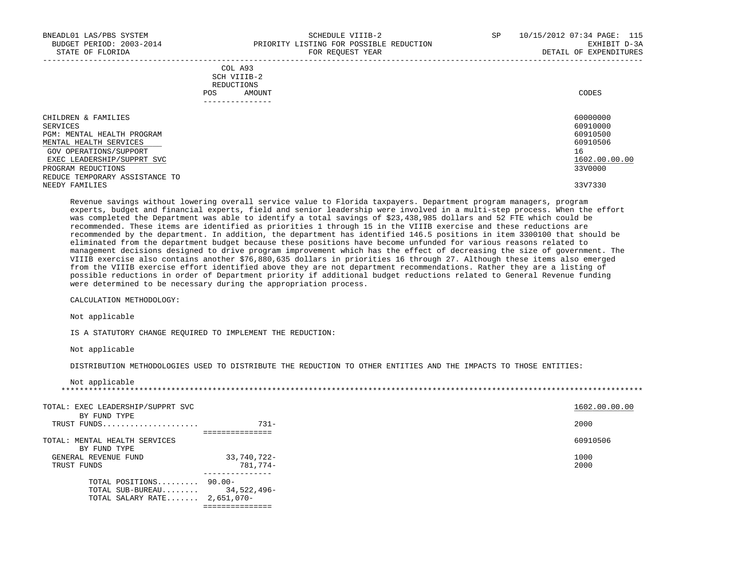BNEADL01 LAS/PBS SYSTEM | SCHEDULE VIIIB-2 | SP 10/15/2012 07:34 PAGE: 115
BUDGET PERIOD: 2003-2014 | PRIORITY LISTING FOR POSSIBLE REDUCTION | EXHIBIT D-3A
STATE OF FLORIDA | FOR REQUEST YEAR | DETAIL OF EXPENDITURES

| | COL A93 SCH VIIIB-2 REDUCTIONS POS AMOUNT | CODES |
|---|---|---|
| CHILDREN & FAMILIES | | 60000000 |
| SERVICES | | 60910000 |
| PGM: MENTAL HEALTH PROGRAM | | 60910500 |
| MENTAL HEALTH SERVICES | | 60910506 |
| GOV OPERATIONS/SUPPORT | | 16 |
| EXEC LEADERSHIP/SUPPRT SVC | | 1602.00.00.00 |
| PROGRAM REDUCTIONS | | 33V0000 |
| REDUCE TEMPORARY ASSISTANCE TO NEEDY FAMILIES | | 33V7330 |

Revenue savings without lowering overall service value to Florida taxpayers. Department program managers, program experts, budget and financial experts, field and senior leadership were involved in a multi-step process. When the effort was completed the Department was able to identify a total savings of $23,438,985 dollars and 52 FTE which could be recommended. These items are identified as priorities 1 through 15 in the VIIIB exercise and these reductions are recommended by the department. In addition, the department has identified 146.5 positions in item 3300100 that should be eliminated from the department budget because these positions have become unfunded for various reasons related to management decisions designed to drive program improvement which has the effect of decreasing the size of government. The VIIIB exercise also contains another $76,880,635 dollars in priorities 16 through 27. Although these items also emerged from the VIIIB exercise effort identified above they are not department recommendations. Rather they are a listing of possible reductions in order of Department priority if additional budget reductions related to General Revenue funding were determined to be necessary during the appropriation process.

CALCULATION METHODOLOGY:

Not applicable

IS A STATUTORY CHANGE REQUIRED TO IMPLEMENT THE REDUCTION:

Not applicable

DISTRIBUTION METHODOLOGIES USED TO DISTRIBUTE THE REDUCTION TO OTHER ENTITIES AND THE IMPACTS TO THOSE ENTITIES:

Not applicable

| | POS | AMOUNT | CODES |
|---|---|---|---|
| TOTAL: EXEC LEADERSHIP/SUPPRT SVC | | | 1602.00.00.00 |
| BY FUND TYPE | | | |
| TRUST FUNDS | | 731- | 2000 |
| TOTAL: MENTAL HEALTH SERVICES | | | 60910506 |
| BY FUND TYPE | | | |
| GENERAL REVENUE FUND | | 33,740,722- | 1000 |
| TRUST FUNDS | | 781,774- | 2000 |
| TOTAL POSITIONS | 90.00- | | |
| TOTAL SUB-BUREAU | | 34,522,496- | |
| TOTAL SALARY RATE | 2,651,070- | | |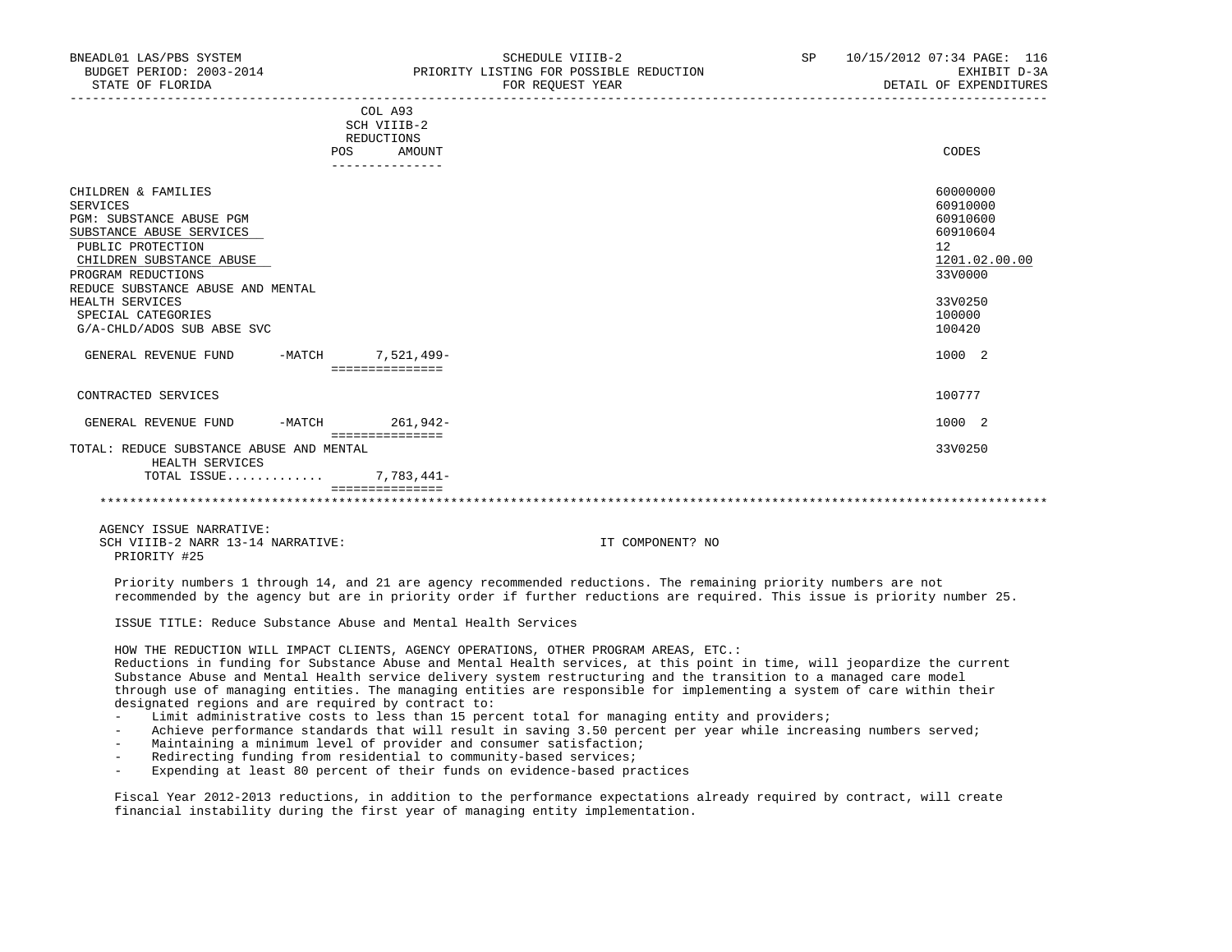BNEADL01 LAS/PBS SYSTEM — SCHEDULE VIIIB-2 — PRIORITY LISTING FOR POSSIBLE REDUCTION FOR REQUEST YEAR — SP 10/15/2012 07:34 — EXHIBIT D-3A — DETAIL OF EXPENDITURES

BUDGET PERIOD: 2003-2014 — STATE OF FLORIDA

| | COL A93 SCH VIIIB-2 REDUCTIONS POS | AMOUNT | CODES |
|---|---|---|---|
| CHILDREN & FAMILIES | | | 60000000 |
| SERVICES | | | 60910000 |
| PGM: SUBSTANCE ABUSE PGM | | | 60910600 |
| SUBSTANCE ABUSE SERVICES | | | 60910604 |
| PUBLIC PROTECTION | | | 12 |
| CHILDREN SUBSTANCE ABUSE | | | 1201.02.00.00 |
| PROGRAM REDUCTIONS | | | 33V0000 |
| REDUCE SUBSTANCE ABUSE AND MENTAL HEALTH SERVICES | | | 33V0250 |
| SPECIAL CATEGORIES | | | 100000 |
| G/A-CHLD/ADOS SUB ABSE SVC | | | 100420 |
| GENERAL REVENUE FUND -MATCH | | 7,521,499- | 1000 2 |
| CONTRACTED SERVICES | | | 100777 |
| GENERAL REVENUE FUND -MATCH | | 261,942- | 1000 2 |
| TOTAL: REDUCE SUBSTANCE ABUSE AND MENTAL HEALTH SERVICES | | | 33V0250 |
| TOTAL ISSUE............ | | 7,783,441- | |

AGENCY ISSUE NARRATIVE:
SCH VIIIB-2 NARR 13-14 NARRATIVE: IT COMPONENT? NO
PRIORITY #25

Priority numbers 1 through 14, and 21 are agency recommended reductions. The remaining priority numbers are not recommended by the agency but are in priority order if further reductions are required. This issue is priority number 25.

ISSUE TITLE: Reduce Substance Abuse and Mental Health Services

HOW THE REDUCTION WILL IMPACT CLIENTS, AGENCY OPERATIONS, OTHER PROGRAM AREAS, ETC.:
Reductions in funding for Substance Abuse and Mental Health services, at this point in time, will jeopardize the current Substance Abuse and Mental Health service delivery system restructuring and the transition to a managed care model through use of managing entities. The managing entities are responsible for implementing a system of care within their designated regions and are required by contract to:

- Limit administrative costs to less than 15 percent total for managing entity and providers;
- Achieve performance standards that will result in saving 3.50 percent per year while increasing numbers served;
- Maintaining a minimum level of provider and consumer satisfaction;
- Redirecting funding from residential to community-based services;
- Expending at least 80 percent of their funds on evidence-based practices

Fiscal Year 2012-2013 reductions, in addition to the performance expectations already required by contract, will create financial instability during the first year of managing entity implementation.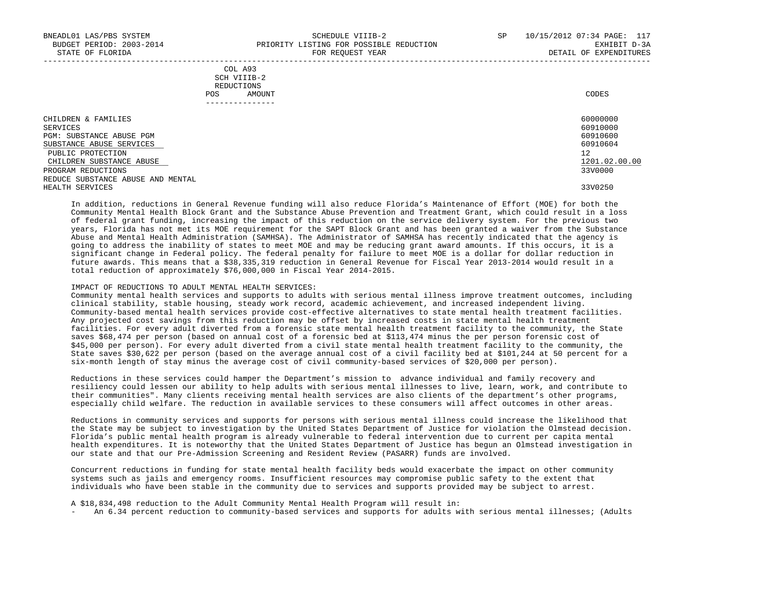| COL A93 SCH VIIIB-2 REDUCTIONS POS AMOUNT | CODES |
|---|---|
| CHILDREN & FAMILIES | 60000000 |
| SERVICES | 60910000 |
| PGM: SUBSTANCE ABUSE PGM | 60910600 |
| SUBSTANCE ABUSE SERVICES | 60910604 |
| PUBLIC PROTECTION | 12 |
| CHILDREN SUBSTANCE ABUSE | 1201.02.00.00 |
| PROGRAM REDUCTIONS | 33V0000 |
| REDUCE SUBSTANCE ABUSE AND MENTAL HEALTH SERVICES | 33V0250 |

In addition, reductions in General Revenue funding will also reduce Florida's Maintenance of Effort (MOE) for both the Community Mental Health Block Grant and the Substance Abuse Prevention and Treatment Grant, which could result in a loss of federal grant funding, increasing the impact of this reduction on the service delivery system. For the previous two years, Florida has not met its MOE requirement for the SAPT Block Grant and has been granted a waiver from the Substance Abuse and Mental Health Administration (SAMHSA). The Administrator of SAMHSA has recently indicated that the agency is going to address the inability of states to meet MOE and may be reducing grant award amounts. If this occurs, it is a significant change in Federal policy. The federal penalty for failure to meet MOE is a dollar for dollar reduction in future awards. This means that a $38,335,319 reduction in General Revenue for Fiscal Year 2013-2014 would result in a total reduction of approximately $76,000,000 in Fiscal Year 2014-2015.

IMPACT OF REDUCTIONS TO ADULT MENTAL HEALTH SERVICES:
Community mental health services and supports to adults with serious mental illness improve treatment outcomes, including clinical stability, stable housing, steady work record, academic achievement, and increased independent living. Community-based mental health services provide cost-effective alternatives to state mental health treatment facilities. Any projected cost savings from this reduction may be offset by increased costs in state mental health treatment facilities. For every adult diverted from a forensic state mental health treatment facility to the community, the State saves $68,474 per person (based on annual cost of a forensic bed at $113,474 minus the per person forensic cost of $45,000 per person). For every adult diverted from a civil state mental health treatment facility to the community, the State saves $30,622 per person (based on the average annual cost of a civil facility bed at $101,244 at 50 percent for a six-month length of stay minus the average cost of civil community-based services of $20,000 per person).

Reductions in these services could hamper the Department's mission to advance individual and family recovery and resiliency could lessen our ability to help adults with serious mental illnesses to live, learn, work, and contribute to their communities". Many clients receiving mental health services are also clients of the department's other programs, especially child welfare. The reduction in available services to these consumers will affect outcomes in other areas.

Reductions in community services and supports for persons with serious mental illness could increase the likelihood that the State may be subject to investigation by the United States Department of Justice for violation the Olmstead decision. Florida's public mental health program is already vulnerable to federal intervention due to current per capita mental health expenditures. It is noteworthy that the United States Department of Justice has begun an Olmstead investigation in our state and that our Pre-Admission Screening and Resident Review (PASARR) funds are involved.

Concurrent reductions in funding for state mental health facility beds would exacerbate the impact on other community systems such as jails and emergency rooms. Insufficient resources may compromise public safety to the extent that individuals who have been stable in the community due to services and supports provided may be subject to arrest.

A $18,834,498 reduction to the Adult Community Mental Health Program will result in:
- An 6.34 percent reduction to community-based services and supports for adults with serious mental illnesses; (Adults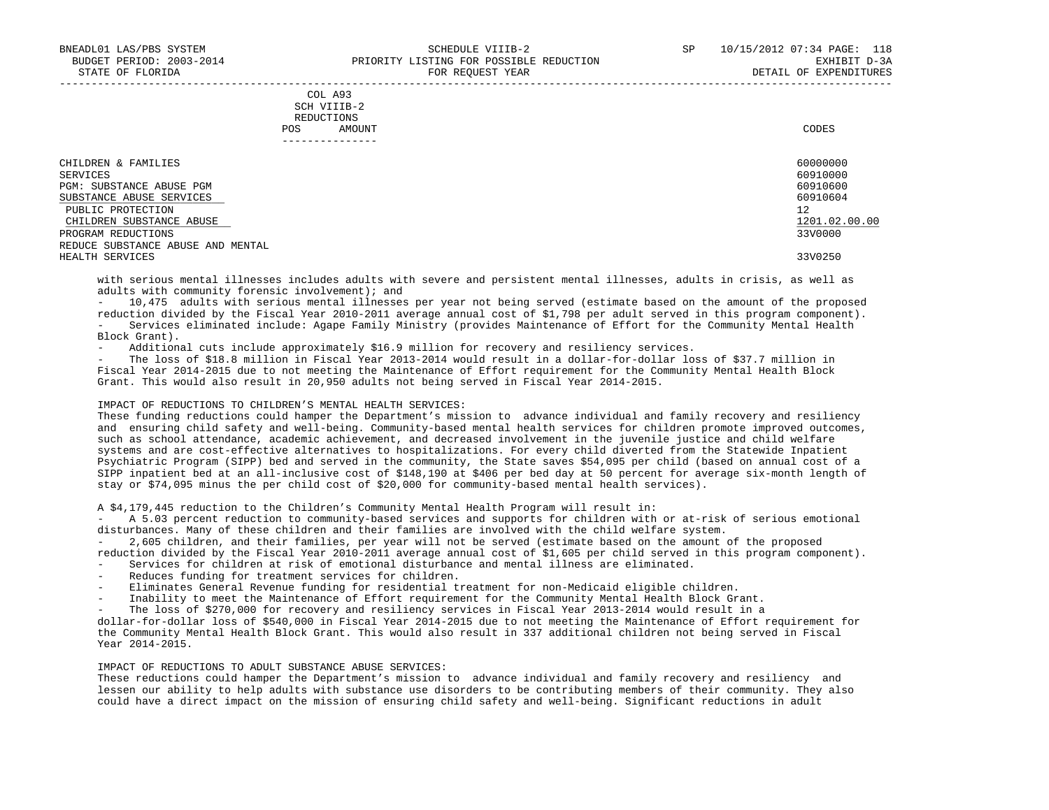| COL A93 SCH VIIIB-2 REDUCTIONS POS AMOUNT | | CODES |
|---|---|---|
| CHILDREN & FAMILIES | | 60000000 |
| SERVICES | | 60910000 |
| PGM: SUBSTANCE ABUSE PGM | | 60910600 |
| SUBSTANCE ABUSE SERVICES | | 60910604 |
| PUBLIC PROTECTION | | 12 |
| CHILDREN SUBSTANCE ABUSE | | 1201.02.00.00 |
| PROGRAM REDUCTIONS | | 33V0000 |
| REDUCE SUBSTANCE ABUSE AND MENTAL HEALTH SERVICES | | 33V0250 |

with serious mental illnesses includes adults with severe and persistent mental illnesses, adults in crisis, as well as adults with community forensic involvement); and

- 10,475 adults with serious mental illnesses per year not being served (estimate based on the amount of the proposed reduction divided by the Fiscal Year 2010-2011 average annual cost of $1,798 per adult served in this program component).
- Services eliminated include: Agape Family Ministry (provides Maintenance of Effort for the Community Mental Health Block Grant).
- Additional cuts include approximately $16.9 million for recovery and resiliency services.
- The loss of $18.8 million in Fiscal Year 2013-2014 would result in a dollar-for-dollar loss of $37.7 million in Fiscal Year 2014-2015 due to not meeting the Maintenance of Effort requirement for the Community Mental Health Block Grant. This would also result in 20,950 adults not being served in Fiscal Year 2014-2015.

IMPACT OF REDUCTIONS TO CHILDREN'S MENTAL HEALTH SERVICES:

These funding reductions could hamper the Department's mission to advance individual and family recovery and resiliency and ensuring child safety and well-being. Community-based mental health services for children promote improved outcomes, such as school attendance, academic achievement, and decreased involvement in the juvenile justice and child welfare systems and are cost-effective alternatives to hospitalizations. For every child diverted from the Statewide Inpatient Psychiatric Program (SIPP) bed and served in the community, the State saves $54,095 per child (based on annual cost of a SIPP inpatient bed at an all-inclusive cost of $148,190 at $406 per bed day at 50 percent for average six-month length of stay or $74,095 minus the per child cost of $20,000 for community-based mental health services).

A $4,179,445 reduction to the Children's Community Mental Health Program will result in:

- A 5.03 percent reduction to community-based services and supports for children with or at-risk of serious emotional disturbances. Many of these children and their families are involved with the child welfare system.
- 2,605 children, and their families, per year will not be served (estimate based on the amount of the proposed reduction divided by the Fiscal Year 2010-2011 average annual cost of $1,605 per child served in this program component).
- Services for children at risk of emotional disturbance and mental illness are eliminated.
- Reduces funding for treatment services for children.
- Eliminates General Revenue funding for residential treatment for non-Medicaid eligible children.
- Inability to meet the Maintenance of Effort requirement for the Community Mental Health Block Grant.
- The loss of $270,000 for recovery and resiliency services in Fiscal Year 2013-2014 would result in a dollar-for-dollar loss of $540,000 in Fiscal Year 2014-2015 due to not meeting the Maintenance of Effort requirement for the Community Mental Health Block Grant. This would also result in 337 additional children not being served in Fiscal Year 2014-2015.

IMPACT OF REDUCTIONS TO ADULT SUBSTANCE ABUSE SERVICES:

These reductions could hamper the Department's mission to advance individual and family recovery and resiliency and lessen our ability to help adults with substance use disorders to be contributing members of their community. They also could have a direct impact on the mission of ensuring child safety and well-being. Significant reductions in adult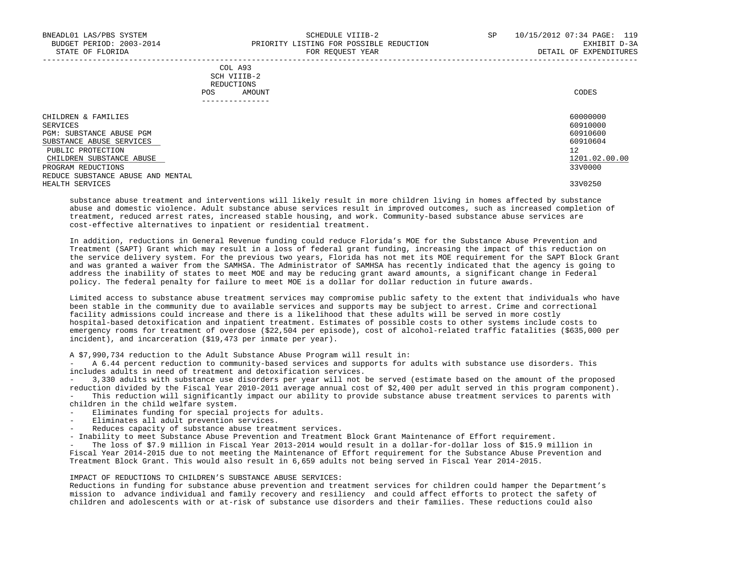| | COL A93 SCH VIIIB-2 REDUCTIONS POS AMOUNT | CODES |
|---|---|---|
| CHILDREN & FAMILIES | | 60000000 |
| SERVICES | | 60910000 |
| PGM: SUBSTANCE ABUSE PGM | | 60910600 |
| SUBSTANCE ABUSE SERVICES | | 60910604 |
| PUBLIC PROTECTION | | 12 |
| CHILDREN SUBSTANCE ABUSE | | 1201.02.00.00 |
| PROGRAM REDUCTIONS | | 33V0000 |
| REDUCE SUBSTANCE ABUSE AND MENTAL HEALTH SERVICES | | 33V0250 |

substance abuse treatment and interventions will likely result in more children living in homes affected by substance abuse and domestic violence. Adult substance abuse services result in improved outcomes, such as increased completion of treatment, reduced arrest rates, increased stable housing, and work. Community-based substance abuse services are cost-effective alternatives to inpatient or residential treatment.

In addition, reductions in General Revenue funding could reduce Florida's MOE for the Substance Abuse Prevention and Treatment (SAPT) Grant which may result in a loss of federal grant funding, increasing the impact of this reduction on the service delivery system. For the previous two years, Florida has not met its MOE requirement for the SAPT Block Grant and was granted a waiver from the SAMHSA. The Administrator of SAMHSA has recently indicated that the agency is going to address the inability of states to meet MOE and may be reducing grant award amounts, a significant change in Federal policy. The federal penalty for failure to meet MOE is a dollar for dollar reduction in future awards.

Limited access to substance abuse treatment services may compromise public safety to the extent that individuals who have been stable in the community due to available services and supports may be subject to arrest. Crime and correctional facility admissions could increase and there is a likelihood that these adults will be served in more costly hospital-based detoxification and inpatient treatment. Estimates of possible costs to other systems include costs to emergency rooms for treatment of overdose ($22,504 per episode), cost of alcohol-related traffic fatalities ($635,000 per incident), and incarceration ($19,473 per inmate per year).

A $7,990,734 reduction to the Adult Substance Abuse Program will result in:

- A 6.44 percent reduction to community-based services and supports for adults with substance use disorders. This includes adults in need of treatment and detoxification services.
- 3,330 adults with substance use disorders per year will not be served (estimate based on the amount of the proposed reduction divided by the Fiscal Year 2010-2011 average annual cost of $2,400 per adult served in this program component).
- This reduction will significantly impact our ability to provide substance abuse treatment services to parents with children in the child welfare system.
- Eliminates funding for special projects for adults.
- Eliminates all adult prevention services.
- Reduces capacity of substance abuse treatment services.
- Inability to meet Substance Abuse Prevention and Treatment Block Grant Maintenance of Effort requirement.
- The loss of $7.9 million in Fiscal Year 2013-2014 would result in a dollar-for-dollar loss of $15.9 million in Fiscal Year 2014-2015 due to not meeting the Maintenance of Effort requirement for the Substance Abuse Prevention and Treatment Block Grant. This would also result in 6,659 adults not being served in Fiscal Year 2014-2015.

IMPACT OF REDUCTIONS TO CHILDREN'S SUBSTANCE ABUSE SERVICES:
Reductions in funding for substance abuse prevention and treatment services for children could hamper the Department's mission to advance individual and family recovery and resiliency and could affect efforts to protect the safety of children and adolescents with or at-risk of substance use disorders and their families. These reductions could also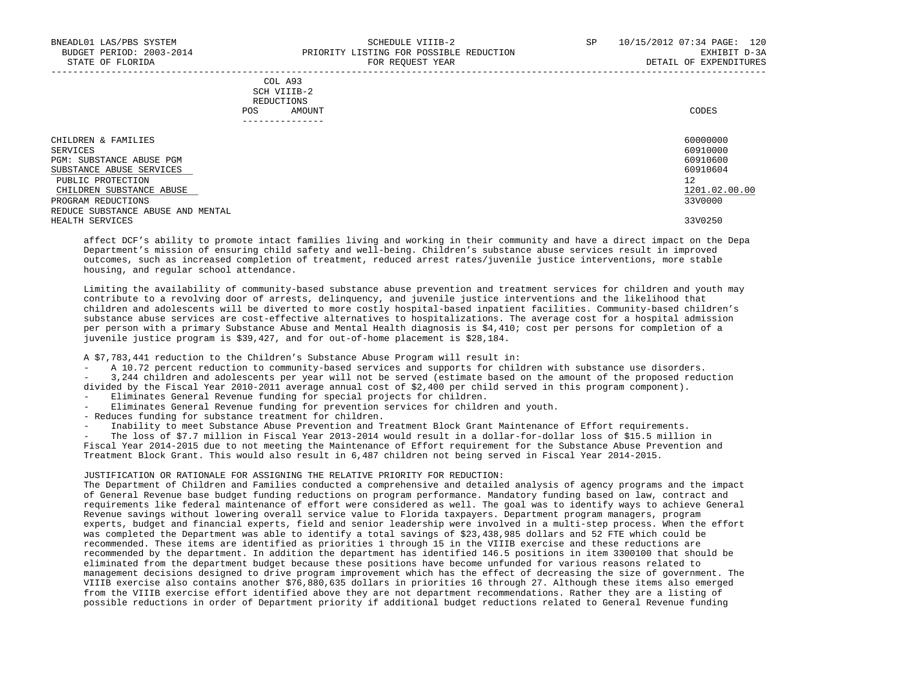COL A93
SCH VIIIB-2
REDUCTIONS

| | POS | AMOUNT | CODES |
|---|---|---|---|
| CHILDREN & FAMILIES | | | 60000000 |
| SERVICES | | | 60910000 |
| PGM: SUBSTANCE ABUSE PGM | | | 60910600 |
| SUBSTANCE ABUSE SERVICES | | | 60910604 |
| PUBLIC PROTECTION | | | 12 |
| CHILDREN SUBSTANCE ABUSE | | | 1201.02.00.00 |
| PROGRAM REDUCTIONS | | | 33V0000 |
| REDUCE SUBSTANCE ABUSE AND MENTAL HEALTH SERVICES | | | 33V0250 |

affect DCF's ability to promote intact families living and working in their community and have a direct impact on the Depa Department's mission of ensuring child safety and well-being. Children's substance abuse services result in improved outcomes, such as increased completion of treatment, reduced arrest rates/juvenile justice interventions, more stable housing, and regular school attendance.

Limiting the availability of community-based substance abuse prevention and treatment services for children and youth may contribute to a revolving door of arrests, delinquency, and juvenile justice interventions and the likelihood that children and adolescents will be diverted to more costly hospital-based inpatient facilities. Community-based children's substance abuse services are cost-effective alternatives to hospitalizations. The average cost for a hospital admission per person with a primary Substance Abuse and Mental Health diagnosis is $4,410; cost per persons for completion of a juvenile justice program is $39,427, and for out-of-home placement is $28,184.

A $7,783,441 reduction to the Children's Substance Abuse Program will result in:

- A 10.72 percent reduction to community-based services and supports for children with substance use disorders.
- 3,244 children and adolescents per year will not be served (estimate based on the amount of the proposed reduction divided by the Fiscal Year 2010-2011 average annual cost of $2,400 per child served in this program component).
- Eliminates General Revenue funding for special projects for children.
- Eliminates General Revenue funding for prevention services for children and youth.
- Reduces funding for substance treatment for children.
- Inability to meet Substance Abuse Prevention and Treatment Block Grant Maintenance of Effort requirements.
- The loss of $7.7 million in Fiscal Year 2013-2014 would result in a dollar-for-dollar loss of $15.5 million in Fiscal Year 2014-2015 due to not meeting the Maintenance of Effort requirement for the Substance Abuse Prevention and Treatment Block Grant. This would also result in 6,487 children not being served in Fiscal Year 2014-2015.

JUSTIFICATION OR RATIONALE FOR ASSIGNING THE RELATIVE PRIORITY FOR REDUCTION:
The Department of Children and Families conducted a comprehensive and detailed analysis of agency programs and the impact of General Revenue base budget funding reductions on program performance. Mandatory funding based on law, contract and requirements like federal maintenance of effort were considered as well. The goal was to identify ways to achieve General Revenue savings without lowering overall service value to Florida taxpayers. Department program managers, program experts, budget and financial experts, field and senior leadership were involved in a multi-step process. When the effort was completed the Department was able to identify a total savings of $23,438,985 dollars and 52 FTE which could be recommended. These items are identified as priorities 1 through 15 in the VIIIB exercise and these reductions are recommended by the department. In addition the department has identified 146.5 positions in item 3300100 that should be eliminated from the department budget because these positions have become unfunded for various reasons related to management decisions designed to drive program improvement which has the effect of decreasing the size of government. The VIIIB exercise also contains another $76,880,635 dollars in priorities 16 through 27. Although these items also emerged from the VIIIB exercise effort identified above they are not department recommendations. Rather they are a listing of possible reductions in order of Department priority if additional budget reductions related to General Revenue funding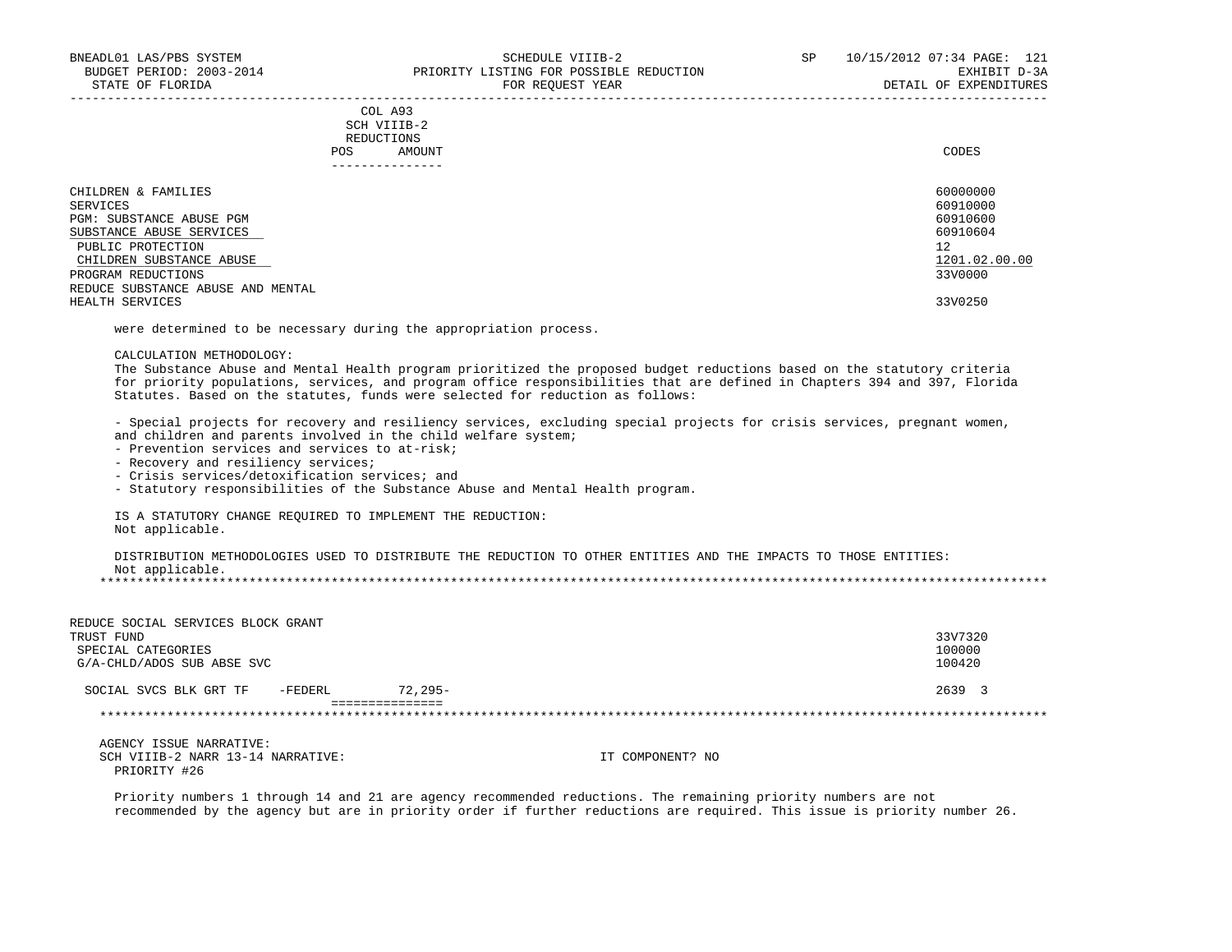| | COL A93 SCH VIIIB-2 REDUCTIONS POS AMOUNT | CODES |
|---|---|---|
| CHILDREN & FAMILIES | | 60000000 |
| SERVICES | | 60910000 |
| PGM: SUBSTANCE ABUSE PGM | | 60910600 |
| SUBSTANCE ABUSE SERVICES | | 60910604 |
| PUBLIC PROTECTION | | 12 |
| CHILDREN SUBSTANCE ABUSE | | 1201.02.00.00 |
| PROGRAM REDUCTIONS | | 33V0000 |
| REDUCE SUBSTANCE ABUSE AND MENTAL HEALTH SERVICES | | 33V0250 |

were determined to be necessary during the appropriation process.

CALCULATION METHODOLOGY:
The Substance Abuse and Mental Health program prioritized the proposed budget reductions based on the statutory criteria for priority populations, services, and program office responsibilities that are defined in Chapters 394 and 397, Florida Statutes. Based on the statutes, funds were selected for reduction as follows:

- Special projects for recovery and resiliency services, excluding special projects for crisis services, pregnant women, and children and parents involved in the child welfare system;
- Prevention services and services to at-risk;
- Recovery and resiliency services;
- Crisis services/detoxification services; and
- Statutory responsibilities of the Substance Abuse and Mental Health program.

IS A STATUTORY CHANGE REQUIRED TO IMPLEMENT THE REDUCTION:
Not applicable.

DISTRIBUTION METHODOLOGIES USED TO DISTRIBUTE THE REDUCTION TO OTHER ENTITIES AND THE IMPACTS TO THOSE ENTITIES:
Not applicable.

---

| | AMOUNT | CODES |
|---|---|---|
| REDUCE SOCIAL SERVICES BLOCK GRANT TRUST FUND | | 33V7320 |
| SPECIAL CATEGORIES | | 100000 |
| G/A-CHLD/ADOS SUB ABSE SVC | | 100420 |
| SOCIAL SVCS BLK GRT TF -FEDERL | 72,295- | 2639 3 |

---

AGENCY ISSUE NARRATIVE:
SCH VIIIB-2 NARR 13-14 NARRATIVE: IT COMPONENT? NO
PRIORITY #26

Priority numbers 1 through 14 and 21 are agency recommended reductions. The remaining priority numbers are not recommended by the agency but are in priority order if further reductions are required. This issue is priority number 26.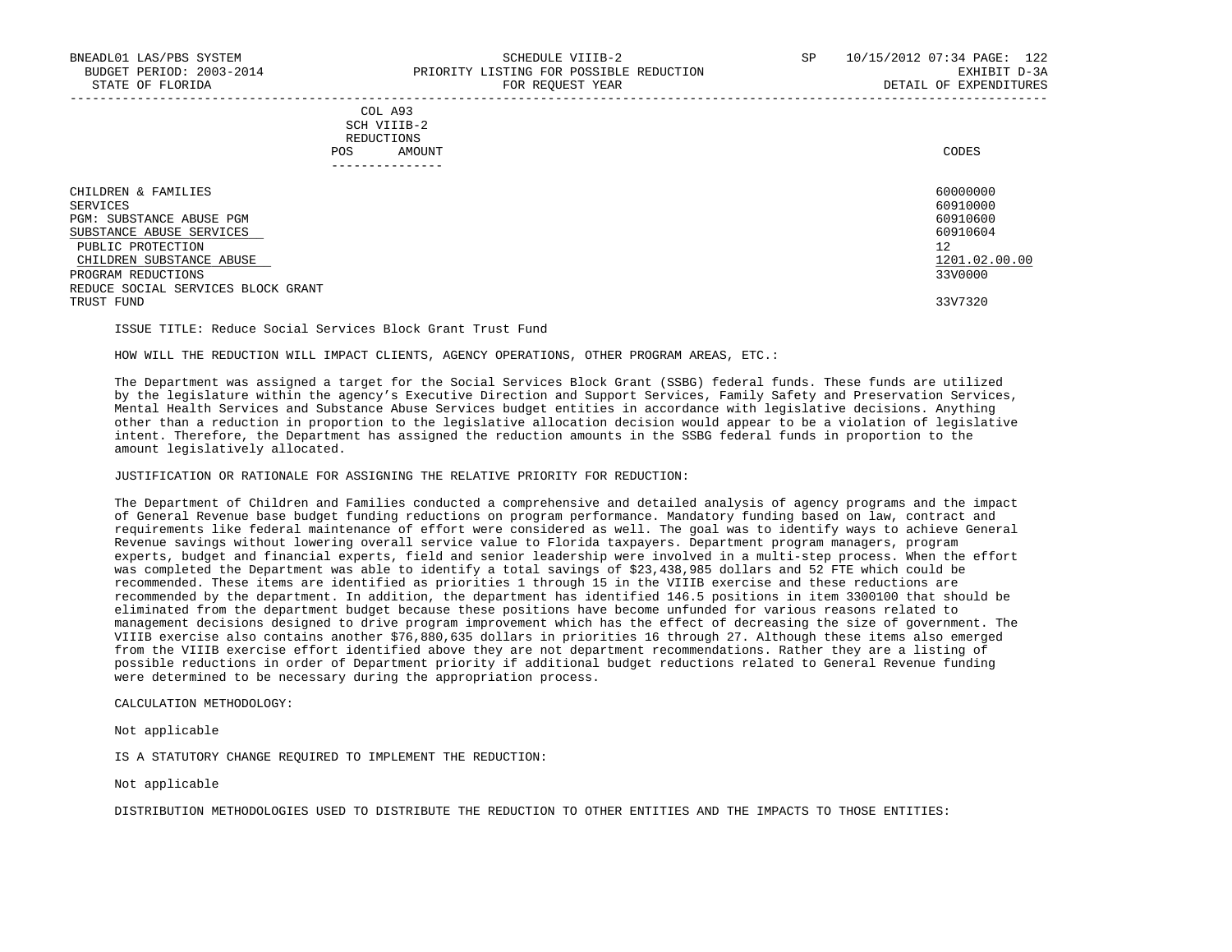BNEADL01 LAS/PBS SYSTEM — SCHEDULE VIIIB-2 — SP 10/15/2012 07:34

BUDGET PERIOD: 2003-2014 — PRIORITY LISTING FOR POSSIBLE REDUCTION — EXHIBIT D-3A

STATE OF FLORIDA — FOR REQUEST YEAR — DETAIL OF EXPENDITURES

| | COL A93 SCH VIIIB-2 REDUCTIONS POS AMOUNT | CODES |
|---|---|---|
| CHILDREN & FAMILIES | | 60000000 |
| SERVICES | | 60910000 |
| PGM: SUBSTANCE ABUSE PGM | | 60910600 |
| SUBSTANCE ABUSE SERVICES | | 60910604 |
| PUBLIC PROTECTION | | 12 |
| CHILDREN SUBSTANCE ABUSE | | 1201.02.00.00 |
| PROGRAM REDUCTIONS | | 33V0000 |
| REDUCE SOCIAL SERVICES BLOCK GRANT TRUST FUND | | 33V7320 |

ISSUE TITLE: Reduce Social Services Block Grant Trust Fund

HOW WILL THE REDUCTION WILL IMPACT CLIENTS, AGENCY OPERATIONS, OTHER PROGRAM AREAS, ETC.:

The Department was assigned a target for the Social Services Block Grant (SSBG) federal funds. These funds are utilized by the legislature within the agency's Executive Direction and Support Services, Family Safety and Preservation Services, Mental Health Services and Substance Abuse Services budget entities in accordance with legislative decisions. Anything other than a reduction in proportion to the legislative allocation decision would appear to be a violation of legislative intent. Therefore, the Department has assigned the reduction amounts in the SSBG federal funds in proportion to the amount legislatively allocated.

JUSTIFICATION OR RATIONALE FOR ASSIGNING THE RELATIVE PRIORITY FOR REDUCTION:

The Department of Children and Families conducted a comprehensive and detailed analysis of agency programs and the impact of General Revenue base budget funding reductions on program performance. Mandatory funding based on law, contract and requirements like federal maintenance of effort were considered as well. The goal was to identify ways to achieve General Revenue savings without lowering overall service value to Florida taxpayers. Department program managers, program experts, budget and financial experts, field and senior leadership were involved in a multi-step process. When the effort was completed the Department was able to identify a total savings of $23,438,985 dollars and 52 FTE which could be recommended. These items are identified as priorities 1 through 15 in the VIIIB exercise and these reductions are recommended by the department. In addition, the department has identified 146.5 positions in item 3300100 that should be eliminated from the department budget because these positions have become unfunded for various reasons related to management decisions designed to drive program improvement which has the effect of decreasing the size of government. The VIIIB exercise also contains another $76,880,635 dollars in priorities 16 through 27. Although these items also emerged from the VIIIB exercise effort identified above they are not department recommendations. Rather they are a listing of possible reductions in order of Department priority if additional budget reductions related to General Revenue funding were determined to be necessary during the appropriation process.

CALCULATION METHODOLOGY:

Not applicable

IS A STATUTORY CHANGE REQUIRED TO IMPLEMENT THE REDUCTION:

Not applicable

DISTRIBUTION METHODOLOGIES USED TO DISTRIBUTE THE REDUCTION TO OTHER ENTITIES AND THE IMPACTS TO THOSE ENTITIES: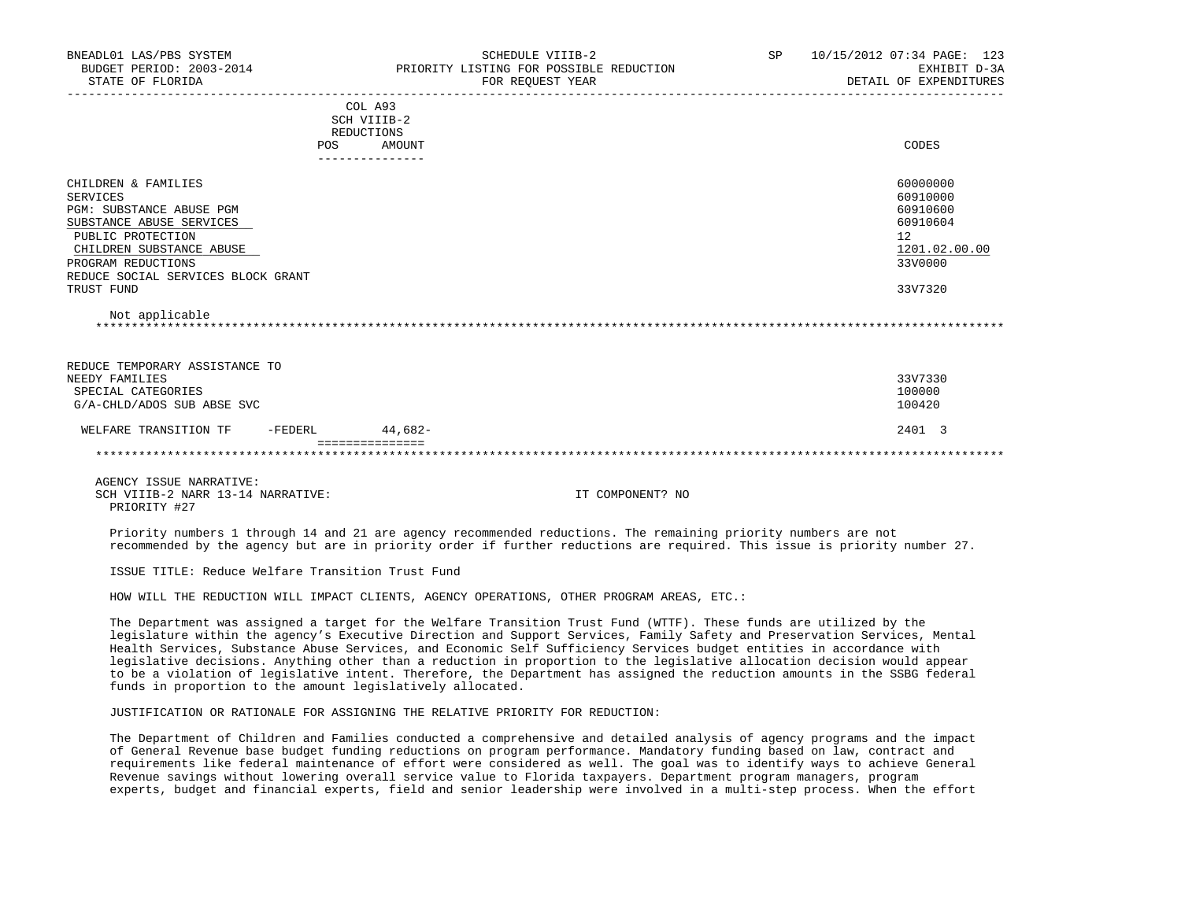BNEADL01 LAS/PBS SYSTEM | SCHEDULE VIIIB-2 | SP 10/15/2012 07:34
BUDGET PERIOD: 2003-2014 | PRIORITY LISTING FOR POSSIBLE REDUCTION | EXHIBIT D-3A
STATE OF FLORIDA | FOR REQUEST YEAR | DETAIL OF EXPENDITURES

| | COL A93 SCH VIIIB-2 REDUCTIONS POS | AMOUNT | CODES |
|---|---|---|---|
| CHILDREN & FAMILIES | | | 60000000 |
| SERVICES | | | 60910000 |
| PGM: SUBSTANCE ABUSE PGM | | | 60910600 |
| SUBSTANCE ABUSE SERVICES | | | 60910604 |
| PUBLIC PROTECTION | | | 12 |
| CHILDREN SUBSTANCE ABUSE | | | 1201.02.00.00 |
| PROGRAM REDUCTIONS | | | 33V0000 |
| REDUCE SOCIAL SERVICES BLOCK GRANT TRUST FUND | | | 33V7320 |

Not applicable

| | | | |
|---|---|---|---|
| REDUCE TEMPORARY ASSISTANCE TO NEEDY FAMILIES | | | 33V7330 |
| SPECIAL CATEGORIES | | | 100000 |
| G/A-CHLD/ADOS SUB ABSE SVC | | | 100420 |
| WELFARE TRANSITION TF -FEDERL | | 44,682- | 2401 3 |

AGENCY ISSUE NARRATIVE:
SCH VIIIB-2 NARR 13-14 NARRATIVE: IT COMPONENT? NO
PRIORITY #27

Priority numbers 1 through 14 and 21 are agency recommended reductions. The remaining priority numbers are not recommended by the agency but are in priority order if further reductions are required. This issue is priority number 27.

ISSUE TITLE: Reduce Welfare Transition Trust Fund

HOW WILL THE REDUCTION WILL IMPACT CLIENTS, AGENCY OPERATIONS, OTHER PROGRAM AREAS, ETC.:

The Department was assigned a target for the Welfare Transition Trust Fund (WTTF). These funds are utilized by the legislature within the agency's Executive Direction and Support Services, Family Safety and Preservation Services, Mental Health Services, Substance Abuse Services, and Economic Self Sufficiency Services budget entities in accordance with legislative decisions. Anything other than a reduction in proportion to the legislative allocation decision would appear to be a violation of legislative intent. Therefore, the Department has assigned the reduction amounts in the SSBG federal funds in proportion to the amount legislatively allocated.

JUSTIFICATION OR RATIONALE FOR ASSIGNING THE RELATIVE PRIORITY FOR REDUCTION:

The Department of Children and Families conducted a comprehensive and detailed analysis of agency programs and the impact of General Revenue base budget funding reductions on program performance. Mandatory funding based on law, contract and requirements like federal maintenance of effort were considered as well. The goal was to identify ways to achieve General Revenue savings without lowering overall service value to Florida taxpayers. Department program managers, program experts, budget and financial experts, field and senior leadership were involved in a multi-step process. When the effort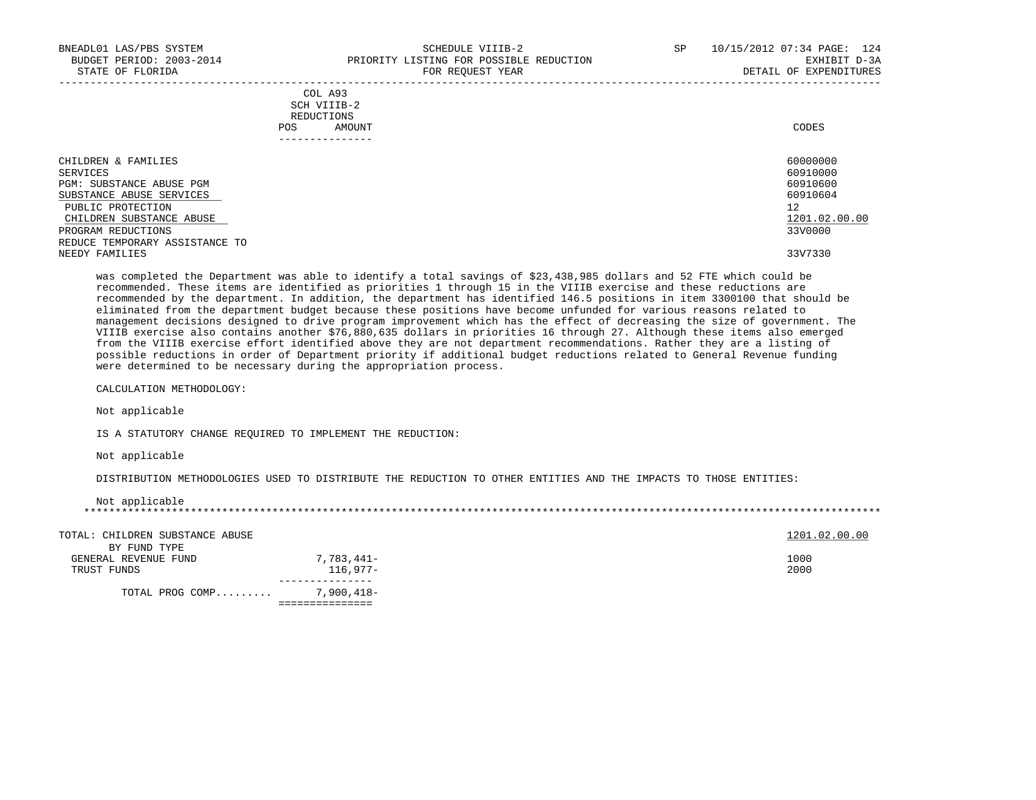COL A93
SCH VIIIB-2
REDUCTIONS

| | POS | AMOUNT | CODES |
|---|---|---|---|
| CHILDREN & FAMILIES | | | 60000000 |
| SERVICES | | | 60910000 |
| PGM: SUBSTANCE ABUSE PGM | | | 60910600 |
| SUBSTANCE ABUSE SERVICES | | | 60910604 |
| PUBLIC PROTECTION | | | 12 |
| CHILDREN SUBSTANCE ABUSE | | | 1201.02.00.00 |
| PROGRAM REDUCTIONS | | | 33V0000 |
| REDUCE TEMPORARY ASSISTANCE TO NEEDY FAMILIES | | | 33V7330 |

was completed the Department was able to identify a total savings of $23,438,985 dollars and 52 FTE which could be recommended. These items are identified as priorities 1 through 15 in the VIIIB exercise and these reductions are recommended by the department. In addition, the department has identified 146.5 positions in item 3300100 that should be eliminated from the department budget because these positions have become unfunded for various reasons related to management decisions designed to drive program improvement which has the effect of decreasing the size of government. The VIIIB exercise also contains another $76,880,635 dollars in priorities 16 through 27. Although these items also emerged from the VIIIB exercise effort identified above they are not department recommendations. Rather they are a listing of possible reductions in order of Department priority if additional budget reductions related to General Revenue funding were determined to be necessary during the appropriation process.

CALCULATION METHODOLOGY:

Not applicable

IS A STATUTORY CHANGE REQUIRED TO IMPLEMENT THE REDUCTION:

Not applicable

DISTRIBUTION METHODOLOGIES USED TO DISTRIBUTE THE REDUCTION TO OTHER ENTITIES AND THE IMPACTS TO THOSE ENTITIES:

Not applicable

| | AMOUNT | CODES |
|---|---|---|
| TOTAL: CHILDREN SUBSTANCE ABUSE | | 1201.02.00.00 |
| BY FUND TYPE | | |
| GENERAL REVENUE FUND | 7,783,441- | 1000 |
| TRUST FUNDS | 116,977- | 2000 |
| TOTAL PROG COMP......... | 7,900,418- | |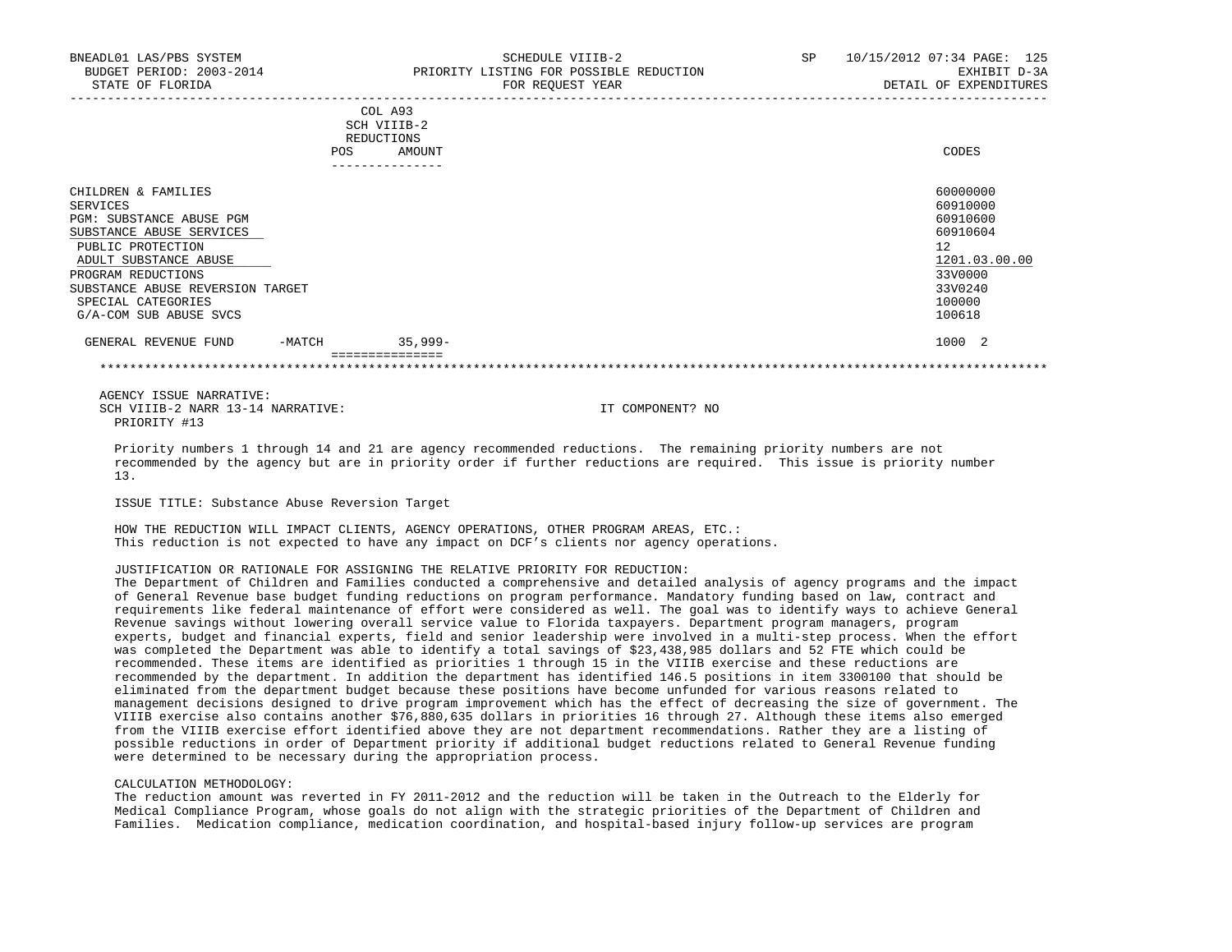COL A93
SCH VIIIB-2
REDUCTIONS

| | POS | AMOUNT | CODES |
|---|---|---|---|
| CHILDREN & FAMILIES | | | 60000000 |
| SERVICES | | | 60910000 |
| PGM: SUBSTANCE ABUSE PGM | | | 60910600 |
| SUBSTANCE ABUSE SERVICES | | | 60910604 |
| PUBLIC PROTECTION | | | 12 |
| ADULT SUBSTANCE ABUSE | | | 1201.03.00.00 |
| PROGRAM REDUCTIONS | | | 33V0000 |
| SUBSTANCE ABUSE REVERSION TARGET | | | 33V0240 |
| SPECIAL CATEGORIES | | | 100000 |
| G/A-COM SUB ABUSE SVCS | | | 100618 |
| GENERAL REVENUE FUND -MATCH | | 35,999- | 1000 2 |

AGENCY ISSUE NARRATIVE:
SCH VIIIB-2 NARR 13-14 NARRATIVE: IT COMPONENT? NO
PRIORITY #13

Priority numbers 1 through 14 and 21 are agency recommended reductions. The remaining priority numbers are not recommended by the agency but are in priority order if further reductions are required. This issue is priority number 13.

ISSUE TITLE: Substance Abuse Reversion Target

HOW THE REDUCTION WILL IMPACT CLIENTS, AGENCY OPERATIONS, OTHER PROGRAM AREAS, ETC.:
This reduction is not expected to have any impact on DCF's clients nor agency operations.

JUSTIFICATION OR RATIONALE FOR ASSIGNING THE RELATIVE PRIORITY FOR REDUCTION:
The Department of Children and Families conducted a comprehensive and detailed analysis of agency programs and the impact of General Revenue base budget funding reductions on program performance. Mandatory funding based on law, contract and requirements like federal maintenance of effort were considered as well. The goal was to identify ways to achieve General Revenue savings without lowering overall service value to Florida taxpayers. Department program managers, program experts, budget and financial experts, field and senior leadership were involved in a multi-step process. When the effort was completed the Department was able to identify a total savings of $23,438,985 dollars and 52 FTE which could be recommended. These items are identified as priorities 1 through 15 in the VIIIB exercise and these reductions are recommended by the department. In addition the department has identified 146.5 positions in item 3300100 that should be eliminated from the department budget because these positions have become unfunded for various reasons related to management decisions designed to drive program improvement which has the effect of decreasing the size of government. The VIIIB exercise also contains another $76,880,635 dollars in priorities 16 through 27. Although these items also emerged from the VIIIB exercise effort identified above they are not department recommendations. Rather they are a listing of possible reductions in order of Department priority if additional budget reductions related to General Revenue funding were determined to be necessary during the appropriation process.

CALCULATION METHODOLOGY:
The reduction amount was reverted in FY 2011-2012 and the reduction will be taken in the Outreach to the Elderly for Medical Compliance Program, whose goals do not align with the strategic priorities of the Department of Children and Families. Medication compliance, medication coordination, and hospital-based injury follow-up services are program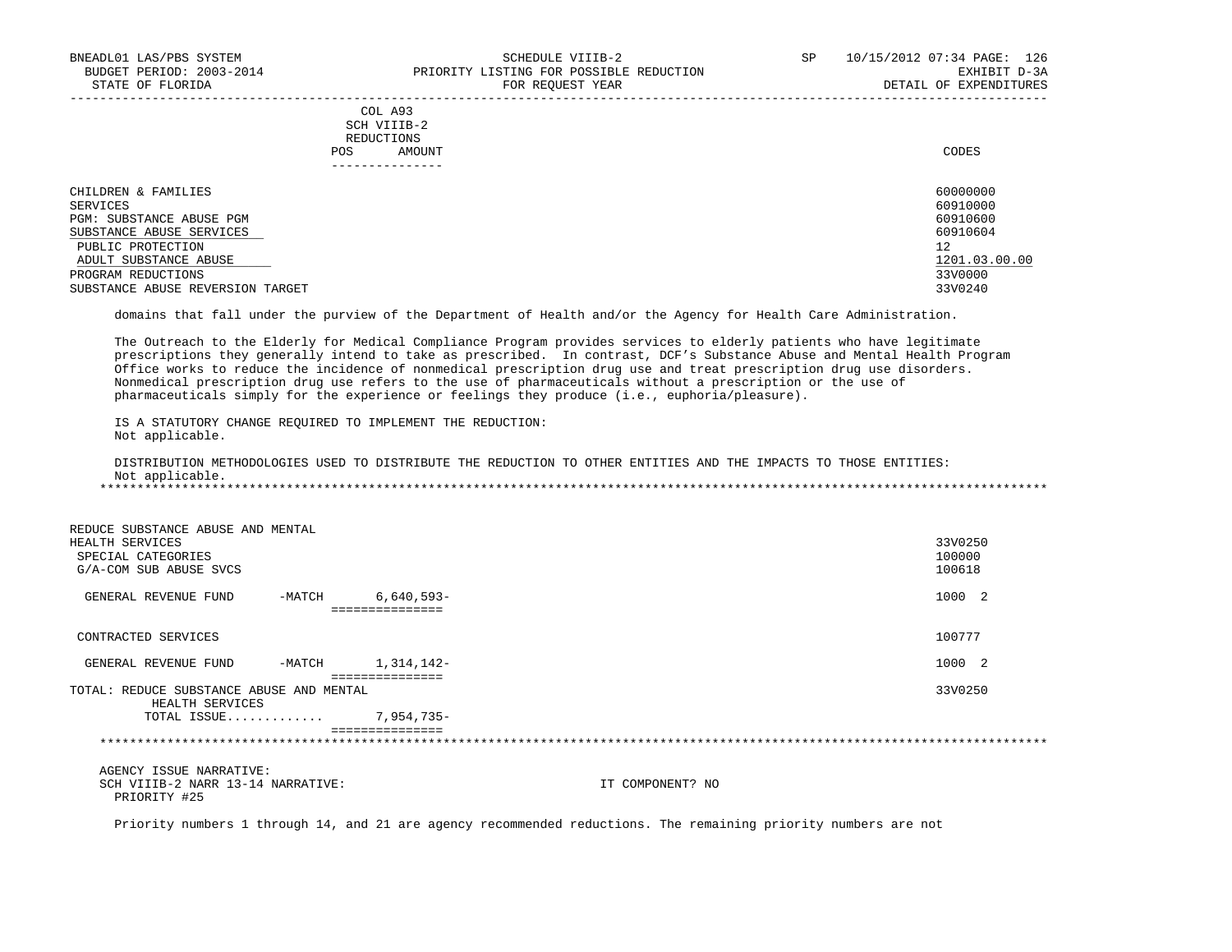| | COL A93 SCH VIIIB-2 REDUCTIONS POS AMOUNT | CODES |
|---|---|---|
| CHILDREN & FAMILIES | | 60000000 |
| SERVICES | | 60910000 |
| PGM: SUBSTANCE ABUSE PGM | | 60910600 |
| SUBSTANCE ABUSE SERVICES | | 60910604 |
| PUBLIC PROTECTION | | 12 |
| ADULT SUBSTANCE ABUSE | | 1201.03.00.00 |
| PROGRAM REDUCTIONS | | 33V0000 |
| SUBSTANCE ABUSE REVERSION TARGET | | 33V0240 |

domains that fall under the purview of the Department of Health and/or the Agency for Health Care Administration.

The Outreach to the Elderly for Medical Compliance Program provides services to elderly patients who have legitimate prescriptions they generally intend to take as prescribed. In contrast, DCF's Substance Abuse and Mental Health Program Office works to reduce the incidence of nonmedical prescription drug use and treat prescription drug use disorders. Nonmedical prescription drug use refers to the use of pharmaceuticals without a prescription or the use of pharmaceuticals simply for the experience or feelings they produce (i.e., euphoria/pleasure).

IS A STATUTORY CHANGE REQUIRED TO IMPLEMENT THE REDUCTION:
Not applicable.

DISTRIBUTION METHODOLOGIES USED TO DISTRIBUTE THE REDUCTION TO OTHER ENTITIES AND THE IMPACTS TO THOSE ENTITIES:
Not applicable.

*******************************************************************************************************************

| | | AMOUNT | CODES |
|---|---|---|---|
| REDUCE SUBSTANCE ABUSE AND MENTAL HEALTH SERVICES | | | 33V0250 |
| SPECIAL CATEGORIES | | | 100000 |
| G/A-COM SUB ABUSE SVCS | | | 100618 |
| GENERAL REVENUE FUND | -MATCH | 6,640,593- | 1000 2 |
| CONTRACTED SERVICES | | | 100777 |
| GENERAL REVENUE FUND | -MATCH | 1,314,142- | 1000 2 |
| TOTAL: REDUCE SUBSTANCE ABUSE AND MENTAL HEALTH SERVICES | | | 33V0250 |
| TOTAL ISSUE............. | | 7,954,735- | |

*******************************************************************************************************************

AGENCY ISSUE NARRATIVE:
SCH VIIIB-2 NARR 13-14 NARRATIVE: IT COMPONENT? NO
PRIORITY #25

Priority numbers 1 through 14, and 21 are agency recommended reductions. The remaining priority numbers are not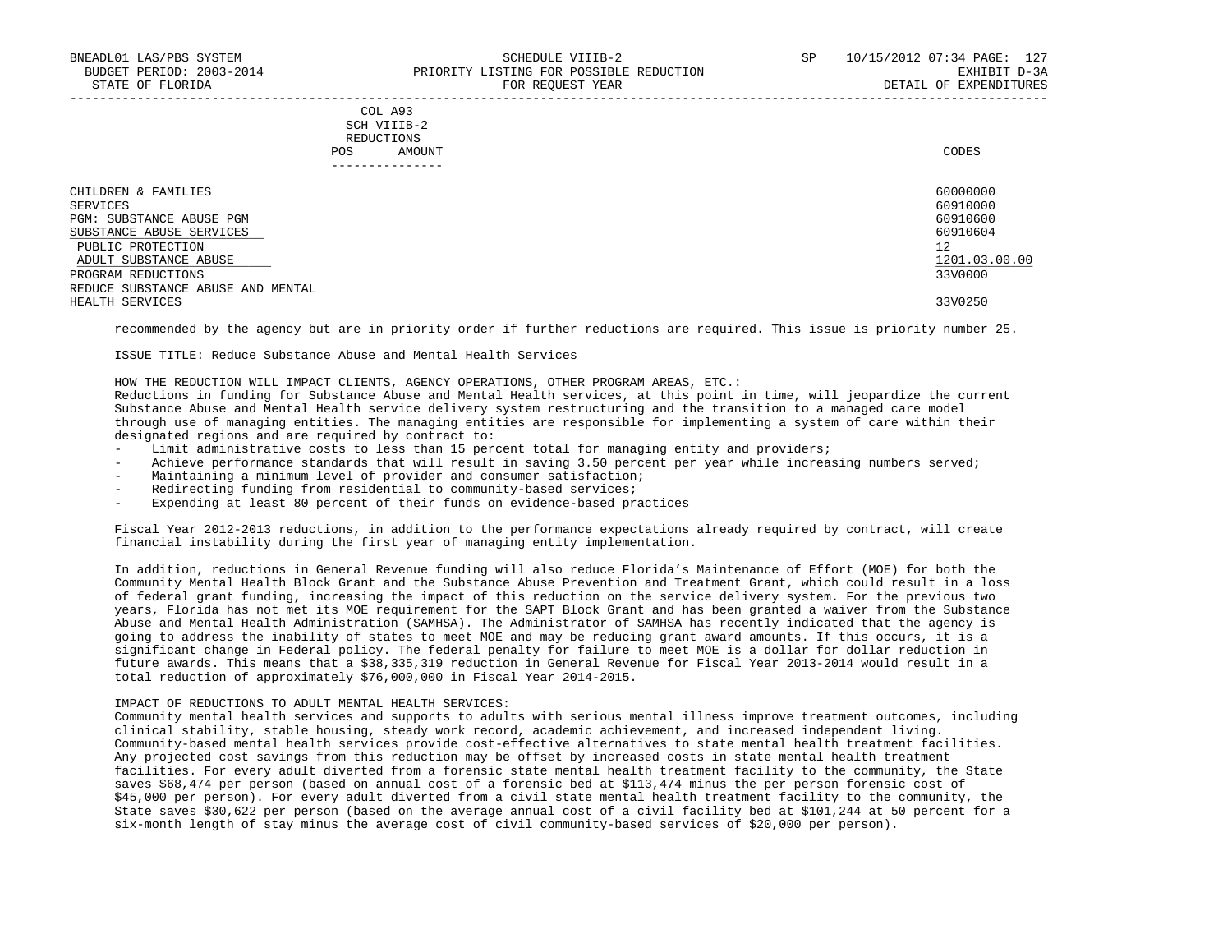BNEADL01 LAS/PBS SYSTEM — SCHEDULE VIIIB-2 — PRIORITY LISTING FOR POSSIBLE REDUCTION FOR REQUEST YEAR — EXHIBIT D-3A DETAIL OF EXPENDITURES
BUDGET PERIOD: 2003-2014
STATE OF FLORIDA

| | COL A93 SCH VIIIB-2 REDUCTIONS POS AMOUNT | CODES |
|---|---|---|
| CHILDREN & FAMILIES | | 60000000 |
| SERVICES | | 60910000 |
| PGM: SUBSTANCE ABUSE PGM | | 60910600 |
| SUBSTANCE ABUSE SERVICES | | 60910604 |
| PUBLIC PROTECTION | | 12 |
| ADULT SUBSTANCE ABUSE | | 1201.03.00.00 |
| PROGRAM REDUCTIONS | | 33V0000 |
| REDUCE SUBSTANCE ABUSE AND MENTAL HEALTH SERVICES | | 33V0250 |

recommended by the agency but are in priority order if further reductions are required. This issue is priority number 25.

ISSUE TITLE: Reduce Substance Abuse and Mental Health Services

HOW THE REDUCTION WILL IMPACT CLIENTS, AGENCY OPERATIONS, OTHER PROGRAM AREAS, ETC.:
Reductions in funding for Substance Abuse and Mental Health services, at this point in time, will jeopardize the current Substance Abuse and Mental Health service delivery system restructuring and the transition to a managed care model through use of managing entities. The managing entities are responsible for implementing a system of care within their designated regions and are required by contract to:

- Limit administrative costs to less than 15 percent total for managing entity and providers;
- Achieve performance standards that will result in saving 3.50 percent per year while increasing numbers served;
- Maintaining a minimum level of provider and consumer satisfaction;
- Redirecting funding from residential to community-based services;
- Expending at least 80 percent of their funds on evidence-based practices

Fiscal Year 2012-2013 reductions, in addition to the performance expectations already required by contract, will create financial instability during the first year of managing entity implementation.

In addition, reductions in General Revenue funding will also reduce Florida's Maintenance of Effort (MOE) for both the Community Mental Health Block Grant and the Substance Abuse Prevention and Treatment Grant, which could result in a loss of federal grant funding, increasing the impact of this reduction on the service delivery system. For the previous two years, Florida has not met its MOE requirement for the SAPT Block Grant and has been granted a waiver from the Substance Abuse and Mental Health Administration (SAMHSA). The Administrator of SAMHSA has recently indicated that the agency is going to address the inability of states to meet MOE and may be reducing grant award amounts. If this occurs, it is a significant change in Federal policy. The federal penalty for failure to meet MOE is a dollar for dollar reduction in future awards. This means that a $38,335,319 reduction in General Revenue for Fiscal Year 2013-2014 would result in a total reduction of approximately $76,000,000 in Fiscal Year 2014-2015.

IMPACT OF REDUCTIONS TO ADULT MENTAL HEALTH SERVICES:
Community mental health services and supports to adults with serious mental illness improve treatment outcomes, including clinical stability, stable housing, steady work record, academic achievement, and increased independent living. Community-based mental health services provide cost-effective alternatives to state mental health treatment facilities. Any projected cost savings from this reduction may be offset by increased costs in state mental health treatment facilities. For every adult diverted from a forensic state mental health treatment facility to the community, the State saves $68,474 per person (based on annual cost of a forensic bed at $113,474 minus the per person forensic cost of $45,000 per person). For every adult diverted from a civil state mental health treatment facility to the community, the State saves $30,622 per person (based on the average annual cost of a civil facility bed at $101,244 at 50 percent for a six-month length of stay minus the average cost of civil community-based services of $20,000 per person).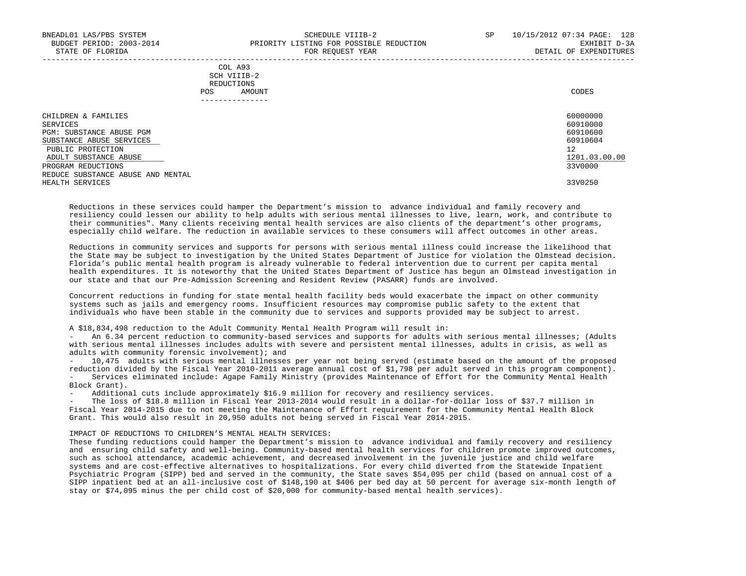| | COL A93 SCH VIIIB-2 REDUCTIONS POS AMOUNT | CODES |
|---|---|---|
| CHILDREN & FAMILIES | | 60000000 |
| SERVICES | | 60910000 |
| PGM: SUBSTANCE ABUSE PGM | | 60910600 |
| SUBSTANCE ABUSE SERVICES | | 60910604 |
| PUBLIC PROTECTION | | 12 |
| ADULT SUBSTANCE ABUSE | | 1201.03.00.00 |
| PROGRAM REDUCTIONS | | 33V0000 |
| REDUCE SUBSTANCE ABUSE AND MENTAL HEALTH SERVICES | | 33V0250 |

Reductions in these services could hamper the Department's mission to advance individual and family recovery and resiliency could lessen our ability to help adults with serious mental illnesses to live, learn, work, and contribute to their communities". Many clients receiving mental health services are also clients of the department's other programs, especially child welfare. The reduction in available services to these consumers will affect outcomes in other areas.

Reductions in community services and supports for persons with serious mental illness could increase the likelihood that the State may be subject to investigation by the United States Department of Justice for violation the Olmstead decision. Florida's public mental health program is already vulnerable to federal intervention due to current per capita mental health expenditures. It is noteworthy that the United States Department of Justice has begun an Olmstead investigation in our state and that our Pre-Admission Screening and Resident Review (PASARR) funds are involved.

Concurrent reductions in funding for state mental health facility beds would exacerbate the impact on other community systems such as jails and emergency rooms. Insufficient resources may compromise public safety to the extent that individuals who have been stable in the community due to services and supports provided may be subject to arrest.

A $18,834,498 reduction to the Adult Community Mental Health Program will result in:

- An 6.34 percent reduction to community-based services and supports for adults with serious mental illnesses; (Adults with serious mental illnesses includes adults with severe and persistent mental illnesses, adults in crisis, as well as adults with community forensic involvement); and
- 10,475 adults with serious mental illnesses per year not being served (estimate based on the amount of the proposed reduction divided by the Fiscal Year 2010-2011 average annual cost of $1,798 per adult served in this program component).
- Services eliminated include: Agape Family Ministry (provides Maintenance of Effort for the Community Mental Health Block Grant).
- Additional cuts include approximately $16.9 million for recovery and resiliency services.
- The loss of $18.8 million in Fiscal Year 2013-2014 would result in a dollar-for-dollar loss of $37.7 million in Fiscal Year 2014-2015 due to not meeting the Maintenance of Effort requirement for the Community Mental Health Block Grant. This would also result in 20,950 adults not being served in Fiscal Year 2014-2015.

IMPACT OF REDUCTIONS TO CHILDREN'S MENTAL HEALTH SERVICES:
These funding reductions could hamper the Department's mission to advance individual and family recovery and resiliency and ensuring child safety and well-being. Community-based mental health services for children promote improved outcomes, such as school attendance, academic achievement, and decreased involvement in the juvenile justice and child welfare systems and are cost-effective alternatives to hospitalizations. For every child diverted from the Statewide Inpatient Psychiatric Program (SIPP) bed and served in the community, the State saves $54,095 per child (based on annual cost of a SIPP inpatient bed at an all-inclusive cost of $148,190 at $406 per bed day at 50 percent for average six-month length of stay or $74,095 minus the per child cost of $20,000 for community-based mental health services).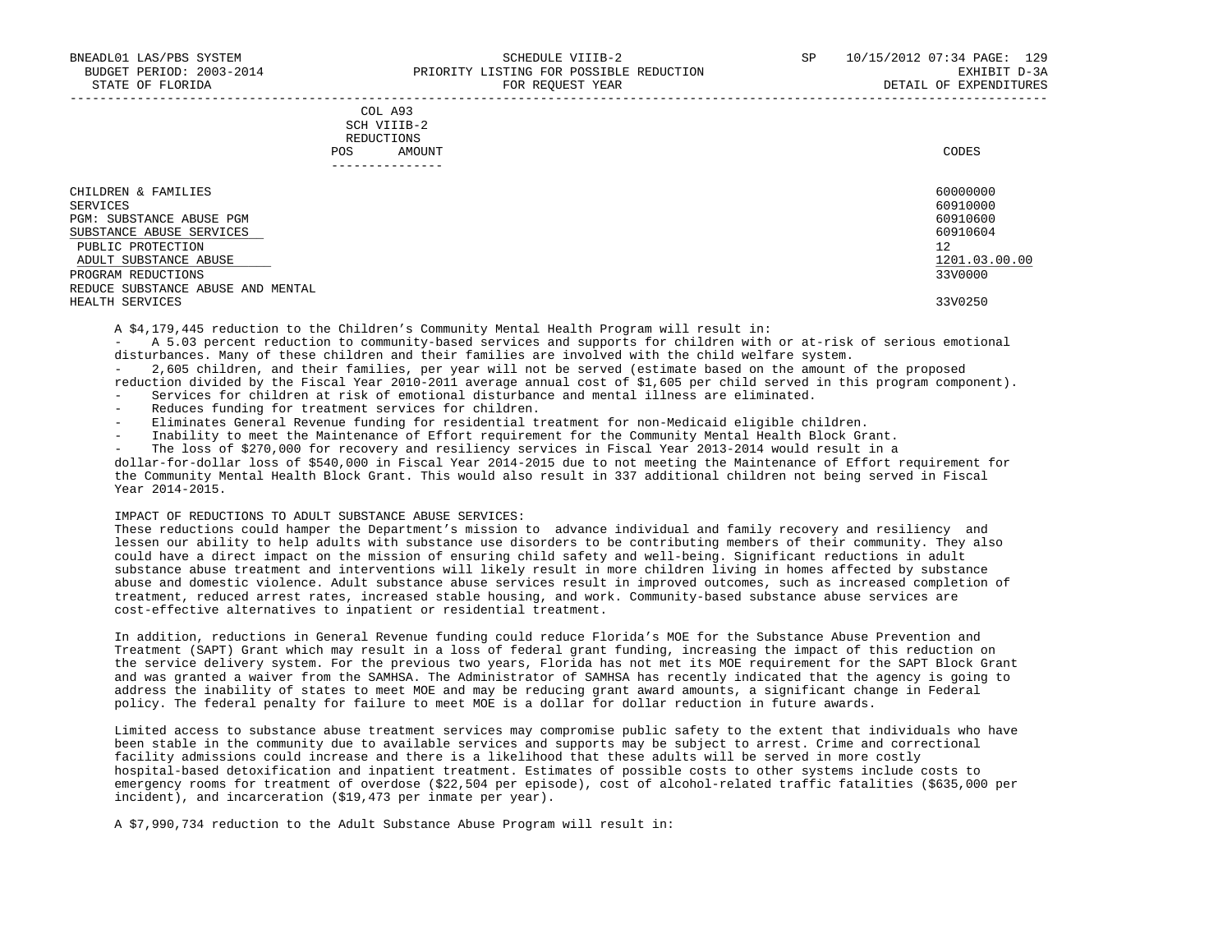| COL A93 SCH VIIIB-2 REDUCTIONS POS AMOUNT | CODES |
|---|---|
| CHILDREN & FAMILIES | 60000000 |
| SERVICES | 60910000 |
| PGM: SUBSTANCE ABUSE PGM | 60910600 |
| SUBSTANCE ABUSE SERVICES | 60910604 |
| PUBLIC PROTECTION | 12 |
| ADULT SUBSTANCE ABUSE | 1201.03.00.00 |
| PROGRAM REDUCTIONS | 33V0000 |
| REDUCE SUBSTANCE ABUSE AND MENTAL HEALTH SERVICES | 33V0250 |

A $4,179,445 reduction to the Children's Community Mental Health Program will result in:

- A 5.03 percent reduction to community-based services and supports for children with or at-risk of serious emotional disturbances. Many of these children and their families are involved with the child welfare system.
- 2,605 children, and their families, per year will not be served (estimate based on the amount of the proposed reduction divided by the Fiscal Year 2010-2011 average annual cost of $1,605 per child served in this program component).
- Services for children at risk of emotional disturbance and mental illness are eliminated.
- Reduces funding for treatment services for children.
- Eliminates General Revenue funding for residential treatment for non-Medicaid eligible children.
- Inability to meet the Maintenance of Effort requirement for the Community Mental Health Block Grant.
- The loss of $270,000 for recovery and resiliency services in Fiscal Year 2013-2014 would result in a dollar-for-dollar loss of $540,000 in Fiscal Year 2014-2015 due to not meeting the Maintenance of Effort requirement for the Community Mental Health Block Grant. This would also result in 337 additional children not being served in Fiscal Year 2014-2015.

IMPACT OF REDUCTIONS TO ADULT SUBSTANCE ABUSE SERVICES:
These reductions could hamper the Department's mission to advance individual and family recovery and resiliency and lessen our ability to help adults with substance use disorders to be contributing members of their community. They also could have a direct impact on the mission of ensuring child safety and well-being. Significant reductions in adult substance abuse treatment and interventions will likely result in more children living in homes affected by substance abuse and domestic violence. Adult substance abuse services result in improved outcomes, such as increased completion of treatment, reduced arrest rates, increased stable housing, and work. Community-based substance abuse services are cost-effective alternatives to inpatient or residential treatment.

In addition, reductions in General Revenue funding could reduce Florida's MOE for the Substance Abuse Prevention and Treatment (SAPT) Grant which may result in a loss of federal grant funding, increasing the impact of this reduction on the service delivery system. For the previous two years, Florida has not met its MOE requirement for the SAPT Block Grant and was granted a waiver from the SAMHSA. The Administrator of SAMHSA has recently indicated that the agency is going to address the inability of states to meet MOE and may be reducing grant award amounts, a significant change in Federal policy. The federal penalty for failure to meet MOE is a dollar for dollar reduction in future awards.

Limited access to substance abuse treatment services may compromise public safety to the extent that individuals who have been stable in the community due to available services and supports may be subject to arrest. Crime and correctional facility admissions could increase and there is a likelihood that these adults will be served in more costly hospital-based detoxification and inpatient treatment. Estimates of possible costs to other systems include costs to emergency rooms for treatment of overdose ($22,504 per episode), cost of alcohol-related traffic fatalities ($635,000 per incident), and incarceration ($19,473 per inmate per year).

A $7,990,734 reduction to the Adult Substance Abuse Program will result in: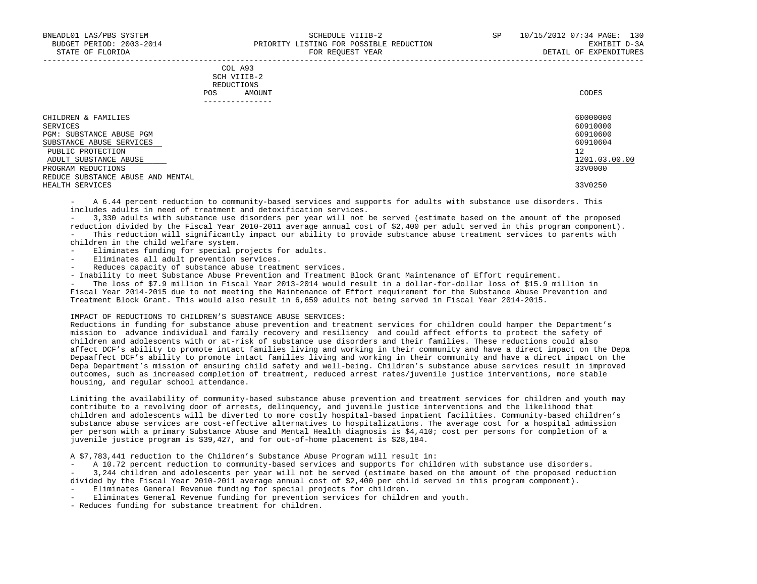| | COL A93 SCH VIIIB-2 REDUCTIONS POS AMOUNT | CODES |
|---|---|---|
| CHILDREN & FAMILIES | | 60000000 |
| SERVICES | | 60910000 |
| PGM: SUBSTANCE ABUSE PGM | | 60910600 |
| SUBSTANCE ABUSE SERVICES | | 60910604 |
| PUBLIC PROTECTION | | 12 |
| ADULT SUBSTANCE ABUSE | | 1201.03.00.00 |
| PROGRAM REDUCTIONS | | 33V0000 |
| REDUCE SUBSTANCE ABUSE AND MENTAL HEALTH SERVICES | | 33V0250 |

- A 6.44 percent reduction to community-based services and supports for adults with substance use disorders. This includes adults in need of treatment and detoxification services.
- 3,330 adults with substance use disorders per year will not be served (estimate based on the amount of the proposed reduction divided by the Fiscal Year 2010-2011 average annual cost of $2,400 per adult served in this program component).
- This reduction will significantly impact our ability to provide substance abuse treatment services to parents with children in the child welfare system.
- Eliminates funding for special projects for adults.
- Eliminates all adult prevention services.
- Reduces capacity of substance abuse treatment services.
- Inability to meet Substance Abuse Prevention and Treatment Block Grant Maintenance of Effort requirement.
- The loss of $7.9 million in Fiscal Year 2013-2014 would result in a dollar-for-dollar loss of $15.9 million in Fiscal Year 2014-2015 due to not meeting the Maintenance of Effort requirement for the Substance Abuse Prevention and Treatment Block Grant. This would also result in 6,659 adults not being served in Fiscal Year 2014-2015.

IMPACT OF REDUCTIONS TO CHILDREN'S SUBSTANCE ABUSE SERVICES:
Reductions in funding for substance abuse prevention and treatment services for children could hamper the Department's mission to advance individual and family recovery and resiliency and could affect efforts to protect the safety of children and adolescents with or at-risk of substance use disorders and their families. These reductions could also affect DCF's ability to promote intact families living and working in their community and have a direct impact on the Depa Depaaffect DCF's ability to promote intact families living and working in their community and have a direct impact on the Depa Department's mission of ensuring child safety and well-being. Children's substance abuse services result in improved outcomes, such as increased completion of treatment, reduced arrest rates/juvenile justice interventions, more stable housing, and regular school attendance.

Limiting the availability of community-based substance abuse prevention and treatment services for children and youth may contribute to a revolving door of arrests, delinquency, and juvenile justice interventions and the likelihood that children and adolescents will be diverted to more costly hospital-based inpatient facilities. Community-based children's substance abuse services are cost-effective alternatives to hospitalizations. The average cost for a hospital admission per person with a primary Substance Abuse and Mental Health diagnosis is $4,410; cost per persons for completion of a juvenile justice program is $39,427, and for out-of-home placement is $28,184.

A $7,783,441 reduction to the Children's Substance Abuse Program will result in:
- A 10.72 percent reduction to community-based services and supports for children with substance use disorders.
- 3,244 children and adolescents per year will not be served (estimate based on the amount of the proposed reduction divided by the Fiscal Year 2010-2011 average annual cost of $2,400 per child served in this program component).
- Eliminates General Revenue funding for special projects for children.
- Eliminates General Revenue funding for prevention services for children and youth.
- Reduces funding for substance treatment for children.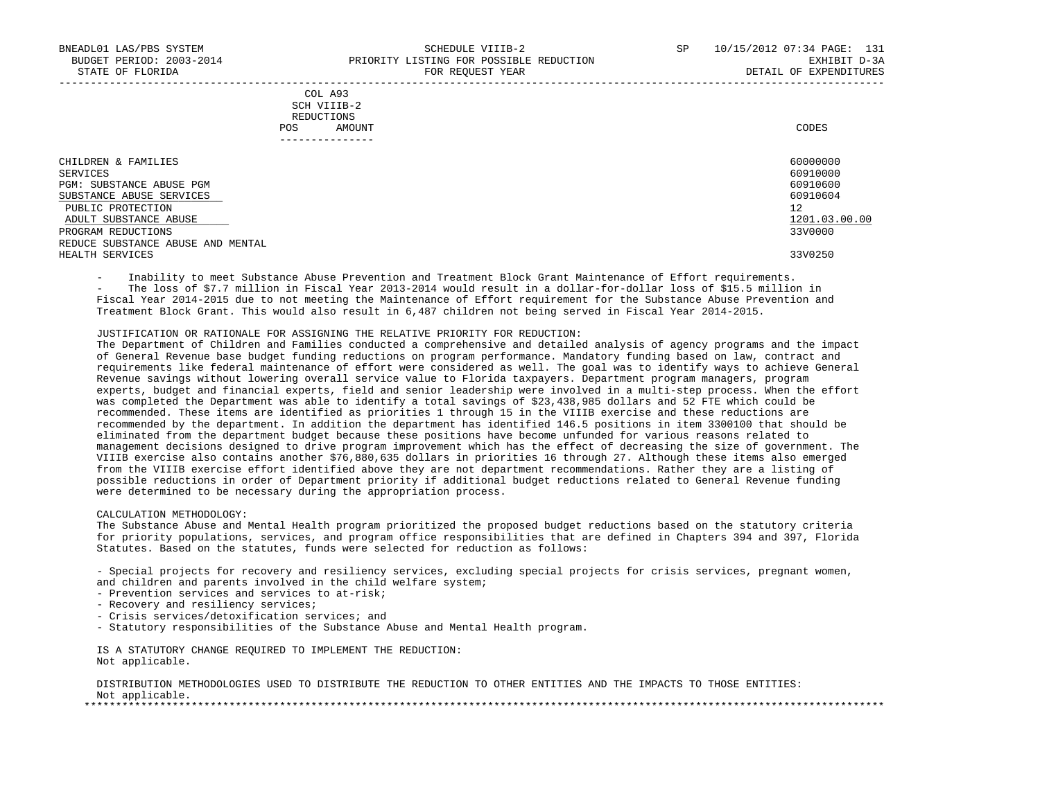COL A93
SCH VIIIB-2
REDUCTIONS

| | POS | AMOUNT | CODES |
|---|---|---|---|
| CHILDREN & FAMILIES | | | 60000000 |
| SERVICES | | | 60910000 |
| PGM: SUBSTANCE ABUSE PGM | | | 60910600 |
| SUBSTANCE ABUSE SERVICES | | | 60910604 |
| PUBLIC PROTECTION | | | 12 |
| ADULT SUBSTANCE ABUSE | | | 1201.03.00.00 |
| PROGRAM REDUCTIONS | | | 33V0000 |
| REDUCE SUBSTANCE ABUSE AND MENTAL HEALTH SERVICES | | | 33V0250 |

- Inability to meet Substance Abuse Prevention and Treatment Block Grant Maintenance of Effort requirements.
- The loss of $7.7 million in Fiscal Year 2013-2014 would result in a dollar-for-dollar loss of $15.5 million in Fiscal Year 2014-2015 due to not meeting the Maintenance of Effort requirement for the Substance Abuse Prevention and Treatment Block Grant. This would also result in 6,487 children not being served in Fiscal Year 2014-2015.

JUSTIFICATION OR RATIONALE FOR ASSIGNING THE RELATIVE PRIORITY FOR REDUCTION:
The Department of Children and Families conducted a comprehensive and detailed analysis of agency programs and the impact of General Revenue base budget funding reductions on program performance. Mandatory funding based on law, contract and requirements like federal maintenance of effort were considered as well. The goal was to identify ways to achieve General Revenue savings without lowering overall service value to Florida taxpayers. Department program managers, program experts, budget and financial experts, field and senior leadership were involved in a multi-step process. When the effort was completed the Department was able to identify a total savings of $23,438,985 dollars and 52 FTE which could be recommended. These items are identified as priorities 1 through 15 in the VIIIB exercise and these reductions are recommended by the department. In addition the department has identified 146.5 positions in item 3300100 that should be eliminated from the department budget because these positions have become unfunded for various reasons related to management decisions designed to drive program improvement which has the effect of decreasing the size of government. The VIIIB exercise also contains another $76,880,635 dollars in priorities 16 through 27. Although these items also emerged from the VIIIB exercise effort identified above they are not department recommendations. Rather they are a listing of possible reductions in order of Department priority if additional budget reductions related to General Revenue funding were determined to be necessary during the appropriation process.

CALCULATION METHODOLOGY:
The Substance Abuse and Mental Health program prioritized the proposed budget reductions based on the statutory criteria for priority populations, services, and program office responsibilities that are defined in Chapters 394 and 397, Florida Statutes. Based on the statutes, funds were selected for reduction as follows:

- Special projects for recovery and resiliency services, excluding special projects for crisis services, pregnant women, and children and parents involved in the child welfare system;
- Prevention services and services to at-risk;
- Recovery and resiliency services;
- Crisis services/detoxification services; and
- Statutory responsibilities of the Substance Abuse and Mental Health program.

IS A STATUTORY CHANGE REQUIRED TO IMPLEMENT THE REDUCTION:
Not applicable.

DISTRIBUTION METHODOLOGIES USED TO DISTRIBUTE THE REDUCTION TO OTHER ENTITIES AND THE IMPACTS TO THOSE ENTITIES:
Not applicable.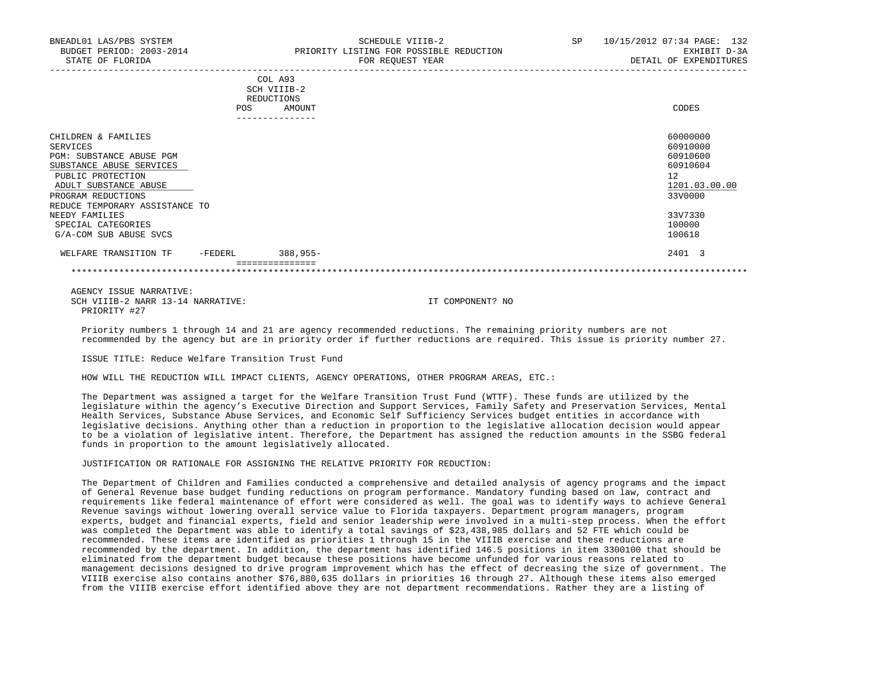| | COL A93 SCH VIIIB-2 REDUCTIONS POS | AMOUNT | CODES |
|---|---|---|---|
| CHILDREN & FAMILIES | | | 60000000 |
| SERVICES | | | 60910000 |
| PGM: SUBSTANCE ABUSE PGM | | | 60910600 |
| SUBSTANCE ABUSE SERVICES | | | 60910604 |
| PUBLIC PROTECTION | | | 12 |
| ADULT SUBSTANCE ABUSE | | | 1201.03.00.00 |
| PROGRAM REDUCTIONS | | | 33V0000 |
| REDUCE TEMPORARY ASSISTANCE TO NEEDY FAMILIES | | | 33V7330 |
| SPECIAL CATEGORIES | | | 100000 |
| G/A-COM SUB ABUSE SVCS | | | 100618 |
| WELFARE TRANSITION TF -FEDERL | | 388,955- | 2401 3 |

AGENCY ISSUE NARRATIVE:
SCH VIIIB-2 NARR 13-14 NARRATIVE: IT COMPONENT? NO
PRIORITY #27

Priority numbers 1 through 14 and 21 are agency recommended reductions. The remaining priority numbers are not recommended by the agency but are in priority order if further reductions are required. This issue is priority number 27.

ISSUE TITLE: Reduce Welfare Transition Trust Fund

HOW WILL THE REDUCTION WILL IMPACT CLIENTS, AGENCY OPERATIONS, OTHER PROGRAM AREAS, ETC.:

The Department was assigned a target for the Welfare Transition Trust Fund (WTTF). These funds are utilized by the legislature within the agency's Executive Direction and Support Services, Family Safety and Preservation Services, Mental Health Services, Substance Abuse Services, and Economic Self Sufficiency Services budget entities in accordance with legislative decisions. Anything other than a reduction in proportion to the legislative allocation decision would appear to be a violation of legislative intent. Therefore, the Department has assigned the reduction amounts in the SSBG federal funds in proportion to the amount legislatively allocated.

JUSTIFICATION OR RATIONALE FOR ASSIGNING THE RELATIVE PRIORITY FOR REDUCTION:

The Department of Children and Families conducted a comprehensive and detailed analysis of agency programs and the impact of General Revenue base budget funding reductions on program performance. Mandatory funding based on law, contract and requirements like federal maintenance of effort were considered as well. The goal was to identify ways to achieve General Revenue savings without lowering overall service value to Florida taxpayers. Department program managers, program experts, budget and financial experts, field and senior leadership were involved in a multi-step process. When the effort was completed the Department was able to identify a total savings of $23,438,985 dollars and 52 FTE which could be recommended. These items are identified as priorities 1 through 15 in the VIIIB exercise and these reductions are recommended by the department. In addition, the department has identified 146.5 positions in item 3300100 that should be eliminated from the department budget because these positions have become unfunded for various reasons related to management decisions designed to drive program improvement which has the effect of decreasing the size of government. The VIIIB exercise also contains another $76,880,635 dollars in priorities 16 through 27. Although these items also emerged from the VIIIB exercise effort identified above they are not department recommendations. Rather they are a listing of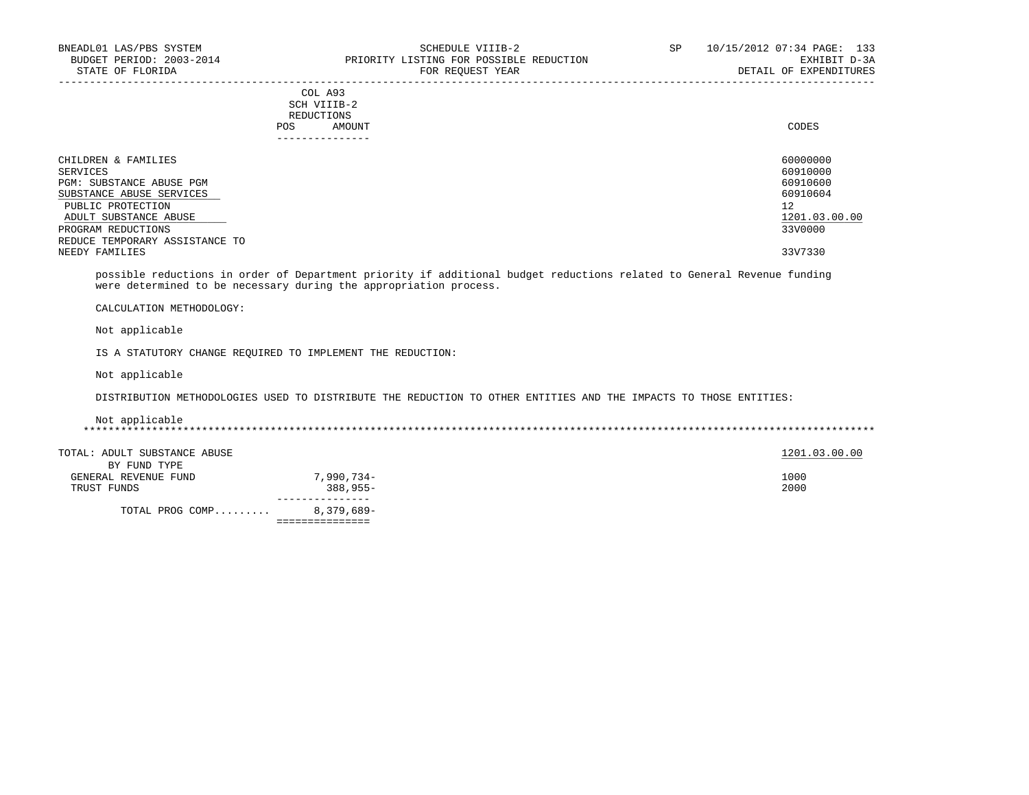| | COL A93 SCH VIIIB-2 REDUCTIONS POS | AMOUNT | CODES |
|---|---|---|---|
| CHILDREN & FAMILIES | | | 60000000 |
| SERVICES | | | 60910000 |
| PGM: SUBSTANCE ABUSE PGM | | | 60910600 |
| SUBSTANCE ABUSE SERVICES | | | 60910604 |
| PUBLIC PROTECTION | | | 12 |
| ADULT SUBSTANCE ABUSE | | | 1201.03.00.00 |
| PROGRAM REDUCTIONS | | | 33V0000 |
| REDUCE TEMPORARY ASSISTANCE TO NEEDY FAMILIES | | | 33V7330 |

possible reductions in order of Department priority if additional budget reductions related to General Revenue funding were determined to be necessary during the appropriation process.

CALCULATION METHODOLOGY:

Not applicable

IS A STATUTORY CHANGE REQUIRED TO IMPLEMENT THE REDUCTION:

Not applicable

DISTRIBUTION METHODOLOGIES USED TO DISTRIBUTE THE REDUCTION TO OTHER ENTITIES AND THE IMPACTS TO THOSE ENTITIES:

Not applicable

*****************************************************************************************************************************

| TOTAL: ADULT SUBSTANCE ABUSE | | 1201.03.00.00 |
|---|---|---|
| BY FUND TYPE | | |
| GENERAL REVENUE FUND | 7,990,734- | 1000 |
| TRUST FUNDS | 388,955- | 2000 |
| TOTAL PROG COMP......... | 8,379,689- | |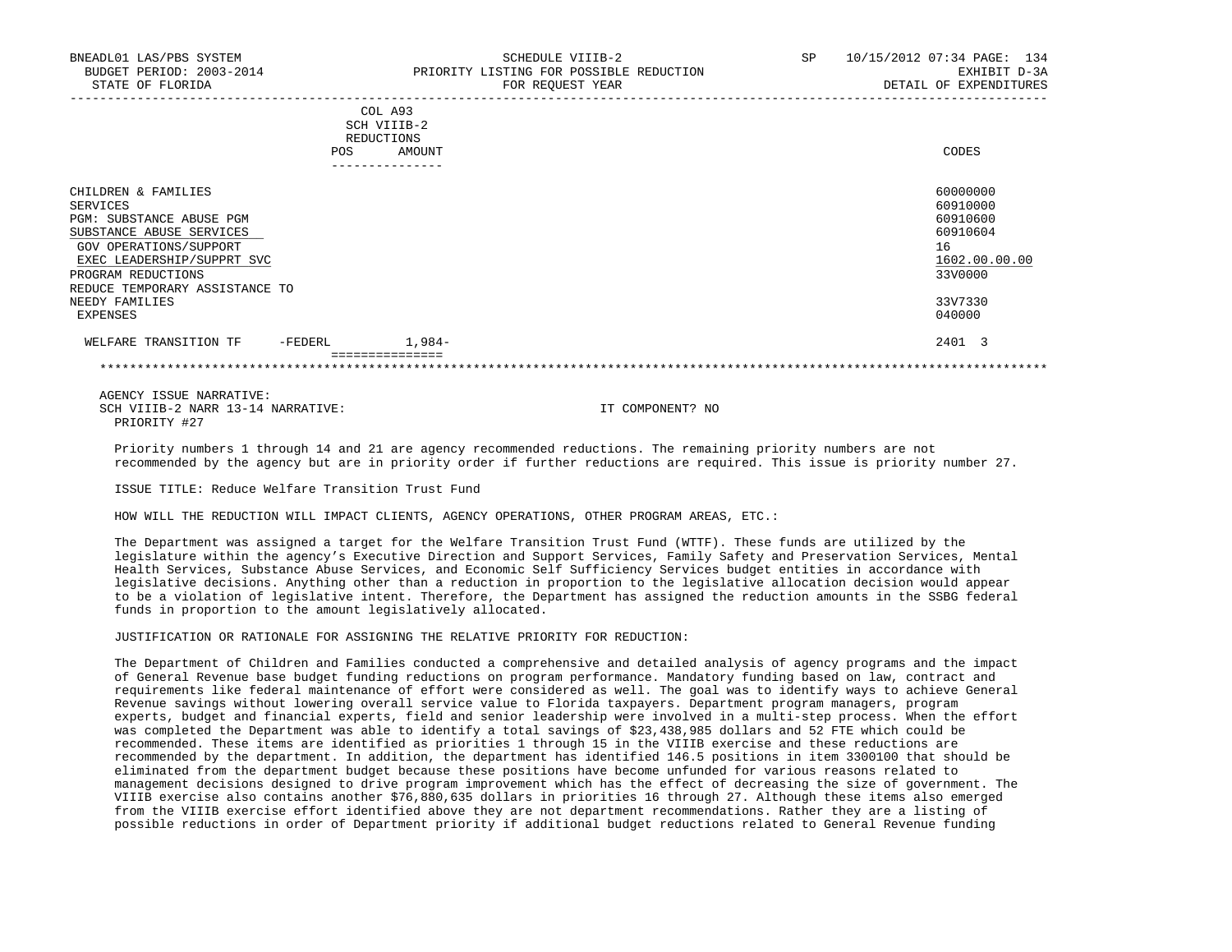BNEADL01 LAS/PBS SYSTEM — SCHEDULE VIIIB-2 — SP 10/15/2012 07:34
BUDGET PERIOD: 2003-2014 — PRIORITY LISTING FOR POSSIBLE REDUCTION — EXHIBIT D-3A
STATE OF FLORIDA — FOR REQUEST YEAR — DETAIL OF EXPENDITURES

| | COL A93 SCH VIIIB-2 REDUCTIONS POS | AMOUNT | CODES |
|---|---|---|---|
| CHILDREN & FAMILIES | | | 60000000 |
| SERVICES | | | 60910000 |
| PGM: SUBSTANCE ABUSE PGM | | | 60910600 |
| SUBSTANCE ABUSE SERVICES | | | 60910604 |
| GOV OPERATIONS/SUPPORT | | | 16 |
| EXEC LEADERSHIP/SUPPRT SVC | | | 1602.00.00.00 |
| PROGRAM REDUCTIONS | | | 33V0000 |
| REDUCE TEMPORARY ASSISTANCE TO NEEDY FAMILIES | | | 33V7330 |
| EXPENSES | | | 040000 |
| WELFARE TRANSITION TF -FEDERL | | 1,984- | 2401 3 |

AGENCY ISSUE NARRATIVE:
SCH VIIIB-2 NARR 13-14 NARRATIVE: IT COMPONENT? NO
PRIORITY #27

Priority numbers 1 through 14 and 21 are agency recommended reductions. The remaining priority numbers are not recommended by the agency but are in priority order if further reductions are required. This issue is priority number 27.

ISSUE TITLE: Reduce Welfare Transition Trust Fund

HOW WILL THE REDUCTION WILL IMPACT CLIENTS, AGENCY OPERATIONS, OTHER PROGRAM AREAS, ETC.:

The Department was assigned a target for the Welfare Transition Trust Fund (WTTF). These funds are utilized by the legislature within the agency's Executive Direction and Support Services, Family Safety and Preservation Services, Mental Health Services, Substance Abuse Services, and Economic Self Sufficiency Services budget entities in accordance with legislative decisions. Anything other than a reduction in proportion to the legislative allocation decision would appear to be a violation of legislative intent. Therefore, the Department has assigned the reduction amounts in the SSBG federal funds in proportion to the amount legislatively allocated.

JUSTIFICATION OR RATIONALE FOR ASSIGNING THE RELATIVE PRIORITY FOR REDUCTION:

The Department of Children and Families conducted a comprehensive and detailed analysis of agency programs and the impact of General Revenue base budget funding reductions on program performance. Mandatory funding based on law, contract and requirements like federal maintenance of effort were considered as well. The goal was to identify ways to achieve General Revenue savings without lowering overall service value to Florida taxpayers. Department program managers, program experts, budget and financial experts, field and senior leadership were involved in a multi-step process. When the effort was completed the Department was able to identify a total savings of $23,438,985 dollars and 52 FTE which could be recommended. These items are identified as priorities 1 through 15 in the VIIIB exercise and these reductions are recommended by the department. In addition, the department has identified 146.5 positions in item 3300100 that should be eliminated from the department budget because these positions have become unfunded for various reasons related to management decisions designed to drive program improvement which has the effect of decreasing the size of government. The VIIIB exercise also contains another $76,880,635 dollars in priorities 16 through 27. Although these items also emerged from the VIIIB exercise effort identified above they are not department recommendations. Rather they are a listing of possible reductions in order of Department priority if additional budget reductions related to General Revenue funding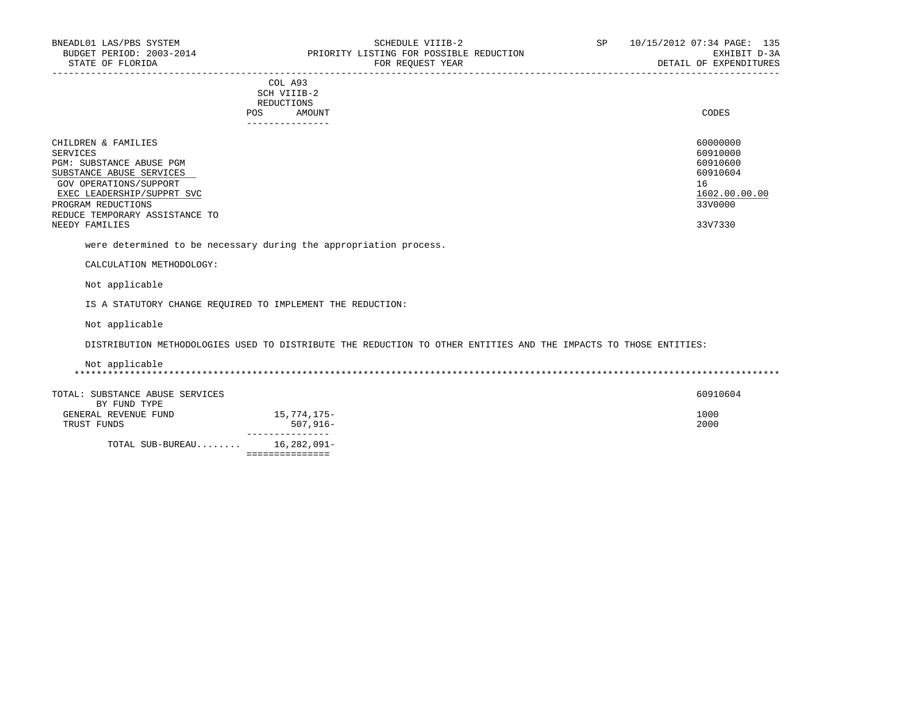| | COL A93 SCH VIIIB-2 REDUCTIONS POS AMOUNT | CODES |
|---|---|---|
| CHILDREN & FAMILIES | | 60000000 |
| SERVICES | | 60910000 |
| PGM: SUBSTANCE ABUSE PGM | | 60910600 |
| SUBSTANCE ABUSE SERVICES | | 60910604 |
| GOV OPERATIONS/SUPPORT | | 16 |
| EXEC LEADERSHIP/SUPPRT SVC | | 1602.00.00.00 |
| PROGRAM REDUCTIONS | | 33V0000 |
| REDUCE TEMPORARY ASSISTANCE TO NEEDY FAMILIES | | 33V7330 |

were determined to be necessary during the appropriation process.

CALCULATION METHODOLOGY:

Not applicable

IS A STATUTORY CHANGE REQUIRED TO IMPLEMENT THE REDUCTION:

Not applicable

DISTRIBUTION METHODOLOGIES USED TO DISTRIBUTE THE REDUCTION TO OTHER ENTITIES AND THE IMPACTS TO THOSE ENTITIES:

Not applicable

*****************************************************************************************************************************

| | AMOUNT | CODES |
|---|---|---|
| TOTAL: SUBSTANCE ABUSE SERVICES | | 60910604 |
| BY FUND TYPE | | |
| GENERAL REVENUE FUND | 15,774,175- | 1000 |
| TRUST FUNDS | 507,916- | 2000 |
| TOTAL SUB-BUREAU........ | 16,282,091- | |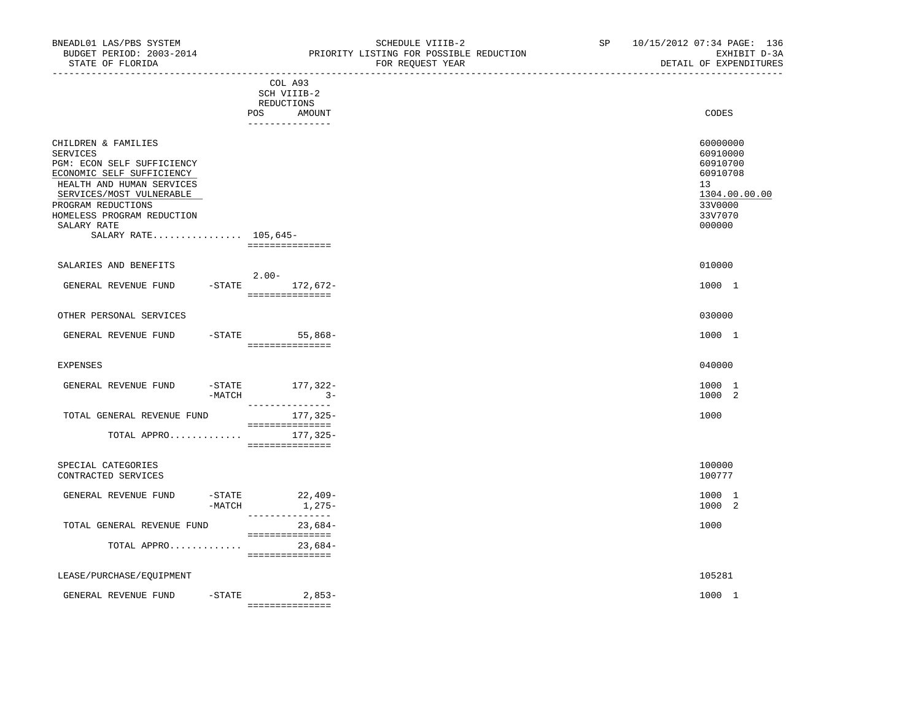BNEADL01 LAS/PBS SYSTEM — SCHEDULE VIIIB-2 — SP 10/15/2012 07:34
BUDGET PERIOD: 2003-2014 — PRIORITY LISTING FOR POSSIBLE REDUCTION — EXHIBIT D-3A
STATE OF FLORIDA — FOR REQUEST YEAR — DETAIL OF EXPENDITURES

| | | COL A93 SCH VIIIB-2 REDUCTIONS POS | AMOUNT | CODES |
|---|---|---|---|---|
| CHILDREN & FAMILIES | | | | 60000000 |
| SERVICES | | | | 60910000 |
| PGM: ECON SELF SUFFICIENCY | | | | 60910700 |
| ECONOMIC SELF SUFFICIENCY | | | | 60910708 |
| HEALTH AND HUMAN SERVICES | | | | 13 |
| SERVICES/MOST VULNERABLE | | | | 1304.00.00.00 |
| PROGRAM REDUCTIONS | | | | 33V0000 |
| HOMELESS PROGRAM REDUCTION | | | | 33V7070 |
| SALARY RATE | | | | 000000 |
| SALARY RATE................ | | | 105,645- | |
| SALARIES AND BENEFITS | | | | 010000 |
| GENERAL REVENUE FUND | -STATE | 2.00- | 172,672- | 1000 1 |
| OTHER PERSONAL SERVICES | | | | 030000 |
| GENERAL REVENUE FUND | -STATE | | 55,868- | 1000 1 |
| EXPENSES | | | | 040000 |
| GENERAL REVENUE FUND | -STATE | | 177,322- | 1000 1 |
| | -MATCH | | 3- | 1000 2 |
| TOTAL GENERAL REVENUE FUND | | | 177,325- | 1000 |
| TOTAL APPRO............. | | | 177,325- | |
| SPECIAL CATEGORIES | | | | 100000 |
| CONTRACTED SERVICES | | | | 100777 |
| GENERAL REVENUE FUND | -STATE | | 22,409- | 1000 1 |
| | -MATCH | | 1,275- | 1000 2 |
| TOTAL GENERAL REVENUE FUND | | | 23,684- | 1000 |
| TOTAL APPRO............. | | | 23,684- | |
| LEASE/PURCHASE/EQUIPMENT | | | | 105281 |
| GENERAL REVENUE FUND | -STATE | | 2,853- | 1000 1 |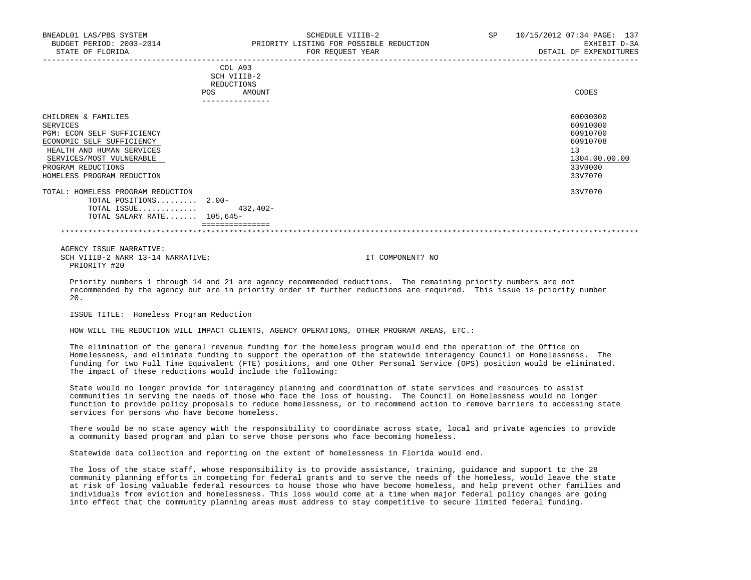| | COL A93 SCH VIIIB-2 REDUCTIONS POS | AMOUNT | CODES |
|---|---|---|---|
| CHILDREN & FAMILIES | | | 60000000 |
| SERVICES | | | 60910000 |
| PGM: ECON SELF SUFFICIENCY | | | 60910700 |
| ECONOMIC SELF SUFFICIENCY | | | 60910708 |
| HEALTH AND HUMAN SERVICES | | | 13 |
| SERVICES/MOST VULNERABLE | | | 1304.00.00.00 |
| PROGRAM REDUCTIONS | | | 33V0000 |
| HOMELESS PROGRAM REDUCTION | | | 33V7070 |
| TOTAL: HOMELESS PROGRAM REDUCTION | | | 33V7070 |
| TOTAL POSITIONS......... | 2.00- | | |
| TOTAL ISSUE............. | | 432,402- | |
| TOTAL SALARY RATE....... | 105,645- | | |

AGENCY ISSUE NARRATIVE:

SCH VIIIB-2 NARR 13-14 NARRATIVE: IT COMPONENT? NO

PRIORITY #20

Priority numbers 1 through 14 and 21 are agency recommended reductions. The remaining priority numbers are not recommended by the agency but are in priority order if further reductions are required. This issue is priority number 20.

ISSUE TITLE: Homeless Program Reduction

HOW WILL THE REDUCTION WILL IMPACT CLIENTS, AGENCY OPERATIONS, OTHER PROGRAM AREAS, ETC.:

The elimination of the general revenue funding for the homeless program would end the operation of the Office on Homelessness, and eliminate funding to support the operation of the statewide interagency Council on Homelessness. The funding for two Full Time Equivalent (FTE) positions, and one Other Personal Service (OPS) position would be eliminated. The impact of these reductions would include the following:

State would no longer provide for interagency planning and coordination of state services and resources to assist communities in serving the needs of those who face the loss of housing. The Council on Homelessness would no longer function to provide policy proposals to reduce homelessness, or to recommend action to remove barriers to accessing state services for persons who have become homeless.

There would be no state agency with the responsibility to coordinate across state, local and private agencies to provide a community based program and plan to serve those persons who face becoming homeless.

Statewide data collection and reporting on the extent of homelessness in Florida would end.

The loss of the state staff, whose responsibility is to provide assistance, training, guidance and support to the 28 community planning efforts in competing for federal grants and to serve the needs of the homeless, would leave the state at risk of losing valuable federal resources to house those who have become homeless, and help prevent other families and individuals from eviction and homelessness. This loss would come at a time when major federal policy changes are going into effect that the community planning areas must address to stay competitive to secure limited federal funding.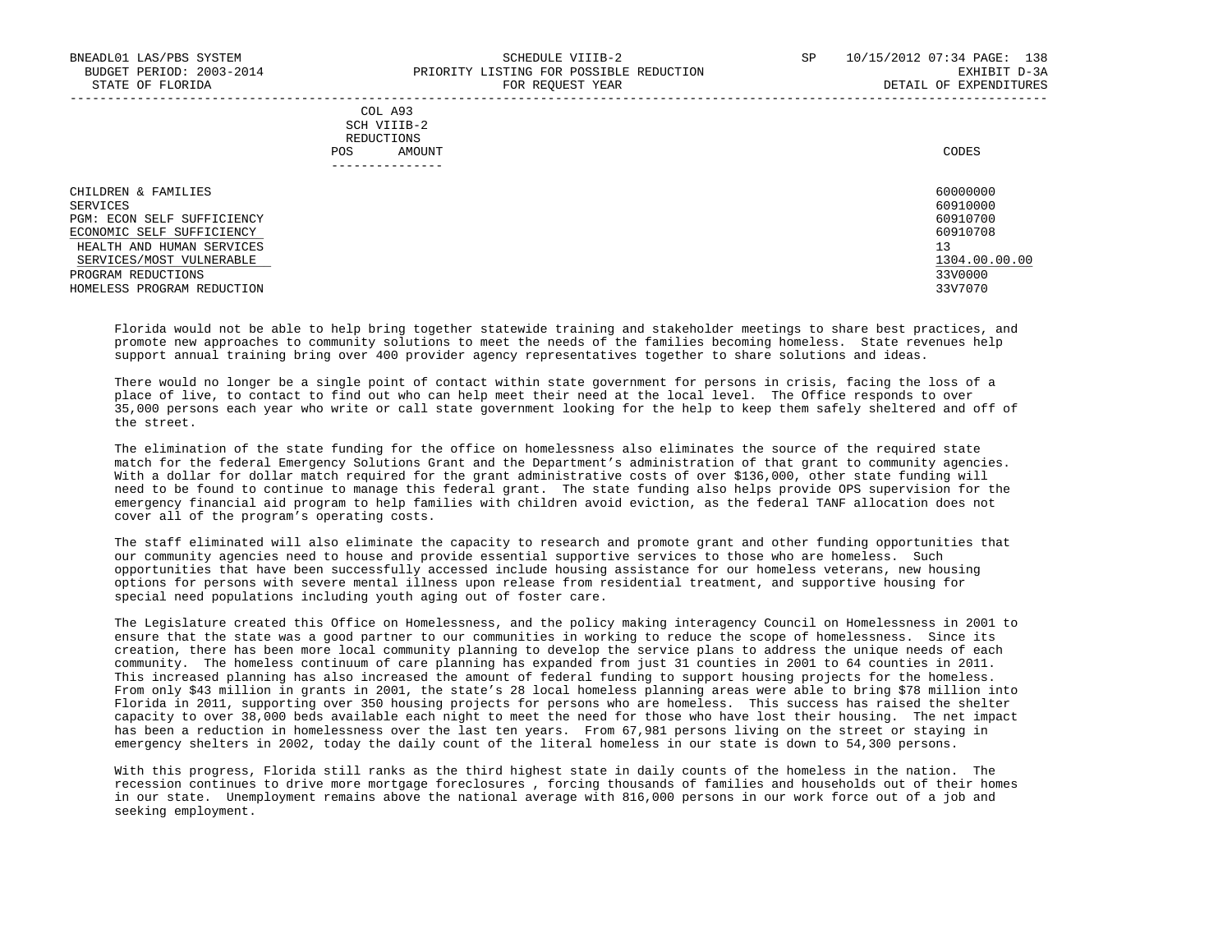| | COL A93 SCH VIIIB-2 REDUCTIONS POS AMOUNT | CODES |
|---|---|---|
| CHILDREN & FAMILIES | | 60000000 |
| SERVICES | | 60910000 |
| PGM: ECON SELF SUFFICIENCY | | 60910700 |
| ECONOMIC SELF SUFFICIENCY | | 60910708 |
| HEALTH AND HUMAN SERVICES | | 13 |
| SERVICES/MOST VULNERABLE | | 1304.00.00.00 |
| PROGRAM REDUCTIONS | | 33V0000 |
| HOMELESS PROGRAM REDUCTION | | 33V7070 |

Florida would not be able to help bring together statewide training and stakeholder meetings to share best practices, and promote new approaches to community solutions to meet the needs of the families becoming homeless. State revenues help support annual training bring over 400 provider agency representatives together to share solutions and ideas.

There would no longer be a single point of contact within state government for persons in crisis, facing the loss of a place of live, to contact to find out who can help meet their need at the local level. The Office responds to over 35,000 persons each year who write or call state government looking for the help to keep them safely sheltered and off of the street.

The elimination of the state funding for the office on homelessness also eliminates the source of the required state match for the federal Emergency Solutions Grant and the Department's administration of that grant to community agencies. With a dollar for dollar match required for the grant administrative costs of over $136,000, other state funding will need to be found to continue to manage this federal grant. The state funding also helps provide OPS supervision for the emergency financial aid program to help families with children avoid eviction, as the federal TANF allocation does not cover all of the program's operating costs.

The staff eliminated will also eliminate the capacity to research and promote grant and other funding opportunities that our community agencies need to house and provide essential supportive services to those who are homeless. Such opportunities that have been successfully accessed include housing assistance for our homeless veterans, new housing options for persons with severe mental illness upon release from residential treatment, and supportive housing for special need populations including youth aging out of foster care.

The Legislature created this Office on Homelessness, and the policy making interagency Council on Homelessness in 2001 to ensure that the state was a good partner to our communities in working to reduce the scope of homelessness. Since its creation, there has been more local community planning to develop the service plans to address the unique needs of each community. The homeless continuum of care planning has expanded from just 31 counties in 2001 to 64 counties in 2011. This increased planning has also increased the amount of federal funding to support housing projects for the homeless. From only $43 million in grants in 2001, the state's 28 local homeless planning areas were able to bring $78 million into Florida in 2011, supporting over 350 housing projects for persons who are homeless. This success has raised the shelter capacity to over 38,000 beds available each night to meet the need for those who have lost their housing. The net impact has been a reduction in homelessness over the last ten years. From 67,981 persons living on the street or staying in emergency shelters in 2002, today the daily count of the literal homeless in our state is down to 54,300 persons.

With this progress, Florida still ranks as the third highest state in daily counts of the homeless in the nation. The recession continues to drive more mortgage foreclosures , forcing thousands of families and households out of their homes in our state. Unemployment remains above the national average with 816,000 persons in our work force out of a job and seeking employment.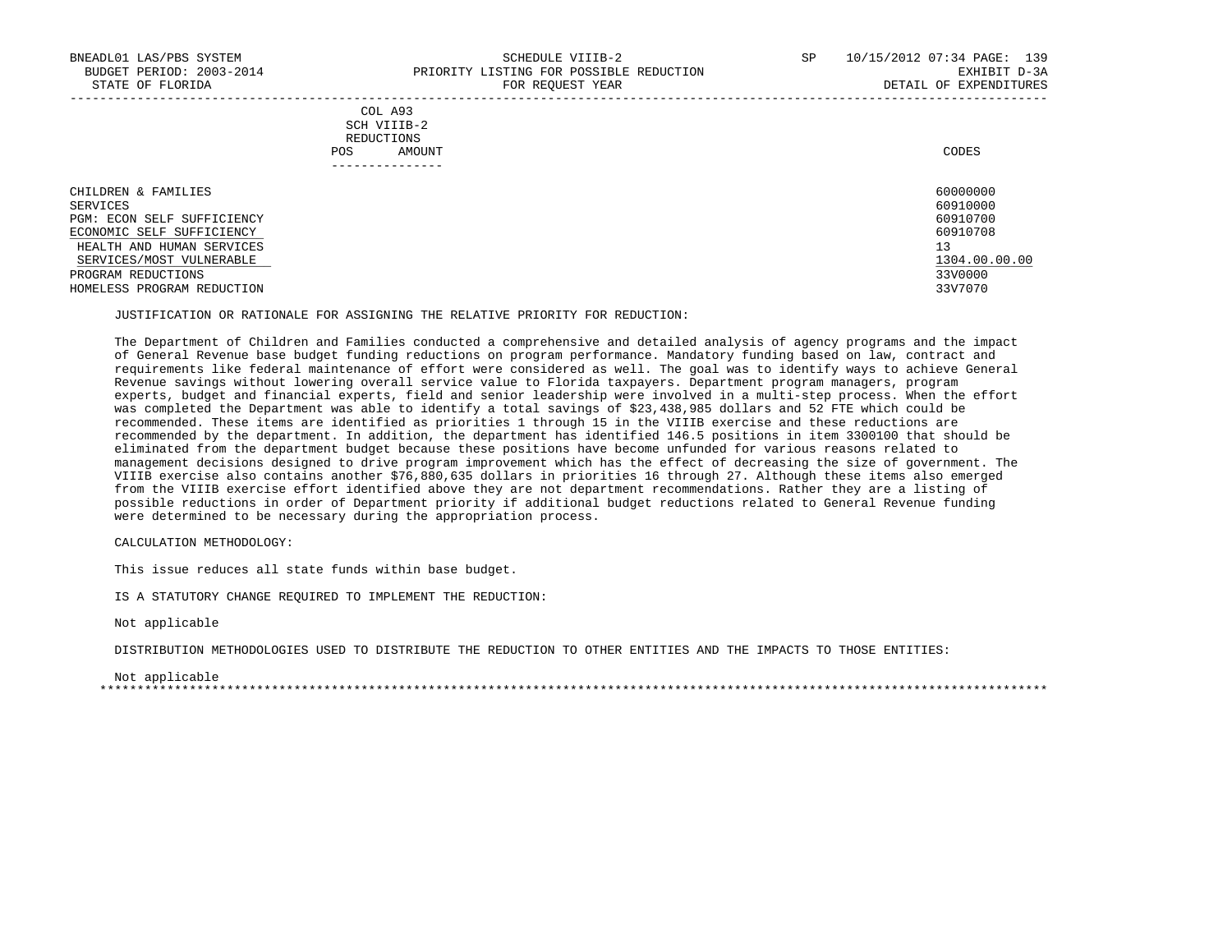BNEADL01 LAS/PBS SYSTEM | SCHEDULE VIIIB-2 | SP 10/15/2012 07:34 PAGE: 139
BUDGET PERIOD: 2003-2014 | PRIORITY LISTING FOR POSSIBLE REDUCTION | EXHIBIT D-3A
STATE OF FLORIDA | FOR REQUEST YEAR | DETAIL OF EXPENDITURES

| | COL A93 SCH VIIIB-2 REDUCTIONS POS AMOUNT | CODES |
|---|---|---|
| CHILDREN & FAMILIES | | 60000000 |
| SERVICES | | 60910000 |
| PGM: ECON SELF SUFFICIENCY | | 60910700 |
| ECONOMIC SELF SUFFICIENCY | | 60910708 |
| HEALTH AND HUMAN SERVICES | | 13 |
| SERVICES/MOST VULNERABLE | | 1304.00.00.00 |
| PROGRAM REDUCTIONS | | 33V0000 |
| HOMELESS PROGRAM REDUCTION | | 33V7070 |

JUSTIFICATION OR RATIONALE FOR ASSIGNING THE RELATIVE PRIORITY FOR REDUCTION:

The Department of Children and Families conducted a comprehensive and detailed analysis of agency programs and the impact of General Revenue base budget funding reductions on program performance. Mandatory funding based on law, contract and requirements like federal maintenance of effort were considered as well. The goal was to identify ways to achieve General Revenue savings without lowering overall service value to Florida taxpayers. Department program managers, program experts, budget and financial experts, field and senior leadership were involved in a multi-step process. When the effort was completed the Department was able to identify a total savings of $23,438,985 dollars and 52 FTE which could be recommended. These items are identified as priorities 1 through 15 in the VIIIB exercise and these reductions are recommended by the department. In addition, the department has identified 146.5 positions in item 3300100 that should be eliminated from the department budget because these positions have become unfunded for various reasons related to management decisions designed to drive program improvement which has the effect of decreasing the size of government. The VIIIB exercise also contains another $76,880,635 dollars in priorities 16 through 27. Although these items also emerged from the VIIIB exercise effort identified above they are not department recommendations. Rather they are a listing of possible reductions in order of Department priority if additional budget reductions related to General Revenue funding were determined to be necessary during the appropriation process.

CALCULATION METHODOLOGY:

This issue reduces all state funds within base budget.

IS A STATUTORY CHANGE REQUIRED TO IMPLEMENT THE REDUCTION:

Not applicable

DISTRIBUTION METHODOLOGIES USED TO DISTRIBUTE THE REDUCTION TO OTHER ENTITIES AND THE IMPACTS TO THOSE ENTITIES:

Not applicable

*******************************************************************************************************************************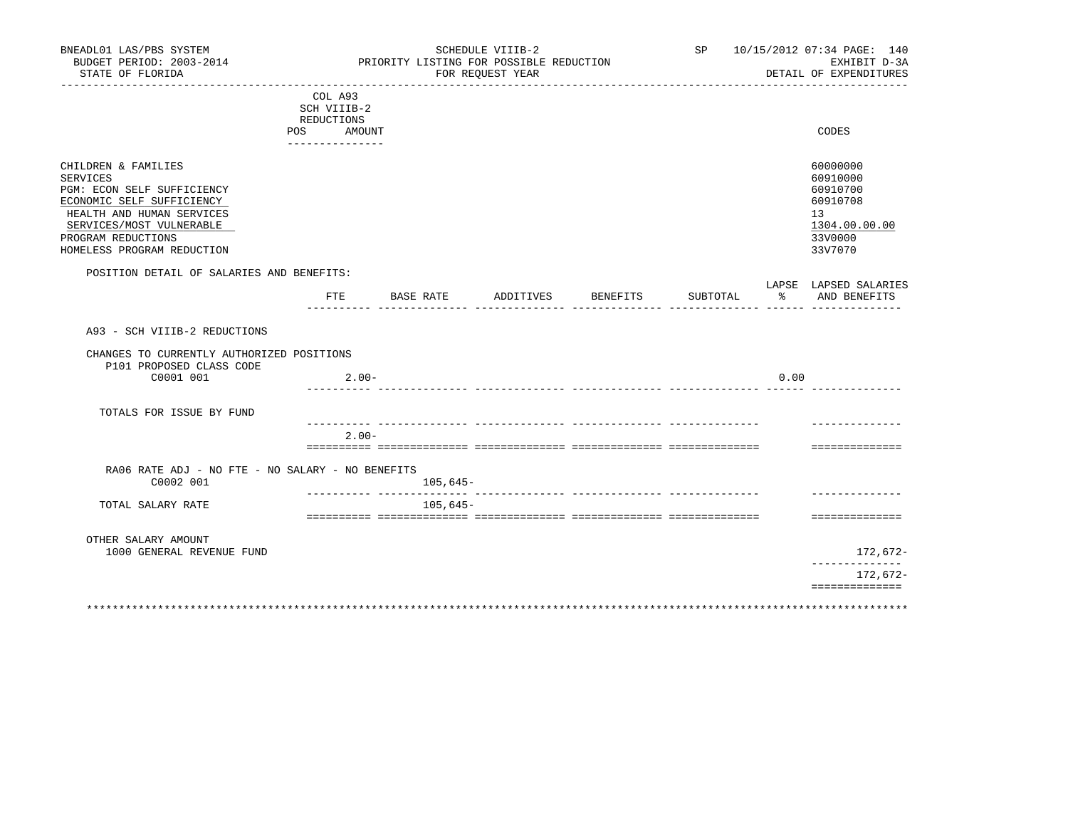BNEADL01 LAS/PBS SYSTEM — SCHEDULE VIIIB-2 — SP 10/15/2012 07:34

BUDGET PERIOD: 2003-2014 — PRIORITY LISTING FOR POSSIBLE REDUCTION — EXHIBIT D-3A

STATE OF FLORIDA — FOR REQUEST YEAR — DETAIL OF EXPENDITURES

| | COL A93 SCH VIIIB-2 REDUCTIONS POS AMOUNT | CODES |
|---|---|---|
| CHILDREN & FAMILIES | | 60000000 |
| SERVICES | | 60910000 |
| PGM: ECON SELF SUFFICIENCY | | 60910700 |
| ECONOMIC SELF SUFFICIENCY | | 60910708 |
| HEALTH AND HUMAN SERVICES | | 13 |
| SERVICES/MOST VULNERABLE | | 1304.00.00.00 |
| PROGRAM REDUCTIONS | | 33V0000 |
| HOMELESS PROGRAM REDUCTION | | 33V7070 |

POSITION DETAIL OF SALARIES AND BENEFITS:

| | FTE | BASE RATE | ADDITIVES | BENEFITS | SUBTOTAL | LAPSE % | LAPSED SALARIES AND BENEFITS |
|---|---|---|---|---|---|---|---|
| A93 - SCH VIIIB-2 REDUCTIONS | | | | | | | |
| CHANGES TO CURRENTLY AUTHORIZED POSITIONS | | | | | | | |
| P101 PROPOSED CLASS CODE | | | | | | | |
| C0001 001 | 2.00- | | | | | 0.00 | |
| TOTALS FOR ISSUE BY FUND | | | | | | | |
| | 2.00- | | | | | | |
| RA06 RATE ADJ - NO FTE - NO SALARY - NO BENEFITS | | | | | | | |
| C0002 001 | | 105,645- | | | | | |
| TOTAL SALARY RATE | | 105,645- | | | | | |
| OTHER SALARY AMOUNT | | | | | | | |
| 1000 GENERAL REVENUE FUND | | | | | | | 172,672- |
| | | | | | | | 172,672- |

************************************************************************************************************************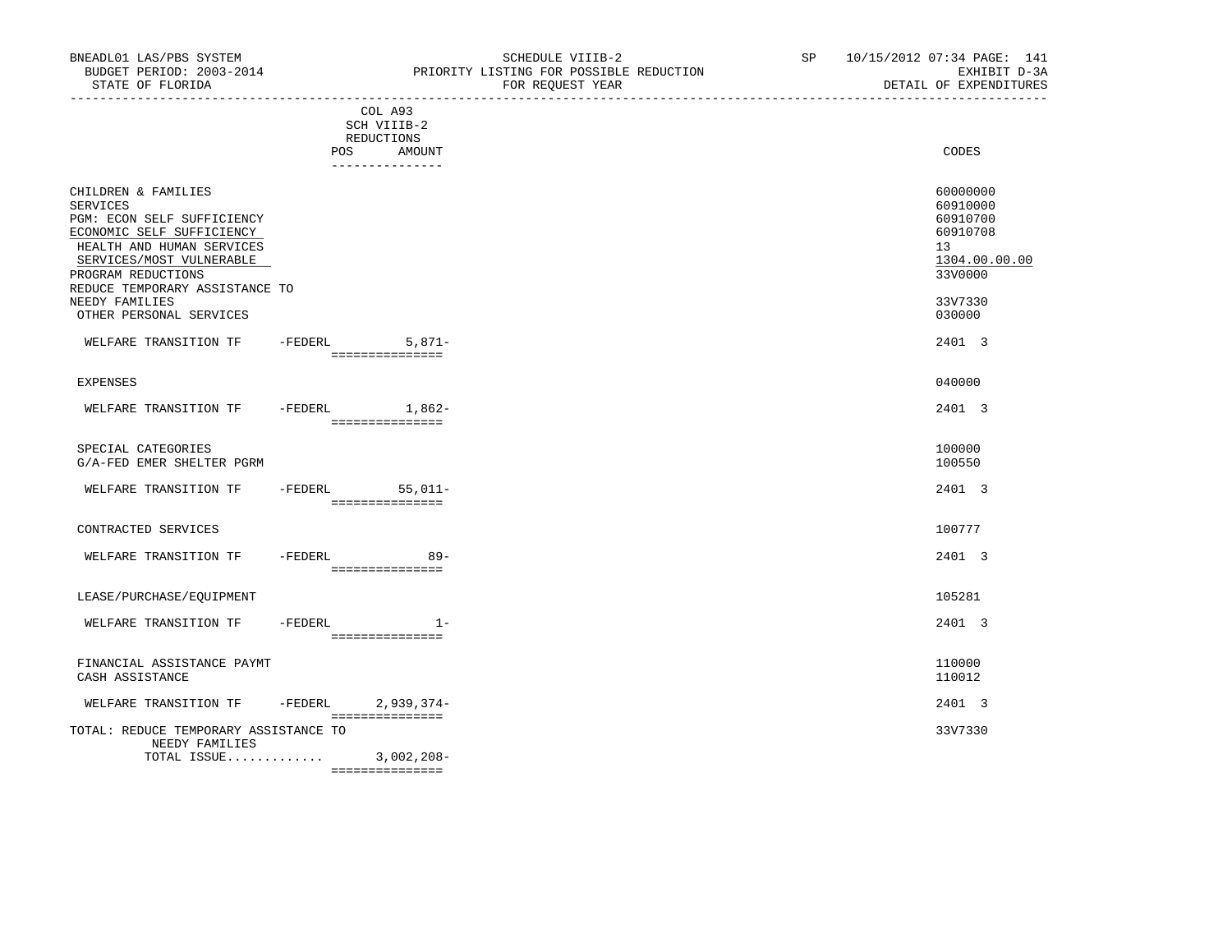BNEADL01 LAS/PBS SYSTEM
BUDGET PERIOD: 2003-2014
STATE OF FLORIDA

SCHEDULE VIIIB-2
PRIORITY LISTING FOR POSSIBLE REDUCTION
FOR REQUEST YEAR

SP 10/15/2012 07:34 PAGE: 141
EXHIBIT D-3A
DETAIL OF EXPENDITURES

| | COL A93 SCH VIIIB-2 REDUCTIONS POS AMOUNT | CODES |
|---|---|---|
| CHILDREN & FAMILIES | | 60000000 |
| SERVICES | | 60910000 |
| PGM: ECON SELF SUFFICIENCY | | 60910700 |
| ECONOMIC SELF SUFFICIENCY | | 60910708 |
| HEALTH AND HUMAN SERVICES | | 13 |
| SERVICES/MOST VULNERABLE | | 1304.00.00.00 |
| PROGRAM REDUCTIONS | | 33V0000 |
| REDUCE TEMPORARY ASSISTANCE TO NEEDY FAMILIES | | 33V7330 |
| OTHER PERSONAL SERVICES | | 030000 |
| WELFARE TRANSITION TF -FEDERL | 5,871- | 2401 3 |
| EXPENSES | | 040000 |
| WELFARE TRANSITION TF -FEDERL | 1,862- | 2401 3 |
| SPECIAL CATEGORIES | | 100000 |
| G/A-FED EMER SHELTER PGRM | | 100550 |
| WELFARE TRANSITION TF -FEDERL | 55,011- | 2401 3 |
| CONTRACTED SERVICES | | 100777 |
| WELFARE TRANSITION TF -FEDERL | 89- | 2401 3 |
| LEASE/PURCHASE/EQUIPMENT | | 105281 |
| WELFARE TRANSITION TF -FEDERL | 1- | 2401 3 |
| FINANCIAL ASSISTANCE PAYMT | | 110000 |
| CASH ASSISTANCE | | 110012 |
| WELFARE TRANSITION TF -FEDERL | 2,939,374- | 2401 3 |
| TOTAL: REDUCE TEMPORARY ASSISTANCE TO NEEDY FAMILIES | | 33V7330 |
| TOTAL ISSUE............. | 3,002,208- | |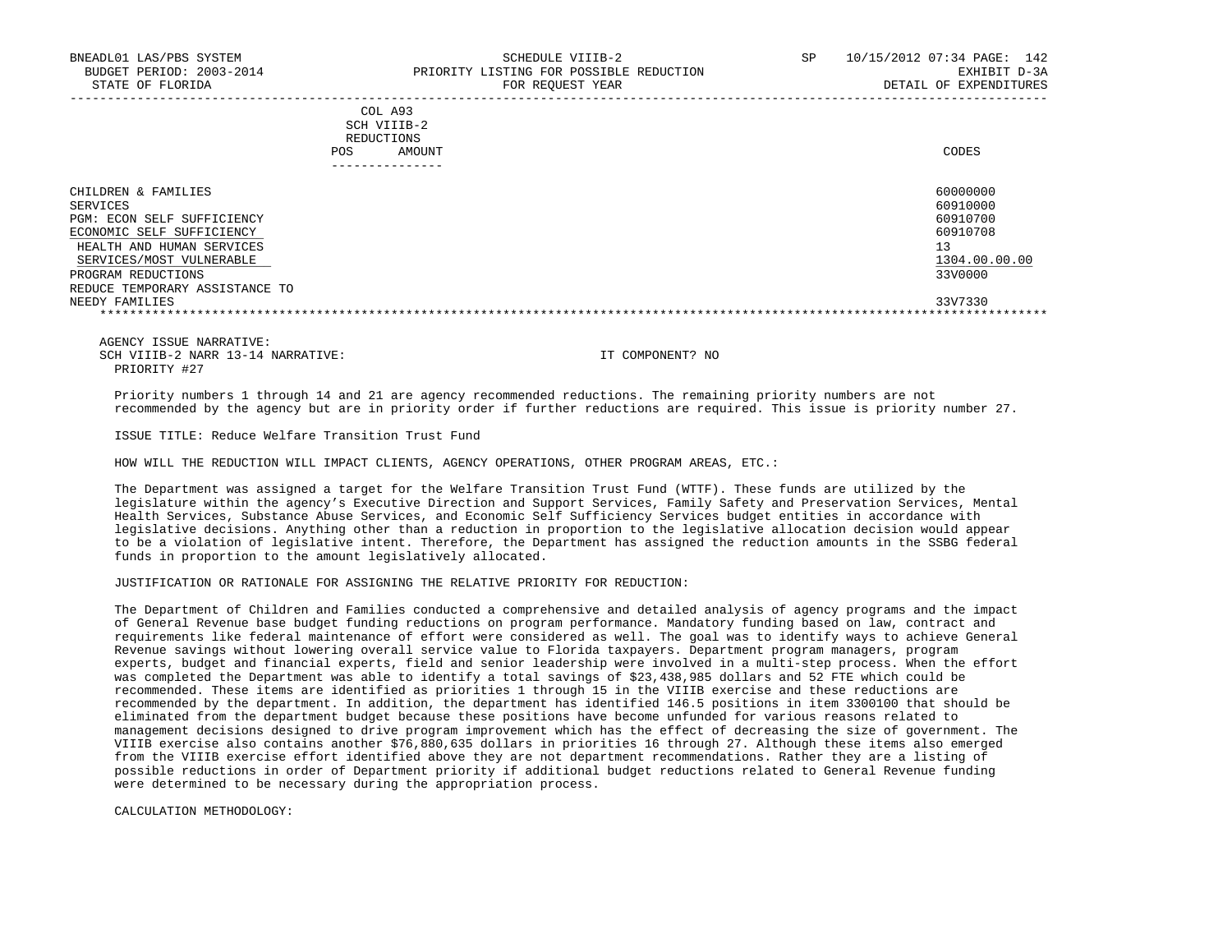| COL A93 SCH VIIIB-2 REDUCTIONS POS AMOUNT | CODES |
|---|---|
| CHILDREN & FAMILIES | 60000000 |
| SERVICES | 60910000 |
| PGM: ECON SELF SUFFICIENCY | 60910700 |
| ECONOMIC SELF SUFFICIENCY | 60910708 |
| HEALTH AND HUMAN SERVICES | 13 |
| SERVICES/MOST VULNERABLE | 1304.00.00.00 |
| PROGRAM REDUCTIONS | 33V0000 |
| REDUCE TEMPORARY ASSISTANCE TO NEEDY FAMILIES | 33V7330 |

AGENCY ISSUE NARRATIVE:
SCH VIIIB-2 NARR 13-14 NARRATIVE: IT COMPONENT? NO
PRIORITY #27

Priority numbers 1 through 14 and 21 are agency recommended reductions. The remaining priority numbers are not recommended by the agency but are in priority order if further reductions are required. This issue is priority number 27.

ISSUE TITLE: Reduce Welfare Transition Trust Fund

HOW WILL THE REDUCTION WILL IMPACT CLIENTS, AGENCY OPERATIONS, OTHER PROGRAM AREAS, ETC.:

The Department was assigned a target for the Welfare Transition Trust Fund (WTTF). These funds are utilized by the legislature within the agency's Executive Direction and Support Services, Family Safety and Preservation Services, Mental Health Services, Substance Abuse Services, and Economic Self Sufficiency Services budget entities in accordance with legislative decisions. Anything other than a reduction in proportion to the legislative allocation decision would appear to be a violation of legislative intent. Therefore, the Department has assigned the reduction amounts in the SSBG federal funds in proportion to the amount legislatively allocated.

JUSTIFICATION OR RATIONALE FOR ASSIGNING THE RELATIVE PRIORITY FOR REDUCTION:

The Department of Children and Families conducted a comprehensive and detailed analysis of agency programs and the impact of General Revenue base budget funding reductions on program performance. Mandatory funding based on law, contract and requirements like federal maintenance of effort were considered as well. The goal was to identify ways to achieve General Revenue savings without lowering overall service value to Florida taxpayers. Department program managers, program experts, budget and financial experts, field and senior leadership were involved in a multi-step process. When the effort was completed the Department was able to identify a total savings of $23,438,985 dollars and 52 FTE which could be recommended. These items are identified as priorities 1 through 15 in the VIIIB exercise and these reductions are recommended by the department. In addition, the department has identified 146.5 positions in item 3300100 that should be eliminated from the department budget because these positions have become unfunded for various reasons related to management decisions designed to drive program improvement which has the effect of decreasing the size of government. The VIIIB exercise also contains another $76,880,635 dollars in priorities 16 through 27. Although these items also emerged from the VIIIB exercise effort identified above they are not department recommendations. Rather they are a listing of possible reductions in order of Department priority if additional budget reductions related to General Revenue funding were determined to be necessary during the appropriation process.

CALCULATION METHODOLOGY: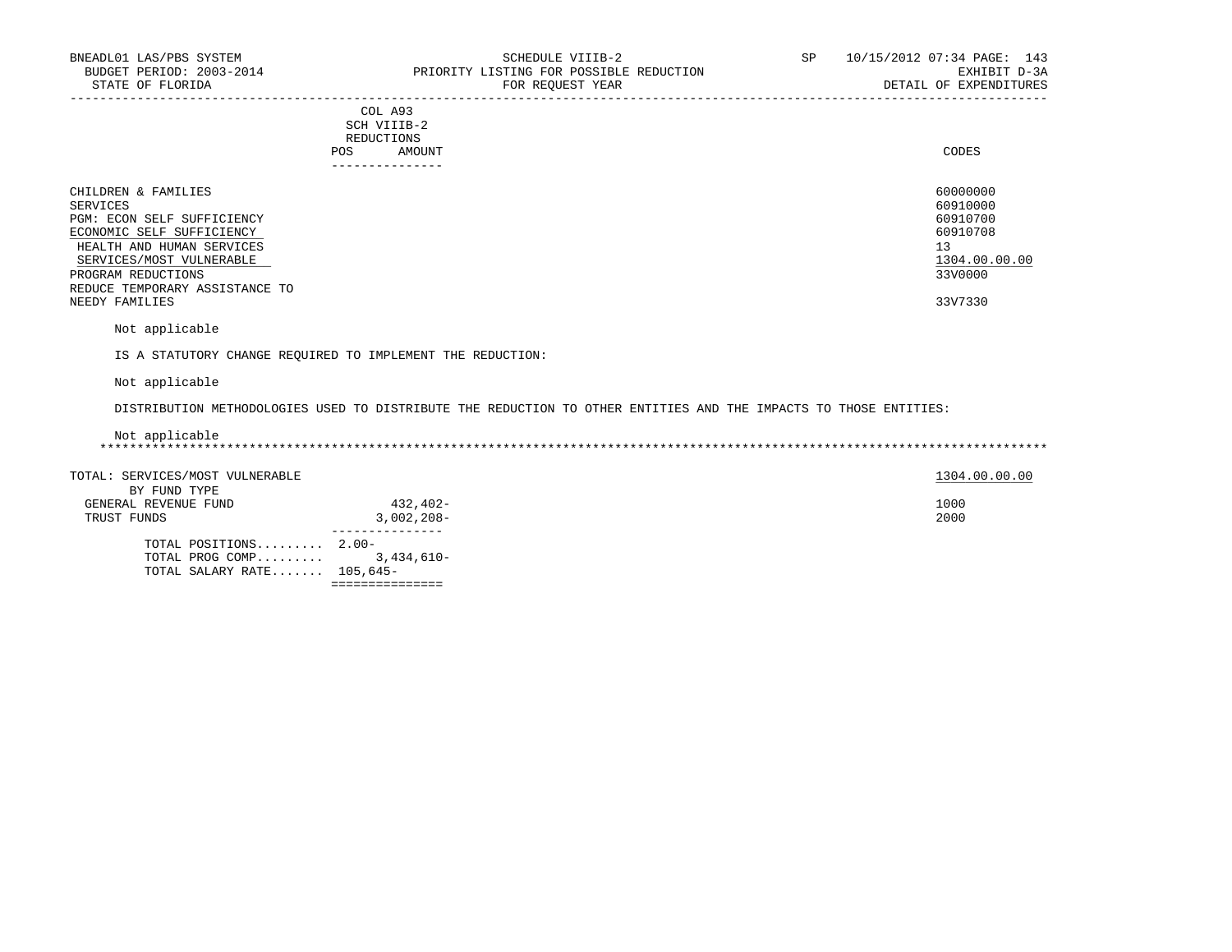BNEADL01 LAS/PBS SYSTEM | SCHEDULE VIIIB-2 | SP 10/15/2012 07:34

BUDGET PERIOD: 2003-2014 | PRIORITY LISTING FOR POSSIBLE REDUCTION | EXHIBIT D-3A

STATE OF FLORIDA | FOR REQUEST YEAR | DETAIL OF EXPENDITURES

| | COL A93 SCH VIIIB-2 REDUCTIONS POS AMOUNT | CODES |
|---|---|---|
| CHILDREN & FAMILIES | | 60000000 |
| SERVICES | | 60910000 |
| PGM: ECON SELF SUFFICIENCY | | 60910700 |
| ECONOMIC SELF SUFFICIENCY | | 60910708 |
| HEALTH AND HUMAN SERVICES | | 13 |
| SERVICES/MOST VULNERABLE | | 1304.00.00.00 |
| PROGRAM REDUCTIONS | | 33V0000 |
| REDUCE TEMPORARY ASSISTANCE TO NEEDY FAMILIES | | 33V7330 |

Not applicable

IS A STATUTORY CHANGE REQUIRED TO IMPLEMENT THE REDUCTION:

Not applicable

DISTRIBUTION METHODOLOGIES USED TO DISTRIBUTE THE REDUCTION TO OTHER ENTITIES AND THE IMPACTS TO THOSE ENTITIES:

Not applicable

*****************************************************************************************************************************

| | POS | AMOUNT | CODES |
|---|---|---|---|
| TOTAL: SERVICES/MOST VULNERABLE | | | 1304.00.00.00 |
| BY FUND TYPE | | | |
| GENERAL REVENUE FUND | | 432,402- | 1000 |
| TRUST FUNDS | | 3,002,208- | 2000 |
| TOTAL POSITIONS......... | 2.00- | | |
| TOTAL PROG COMP......... | | 3,434,610- | |
| TOTAL SALARY RATE....... | 105,645- | | |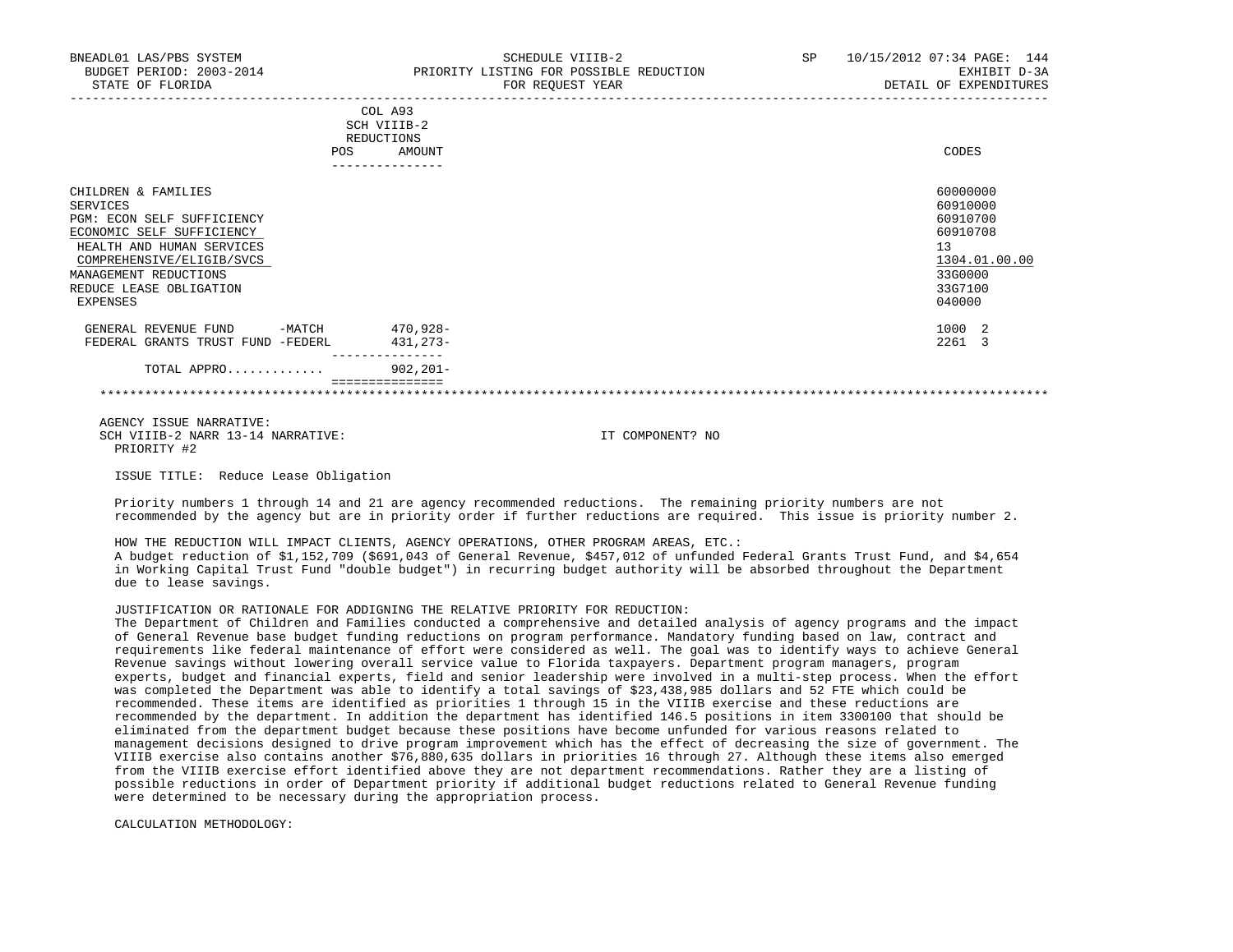BNEADL01 LAS/PBS SYSTEM | SCHEDULE VIIIB-2 | SP 10/15/2012 07:34
BUDGET PERIOD: 2003-2014 | PRIORITY LISTING FOR POSSIBLE REDUCTION | EXHIBIT D-3A
STATE OF FLORIDA | FOR REQUEST YEAR | DETAIL OF EXPENDITURES

| | COL A93 SCH VIIIB-2 REDUCTIONS POS | AMOUNT | CODES |
|---|---|---|---|
| CHILDREN & FAMILIES | | | 60000000 |
| SERVICES | | | 60910000 |
| PGM: ECON SELF SUFFICIENCY | | | 60910700 |
| ECONOMIC SELF SUFFICIENCY | | | 60910708 |
| HEALTH AND HUMAN SERVICES | | | 13 |
| COMPREHENSIVE/ELIGIB/SVCS | | | 1304.01.00.00 |
| MANAGEMENT REDUCTIONS | | | 33G0000 |
| REDUCE LEASE OBLIGATION | | | 33G7100 |
| EXPENSES | | | 040000 |
| GENERAL REVENUE FUND -MATCH | | 470,928- | 1000 2 |
| FEDERAL GRANTS TRUST FUND -FEDERL | | 431,273- | 2261 3 |
| TOTAL APPRO............ | | 902,201- | |

AGENCY ISSUE NARRATIVE:
SCH VIIIB-2 NARR 13-14 NARRATIVE: IT COMPONENT? NO
PRIORITY #2

ISSUE TITLE: Reduce Lease Obligation

Priority numbers 1 through 14 and 21 are agency recommended reductions. The remaining priority numbers are not recommended by the agency but are in priority order if further reductions are required. This issue is priority number 2.

HOW THE REDUCTION WILL IMPACT CLIENTS, AGENCY OPERATIONS, OTHER PROGRAM AREAS, ETC.:
A budget reduction of $1,152,709 ($691,043 of General Revenue, $457,012 of unfunded Federal Grants Trust Fund, and $4,654 in Working Capital Trust Fund "double budget") in recurring budget authority will be absorbed throughout the Department due to lease savings.

JUSTIFICATION OR RATIONALE FOR ADDIGNING THE RELATIVE PRIORITY FOR REDUCTION:
The Department of Children and Families conducted a comprehensive and detailed analysis of agency programs and the impact of General Revenue base budget funding reductions on program performance. Mandatory funding based on law, contract and requirements like federal maintenance of effort were considered as well. The goal was to identify ways to achieve General Revenue savings without lowering overall service value to Florida taxpayers. Department program managers, program experts, budget and financial experts, field and senior leadership were involved in a multi-step process. When the effort was completed the Department was able to identify a total savings of $23,438,985 dollars and 52 FTE which could be recommended. These items are identified as priorities 1 through 15 in the VIIIB exercise and these reductions are recommended by the department. In addition the department has identified 146.5 positions in item 3300100 that should be eliminated from the department budget because these positions have become unfunded for various reasons related to management decisions designed to drive program improvement which has the effect of decreasing the size of government. The VIIIB exercise also contains another $76,880,635 dollars in priorities 16 through 27. Although these items also emerged from the VIIIB exercise effort identified above they are not department recommendations. Rather they are a listing of possible reductions in order of Department priority if additional budget reductions related to General Revenue funding were determined to be necessary during the appropriation process.

CALCULATION METHODOLOGY: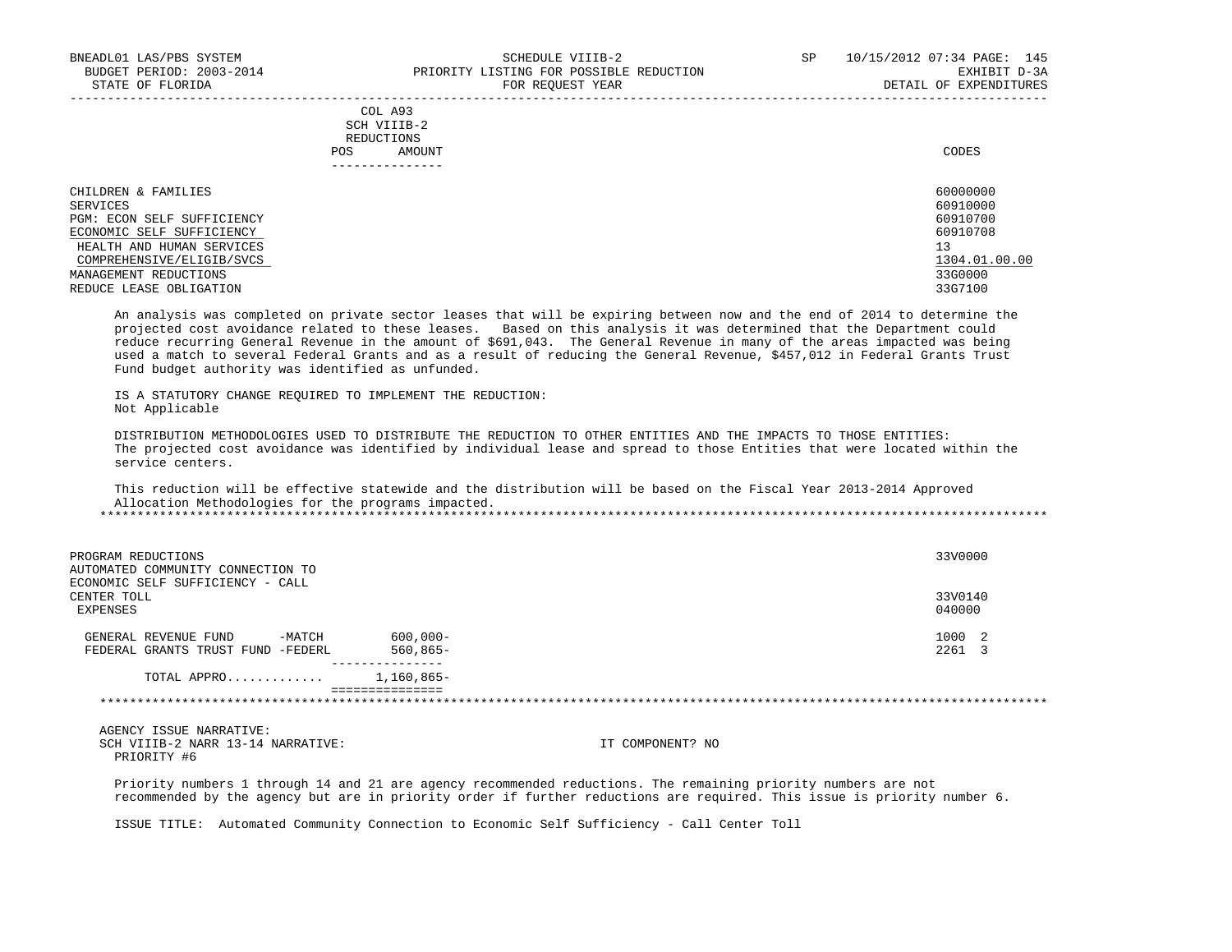COL A93
SCH VIIIB-2
REDUCTIONS

| | POS | AMOUNT | CODES |
|---|---|---|---|
| CHILDREN & FAMILIES | | | 60000000 |
| SERVICES | | | 60910000 |
| PGM: ECON SELF SUFFICIENCY | | | 60910700 |
| ECONOMIC SELF SUFFICIENCY | | | 60910708 |
| HEALTH AND HUMAN SERVICES | | | 13 |
| COMPREHENSIVE/ELIGIB/SVCS | | | 1304.01.00.00 |
| MANAGEMENT REDUCTIONS | | | 33G0000 |
| REDUCE LEASE OBLIGATION | | | 33G7100 |

An analysis was completed on private sector leases that will be expiring between now and the end of 2014 to determine the projected cost avoidance related to these leases. Based on this analysis it was determined that the Department could reduce recurring General Revenue in the amount of $691,043. The General Revenue in many of the areas impacted was being used a match to several Federal Grants and as a result of reducing the General Revenue, $457,012 in Federal Grants Trust Fund budget authority was identified as unfunded.

IS A STATUTORY CHANGE REQUIRED TO IMPLEMENT THE REDUCTION:
Not Applicable

DISTRIBUTION METHODOLOGIES USED TO DISTRIBUTE THE REDUCTION TO OTHER ENTITIES AND THE IMPACTS TO THOSE ENTITIES:
The projected cost avoidance was identified by individual lease and spread to those Entities that were located within the service centers.

This reduction will be effective statewide and the distribution will be based on the Fiscal Year 2013-2014 Approved Allocation Methodologies for the programs impacted.

*****************************************************************************************************************************

| | POS | AMOUNT | CODES |
|---|---|---|---|
| PROGRAM REDUCTIONS | | | 33V0000 |
| AUTOMATED COMMUNITY CONNECTION TO ECONOMIC SELF SUFFICIENCY - CALL CENTER TOLL | | | 33V0140 |
| EXPENSES | | | 040000 |
| GENERAL REVENUE FUND -MATCH | | 600,000- | 1000 2 |
| FEDERAL GRANTS TRUST FUND -FEDERL | | 560,865- | 2261 3 |
| TOTAL APPRO............ | | 1,160,865- | |

*****************************************************************************************************************************

AGENCY ISSUE NARRATIVE:
SCH VIIIB-2 NARR 13-14 NARRATIVE: IT COMPONENT? NO
PRIORITY #6

Priority numbers 1 through 14 and 21 are agency recommended reductions. The remaining priority numbers are not recommended by the agency but are in priority order if further reductions are required. This issue is priority number 6.

ISSUE TITLE: Automated Community Connection to Economic Self Sufficiency - Call Center Toll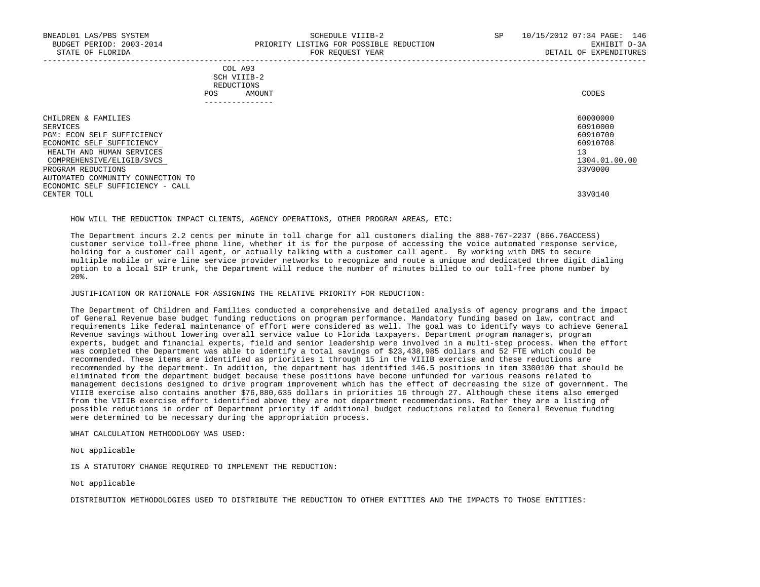| | COL A93 SCH VIIIB-2 REDUCTIONS POS AMOUNT | CODES |
|---|---|---|
| CHILDREN & FAMILIES | | 60000000 |
| SERVICES | | 60910000 |
| PGM: ECON SELF SUFFICIENCY | | 60910700 |
| ECONOMIC SELF SUFFICIENCY | | 60910708 |
| HEALTH AND HUMAN SERVICES | | 13 |
| COMPREHENSIVE/ELIGIB/SVCS | | 1304.01.00.00 |
| PROGRAM REDUCTIONS | | 33V0000 |
| AUTOMATED COMMUNITY CONNECTION TO ECONOMIC SELF SUFFICIENCY - CALL CENTER TOLL | | 33V0140 |

HOW WILL THE REDUCTION IMPACT CLIENTS, AGENCY OPERATIONS, OTHER PROGRAM AREAS, ETC:

The Department incurs 2.2 cents per minute in toll charge for all customers dialing the 888-767-2237 (866.76ACCESS) customer service toll-free phone line, whether it is for the purpose of accessing the voice automated response service, holding for a customer call agent, or actually talking with a customer call agent. By working with DMS to secure multiple mobile or wire line service provider networks to recognize and route a unique and dedicated three digit dialing option to a local SIP trunk, the Department will reduce the number of minutes billed to our toll-free phone number by 20%.

JUSTIFICATION OR RATIONALE FOR ASSIGNING THE RELATIVE PRIORITY FOR REDUCTION:

The Department of Children and Families conducted a comprehensive and detailed analysis of agency programs and the impact of General Revenue base budget funding reductions on program performance. Mandatory funding based on law, contract and requirements like federal maintenance of effort were considered as well. The goal was to identify ways to achieve General Revenue savings without lowering overall service value to Florida taxpayers. Department program managers, program experts, budget and financial experts, field and senior leadership were involved in a multi-step process. When the effort was completed the Department was able to identify a total savings of $23,438,985 dollars and 52 FTE which could be recommended. These items are identified as priorities 1 through 15 in the VIIIB exercise and these reductions are recommended by the department. In addition, the department has identified 146.5 positions in item 3300100 that should be eliminated from the department budget because these positions have become unfunded for various reasons related to management decisions designed to drive program improvement which has the effect of decreasing the size of government. The VIIIB exercise also contains another $76,880,635 dollars in priorities 16 through 27. Although these items also emerged from the VIIIB exercise effort identified above they are not department recommendations. Rather they are a listing of possible reductions in order of Department priority if additional budget reductions related to General Revenue funding were determined to be necessary during the appropriation process.

WHAT CALCULATION METHODOLOGY WAS USED:

Not applicable

IS A STATUTORY CHANGE REQUIRED TO IMPLEMENT THE REDUCTION:

Not applicable

DISTRIBUTION METHODOLOGIES USED TO DISTRIBUTE THE REDUCTION TO OTHER ENTITIES AND THE IMPACTS TO THOSE ENTITIES: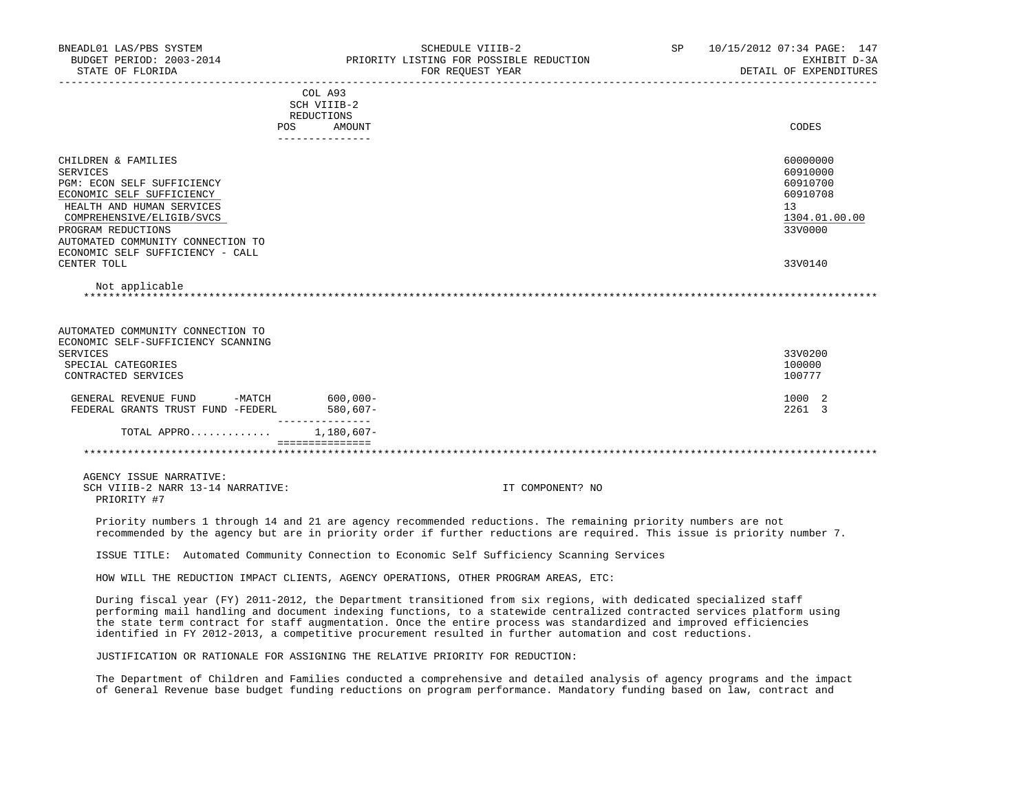| | COL A93 SCH VIIIB-2 REDUCTIONS POS AMOUNT | CODES |
|---|---|---|
| CHILDREN & FAMILIES | | 60000000 |
| SERVICES | | 60910000 |
| PGM: ECON SELF SUFFICIENCY | | 60910700 |
| ECONOMIC SELF SUFFICIENCY | | 60910708 |
| HEALTH AND HUMAN SERVICES | | 13 |
| COMPREHENSIVE/ELIGIB/SVCS | | 1304.01.00.00 |
| PROGRAM REDUCTIONS | | 33V0000 |
| AUTOMATED COMMUNITY CONNECTION TO ECONOMIC SELF SUFFICIENCY - CALL CENTER TOLL | | 33V0140 |

Not applicable

******************************************************************************************************************

| | COL A93 SCH VIIIB-2 REDUCTIONS POS AMOUNT | CODES |
|---|---|---|
| AUTOMATED COMMUNITY CONNECTION TO ECONOMIC SELF-SUFFICIENCY SCANNING SERVICES | | 33V0200 |
| SPECIAL CATEGORIES | | 100000 |
| CONTRACTED SERVICES | | 100777 |
| GENERAL REVENUE FUND -MATCH | 600,000- | 1000 2 |
| FEDERAL GRANTS TRUST FUND -FEDERL | 580,607- | 2261 3 |
| TOTAL APPRO............ | 1,180,607- | |

******************************************************************************************************************

AGENCY ISSUE NARRATIVE:
SCH VIIIB-2 NARR 13-14 NARRATIVE: IT COMPONENT? NO
PRIORITY #7

Priority numbers 1 through 14 and 21 are agency recommended reductions. The remaining priority numbers are not recommended by the agency but are in priority order if further reductions are required. This issue is priority number 7.

ISSUE TITLE: Automated Community Connection to Economic Self Sufficiency Scanning Services

HOW WILL THE REDUCTION IMPACT CLIENTS, AGENCY OPERATIONS, OTHER PROGRAM AREAS, ETC:

During fiscal year (FY) 2011-2012, the Department transitioned from six regions, with dedicated specialized staff performing mail handling and document indexing functions, to a statewide centralized contracted services platform using the state term contract for staff augmentation. Once the entire process was standardized and improved efficiencies identified in FY 2012-2013, a competitive procurement resulted in further automation and cost reductions.

JUSTIFICATION OR RATIONALE FOR ASSIGNING THE RELATIVE PRIORITY FOR REDUCTION:

The Department of Children and Families conducted a comprehensive and detailed analysis of agency programs and the impact of General Revenue base budget funding reductions on program performance. Mandatory funding based on law, contract and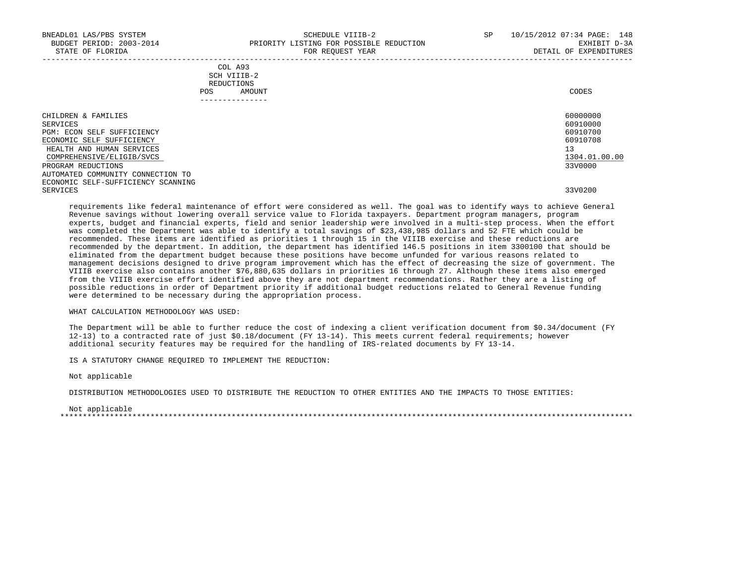COL A93
SCH VIIIB-2
REDUCTIONS
POS AMOUNT

| | CODES |
|---|---|
| CHILDREN & FAMILIES | 60000000 |
| SERVICES | 60910000 |
| PGM: ECON SELF SUFFICIENCY | 60910700 |
| ECONOMIC SELF SUFFICIENCY | 60910708 |
| HEALTH AND HUMAN SERVICES | 13 |
| COMPREHENSIVE/ELIGIB/SVCS | 1304.01.00.00 |
| PROGRAM REDUCTIONS | 33V0000 |
| AUTOMATED COMMUNITY CONNECTION TO ECONOMIC SELF-SUFFICIENCY SCANNING SERVICES | 33V0200 |

requirements like federal maintenance of effort were considered as well. The goal was to identify ways to achieve General Revenue savings without lowering overall service value to Florida taxpayers. Department program managers, program experts, budget and financial experts, field and senior leadership were involved in a multi-step process. When the effort was completed the Department was able to identify a total savings of $23,438,985 dollars and 52 FTE which could be recommended. These items are identified as priorities 1 through 15 in the VIIIB exercise and these reductions are recommended by the department. In addition, the department has identified 146.5 positions in item 3300100 that should be eliminated from the department budget because these positions have become unfunded for various reasons related to management decisions designed to drive program improvement which has the effect of decreasing the size of government. The VIIIB exercise also contains another $76,880,635 dollars in priorities 16 through 27. Although these items also emerged from the VIIIB exercise effort identified above they are not department recommendations. Rather they are a listing of possible reductions in order of Department priority if additional budget reductions related to General Revenue funding were determined to be necessary during the appropriation process.

WHAT CALCULATION METHODOLOGY WAS USED:

The Department will be able to further reduce the cost of indexing a client verification document from $0.34/document (FY 12-13) to a contracted rate of just $0.18/document (FY 13-14). This meets current federal requirements; however additional security features may be required for the handling of IRS-related documents by FY 13-14.

IS A STATUTORY CHANGE REQUIRED TO IMPLEMENT THE REDUCTION:

Not applicable

DISTRIBUTION METHODOLOGIES USED TO DISTRIBUTE THE REDUCTION TO OTHER ENTITIES AND THE IMPACTS TO THOSE ENTITIES:

Not applicable

*******************************************************************************************************************************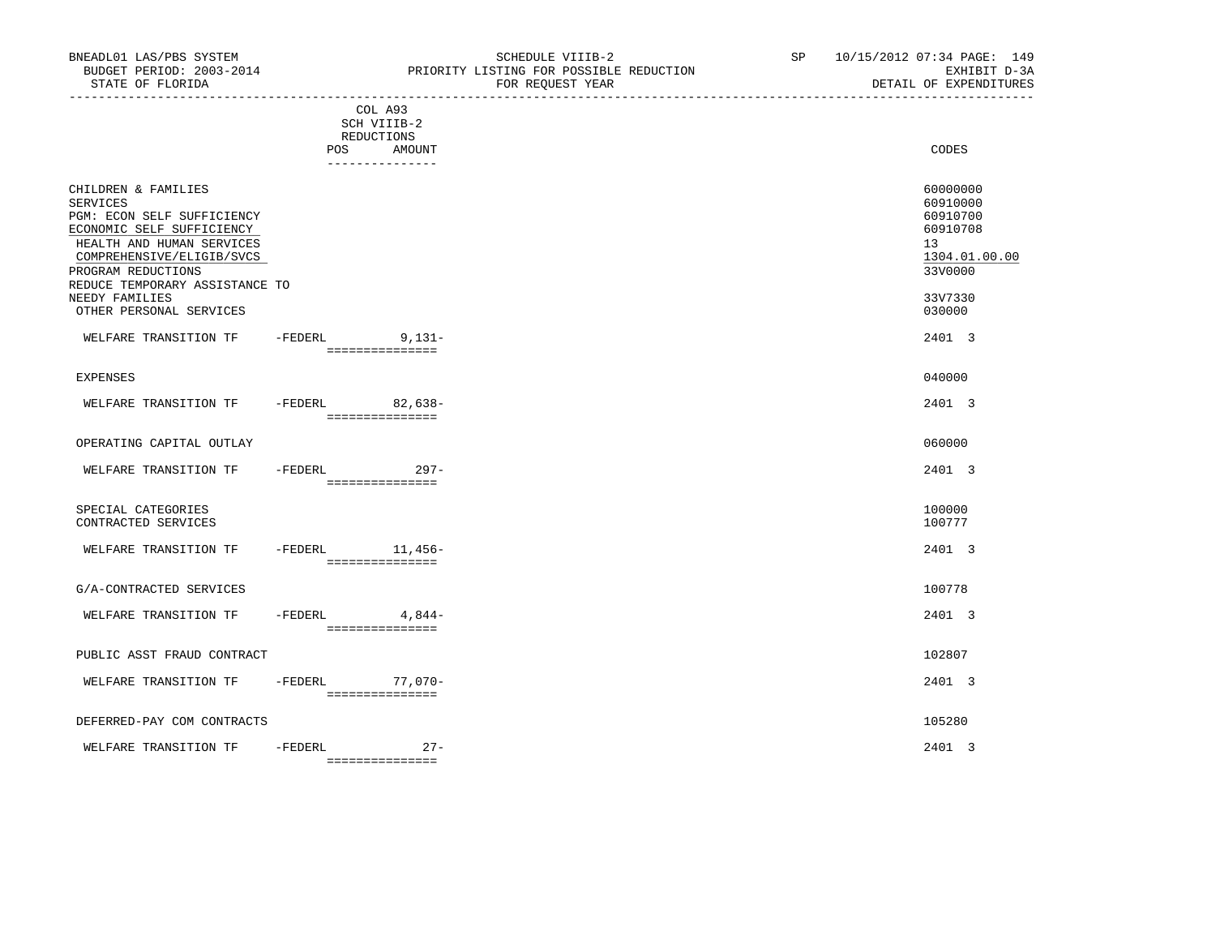BNEADL01 LAS/PBS SYSTEM — SCHEDULE VIIIB-2 — SP 10/15/2012 07:34

BUDGET PERIOD: 2003-2014 — PRIORITY LISTING FOR POSSIBLE REDUCTION — EXHIBIT D-3A

STATE OF FLORIDA — FOR REQUEST YEAR — DETAIL OF EXPENDITURES

| | COL A93 SCH VIIIB-2 REDUCTIONS POS | AMOUNT | CODES |
|---|---|---|---|
| CHILDREN & FAMILIES | | | 60000000 |
| SERVICES | | | 60910000 |
| PGM: ECON SELF SUFFICIENCY | | | 60910700 |
| ECONOMIC SELF SUFFICIENCY | | | 60910708 |
| HEALTH AND HUMAN SERVICES | | | 13 |
| COMPREHENSIVE/ELIGIB/SVCS | | | 1304.01.00.00 |
| PROGRAM REDUCTIONS | | | 33V0000 |
| REDUCE TEMPORARY ASSISTANCE TO NEEDY FAMILIES | | | 33V7330 |
| OTHER PERSONAL SERVICES | | | 030000 |
| WELFARE TRANSITION TF -FEDERL | | 9,131- | 2401 3 |
| EXPENSES | | | 040000 |
| WELFARE TRANSITION TF -FEDERL | | 82,638- | 2401 3 |
| OPERATING CAPITAL OUTLAY | | | 060000 |
| WELFARE TRANSITION TF -FEDERL | | 297- | 2401 3 |
| SPECIAL CATEGORIES | | | 100000 |
| CONTRACTED SERVICES | | | 100777 |
| WELFARE TRANSITION TF -FEDERL | | 11,456- | 2401 3 |
| G/A-CONTRACTED SERVICES | | | 100778 |
| WELFARE TRANSITION TF -FEDERL | | 4,844- | 2401 3 |
| PUBLIC ASST FRAUD CONTRACT | | | 102807 |
| WELFARE TRANSITION TF -FEDERL | | 77,070- | 2401 3 |
| DEFERRED-PAY COM CONTRACTS | | | 105280 |
| WELFARE TRANSITION TF -FEDERL | | 27- | 2401 3 |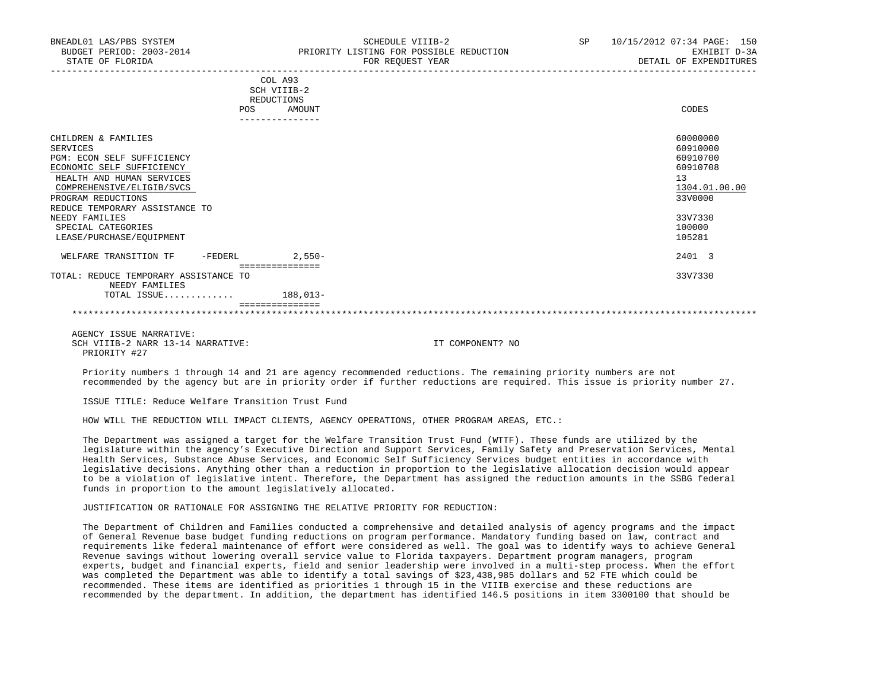BNEADL01 LAS/PBS SYSTEM | SCHEDULE VIIIB-2 | SP 10/15/2012 07:34 PAGE: 150
BUDGET PERIOD: 2003-2014 | PRIORITY LISTING FOR POSSIBLE REDUCTION | EXHIBIT D-3A
STATE OF FLORIDA | FOR REQUEST YEAR | DETAIL OF EXPENDITURES

| | COL A93 SCH VIIIB-2 REDUCTIONS POS | AMOUNT | CODES |
|---|---|---|---|
| CHILDREN & FAMILIES | | | 60000000 |
| SERVICES | | | 60910000 |
| PGM: ECON SELF SUFFICIENCY | | | 60910700 |
| ECONOMIC SELF SUFFICIENCY | | | 60910708 |
| HEALTH AND HUMAN SERVICES | | | 13 |
| COMPREHENSIVE/ELIGIB/SVCS | | | 1304.01.00.00 |
| PROGRAM REDUCTIONS | | | 33V0000 |
| REDUCE TEMPORARY ASSISTANCE TO NEEDY FAMILIES | | | 33V7330 |
| SPECIAL CATEGORIES | | | 100000 |
| LEASE/PURCHASE/EQUIPMENT | | | 105281 |
| WELFARE TRANSITION TF -FEDERL | | 2,550- | 2401 3 |
| TOTAL: REDUCE TEMPORARY ASSISTANCE TO NEEDY FAMILIES | | | 33V7330 |
| TOTAL ISSUE............ | | 188,013- | |

AGENCY ISSUE NARRATIVE:
SCH VIIIB-2 NARR 13-14 NARRATIVE: IT COMPONENT? NO
PRIORITY #27

Priority numbers 1 through 14 and 21 are agency recommended reductions. The remaining priority numbers are not recommended by the agency but are in priority order if further reductions are required. This issue is priority number 27.

ISSUE TITLE: Reduce Welfare Transition Trust Fund

HOW WILL THE REDUCTION WILL IMPACT CLIENTS, AGENCY OPERATIONS, OTHER PROGRAM AREAS, ETC.:

The Department was assigned a target for the Welfare Transition Trust Fund (WTTF). These funds are utilized by the legislature within the agency's Executive Direction and Support Services, Family Safety and Preservation Services, Mental Health Services, Substance Abuse Services, and Economic Self Sufficiency Services budget entities in accordance with legislative decisions. Anything other than a reduction in proportion to the legislative allocation decision would appear to be a violation of legislative intent. Therefore, the Department has assigned the reduction amounts in the SSBG federal funds in proportion to the amount legislatively allocated.

JUSTIFICATION OR RATIONALE FOR ASSIGNING THE RELATIVE PRIORITY FOR REDUCTION:

The Department of Children and Families conducted a comprehensive and detailed analysis of agency programs and the impact of General Revenue base budget funding reductions on program performance. Mandatory funding based on law, contract and requirements like federal maintenance of effort were considered as well. The goal was to identify ways to achieve General Revenue savings without lowering overall service value to Florida taxpayers. Department program managers, program experts, budget and financial experts, field and senior leadership were involved in a multi-step process. When the effort was completed the Department was able to identify a total savings of $23,438,985 dollars and 52 FTE which could be recommended. These items are identified as priorities 1 through 15 in the VIIIB exercise and these reductions are recommended by the department. In addition, the department has identified 146.5 positions in item 3300100 that should be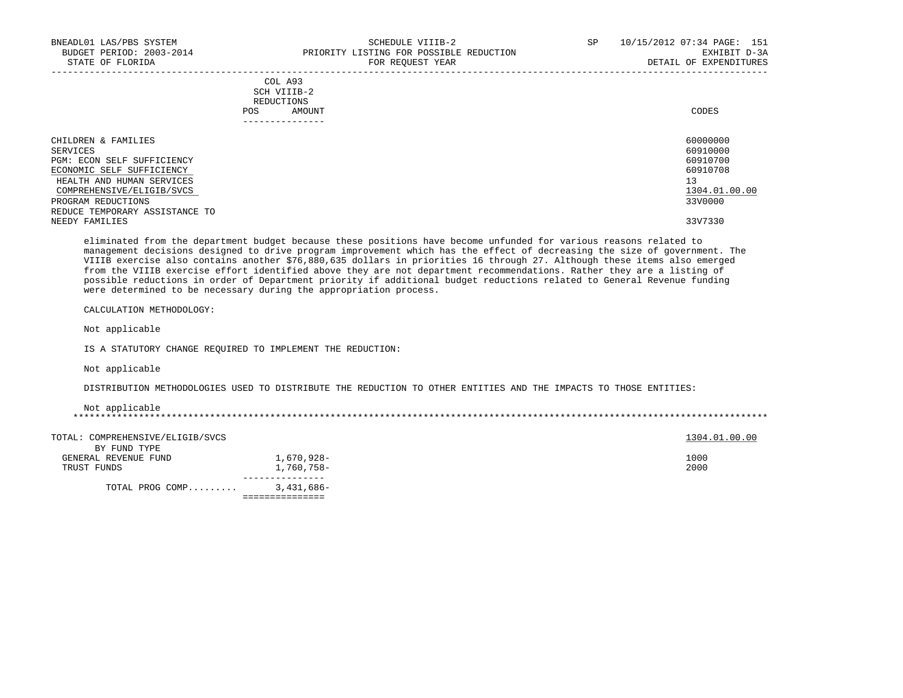| | COL A93 SCH VIIIB-2 REDUCTIONS POS AMOUNT | CODES |
|---|---|---|
| CHILDREN & FAMILIES | | 60000000 |
| SERVICES | | 60910000 |
| PGM: ECON SELF SUFFICIENCY | | 60910700 |
| ECONOMIC SELF SUFFICIENCY | | 60910708 |
| HEALTH AND HUMAN SERVICES | | 13 |
| COMPREHENSIVE/ELIGIB/SVCS | | 1304.01.00.00 |
| PROGRAM REDUCTIONS | | 33V0000 |
| REDUCE TEMPORARY ASSISTANCE TO NEEDY FAMILIES | | 33V7330 |

eliminated from the department budget because these positions have become unfunded for various reasons related to management decisions designed to drive program improvement which has the effect of decreasing the size of government. The VIIIB exercise also contains another $76,880,635 dollars in priorities 16 through 27. Although these items also emerged from the VIIIB exercise effort identified above they are not department recommendations. Rather they are a listing of possible reductions in order of Department priority if additional budget reductions related to General Revenue funding were determined to be necessary during the appropriation process.

CALCULATION METHODOLOGY:

Not applicable

IS A STATUTORY CHANGE REQUIRED TO IMPLEMENT THE REDUCTION:

Not applicable

DISTRIBUTION METHODOLOGIES USED TO DISTRIBUTE THE REDUCTION TO OTHER ENTITIES AND THE IMPACTS TO THOSE ENTITIES:

Not applicable

***

| TOTAL: COMPREHENSIVE/ELIGIB/SVCS | | 1304.01.00.00 |
|---|---|---|
| BY FUND TYPE | | |
| GENERAL REVENUE FUND | 1,670,928- | 1000 |
| TRUST FUNDS | 1,760,758- | 2000 |
| TOTAL PROG COMP......... | 3,431,686- | |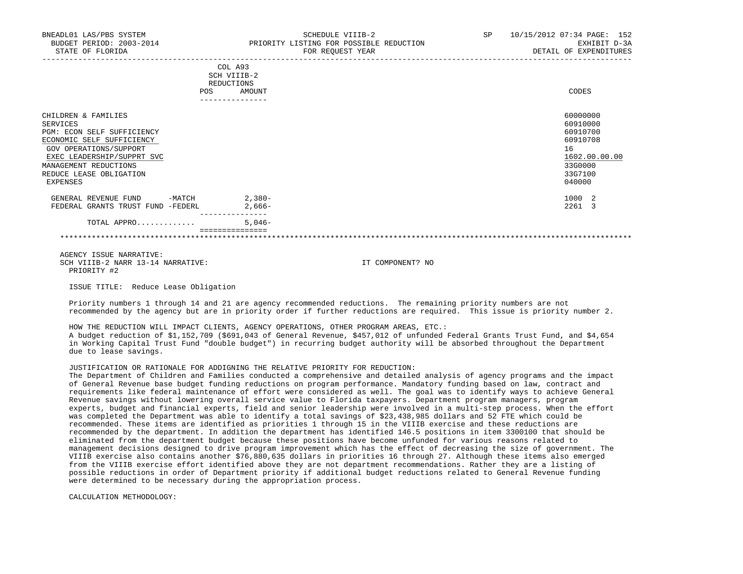BNEADL01 LAS/PBS SYSTEM | SCHEDULE VIIIB-2 | SP 10/15/2012 07:34 PAGE: 152
BUDGET PERIOD: 2003-2014 | PRIORITY LISTING FOR POSSIBLE REDUCTION | EXHIBIT D-3A
STATE OF FLORIDA | FOR REQUEST YEAR | DETAIL OF EXPENDITURES

| | COL A93 SCH VIIIB-2 REDUCTIONS POS | AMOUNT | CODES |
|---|---|---|---|
| CHILDREN & FAMILIES | | | 60000000 |
| SERVICES | | | 60910000 |
| PGM: ECON SELF SUFFICIENCY | | | 60910700 |
| ECONOMIC SELF SUFFICIENCY | | | 60910708 |
| GOV OPERATIONS/SUPPORT | | | 16 |
| EXEC LEADERSHIP/SUPPRT SVC | | | 1602.00.00.00 |
| MANAGEMENT REDUCTIONS | | | 33G0000 |
| REDUCE LEASE OBLIGATION | | | 33G7100 |
| EXPENSES | | | 040000 |
| GENERAL REVENUE FUND -MATCH | | 2,380- | 1000 2 |
| FEDERAL GRANTS TRUST FUND -FEDERL | | 2,666- | 2261 3 |
| TOTAL APPRO............ | | 5,046- | |

AGENCY ISSUE NARRATIVE:
SCH VIIIB-2 NARR 13-14 NARRATIVE: IT COMPONENT? NO
PRIORITY #2

ISSUE TITLE: Reduce Lease Obligation

Priority numbers 1 through 14 and 21 are agency recommended reductions. The remaining priority numbers are not recommended by the agency but are in priority order if further reductions are required. This issue is priority number 2.

HOW THE REDUCTION WILL IMPACT CLIENTS, AGENCY OPERATIONS, OTHER PROGRAM AREAS, ETC.:
A budget reduction of $1,152,709 ($691,043 of General Revenue, $457,012 of unfunded Federal Grants Trust Fund, and $4,654 in Working Capital Trust Fund "double budget") in recurring budget authority will be absorbed throughout the Department due to lease savings.

JUSTIFICATION OR RATIONALE FOR ADDIGNING THE RELATIVE PRIORITY FOR REDUCTION:
The Department of Children and Families conducted a comprehensive and detailed analysis of agency programs and the impact of General Revenue base budget funding reductions on program performance. Mandatory funding based on law, contract and requirements like federal maintenance of effort were considered as well. The goal was to identify ways to achieve General Revenue savings without lowering overall service value to Florida taxpayers. Department program managers, program experts, budget and financial experts, field and senior leadership were involved in a multi-step process. When the effort was completed the Department was able to identify a total savings of $23,438,985 dollars and 52 FTE which could be recommended. These items are identified as priorities 1 through 15 in the VIIIB exercise and these reductions are recommended by the department. In addition the department has identified 146.5 positions in item 3300100 that should be eliminated from the department budget because these positions have become unfunded for various reasons related to management decisions designed to drive program improvement which has the effect of decreasing the size of government. The VIIIB exercise also contains another $76,880,635 dollars in priorities 16 through 27. Although these items also emerged from the VIIIB exercise effort identified above they are not department recommendations. Rather they are a listing of possible reductions in order of Department priority if additional budget reductions related to General Revenue funding were determined to be necessary during the appropriation process.

CALCULATION METHODOLOGY: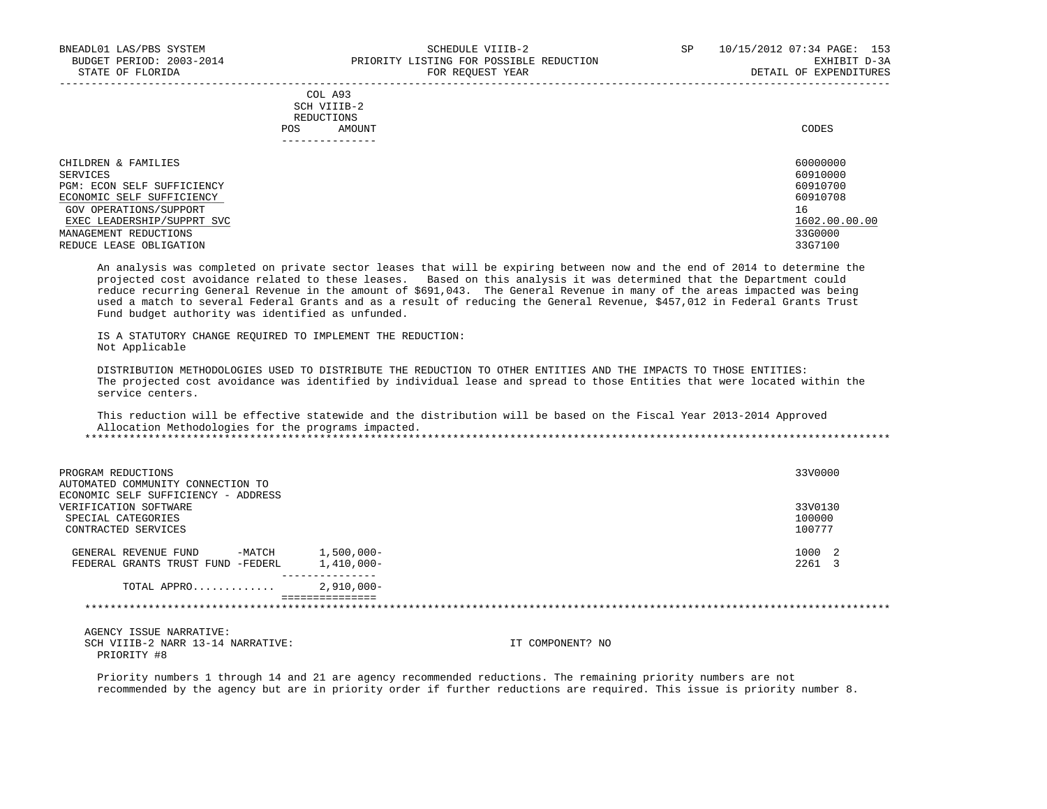| | COL A93 SCH VIIIB-2 REDUCTIONS POS AMOUNT | CODES |
|---|---|---|
| CHILDREN & FAMILIES | | 60000000 |
| SERVICES | | 60910000 |
| PGM: ECON SELF SUFFICIENCY | | 60910700 |
| ECONOMIC SELF SUFFICIENCY | | 60910708 |
| GOV OPERATIONS/SUPPORT | | 16 |
| EXEC LEADERSHIP/SUPPRT SVC | | 1602.00.00.00 |
| MANAGEMENT REDUCTIONS | | 33G0000 |
| REDUCE LEASE OBLIGATION | | 33G7100 |

An analysis was completed on private sector leases that will be expiring between now and the end of 2014 to determine the projected cost avoidance related to these leases. Based on this analysis it was determined that the Department could reduce recurring General Revenue in the amount of $691,043. The General Revenue in many of the areas impacted was being used a match to several Federal Grants and as a result of reducing the General Revenue, $457,012 in Federal Grants Trust Fund budget authority was identified as unfunded.

IS A STATUTORY CHANGE REQUIRED TO IMPLEMENT THE REDUCTION:
Not Applicable

DISTRIBUTION METHODOLOGIES USED TO DISTRIBUTE THE REDUCTION TO OTHER ENTITIES AND THE IMPACTS TO THOSE ENTITIES:
The projected cost avoidance was identified by individual lease and spread to those Entities that were located within the service centers.

This reduction will be effective statewide and the distribution will be based on the Fiscal Year 2013-2014 Approved Allocation Methodologies for the programs impacted.

***

| | AMOUNT | CODES |
|---|---|---|
| PROGRAM REDUCTIONS | | 33V0000 |
| AUTOMATED COMMUNITY CONNECTION TO ECONOMIC SELF SUFFICIENCY - ADDRESS VERIFICATION SOFTWARE | | 33V0130 |
| SPECIAL CATEGORIES | | 100000 |
| CONTRACTED SERVICES | | 100777 |
| GENERAL REVENUE FUND -MATCH | 1,500,000- | 1000 2 |
| FEDERAL GRANTS TRUST FUND -FEDERL | 1,410,000- | 2261 3 |
| TOTAL APPRO............ | 2,910,000- | |

***

AGENCY ISSUE NARRATIVE:
SCH VIIIB-2 NARR 13-14 NARRATIVE: IT COMPONENT? NO
PRIORITY #8

Priority numbers 1 through 14 and 21 are agency recommended reductions. The remaining priority numbers are not recommended by the agency but are in priority order if further reductions are required. This issue is priority number 8.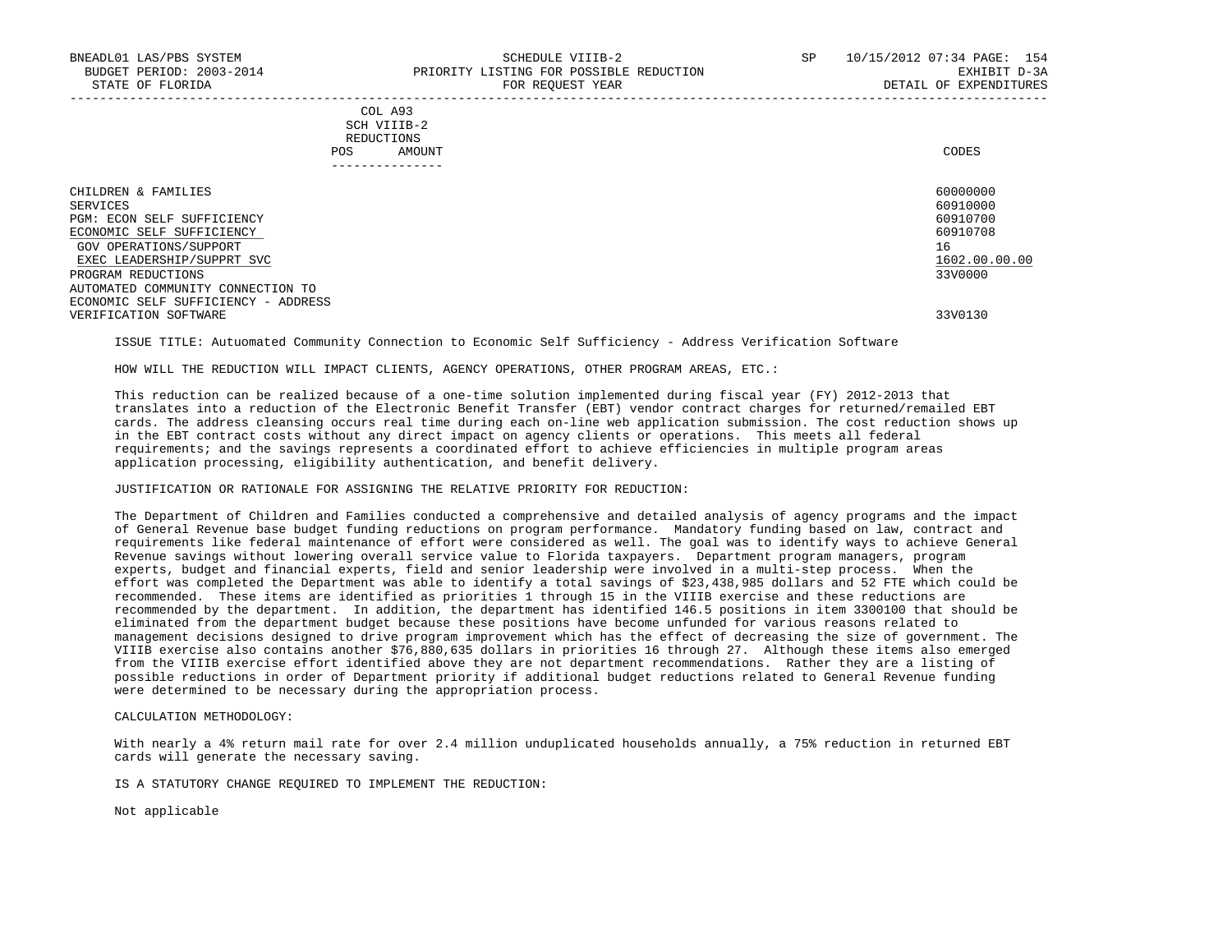BNEADL01 LAS/PBS SYSTEM — SCHEDULE VIIIB-2 — SP 10/15/2012 07:34
BUDGET PERIOD: 2003-2014 — PRIORITY LISTING FOR POSSIBLE REDUCTION — EXHIBIT D-3A
STATE OF FLORIDA — FOR REQUEST YEAR — DETAIL OF EXPENDITURES

| | COL A93 SCH VIIIB-2 REDUCTIONS POS | AMOUNT | CODES |
|---|---|---|---|
| CHILDREN & FAMILIES | | | 60000000 |
| SERVICES | | | 60910000 |
| PGM: ECON SELF SUFFICIENCY | | | 60910700 |
| ECONOMIC SELF SUFFICIENCY | | | 60910708 |
| GOV OPERATIONS/SUPPORT | | | 16 |
| EXEC LEADERSHIP/SUPPRT SVC | | | 1602.00.00.00 |
| PROGRAM REDUCTIONS | | | 33V0000 |
| AUTOMATED COMMUNITY CONNECTION TO ECONOMIC SELF SUFFICIENCY - ADDRESS VERIFICATION SOFTWARE | | | 33V0130 |

ISSUE TITLE: Autuomated Community Connection to Economic Self Sufficiency - Address Verification Software

HOW WILL THE REDUCTION WILL IMPACT CLIENTS, AGENCY OPERATIONS, OTHER PROGRAM AREAS, ETC.:

This reduction can be realized because of a one-time solution implemented during fiscal year (FY) 2012-2013 that translates into a reduction of the Electronic Benefit Transfer (EBT) vendor contract charges for returned/remailed EBT cards. The address cleansing occurs real time during each on-line web application submission. The cost reduction shows up in the EBT contract costs without any direct impact on agency clients or operations. This meets all federal requirements; and the savings represents a coordinated effort to achieve efficiencies in multiple program areas application processing, eligibility authentication, and benefit delivery.

JUSTIFICATION OR RATIONALE FOR ASSIGNING THE RELATIVE PRIORITY FOR REDUCTION:

The Department of Children and Families conducted a comprehensive and detailed analysis of agency programs and the impact of General Revenue base budget funding reductions on program performance. Mandatory funding based on law, contract and requirements like federal maintenance of effort were considered as well. The goal was to identify ways to achieve General Revenue savings without lowering overall service value to Florida taxpayers. Department program managers, program experts, budget and financial experts, field and senior leadership were involved in a multi-step process. When the effort was completed the Department was able to identify a total savings of $23,438,985 dollars and 52 FTE which could be recommended. These items are identified as priorities 1 through 15 in the VIIIB exercise and these reductions are recommended by the department. In addition, the department has identified 146.5 positions in item 3300100 that should be eliminated from the department budget because these positions have become unfunded for various reasons related to management decisions designed to drive program improvement which has the effect of decreasing the size of government. The VIIIB exercise also contains another $76,880,635 dollars in priorities 16 through 27. Although these items also emerged from the VIIIB exercise effort identified above they are not department recommendations. Rather they are a listing of possible reductions in order of Department priority if additional budget reductions related to General Revenue funding were determined to be necessary during the appropriation process.

CALCULATION METHODOLOGY:

With nearly a 4% return mail rate for over 2.4 million unduplicated households annually, a 75% reduction in returned EBT cards will generate the necessary saving.

IS A STATUTORY CHANGE REQUIRED TO IMPLEMENT THE REDUCTION:

Not applicable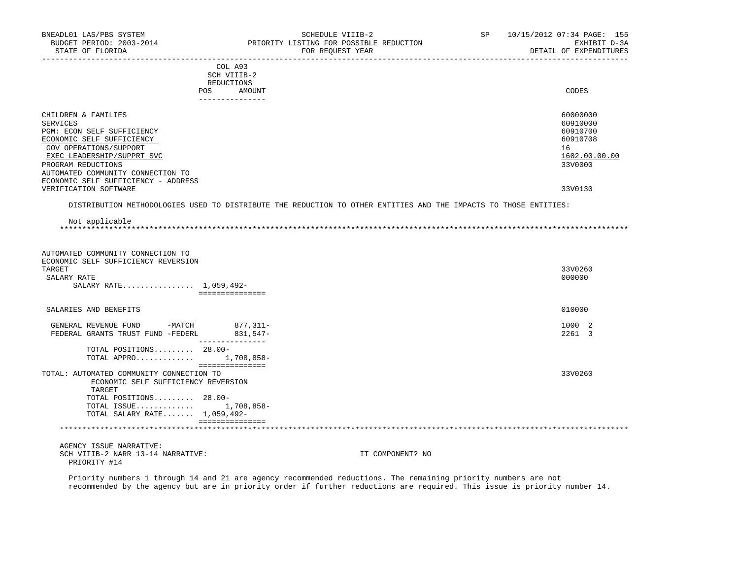| | COL A93 SCH VIIIB-2 REDUCTIONS POS AMOUNT | CODES |
|---|---|---|
| CHILDREN & FAMILIES | | 60000000 |
| SERVICES | | 60910000 |
| PGM: ECON SELF SUFFICIENCY | | 60910700 |
| ECONOMIC SELF SUFFICIENCY | | 60910708 |
| GOV OPERATIONS/SUPPORT | | 16 |
| EXEC LEADERSHIP/SUPPRT SVC | | 1602.00.00.00 |
| PROGRAM REDUCTIONS | | 33V0000 |
| AUTOMATED COMMUNITY CONNECTION TO ECONOMIC SELF SUFFICIENCY - ADDRESS VERIFICATION SOFTWARE | | 33V0130 |

DISTRIBUTION METHODOLOGIES USED TO DISTRIBUTE THE REDUCTION TO OTHER ENTITIES AND THE IMPACTS TO THOSE ENTITIES:

Not applicable

*******************************************************************************************************************

| | POS | AMOUNT | CODES |
|---|---|---|---|
| AUTOMATED COMMUNITY CONNECTION TO ECONOMIC SELF SUFFICIENCY REVERSION TARGET | | | 33V0260 |
| SALARY RATE | | | 000000 |
| SALARY RATE................ | 1,059,492- | | |
| SALARIES AND BENEFITS | | | 010000 |
| GENERAL REVENUE FUND -MATCH | | 877,311- | 1000 2 |
| FEDERAL GRANTS TRUST FUND -FEDERL | | 831,547- | 2261 3 |
| TOTAL POSITIONS......... | 28.00- | | |
| TOTAL APPRO............ | | 1,708,858- | |
| TOTAL: AUTOMATED COMMUNITY CONNECTION TO ECONOMIC SELF SUFFICIENCY REVERSION TARGET | | | 33V0260 |
| TOTAL POSITIONS......... | 28.00- | | |
| TOTAL ISSUE............ | | 1,708,858- | |
| TOTAL SALARY RATE....... | 1,059,492- | | |

*******************************************************************************************************************

AGENCY ISSUE NARRATIVE:

SCH VIIIB-2 NARR 13-14 NARRATIVE: IT COMPONENT? NO

PRIORITY #14

Priority numbers 1 through 14 and 21 are agency recommended reductions. The remaining priority numbers are not recommended by the agency but are in priority order if further reductions are required. This issue is priority number 14.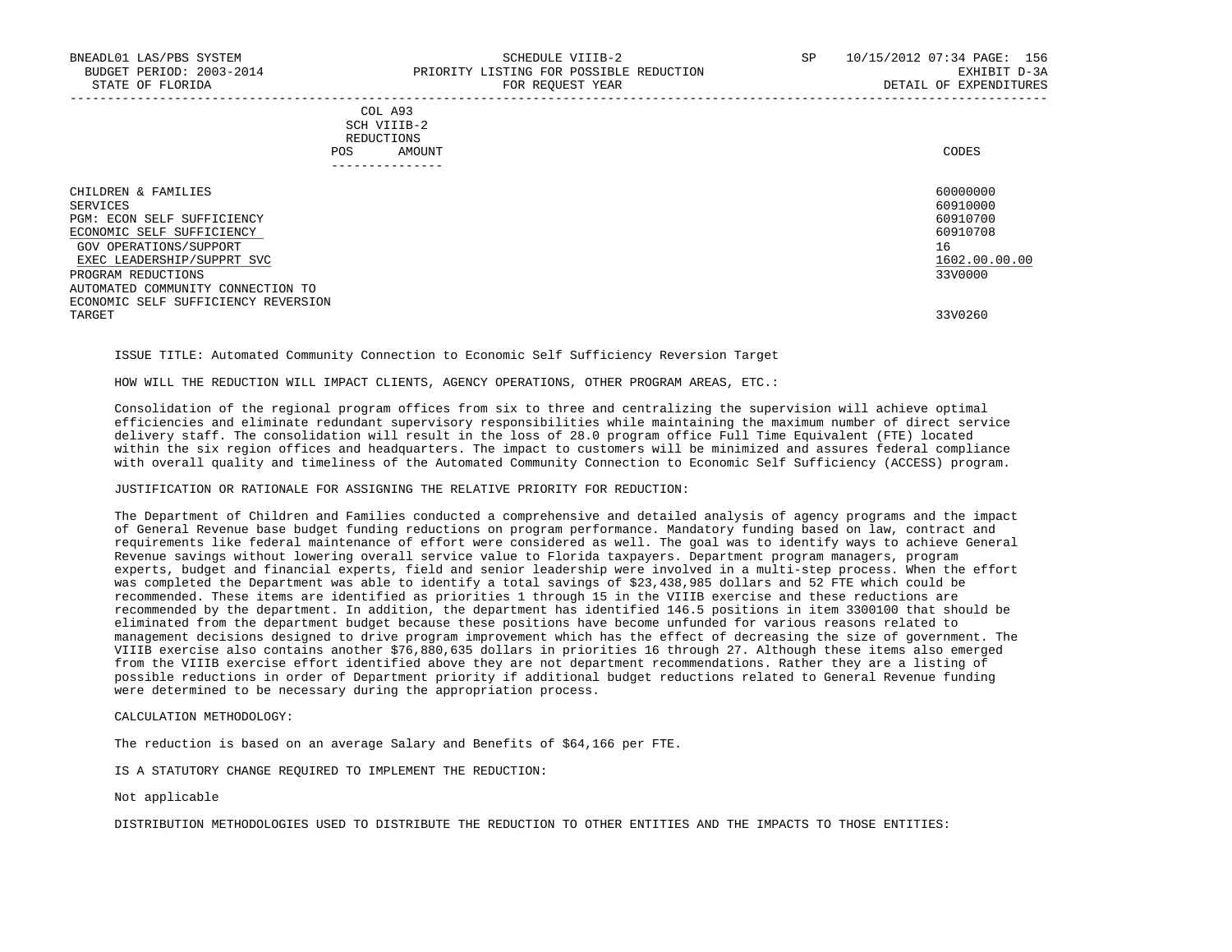BNEADL01 LAS/PBS SYSTEM | SCHEDULE VIIIB-2 | SP 10/15/2012 07:34 PAGE: 156
BUDGET PERIOD: 2003-2014 | PRIORITY LISTING FOR POSSIBLE REDUCTION | EXHIBIT D-3A
STATE OF FLORIDA | FOR REQUEST YEAR | DETAIL OF EXPENDITURES

| | COL A93 SCH VIIIB-2 REDUCTIONS POS AMOUNT | CODES |
|---|---|---|
| CHILDREN & FAMILIES | | 60000000 |
| SERVICES | | 60910000 |
| PGM: ECON SELF SUFFICIENCY | | 60910700 |
| ECONOMIC SELF SUFFICIENCY | | 60910708 |
| GOV OPERATIONS/SUPPORT | | 16 |
| EXEC LEADERSHIP/SUPPRT SVC | | 1602.00.00.00 |
| PROGRAM REDUCTIONS | | 33V0000 |
| AUTOMATED COMMUNITY CONNECTION TO ECONOMIC SELF SUFFICIENCY REVERSION TARGET | | 33V0260 |

ISSUE TITLE: Automated Community Connection to Economic Self Sufficiency Reversion Target

HOW WILL THE REDUCTION WILL IMPACT CLIENTS, AGENCY OPERATIONS, OTHER PROGRAM AREAS, ETC.:

Consolidation of the regional program offices from six to three and centralizing the supervision will achieve optimal efficiencies and eliminate redundant supervisory responsibilities while maintaining the maximum number of direct service delivery staff. The consolidation will result in the loss of 28.0 program office Full Time Equivalent (FTE) located within the six region offices and headquarters. The impact to customers will be minimized and assures federal compliance with overall quality and timeliness of the Automated Community Connection to Economic Self Sufficiency (ACCESS) program.

JUSTIFICATION OR RATIONALE FOR ASSIGNING THE RELATIVE PRIORITY FOR REDUCTION:

The Department of Children and Families conducted a comprehensive and detailed analysis of agency programs and the impact of General Revenue base budget funding reductions on program performance. Mandatory funding based on law, contract and requirements like federal maintenance of effort were considered as well. The goal was to identify ways to achieve General Revenue savings without lowering overall service value to Florida taxpayers. Department program managers, program experts, budget and financial experts, field and senior leadership were involved in a multi-step process. When the effort was completed the Department was able to identify a total savings of $23,438,985 dollars and 52 FTE which could be recommended. These items are identified as priorities 1 through 15 in the VIIIB exercise and these reductions are recommended by the department. In addition, the department has identified 146.5 positions in item 3300100 that should be eliminated from the department budget because these positions have become unfunded for various reasons related to management decisions designed to drive program improvement which has the effect of decreasing the size of government. The VIIIB exercise also contains another $76,880,635 dollars in priorities 16 through 27. Although these items also emerged from the VIIIB exercise effort identified above they are not department recommendations. Rather they are a listing of possible reductions in order of Department priority if additional budget reductions related to General Revenue funding were determined to be necessary during the appropriation process.

CALCULATION METHODOLOGY:

The reduction is based on an average Salary and Benefits of $64,166 per FTE.

IS A STATUTORY CHANGE REQUIRED TO IMPLEMENT THE REDUCTION:

Not applicable

DISTRIBUTION METHODOLOGIES USED TO DISTRIBUTE THE REDUCTION TO OTHER ENTITIES AND THE IMPACTS TO THOSE ENTITIES: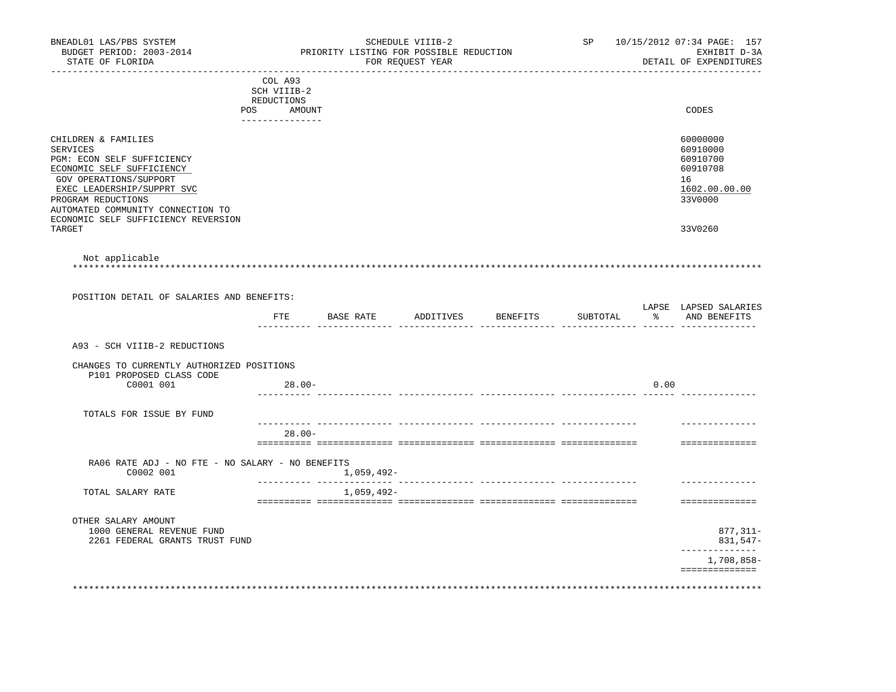BNEADL01 LAS/PBS SYSTEM — SCHEDULE VIIIB-2 — SP 10/15/2012 07:34
BUDGET PERIOD: 2003-2014 — PRIORITY LISTING FOR POSSIBLE REDUCTION — EXHIBIT D-3A
STATE OF FLORIDA — FOR REQUEST YEAR — DETAIL OF EXPENDITURES

| | COL A93 SCH VIIIB-2 REDUCTIONS POS | AMOUNT | CODES |
|---|---|---|---|
| CHILDREN & FAMILIES | | | 60000000 |
| SERVICES | | | 60910000 |
| PGM: ECON SELF SUFFICIENCY | | | 60910700 |
| ECONOMIC SELF SUFFICIENCY | | | 60910708 |
| GOV OPERATIONS/SUPPORT | | | 16 |
| EXEC LEADERSHIP/SUPPRT SVC | | | 1602.00.00.00 |
| PROGRAM REDUCTIONS | | | 33V0000 |
| AUTOMATED COMMUNITY CONNECTION TO ECONOMIC SELF SUFFICIENCY REVERSION TARGET | | | 33V0260 |

Not applicable

POSITION DETAIL OF SALARIES AND BENEFITS:

| | FTE | BASE RATE | ADDITIVES | BENEFITS | SUBTOTAL | LAPSE % | LAPSED SALARIES AND BENEFITS |
|---|---|---|---|---|---|---|---|
| A93 - SCH VIIIB-2 REDUCTIONS | | | | | | | |
| CHANGES TO CURRENTLY AUTHORIZED POSITIONS | | | | | | | |
| P101 PROPOSED CLASS CODE | | | | | | | |
| C0001 001 | 28.00- | | | | | 0.00 | |
| TOTALS FOR ISSUE BY FUND | 28.00- | | | | | | |
| RA06 RATE ADJ - NO FTE - NO SALARY - NO BENEFITS | | | | | | | |
| C0002 001 | | 1,059,492- | | | | | |
| TOTAL SALARY RATE | | 1,059,492- | | | | | |
| OTHER SALARY AMOUNT | | | | | | | |
| 1000 GENERAL REVENUE FUND | | | | | | | 877,311- |
| 2261 FEDERAL GRANTS TRUST FUND | | | | | | | 831,547- |
| | | | | | | | 1,708,858- |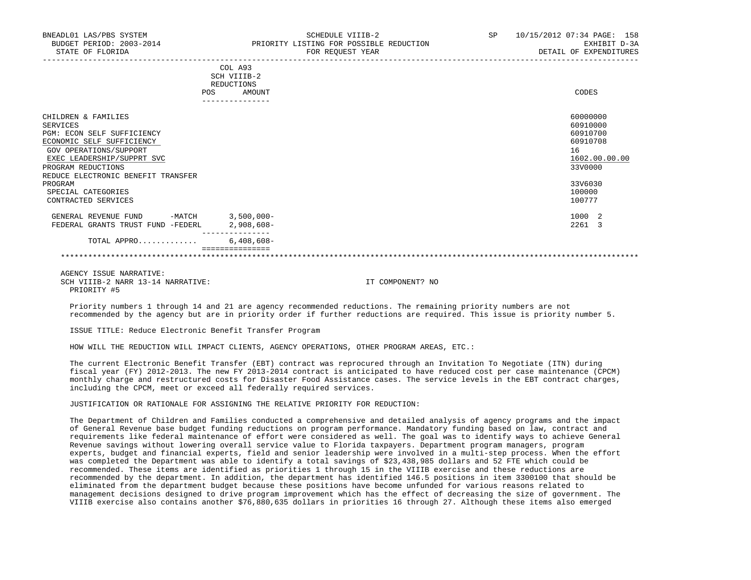| | COL A93 SCH VIIIB-2 REDUCTIONS POS AMOUNT | CODES |
|---|---|---|
| CHILDREN & FAMILIES | | 60000000 |
| SERVICES | | 60910000 |
| PGM: ECON SELF SUFFICIENCY | | 60910700 |
| ECONOMIC SELF SUFFICIENCY | | 60910708 |
| GOV OPERATIONS/SUPPORT | | 16 |
| EXEC LEADERSHIP/SUPPRT SVC | | 1602.00.00.00 |
| PROGRAM REDUCTIONS | | 33V0000 |
| REDUCE ELECTRONIC BENEFIT TRANSFER PROGRAM | | 33V6030 |
| SPECIAL CATEGORIES | | 100000 |
| CONTRACTED SERVICES | | 100777 |
| GENERAL REVENUE FUND -MATCH | 3,500,000- | 1000 2 |
| FEDERAL GRANTS TRUST FUND -FEDERL | 2,908,608- | 2261 3 |
| TOTAL APPRO............ | 6,408,608- | |

AGENCY ISSUE NARRATIVE:
SCH VIIIB-2 NARR 13-14 NARRATIVE: IT COMPONENT? NO
PRIORITY #5

Priority numbers 1 through 14 and 21 are agency recommended reductions. The remaining priority numbers are not recommended by the agency but are in priority order if further reductions are required. This issue is priority number 5.

ISSUE TITLE: Reduce Electronic Benefit Transfer Program

HOW WILL THE REDUCTION WILL IMPACT CLIENTS, AGENCY OPERATIONS, OTHER PROGRAM AREAS, ETC.:

The current Electronic Benefit Transfer (EBT) contract was reprocured through an Invitation To Negotiate (ITN) during fiscal year (FY) 2012-2013. The new FY 2013-2014 contract is anticipated to have reduced cost per case maintenance (CPCM) monthly charge and restructured costs for Disaster Food Assistance cases. The service levels in the EBT contract charges, including the CPCM, meet or exceed all federally required services.

JUSTIFICATION OR RATIONALE FOR ASSIGNING THE RELATIVE PRIORITY FOR REDUCTION:

The Department of Children and Families conducted a comprehensive and detailed analysis of agency programs and the impact of General Revenue base budget funding reductions on program performance. Mandatory funding based on law, contract and requirements like federal maintenance of effort were considered as well. The goal was to identify ways to achieve General Revenue savings without lowering overall service value to Florida taxpayers. Department program managers, program experts, budget and financial experts, field and senior leadership were involved in a multi-step process. When the effort was completed the Department was able to identify a total savings of $23,438,985 dollars and 52 FTE which could be recommended. These items are identified as priorities 1 through 15 in the VIIIB exercise and these reductions are recommended by the department. In addition, the department has identified 146.5 positions in item 3300100 that should be eliminated from the department budget because these positions have become unfunded for various reasons related to management decisions designed to drive program improvement which has the effect of decreasing the size of government. The VIIIB exercise also contains another $76,880,635 dollars in priorities 16 through 27. Although these items also emerged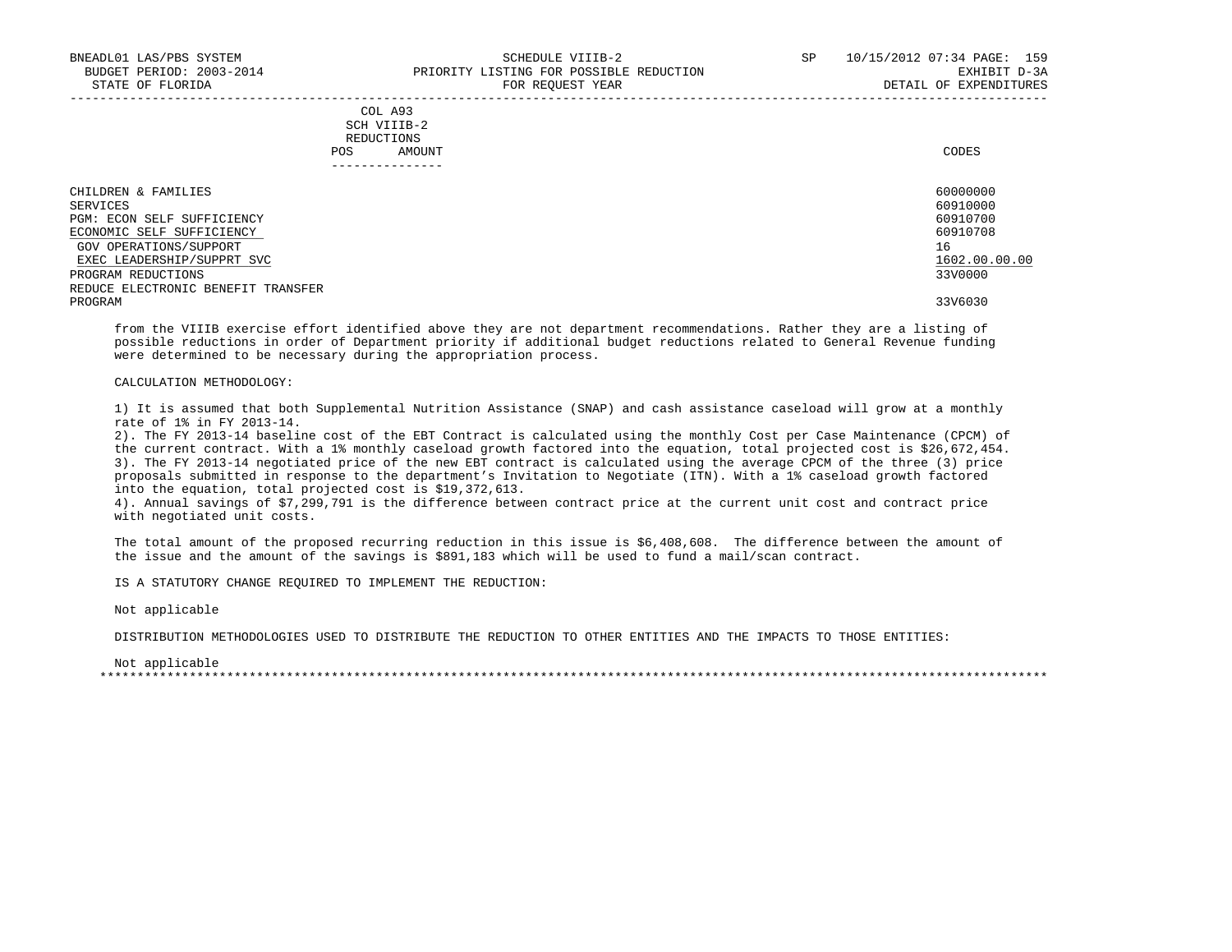COL A93
SCH VIIIB-2
REDUCTIONS

| | POS | AMOUNT | CODES |
|---|---|---|---|
| CHILDREN & FAMILIES | | | 60000000 |
| SERVICES | | | 60910000 |
| PGM: ECON SELF SUFFICIENCY | | | 60910700 |
| ECONOMIC SELF SUFFICIENCY | | | 60910708 |
| GOV OPERATIONS/SUPPORT | | | 16 |
| EXEC LEADERSHIP/SUPPRT SVC | | | 1602.00.00.00 |
| PROGRAM REDUCTIONS | | | 33V0000 |
| REDUCE ELECTRONIC BENEFIT TRANSFER PROGRAM | | | 33V6030 |

from the VIIIB exercise effort identified above they are not department recommendations. Rather they are a listing of possible reductions in order of Department priority if additional budget reductions related to General Revenue funding were determined to be necessary during the appropriation process.

CALCULATION METHODOLOGY:

1) It is assumed that both Supplemental Nutrition Assistance (SNAP) and cash assistance caseload will grow at a monthly rate of 1% in FY 2013-14.
2). The FY 2013-14 baseline cost of the EBT Contract is calculated using the monthly Cost per Case Maintenance (CPCM) of the current contract. With a 1% monthly caseload growth factored into the equation, total projected cost is $26,672,454.
3). The FY 2013-14 negotiated price of the new EBT contract is calculated using the average CPCM of the three (3) price proposals submitted in response to the department's Invitation to Negotiate (ITN). With a 1% caseload growth factored into the equation, total projected cost is $19,372,613.
4). Annual savings of $7,299,791 is the difference between contract price at the current unit cost and contract price with negotiated unit costs.

The total amount of the proposed recurring reduction in this issue is $6,408,608. The difference between the amount of the issue and the amount of the savings is $891,183 which will be used to fund a mail/scan contract.

IS A STATUTORY CHANGE REQUIRED TO IMPLEMENT THE REDUCTION:

Not applicable

DISTRIBUTION METHODOLOGIES USED TO DISTRIBUTE THE REDUCTION TO OTHER ENTITIES AND THE IMPACTS TO THOSE ENTITIES:

Not applicable

***************************************************************************************************************************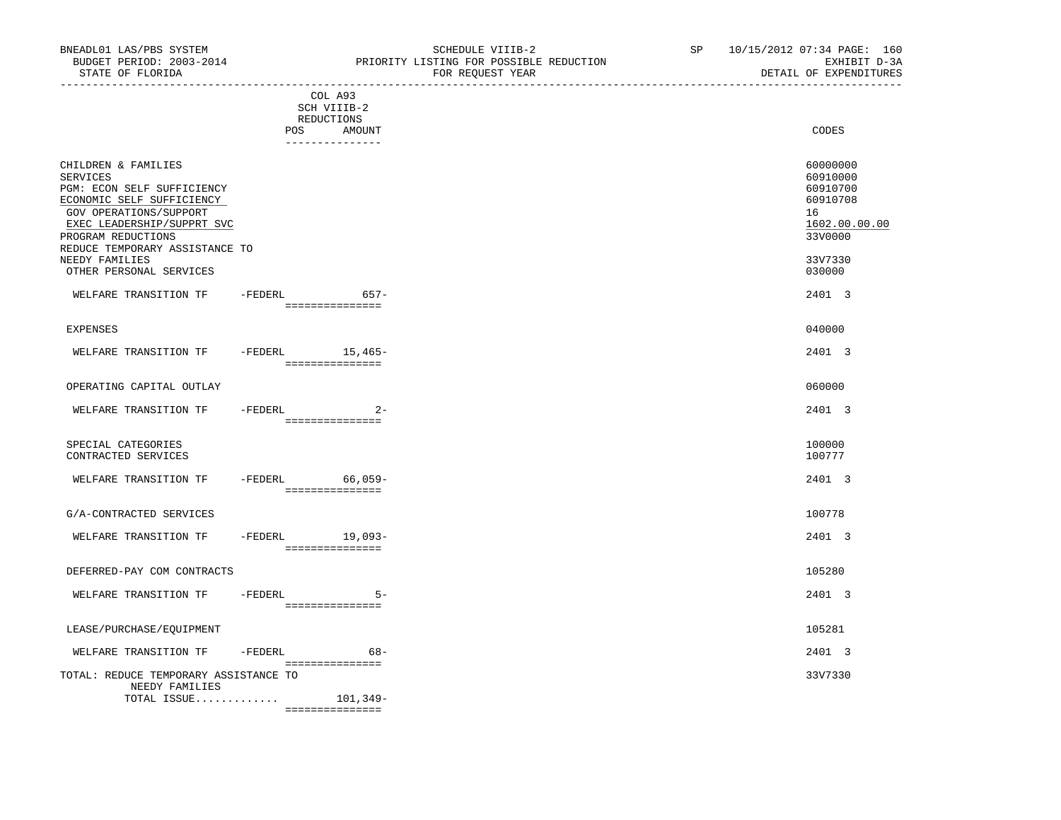BNEADL01 LAS/PBS SYSTEM — SCHEDULE VIIIB-2 — SP 10/15/2012 07:34

BUDGET PERIOD: 2003-2014 — PRIORITY LISTING FOR POSSIBLE REDUCTION — EXHIBIT D-3A

STATE OF FLORIDA — FOR REQUEST YEAR — DETAIL OF EXPENDITURES

| | COL A93 SCH VIIIB-2 REDUCTIONS POS | AMOUNT | CODES |
|---|---|---|---|
| CHILDREN & FAMILIES | | | 60000000 |
| SERVICES | | | 60910000 |
| PGM: ECON SELF SUFFICIENCY | | | 60910700 |
| ECONOMIC SELF SUFFICIENCY | | | 60910708 |
| GOV OPERATIONS/SUPPORT | | | 16 |
| EXEC LEADERSHIP/SUPPRT SVC | | | 1602.00.00.00 |
| PROGRAM REDUCTIONS | | | 33V0000 |
| REDUCE TEMPORARY ASSISTANCE TO NEEDY FAMILIES | | | 33V7330 |
| OTHER PERSONAL SERVICES | | | 030000 |
| WELFARE TRANSITION TF -FEDERL | | 657- | 2401 3 |
| EXPENSES | | | 040000 |
| WELFARE TRANSITION TF -FEDERL | | 15,465- | 2401 3 |
| OPERATING CAPITAL OUTLAY | | | 060000 |
| WELFARE TRANSITION TF -FEDERL | | 2- | 2401 3 |
| SPECIAL CATEGORIES | | | 100000 |
| CONTRACTED SERVICES | | | 100777 |
| WELFARE TRANSITION TF -FEDERL | | 66,059- | 2401 3 |
| G/A-CONTRACTED SERVICES | | | 100778 |
| WELFARE TRANSITION TF -FEDERL | | 19,093- | 2401 3 |
| DEFERRED-PAY COM CONTRACTS | | | 105280 |
| WELFARE TRANSITION TF -FEDERL | | 5- | 2401 3 |
| LEASE/PURCHASE/EQUIPMENT | | | 105281 |
| WELFARE TRANSITION TF -FEDERL | | 68- | 2401 3 |
| TOTAL: REDUCE TEMPORARY ASSISTANCE TO NEEDY FAMILIES | | | 33V7330 |
| TOTAL ISSUE............. | | 101,349- | |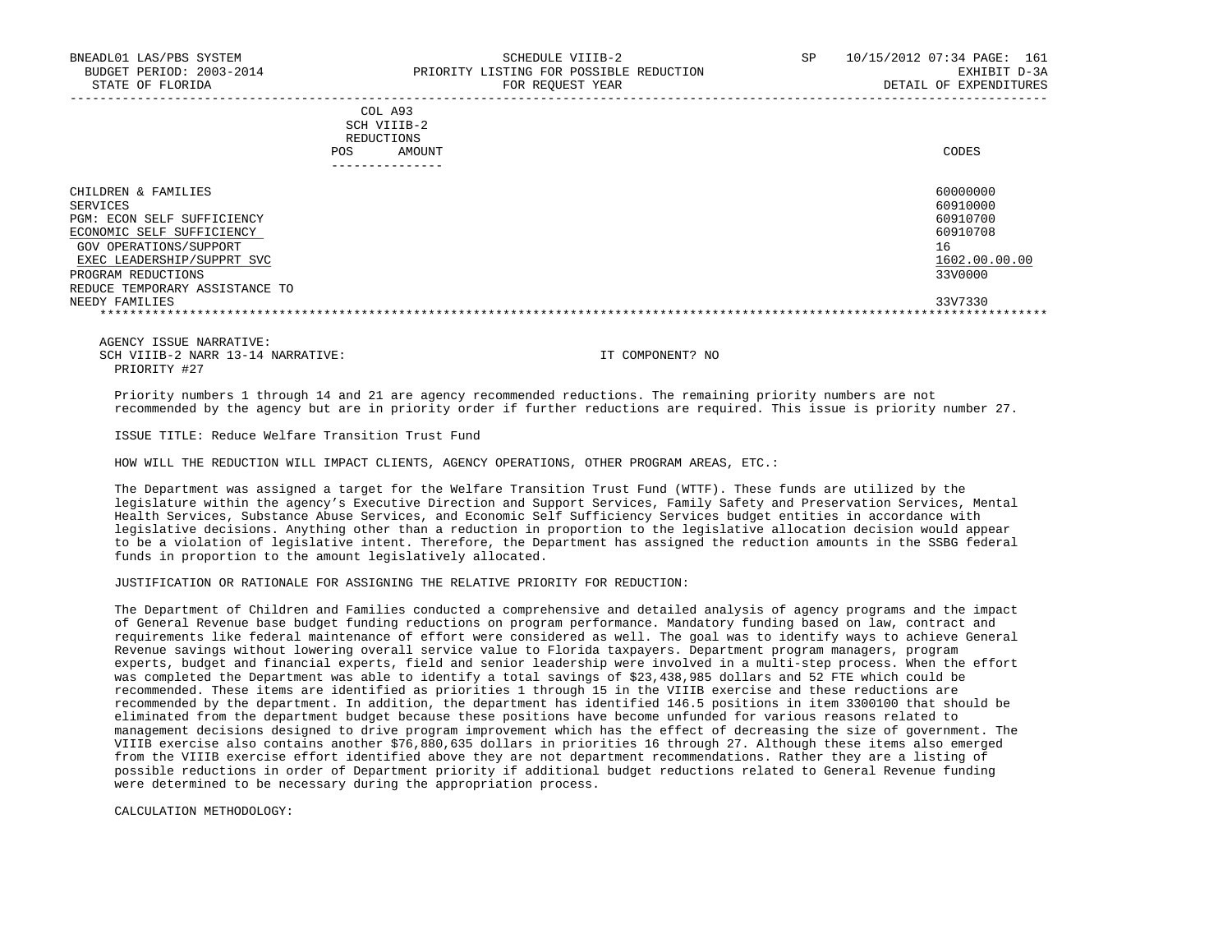| | COL A93 SCH VIIIB-2 REDUCTIONS POS AMOUNT | CODES |
|---|---|---|
| CHILDREN & FAMILIES | | 60000000 |
| SERVICES | | 60910000 |
| PGM: ECON SELF SUFFICIENCY | | 60910700 |
| ECONOMIC SELF SUFFICIENCY | | 60910708 |
| GOV OPERATIONS/SUPPORT | | 16 |
| EXEC LEADERSHIP/SUPPRT SVC | | 1602.00.00.00 |
| PROGRAM REDUCTIONS | | 33V0000 |
| REDUCE TEMPORARY ASSISTANCE TO NEEDY FAMILIES | | 33V7330 |

AGENCY ISSUE NARRATIVE:
SCH VIIIB-2 NARR 13-14 NARRATIVE: IT COMPONENT? NO
PRIORITY #27

Priority numbers 1 through 14 and 21 are agency recommended reductions. The remaining priority numbers are not recommended by the agency but are in priority order if further reductions are required. This issue is priority number 27.

ISSUE TITLE: Reduce Welfare Transition Trust Fund

HOW WILL THE REDUCTION WILL IMPACT CLIENTS, AGENCY OPERATIONS, OTHER PROGRAM AREAS, ETC.:

The Department was assigned a target for the Welfare Transition Trust Fund (WTTF). These funds are utilized by the legislature within the agency's Executive Direction and Support Services, Family Safety and Preservation Services, Mental Health Services, Substance Abuse Services, and Economic Self Sufficiency Services budget entities in accordance with legislative decisions. Anything other than a reduction in proportion to the legislative allocation decision would appear to be a violation of legislative intent. Therefore, the Department has assigned the reduction amounts in the SSBG federal funds in proportion to the amount legislatively allocated.

JUSTIFICATION OR RATIONALE FOR ASSIGNING THE RELATIVE PRIORITY FOR REDUCTION:

The Department of Children and Families conducted a comprehensive and detailed analysis of agency programs and the impact of General Revenue base budget funding reductions on program performance. Mandatory funding based on law, contract and requirements like federal maintenance of effort were considered as well. The goal was to identify ways to achieve General Revenue savings without lowering overall service value to Florida taxpayers. Department program managers, program experts, budget and financial experts, field and senior leadership were involved in a multi-step process. When the effort was completed the Department was able to identify a total savings of $23,438,985 dollars and 52 FTE which could be recommended. These items are identified as priorities 1 through 15 in the VIIIB exercise and these reductions are recommended by the department. In addition, the department has identified 146.5 positions in item 3300100 that should be eliminated from the department budget because these positions have become unfunded for various reasons related to management decisions designed to drive program improvement which has the effect of decreasing the size of government. The VIIIB exercise also contains another $76,880,635 dollars in priorities 16 through 27. Although these items also emerged from the VIIIB exercise effort identified above they are not department recommendations. Rather they are a listing of possible reductions in order of Department priority if additional budget reductions related to General Revenue funding were determined to be necessary during the appropriation process.

CALCULATION METHODOLOGY: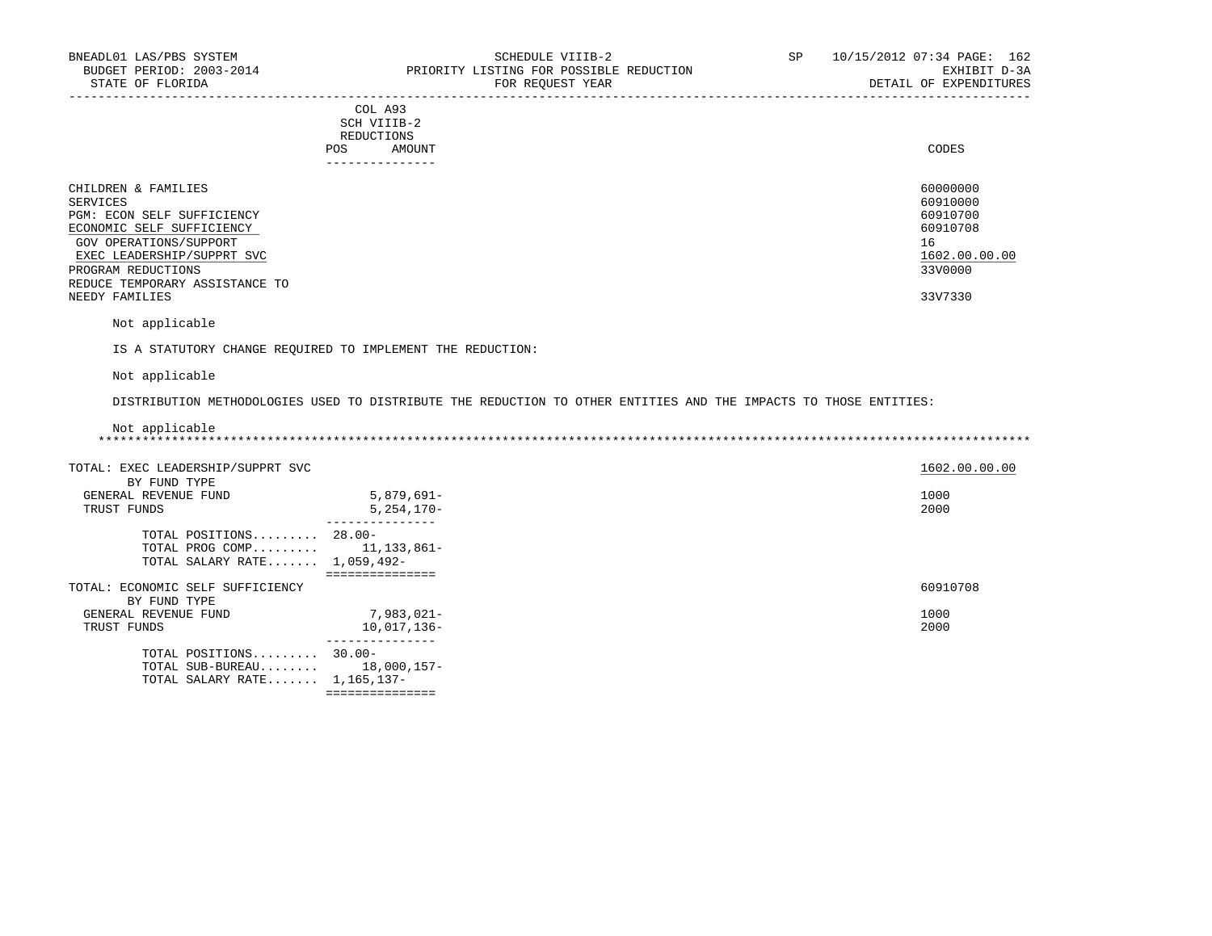| | COL A93 SCH VIIIB-2 REDUCTIONS POS AMOUNT | CODES |
|---|---|---|
| CHILDREN & FAMILIES | | 60000000 |
| SERVICES | | 60910000 |
| PGM: ECON SELF SUFFICIENCY | | 60910700 |
| ECONOMIC SELF SUFFICIENCY | | 60910708 |
| GOV OPERATIONS/SUPPORT | | 16 |
| EXEC LEADERSHIP/SUPPRT SVC | | 1602.00.00.00 |
| PROGRAM REDUCTIONS | | 33V0000 |
| REDUCE TEMPORARY ASSISTANCE TO NEEDY FAMILIES | | 33V7330 |

Not applicable

IS A STATUTORY CHANGE REQUIRED TO IMPLEMENT THE REDUCTION:

Not applicable

DISTRIBUTION METHODOLOGIES USED TO DISTRIBUTE THE REDUCTION TO OTHER ENTITIES AND THE IMPACTS TO THOSE ENTITIES:

Not applicable

*******************************************************************************************************************************

| | | |
|---|---|---|
| TOTAL: EXEC LEADERSHIP/SUPPRT SVC | | 1602.00.00.00 |
| BY FUND TYPE | | |
| GENERAL REVENUE FUND | 5,879,691- | 1000 |
| TRUST FUNDS | 5,254,170- | 2000 |
| TOTAL POSITIONS......... | 28.00- | |
| TOTAL PROG COMP......... | 11,133,861- | |
| TOTAL SALARY RATE....... | 1,059,492- | |
| TOTAL: ECONOMIC SELF SUFFICIENCY | | 60910708 |
| BY FUND TYPE | | |
| GENERAL REVENUE FUND | 7,983,021- | 1000 |
| TRUST FUNDS | 10,017,136- | 2000 |
| TOTAL POSITIONS......... | 30.00- | |
| TOTAL SUB-BUREAU........ | 18,000,157- | |
| TOTAL SALARY RATE....... | 1,165,137- | |